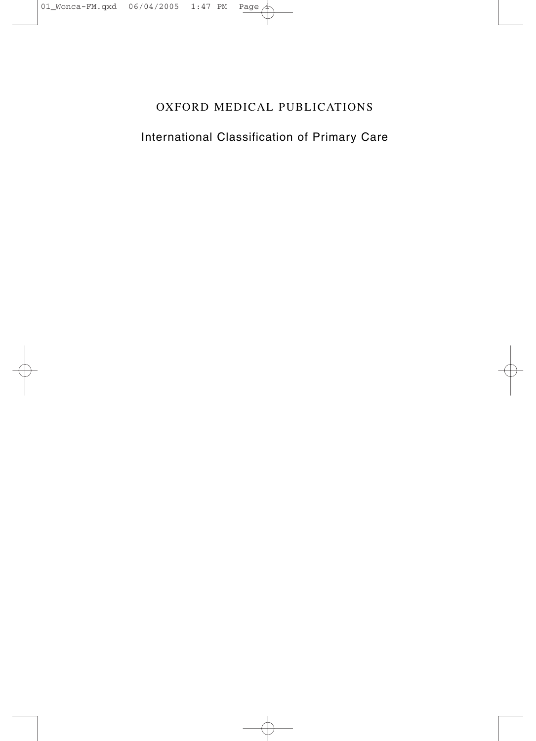OXFORD MEDICAL PUBLICATIONS

# International Classification of Primary Care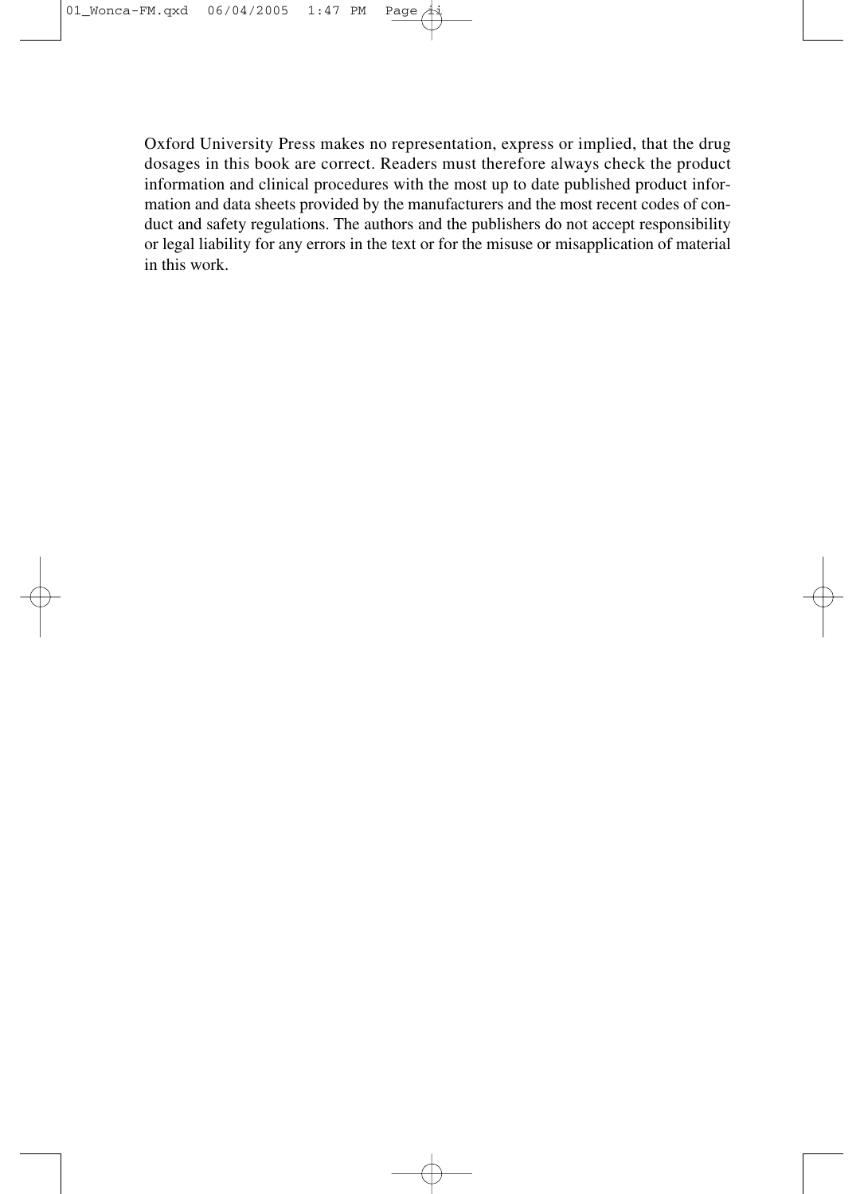Oxford University Press makes no representation, express or implied, that the drug dosages in this book are correct. Readers must therefore always check the product information and clinical procedures with the most up to date published product information and data sheets provided by the manufacturers and the most recent codes of conduct and safety regulations. The authors and the publishers do not accept responsibility or legal liability for any errors in the text or for the misuse or misapplication of material in this work.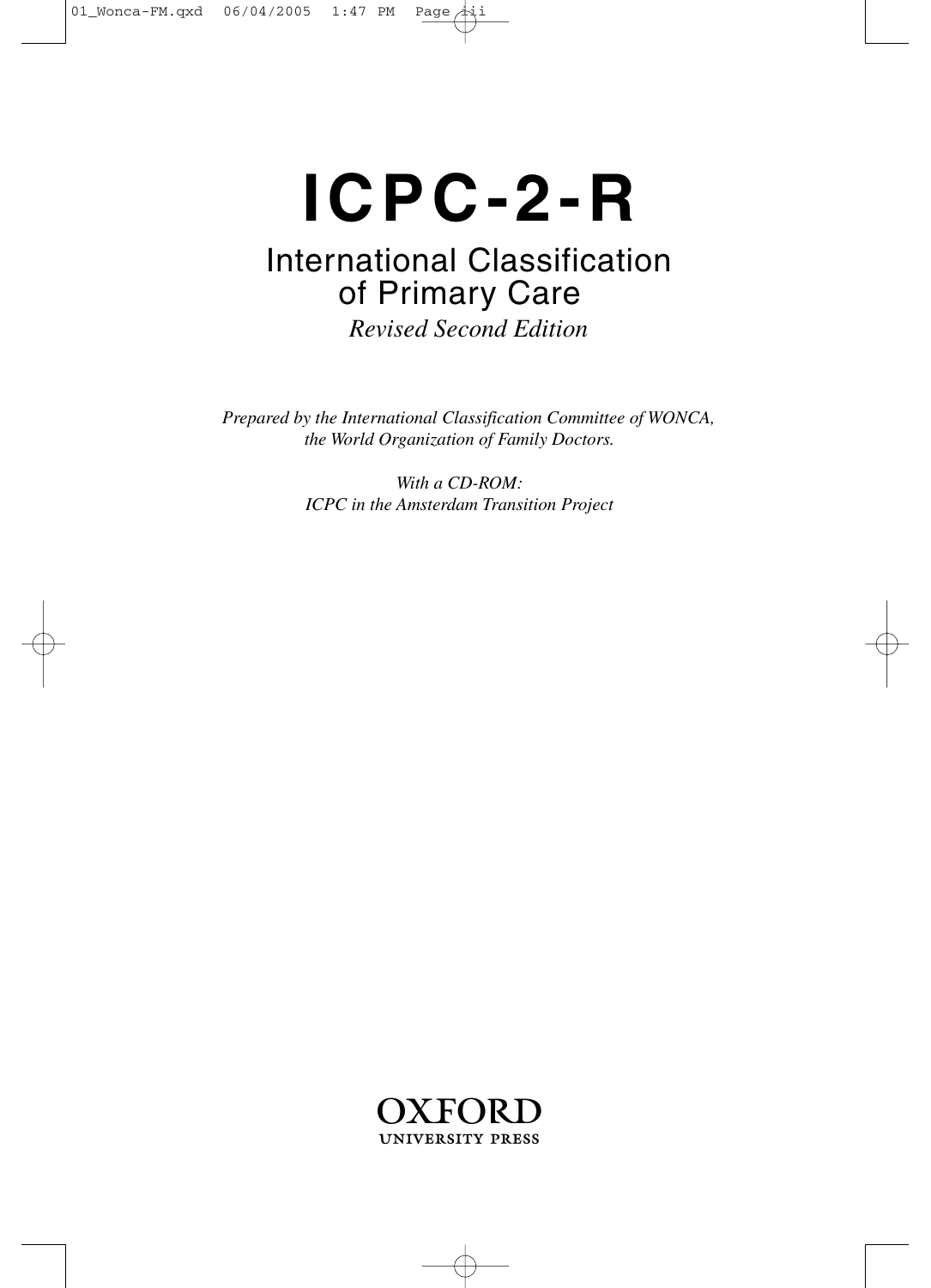# ICPC-2-R

## International Classification of Primary Care

*Revised Second Edition*

*Prepared by the International Classification Committee of WONCA, the World Organization of Family Doctors.*

*With a CD-ROM:*
*ICPC in the Amsterdam Transition Project*

OXFORD
UNIVERSITY PRESS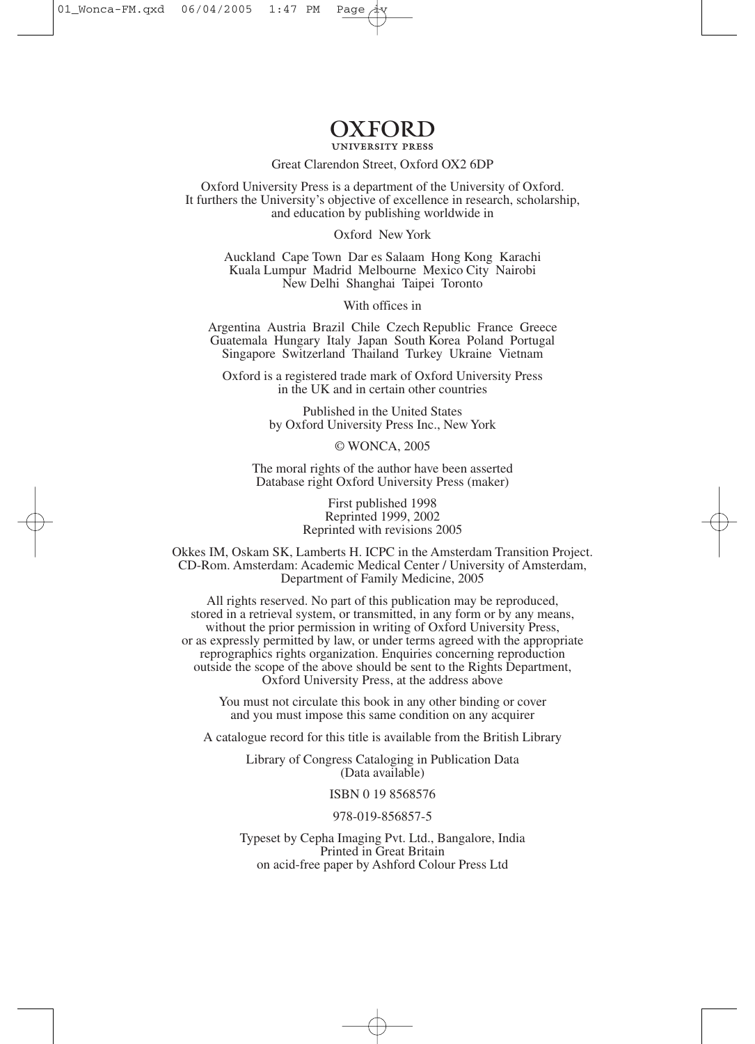**OXFORD**
UNIVERSITY PRESS

Great Clarendon Street, Oxford OX2 6DP

Oxford University Press is a department of the University of Oxford.
It furthers the University's objective of excellence in research, scholarship,
and education by publishing worldwide in

Oxford New York

Auckland Cape Town Dar es Salaam Hong Kong Karachi
Kuala Lumpur Madrid Melbourne Mexico City Nairobi
New Delhi Shanghai Taipei Toronto

With offices in

Argentina Austria Brazil Chile Czech Republic France Greece
Guatemala Hungary Italy Japan South Korea Poland Portugal
Singapore Switzerland Thailand Turkey Ukraine Vietnam

Oxford is a registered trade mark of Oxford University Press
in the UK and in certain other countries

Published in the United States
by Oxford University Press Inc., New York

© WONCA, 2005

The moral rights of the author have been asserted
Database right Oxford University Press (maker)

First published 1998
Reprinted 1999, 2002
Reprinted with revisions 2005

Okkes IM, Oskam SK, Lamberts H. ICPC in the Amsterdam Transition Project.
CD-Rom. Amsterdam: Academic Medical Center / University of Amsterdam,
Department of Family Medicine, 2005

All rights reserved. No part of this publication may be reproduced,
stored in a retrieval system, or transmitted, in any form or by any means,
without the prior permission in writing of Oxford University Press,
or as expressly permitted by law, or under terms agreed with the appropriate
reprographics rights organization. Enquiries concerning reproduction
outside the scope of the above should be sent to the Rights Department,
Oxford University Press, at the address above

You must not circulate this book in any other binding or cover
and you must impose this same condition on any acquirer

A catalogue record for this title is available from the British Library

Library of Congress Cataloging in Publication Data
(Data available)

ISBN 0 19 8568576

978-019-856857-5

Typeset by Cepha Imaging Pvt. Ltd., Bangalore, India
Printed in Great Britain
on acid-free paper by Ashford Colour Press Ltd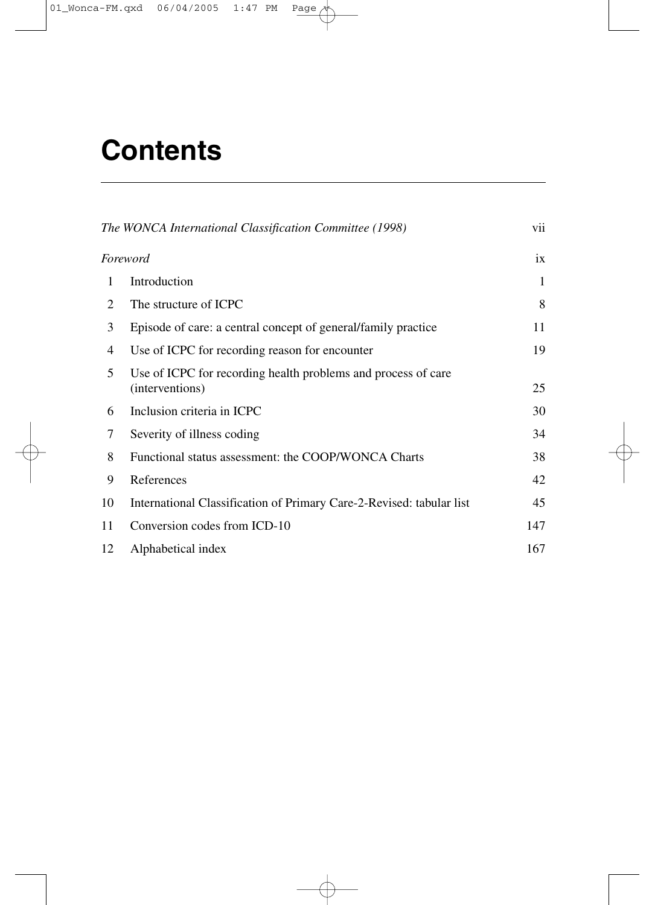# Contents

| | | |
|---|---|---|
| *The WONCA International Classification Committee (1998)* | | vii |
| *Foreword* | | ix |
| 1 | Introduction | 1 |
| 2 | The structure of ICPC | 8 |
| 3 | Episode of care: a central concept of general/family practice | 11 |
| 4 | Use of ICPC for recording reason for encounter | 19 |
| 5 | Use of ICPC for recording health problems and process of care (interventions) | 25 |
| 6 | Inclusion criteria in ICPC | 30 |
| 7 | Severity of illness coding | 34 |
| 8 | Functional status assessment: the COOP/WONCA Charts | 38 |
| 9 | References | 42 |
| 10 | International Classification of Primary Care-2-Revised: tabular list | 45 |
| 11 | Conversion codes from ICD-10 | 147 |
| 12 | Alphabetical index | 167 |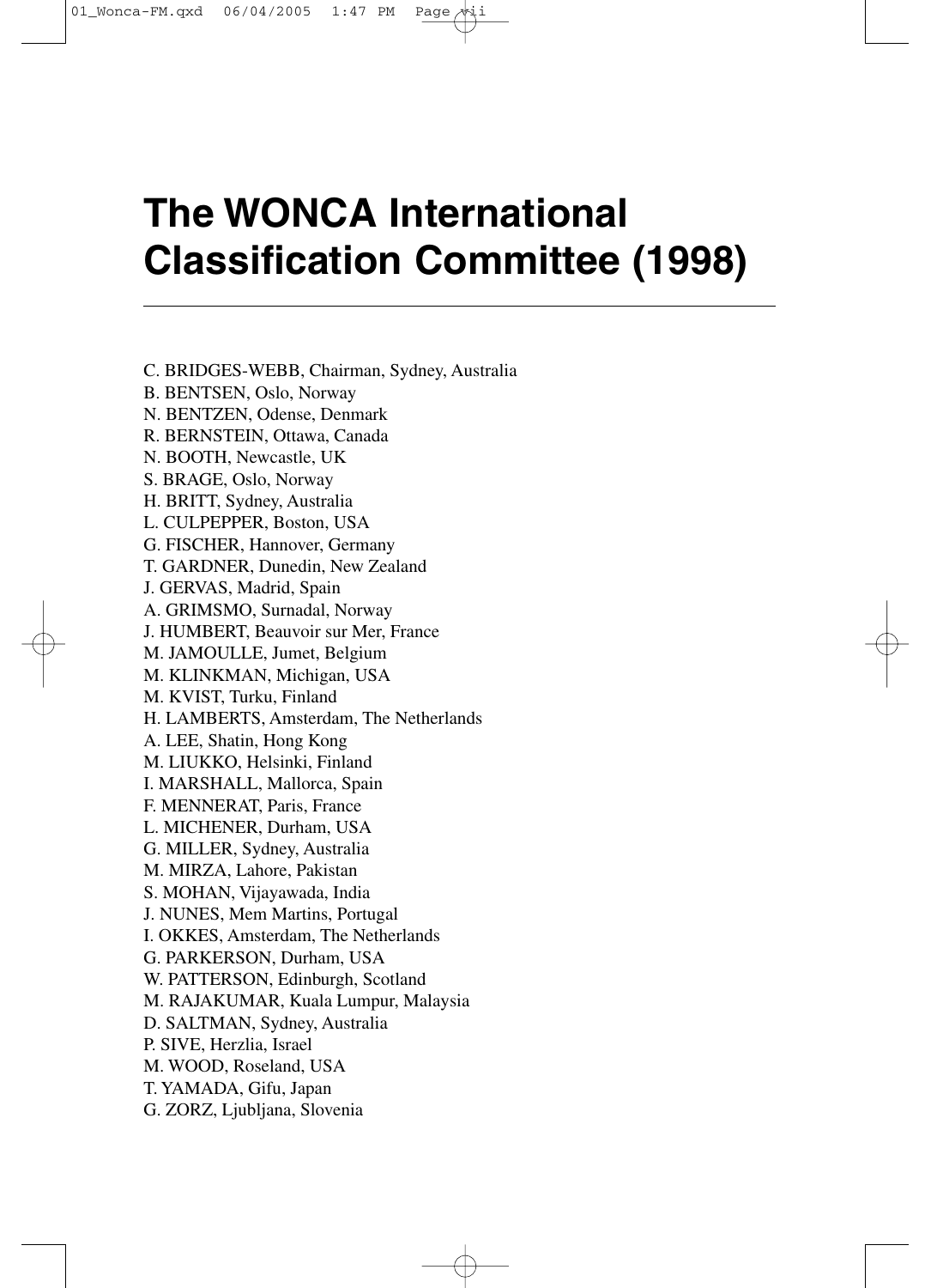# The WONCA International Classification Committee (1998)

C. BRIDGES-WEBB, Chairman, Sydney, Australia
B. BENTSEN, Oslo, Norway
N. BENTZEN, Odense, Denmark
R. BERNSTEIN, Ottawa, Canada
N. BOOTH, Newcastle, UK
S. BRAGE, Oslo, Norway
H. BRITT, Sydney, Australia
L. CULPEPPER, Boston, USA
G. FISCHER, Hannover, Germany
T. GARDNER, Dunedin, New Zealand
J. GERVAS, Madrid, Spain
A. GRIMSMO, Surnadal, Norway
J. HUMBERT, Beauvoir sur Mer, France
M. JAMOULLE, Jumet, Belgium
M. KLINKMAN, Michigan, USA
M. KVIST, Turku, Finland
H. LAMBERTS, Amsterdam, The Netherlands
A. LEE, Shatin, Hong Kong
M. LIUKKO, Helsinki, Finland
I. MARSHALL, Mallorca, Spain
F. MENNERAT, Paris, France
L. MICHENER, Durham, USA
G. MILLER, Sydney, Australia
M. MIRZA, Lahore, Pakistan
S. MOHAN, Vijayawada, India
J. NUNES, Mem Martins, Portugal
I. OKKES, Amsterdam, The Netherlands
G. PARKERSON, Durham, USA
W. PATTERSON, Edinburgh, Scotland
M. RAJAKUMAR, Kuala Lumpur, Malaysia
D. SALTMAN, Sydney, Australia
P. SIVE, Herzlia, Israel
M. WOOD, Roseland, USA
T. YAMADA, Gifu, Japan
G. ZORZ, Ljubljana, Slovenia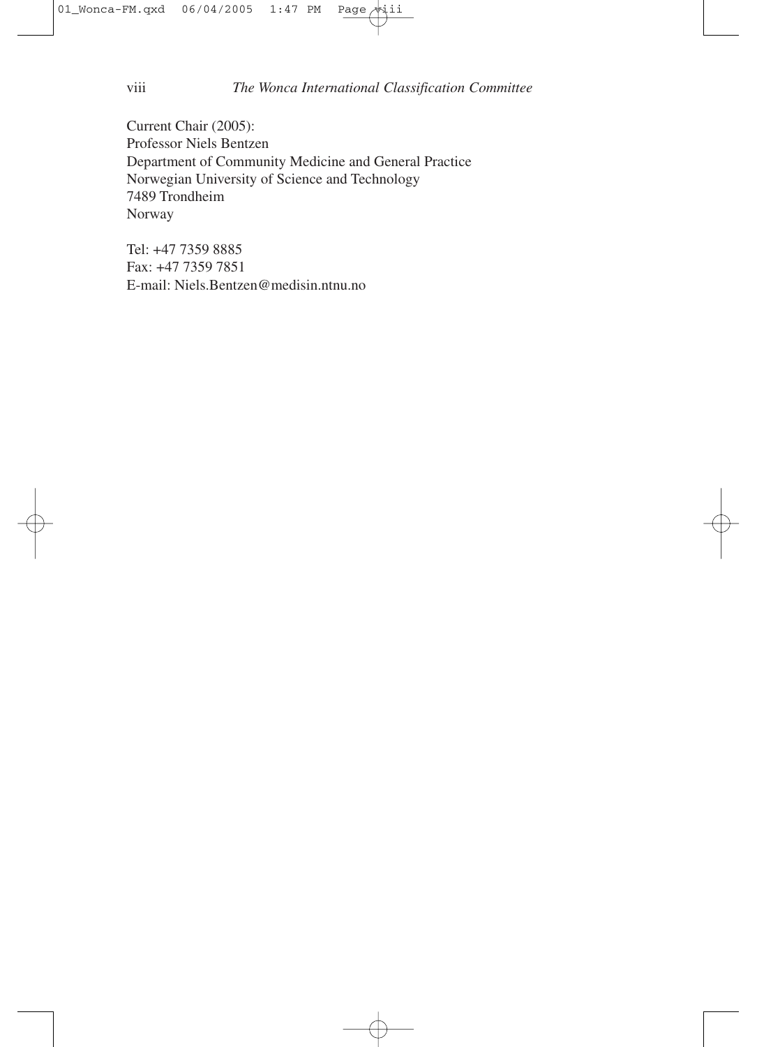Current Chair (2005):
Professor Niels Bentzen
Department of Community Medicine and General Practice
Norwegian University of Science and Technology
7489 Trondheim
Norway

Tel: +47 7359 8885
Fax: +47 7359 7851
E-mail: Niels.Bentzen@medisin.ntnu.no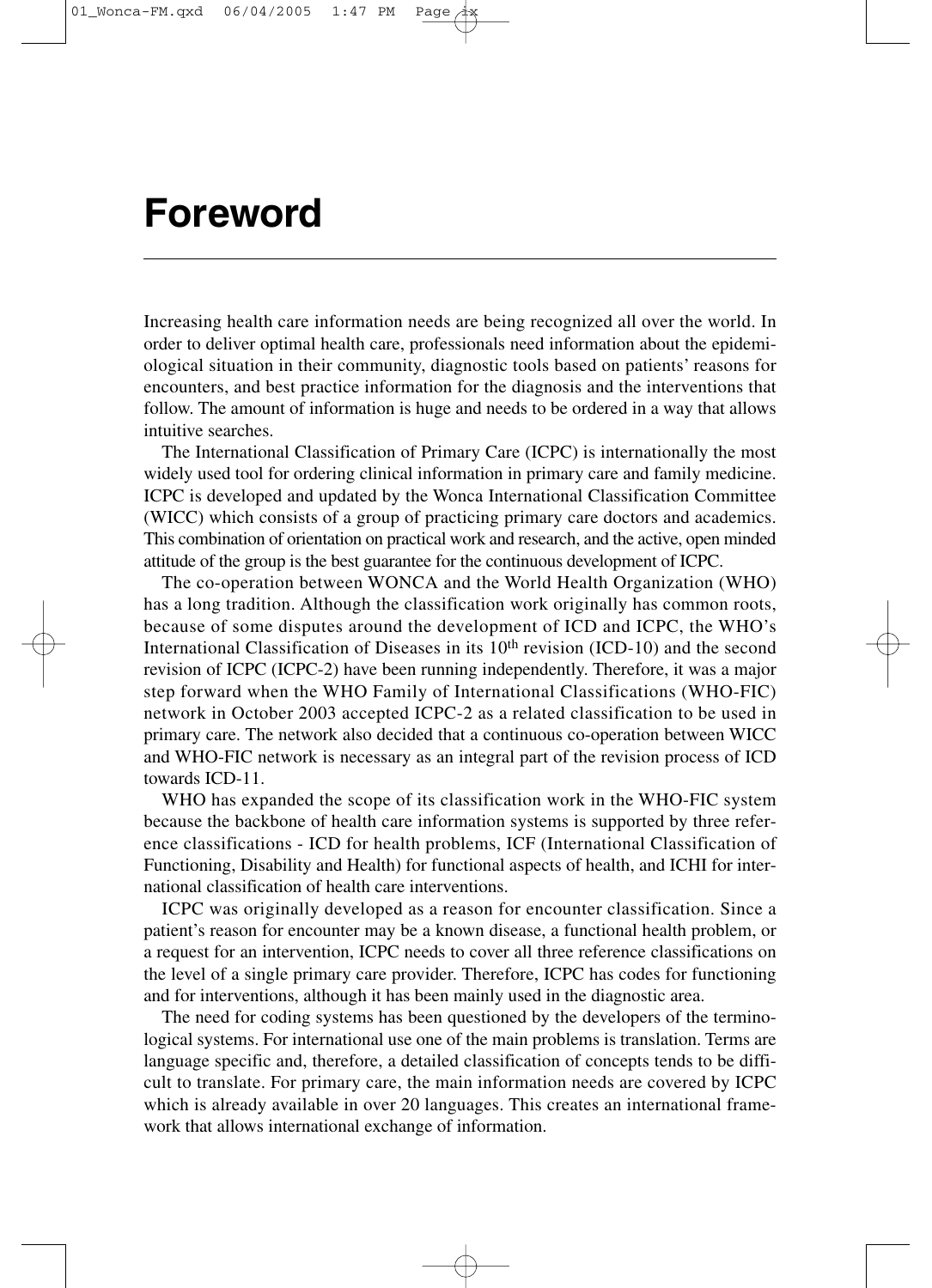# Foreword

Increasing health care information needs are being recognized all over the world. In order to deliver optimal health care, professionals need information about the epidemiological situation in their community, diagnostic tools based on patients' reasons for encounters, and best practice information for the diagnosis and the interventions that follow. The amount of information is huge and needs to be ordered in a way that allows intuitive searches.

The International Classification of Primary Care (ICPC) is internationally the most widely used tool for ordering clinical information in primary care and family medicine. ICPC is developed and updated by the Wonca International Classification Committee (WICC) which consists of a group of practicing primary care doctors and academics. This combination of orientation on practical work and research, and the active, open minded attitude of the group is the best guarantee for the continuous development of ICPC.

The co-operation between WONCA and the World Health Organization (WHO) has a long tradition. Although the classification work originally has common roots, because of some disputes around the development of ICD and ICPC, the WHO's International Classification of Diseases in its 10th revision (ICD-10) and the second revision of ICPC (ICPC-2) have been running independently. Therefore, it was a major step forward when the WHO Family of International Classifications (WHO-FIC) network in October 2003 accepted ICPC-2 as a related classification to be used in primary care. The network also decided that a continuous co-operation between WICC and WHO-FIC network is necessary as an integral part of the revision process of ICD towards ICD-11.

WHO has expanded the scope of its classification work in the WHO-FIC system because the backbone of health care information systems is supported by three reference classifications - ICD for health problems, ICF (International Classification of Functioning, Disability and Health) for functional aspects of health, and ICHI for international classification of health care interventions.

ICPC was originally developed as a reason for encounter classification. Since a patient's reason for encounter may be a known disease, a functional health problem, or a request for an intervention, ICPC needs to cover all three reference classifications on the level of a single primary care provider. Therefore, ICPC has codes for functioning and for interventions, although it has been mainly used in the diagnostic area.

The need for coding systems has been questioned by the developers of the terminological systems. For international use one of the main problems is translation. Terms are language specific and, therefore, a detailed classification of concepts tends to be difficult to translate. For primary care, the main information needs are covered by ICPC which is already available in over 20 languages. This creates an international framework that allows international exchange of information.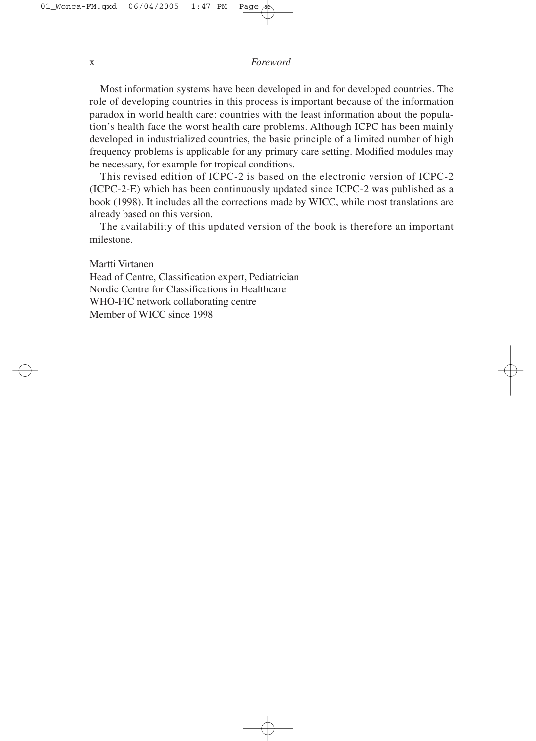Most information systems have been developed in and for developed countries. The role of developing countries in this process is important because of the information paradox in world health care: countries with the least information about the population's health face the worst health care problems. Although ICPC has been mainly developed in industrialized countries, the basic principle of a limited number of high frequency problems is applicable for any primary care setting. Modified modules may be necessary, for example for tropical conditions.

This revised edition of ICPC-2 is based on the electronic version of ICPC-2 (ICPC-2-E) which has been continuously updated since ICPC-2 was published as a book (1998). It includes all the corrections made by WICC, while most translations are already based on this version.

The availability of this updated version of the book is therefore an important milestone.

Martti Virtanen
Head of Centre, Classification expert, Pediatrician
Nordic Centre for Classifications in Healthcare
WHO-FIC network collaborating centre
Member of WICC since 1998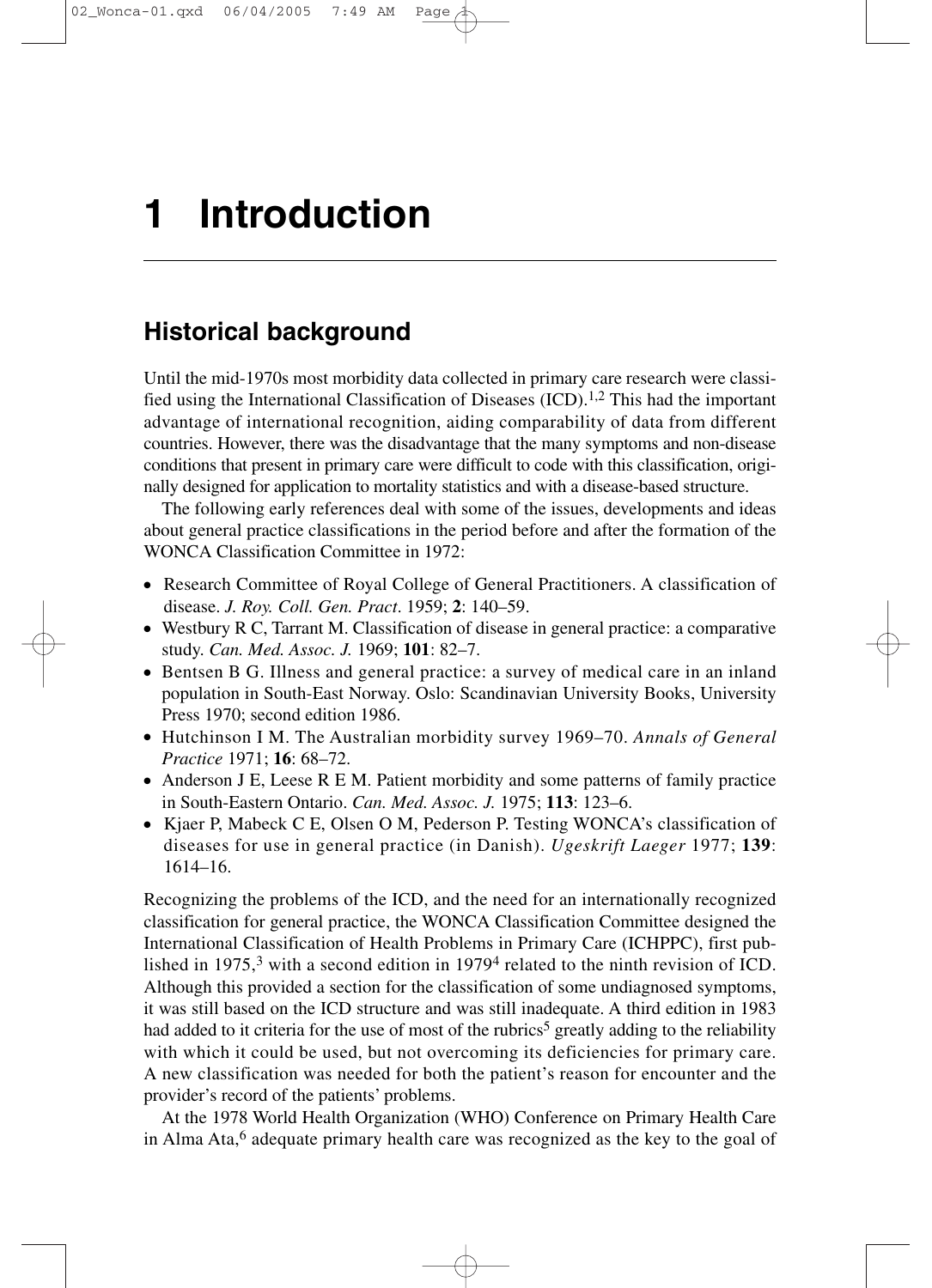# 1 Introduction

## Historical background

Until the mid-1970s most morbidity data collected in primary care research were classified using the International Classification of Diseases (ICD).[1,2] This had the important advantage of international recognition, aiding comparability of data from different countries. However, there was the disadvantage that the many symptoms and non-disease conditions that present in primary care were difficult to code with this classification, originally designed for application to mortality statistics and with a disease-based structure.

The following early references deal with some of the issues, developments and ideas about general practice classifications in the period before and after the formation of the WONCA Classification Committee in 1972:

- Research Committee of Royal College of General Practitioners. A classification of disease. *J. Roy. Coll. Gen. Pract*. 1959; **2**: 140–59.
- Westbury R C, Tarrant M. Classification of disease in general practice: a comparative study. *Can. Med. Assoc. J.* 1969; **101**: 82–7.
- Bentsen B G. Illness and general practice: a survey of medical care in an inland population in South-East Norway. Oslo: Scandinavian University Books, University Press 1970; second edition 1986.
- Hutchinson I M. The Australian morbidity survey 1969–70. *Annals of General Practice* 1971; **16**: 68–72.
- Anderson J E, Leese R E M. Patient morbidity and some patterns of family practice in South-Eastern Ontario. *Can. Med. Assoc. J.* 1975; **113**: 123–6.
- Kjaer P, Mabeck C E, Olsen O M, Pederson P. Testing WONCA's classification of diseases for use in general practice (in Danish). *Ugeskrift Laeger* 1977; **139**: 1614–16.

Recognizing the problems of the ICD, and the need for an internationally recognized classification for general practice, the WONCA Classification Committee designed the International Classification of Health Problems in Primary Care (ICHPPC), first published in 1975,[3] with a second edition in 1979[4] related to the ninth revision of ICD. Although this provided a section for the classification of some undiagnosed symptoms, it was still based on the ICD structure and was still inadequate. A third edition in 1983 had added to it criteria for the use of most of the rubrics[5] greatly adding to the reliability with which it could be used, but not overcoming its deficiencies for primary care. A new classification was needed for both the patient's reason for encounter and the provider's record of the patients' problems.

At the 1978 World Health Organization (WHO) Conference on Primary Health Care in Alma Ata,[6] adequate primary health care was recognized as the key to the goal of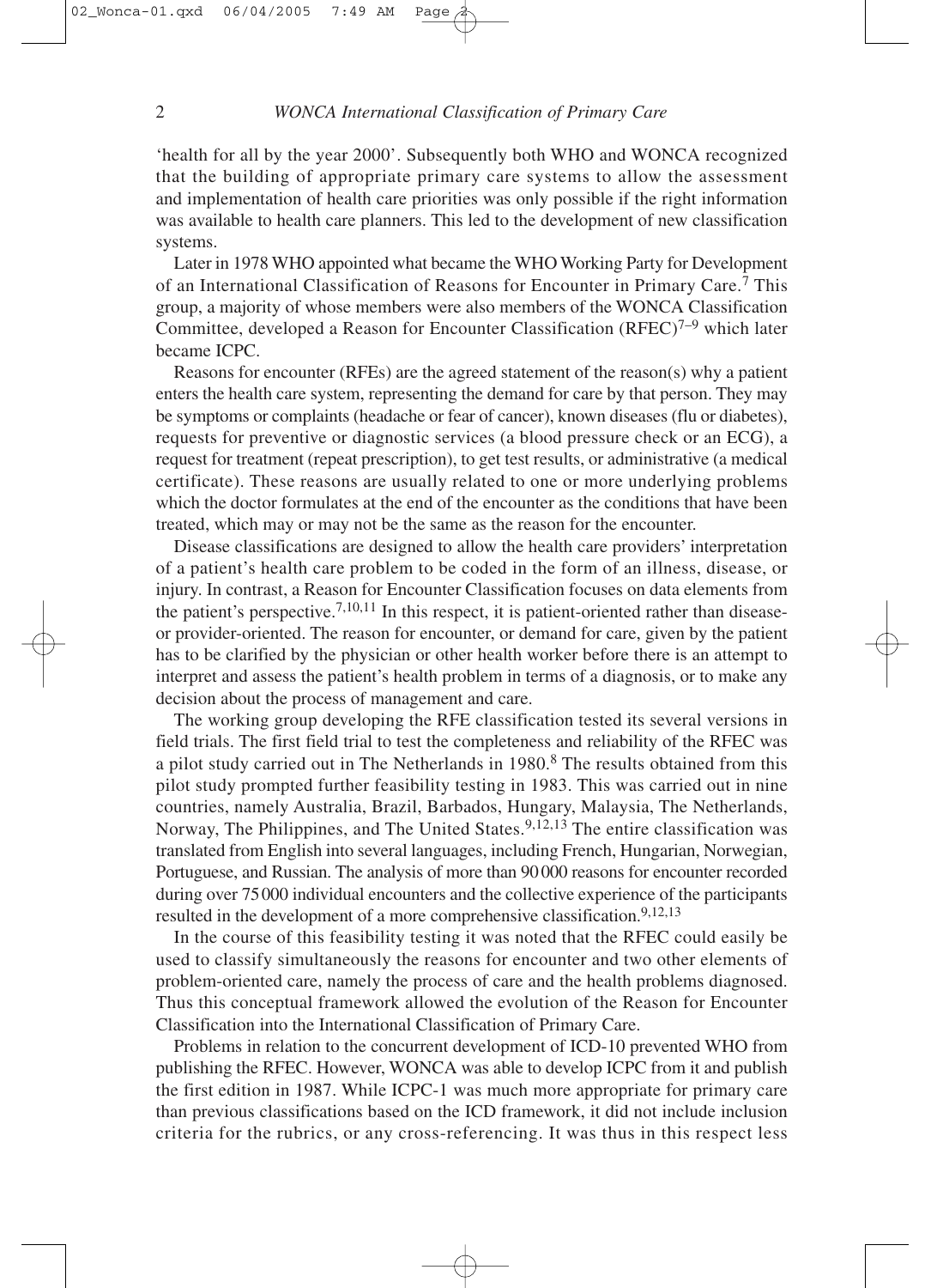'health for all by the year 2000'. Subsequently both WHO and WONCA recognized that the building of appropriate primary care systems to allow the assessment and implementation of health care priorities was only possible if the right information was available to health care planners. This led to the development of new classification systems.

Later in 1978 WHO appointed what became the WHO Working Party for Development of an International Classification of Reasons for Encounter in Primary Care.[7] This group, a majority of whose members were also members of the WONCA Classification Committee, developed a Reason for Encounter Classification (RFEC)[7–9] which later became ICPC.

Reasons for encounter (RFEs) are the agreed statement of the reason(s) why a patient enters the health care system, representing the demand for care by that person. They may be symptoms or complaints (headache or fear of cancer), known diseases (flu or diabetes), requests for preventive or diagnostic services (a blood pressure check or an ECG), a request for treatment (repeat prescription), to get test results, or administrative (a medical certificate). These reasons are usually related to one or more underlying problems which the doctor formulates at the end of the encounter as the conditions that have been treated, which may or may not be the same as the reason for the encounter.

Disease classifications are designed to allow the health care providers' interpretation of a patient's health care problem to be coded in the form of an illness, disease, or injury. In contrast, a Reason for Encounter Classification focuses on data elements from the patient's perspective.[7,10,11] In this respect, it is patient-oriented rather than disease- or provider-oriented. The reason for encounter, or demand for care, given by the patient has to be clarified by the physician or other health worker before there is an attempt to interpret and assess the patient's health problem in terms of a diagnosis, or to make any decision about the process of management and care.

The working group developing the RFE classification tested its several versions in field trials. The first field trial to test the completeness and reliability of the RFEC was a pilot study carried out in The Netherlands in 1980.[8] The results obtained from this pilot study prompted further feasibility testing in 1983. This was carried out in nine countries, namely Australia, Brazil, Barbados, Hungary, Malaysia, The Netherlands, Norway, The Philippines, and The United States.[9,12,13] The entire classification was translated from English into several languages, including French, Hungarian, Norwegian, Portuguese, and Russian. The analysis of more than 90 000 reasons for encounter recorded during over 75 000 individual encounters and the collective experience of the participants resulted in the development of a more comprehensive classification.[9,12,13]

In the course of this feasibility testing it was noted that the RFEC could easily be used to classify simultaneously the reasons for encounter and two other elements of problem-oriented care, namely the process of care and the health problems diagnosed. Thus this conceptual framework allowed the evolution of the Reason for Encounter Classification into the International Classification of Primary Care.

Problems in relation to the concurrent development of ICD-10 prevented WHO from publishing the RFEC. However, WONCA was able to develop ICPC from it and publish the first edition in 1987. While ICPC-1 was much more appropriate for primary care than previous classifications based on the ICD framework, it did not include inclusion criteria for the rubrics, or any cross-referencing. It was thus in this respect less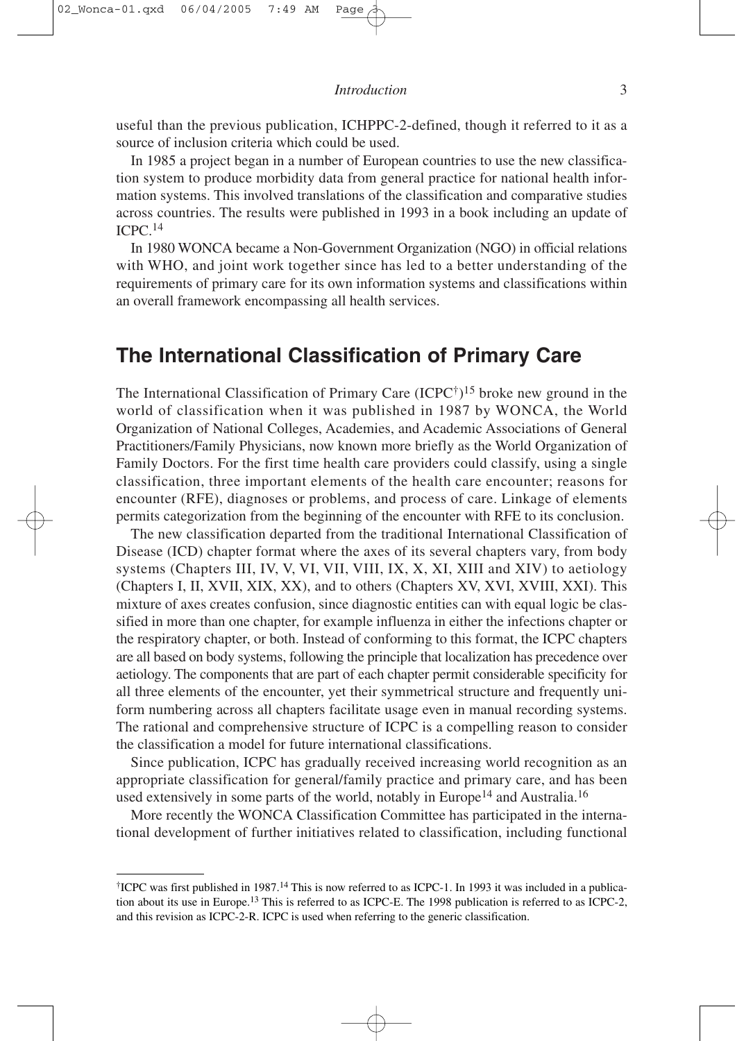useful than the previous publication, ICHPPC-2-defined, though it referred to it as a source of inclusion criteria which could be used.

In 1985 a project began in a number of European countries to use the new classification system to produce morbidity data from general practice for national health information systems. This involved translations of the classification and comparative studies across countries. The results were published in 1993 in a book including an update of ICPC.[14]

In 1980 WONCA became a Non-Government Organization (NGO) in official relations with WHO, and joint work together since has led to a better understanding of the requirements of primary care for its own information systems and classifications within an overall framework encompassing all health services.

## The International Classification of Primary Care

The International Classification of Primary Care (ICPC[†])[15] broke new ground in the world of classification when it was published in 1987 by WONCA, the World Organization of National Colleges, Academies, and Academic Associations of General Practitioners/Family Physicians, now known more briefly as the World Organization of Family Doctors. For the first time health care providers could classify, using a single classification, three important elements of the health care encounter; reasons for encounter (RFE), diagnoses or problems, and process of care. Linkage of elements permits categorization from the beginning of the encounter with RFE to its conclusion.

The new classification departed from the traditional International Classification of Disease (ICD) chapter format where the axes of its several chapters vary, from body systems (Chapters III, IV, V, VI, VII, VIII, IX, X, XI, XIII and XIV) to aetiology (Chapters I, II, XVII, XIX, XX), and to others (Chapters XV, XVI, XVIII, XXI). This mixture of axes creates confusion, since diagnostic entities can with equal logic be classified in more than one chapter, for example influenza in either the infections chapter or the respiratory chapter, or both. Instead of conforming to this format, the ICPC chapters are all based on body systems, following the principle that localization has precedence over aetiology. The components that are part of each chapter permit considerable specificity for all three elements of the encounter, yet their symmetrical structure and frequently uniform numbering across all chapters facilitate usage even in manual recording systems. The rational and comprehensive structure of ICPC is a compelling reason to consider the classification a model for future international classifications.

Since publication, ICPC has gradually received increasing world recognition as an appropriate classification for general/family practice and primary care, and has been used extensively in some parts of the world, notably in Europe[14] and Australia.[16]

More recently the WONCA Classification Committee has participated in the international development of further initiatives related to classification, including functional

---

[†]ICPC was first published in 1987.[14] This is now referred to as ICPC-1. In 1993 it was included in a publication about its use in Europe.[13] This is referred to as ICPC-E. The 1998 publication is referred to as ICPC-2, and this revision as ICPC-2-R. ICPC is used when referring to the generic classification.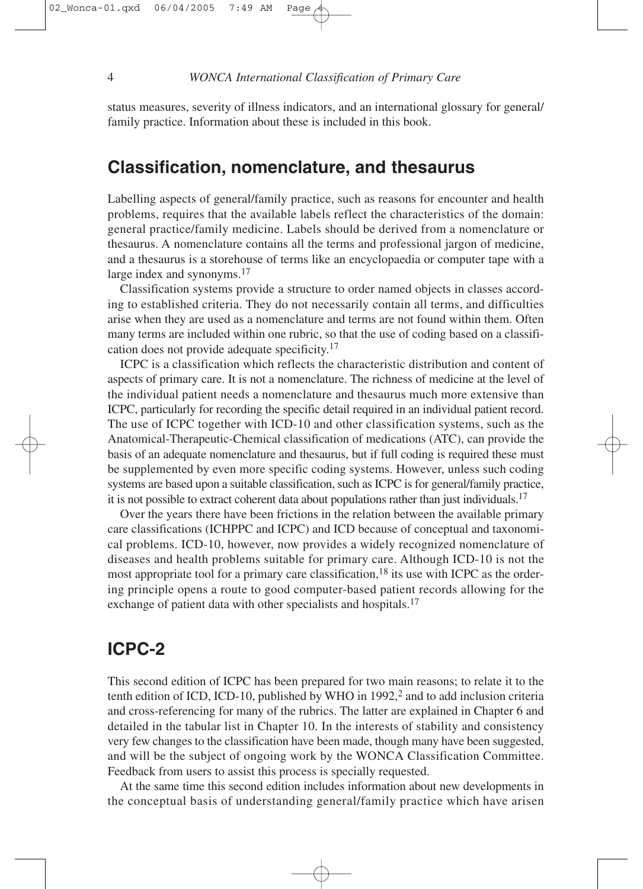status measures, severity of illness indicators, and an international glossary for general/family practice. Information about these is included in this book.

## Classification, nomenclature, and thesaurus

Labelling aspects of general/family practice, such as reasons for encounter and health problems, requires that the available labels reflect the characteristics of the domain: general practice/family medicine. Labels should be derived from a nomenclature or thesaurus. A nomenclature contains all the terms and professional jargon of medicine, and a thesaurus is a storehouse of terms like an encyclopaedia or computer tape with a large index and synonyms.[17]

Classification systems provide a structure to order named objects in classes according to established criteria. They do not necessarily contain all terms, and difficulties arise when they are used as a nomenclature and terms are not found within them. Often many terms are included within one rubric, so that the use of coding based on a classification does not provide adequate specificity.[17]

ICPC is a classification which reflects the characteristic distribution and content of aspects of primary care. It is not a nomenclature. The richness of medicine at the level of the individual patient needs a nomenclature and thesaurus much more extensive than ICPC, particularly for recording the specific detail required in an individual patient record. The use of ICPC together with ICD-10 and other classification systems, such as the Anatomical-Therapeutic-Chemical classification of medications (ATC), can provide the basis of an adequate nomenclature and thesaurus, but if full coding is required these must be supplemented by even more specific coding systems. However, unless such coding systems are based upon a suitable classification, such as ICPC is for general/family practice, it is not possible to extract coherent data about populations rather than just individuals.[17]

Over the years there have been frictions in the relation between the available primary care classifications (ICHPPC and ICPC) and ICD because of conceptual and taxonomical problems. ICD-10, however, now provides a widely recognized nomenclature of diseases and health problems suitable for primary care. Although ICD-10 is not the most appropriate tool for a primary care classification,[18] its use with ICPC as the ordering principle opens a route to good computer-based patient records allowing for the exchange of patient data with other specialists and hospitals.[17]

## ICPC-2

This second edition of ICPC has been prepared for two main reasons; to relate it to the tenth edition of ICD, ICD-10, published by WHO in 1992,[2] and to add inclusion criteria and cross-referencing for many of the rubrics. The latter are explained in Chapter 6 and detailed in the tabular list in Chapter 10. In the interests of stability and consistency very few changes to the classification have been made, though many have been suggested, and will be the subject of ongoing work by the WONCA Classification Committee. Feedback from users to assist this process is specially requested.

At the same time this second edition includes information about new developments in the conceptual basis of understanding general/family practice which have arisen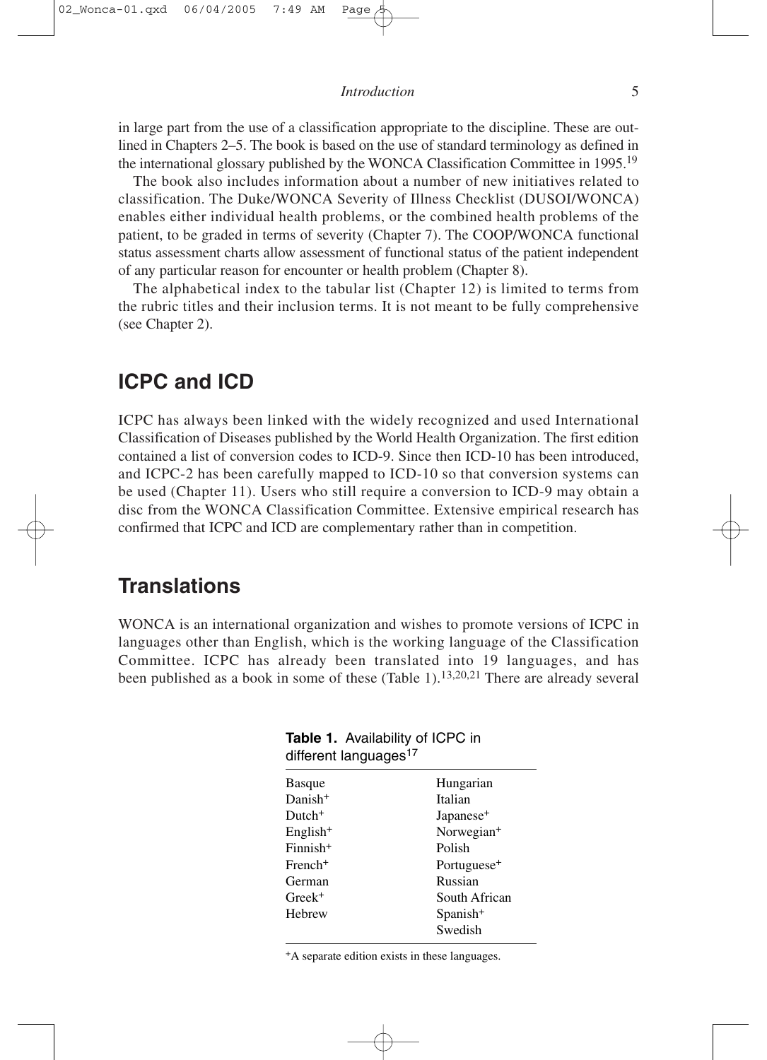in large part from the use of a classification appropriate to the discipline. These are outlined in Chapters 2–5. The book is based on the use of standard terminology as defined in the international glossary published by the WONCA Classification Committee in 1995.[19]

The book also includes information about a number of new initiatives related to classification. The Duke/WONCA Severity of Illness Checklist (DUSOI/WONCA) enables either individual health problems, or the combined health problems of the patient, to be graded in terms of severity (Chapter 7). The COOP/WONCA functional status assessment charts allow assessment of functional status of the patient independent of any particular reason for encounter or health problem (Chapter 8).

The alphabetical index to the tabular list (Chapter 12) is limited to terms from the rubric titles and their inclusion terms. It is not meant to be fully comprehensive (see Chapter 2).

## ICPC and ICD

ICPC has always been linked with the widely recognized and used International Classification of Diseases published by the World Health Organization. The first edition contained a list of conversion codes to ICD-9. Since then ICD-10 has been introduced, and ICPC-2 has been carefully mapped to ICD-10 so that conversion systems can be used (Chapter 11). Users who still require a conversion to ICD-9 may obtain a disc from the WONCA Classification Committee. Extensive empirical research has confirmed that ICPC and ICD are complementary rather than in competition.

## Translations

WONCA is an international organization and wishes to promote versions of ICPC in languages other than English, which is the working language of the Classification Committee. ICPC has already been translated into 19 languages, and has been published as a book in some of these (Table 1).[13,20,21] There are already several

**Table 1.** Availability of ICPC in different languages[17]

| | |
|---|---|
| Basque | Hungarian |
| Danish+ | Italian |
| Dutch+ | Japanese+ |
| English+ | Norwegian+ |
| Finnish+ | Polish |
| French+ | Portuguese+ |
| German | Russian |
| Greek+ | South African |
| Hebrew | Spanish+ |
| | Swedish |

+A separate edition exists in these languages.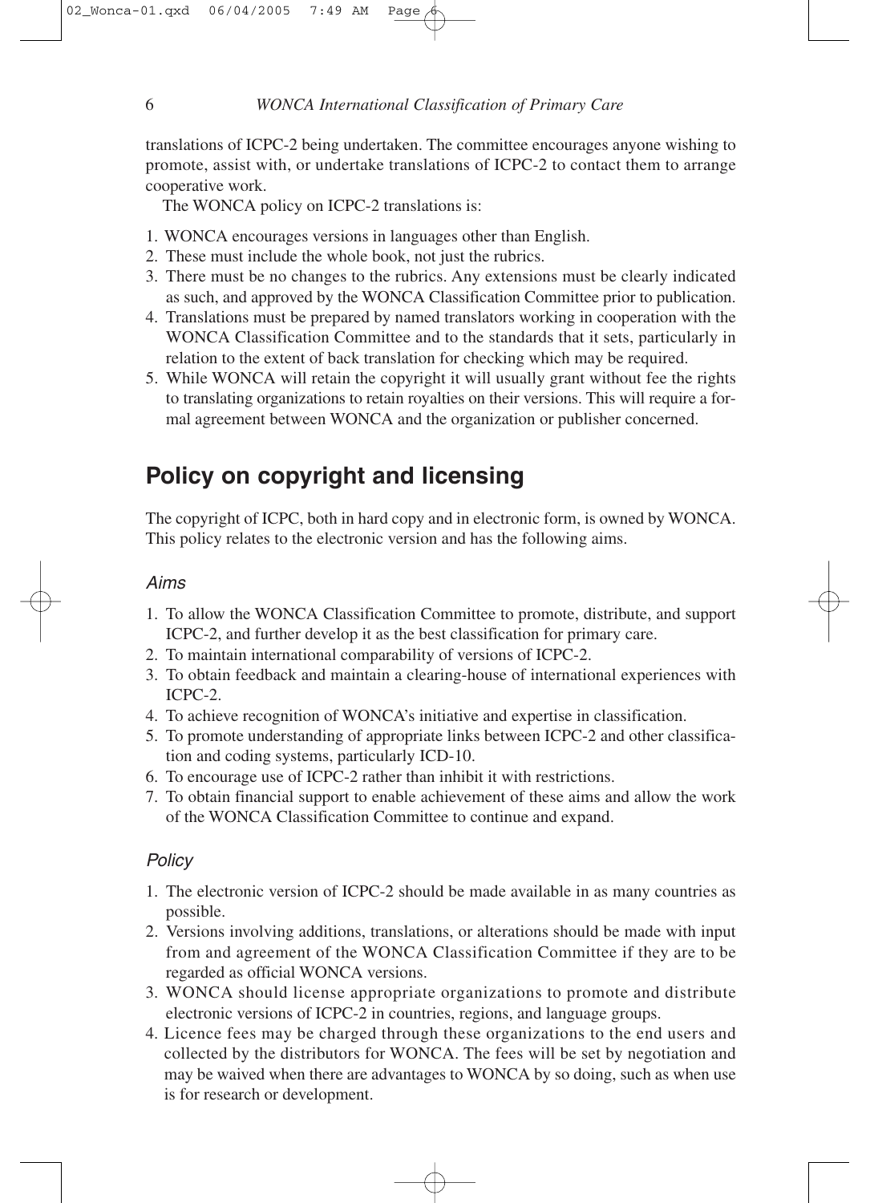translations of ICPC-2 being undertaken. The committee encourages anyone wishing to promote, assist with, or undertake translations of ICPC-2 to contact them to arrange cooperative work.

The WONCA policy on ICPC-2 translations is:

1. WONCA encourages versions in languages other than English.
2. These must include the whole book, not just the rubrics.
3. There must be no changes to the rubrics. Any extensions must be clearly indicated as such, and approved by the WONCA Classification Committee prior to publication.
4. Translations must be prepared by named translators working in cooperation with the WONCA Classification Committee and to the standards that it sets, particularly in relation to the extent of back translation for checking which may be required.
5. While WONCA will retain the copyright it will usually grant without fee the rights to translating organizations to retain royalties on their versions. This will require a formal agreement between WONCA and the organization or publisher concerned.

## Policy on copyright and licensing

The copyright of ICPC, both in hard copy and in electronic form, is owned by WONCA. This policy relates to the electronic version and has the following aims.

### *Aims*

1. To allow the WONCA Classification Committee to promote, distribute, and support ICPC-2, and further develop it as the best classification for primary care.
2. To maintain international comparability of versions of ICPC-2.
3. To obtain feedback and maintain a clearing-house of international experiences with ICPC-2.
4. To achieve recognition of WONCA's initiative and expertise in classification.
5. To promote understanding of appropriate links between ICPC-2 and other classification and coding systems, particularly ICD-10.
6. To encourage use of ICPC-2 rather than inhibit it with restrictions.
7. To obtain financial support to enable achievement of these aims and allow the work of the WONCA Classification Committee to continue and expand.

### *Policy*

1. The electronic version of ICPC-2 should be made available in as many countries as possible.
2. Versions involving additions, translations, or alterations should be made with input from and agreement of the WONCA Classification Committee if they are to be regarded as official WONCA versions.
3. WONCA should license appropriate organizations to promote and distribute electronic versions of ICPC-2 in countries, regions, and language groups.
4. Licence fees may be charged through these organizations to the end users and collected by the distributors for WONCA. The fees will be set by negotiation and may be waived when there are advantages to WONCA by so doing, such as when use is for research or development.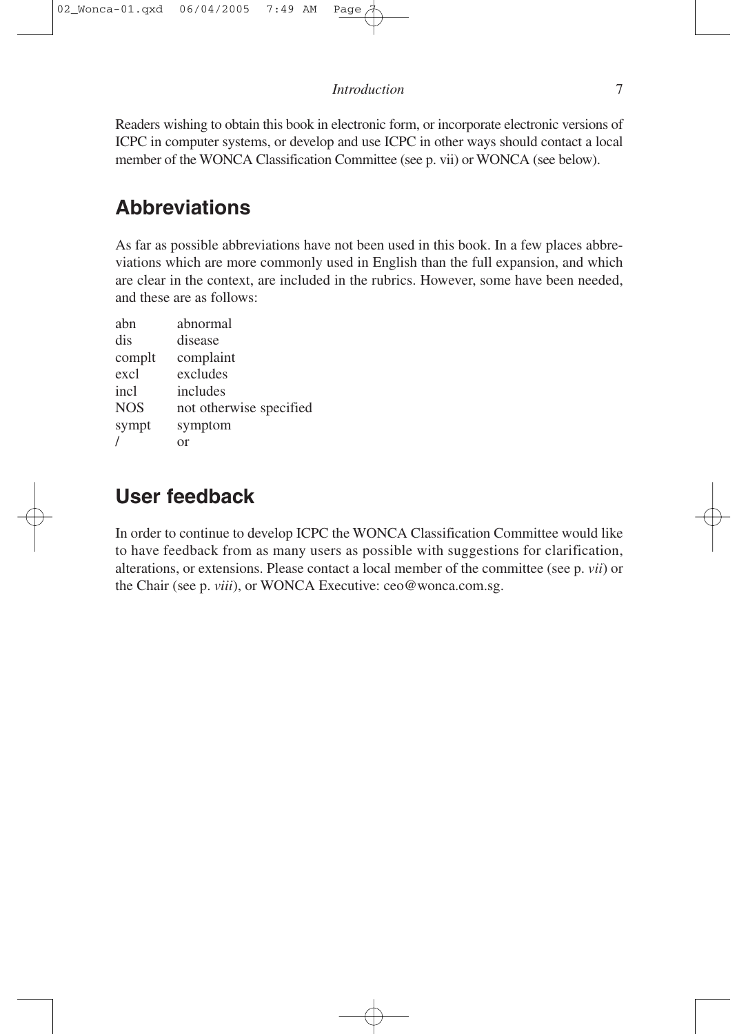Readers wishing to obtain this book in electronic form, or incorporate electronic versions of ICPC in computer systems, or develop and use ICPC in other ways should contact a local member of the WONCA Classification Committee (see p. vii) or WONCA (see below).

## Abbreviations

As far as possible abbreviations have not been used in this book. In a few places abbreviations which are more commonly used in English than the full expansion, and which are clear in the context, are included in the rubrics. However, some have been needed, and these are as follows:

| | |
|---|---|
| abn | abnormal |
| dis | disease |
| complt | complaint |
| excl | excludes |
| incl | includes |
| NOS | not otherwise specified |
| sympt | symptom |
| / | or |

## User feedback

In order to continue to develop ICPC the WONCA Classification Committee would like to have feedback from as many users as possible with suggestions for clarification, alterations, or extensions. Please contact a local member of the committee (see p. *vii*) or the Chair (see p. *viii*), or WONCA Executive: ceo@wonca.com.sg.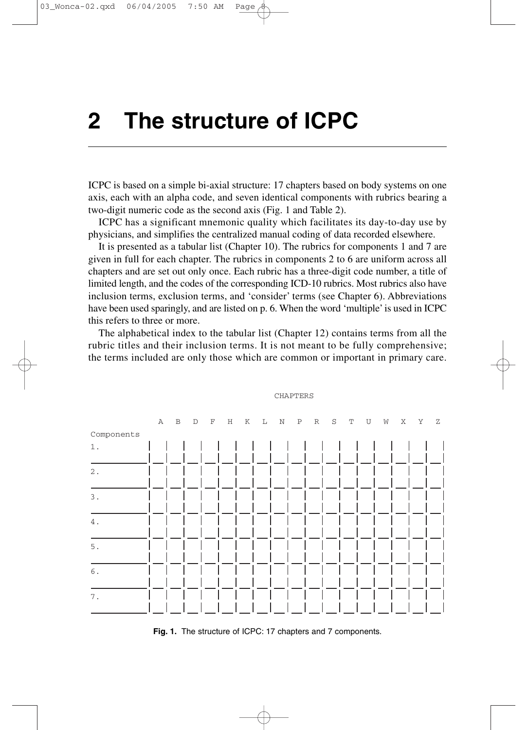# 2 The structure of ICPC

ICPC is based on a simple bi-axial structure: 17 chapters based on body systems on one axis, each with an alpha code, and seven identical components with rubrics bearing a two-digit numeric code as the second axis (Fig. 1 and Table 2).

ICPC has a significant mnemonic quality which facilitates its day-to-day use by physicians, and simplifies the centralized manual coding of data recorded elsewhere.

It is presented as a tabular list (Chapter 10). The rubrics for components 1 and 7 are given in full for each chapter. The rubrics in components 2 to 6 are uniform across all chapters and are set out only once. Each rubric has a three-digit code number, a title of limited length, and the codes of the corresponding ICD-10 rubrics. Most rubrics also have inclusion terms, exclusion terms, and 'consider' terms (see Chapter 6). Abbreviations have been used sparingly, and are listed on p. 6. When the word 'multiple' is used in ICPC this refers to three or more.

The alphabetical index to the tabular list (Chapter 12) contains terms from all the rubric titles and their inclusion terms. It is not meant to be fully comprehensive; the terms included are only those which are common or important in primary care.

CHAPTERS

| Components | A | B | D | F | H | K | L | N | P | R | S | T | U | W | X | Y | Z |
|---|---|---|---|---|---|---|---|---|---|---|---|---|---|---|---|---|---|
| 1. | | | | | | | | | | | | | | | | | |
| 2. | | | | | | | | | | | | | | | | | |
| 3. | | | | | | | | | | | | | | | | | |
| 4. | | | | | | | | | | | | | | | | | |
| 5. | | | | | | | | | | | | | | | | | |
| 6. | | | | | | | | | | | | | | | | | |
| 7. | | | | | | | | | | | | | | | | | |

**Fig. 1.** The structure of ICPC: 17 chapters and 7 components.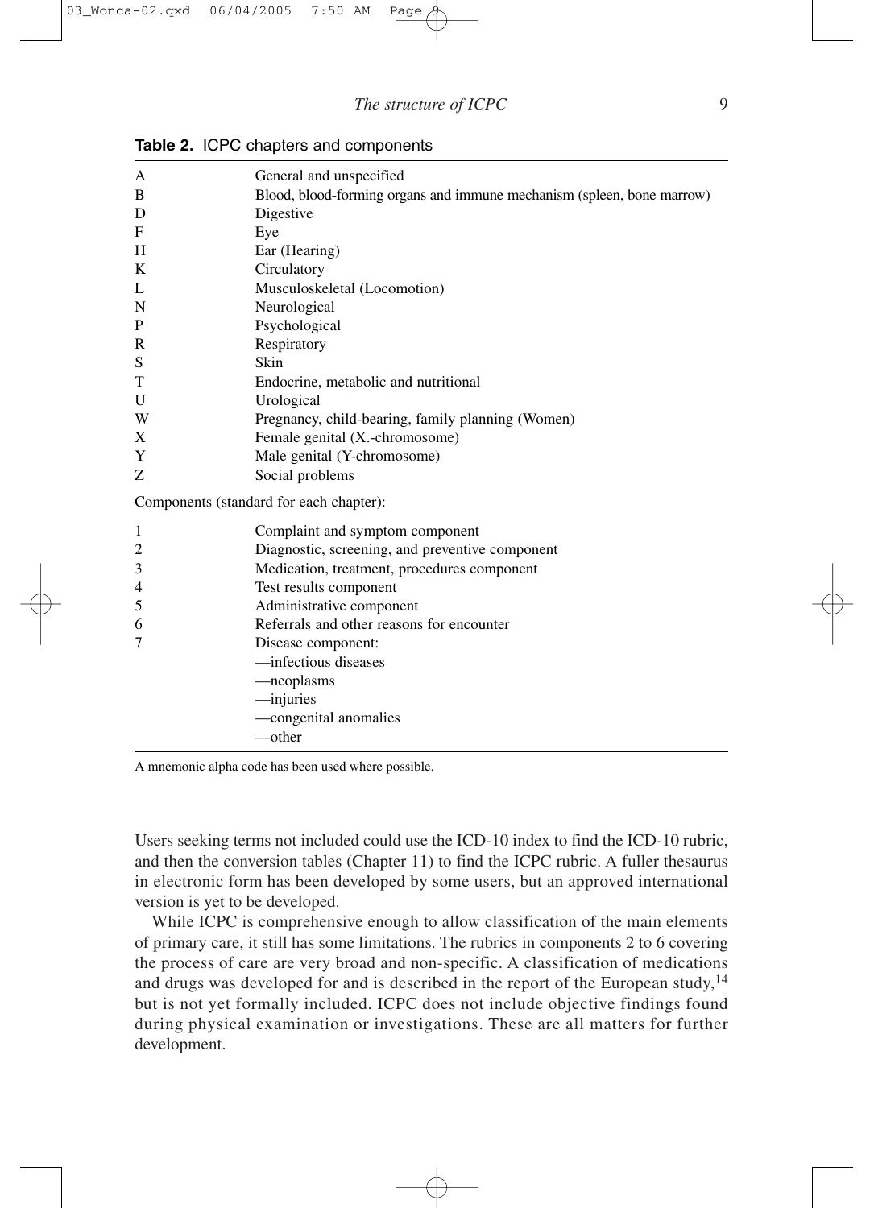**Table 2.** ICPC chapters and components

| | |
|---|---|
| A | General and unspecified |
| B | Blood, blood-forming organs and immune mechanism (spleen, bone marrow) |
| D | Digestive |
| F | Eye |
| H | Ear (Hearing) |
| K | Circulatory |
| L | Musculoskeletal (Locomotion) |
| N | Neurological |
| P | Psychological |
| R | Respiratory |
| S | Skin |
| T | Endocrine, metabolic and nutritional |
| U | Urological |
| W | Pregnancy, child-bearing, family planning (Women) |
| X | Female genital (X.-chromosome) |
| Y | Male genital (Y-chromosome) |
| Z | Social problems |
| Components (standard for each chapter): | |
| 1 | Complaint and symptom component |
| 2 | Diagnostic, screening, and preventive component |
| 3 | Medication, treatment, procedures component |
| 4 | Test results component |
| 5 | Administrative component |
| 6 | Referrals and other reasons for encounter |
| 7 | Disease component: |
| | —infectious diseases |
| | —neoplasms |
| | —injuries |
| | —congenital anomalies |
| | —other |

A mnemonic alpha code has been used where possible.

Users seeking terms not included could use the ICD-10 index to find the ICD-10 rubric, and then the conversion tables (Chapter 11) to find the ICPC rubric. A fuller thesaurus in electronic form has been developed by some users, but an approved international version is yet to be developed.

While ICPC is comprehensive enough to allow classification of the main elements of primary care, it still has some limitations. The rubrics in components 2 to 6 covering the process of care are very broad and non-specific. A classification of medications and drugs was developed for and is described in the report of the European study,[14] but is not yet formally included. ICPC does not include objective findings found during physical examination or investigations. These are all matters for further development.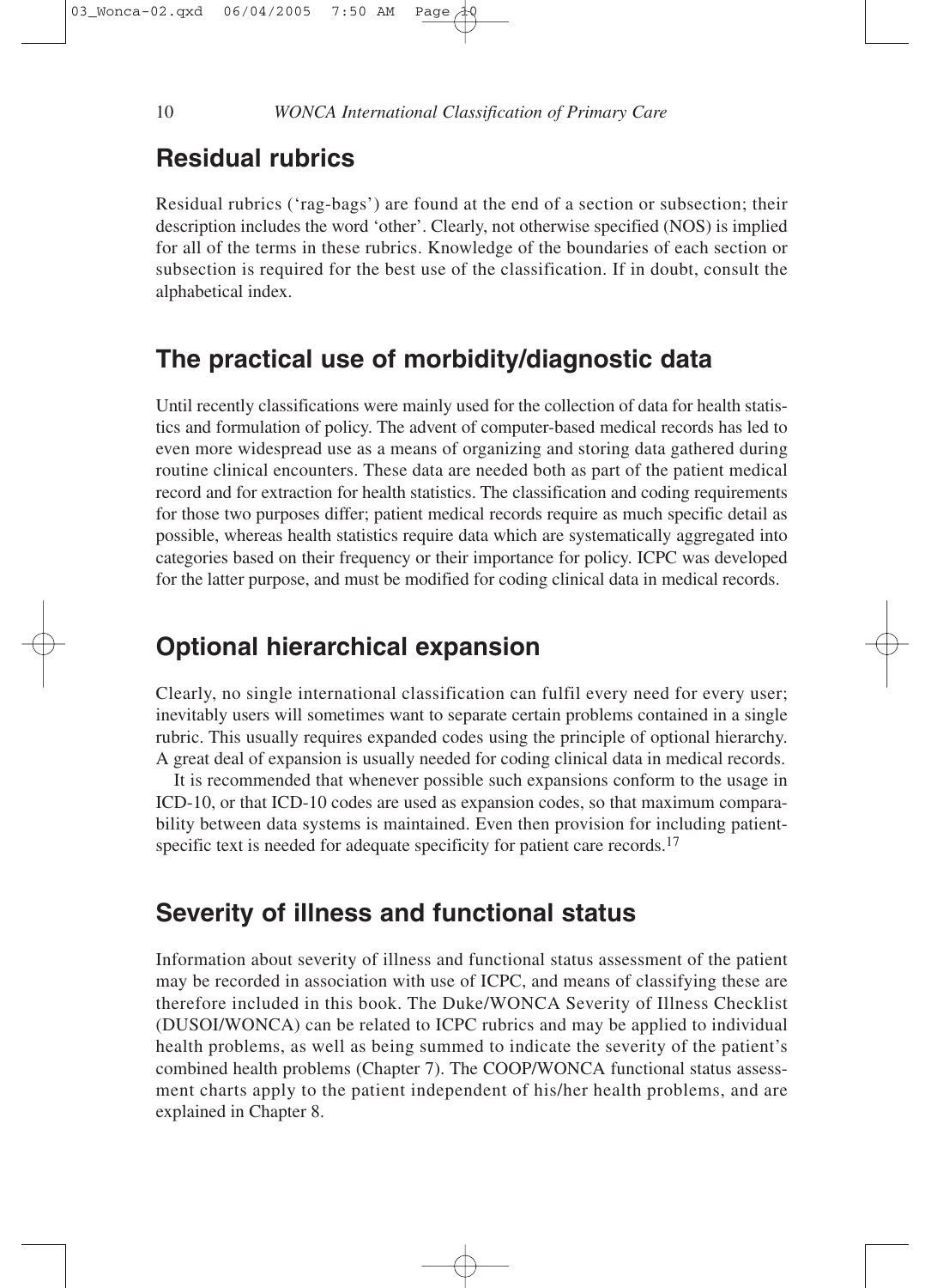## Residual rubrics

Residual rubrics ('rag-bags') are found at the end of a section or subsection; their description includes the word 'other'. Clearly, not otherwise specified (NOS) is implied for all of the terms in these rubrics. Knowledge of the boundaries of each section or subsection is required for the best use of the classification. If in doubt, consult the alphabetical index.

## The practical use of morbidity/diagnostic data

Until recently classifications were mainly used for the collection of data for health statistics and formulation of policy. The advent of computer-based medical records has led to even more widespread use as a means of organizing and storing data gathered during routine clinical encounters. These data are needed both as part of the patient medical record and for extraction for health statistics. The classification and coding requirements for those two purposes differ; patient medical records require as much specific detail as possible, whereas health statistics require data which are systematically aggregated into categories based on their frequency or their importance for policy. ICPC was developed for the latter purpose, and must be modified for coding clinical data in medical records.

## Optional hierarchical expansion

Clearly, no single international classification can fulfil every need for every user; inevitably users will sometimes want to separate certain problems contained in a single rubric. This usually requires expanded codes using the principle of optional hierarchy. A great deal of expansion is usually needed for coding clinical data in medical records.

It is recommended that whenever possible such expansions conform to the usage in ICD-10, or that ICD-10 codes are used as expansion codes, so that maximum comparability between data systems is maintained. Even then provision for including patient-specific text is needed for adequate specificity for patient care records.[17]

## Severity of illness and functional status

Information about severity of illness and functional status assessment of the patient may be recorded in association with use of ICPC, and means of classifying these are therefore included in this book. The Duke/WONCA Severity of Illness Checklist (DUSOI/WONCA) can be related to ICPC rubrics and may be applied to individual health problems, as well as being summed to indicate the severity of the patient's combined health problems (Chapter 7). The COOP/WONCA functional status assessment charts apply to the patient independent of his/her health problems, and are explained in Chapter 8.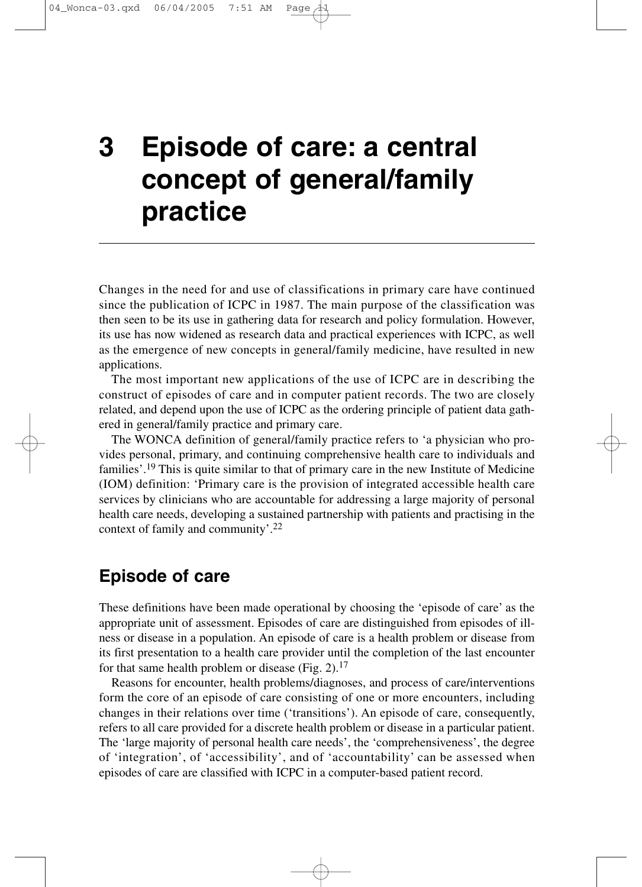# 3 Episode of care: a central concept of general/family practice

Changes in the need for and use of classifications in primary care have continued since the publication of ICPC in 1987. The main purpose of the classification was then seen to be its use in gathering data for research and policy formulation. However, its use has now widened as research data and practical experiences with ICPC, as well as the emergence of new concepts in general/family medicine, have resulted in new applications.

The most important new applications of the use of ICPC are in describing the construct of episodes of care and in computer patient records. The two are closely related, and depend upon the use of ICPC as the ordering principle of patient data gathered in general/family practice and primary care.

The WONCA definition of general/family practice refers to 'a physician who provides personal, primary, and continuing comprehensive health care to individuals and families'.[19] This is quite similar to that of primary care in the new Institute of Medicine (IOM) definition: 'Primary care is the provision of integrated accessible health care services by clinicians who are accountable for addressing a large majority of personal health care needs, developing a sustained partnership with patients and practising in the context of family and community'.[22]

## Episode of care

These definitions have been made operational by choosing the 'episode of care' as the appropriate unit of assessment. Episodes of care are distinguished from episodes of illness or disease in a population. An episode of care is a health problem or disease from its first presentation to a health care provider until the completion of the last encounter for that same health problem or disease (Fig. 2).[17]

Reasons for encounter, health problems/diagnoses, and process of care/interventions form the core of an episode of care consisting of one or more encounters, including changes in their relations over time ('transitions'). An episode of care, consequently, refers to all care provided for a discrete health problem or disease in a particular patient. The 'large majority of personal health care needs', the 'comprehensiveness', the degree of 'integration', of 'accessibility', and of 'accountability' can be assessed when episodes of care are classified with ICPC in a computer-based patient record.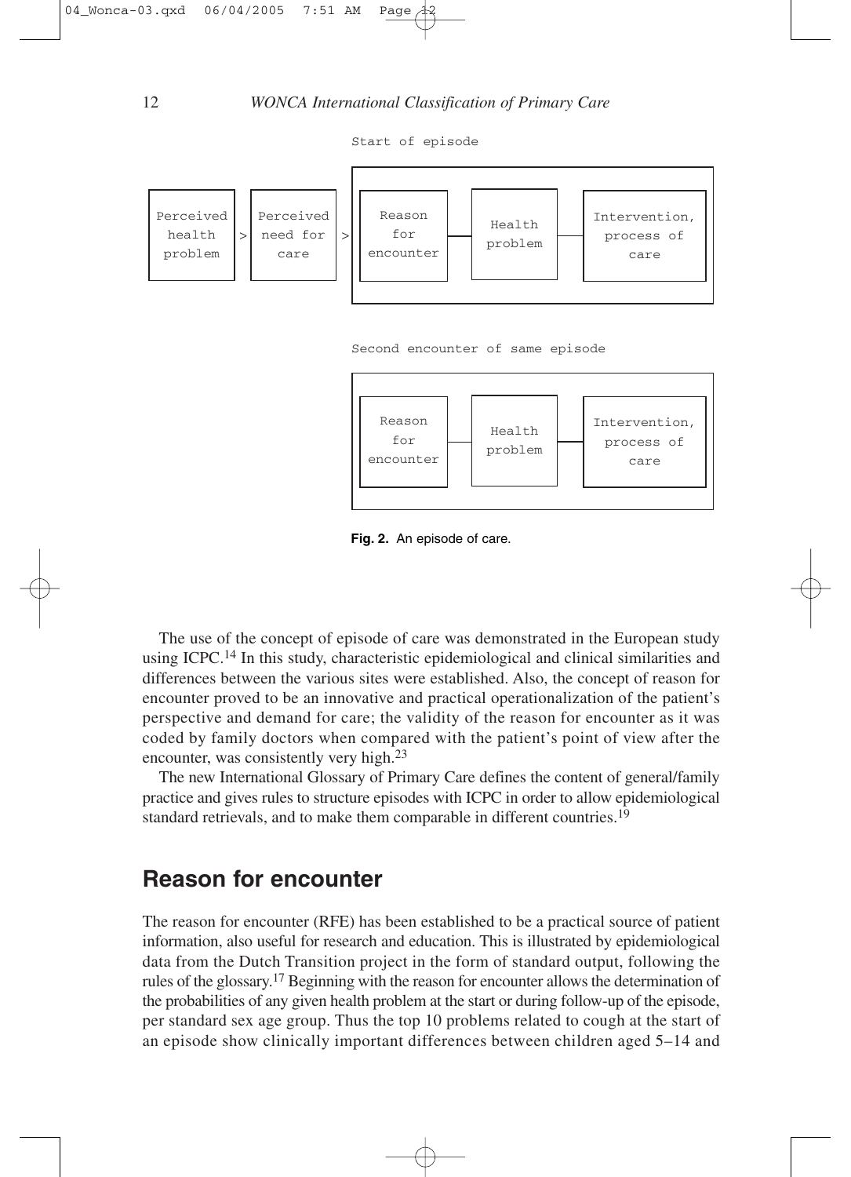Start of episode

| Perceived health problem | > | Perceived need for care | > | Reason for encounter | — | Health problem | — | Intervention, process of care |
| --- | --- | --- | --- | --- | --- | --- | --- | --- |

Second encounter of same episode

| Reason for encounter | — | Health problem | — | Intervention, process of care |
| --- | --- | --- | --- | --- |

**Fig. 2.** An episode of care.

The use of the concept of episode of care was demonstrated in the European study using ICPC.[14] In this study, characteristic epidemiological and clinical similarities and differences between the various sites were established. Also, the concept of reason for encounter proved to be an innovative and practical operationalization of the patient's perspective and demand for care; the validity of the reason for encounter as it was coded by family doctors when compared with the patient's point of view after the encounter, was consistently very high.[23]

The new International Glossary of Primary Care defines the content of general/family practice and gives rules to structure episodes with ICPC in order to allow epidemiological standard retrievals, and to make them comparable in different countries.[19]

## Reason for encounter

The reason for encounter (RFE) has been established to be a practical source of patient information, also useful for research and education. This is illustrated by epidemiological data from the Dutch Transition project in the form of standard output, following the rules of the glossary.[17] Beginning with the reason for encounter allows the determination of the probabilities of any given health problem at the start or during follow-up of the episode, per standard sex age group. Thus the top 10 problems related to cough at the start of an episode show clinically important differences between children aged 5–14 and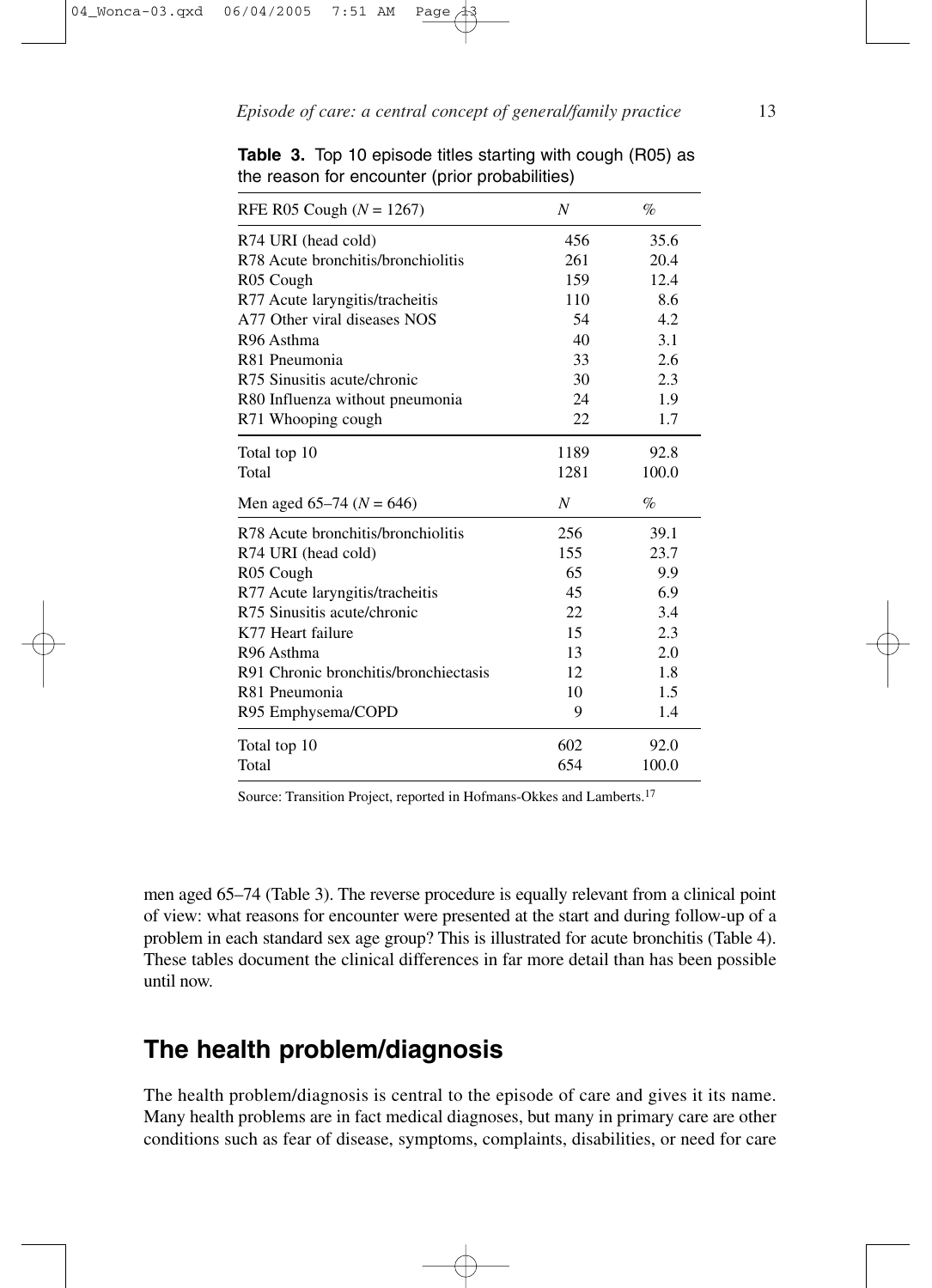**Table 3.** Top 10 episode titles starting with cough (R05) as the reason for encounter (prior probabilities)

| RFE R05 Cough (*N* = 1267) | *N* | % |
|---|---|---|
| R74 URI (head cold) | 456 | 35.6 |
| R78 Acute bronchitis/bronchiolitis | 261 | 20.4 |
| R05 Cough | 159 | 12.4 |
| R77 Acute laryngitis/tracheitis | 110 | 8.6 |
| A77 Other viral diseases NOS | 54 | 4.2 |
| R96 Asthma | 40 | 3.1 |
| R81 Pneumonia | 33 | 2.6 |
| R75 Sinusitis acute/chronic | 30 | 2.3 |
| R80 Influenza without pneumonia | 24 | 1.9 |
| R71 Whooping cough | 22 | 1.7 |
| Total top 10 | 1189 | 92.8 |
| Total | 1281 | 100.0 |
| **Men aged 65–74 (*N* = 646)** | ***N*** | **%** |
| R78 Acute bronchitis/bronchiolitis | 256 | 39.1 |
| R74 URI (head cold) | 155 | 23.7 |
| R05 Cough | 65 | 9.9 |
| R77 Acute laryngitis/tracheitis | 45 | 6.9 |
| R75 Sinusitis acute/chronic | 22 | 3.4 |
| K77 Heart failure | 15 | 2.3 |
| R96 Asthma | 13 | 2.0 |
| R91 Chronic bronchitis/bronchiectasis | 12 | 1.8 |
| R81 Pneumonia | 10 | 1.5 |
| R95 Emphysema/COPD | 9 | 1.4 |
| Total top 10 | 602 | 92.0 |
| Total | 654 | 100.0 |

Source: Transition Project, reported in Hofmans-Okkes and Lamberts.[17]

men aged 65–74 (Table 3). The reverse procedure is equally relevant from a clinical point of view: what reasons for encounter were presented at the start and during follow-up of a problem in each standard sex age group? This is illustrated for acute bronchitis (Table 4). These tables document the clinical differences in far more detail than has been possible until now.

## The health problem/diagnosis

The health problem/diagnosis is central to the episode of care and gives it its name. Many health problems are in fact medical diagnoses, but many in primary care are other conditions such as fear of disease, symptoms, complaints, disabilities, or need for care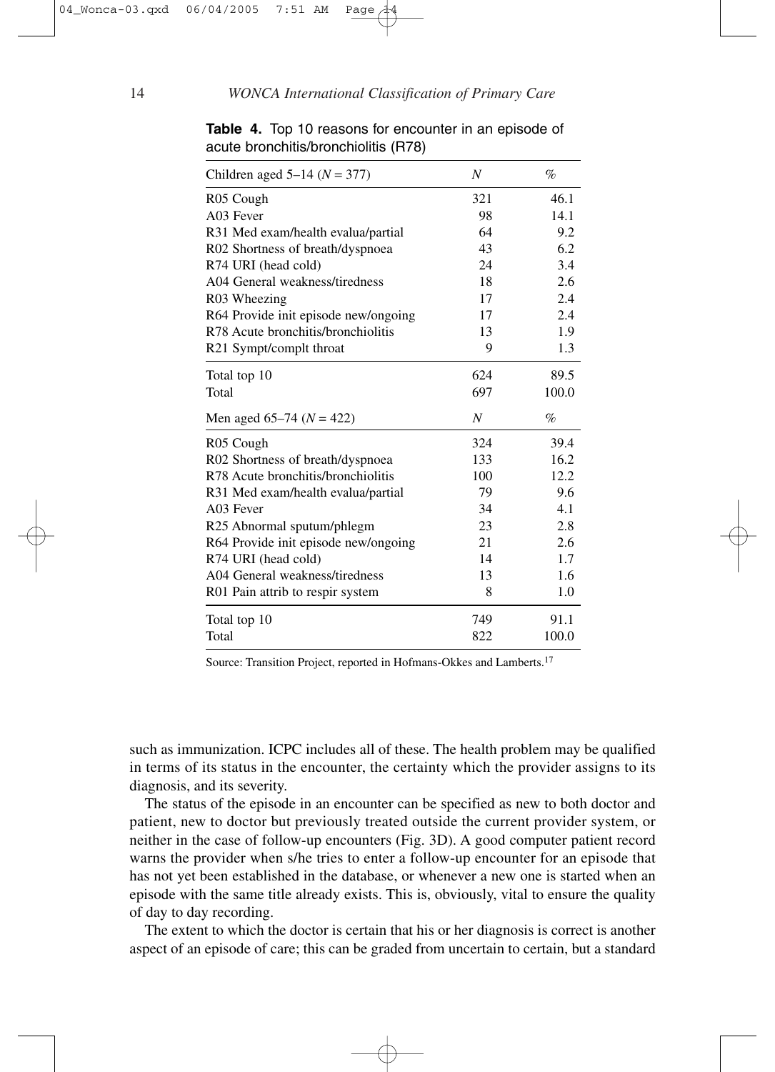**Table 4.** Top 10 reasons for encounter in an episode of acute bronchitis/bronchiolitis (R78)

| Children aged 5–14 (*N* = 377) | *N* | % |
|---|---|---|
| R05 Cough | 321 | 46.1 |
| A03 Fever | 98 | 14.1 |
| R31 Med exam/health evalua/partial | 64 | 9.2 |
| R02 Shortness of breath/dyspnoea | 43 | 6.2 |
| R74 URI (head cold) | 24 | 3.4 |
| A04 General weakness/tiredness | 18 | 2.6 |
| R03 Wheezing | 17 | 2.4 |
| R64 Provide init episode new/ongoing | 17 | 2.4 |
| R78 Acute bronchitis/bronchiolitis | 13 | 1.9 |
| R21 Sympt/complt throat | 9 | 1.3 |
| Total top 10 | 624 | 89.5 |
| Total | 697 | 100.0 |
| **Men aged 65–74 (*N* = 422)** | ***N*** | **%** |
| R05 Cough | 324 | 39.4 |
| R02 Shortness of breath/dyspnoea | 133 | 16.2 |
| R78 Acute bronchitis/bronchiolitis | 100 | 12.2 |
| R31 Med exam/health evalua/partial | 79 | 9.6 |
| A03 Fever | 34 | 4.1 |
| R25 Abnormal sputum/phlegm | 23 | 2.8 |
| R64 Provide init episode new/ongoing | 21 | 2.6 |
| R74 URI (head cold) | 14 | 1.7 |
| A04 General weakness/tiredness | 13 | 1.6 |
| R01 Pain attrib to respir system | 8 | 1.0 |
| Total top 10 | 749 | 91.1 |
| Total | 822 | 100.0 |

Source: Transition Project, reported in Hofmans-Okkes and Lamberts.[17]

such as immunization. ICPC includes all of these. The health problem may be qualified in terms of its status in the encounter, the certainty which the provider assigns to its diagnosis, and its severity.

The status of the episode in an encounter can be specified as new to both doctor and patient, new to doctor but previously treated outside the current provider system, or neither in the case of follow-up encounters (Fig. 3D). A good computer patient record warns the provider when s/he tries to enter a follow-up encounter for an episode that has not yet been established in the database, or whenever a new one is started when an episode with the same title already exists. This is, obviously, vital to ensure the quality of day to day recording.

The extent to which the doctor is certain that his or her diagnosis is correct is another aspect of an episode of care; this can be graded from uncertain to certain, but a standard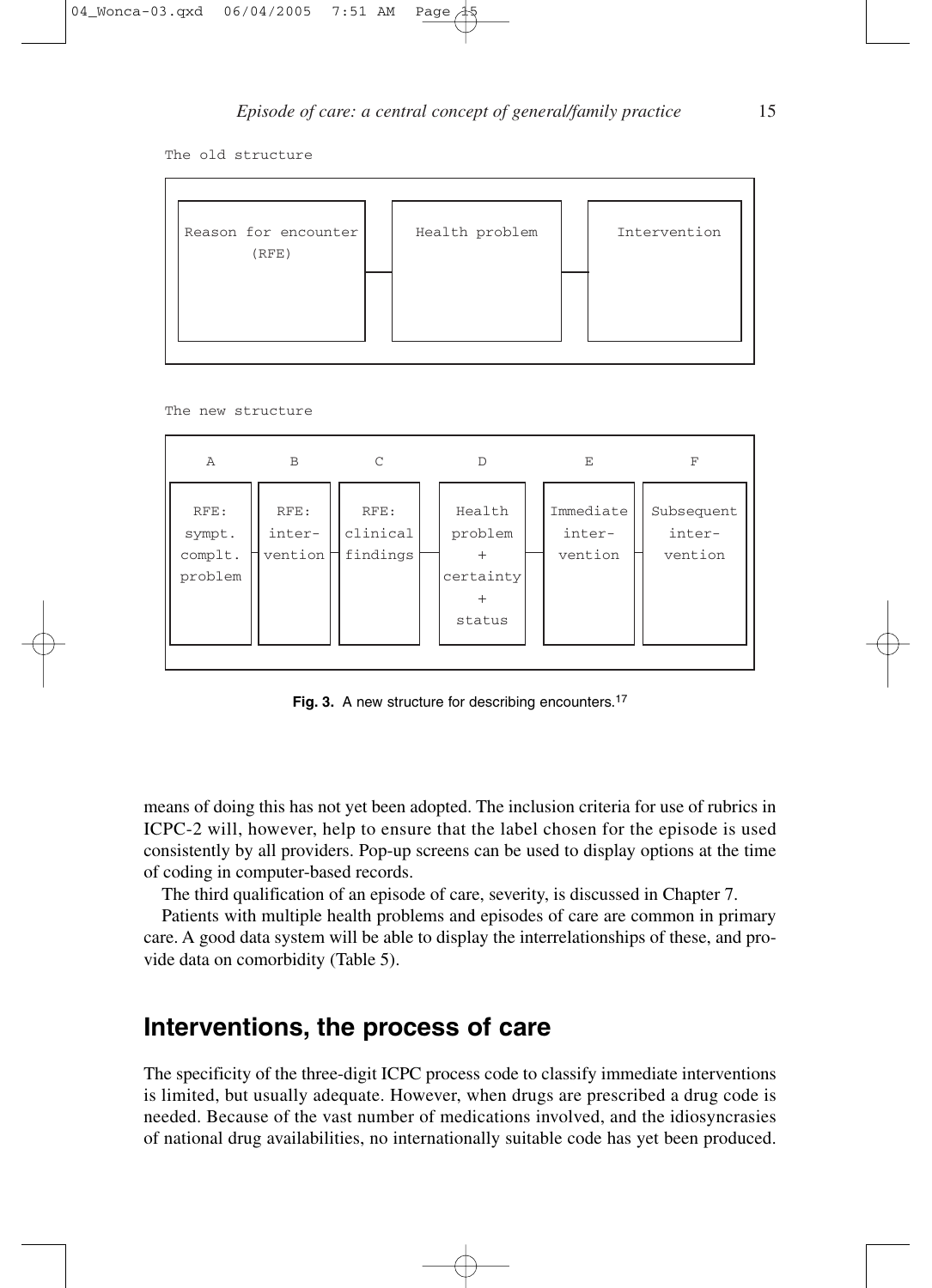The old structure

| Reason for encounter (RFE) | Health problem | Intervention |
| --- | --- | --- |

The new structure

| A | B | C | D | E | F |
| --- | --- | --- | --- | --- | --- |
| RFE: sympt. complt. problem | RFE: intervention | RFE: clinical findings | Health problem + certainty + status | Immediate intervention | Subsequent intervention |

**Fig. 3.** A new structure for describing encounters.[17]

means of doing this has not yet been adopted. The inclusion criteria for use of rubrics in ICPC-2 will, however, help to ensure that the label chosen for the episode is used consistently by all providers. Pop-up screens can be used to display options at the time of coding in computer-based records.

The third qualification of an episode of care, severity, is discussed in Chapter 7.

Patients with multiple health problems and episodes of care are common in primary care. A good data system will be able to display the interrelationships of these, and provide data on comorbidity (Table 5).

## Interventions, the process of care

The specificity of the three-digit ICPC process code to classify immediate interventions is limited, but usually adequate. However, when drugs are prescribed a drug code is needed. Because of the vast number of medications involved, and the idiosyncrasies of national drug availabilities, no internationally suitable code has yet been produced.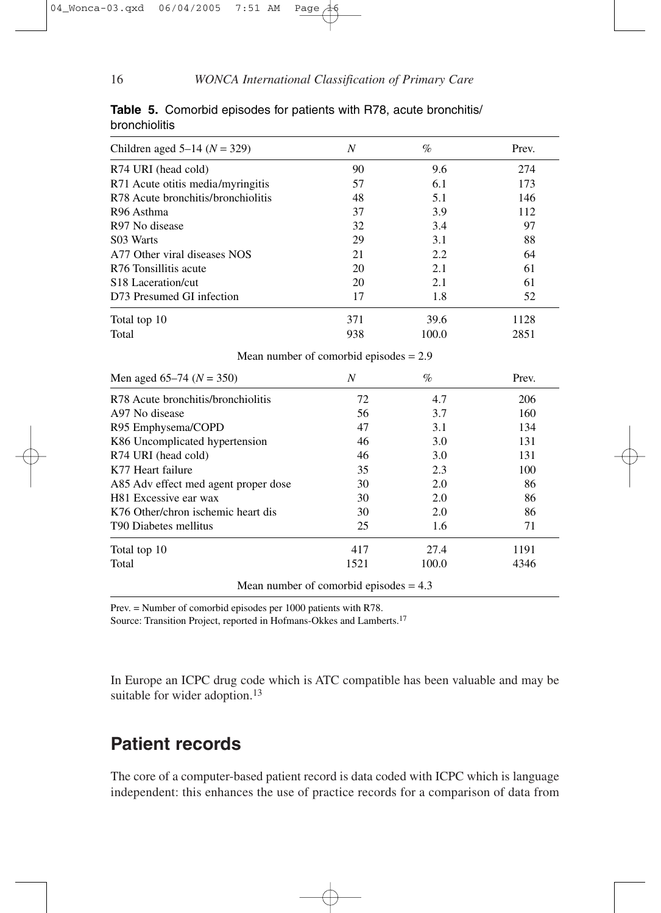**Table 5.** Comorbid episodes for patients with R78, acute bronchitis/bronchiolitis

| Children aged 5–14 ($N$ = 329) | $N$ | % | Prev. |
|---|---|---|---|
| R74 URI (head cold) | 90 | 9.6 | 274 |
| R71 Acute otitis media/myringitis | 57 | 6.1 | 173 |
| R78 Acute bronchitis/bronchiolitis | 48 | 5.1 | 146 |
| R96 Asthma | 37 | 3.9 | 112 |
| R97 No disease | 32 | 3.4 | 97 |
| S03 Warts | 29 | 3.1 | 88 |
| A77 Other viral diseases NOS | 21 | 2.2 | 64 |
| R76 Tonsillitis acute | 20 | 2.1 | 61 |
| S18 Laceration/cut | 20 | 2.1 | 61 |
| D73 Presumed GI infection | 17 | 1.8 | 52 |
| Total top 10 | 371 | 39.6 | 1128 |
| Total | 938 | 100.0 | 2851 |
| Mean number of comorbid episodes = 2.9 | | | |

| Men aged 65–74 ($N$ = 350) | $N$ | % | Prev. |
|---|---|---|---|
| R78 Acute bronchitis/bronchiolitis | 72 | 4.7 | 206 |
| A97 No disease | 56 | 3.7 | 160 |
| R95 Emphysema/COPD | 47 | 3.1 | 134 |
| K86 Uncomplicated hypertension | 46 | 3.0 | 131 |
| R74 URI (head cold) | 46 | 3.0 | 131 |
| K77 Heart failure | 35 | 2.3 | 100 |
| A85 Adv effect med agent proper dose | 30 | 2.0 | 86 |
| H81 Excessive ear wax | 30 | 2.0 | 86 |
| K76 Other/chron ischemic heart dis | 30 | 2.0 | 86 |
| T90 Diabetes mellitus | 25 | 1.6 | 71 |
| Total top 10 | 417 | 27.4 | 1191 |
| Total | 1521 | 100.0 | 4346 |
| Mean number of comorbid episodes = 4.3 | | | |

Prev. = Number of comorbid episodes per 1000 patients with R78.
Source: Transition Project, reported in Hofmans-Okkes and Lamberts.[17]

In Europe an ICPC drug code which is ATC compatible has been valuable and may be suitable for wider adoption.[13]

## Patient records

The core of a computer-based patient record is data coded with ICPC which is language independent: this enhances the use of practice records for a comparison of data from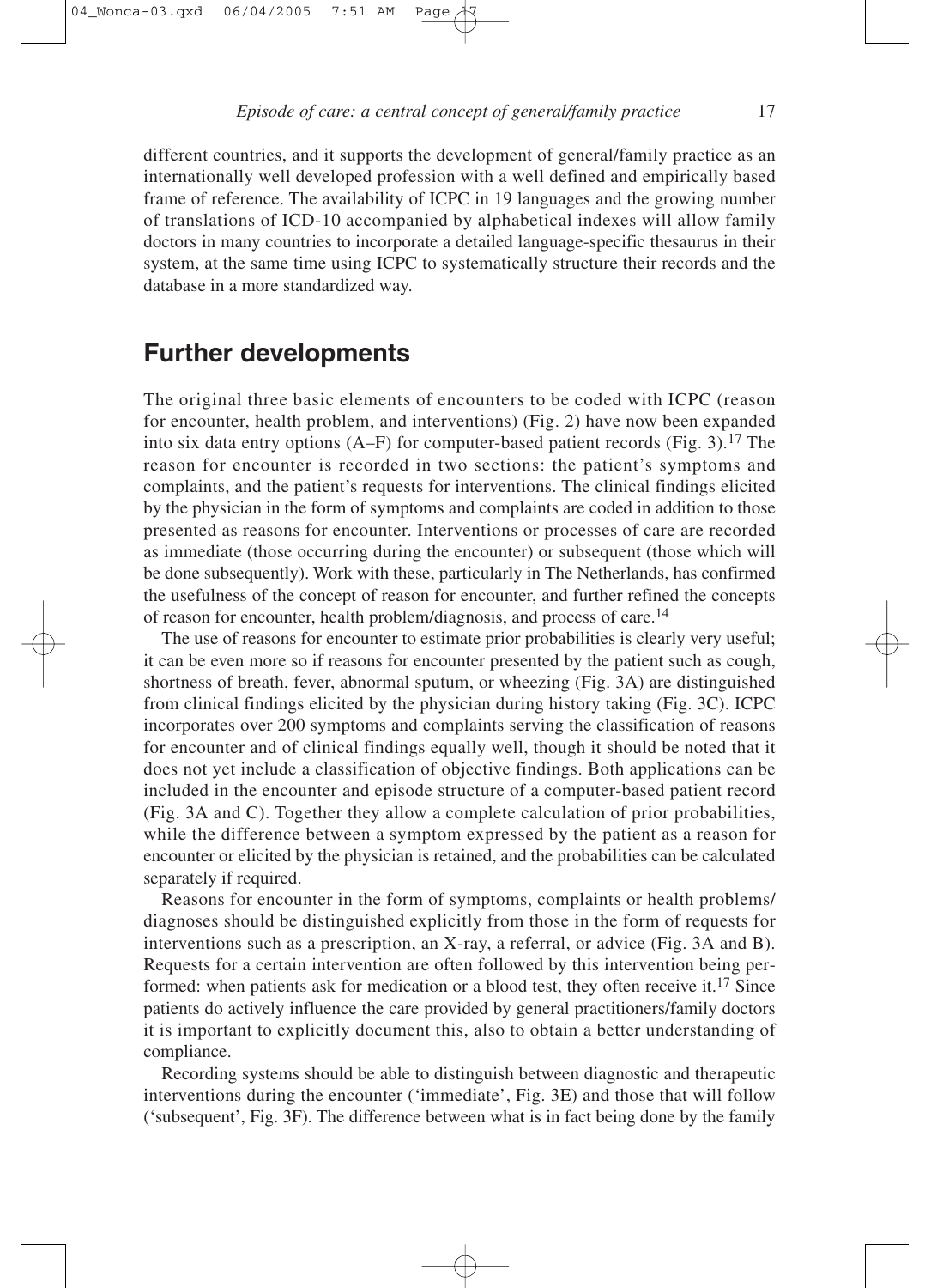different countries, and it supports the development of general/family practice as an internationally well developed profession with a well defined and empirically based frame of reference. The availability of ICPC in 19 languages and the growing number of translations of ICD-10 accompanied by alphabetical indexes will allow family doctors in many countries to incorporate a detailed language-specific thesaurus in their system, at the same time using ICPC to systematically structure their records and the database in a more standardized way.

## Further developments

The original three basic elements of encounters to be coded with ICPC (reason for encounter, health problem, and interventions) (Fig. 2) have now been expanded into six data entry options (A–F) for computer-based patient records (Fig. 3).[17] The reason for encounter is recorded in two sections: the patient's symptoms and complaints, and the patient's requests for interventions. The clinical findings elicited by the physician in the form of symptoms and complaints are coded in addition to those presented as reasons for encounter. Interventions or processes of care are recorded as immediate (those occurring during the encounter) or subsequent (those which will be done subsequently). Work with these, particularly in The Netherlands, has confirmed the usefulness of the concept of reason for encounter, and further refined the concepts of reason for encounter, health problem/diagnosis, and process of care.[14]

The use of reasons for encounter to estimate prior probabilities is clearly very useful; it can be even more so if reasons for encounter presented by the patient such as cough, shortness of breath, fever, abnormal sputum, or wheezing (Fig. 3A) are distinguished from clinical findings elicited by the physician during history taking (Fig. 3C). ICPC incorporates over 200 symptoms and complaints serving the classification of reasons for encounter and of clinical findings equally well, though it should be noted that it does not yet include a classification of objective findings. Both applications can be included in the encounter and episode structure of a computer-based patient record (Fig. 3A and C). Together they allow a complete calculation of prior probabilities, while the difference between a symptom expressed by the patient as a reason for encounter or elicited by the physician is retained, and the probabilities can be calculated separately if required.

Reasons for encounter in the form of symptoms, complaints or health problems/diagnoses should be distinguished explicitly from those in the form of requests for interventions such as a prescription, an X-ray, a referral, or advice (Fig. 3A and B). Requests for a certain intervention are often followed by this intervention being performed: when patients ask for medication or a blood test, they often receive it.[17] Since patients do actively influence the care provided by general practitioners/family doctors it is important to explicitly document this, also to obtain a better understanding of compliance.

Recording systems should be able to distinguish between diagnostic and therapeutic interventions during the encounter ('immediate', Fig. 3E) and those that will follow ('subsequent', Fig. 3F). The difference between what is in fact being done by the family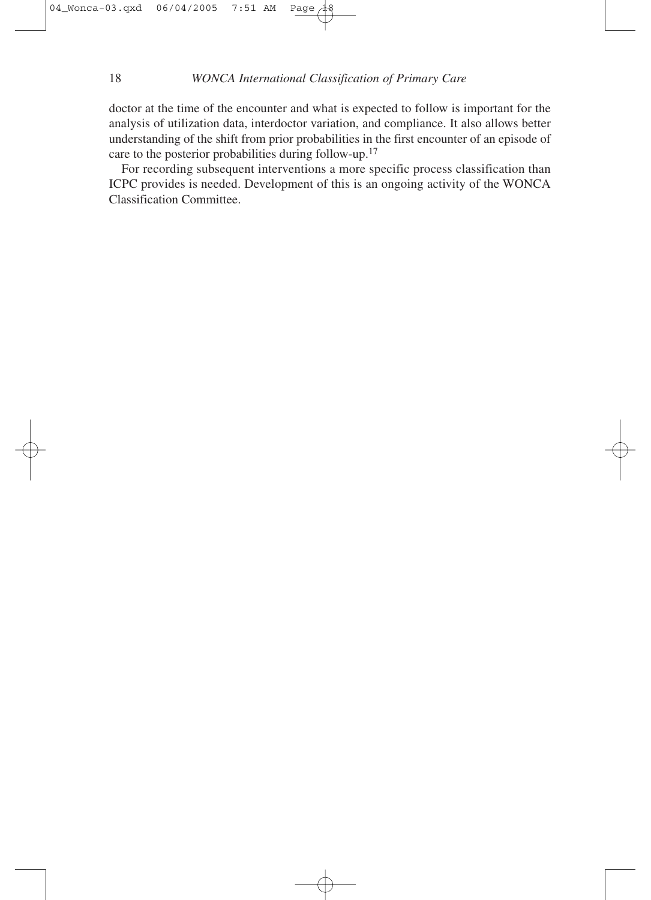doctor at the time of the encounter and what is expected to follow is important for the analysis of utilization data, interdoctor variation, and compliance. It also allows better understanding of the shift from prior probabilities in the first encounter of an episode of care to the posterior probabilities during follow-up.[17]

For recording subsequent interventions a more specific process classification than ICPC provides is needed. Development of this is an ongoing activity of the WONCA Classification Committee.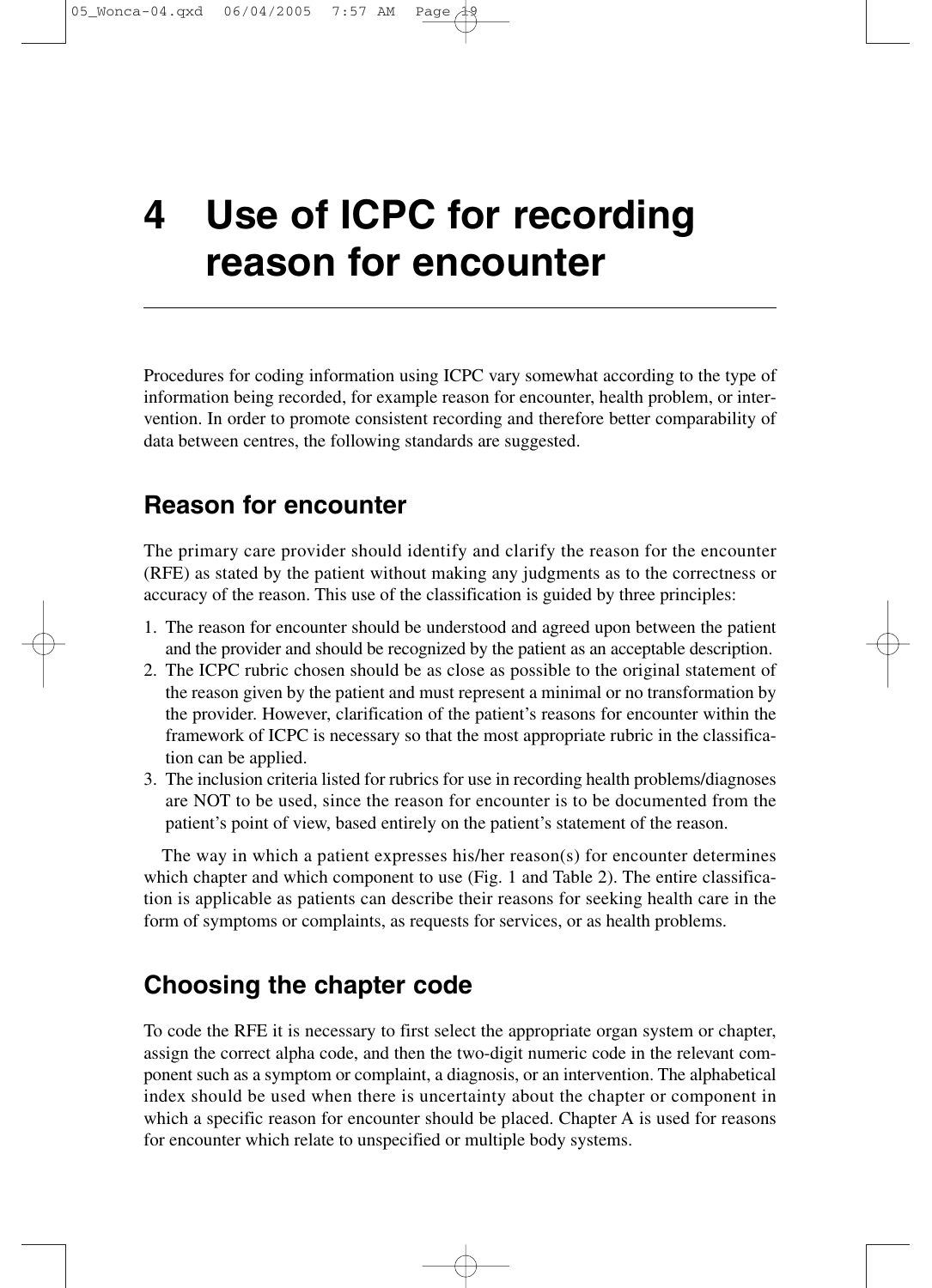# 4 Use of ICPC for recording reason for encounter

Procedures for coding information using ICPC vary somewhat according to the type of information being recorded, for example reason for encounter, health problem, or intervention. In order to promote consistent recording and therefore better comparability of data between centres, the following standards are suggested.

## Reason for encounter

The primary care provider should identify and clarify the reason for the encounter (RFE) as stated by the patient without making any judgments as to the correctness or accuracy of the reason. This use of the classification is guided by three principles:

1. The reason for encounter should be understood and agreed upon between the patient and the provider and should be recognized by the patient as an acceptable description.
2. The ICPC rubric chosen should be as close as possible to the original statement of the reason given by the patient and must represent a minimal or no transformation by the provider. However, clarification of the patient's reasons for encounter within the framework of ICPC is necessary so that the most appropriate rubric in the classification can be applied.
3. The inclusion criteria listed for rubrics for use in recording health problems/diagnoses are NOT to be used, since the reason for encounter is to be documented from the patient's point of view, based entirely on the patient's statement of the reason.

The way in which a patient expresses his/her reason(s) for encounter determines which chapter and which component to use (Fig. 1 and Table 2). The entire classification is applicable as patients can describe their reasons for seeking health care in the form of symptoms or complaints, as requests for services, or as health problems.

## Choosing the chapter code

To code the RFE it is necessary to first select the appropriate organ system or chapter, assign the correct alpha code, and then the two-digit numeric code in the relevant component such as a symptom or complaint, a diagnosis, or an intervention. The alphabetical index should be used when there is uncertainty about the chapter or component in which a specific reason for encounter should be placed. Chapter A is used for reasons for encounter which relate to unspecified or multiple body systems.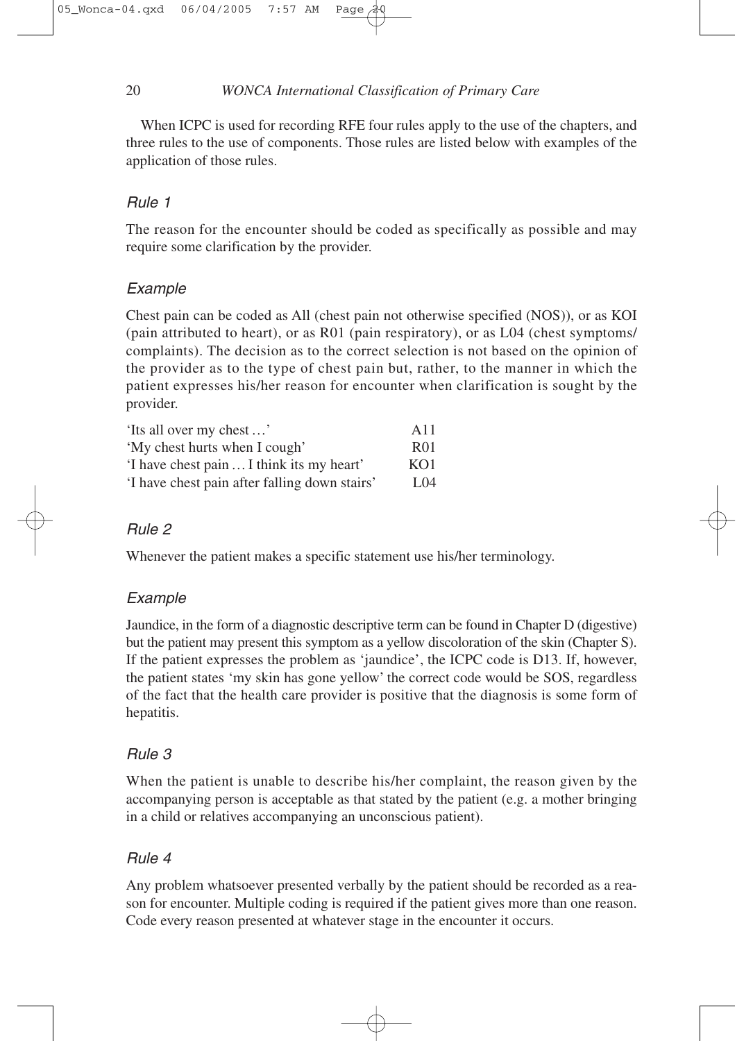When ICPC is used for recording RFE four rules apply to the use of the chapters, and three rules to the use of components. Those rules are listed below with examples of the application of those rules.

### *Rule 1*

The reason for the encounter should be coded as specifically as possible and may require some clarification by the provider.

### *Example*

Chest pain can be coded as All (chest pain not otherwise specified (NOS)), or as KOI (pain attributed to heart), or as R01 (pain respiratory), or as L04 (chest symptoms/ complaints). The decision as to the correct selection is not based on the opinion of the provider as to the type of chest pain but, rather, to the manner in which the patient expresses his/her reason for encounter when clarification is sought by the provider.

| | |
|---|---|
| 'Its all over my chest …' | A11 |
| 'My chest hurts when I cough' | R01 |
| 'I have chest pain … I think its my heart' | KO1 |
| 'I have chest pain after falling down stairs' | L04 |

### *Rule 2*

Whenever the patient makes a specific statement use his/her terminology.

### *Example*

Jaundice, in the form of a diagnostic descriptive term can be found in Chapter D (digestive) but the patient may present this symptom as a yellow discoloration of the skin (Chapter S). If the patient expresses the problem as 'jaundice', the ICPC code is D13. If, however, the patient states 'my skin has gone yellow' the correct code would be SOS, regardless of the fact that the health care provider is positive that the diagnosis is some form of hepatitis.

### *Rule 3*

When the patient is unable to describe his/her complaint, the reason given by the accompanying person is acceptable as that stated by the patient (e.g. a mother bringing in a child or relatives accompanying an unconscious patient).

### *Rule 4*

Any problem whatsoever presented verbally by the patient should be recorded as a reason for encounter. Multiple coding is required if the patient gives more than one reason. Code every reason presented at whatever stage in the encounter it occurs.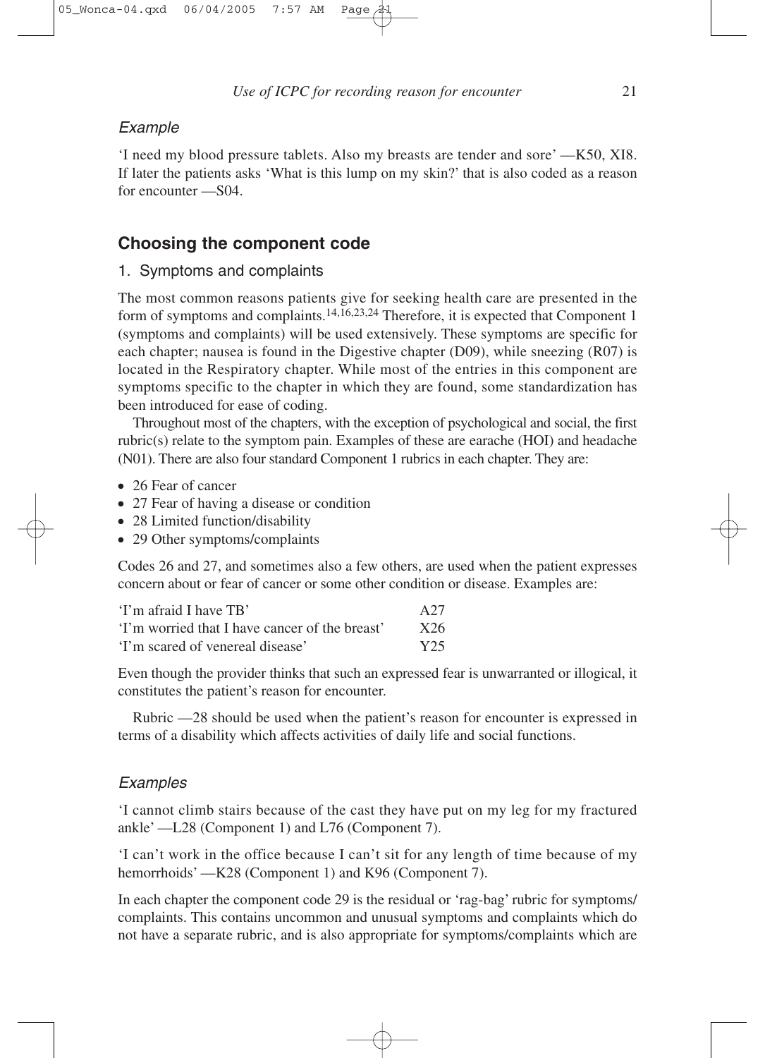*Example*

'I need my blood pressure tablets. Also my breasts are tender and sore' —K50, XI8. If later the patients asks 'What is this lump on my skin?' that is also coded as a reason for encounter —S04.

## Choosing the component code

### 1. Symptoms and complaints

The most common reasons patients give for seeking health care are presented in the form of symptoms and complaints.[14,16,23,24] Therefore, it is expected that Component 1 (symptoms and complaints) will be used extensively. These symptoms are specific for each chapter; nausea is found in the Digestive chapter (D09), while sneezing (R07) is located in the Respiratory chapter. While most of the entries in this component are symptoms specific to the chapter in which they are found, some standardization has been introduced for ease of coding.

Throughout most of the chapters, with the exception of psychological and social, the first rubric(s) relate to the symptom pain. Examples of these are earache (HOI) and headache (N01). There are also four standard Component 1 rubrics in each chapter. They are:

- 26 Fear of cancer
- 27 Fear of having a disease or condition
- 28 Limited function/disability
- 29 Other symptoms/complaints

Codes 26 and 27, and sometimes also a few others, are used when the patient expresses concern about or fear of cancer or some other condition or disease. Examples are:

| | |
|---|---|
| 'I'm afraid I have TB' | A27 |
| 'I'm worried that I have cancer of the breast' | X26 |
| 'I'm scared of venereal disease' | Y25 |

Even though the provider thinks that such an expressed fear is unwarranted or illogical, it constitutes the patient's reason for encounter.

Rubric —28 should be used when the patient's reason for encounter is expressed in terms of a disability which affects activities of daily life and social functions.

*Examples*

'I cannot climb stairs because of the cast they have put on my leg for my fractured ankle' —L28 (Component 1) and L76 (Component 7).

'I can't work in the office because I can't sit for any length of time because of my hemorrhoids' —K28 (Component 1) and K96 (Component 7).

In each chapter the component code 29 is the residual or 'rag-bag' rubric for symptoms/complaints. This contains uncommon and unusual symptoms and complaints which do not have a separate rubric, and is also appropriate for symptoms/complaints which are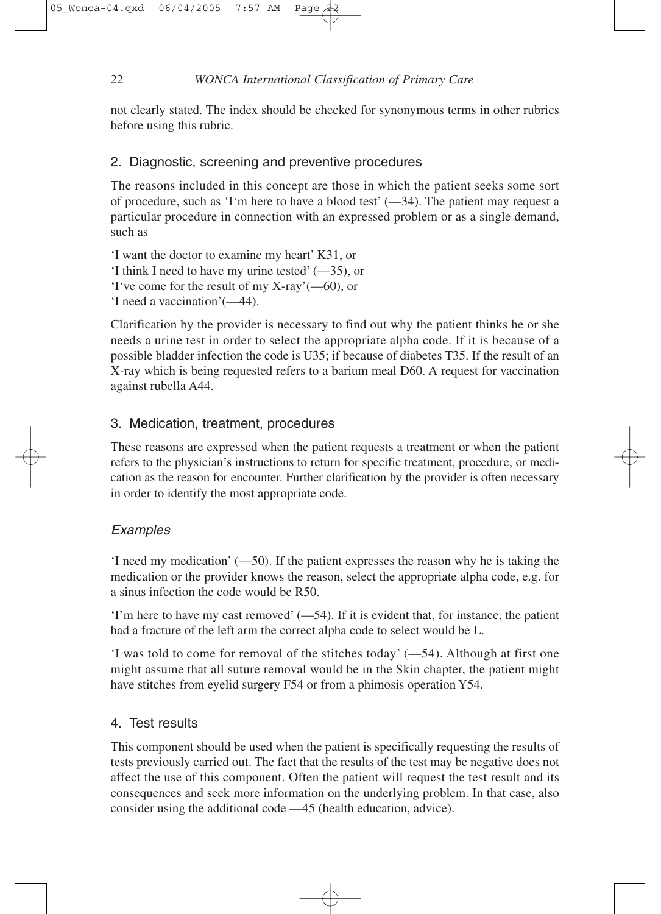not clearly stated. The index should be checked for synonymous terms in other rubrics before using this rubric.

## 2. Diagnostic, screening and preventive procedures

The reasons included in this concept are those in which the patient seeks some sort of procedure, such as 'I'm here to have a blood test' (—34). The patient may request a particular procedure in connection with an expressed problem or as a single demand, such as

'I want the doctor to examine my heart' K31, or
'I think I need to have my urine tested' (—35), or
'I've come for the result of my X-ray'(—60), or
'I need a vaccination'(—44).

Clarification by the provider is necessary to find out why the patient thinks he or she needs a urine test in order to select the appropriate alpha code. If it is because of a possible bladder infection the code is U35; if because of diabetes T35. If the result of an X-ray which is being requested refers to a barium meal D60. A request for vaccination against rubella A44.

## 3. Medication, treatment, procedures

These reasons are expressed when the patient requests a treatment or when the patient refers to the physician's instructions to return for specific treatment, procedure, or medication as the reason for encounter. Further clarification by the provider is often necessary in order to identify the most appropriate code.

### *Examples*

'I need my medication' (—50). If the patient expresses the reason why he is taking the medication or the provider knows the reason, select the appropriate alpha code, e.g. for a sinus infection the code would be R50.

'I'm here to have my cast removed' (—54). If it is evident that, for instance, the patient had a fracture of the left arm the correct alpha code to select would be L.

'I was told to come for removal of the stitches today' (—54). Although at first one might assume that all suture removal would be in the Skin chapter, the patient might have stitches from eyelid surgery F54 or from a phimosis operation Y54.

## 4. Test results

This component should be used when the patient is specifically requesting the results of tests previously carried out. The fact that the results of the test may be negative does not affect the use of this component. Often the patient will request the test result and its consequences and seek more information on the underlying problem. In that case, also consider using the additional code —45 (health education, advice).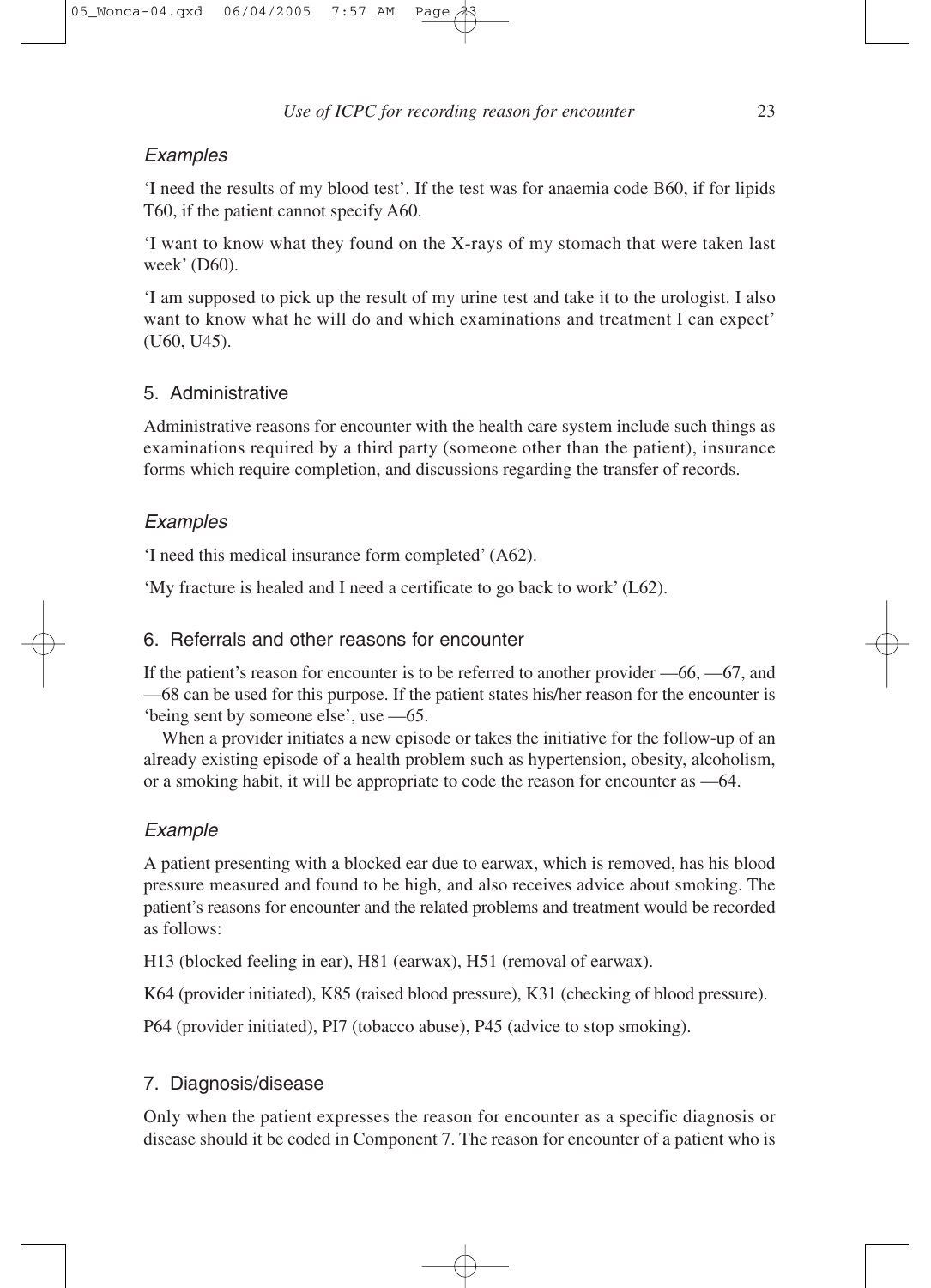### *Examples*

'I need the results of my blood test'. If the test was for anaemia code B60, if for lipids T60, if the patient cannot specify A60.

'I want to know what they found on the X-rays of my stomach that were taken last week' (D60).

'I am supposed to pick up the result of my urine test and take it to the urologist. I also want to know what he will do and which examinations and treatment I can expect' (U60, U45).

## 5. Administrative

Administrative reasons for encounter with the health care system include such things as examinations required by a third party (someone other than the patient), insurance forms which require completion, and discussions regarding the transfer of records.

### *Examples*

'I need this medical insurance form completed' (A62).

'My fracture is healed and I need a certificate to go back to work' (L62).

## 6. Referrals and other reasons for encounter

If the patient's reason for encounter is to be referred to another provider —66, —67, and —68 can be used for this purpose. If the patient states his/her reason for the encounter is 'being sent by someone else', use —65.

When a provider initiates a new episode or takes the initiative for the follow-up of an already existing episode of a health problem such as hypertension, obesity, alcoholism, or a smoking habit, it will be appropriate to code the reason for encounter as —64.

### *Example*

A patient presenting with a blocked ear due to earwax, which is removed, has his blood pressure measured and found to be high, and also receives advice about smoking. The patient's reasons for encounter and the related problems and treatment would be recorded as follows:

H13 (blocked feeling in ear), H81 (earwax), H51 (removal of earwax).

K64 (provider initiated), K85 (raised blood pressure), K31 (checking of blood pressure).

P64 (provider initiated), PI7 (tobacco abuse), P45 (advice to stop smoking).

## 7. Diagnosis/disease

Only when the patient expresses the reason for encounter as a specific diagnosis or disease should it be coded in Component 7. The reason for encounter of a patient who is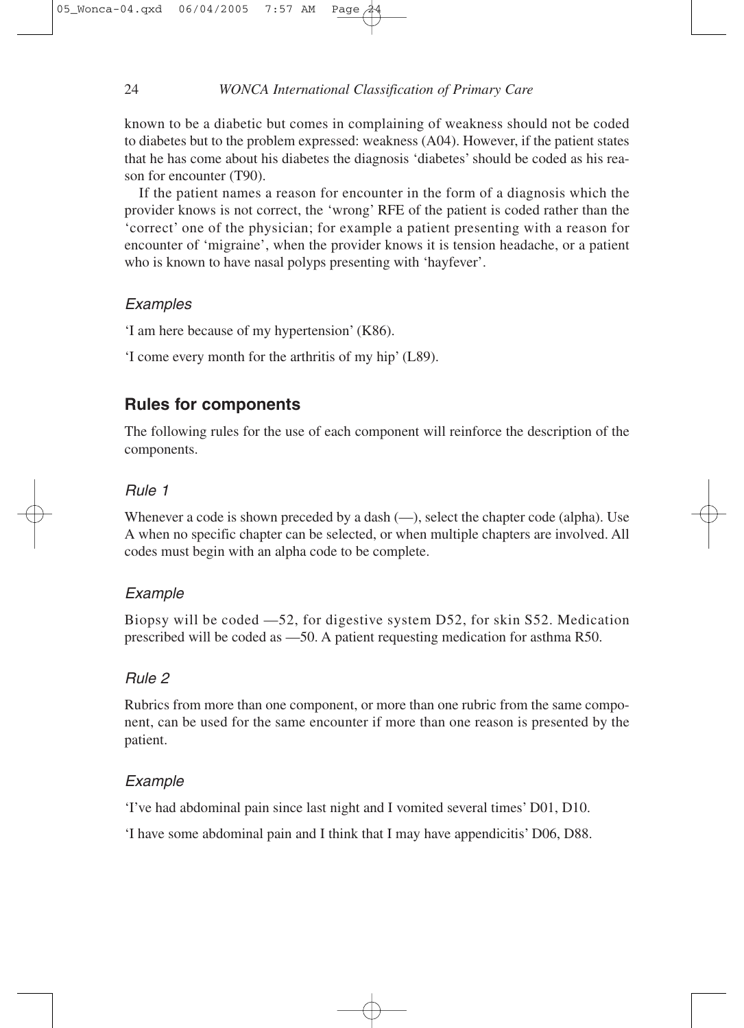known to be a diabetic but comes in complaining of weakness should not be coded to diabetes but to the problem expressed: weakness (A04). However, if the patient states that he has come about his diabetes the diagnosis 'diabetes' should be coded as his reason for encounter (T90).

If the patient names a reason for encounter in the form of a diagnosis which the provider knows is not correct, the 'wrong' RFE of the patient is coded rather than the 'correct' one of the physician; for example a patient presenting with a reason for encounter of 'migraine', when the provider knows it is tension headache, or a patient who is known to have nasal polyps presenting with 'hayfever'.

### *Examples*

'I am here because of my hypertension' (K86).

'I come every month for the arthritis of my hip' (L89).

## Rules for components

The following rules for the use of each component will reinforce the description of the components.

### *Rule 1*

Whenever a code is shown preceded by a dash (—), select the chapter code (alpha). Use A when no specific chapter can be selected, or when multiple chapters are involved. All codes must begin with an alpha code to be complete.

### *Example*

Biopsy will be coded —52, for digestive system D52, for skin S52. Medication prescribed will be coded as —50. A patient requesting medication for asthma R50.

### *Rule 2*

Rubrics from more than one component, or more than one rubric from the same component, can be used for the same encounter if more than one reason is presented by the patient.

### *Example*

'I've had abdominal pain since last night and I vomited several times' D01, D10.

'I have some abdominal pain and I think that I may have appendicitis' D06, D88.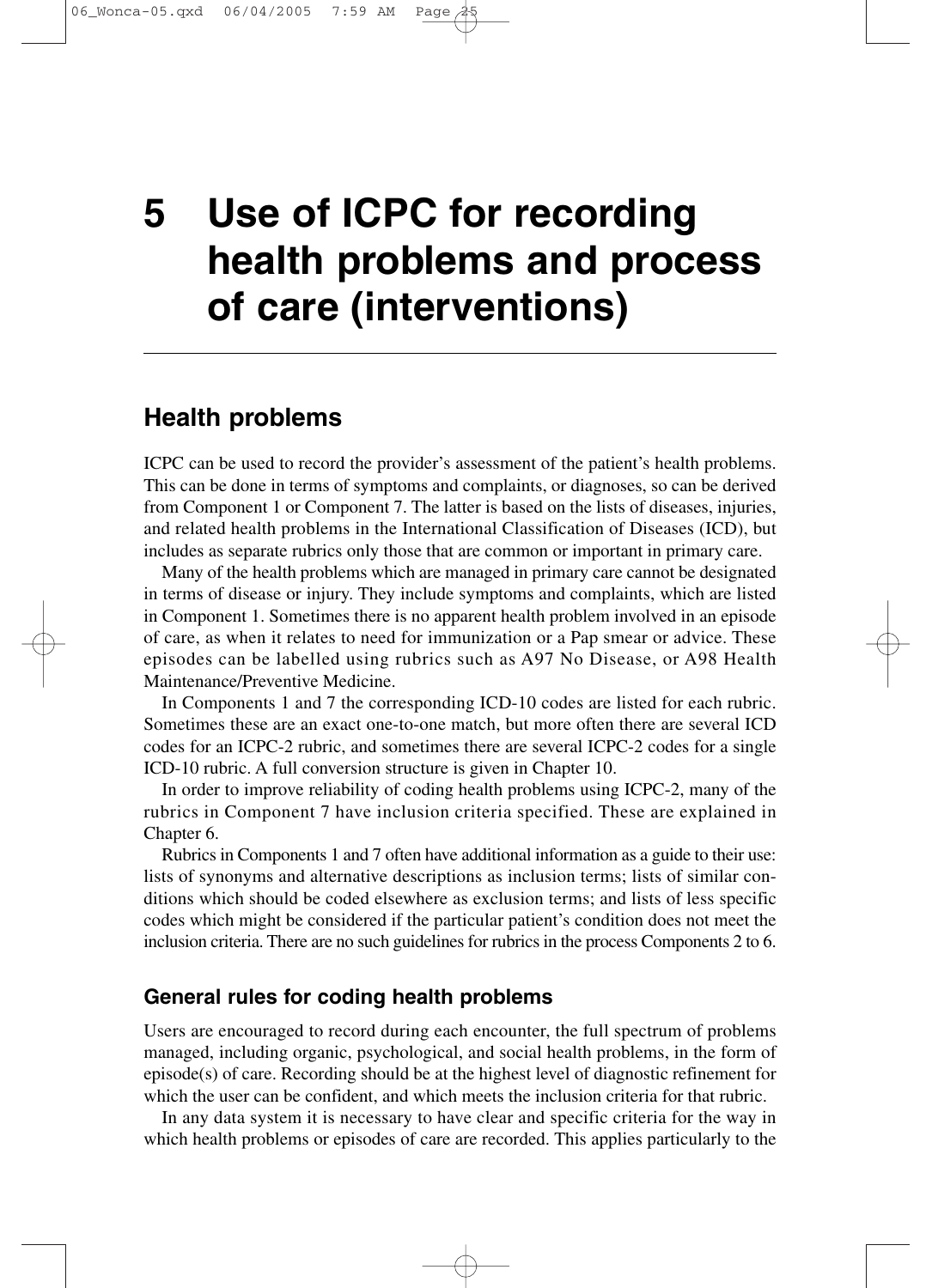# 5 Use of ICPC for recording health problems and process of care (interventions)

## Health problems

ICPC can be used to record the provider's assessment of the patient's health problems. This can be done in terms of symptoms and complaints, or diagnoses, so can be derived from Component 1 or Component 7. The latter is based on the lists of diseases, injuries, and related health problems in the International Classification of Diseases (ICD), but includes as separate rubrics only those that are common or important in primary care.

Many of the health problems which are managed in primary care cannot be designated in terms of disease or injury. They include symptoms and complaints, which are listed in Component 1. Sometimes there is no apparent health problem involved in an episode of care, as when it relates to need for immunization or a Pap smear or advice. These episodes can be labelled using rubrics such as A97 No Disease, or A98 Health Maintenance/Preventive Medicine.

In Components 1 and 7 the corresponding ICD-10 codes are listed for each rubric. Sometimes these are an exact one-to-one match, but more often there are several ICD codes for an ICPC-2 rubric, and sometimes there are several ICPC-2 codes for a single ICD-10 rubric. A full conversion structure is given in Chapter 10.

In order to improve reliability of coding health problems using ICPC-2, many of the rubrics in Component 7 have inclusion criteria specified. These are explained in Chapter 6.

Rubrics in Components 1 and 7 often have additional information as a guide to their use: lists of synonyms and alternative descriptions as inclusion terms; lists of similar conditions which should be coded elsewhere as exclusion terms; and lists of less specific codes which might be considered if the particular patient's condition does not meet the inclusion criteria. There are no such guidelines for rubrics in the process Components 2 to 6.

### General rules for coding health problems

Users are encouraged to record during each encounter, the full spectrum of problems managed, including organic, psychological, and social health problems, in the form of episode(s) of care. Recording should be at the highest level of diagnostic refinement for which the user can be confident, and which meets the inclusion criteria for that rubric.

In any data system it is necessary to have clear and specific criteria for the way in which health problems or episodes of care are recorded. This applies particularly to the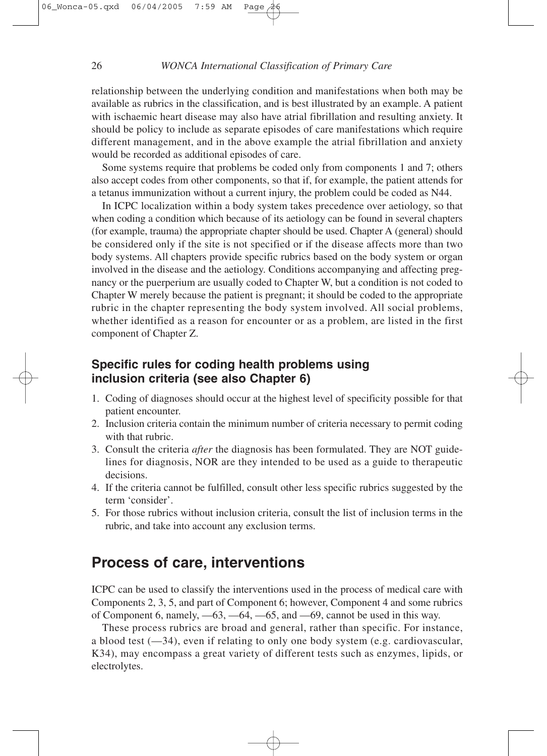relationship between the underlying condition and manifestations when both may be available as rubrics in the classification, and is best illustrated by an example. A patient with ischaemic heart disease may also have atrial fibrillation and resulting anxiety. It should be policy to include as separate episodes of care manifestations which require different management, and in the above example the atrial fibrillation and anxiety would be recorded as additional episodes of care.

Some systems require that problems be coded only from components 1 and 7; others also accept codes from other components, so that if, for example, the patient attends for a tetanus immunization without a current injury, the problem could be coded as N44.

In ICPC localization within a body system takes precedence over aetiology, so that when coding a condition which because of its aetiology can be found in several chapters (for example, trauma) the appropriate chapter should be used. Chapter A (general) should be considered only if the site is not specified or if the disease affects more than two body systems. All chapters provide specific rubrics based on the body system or organ involved in the disease and the aetiology. Conditions accompanying and affecting pregnancy or the puerperium are usually coded to Chapter W, but a condition is not coded to Chapter W merely because the patient is pregnant; it should be coded to the appropriate rubric in the chapter representing the body system involved. All social problems, whether identified as a reason for encounter or as a problem, are listed in the first component of Chapter Z.

### Specific rules for coding health problems using inclusion criteria (see also Chapter 6)

1. Coding of diagnoses should occur at the highest level of specificity possible for that patient encounter.
2. Inclusion criteria contain the minimum number of criteria necessary to permit coding with that rubric.
3. Consult the criteria *after* the diagnosis has been formulated. They are NOT guidelines for diagnosis, NOR are they intended to be used as a guide to therapeutic decisions.
4. If the criteria cannot be fulfilled, consult other less specific rubrics suggested by the term 'consider'.
5. For those rubrics without inclusion criteria, consult the list of inclusion terms in the rubric, and take into account any exclusion terms.

## Process of care, interventions

ICPC can be used to classify the interventions used in the process of medical care with Components 2, 3, 5, and part of Component 6; however, Component 4 and some rubrics of Component 6, namely, —63, —64, —65, and —69, cannot be used in this way.

These process rubrics are broad and general, rather than specific. For instance, a blood test (—34), even if relating to only one body system (e.g. cardiovascular, K34), may encompass a great variety of different tests such as enzymes, lipids, or electrolytes.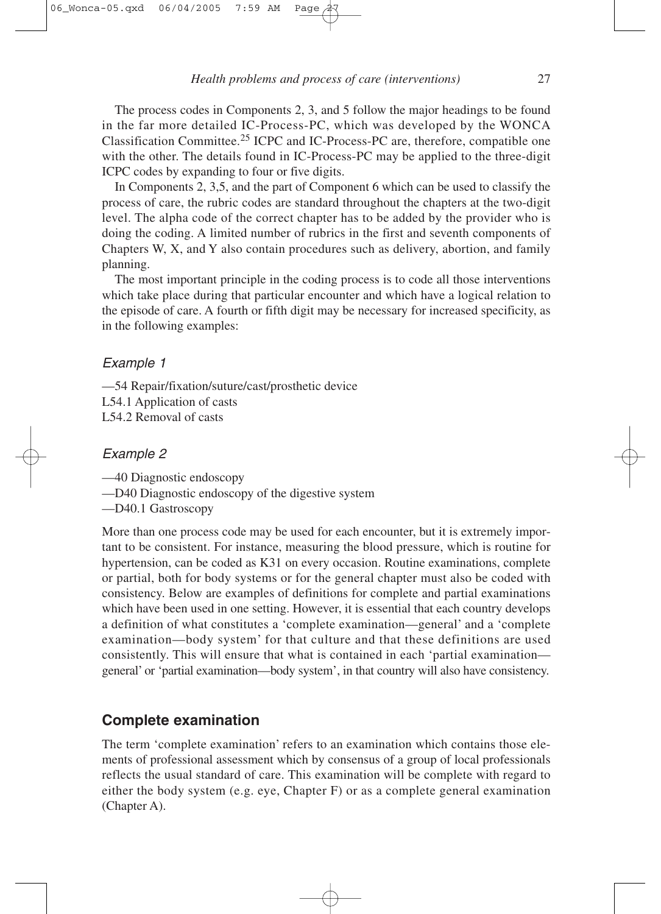The process codes in Components 2, 3, and 5 follow the major headings to be found in the far more detailed IC-Process-PC, which was developed by the WONCA Classification Committee.[25] ICPC and IC-Process-PC are, therefore, compatible one with the other. The details found in IC-Process-PC may be applied to the three-digit ICPC codes by expanding to four or five digits.

In Components 2, 3,5, and the part of Component 6 which can be used to classify the process of care, the rubric codes are standard throughout the chapters at the two-digit level. The alpha code of the correct chapter has to be added by the provider who is doing the coding. A limited number of rubrics in the first and seventh components of Chapters W, X, and Y also contain procedures such as delivery, abortion, and family planning.

The most important principle in the coding process is to code all those interventions which take place during that particular encounter and which have a logical relation to the episode of care. A fourth or fifth digit may be necessary for increased specificity, as in the following examples:

*Example 1*

—54 Repair/fixation/suture/cast/prosthetic device
L54.1 Application of casts
L54.2 Removal of casts

*Example 2*

—40 Diagnostic endoscopy
—D40 Diagnostic endoscopy of the digestive system
—D40.1 Gastroscopy

More than one process code may be used for each encounter, but it is extremely important to be consistent. For instance, measuring the blood pressure, which is routine for hypertension, can be coded as K31 on every occasion. Routine examinations, complete or partial, both for body systems or for the general chapter must also be coded with consistency. Below are examples of definitions for complete and partial examinations which have been used in one setting. However, it is essential that each country develops a definition of what constitutes a 'complete examination—general' and a 'complete examination—body system' for that culture and that these definitions are used consistently. This will ensure that what is contained in each 'partial examination—general' or 'partial examination—body system', in that country will also have consistency.

## Complete examination

The term 'complete examination' refers to an examination which contains those elements of professional assessment which by consensus of a group of local professionals reflects the usual standard of care. This examination will be complete with regard to either the body system (e.g. eye, Chapter F) or as a complete general examination (Chapter A).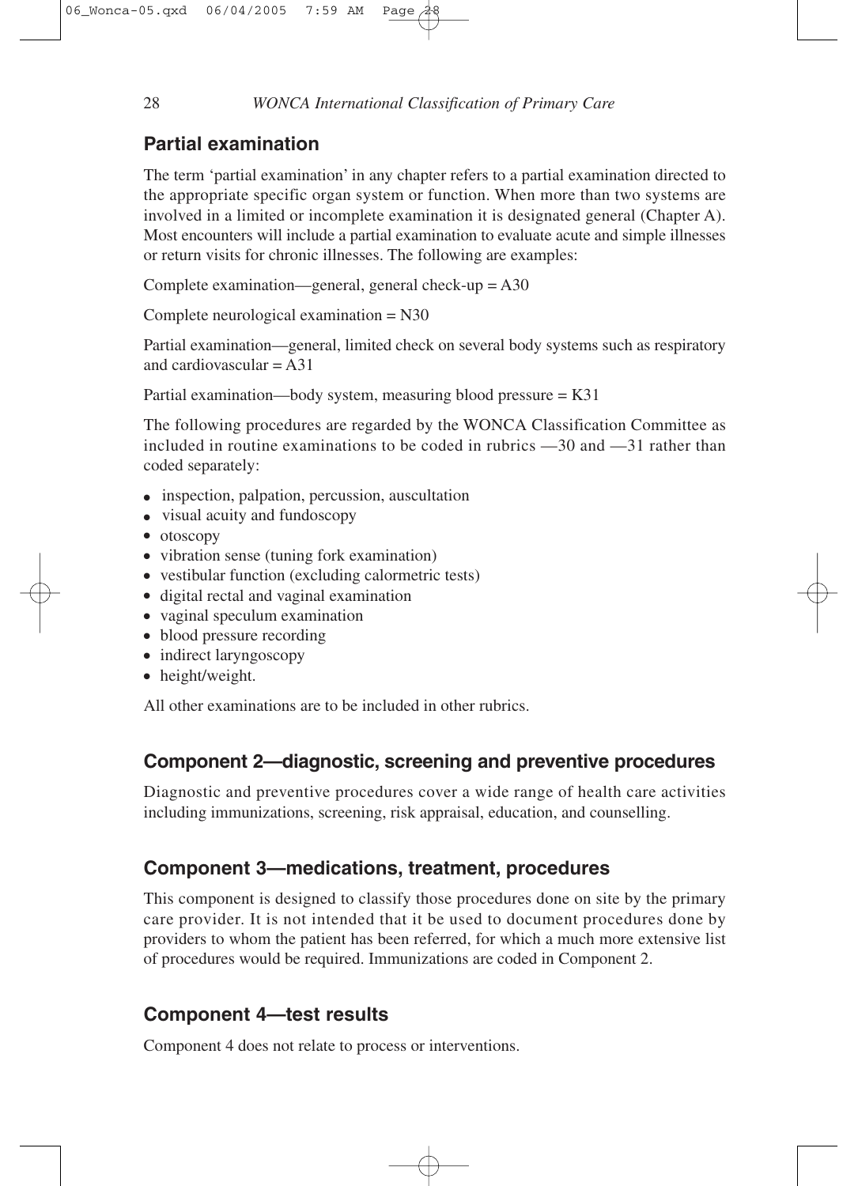## Partial examination

The term 'partial examination' in any chapter refers to a partial examination directed to the appropriate specific organ system or function. When more than two systems are involved in a limited or incomplete examination it is designated general (Chapter A). Most encounters will include a partial examination to evaluate acute and simple illnesses or return visits for chronic illnesses. The following are examples:

Complete examination—general, general check-up = A30

Complete neurological examination = N30

Partial examination—general, limited check on several body systems such as respiratory and cardiovascular = A31

Partial examination—body system, measuring blood pressure = K31

The following procedures are regarded by the WONCA Classification Committee as included in routine examinations to be coded in rubrics —30 and —31 rather than coded separately:

- inspection, palpation, percussion, auscultation
- visual acuity and fundoscopy
- otoscopy
- vibration sense (tuning fork examination)
- vestibular function (excluding calormetric tests)
- digital rectal and vaginal examination
- vaginal speculum examination
- blood pressure recording
- indirect laryngoscopy
- height/weight.

All other examinations are to be included in other rubrics.

## Component 2—diagnostic, screening and preventive procedures

Diagnostic and preventive procedures cover a wide range of health care activities including immunizations, screening, risk appraisal, education, and counselling.

## Component 3—medications, treatment, procedures

This component is designed to classify those procedures done on site by the primary care provider. It is not intended that it be used to document procedures done by providers to whom the patient has been referred, for which a much more extensive list of procedures would be required. Immunizations are coded in Component 2.

## Component 4—test results

Component 4 does not relate to process or interventions.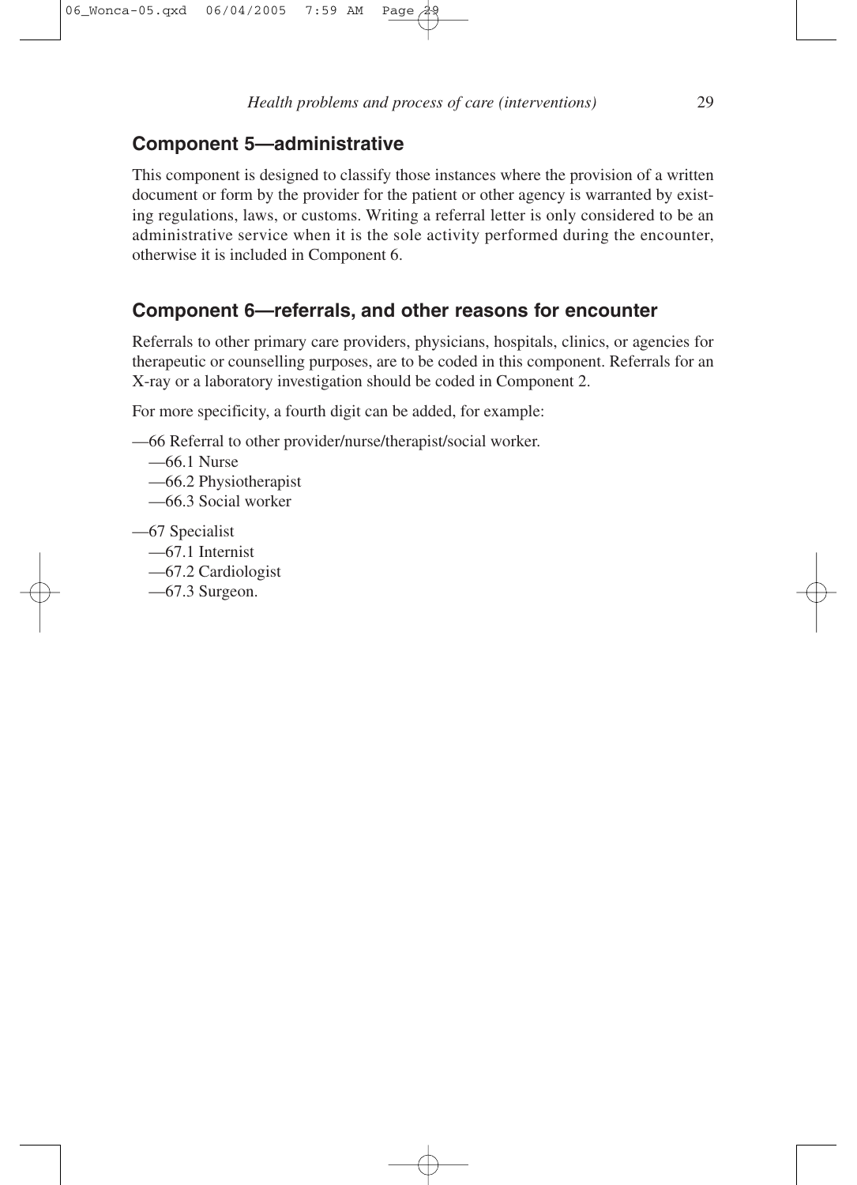## Component 5—administrative

This component is designed to classify those instances where the provision of a written document or form by the provider for the patient or other agency is warranted by existing regulations, laws, or customs. Writing a referral letter is only considered to be an administrative service when it is the sole activity performed during the encounter, otherwise it is included in Component 6.

## Component 6—referrals, and other reasons for encounter

Referrals to other primary care providers, physicians, hospitals, clinics, or agencies for therapeutic or counselling purposes, are to be coded in this component. Referrals for an X-ray or a laboratory investigation should be coded in Component 2.

For more specificity, a fourth digit can be added, for example:

—66 Referral to other provider/nurse/therapist/social worker.

- —66.1 Nurse
- —66.2 Physiotherapist
- —66.3 Social worker

—67 Specialist

- —67.1 Internist
- —67.2 Cardiologist
- —67.3 Surgeon.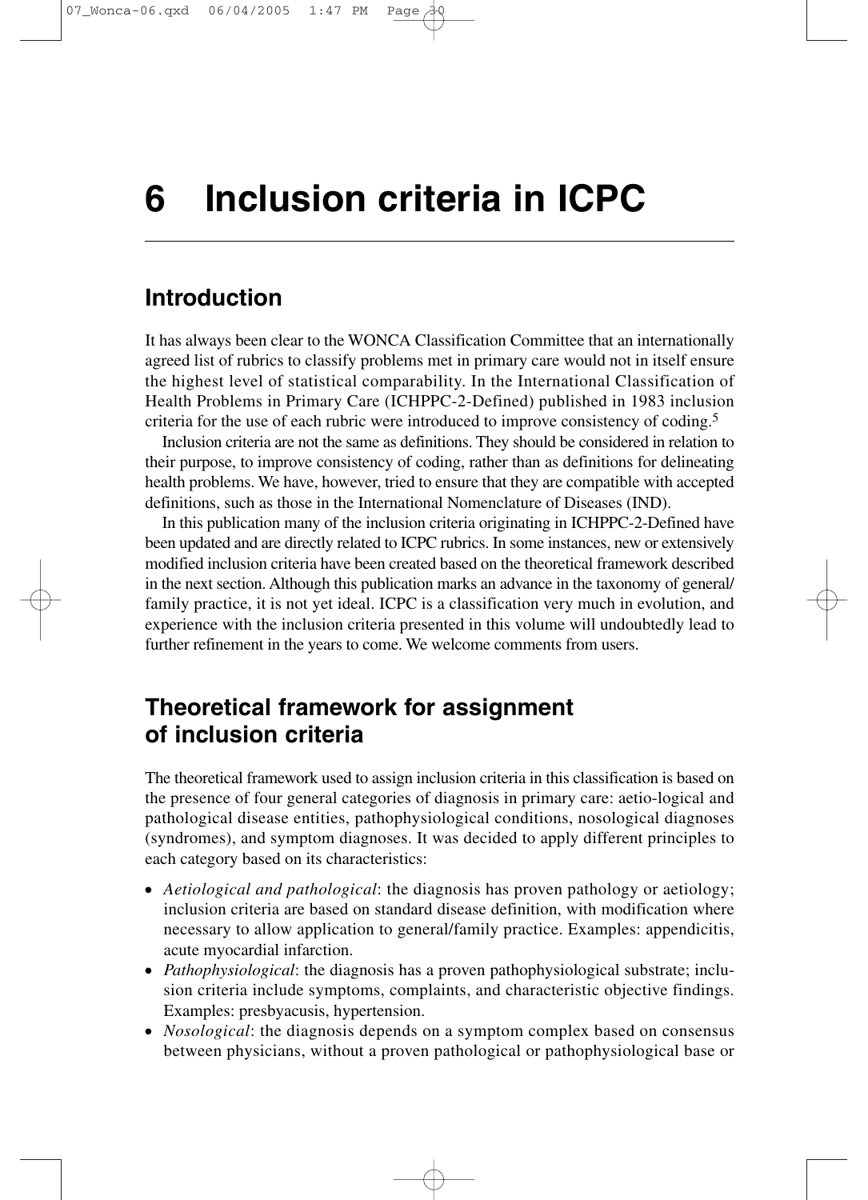# 6 Inclusion criteria in ICPC

## Introduction

It has always been clear to the WONCA Classification Committee that an internationally agreed list of rubrics to classify problems met in primary care would not in itself ensure the highest level of statistical comparability. In the International Classification of Health Problems in Primary Care (ICHPPC-2-Defined) published in 1983 inclusion criteria for the use of each rubric were introduced to improve consistency of coding.[5]

Inclusion criteria are not the same as definitions. They should be considered in relation to their purpose, to improve consistency of coding, rather than as definitions for delineating health problems. We have, however, tried to ensure that they are compatible with accepted definitions, such as those in the International Nomenclature of Diseases (IND).

In this publication many of the inclusion criteria originating in ICHPPC-2-Defined have been updated and are directly related to ICPC rubrics. In some instances, new or extensively modified inclusion criteria have been created based on the theoretical framework described in the next section. Although this publication marks an advance in the taxonomy of general/family practice, it is not yet ideal. ICPC is a classification very much in evolution, and experience with the inclusion criteria presented in this volume will undoubtedly lead to further refinement in the years to come. We welcome comments from users.

## Theoretical framework for assignment of inclusion criteria

The theoretical framework used to assign inclusion criteria in this classification is based on the presence of four general categories of diagnosis in primary care: aetio-logical and pathological disease entities, pathophysiological conditions, nosological diagnoses (syndromes), and symptom diagnoses. It was decided to apply different principles to each category based on its characteristics:

- *Aetiological and pathological*: the diagnosis has proven pathology or aetiology; inclusion criteria are based on standard disease definition, with modification where necessary to allow application to general/family practice. Examples: appendicitis, acute myocardial infarction.
- *Pathophysiological*: the diagnosis has a proven pathophysiological substrate; inclusion criteria include symptoms, complaints, and characteristic objective findings. Examples: presbyacusis, hypertension.
- *Nosological*: the diagnosis depends on a symptom complex based on consensus between physicians, without a proven pathological or pathophysiological base or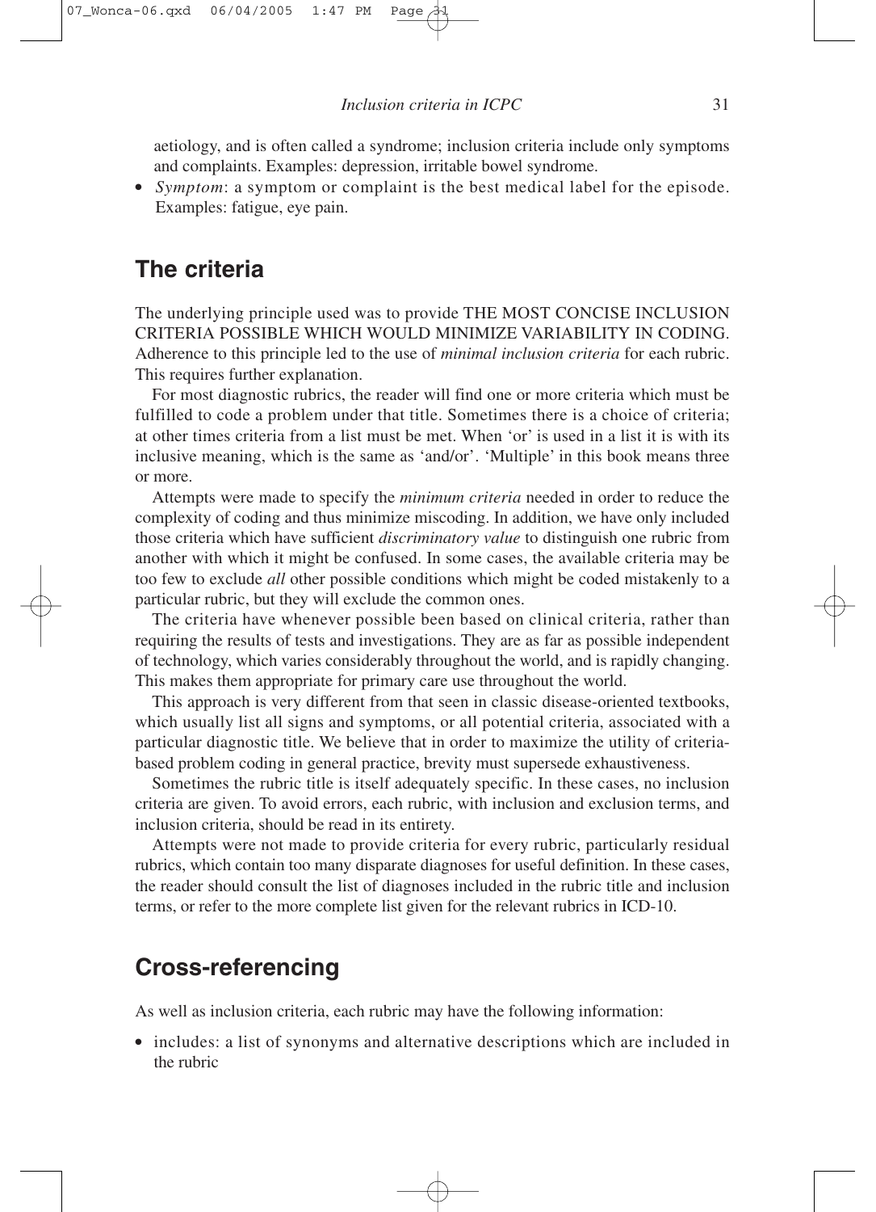aetiology, and is often called a syndrome; inclusion criteria include only symptoms and complaints. Examples: depression, irritable bowel syndrome.

- *Symptom*: a symptom or complaint is the best medical label for the episode. Examples: fatigue, eye pain.

## The criteria

The underlying principle used was to provide THE MOST CONCISE INCLUSION CRITERIA POSSIBLE WHICH WOULD MINIMIZE VARIABILITY IN CODING. Adherence to this principle led to the use of *minimal inclusion criteria* for each rubric. This requires further explanation.

For most diagnostic rubrics, the reader will find one or more criteria which must be fulfilled to code a problem under that title. Sometimes there is a choice of criteria; at other times criteria from a list must be met. When 'or' is used in a list it is with its inclusive meaning, which is the same as 'and/or'. 'Multiple' in this book means three or more.

Attempts were made to specify the *minimum criteria* needed in order to reduce the complexity of coding and thus minimize miscoding. In addition, we have only included those criteria which have sufficient *discriminatory value* to distinguish one rubric from another with which it might be confused. In some cases, the available criteria may be too few to exclude *all* other possible conditions which might be coded mistakenly to a particular rubric, but they will exclude the common ones.

The criteria have whenever possible been based on clinical criteria, rather than requiring the results of tests and investigations. They are as far as possible independent of technology, which varies considerably throughout the world, and is rapidly changing. This makes them appropriate for primary care use throughout the world.

This approach is very different from that seen in classic disease-oriented textbooks, which usually list all signs and symptoms, or all potential criteria, associated with a particular diagnostic title. We believe that in order to maximize the utility of criteria-based problem coding in general practice, brevity must supersede exhaustiveness.

Sometimes the rubric title is itself adequately specific. In these cases, no inclusion criteria are given. To avoid errors, each rubric, with inclusion and exclusion terms, and inclusion criteria, should be read in its entirety.

Attempts were not made to provide criteria for every rubric, particularly residual rubrics, which contain too many disparate diagnoses for useful definition. In these cases, the reader should consult the list of diagnoses included in the rubric title and inclusion terms, or refer to the more complete list given for the relevant rubrics in ICD-10.

## Cross-referencing

As well as inclusion criteria, each rubric may have the following information:

- includes: a list of synonyms and alternative descriptions which are included in the rubric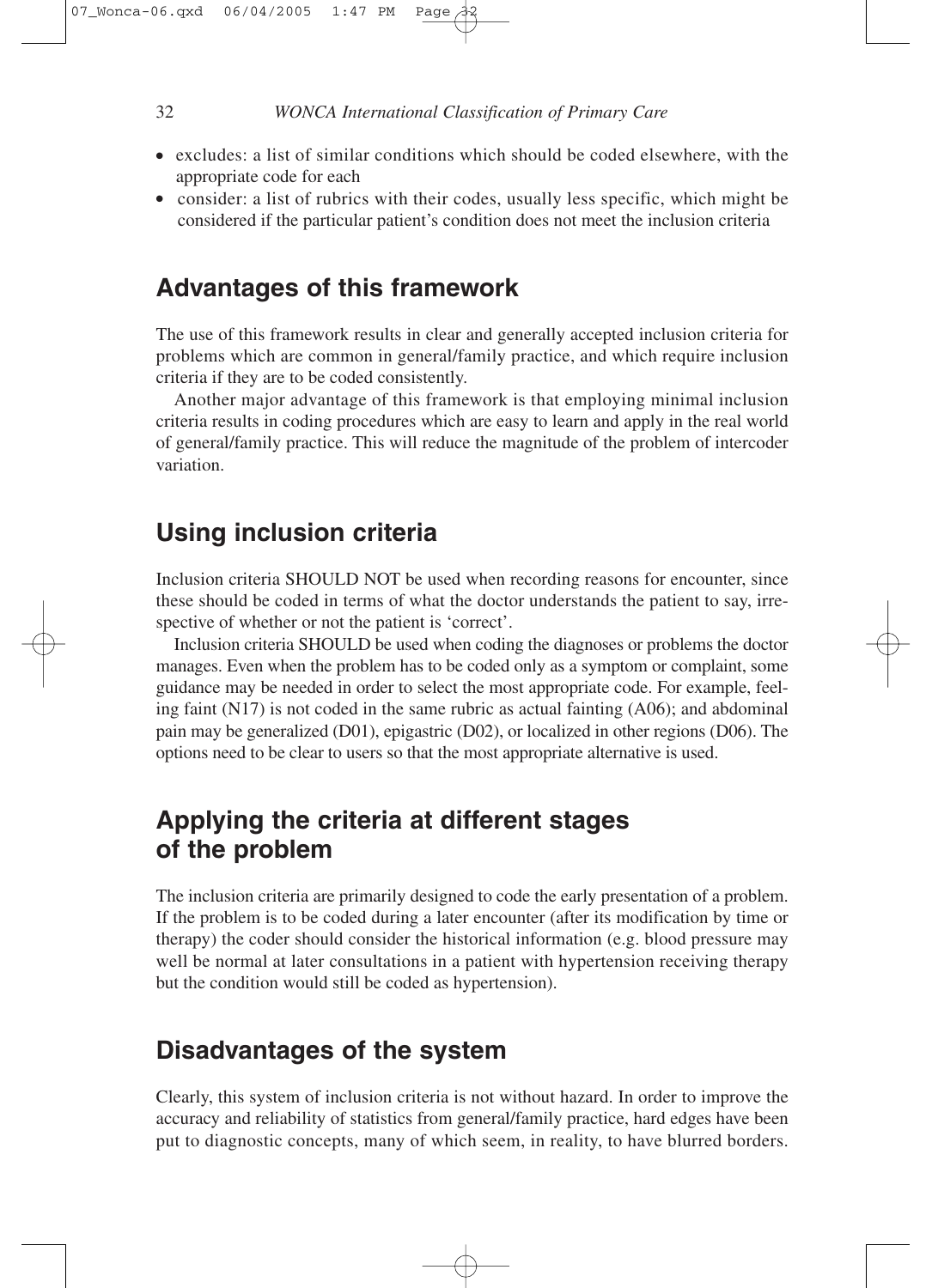- excludes: a list of similar conditions which should be coded elsewhere, with the appropriate code for each
- consider: a list of rubrics with their codes, usually less specific, which might be considered if the particular patient's condition does not meet the inclusion criteria

## Advantages of this framework

The use of this framework results in clear and generally accepted inclusion criteria for problems which are common in general/family practice, and which require inclusion criteria if they are to be coded consistently.

Another major advantage of this framework is that employing minimal inclusion criteria results in coding procedures which are easy to learn and apply in the real world of general/family practice. This will reduce the magnitude of the problem of intercoder variation.

## Using inclusion criteria

Inclusion criteria SHOULD NOT be used when recording reasons for encounter, since these should be coded in terms of what the doctor understands the patient to say, irrespective of whether or not the patient is 'correct'.

Inclusion criteria SHOULD be used when coding the diagnoses or problems the doctor manages. Even when the problem has to be coded only as a symptom or complaint, some guidance may be needed in order to select the most appropriate code. For example, feeling faint (N17) is not coded in the same rubric as actual fainting (A06); and abdominal pain may be generalized (D01), epigastric (D02), or localized in other regions (D06). The options need to be clear to users so that the most appropriate alternative is used.

## Applying the criteria at different stages of the problem

The inclusion criteria are primarily designed to code the early presentation of a problem. If the problem is to be coded during a later encounter (after its modification by time or therapy) the coder should consider the historical information (e.g. blood pressure may well be normal at later consultations in a patient with hypertension receiving therapy but the condition would still be coded as hypertension).

## Disadvantages of the system

Clearly, this system of inclusion criteria is not without hazard. In order to improve the accuracy and reliability of statistics from general/family practice, hard edges have been put to diagnostic concepts, many of which seem, in reality, to have blurred borders.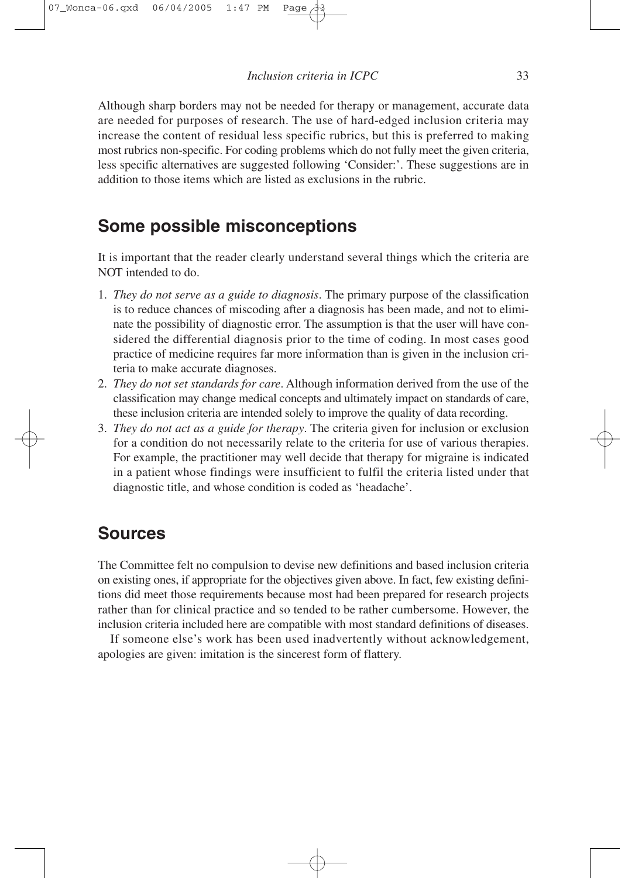Although sharp borders may not be needed for therapy or management, accurate data are needed for purposes of research. The use of hard-edged inclusion criteria may increase the content of residual less specific rubrics, but this is preferred to making most rubrics non-specific. For coding problems which do not fully meet the given criteria, less specific alternatives are suggested following 'Consider:'. These suggestions are in addition to those items which are listed as exclusions in the rubric.

## Some possible misconceptions

It is important that the reader clearly understand several things which the criteria are NOT intended to do.

1. *They do not serve as a guide to diagnosis*. The primary purpose of the classification is to reduce chances of miscoding after a diagnosis has been made, and not to eliminate the possibility of diagnostic error. The assumption is that the user will have considered the differential diagnosis prior to the time of coding. In most cases good practice of medicine requires far more information than is given in the inclusion criteria to make accurate diagnoses.
2. *They do not set standards for care*. Although information derived from the use of the classification may change medical concepts and ultimately impact on standards of care, these inclusion criteria are intended solely to improve the quality of data recording.
3. *They do not act as a guide for therapy*. The criteria given for inclusion or exclusion for a condition do not necessarily relate to the criteria for use of various therapies. For example, the practitioner may well decide that therapy for migraine is indicated in a patient whose findings were insufficient to fulfil the criteria listed under that diagnostic title, and whose condition is coded as 'headache'.

## Sources

The Committee felt no compulsion to devise new definitions and based inclusion criteria on existing ones, if appropriate for the objectives given above. In fact, few existing definitions did meet those requirements because most had been prepared for research projects rather than for clinical practice and so tended to be rather cumbersome. However, the inclusion criteria included here are compatible with most standard definitions of diseases.

If someone else's work has been used inadvertently without acknowledgement, apologies are given: imitation is the sincerest form of flattery.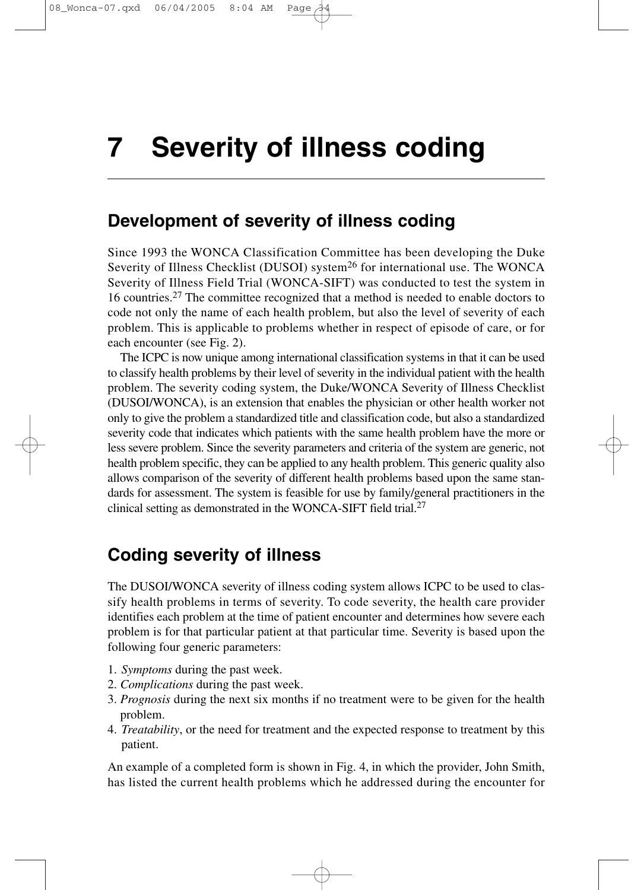# 7 Severity of illness coding

## Development of severity of illness coding

Since 1993 the WONCA Classification Committee has been developing the Duke Severity of Illness Checklist (DUSOI) system[26] for international use. The WONCA Severity of Illness Field Trial (WONCA-SIFT) was conducted to test the system in 16 countries.[27] The committee recognized that a method is needed to enable doctors to code not only the name of each health problem, but also the level of severity of each problem. This is applicable to problems whether in respect of episode of care, or for each encounter (see Fig. 2).

The ICPC is now unique among international classification systems in that it can be used to classify health problems by their level of severity in the individual patient with the health problem. The severity coding system, the Duke/WONCA Severity of Illness Checklist (DUSOI/WONCA), is an extension that enables the physician or other health worker not only to give the problem a standardized title and classification code, but also a standardized severity code that indicates which patients with the same health problem have the more or less severe problem. Since the severity parameters and criteria of the system are generic, not health problem specific, they can be applied to any health problem. This generic quality also allows comparison of the severity of different health problems based upon the same standards for assessment. The system is feasible for use by family/general practitioners in the clinical setting as demonstrated in the WONCA-SIFT field trial.[27]

## Coding severity of illness

The DUSOI/WONCA severity of illness coding system allows ICPC to be used to classify health problems in terms of severity. To code severity, the health care provider identifies each problem at the time of patient encounter and determines how severe each problem is for that particular patient at that particular time. Severity is based upon the following four generic parameters:

1. *Symptoms* during the past week.
2. *Complications* during the past week.
3. *Prognosis* during the next six months if no treatment were to be given for the health problem.
4. *Treatability*, or the need for treatment and the expected response to treatment by this patient.

An example of a completed form is shown in Fig. 4, in which the provider, John Smith, has listed the current health problems which he addressed during the encounter for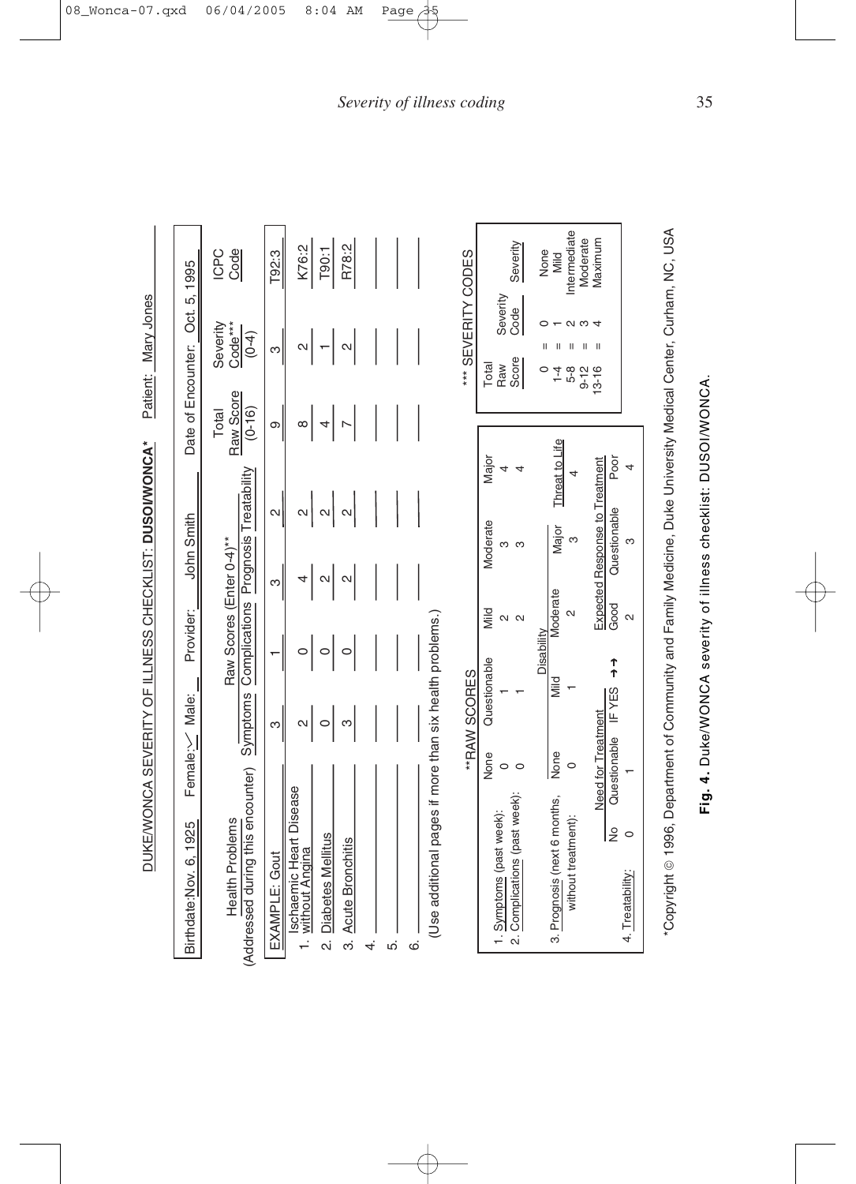## DUKE/WONCA SEVERITY OF ILLNESS CHECKLIST: **DUSOI/WONCA***

Birthdate: Nov. 6, 1925 Female: ✓ Male: ___ Provider: John Smith Patient: Mary Jones Date of Encounter: Oct. 5, 1995

| Health Problems (Addressed during this encounter) | Raw Scores (Enter 0-4)** Symptoms | Complications | Prognosis | Treatability | Total Raw Score (0-16) | Severity Code*** (0-4) | ICPC Code |
|---|---|---|---|---|---|---|---|
| EXAMPLE: Gout | 3 | 1 | 3 | 2 | 9 | 3 | T92:3 |
| 1. Ischaemic Heart Disease without Angina | 2 | 0 | 4 | 2 | 8 | 2 | K76:2 |
| 2. Diabetes Mellitus | 0 | 0 | 2 | 2 | 4 | 1 | T90:1 |
| 3. Acute Bronchitis | 3 | 0 | 2 | 2 | 7 | 2 | R78:2 |
| 4. | | | | | | | |
| 5. | | | | | | | |
| 6. | | | | | | | |

(Use additional pages if more than six health problems.)

**RAW SCORES

| | None | Questionable | Mild | Moderate | Major |
|---|---|---|---|---|---|
| 1. Symptoms (past week): | 0 | 1 | 2 | 3 | 4 |
| 2. Complications (past week): | 0 | 1 | 2 | 3 | 4 |

| | Disability: None | Mild | Moderate | Major | Threat to Life |
|---|---|---|---|---|---|
| 3. Prognosis (next 6 months, without treatment): | 0 | 1 | 2 | 3 | 4 |

| | Need for Treatment: No | Questionable | IF YES →→ | Expected Response to Treatment: Good | Questionable | Poor |
|---|---|---|---|---|---|---|
| 4. Treatability: | 0 | 1 | | 2 | 3 | 4 |

*** SEVERITY CODES

| Total Raw Score | | Severity Code | Severity |
|---|---|---|---|
| 0 | = | 0 | None |
| 1-4 | = | 1 | Mild |
| 5-8 | = | 2 | Intermediate |
| 9-12 | = | 3 | Moderate |
| 13-16 | = | 4 | Maximum |

*Copyright © 1996, Department of Community and Family Medicine, Duke University Medical Center, Durham, NC, USA

**Fig. 4.** Duke/WONCA severity of illness checklist: DUSOI/WONCA.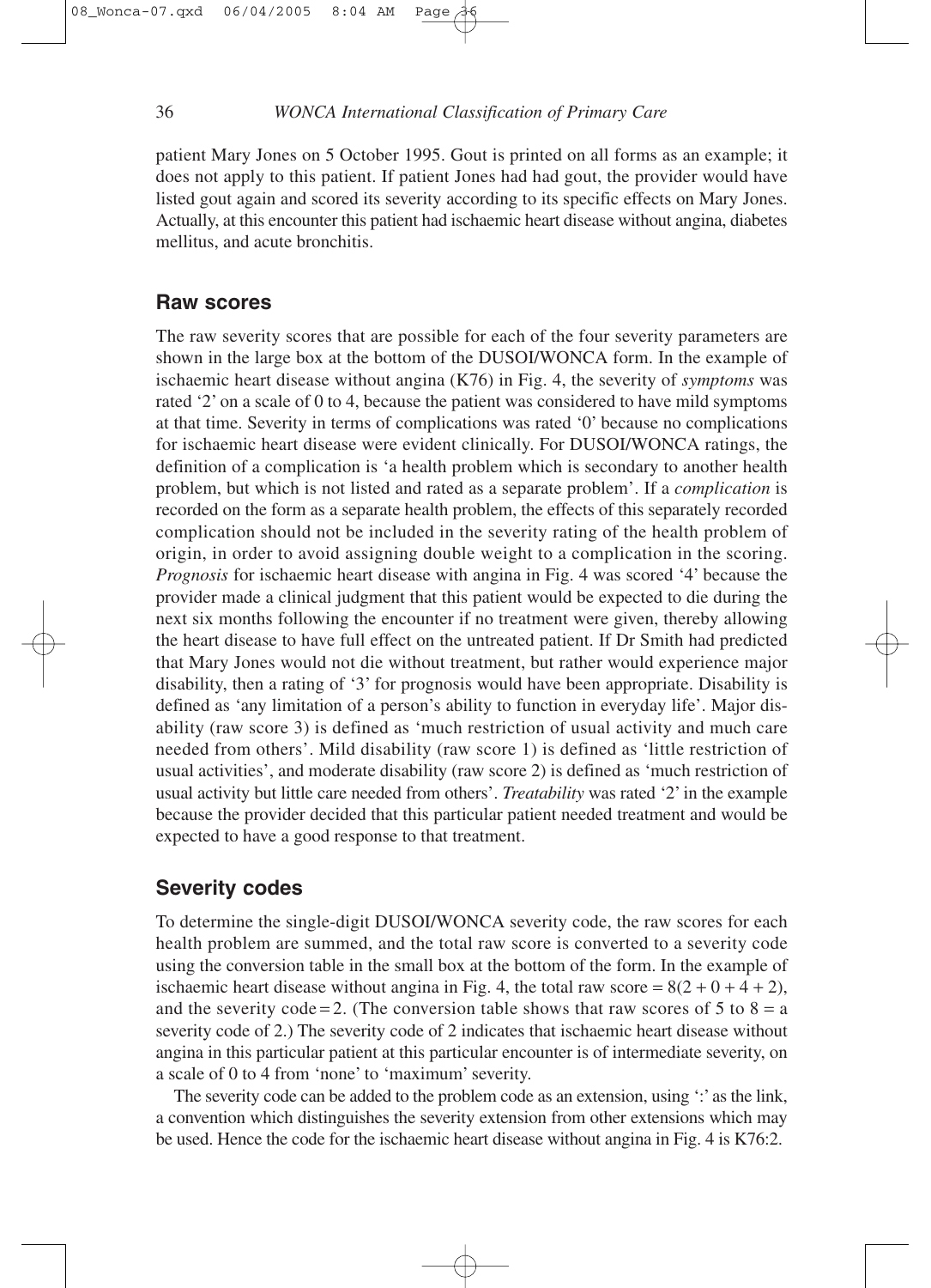patient Mary Jones on 5 October 1995. Gout is printed on all forms as an example; it does not apply to this patient. If patient Jones had had gout, the provider would have listed gout again and scored its severity according to its specific effects on Mary Jones. Actually, at this encounter this patient had ischaemic heart disease without angina, diabetes mellitus, and acute bronchitis.

## Raw scores

The raw severity scores that are possible for each of the four severity parameters are shown in the large box at the bottom of the DUSOI/WONCA form. In the example of ischaemic heart disease without angina (K76) in Fig. 4, the severity of *symptoms* was rated '2' on a scale of 0 to 4, because the patient was considered to have mild symptoms at that time. Severity in terms of complications was rated '0' because no complications for ischaemic heart disease were evident clinically. For DUSOI/WONCA ratings, the definition of a complication is 'a health problem which is secondary to another health problem, but which is not listed and rated as a separate problem'. If a *complication* is recorded on the form as a separate health problem, the effects of this separately recorded complication should not be included in the severity rating of the health problem of origin, in order to avoid assigning double weight to a complication in the scoring. *Prognosis* for ischaemic heart disease with angina in Fig. 4 was scored '4' because the provider made a clinical judgment that this patient would be expected to die during the next six months following the encounter if no treatment were given, thereby allowing the heart disease to have full effect on the untreated patient. If Dr Smith had predicted that Mary Jones would not die without treatment, but rather would experience major disability, then a rating of '3' for prognosis would have been appropriate. Disability is defined as 'any limitation of a person's ability to function in everyday life'. Major disability (raw score 3) is defined as 'much restriction of usual activity and much care needed from others'. Mild disability (raw score 1) is defined as 'little restriction of usual activities', and moderate disability (raw score 2) is defined as 'much restriction of usual activity but little care needed from others'. *Treatability* was rated '2' in the example because the provider decided that this particular patient needed treatment and would be expected to have a good response to that treatment.

## Severity codes

To determine the single-digit DUSOI/WONCA severity code, the raw scores for each health problem are summed, and the total raw score is converted to a severity code using the conversion table in the small box at the bottom of the form. In the example of ischaemic heart disease without angina in Fig. 4, the total raw score = 8(2 + 0 + 4 + 2), and the severity code = 2. (The conversion table shows that raw scores of 5 to 8 = a severity code of 2.) The severity code of 2 indicates that ischaemic heart disease without angina in this particular patient at this particular encounter is of intermediate severity, on a scale of 0 to 4 from 'none' to 'maximum' severity.

The severity code can be added to the problem code as an extension, using ':' as the link, a convention which distinguishes the severity extension from other extensions which may be used. Hence the code for the ischaemic heart disease without angina in Fig. 4 is K76:2.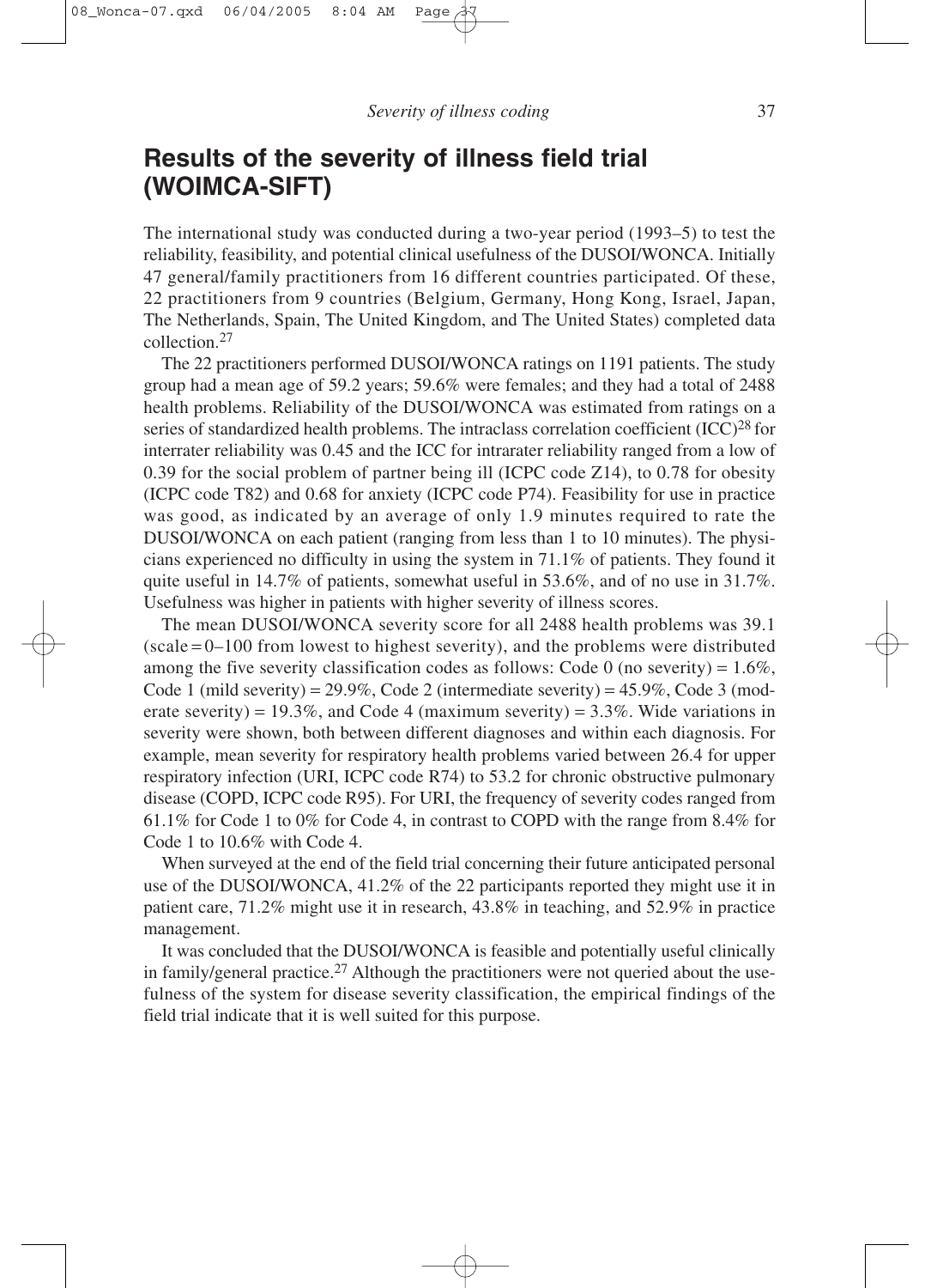## Results of the severity of illness field trial (WOIMCA-SIFT)

The international study was conducted during a two-year period (1993–5) to test the reliability, feasibility, and potential clinical usefulness of the DUSOI/WONCA. Initially 47 general/family practitioners from 16 different countries participated. Of these, 22 practitioners from 9 countries (Belgium, Germany, Hong Kong, Israel, Japan, The Netherlands, Spain, The United Kingdom, and The United States) completed data collection.[27]

The 22 practitioners performed DUSOI/WONCA ratings on 1191 patients. The study group had a mean age of 59.2 years; 59.6% were females; and they had a total of 2488 health problems. Reliability of the DUSOI/WONCA was estimated from ratings on a series of standardized health problems. The intraclass correlation coefficient (ICC)[28] for interrater reliability was 0.45 and the ICC for intrarater reliability ranged from a low of 0.39 for the social problem of partner being ill (ICPC code Z14), to 0.78 for obesity (ICPC code T82) and 0.68 for anxiety (ICPC code P74). Feasibility for use in practice was good, as indicated by an average of only 1.9 minutes required to rate the DUSOI/WONCA on each patient (ranging from less than 1 to 10 minutes). The physicians experienced no difficulty in using the system in 71.1% of patients. They found it quite useful in 14.7% of patients, somewhat useful in 53.6%, and of no use in 31.7%. Usefulness was higher in patients with higher severity of illness scores.

The mean DUSOI/WONCA severity score for all 2488 health problems was 39.1 (scale = 0–100 from lowest to highest severity), and the problems were distributed among the five severity classification codes as follows: Code 0 (no severity) = 1.6%, Code 1 (mild severity) = 29.9%, Code 2 (intermediate severity) = 45.9%, Code 3 (moderate severity) = 19.3%, and Code 4 (maximum severity) = 3.3%. Wide variations in severity were shown, both between different diagnoses and within each diagnosis. For example, mean severity for respiratory health problems varied between 26.4 for upper respiratory infection (URI, ICPC code R74) to 53.2 for chronic obstructive pulmonary disease (COPD, ICPC code R95). For URI, the frequency of severity codes ranged from 61.1% for Code 1 to 0% for Code 4, in contrast to COPD with the range from 8.4% for Code 1 to 10.6% with Code 4.

When surveyed at the end of the field trial concerning their future anticipated personal use of the DUSOI/WONCA, 41.2% of the 22 participants reported they might use it in patient care, 71.2% might use it in research, 43.8% in teaching, and 52.9% in practice management.

It was concluded that the DUSOI/WONCA is feasible and potentially useful clinically in family/general practice.[27] Although the practitioners were not queried about the usefulness of the system for disease severity classification, the empirical findings of the field trial indicate that it is well suited for this purpose.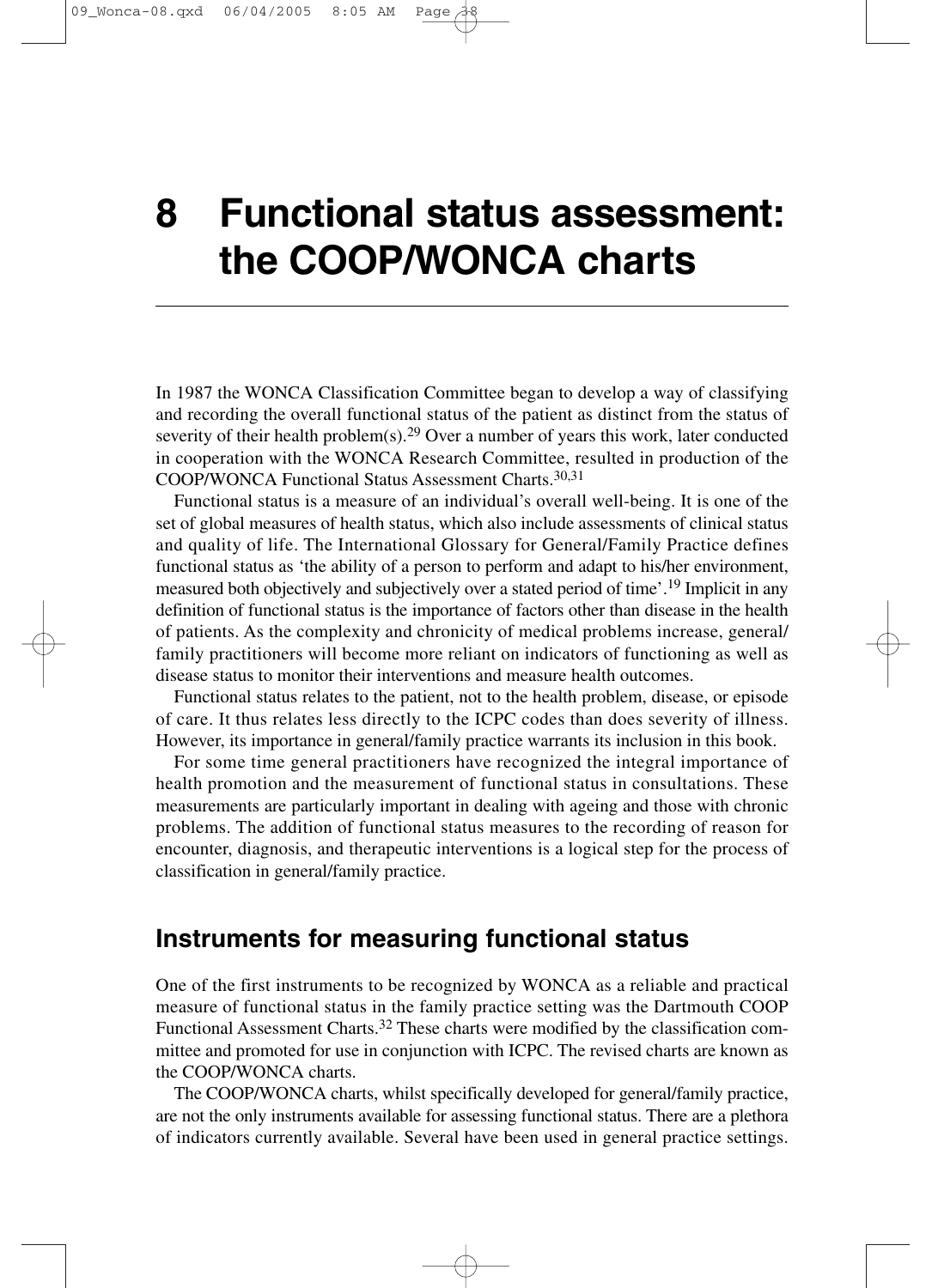# 8 Functional status assessment: the COOP/WONCA charts

In 1987 the WONCA Classification Committee began to develop a way of classifying and recording the overall functional status of the patient as distinct from the status of severity of their health problem(s).[29] Over a number of years this work, later conducted in cooperation with the WONCA Research Committee, resulted in production of the COOP/WONCA Functional Status Assessment Charts.[30,31]

Functional status is a measure of an individual's overall well-being. It is one of the set of global measures of health status, which also include assessments of clinical status and quality of life. The International Glossary for General/Family Practice defines functional status as 'the ability of a person to perform and adapt to his/her environment, measured both objectively and subjectively over a stated period of time'.[19] Implicit in any definition of functional status is the importance of factors other than disease in the health of patients. As the complexity and chronicity of medical problems increase, general/family practitioners will become more reliant on indicators of functioning as well as disease status to monitor their interventions and measure health outcomes.

Functional status relates to the patient, not to the health problem, disease, or episode of care. It thus relates less directly to the ICPC codes than does severity of illness. However, its importance in general/family practice warrants its inclusion in this book.

For some time general practitioners have recognized the integral importance of health promotion and the measurement of functional status in consultations. These measurements are particularly important in dealing with ageing and those with chronic problems. The addition of functional status measures to the recording of reason for encounter, diagnosis, and therapeutic interventions is a logical step for the process of classification in general/family practice.

## Instruments for measuring functional status

One of the first instruments to be recognized by WONCA as a reliable and practical measure of functional status in the family practice setting was the Dartmouth COOP Functional Assessment Charts.[32] These charts were modified by the classification committee and promoted for use in conjunction with ICPC. The revised charts are known as the COOP/WONCA charts.

The COOP/WONCA charts, whilst specifically developed for general/family practice, are not the only instruments available for assessing functional status. There are a plethora of indicators currently available. Several have been used in general practice settings.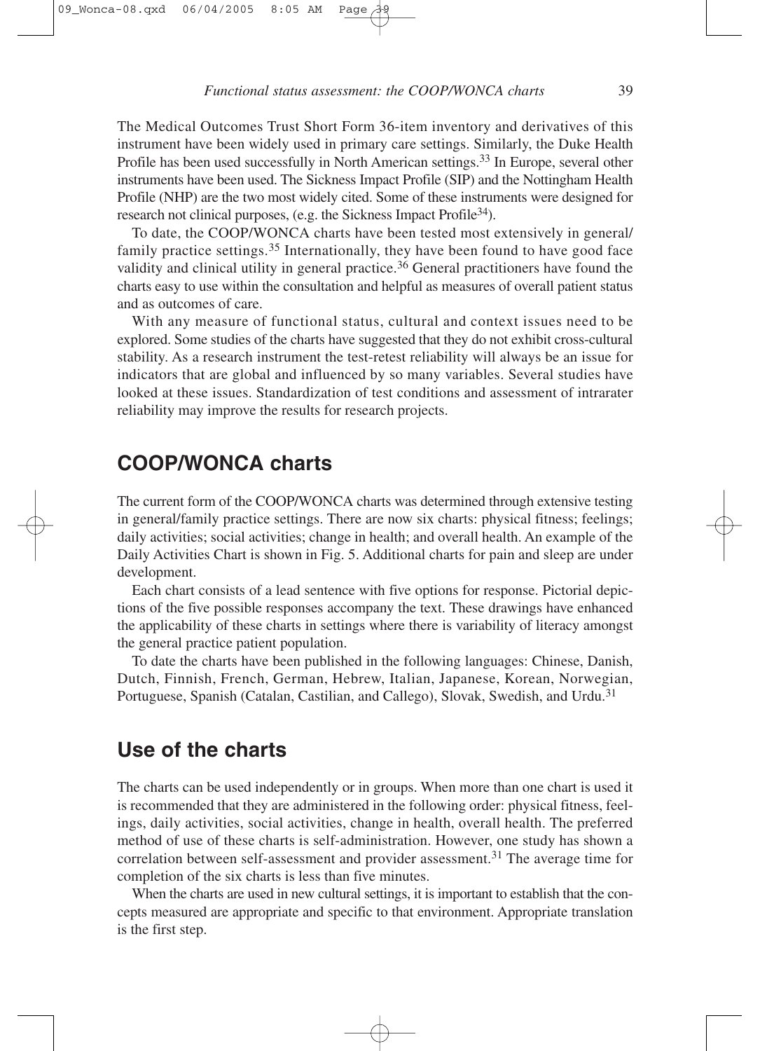The Medical Outcomes Trust Short Form 36-item inventory and derivatives of this instrument have been widely used in primary care settings. Similarly, the Duke Health Profile has been used successfully in North American settings.[33] In Europe, several other instruments have been used. The Sickness Impact Profile (SIP) and the Nottingham Health Profile (NHP) are the two most widely cited. Some of these instruments were designed for research not clinical purposes, (e.g. the Sickness Impact Profile[34]).

To date, the COOP/WONCA charts have been tested most extensively in general/family practice settings.[35] Internationally, they have been found to have good face validity and clinical utility in general practice.[36] General practitioners have found the charts easy to use within the consultation and helpful as measures of overall patient status and as outcomes of care.

With any measure of functional status, cultural and context issues need to be explored. Some studies of the charts have suggested that they do not exhibit cross-cultural stability. As a research instrument the test-retest reliability will always be an issue for indicators that are global and influenced by so many variables. Several studies have looked at these issues. Standardization of test conditions and assessment of intrarater reliability may improve the results for research projects.

## COOP/WONCA charts

The current form of the COOP/WONCA charts was determined through extensive testing in general/family practice settings. There are now six charts: physical fitness; feelings; daily activities; social activities; change in health; and overall health. An example of the Daily Activities Chart is shown in Fig. 5. Additional charts for pain and sleep are under development.

Each chart consists of a lead sentence with five options for response. Pictorial depictions of the five possible responses accompany the text. These drawings have enhanced the applicability of these charts in settings where there is variability of literacy amongst the general practice patient population.

To date the charts have been published in the following languages: Chinese, Danish, Dutch, Finnish, French, German, Hebrew, Italian, Japanese, Korean, Norwegian, Portuguese, Spanish (Catalan, Castilian, and Callego), Slovak, Swedish, and Urdu.[31]

## Use of the charts

The charts can be used independently or in groups. When more than one chart is used it is recommended that they are administered in the following order: physical fitness, feelings, daily activities, social activities, change in health, overall health. The preferred method of use of these charts is self-administration. However, one study has shown a correlation between self-assessment and provider assessment.[31] The average time for completion of the six charts is less than five minutes.

When the charts are used in new cultural settings, it is important to establish that the concepts measured are appropriate and specific to that environment. Appropriate translation is the first step.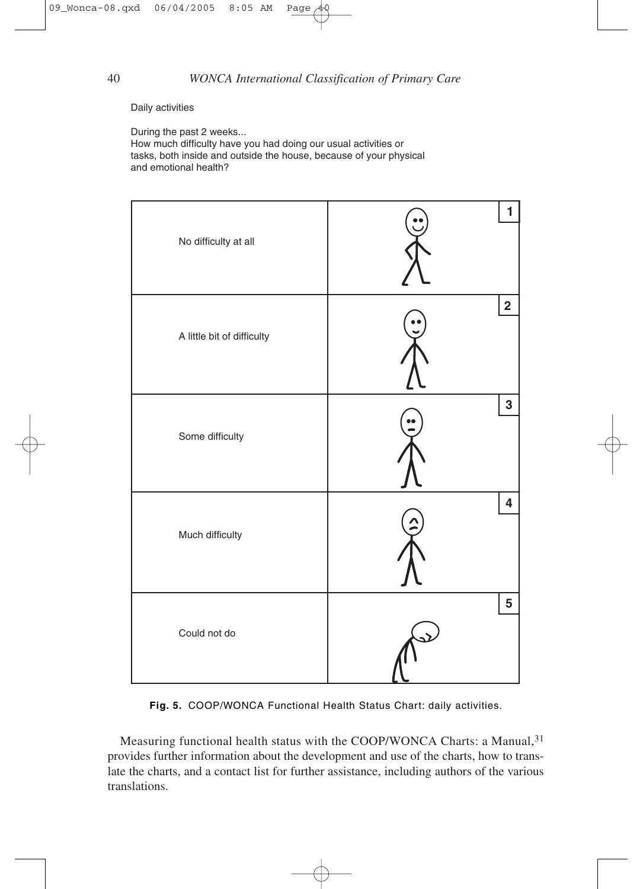Daily activities

During the past 2 weeks...
How much difficulty have you had doing our usual activities or tasks, both inside and outside the house, because of your physical and emotional health?

| | |
|---|---|
| No difficulty at all | 1 |
| A little bit of difficulty | 2 |
| Some difficulty | 3 |
| Much difficulty | 4 |
| Could not do | 5 |

**Fig. 5.** COOP/WONCA Functional Health Status Chart: daily activities.

Measuring functional health status with the COOP/WONCA Charts: a Manual,[31] provides further information about the development and use of the charts, how to translate the charts, and a contact list for further assistance, including authors of the various translations.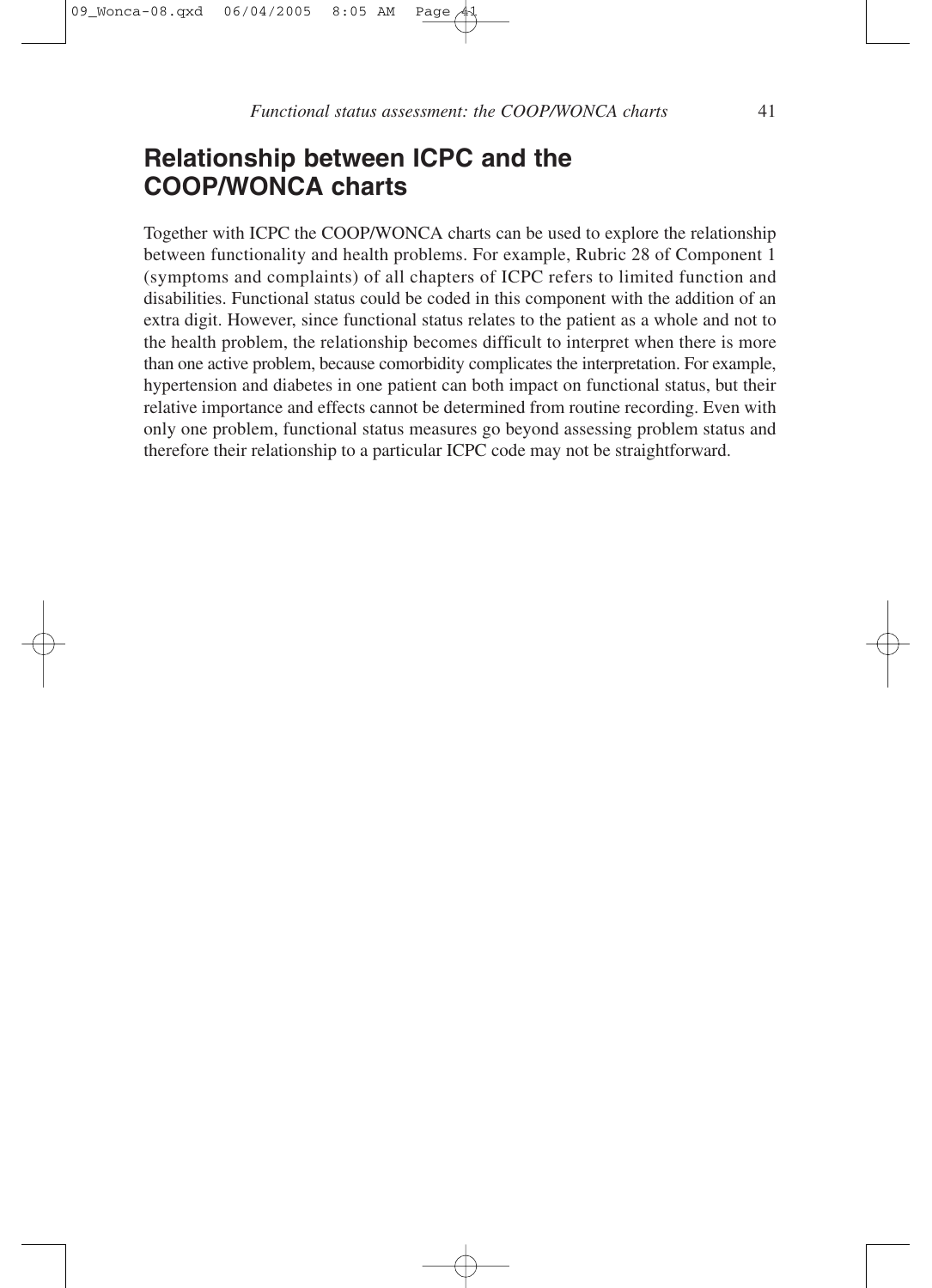## Relationship between ICPC and the COOP/WONCA charts

Together with ICPC the COOP/WONCA charts can be used to explore the relationship between functionality and health problems. For example, Rubric 28 of Component 1 (symptoms and complaints) of all chapters of ICPC refers to limited function and disabilities. Functional status could be coded in this component with the addition of an extra digit. However, since functional status relates to the patient as a whole and not to the health problem, the relationship becomes difficult to interpret when there is more than one active problem, because comorbidity complicates the interpretation. For example, hypertension and diabetes in one patient can both impact on functional status, but their relative importance and effects cannot be determined from routine recording. Even with only one problem, functional status measures go beyond assessing problem status and therefore their relationship to a particular ICPC code may not be straightforward.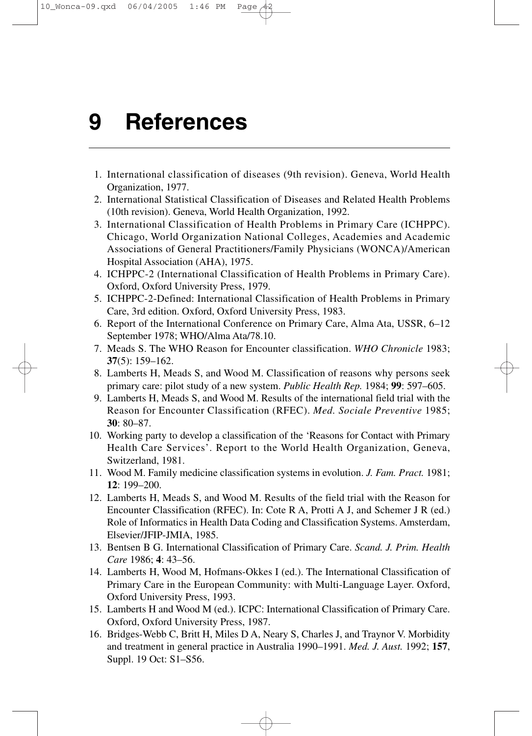# 9 References

1. International classification of diseases (9th revision). Geneva, World Health Organization, 1977.
2. International Statistical Classification of Diseases and Related Health Problems (10th revision). Geneva, World Health Organization, 1992.
3. International Classification of Health Problems in Primary Care (ICHPPC). Chicago, World Organization National Colleges, Academies and Academic Associations of General Practitioners/Family Physicians (WONCA)/American Hospital Association (AHA), 1975.
4. ICHPPC-2 (International Classification of Health Problems in Primary Care). Oxford, Oxford University Press, 1979.
5. ICHPPC-2-Defined: International Classification of Health Problems in Primary Care, 3rd edition. Oxford, Oxford University Press, 1983.
6. Report of the International Conference on Primary Care, Alma Ata, USSR, 6–12 September 1978; WHO/Alma Ata/78.10.
7. Meads S. The WHO Reason for Encounter classification. *WHO Chronicle* 1983; **37**(5): 159–162.
8. Lamberts H, Meads S, and Wood M. Classification of reasons why persons seek primary care: pilot study of a new system. *Public Health Rep.* 1984; **99**: 597–605.
9. Lamberts H, Meads S, and Wood M. Results of the international field trial with the Reason for Encounter Classification (RFEC). *Med. Sociale Preventive* 1985; **30**: 80–87.
10. Working party to develop a classification of the 'Reasons for Contact with Primary Health Care Services'. Report to the World Health Organization, Geneva, Switzerland, 1981.
11. Wood M. Family medicine classification systems in evolution. *J. Fam. Pract.* 1981; **12**: 199–200.
12. Lamberts H, Meads S, and Wood M. Results of the field trial with the Reason for Encounter Classification (RFEC). In: Cote R A, Protti A J, and Schemer J R (ed.) Role of Informatics in Health Data Coding and Classification Systems. Amsterdam, Elsevier/JFIP-JMIA, 1985.
13. Bentsen B G. International Classification of Primary Care. *Scand. J. Prim. Health Care* 1986; **4**: 43–56.
14. Lamberts H, Wood M, Hofmans-Okkes I (ed.). The International Classification of Primary Care in the European Community: with Multi-Language Layer. Oxford, Oxford University Press, 1993.
15. Lamberts H and Wood M (ed.). ICPC: International Classification of Primary Care. Oxford, Oxford University Press, 1987.
16. Bridges-Webb C, Britt H, Miles D A, Neary S, Charles J, and Traynor V. Morbidity and treatment in general practice in Australia 1990–1991. *Med. J. Aust.* 1992; **157**, Suppl. 19 Oct: S1–S56.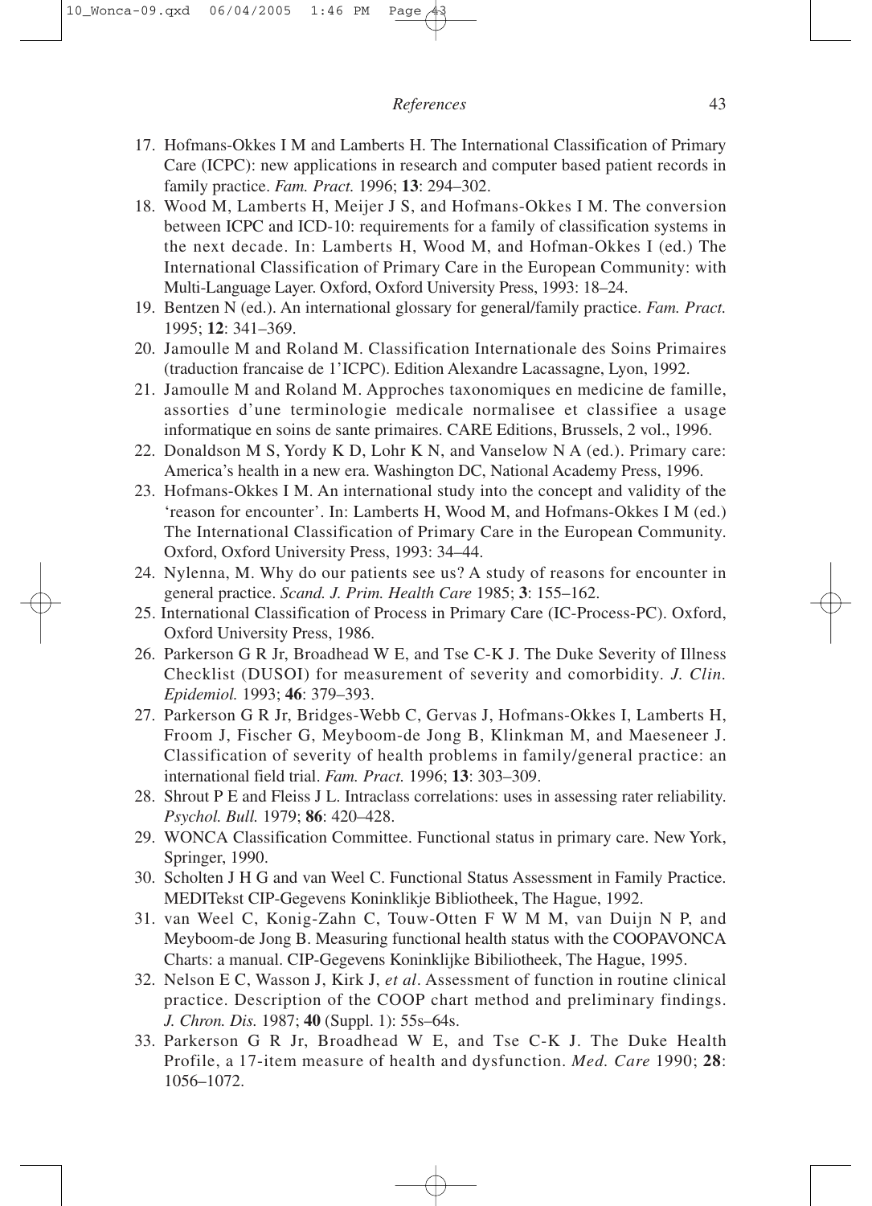17. Hofmans-Okkes I M and Lamberts H. The International Classification of Primary Care (ICPC): new applications in research and computer based patient records in family practice. *Fam. Pract.* 1996; **13**: 294–302.
18. Wood M, Lamberts H, Meijer J S, and Hofmans-Okkes I M. The conversion between ICPC and ICD-10: requirements for a family of classification systems in the next decade. In: Lamberts H, Wood M, and Hofman-Okkes I (ed.) The International Classification of Primary Care in the European Community: with Multi-Language Layer. Oxford, Oxford University Press, 1993: 18–24.
19. Bentzen N (ed.). An international glossary for general/family practice. *Fam. Pract.* 1995; **12**: 341–369.
20. Jamoulle M and Roland M. Classification Internationale des Soins Primaires (traduction francaise de 1'ICPC). Edition Alexandre Lacassagne, Lyon, 1992.
21. Jamoulle M and Roland M. Approches taxonomiques en medicine de famille, assorties d'une terminologie medicale normalisee et classifiee a usage informatique en soins de sante primaires. CARE Editions, Brussels, 2 vol., 1996.
22. Donaldson M S, Yordy K D, Lohr K N, and Vanselow N A (ed.). Primary care: America's health in a new era. Washington DC, National Academy Press, 1996.
23. Hofmans-Okkes I M. An international study into the concept and validity of the 'reason for encounter'. In: Lamberts H, Wood M, and Hofmans-Okkes I M (ed.) The International Classification of Primary Care in the European Community. Oxford, Oxford University Press, 1993: 34–44.
24. Nylenna, M. Why do our patients see us? A study of reasons for encounter in general practice. *Scand. J. Prim. Health Care* 1985; **3**: 155–162.
25. International Classification of Process in Primary Care (IC-Process-PC). Oxford, Oxford University Press, 1986.
26. Parkerson G R Jr, Broadhead W E, and Tse C-K J. The Duke Severity of Illness Checklist (DUSOI) for measurement of severity and comorbidity. *J. Clin. Epidemiol.* 1993; **46**: 379–393.
27. Parkerson G R Jr, Bridges-Webb C, Gervas J, Hofmans-Okkes I, Lamberts H, Froom J, Fischer G, Meyboom-de Jong B, Klinkman M, and Maeseneer J. Classification of severity of health problems in family/general practice: an international field trial. *Fam. Pract.* 1996; **13**: 303–309.
28. Shrout P E and Fleiss J L. Intraclass correlations: uses in assessing rater reliability. *Psychol. Bull.* 1979; **86**: 420–428.
29. WONCA Classification Committee. Functional status in primary care. New York, Springer, 1990.
30. Scholten J H G and van Weel C. Functional Status Assessment in Family Practice. MEDITekst CIP-Gegevens Koninklijke Bibliotheek, The Hague, 1992.
31. van Weel C, Konig-Zahn C, Touw-Otten F W M M, van Duijn N P, and Meyboom-de Jong B. Measuring functional health status with the COOPAVONCA Charts: a manual. CIP-Gegevens Koninklijke Bibiliotheek, The Hague, 1995.
32. Nelson E C, Wasson J, Kirk J, *et al*. Assessment of function in routine clinical practice. Description of the COOP chart method and preliminary findings. *J. Chron. Dis.* 1987; **40** (Suppl. 1): 55s–64s.
33. Parkerson G R Jr, Broadhead W E, and Tse C-K J. The Duke Health Profile, a 17-item measure of health and dysfunction. *Med. Care* 1990; **28**: 1056–1072.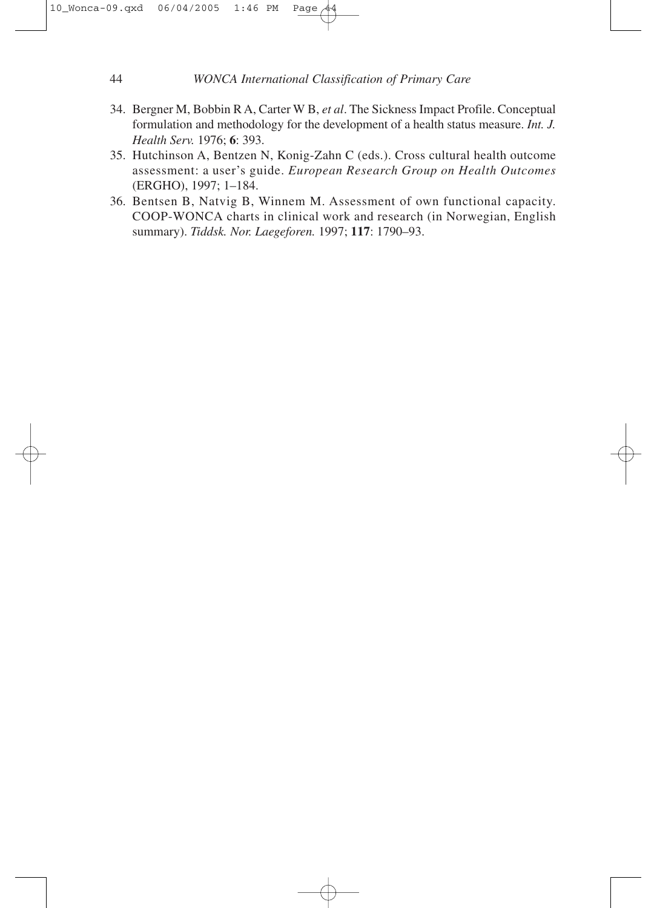34. Bergner M, Bobbin R A, Carter W B, *et al*. The Sickness Impact Profile. Conceptual formulation and methodology for the development of a health status measure. *Int. J. Health Serv.* 1976; **6**: 393.
35. Hutchinson A, Bentzen N, Konig-Zahn C (eds.). Cross cultural health outcome assessment: a user's guide. *European Research Group on Health Outcomes* (ERGHO), 1997; 1–184.
36. Bentsen B, Natvig B, Winnem M. Assessment of own functional capacity. COOP-WONCA charts in clinical work and research (in Norwegian, English summary). *Tiddsk. Nor. Laegeforen.* 1997; **117**: 1790–93.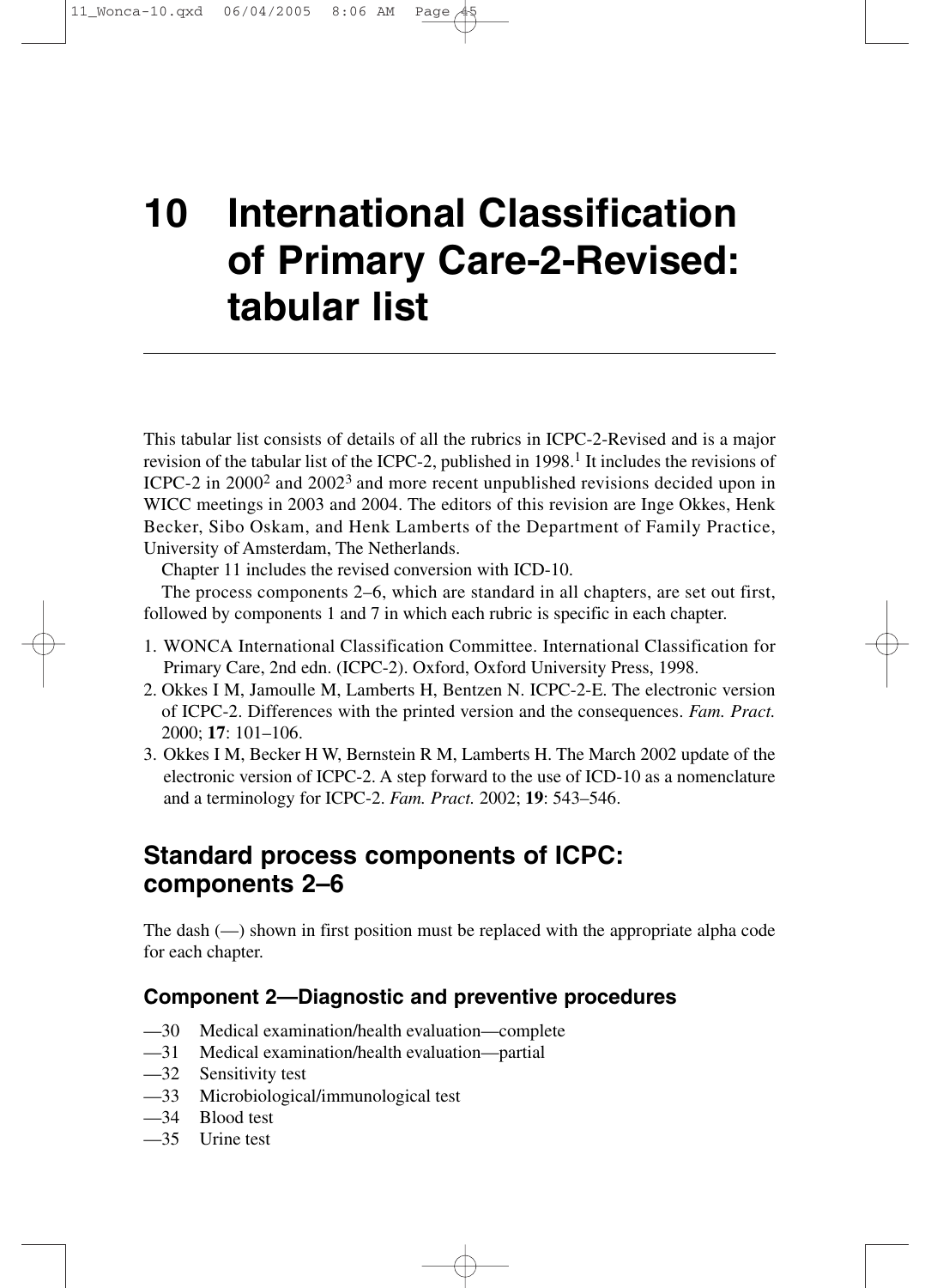// Chapter heading, body text, references, section headings, and code list
# 10 International Classification of Primary Care-2-Revised: tabular list

This tabular list consists of details of all the rubrics in ICPC-2-Revised and is a major revision of the tabular list of the ICPC-2, published in 1998.[1] It includes the revisions of ICPC-2 in 2000[2] and 2002[3] and more recent unpublished revisions decided upon in WICC meetings in 2003 and 2004. The editors of this revision are Inge Okkes, Henk Becker, Sibo Oskam, and Henk Lamberts of the Department of Family Practice, University of Amsterdam, The Netherlands.

Chapter 11 includes the revised conversion with ICD-10.

The process components 2–6, which are standard in all chapters, are set out first, followed by components 1 and 7 in which each rubric is specific in each chapter.

1. WONCA International Classification Committee. International Classification for Primary Care, 2nd edn. (ICPC-2). Oxford, Oxford University Press, 1998.
2. Okkes I M, Jamoulle M, Lamberts H, Bentzen N. ICPC-2-E. The electronic version of ICPC-2. Differences with the printed version and the consequences. *Fam. Pract.* 2000; **17**: 101–106.
3. Okkes I M, Becker H W, Bernstein R M, Lamberts H. The March 2002 update of the electronic version of ICPC-2. A step forward to the use of ICD-10 as a nomenclature and a terminology for ICPC-2. *Fam. Pract.* 2002; **19**: 543–546.

## Standard process components of ICPC: components 2–6

The dash (—) shown in first position must be replaced with the appropriate alpha code for each chapter.

### Component 2—Diagnostic and preventive procedures

—30 Medical examination/health evaluation—complete
—31 Medical examination/health evaluation—partial
—32 Sensitivity test
—33 Microbiological/immunological test
—34 Blood test
—35 Urine test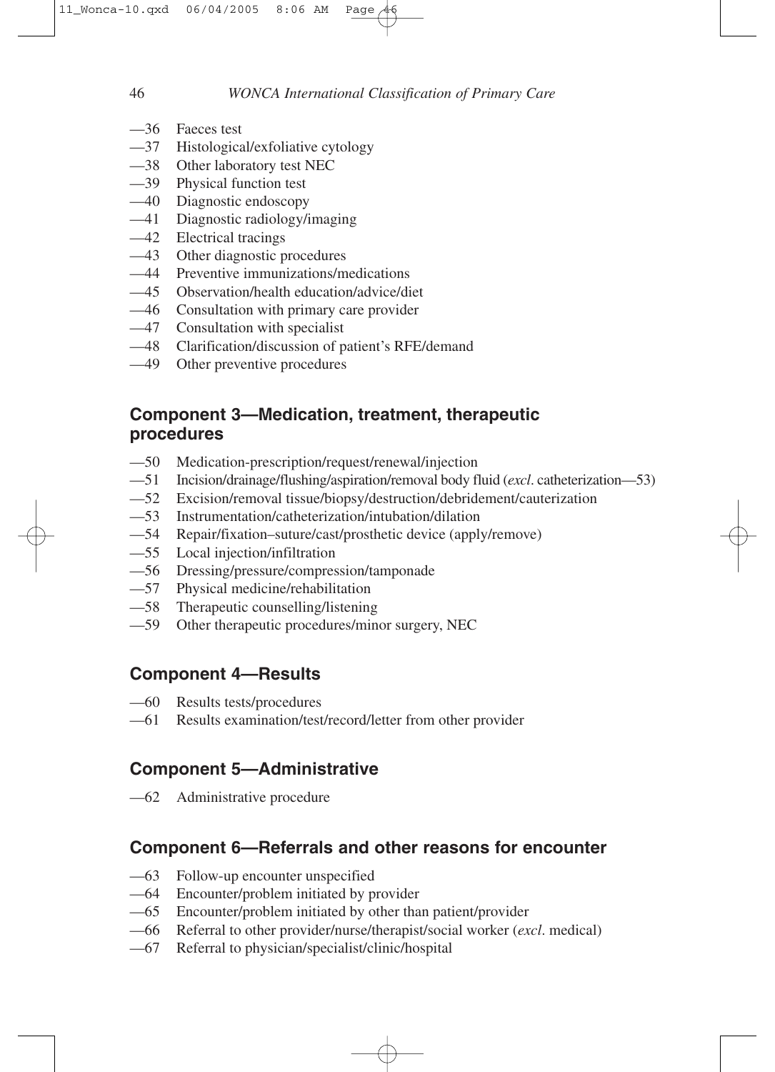—36 Faeces test
—37 Histological/exfoliative cytology
—38 Other laboratory test NEC
—39 Physical function test
—40 Diagnostic endoscopy
—41 Diagnostic radiology/imaging
—42 Electrical tracings
—43 Other diagnostic procedures
—44 Preventive immunizations/medications
—45 Observation/health education/advice/diet
—46 Consultation with primary care provider
—47 Consultation with specialist
—48 Clarification/discussion of patient's RFE/demand
—49 Other preventive procedures

## Component 3—Medication, treatment, therapeutic procedures

—50 Medication-prescription/request/renewal/injection
—51 Incision/drainage/flushing/aspiration/removal body fluid (*excl*. catheterization—53)
—52 Excision/removal tissue/biopsy/destruction/debridement/cauterization
—53 Instrumentation/catheterization/intubation/dilation
—54 Repair/fixation–suture/cast/prosthetic device (apply/remove)
—55 Local injection/infiltration
—56 Dressing/pressure/compression/tamponade
—57 Physical medicine/rehabilitation
—58 Therapeutic counselling/listening
—59 Other therapeutic procedures/minor surgery, NEC

## Component 4—Results

—60 Results tests/procedures
—61 Results examination/test/record/letter from other provider

## Component 5—Administrative

—62 Administrative procedure

## Component 6—Referrals and other reasons for encounter

—63 Follow-up encounter unspecified
—64 Encounter/problem initiated by provider
—65 Encounter/problem initiated by other than patient/provider
—66 Referral to other provider/nurse/therapist/social worker (*excl*. medical)
—67 Referral to physician/specialist/clinic/hospital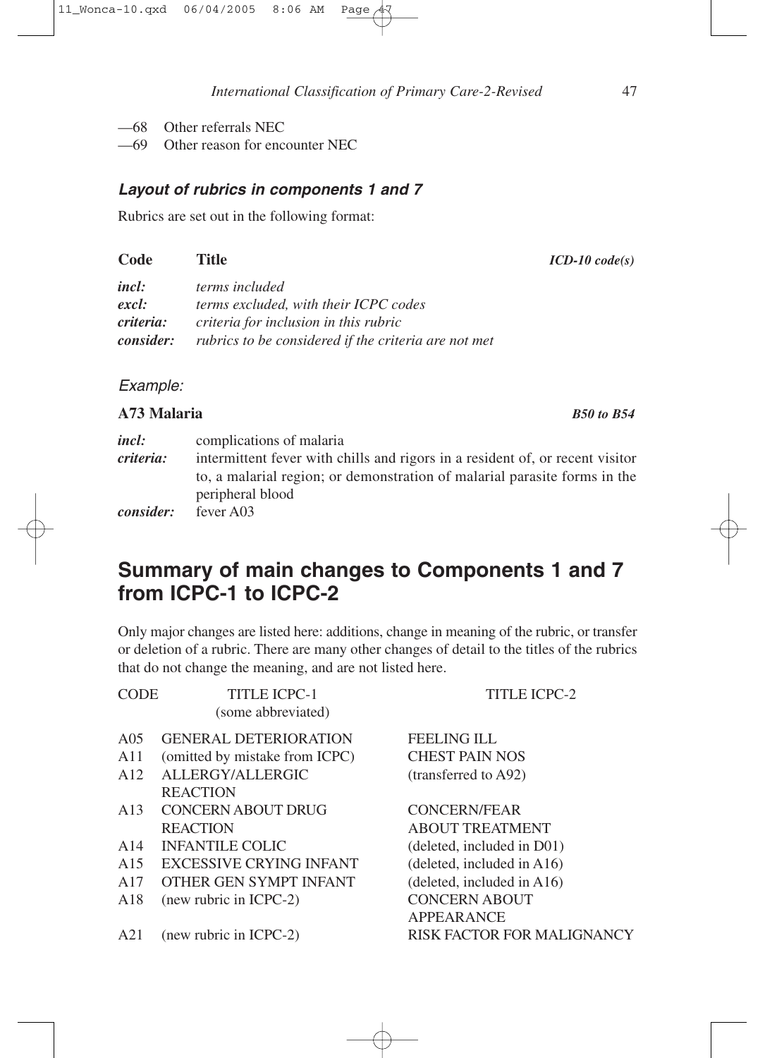—68 Other referrals NEC
—69 Other reason for encounter NEC

### *Layout of rubrics in components 1 and 7*

Rubrics are set out in the following format:

| **Code** | **Title** | ***ICD-10 code(s)*** |
|---|---|---|
| ***incl:*** | *terms included* | |
| ***excl:*** | *terms excluded, with their ICPC codes* | |
| ***criteria:*** | *criteria for inclusion in this rubric* | |
| ***consider:*** | *rubrics to be considered if the criteria are not met* | |

*Example:*

**A73 Malaria** ***B50 to B54***

| | |
|---|---|
| ***incl:*** | complications of malaria |
| ***criteria:*** | intermittent fever with chills and rigors in a resident of, or recent visitor to, a malarial region; or demonstration of malarial parasite forms in the peripheral blood |
| ***consider:*** | fever A03 |

## Summary of main changes to Components 1 and 7 from ICPC-1 to ICPC-2

Only major changes are listed here: additions, change in meaning of the rubric, or transfer or deletion of a rubric. There are many other changes of detail to the titles of the rubrics that do not change the meaning, and are not listed here.

| CODE | TITLE ICPC-1 (some abbreviated) | TITLE ICPC-2 |
|---|---|---|
| A05 | GENERAL DETERIORATION | FEELING ILL |
| A11 | (omitted by mistake from ICPC) | CHEST PAIN NOS |
| A12 | ALLERGY/ALLERGIC REACTION | (transferred to A92) |
| A13 | CONCERN ABOUT DRUG REACTION | CONCERN/FEAR ABOUT TREATMENT |
| A14 | INFANTILE COLIC | (deleted, included in D01) |
| A15 | EXCESSIVE CRYING INFANT | (deleted, included in A16) |
| A17 | OTHER GEN SYMPT INFANT | (deleted, included in A16) |
| A18 | (new rubric in ICPC-2) | CONCERN ABOUT APPEARANCE |
| A21 | (new rubric in ICPC-2) | RISK FACTOR FOR MALIGNANCY |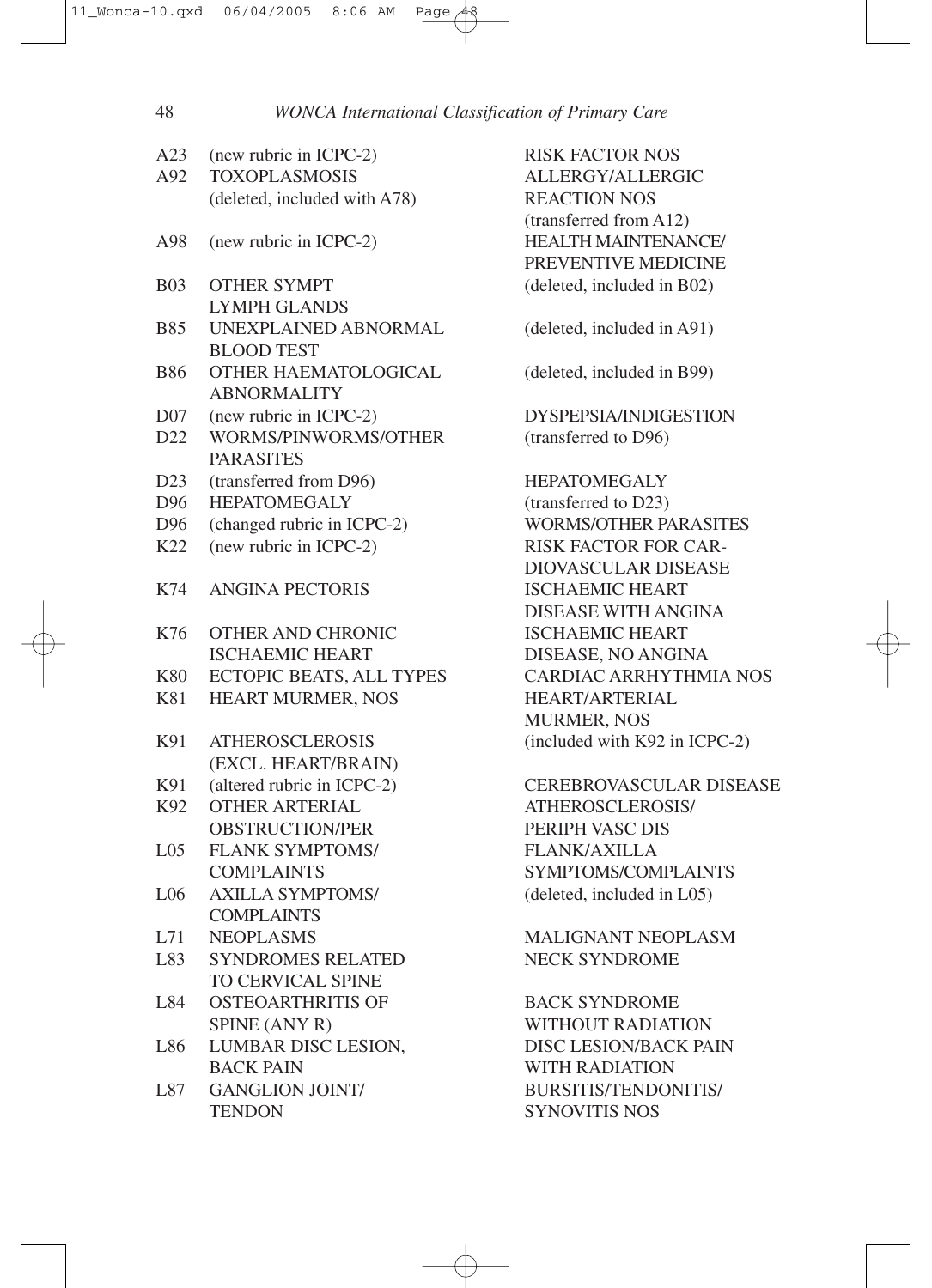| | | |
|---|---|---|
| A23 | (new rubric in ICPC-2) | RISK FACTOR NOS |
| A92 | TOXOPLASMOSIS (deleted, included with A78) | ALLERGY/ALLERGIC REACTION NOS (transferred from A12) |
| A98 | (new rubric in ICPC-2) | HEALTH MAINTENANCE/ PREVENTIVE MEDICINE |
| B03 | OTHER SYMPT LYMPH GLANDS | (deleted, included in B02) |
| B85 | UNEXPLAINED ABNORMAL BLOOD TEST | (deleted, included in A91) |
| B86 | OTHER HAEMATOLOGICAL ABNORMALITY | (deleted, included in B99) |
| D07 | (new rubric in ICPC-2) | DYSPEPSIA/INDIGESTION |
| D22 | WORMS/PINWORMS/OTHER PARASITES | (transferred to D96) |
| D23 | (transferred from D96) | HEPATOMEGALY |
| D96 | HEPATOMEGALY | (transferred to D23) |
| D96 | (changed rubric in ICPC-2) | WORMS/OTHER PARASITES |
| K22 | (new rubric in ICPC-2) | RISK FACTOR FOR CAR-DIOVASCULAR DISEASE |
| K74 | ANGINA PECTORIS | ISCHAEMIC HEART DISEASE WITH ANGINA |
| K76 | OTHER AND CHRONIC ISCHAEMIC HEART | ISCHAEMIC HEART DISEASE, NO ANGINA |
| K80 | ECTOPIC BEATS, ALL TYPES | CARDIAC ARRHYTHMIA NOS |
| K81 | HEART MURMER, NOS | HEART/ARTERIAL MURMER, NOS |
| K91 | ATHEROSCLEROSIS (EXCL. HEART/BRAIN) | (included with K92 in ICPC-2) |
| K91 | (altered rubric in ICPC-2) | CEREBROVASCULAR DISEASE |
| K92 | OTHER ARTERIAL OBSTRUCTION/PER | ATHEROSCLEROSIS/ PERIPH VASC DIS |
| L05 | FLANK SYMPTOMS/ COMPLAINTS | FLANK/AXILLA SYMPTOMS/COMPLAINTS |
| L06 | AXILLA SYMPTOMS/ COMPLAINTS | (deleted, included in L05) |
| L71 | NEOPLASMS | MALIGNANT NEOPLASM |
| L83 | SYNDROMES RELATED TO CERVICAL SPINE | NECK SYNDROME |
| L84 | OSTEOARTHRITIS OF SPINE (ANY R) | BACK SYNDROME WITHOUT RADIATION |
| L86 | LUMBAR DISC LESION, BACK PAIN | DISC LESION/BACK PAIN WITH RADIATION |
| L87 | GANGLION JOINT/ TENDON | BURSITIS/TENDONITIS/ SYNOVITIS NOS |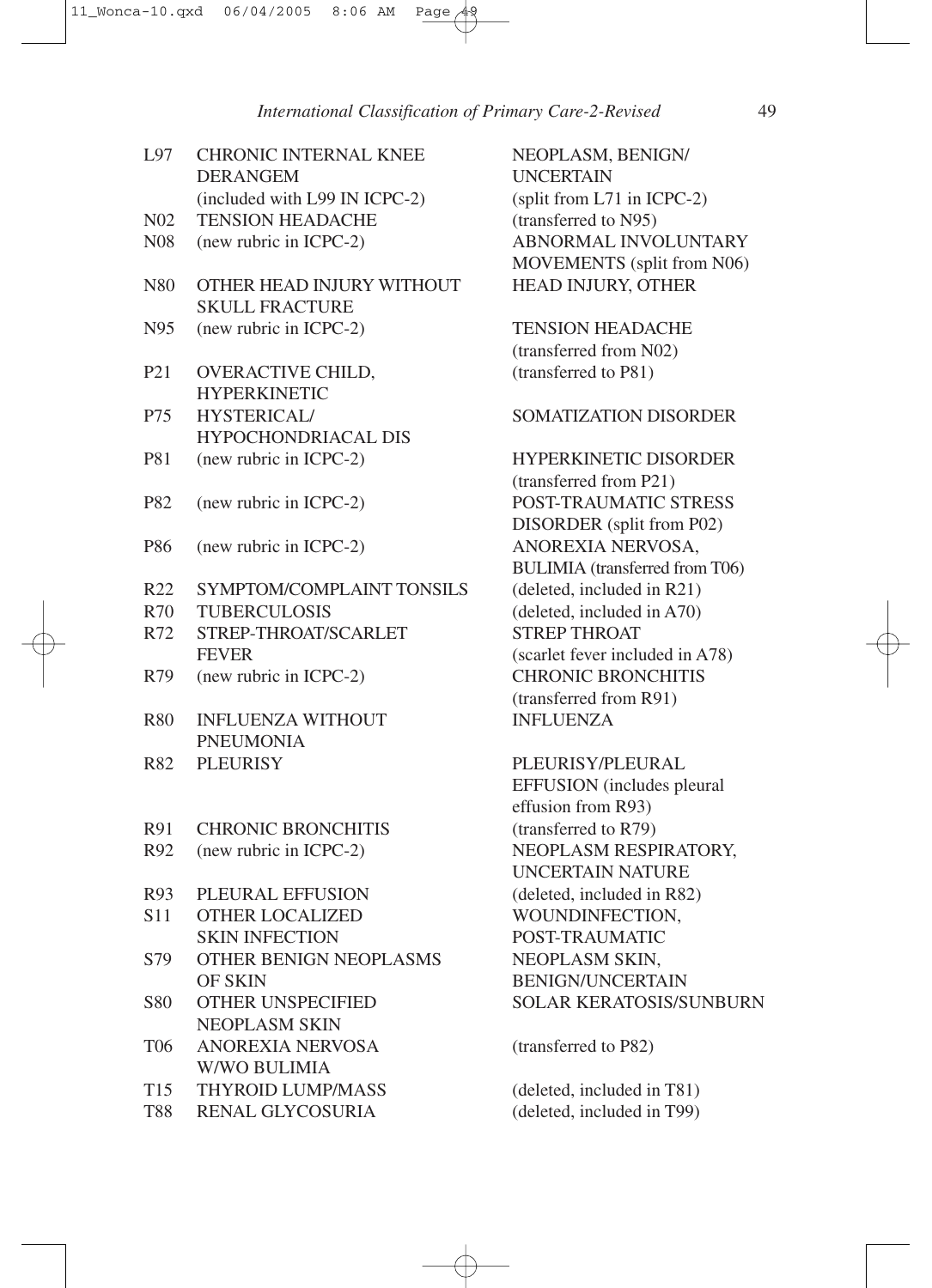| | | |
|---|---|---|
| L97 | CHRONIC INTERNAL KNEE DERANGEM (included with L99 IN ICPC-2) | NEOPLASM, BENIGN/ UNCERTAIN (split from L71 in ICPC-2) |
| N02 | TENSION HEADACHE | (transferred to N95) |
| N08 | (new rubric in ICPC-2) | ABNORMAL INVOLUNTARY MOVEMENTS (split from N06) |
| N80 | OTHER HEAD INJURY WITHOUT SKULL FRACTURE | HEAD INJURY, OTHER |
| N95 | (new rubric in ICPC-2) | TENSION HEADACHE (transferred from N02) |
| P21 | OVERACTIVE CHILD, HYPERKINETIC | (transferred to P81) |
| P75 | HYSTERICAL/ HYPOCHONDRIACAL DIS | SOMATIZATION DISORDER |
| P81 | (new rubric in ICPC-2) | HYPERKINETIC DISORDER (transferred from P21) |
| P82 | (new rubric in ICPC-2) | POST-TRAUMATIC STRESS DISORDER (split from P02) |
| P86 | (new rubric in ICPC-2) | ANOREXIA NERVOSA, BULIMIA (transferred from T06) |
| R22 | SYMPTOM/COMPLAINT TONSILS | (deleted, included in R21) |
| R70 | TUBERCULOSIS | (deleted, included in A70) |
| R72 | STREP-THROAT/SCARLET FEVER | STREP THROAT (scarlet fever included in A78) |
| R79 | (new rubric in ICPC-2) | CHRONIC BRONCHITIS (transferred from R91) |
| R80 | INFLUENZA WITHOUT PNEUMONIA | INFLUENZA |
| R82 | PLEURISY | PLEURISY/PLEURAL EFFUSION (includes pleural effusion from R93) |
| R91 | CHRONIC BRONCHITIS | (transferred to R79) |
| R92 | (new rubric in ICPC-2) | NEOPLASM RESPIRATORY, UNCERTAIN NATURE |
| R93 | PLEURAL EFFUSION | (deleted, included in R82) |
| S11 | OTHER LOCALIZED SKIN INFECTION | WOUNDINFECTION, POST-TRAUMATIC |
| S79 | OTHER BENIGN NEOPLASMS OF SKIN | NEOPLASM SKIN, BENIGN/UNCERTAIN |
| S80 | OTHER UNSPECIFIED NEOPLASM SKIN | SOLAR KERATOSIS/SUNBURN |
| T06 | ANOREXIA NERVOSA W/WO BULIMIA | (transferred to P82) |
| T15 | THYROID LUMP/MASS | (deleted, included in T81) |
| T88 | RENAL GLYCOSURIA | (deleted, included in T99) |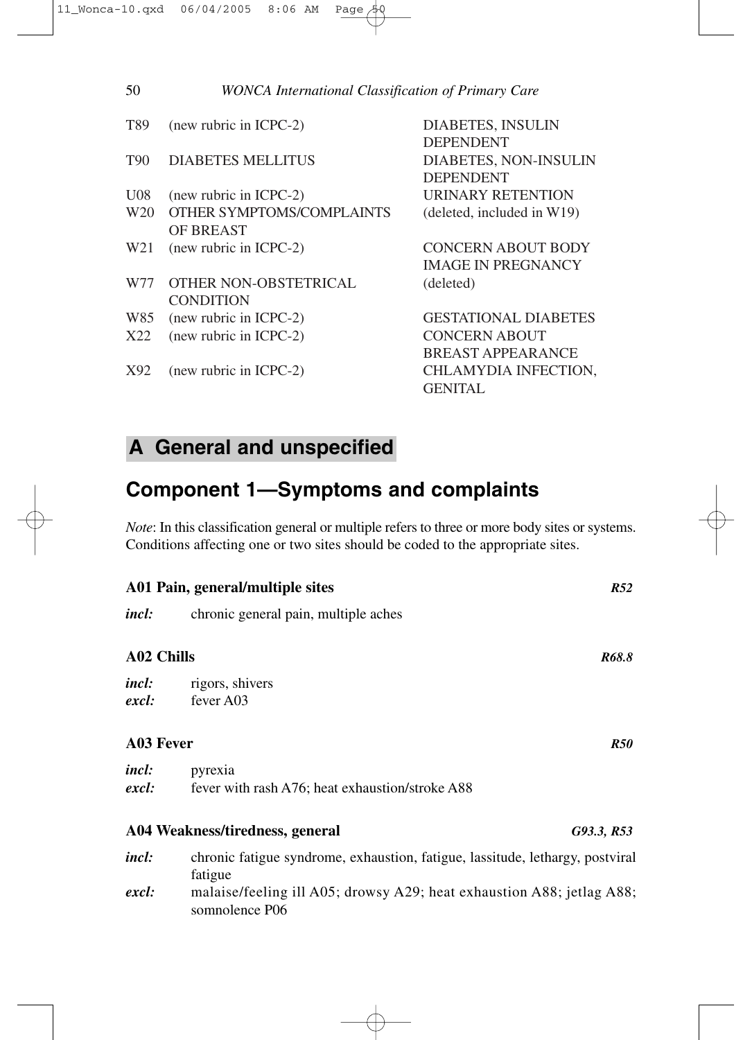| | | |
|---|---|---|
| T89 | (new rubric in ICPC-2) | DIABETES, INSULIN DEPENDENT |
| T90 | DIABETES MELLITUS | DIABETES, NON-INSULIN DEPENDENT |
| U08 | (new rubric in ICPC-2) | URINARY RETENTION |
| W20 | OTHER SYMPTOMS/COMPLAINTS OF BREAST | (deleted, included in W19) |
| W21 | (new rubric in ICPC-2) | CONCERN ABOUT BODY IMAGE IN PREGNANCY |
| W77 | OTHER NON-OBSTETRICAL CONDITION | (deleted) |
| W85 | (new rubric in ICPC-2) | GESTATIONAL DIABETES |
| X22 | (new rubric in ICPC-2) | CONCERN ABOUT BREAST APPEARANCE |
| X92 | (new rubric in ICPC-2) | CHLAMYDIA INFECTION, GENITAL |

# A General and unspecified

## Component 1—Symptoms and complaints

*Note*: In this classification general or multiple refers to three or more body sites or systems. Conditions affecting one or two sites should be coded to the appropriate sites.

### A01 Pain, general/multiple sites *R52*

***incl:*** chronic general pain, multiple aches

### A02 Chills *R68.8*

***incl:*** rigors, shivers
***excl:*** fever A03

### A03 Fever *R50*

***incl:*** pyrexia
***excl:*** fever with rash A76; heat exhaustion/stroke A88

### A04 Weakness/tiredness, general *G93.3, R53*

***incl:*** chronic fatigue syndrome, exhaustion, fatigue, lassitude, lethargy, postviral fatigue
***excl:*** malaise/feeling ill A05; drowsy A29; heat exhaustion A88; jetlag A88; somnolence P06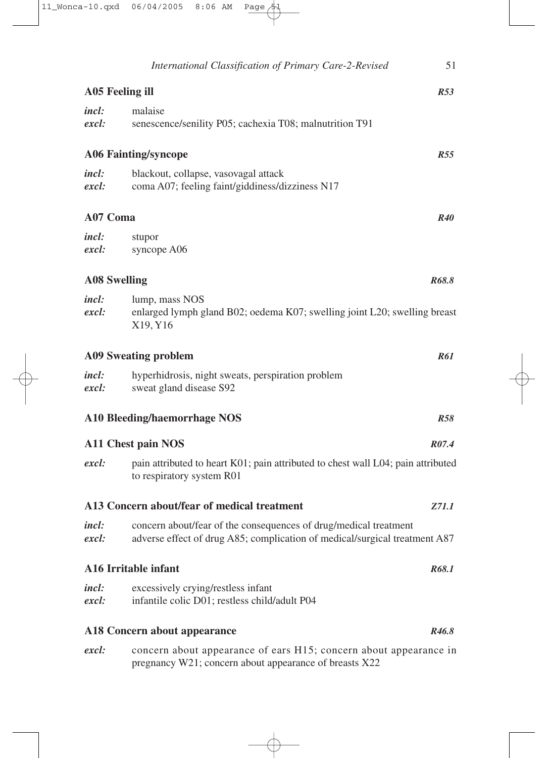### A05 Feeling ill *R53*

*incl:* malaise
*excl:* senescence/senility P05; cachexia T08; malnutrition T91

### A06 Fainting/syncope *R55*

*incl:* blackout, collapse, vasovagal attack
*excl:* coma A07; feeling faint/giddiness/dizziness N17

### A07 Coma *R40*

*incl:* stupor
*excl:* syncope A06

### A08 Swelling *R68.8*

*incl:* lump, mass NOS
*excl:* enlarged lymph gland B02; oedema K07; swelling joint L20; swelling breast X19, Y16

### A09 Sweating problem *R61*

*incl:* hyperhidrosis, night sweats, perspiration problem
*excl:* sweat gland disease S92

### A10 Bleeding/haemorrhage NOS *R58*

### A11 Chest pain NOS *R07.4*

*excl:* pain attributed to heart K01; pain attributed to chest wall L04; pain attributed to respiratory system R01

### A13 Concern about/fear of medical treatment *Z71.1*

*incl:* concern about/fear of the consequences of drug/medical treatment
*excl:* adverse effect of drug A85; complication of medical/surgical treatment A87

### A16 Irritable infant *R68.1*

*incl:* excessively crying/restless infant
*excl:* infantile colic D01; restless child/adult P04

### A18 Concern about appearance *R46.8*

*excl:* concern about appearance of ears H15; concern about appearance in pregnancy W21; concern about appearance of breasts X22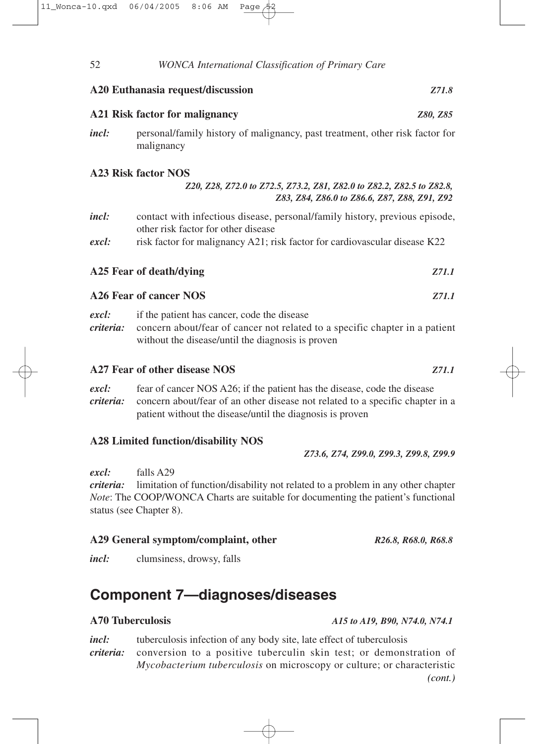**A20 Euthanasia request/discussion** *Z71.8*

**A21 Risk factor for malignancy** *Z80, Z85*

***incl:*** personal/family history of malignancy, past treatment, other risk factor for malignancy

**A23 Risk factor NOS**

*Z20, Z28, Z72.0 to Z72.5, Z73.2, Z81, Z82.0 to Z82.2, Z82.5 to Z82.8, Z83, Z84, Z86.0 to Z86.6, Z87, Z88, Z91, Z92*

***incl:*** contact with infectious disease, personal/family history, previous episode, other risk factor for other disease

***excl:*** risk factor for malignancy A21; risk factor for cardiovascular disease K22

**A25 Fear of death/dying** *Z71.1*

**A26 Fear of cancer NOS** *Z71.1*

***excl:*** if the patient has cancer, code the disease

***criteria:*** concern about/fear of cancer not related to a specific chapter in a patient without the disease/until the diagnosis is proven

**A27 Fear of other disease NOS** *Z71.1*

***excl:*** fear of cancer NOS A26; if the patient has the disease, code the disease

***criteria:*** concern about/fear of an other disease not related to a specific chapter in a patient without the disease/until the diagnosis is proven

**A28 Limited function/disability NOS**

*Z73.6, Z74, Z99.0, Z99.3, Z99.8, Z99.9*

***excl:*** falls A29

***criteria:*** limitation of function/disability not related to a problem in any other chapter

*Note*: The COOP/WONCA Charts are suitable for documenting the patient's functional status (see Chapter 8).

**A29 General symptom/complaint, other** *R26.8, R68.0, R68.8*

***incl:*** clumsiness, drowsy, falls

## Component 7—diagnoses/diseases

**A70 Tuberculosis** *A15 to A19, B90, N74.0, N74.1*

***incl:*** tuberculosis infection of any body site, late effect of tuberculosis

***criteria:*** conversion to a positive tuberculin skin test; or demonstration of *Mycobacterium tuberculosis* on microscopy or culture; or characteristic

*(cont.)*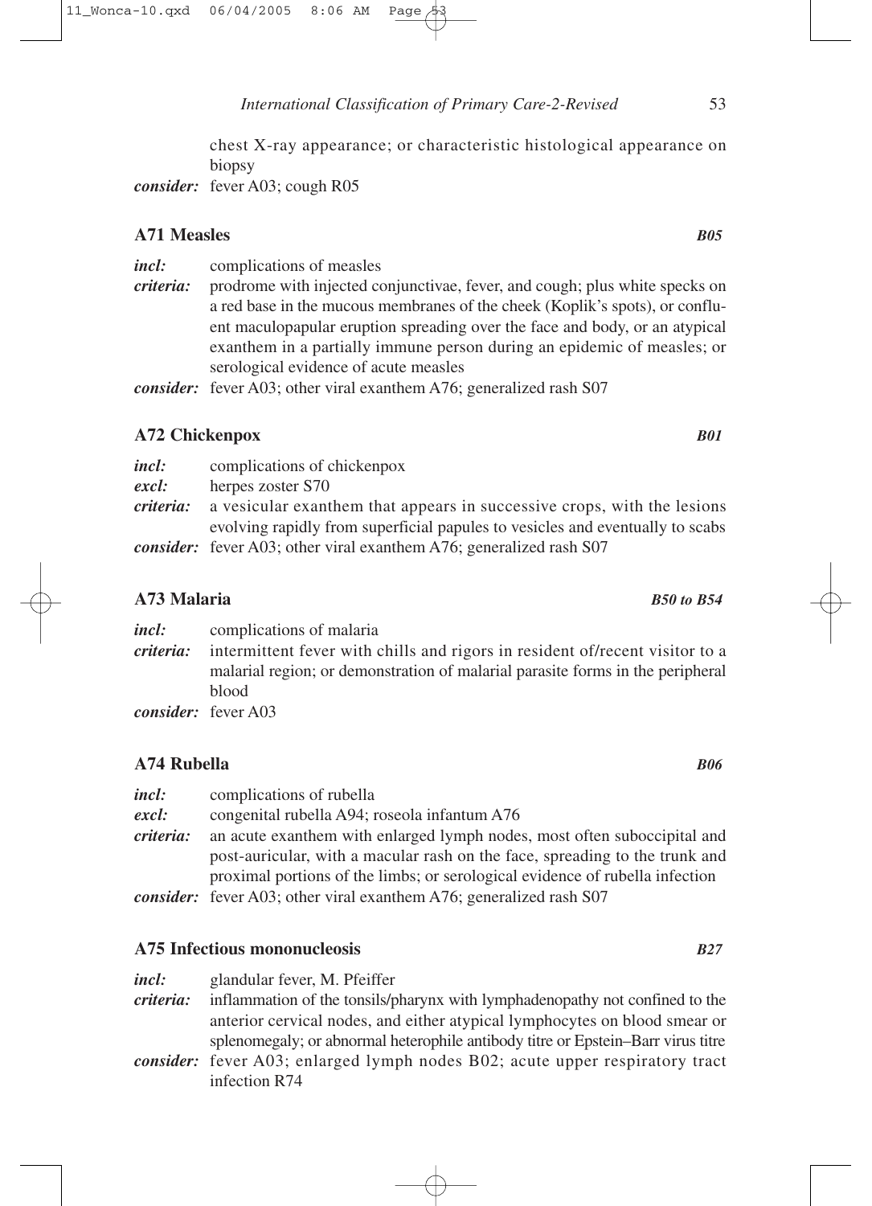chest X-ray appearance; or characteristic histological appearance on biopsy

***consider:*** fever A03; cough R05

### A71 Measles *B05*

***incl:*** complications of measles

***criteria:*** prodrome with injected conjunctivae, fever, and cough; plus white specks on a red base in the mucous membranes of the cheek (Koplik's spots), or confluent maculopapular eruption spreading over the face and body, or an atypical exanthem in a partially immune person during an epidemic of measles; or serological evidence of acute measles

***consider:*** fever A03; other viral exanthem A76; generalized rash S07

### A72 Chickenpox *B01*

***incl:*** complications of chickenpox

***excl:*** herpes zoster S70

***criteria:*** a vesicular exanthem that appears in successive crops, with the lesions evolving rapidly from superficial papules to vesicles and eventually to scabs

***consider:*** fever A03; other viral exanthem A76; generalized rash S07

### A73 Malaria *B50 to B54*

***incl:*** complications of malaria

***criteria:*** intermittent fever with chills and rigors in resident of/recent visitor to a malarial region; or demonstration of malarial parasite forms in the peripheral blood

***consider:*** fever A03

### A74 Rubella *B06*

***incl:*** complications of rubella

***excl:*** congenital rubella A94; roseola infantum A76

***criteria:*** an acute exanthem with enlarged lymph nodes, most often suboccipital and post-auricular, with a macular rash on the face, spreading to the trunk and proximal portions of the limbs; or serological evidence of rubella infection

***consider:*** fever A03; other viral exanthem A76; generalized rash S07

### A75 Infectious mononucleosis *B27*

***incl:*** glandular fever, M. Pfeiffer

***criteria:*** inflammation of the tonsils/pharynx with lymphadenopathy not confined to the anterior cervical nodes, and either atypical lymphocytes on blood smear or splenomegaly; or abnormal heterophile antibody titre or Epstein–Barr virus titre

***consider:*** fever A03; enlarged lymph nodes B02; acute upper respiratory tract infection R74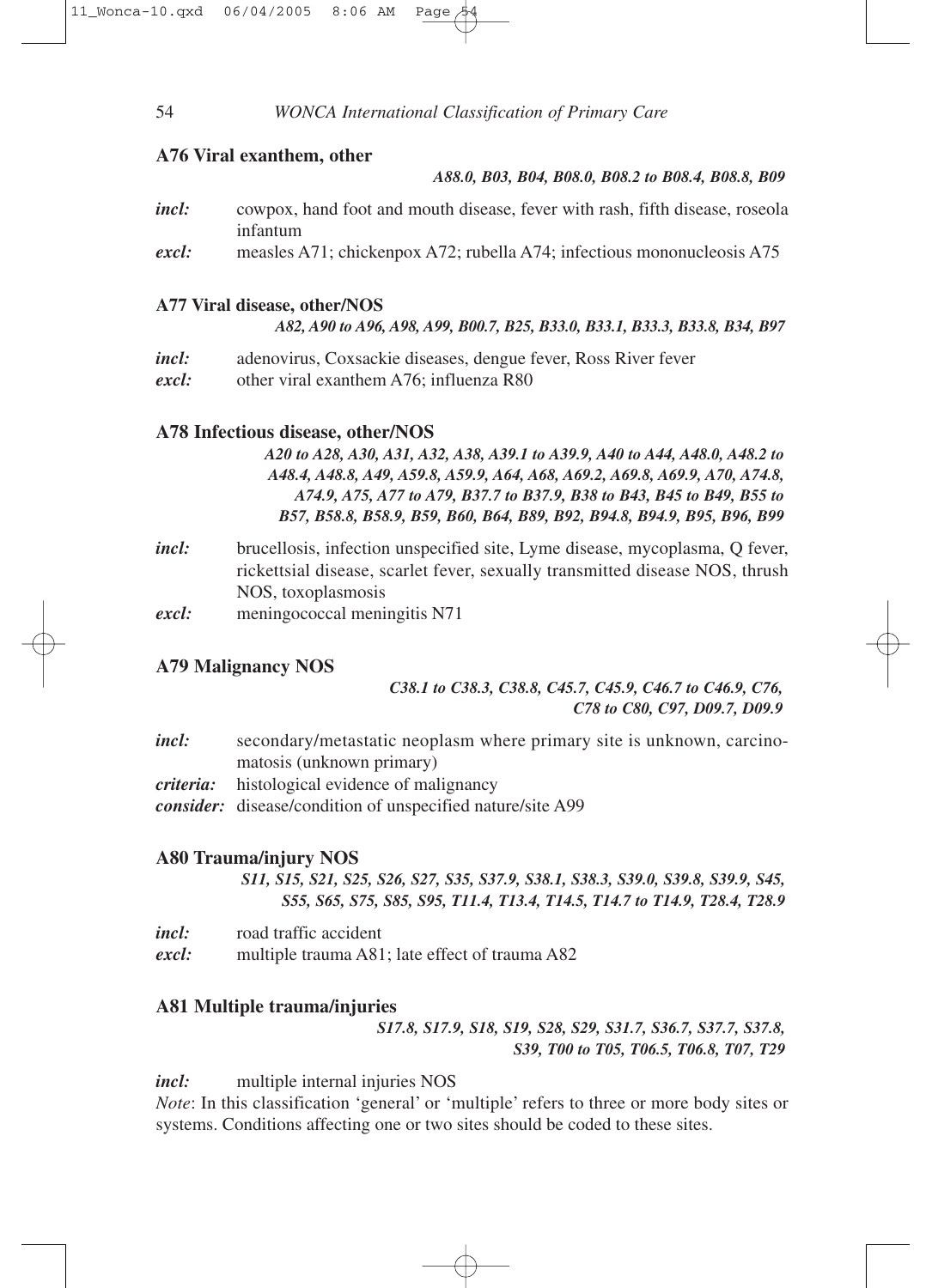### A76 Viral exanthem, other

***A88.0, B03, B04, B08.0, B08.2 to B08.4, B08.8, B09***

*incl:* cowpox, hand foot and mouth disease, fever with rash, fifth disease, roseola infantum

*excl:* measles A71; chickenpox A72; rubella A74; infectious mononucleosis A75

### A77 Viral disease, other/NOS

***A82, A90 to A96, A98, A99, B00.7, B25, B33.0, B33.1, B33.3, B33.8, B34, B97***

*incl:* adenovirus, Coxsackie diseases, dengue fever, Ross River fever

*excl:* other viral exanthem A76; influenza R80

### A78 Infectious disease, other/NOS

***A20 to A28, A30, A31, A32, A38, A39.1 to A39.9, A40 to A44, A48.0, A48.2 to A48.4, A48.8, A49, A59.8, A59.9, A64, A68, A69.2, A69.8, A69.9, A70, A74.8, A74.9, A75, A77 to A79, B37.7 to B37.9, B38 to B43, B45 to B49, B55 to B57, B58.8, B58.9, B59, B60, B64, B89, B92, B94.8, B94.9, B95, B96, B99***

*incl:* brucellosis, infection unspecified site, Lyme disease, mycoplasma, Q fever, rickettsial disease, scarlet fever, sexually transmitted disease NOS, thrush NOS, toxoplasmosis

*excl:* meningococcal meningitis N71

### A79 Malignancy NOS

***C38.1 to C38.3, C38.8, C45.7, C45.9, C46.7 to C46.9, C76, C78 to C80, C97, D09.7, D09.9***

*incl:* secondary/metastatic neoplasm where primary site is unknown, carcinomatosis (unknown primary)

***criteria:*** histological evidence of malignancy

***consider:*** disease/condition of unspecified nature/site A99

### A80 Trauma/injury NOS

***S11, S15, S21, S25, S26, S27, S35, S37.9, S38.1, S38.3, S39.0, S39.8, S39.9, S45, S55, S65, S75, S85, S95, T11.4, T13.4, T14.5, T14.7 to T14.9, T28.4, T28.9***

*incl:* road traffic accident

*excl:* multiple trauma A81; late effect of trauma A82

### A81 Multiple trauma/injuries

***S17.8, S17.9, S18, S19, S28, S29, S31.7, S36.7, S37.7, S37.8, S39, T00 to T05, T06.5, T06.8, T07, T29***

*incl:* multiple internal injuries NOS

*Note*: In this classification 'general' or 'multiple' refers to three or more body sites or systems. Conditions affecting one or two sites should be coded to these sites.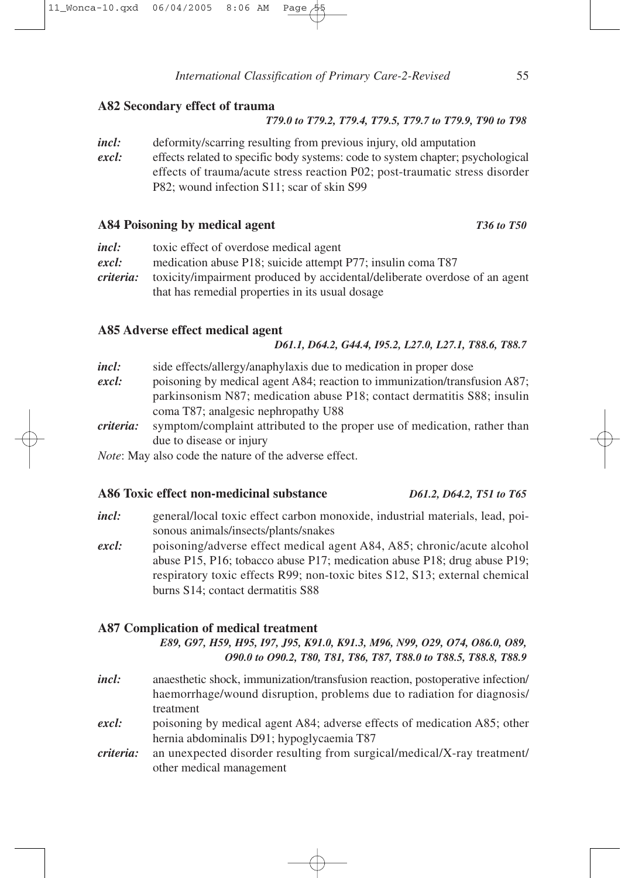### A82 Secondary effect of trauma

*T79.0 to T79.2, T79.4, T79.5, T79.7 to T79.9, T90 to T98*

***incl:*** deformity/scarring resulting from previous injury, old amputation

***excl:*** effects related to specific body systems: code to system chapter; psychological effects of trauma/acute stress reaction P02; post-traumatic stress disorder P82; wound infection S11; scar of skin S99

### A84 Poisoning by medical agent

*T36 to T50*

***incl:*** toxic effect of overdose medical agent

***excl:*** medication abuse P18; suicide attempt P77; insulin coma T87

***criteria:*** toxicity/impairment produced by accidental/deliberate overdose of an agent that has remedial properties in its usual dosage

### A85 Adverse effect medical agent

*D61.1, D64.2, G44.4, I95.2, L27.0, L27.1, T88.6, T88.7*

***incl:*** side effects/allergy/anaphylaxis due to medication in proper dose

***excl:*** poisoning by medical agent A84; reaction to immunization/transfusion A87; parkinsonism N87; medication abuse P18; contact dermatitis S88; insulin coma T87; analgesic nephropathy U88

***criteria:*** symptom/complaint attributed to the proper use of medication, rather than due to disease or injury

*Note*: May also code the nature of the adverse effect.

### A86 Toxic effect non-medicinal substance

*D61.2, D64.2, T51 to T65*

***incl:*** general/local toxic effect carbon monoxide, industrial materials, lead, poisonous animals/insects/plants/snakes

***excl:*** poisoning/adverse effect medical agent A84, A85; chronic/acute alcohol abuse P15, P16; tobacco abuse P17; medication abuse P18; drug abuse P19; respiratory toxic effects R99; non-toxic bites S12, S13; external chemical burns S14; contact dermatitis S88

### A87 Complication of medical treatment

*E89, G97, H59, H95, I97, J95, K91.0, K91.3, M96, N99, O29, O74, O86.0, O89, O90.0 to O90.2, T80, T81, T86, T87, T88.0 to T88.5, T88.8, T88.9*

***incl:*** anaesthetic shock, immunization/transfusion reaction, postoperative infection/haemorrhage/wound disruption, problems due to radiation for diagnosis/treatment

***excl:*** poisoning by medical agent A84; adverse effects of medication A85; other hernia abdominalis D91; hypoglycaemia T87

***criteria:*** an unexpected disorder resulting from surgical/medical/X-ray treatment/other medical management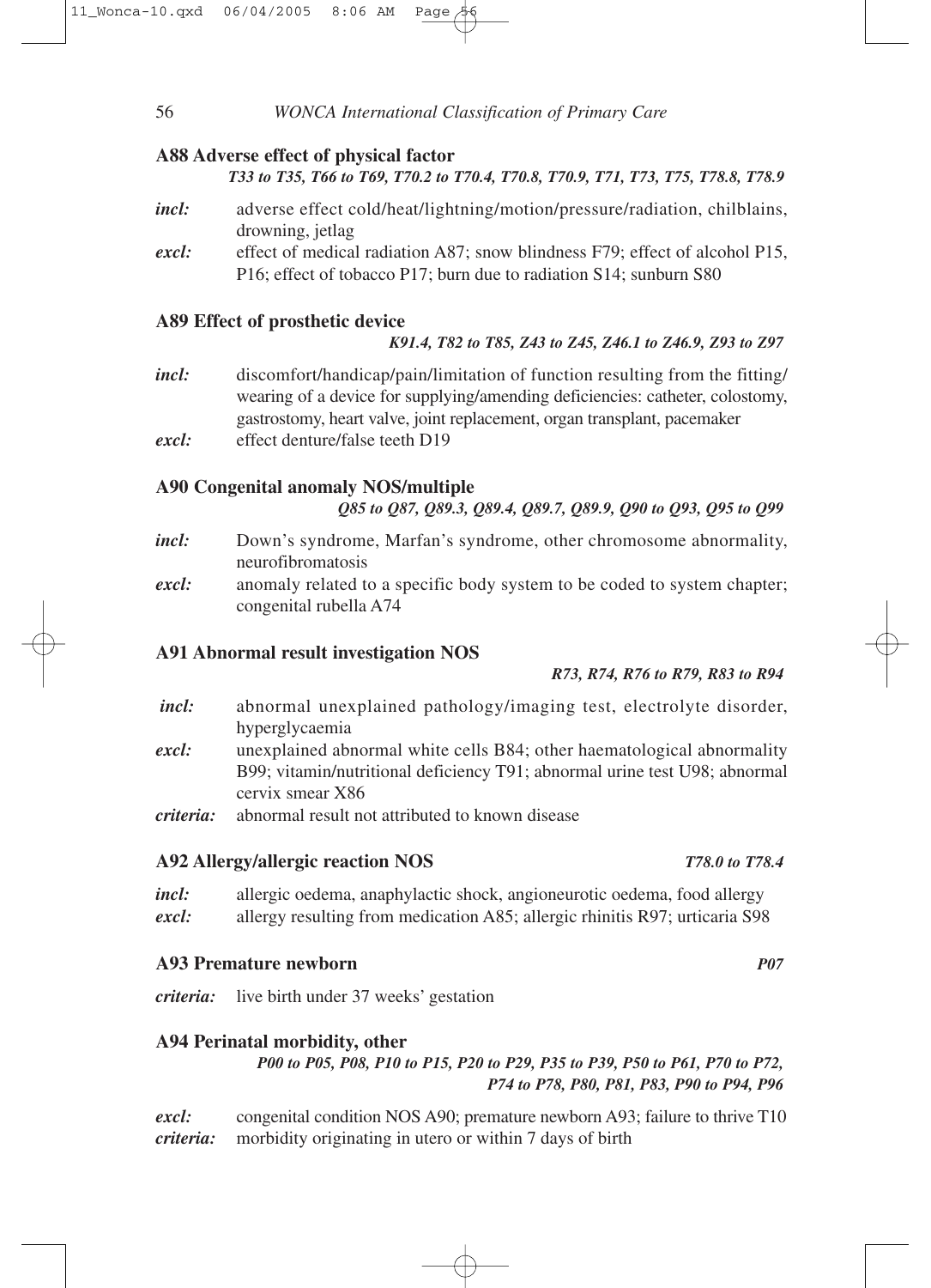### A88 Adverse effect of physical factor

***T33 to T35, T66 to T69, T70.2 to T70.4, T70.8, T70.9, T71, T73, T75, T78.8, T78.9***

***incl:*** adverse effect cold/heat/lightning/motion/pressure/radiation, chilblains, drowning, jetlag

***excl:*** effect of medical radiation A87; snow blindness F79; effect of alcohol P15, P16; effect of tobacco P17; burn due to radiation S14; sunburn S80

### A89 Effect of prosthetic device

***K91.4, T82 to T85, Z43 to Z45, Z46.1 to Z46.9, Z93 to Z97***

***incl:*** discomfort/handicap/pain/limitation of function resulting from the fitting/wearing of a device for supplying/amending deficiencies: catheter, colostomy, gastrostomy, heart valve, joint replacement, organ transplant, pacemaker

***excl:*** effect denture/false teeth D19

### A90 Congenital anomaly NOS/multiple

***Q85 to Q87, Q89.3, Q89.4, Q89.7, Q89.9, Q90 to Q93, Q95 to Q99***

***incl:*** Down's syndrome, Marfan's syndrome, other chromosome abnormality, neurofibromatosis

***excl:*** anomaly related to a specific body system to be coded to system chapter; congenital rubella A74

### A91 Abnormal result investigation NOS

***R73, R74, R76 to R79, R83 to R94***

***incl:*** abnormal unexplained pathology/imaging test, electrolyte disorder, hyperglycaemia

***excl:*** unexplained abnormal white cells B84; other haematological abnormality B99; vitamin/nutritional deficiency T91; abnormal urine test U98; abnormal cervix smear X86

***criteria:*** abnormal result not attributed to known disease

### A92 Allergy/allergic reaction NOS

***T78.0 to T78.4***

***incl:*** allergic oedema, anaphylactic shock, angioneurotic oedema, food allergy

***excl:*** allergy resulting from medication A85; allergic rhinitis R97; urticaria S98

### A93 Premature newborn

***P07***

***criteria:*** live birth under 37 weeks' gestation

### A94 Perinatal morbidity, other

***P00 to P05, P08, P10 to P15, P20 to P29, P35 to P39, P50 to P61, P70 to P72, P74 to P78, P80, P81, P83, P90 to P94, P96***

***excl:*** congenital condition NOS A90; premature newborn A93; failure to thrive T10

***criteria:*** morbidity originating in utero or within 7 days of birth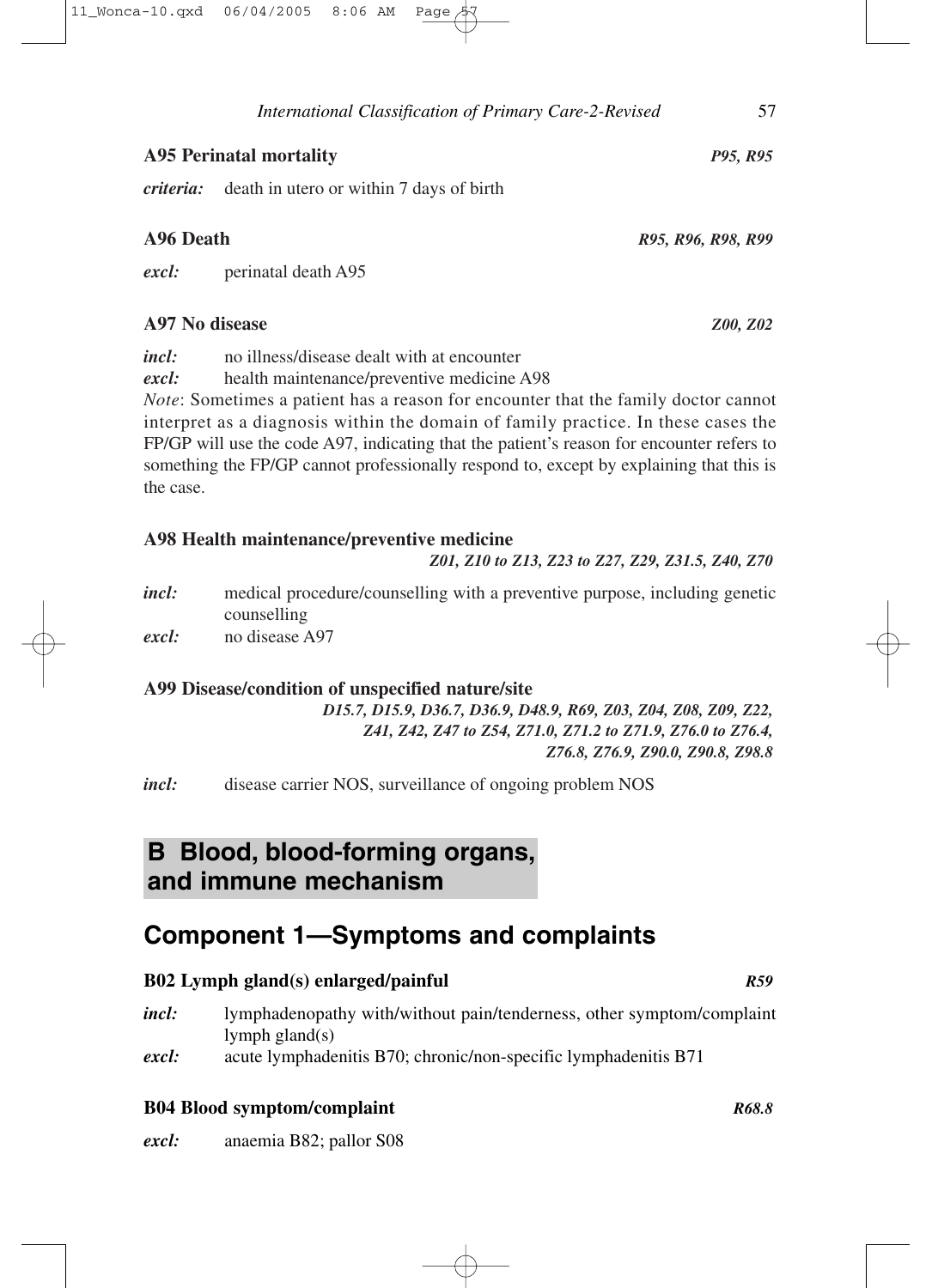**A95 Perinatal mortality** *P95, R95*

*criteria:* death in utero or within 7 days of birth

**A96 Death** *R95, R96, R98, R99*

*excl:* perinatal death A95

**A97 No disease** *Z00, Z02*

*incl:* no illness/disease dealt with at encounter
*excl:* health maintenance/preventive medicine A98

*Note*: Sometimes a patient has a reason for encounter that the family doctor cannot interpret as a diagnosis within the domain of family practice. In these cases the FP/GP will use the code A97, indicating that the patient's reason for encounter refers to something the FP/GP cannot professionally respond to, except by explaining that this is the case.

**A98 Health maintenance/preventive medicine**
*Z01, Z10 to Z13, Z23 to Z27, Z29, Z31.5, Z40, Z70*

*incl:* medical procedure/counselling with a preventive purpose, including genetic counselling
*excl:* no disease A97

**A99 Disease/condition of unspecified nature/site**
*D15.7, D15.9, D36.7, D36.9, D48.9, R69, Z03, Z04, Z08, Z09, Z22, Z41, Z42, Z47 to Z54, Z71.0, Z71.2 to Z71.9, Z76.0 to Z76.4, Z76.8, Z76.9, Z90.0, Z90.8, Z98.8*

*incl:* disease carrier NOS, surveillance of ongoing problem NOS

# B Blood, blood-forming organs, and immune mechanism

## Component 1—Symptoms and complaints

**B02 Lymph gland(s) enlarged/painful** *R59*

*incl:* lymphadenopathy with/without pain/tenderness, other symptom/complaint lymph gland(s)
*excl:* acute lymphadenitis B70; chronic/non-specific lymphadenitis B71

**B04 Blood symptom/complaint** *R68.8*

*excl:* anaemia B82; pallor S08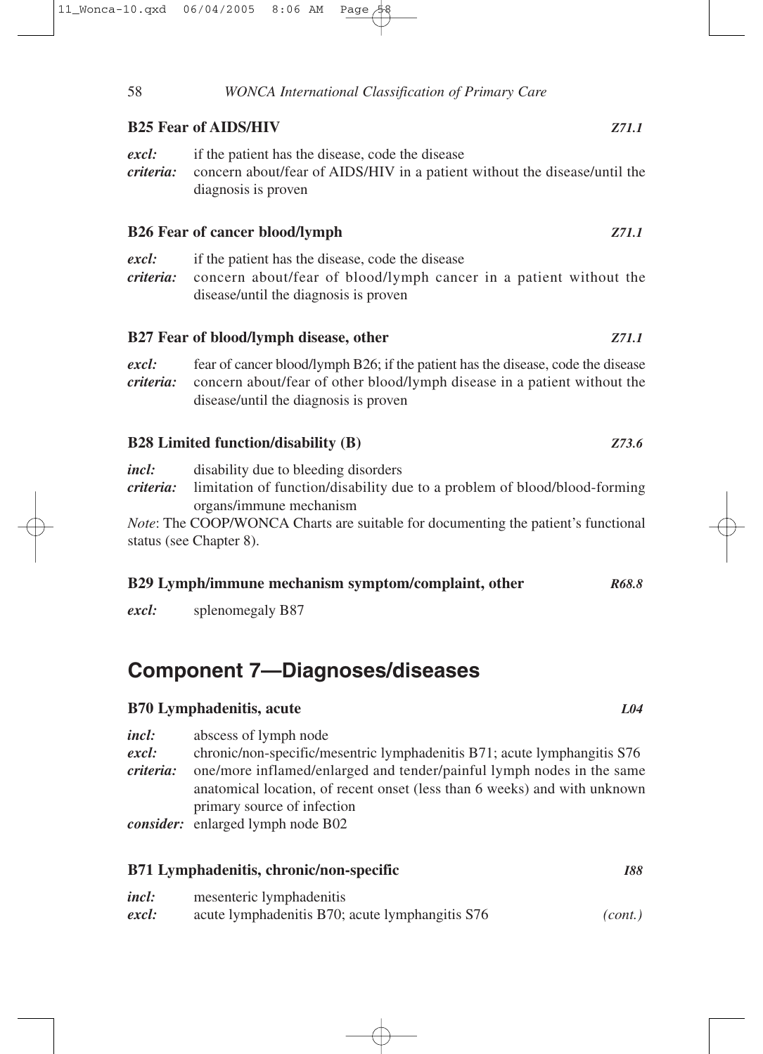### B25 Fear of AIDS/HIV *Z71.1*

***excl:*** if the patient has the disease, code the disease
***criteria:*** concern about/fear of AIDS/HIV in a patient without the disease/until the diagnosis is proven

### B26 Fear of cancer blood/lymph *Z71.1*

***excl:*** if the patient has the disease, code the disease
***criteria:*** concern about/fear of blood/lymph cancer in a patient without the disease/until the diagnosis is proven

### B27 Fear of blood/lymph disease, other *Z71.1*

***excl:*** fear of cancer blood/lymph B26; if the patient has the disease, code the disease
***criteria:*** concern about/fear of other blood/lymph disease in a patient without the disease/until the diagnosis is proven

### B28 Limited function/disability (B) *Z73.6*

***incl:*** disability due to bleeding disorders
***criteria:*** limitation of function/disability due to a problem of blood/blood-forming organs/immune mechanism

*Note*: The COOP/WONCA Charts are suitable for documenting the patient's functional status (see Chapter 8).

### B29 Lymph/immune mechanism symptom/complaint, other *R68.8*

***excl:*** splenomegaly B87

## Component 7—Diagnoses/diseases

### B70 Lymphadenitis, acute *L04*

***incl:*** abscess of lymph node
***excl:*** chronic/non-specific/mesentric lymphadenitis B71; acute lymphangitis S76
***criteria:*** one/more inflamed/enlarged and tender/painful lymph nodes in the same anatomical location, of recent onset (less than 6 weeks) and with unknown primary source of infection
***consider:*** enlarged lymph node B02

### B71 Lymphadenitis, chronic/non-specific *I88*

***incl:*** mesenteric lymphadenitis
***excl:*** acute lymphadenitis B70; acute lymphangitis S76 *(cont.)*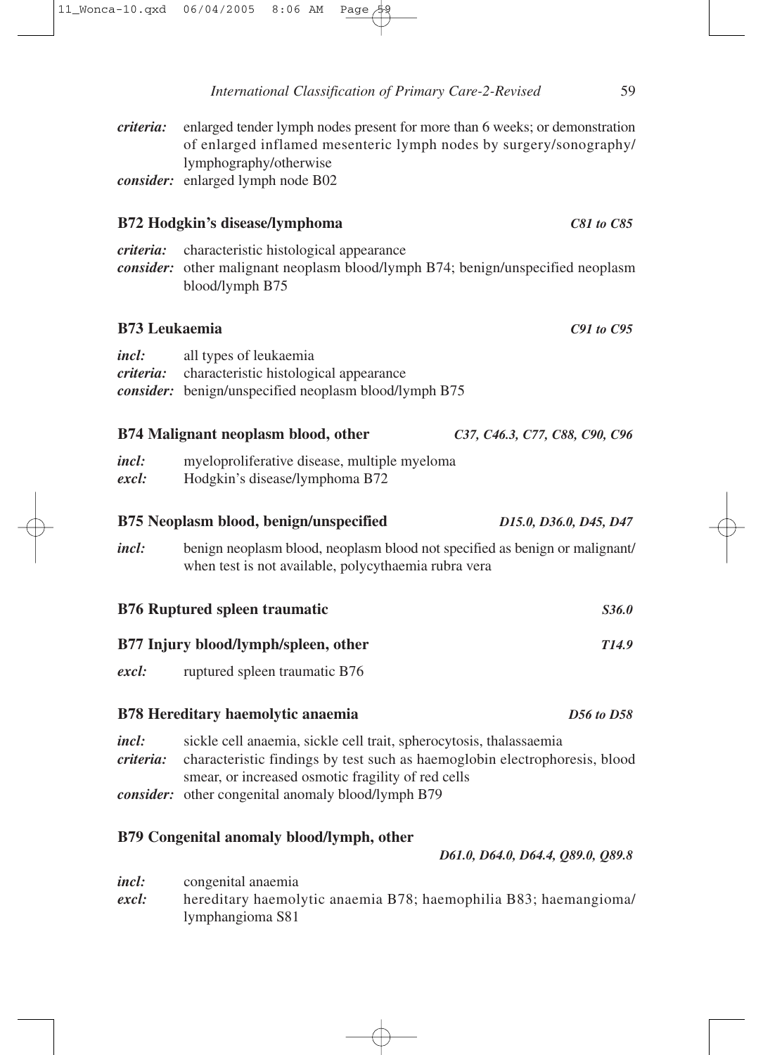*criteria:* enlarged tender lymph nodes present for more than 6 weeks; or demonstration of enlarged inflamed mesenteric lymph nodes by surgery/sonography/lymphography/otherwise
*consider:* enlarged lymph node B02

### B72 Hodgkin's disease/lymphoma — *C81 to C85*

*criteria:* characteristic histological appearance
*consider:* other malignant neoplasm blood/lymph B74; benign/unspecified neoplasm blood/lymph B75

### B73 Leukaemia — *C91 to C95*

*incl:* all types of leukaemia
*criteria:* characteristic histological appearance
*consider:* benign/unspecified neoplasm blood/lymph B75

### B74 Malignant neoplasm blood, other — *C37, C46.3, C77, C88, C90, C96*

*incl:* myeloproliferative disease, multiple myeloma
*excl:* Hodgkin's disease/lymphoma B72

### B75 Neoplasm blood, benign/unspecified — *D15.0, D36.0, D45, D47*

*incl:* benign neoplasm blood, neoplasm blood not specified as benign or malignant/when test is not available, polycythaemia rubra vera

### B76 Ruptured spleen traumatic — *S36.0*

### B77 Injury blood/lymph/spleen, other — *T14.9*

*excl:* ruptured spleen traumatic B76

### B78 Hereditary haemolytic anaemia — *D56 to D58*

*incl:* sickle cell anaemia, sickle cell trait, spherocytosis, thalassaemia
*criteria:* characteristic findings by test such as haemoglobin electrophoresis, blood smear, or increased osmotic fragility of red cells
*consider:* other congenital anomaly blood/lymph B79

### B79 Congenital anomaly blood/lymph, other — *D61.0, D64.0, D64.4, Q89.0, Q89.8*

*incl:* congenital anaemia
*excl:* hereditary haemolytic anaemia B78; haemophilia B83; haemangioma/lymphangioma S81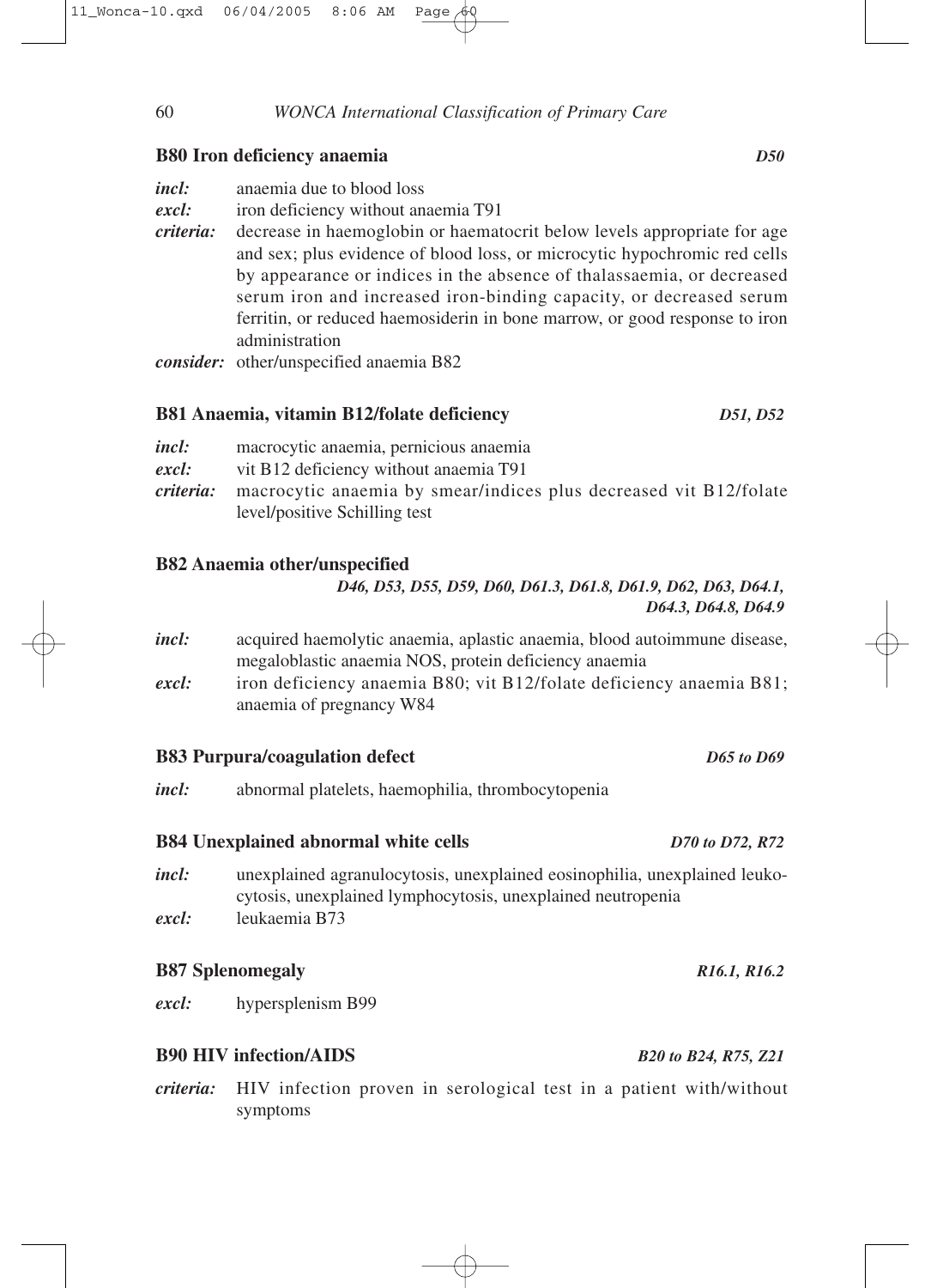### B80 Iron deficiency anaemia *D50*

***incl:*** anaemia due to blood loss

***excl:*** iron deficiency without anaemia T91

***criteria:*** decrease in haemoglobin or haematocrit below levels appropriate for age and sex; plus evidence of blood loss, or microcytic hypochromic red cells by appearance or indices in the absence of thalassaemia, or decreased serum iron and increased iron-binding capacity, or decreased serum ferritin, or reduced haemosiderin in bone marrow, or good response to iron administration

***consider:*** other/unspecified anaemia B82

### B81 Anaemia, vitamin B12/folate deficiency *D51, D52*

***incl:*** macrocytic anaemia, pernicious anaemia

***excl:*** vit B12 deficiency without anaemia T91

***criteria:*** macrocytic anaemia by smear/indices plus decreased vit B12/folate level/positive Schilling test

### B82 Anaemia other/unspecified

*D46, D53, D55, D59, D60, D61.3, D61.8, D61.9, D62, D63, D64.1, D64.3, D64.8, D64.9*

***incl:*** acquired haemolytic anaemia, aplastic anaemia, blood autoimmune disease, megaloblastic anaemia NOS, protein deficiency anaemia

***excl:*** iron deficiency anaemia B80; vit B12/folate deficiency anaemia B81; anaemia of pregnancy W84

### B83 Purpura/coagulation defect *D65 to D69*

***incl:*** abnormal platelets, haemophilia, thrombocytopenia

### B84 Unexplained abnormal white cells *D70 to D72, R72*

***incl:*** unexplained agranulocytosis, unexplained eosinophilia, unexplained leukocytosis, unexplained lymphocytosis, unexplained neutropenia

***excl:*** leukaemia B73

### B87 Splenomegaly *R16.1, R16.2*

***excl:*** hypersplenism B99

### B90 HIV infection/AIDS *B20 to B24, R75, Z21*

***criteria:*** HIV infection proven in serological test in a patient with/without symptoms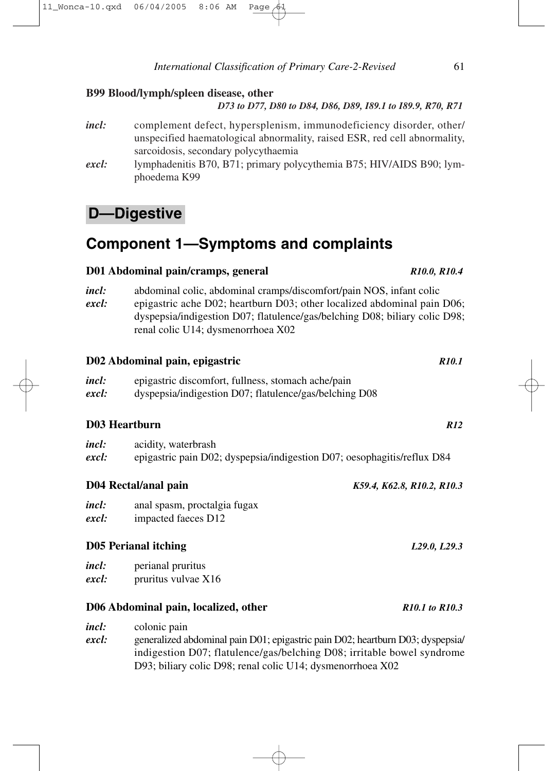**B99 Blood/lymph/spleen disease, other**

***D73 to D77, D80 to D84, D86, D89, I89.1 to I89.9, R70, R71***

*incl:* complement defect, hypersplenism, immunodeficiency disorder, other/unspecified haematological abnormality, raised ESR, red cell abnormality, sarcoidosis, secondary polycythaemia

*excl:* lymphadenitis B70, B71; primary polycythemia B75; HIV/AIDS B90; lymphoedema K99

# D—Digestive

## Component 1—Symptoms and complaints

**D01 Abdominal pain/cramps, general** ***R10.0, R10.4***

*incl:* abdominal colic, abdominal cramps/discomfort/pain NOS, infant colic

*excl:* epigastric ache D02; heartburn D03; other localized abdominal pain D06; dyspepsia/indigestion D07; flatulence/gas/belching D08; biliary colic D98; renal colic U14; dysmenorrhoea X02

**D02 Abdominal pain, epigastric** ***R10.1***

*incl:* epigastric discomfort, fullness, stomach ache/pain

*excl:* dyspepsia/indigestion D07; flatulence/gas/belching D08

**D03 Heartburn** ***R12***

*incl:* acidity, waterbrash

*excl:* epigastric pain D02; dyspepsia/indigestion D07; oesophagitis/reflux D84

**D04 Rectal/anal pain** ***K59.4, K62.8, R10.2, R10.3***

*incl:* anal spasm, proctalgia fugax

*excl:* impacted faeces D12

**D05 Perianal itching** ***L29.0, L29.3***

*incl:* perianal pruritus

*excl:* pruritus vulvae X16

**D06 Abdominal pain, localized, other** ***R10.1 to R10.3***

*incl:* colonic pain

*excl:* generalized abdominal pain D01; epigastric pain D02; heartburn D03; dyspepsia/indigestion D07; flatulence/gas/belching D08; irritable bowel syndrome D93; biliary colic D98; renal colic U14; dysmenorrhoea X02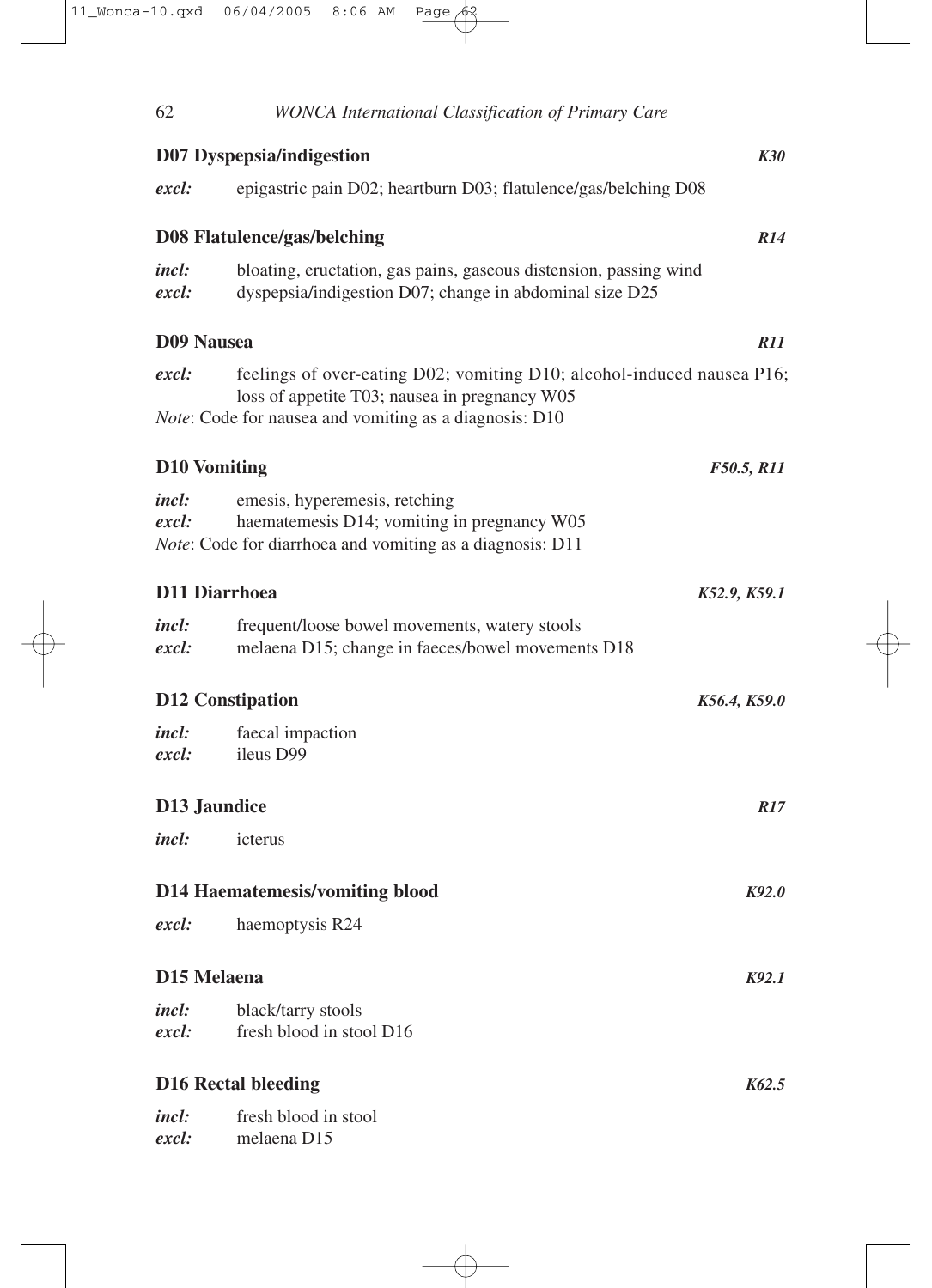### D07 Dyspepsia/indigestion *K30*

*excl:* epigastric pain D02; heartburn D03; flatulence/gas/belching D08

### D08 Flatulence/gas/belching *R14*

*incl:* bloating, eructation, gas pains, gaseous distension, passing wind
*excl:* dyspepsia/indigestion D07; change in abdominal size D25

### D09 Nausea *R11*

*excl:* feelings of over-eating D02; vomiting D10; alcohol-induced nausea P16; loss of appetite T03; nausea in pregnancy W05
*Note*: Code for nausea and vomiting as a diagnosis: D10

### D10 Vomiting *F50.5, R11*

*incl:* emesis, hyperemesis, retching
*excl:* haematemesis D14; vomiting in pregnancy W05
*Note*: Code for diarrhoea and vomiting as a diagnosis: D11

### D11 Diarrhoea *K52.9, K59.1*

*incl:* frequent/loose bowel movements, watery stools
*excl:* melaena D15; change in faeces/bowel movements D18

### D12 Constipation *K56.4, K59.0*

*incl:* faecal impaction
*excl:* ileus D99

### D13 Jaundice *R17*

*incl:* icterus

### D14 Haematemesis/vomiting blood *K92.0*

*excl:* haemoptysis R24

### D15 Melaena *K92.1*

*incl:* black/tarry stools
*excl:* fresh blood in stool D16

### D16 Rectal bleeding *K62.5*

*incl:* fresh blood in stool
*excl:* melaena D15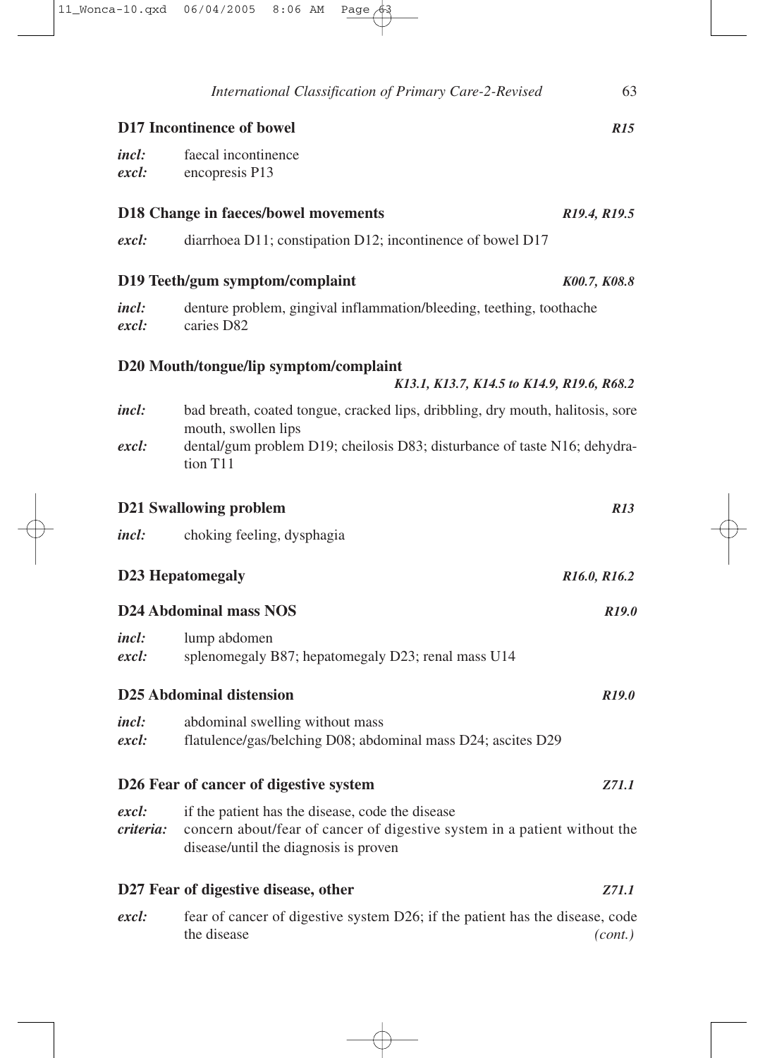### D17 Incontinence of bowel *R15*

*incl:* faecal incontinence
*excl:* encopresis P13

### D18 Change in faeces/bowel movements *R19.4, R19.5*

*excl:* diarrhoea D11; constipation D12; incontinence of bowel D17

### D19 Teeth/gum symptom/complaint *K00.7, K08.8*

*incl:* denture problem, gingival inflammation/bleeding, teething, toothache
*excl:* caries D82

### D20 Mouth/tongue/lip symptom/complaint *K13.1, K13.7, K14.5 to K14.9, R19.6, R68.2*

*incl:* bad breath, coated tongue, cracked lips, dribbling, dry mouth, halitosis, sore mouth, swollen lips
*excl:* dental/gum problem D19; cheilosis D83; disturbance of taste N16; dehydration T11

### D21 Swallowing problem *R13*

*incl:* choking feeling, dysphagia

### D23 Hepatomegaly *R16.0, R16.2*

### D24 Abdominal mass NOS *R19.0*

*incl:* lump abdomen
*excl:* splenomegaly B87; hepatomegaly D23; renal mass U14

### D25 Abdominal distension *R19.0*

*incl:* abdominal swelling without mass
*excl:* flatulence/gas/belching D08; abdominal mass D24; ascites D29

### D26 Fear of cancer of digestive system *Z71.1*

*excl:* if the patient has the disease, code the disease
*criteria:* concern about/fear of cancer of digestive system in a patient without the disease/until the diagnosis is proven

### D27 Fear of digestive disease, other *Z71.1*

*excl:* fear of cancer of digestive system D26; if the patient has the disease, code the disease *(cont.)*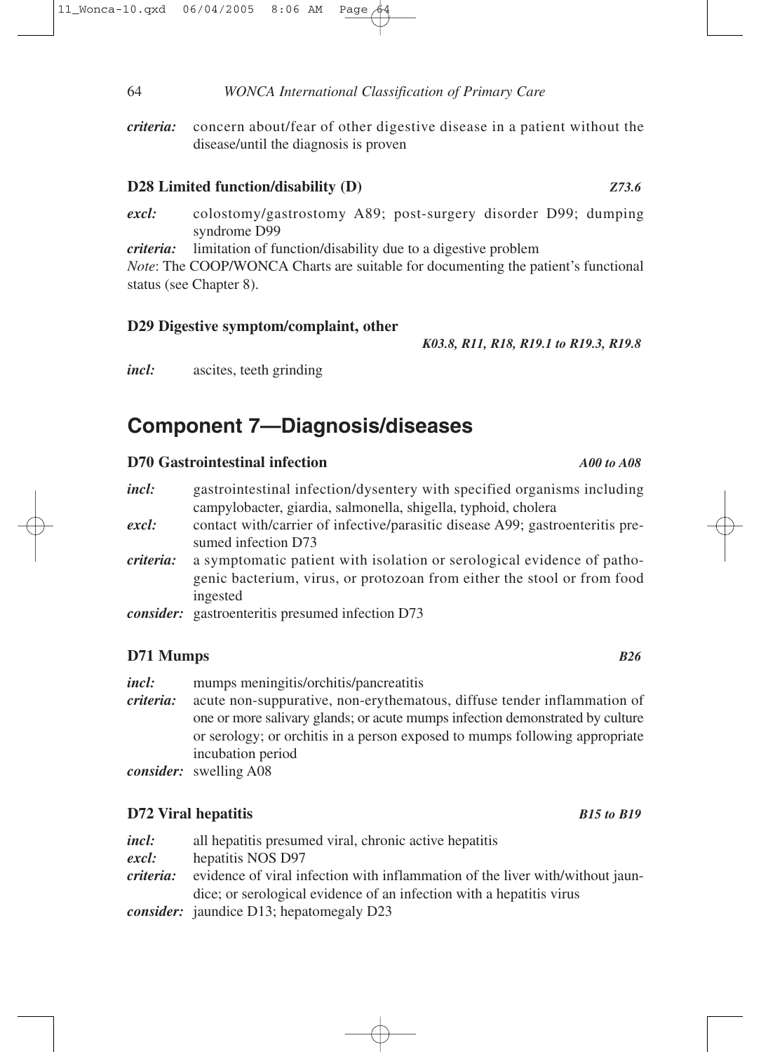*criteria:* concern about/fear of other digestive disease in a patient without the disease/until the diagnosis is proven

### D28 Limited function/disability (D) *Z73.6*

*excl:* colostomy/gastrostomy A89; post-surgery disorder D99; dumping syndrome D99

*criteria:* limitation of function/disability due to a digestive problem

*Note*: The COOP/WONCA Charts are suitable for documenting the patient's functional status (see Chapter 8).

### D29 Digestive symptom/complaint, other

*K03.8, R11, R18, R19.1 to R19.3, R19.8*

*incl:* ascites, teeth grinding

## Component 7—Diagnosis/diseases

### D70 Gastrointestinal infection *A00 to A08*

*incl:* gastrointestinal infection/dysentery with specified organisms including campylobacter, giardia, salmonella, shigella, typhoid, cholera

*excl:* contact with/carrier of infective/parasitic disease A99; gastroenteritis presumed infection D73

*criteria:* a symptomatic patient with isolation or serological evidence of pathogenic bacterium, virus, or protozoan from either the stool or from food ingested

*consider:* gastroenteritis presumed infection D73

### D71 Mumps *B26*

*incl:* mumps meningitis/orchitis/pancreatitis

*criteria:* acute non-suppurative, non-erythematous, diffuse tender inflammation of one or more salivary glands; or acute mumps infection demonstrated by culture or serology; or orchitis in a person exposed to mumps following appropriate incubation period

*consider:* swelling A08

### D72 Viral hepatitis *B15 to B19*

*incl:* all hepatitis presumed viral, chronic active hepatitis

*excl:* hepatitis NOS D97

*criteria:* evidence of viral infection with inflammation of the liver with/without jaundice; or serological evidence of an infection with a hepatitis virus

*consider:* jaundice D13; hepatomegaly D23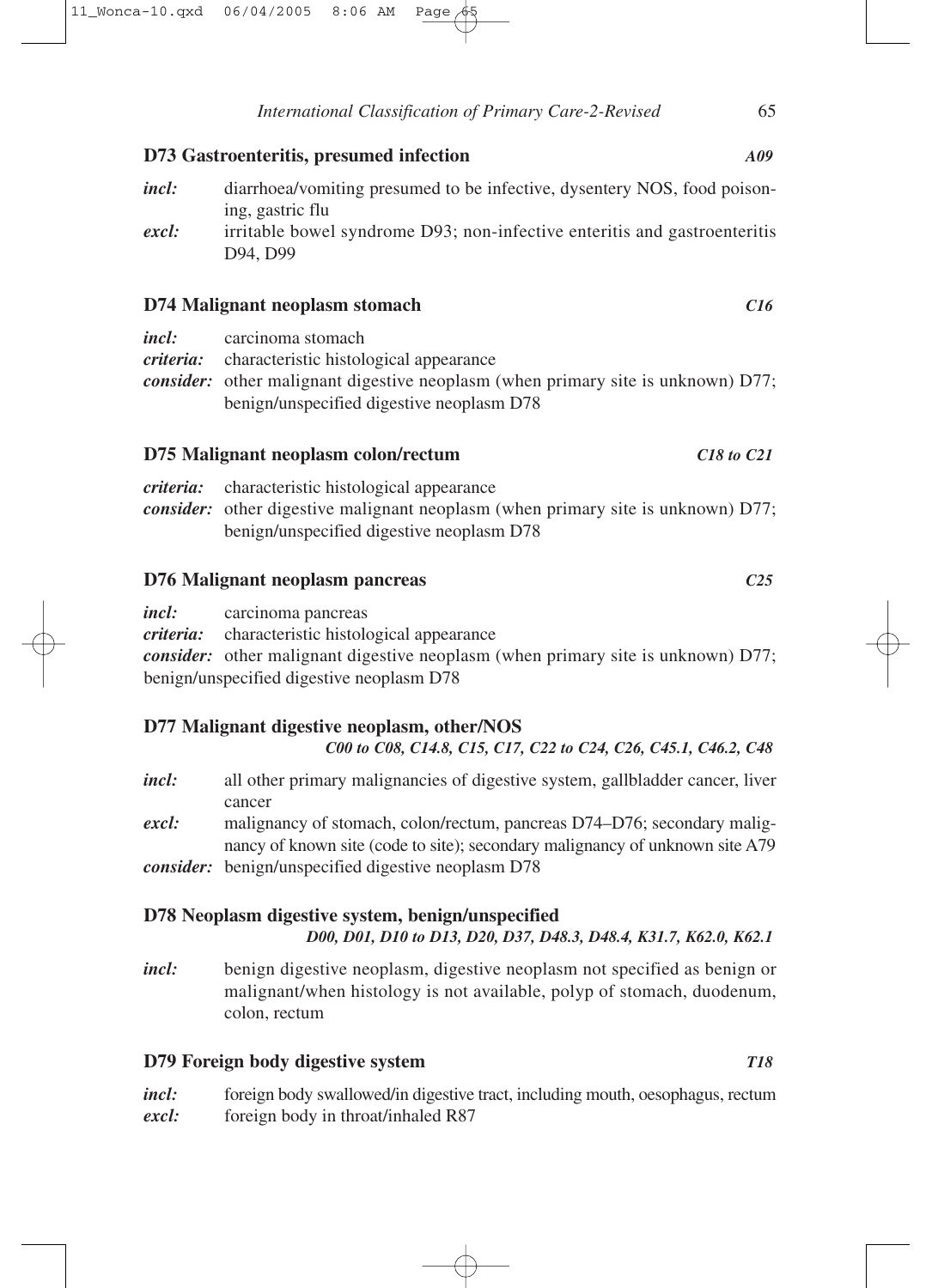### D73 Gastroenteritis, presumed infection *A09*

***incl:*** diarrhoea/vomiting presumed to be infective, dysentery NOS, food poisoning, gastric flu
***excl:*** irritable bowel syndrome D93; non-infective enteritis and gastroenteritis D94, D99

### D74 Malignant neoplasm stomach *C16*

***incl:*** carcinoma stomach
***criteria:*** characteristic histological appearance
***consider:*** other malignant digestive neoplasm (when primary site is unknown) D77; benign/unspecified digestive neoplasm D78

### D75 Malignant neoplasm colon/rectum *C18 to C21*

***criteria:*** characteristic histological appearance
***consider:*** other digestive malignant neoplasm (when primary site is unknown) D77; benign/unspecified digestive neoplasm D78

### D76 Malignant neoplasm pancreas *C25*

***incl:*** carcinoma pancreas
***criteria:*** characteristic histological appearance
***consider:*** other malignant digestive neoplasm (when primary site is unknown) D77; benign/unspecified digestive neoplasm D78

### D77 Malignant digestive neoplasm, other/NOS *C00 to C08, C14.8, C15, C17, C22 to C24, C26, C45.1, C46.2, C48*

***incl:*** all other primary malignancies of digestive system, gallbladder cancer, liver cancer
***excl:*** malignancy of stomach, colon/rectum, pancreas D74–D76; secondary malignancy of known site (code to site); secondary malignancy of unknown site A79
***consider:*** benign/unspecified digestive neoplasm D78

### D78 Neoplasm digestive system, benign/unspecified *D00, D01, D10 to D13, D20, D37, D48.3, D48.4, K31.7, K62.0, K62.1*

***incl:*** benign digestive neoplasm, digestive neoplasm not specified as benign or malignant/when histology is not available, polyp of stomach, duodenum, colon, rectum

### D79 Foreign body digestive system *T18*

***incl:*** foreign body swallowed/in digestive tract, including mouth, oesophagus, rectum
***excl:*** foreign body in throat/inhaled R87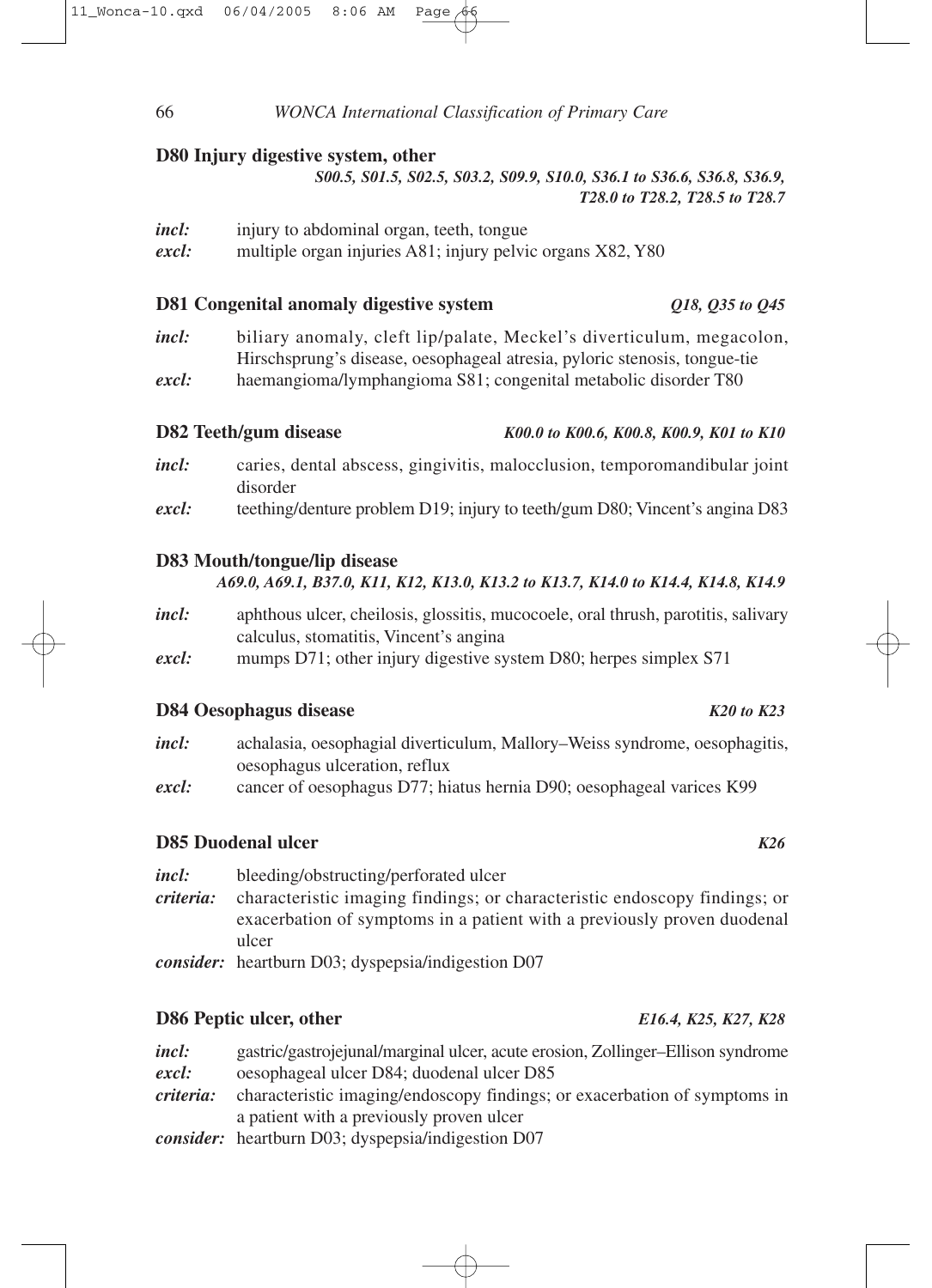### D80 Injury digestive system, other

*S00.5, S01.5, S02.5, S03.2, S09.9, S10.0, S36.1 to S36.6, S36.8, S36.9, T28.0 to T28.2, T28.5 to T28.7*

***incl:*** injury to abdominal organ, teeth, tongue
***excl:*** multiple organ injuries A81; injury pelvic organs X82, Y80

### D81 Congenital anomaly digestive system *Q18, Q35 to Q45*

***incl:*** biliary anomaly, cleft lip/palate, Meckel's diverticulum, megacolon, Hirschsprung's disease, oesophageal atresia, pyloric stenosis, tongue-tie
***excl:*** haemangioma/lymphangioma S81; congenital metabolic disorder T80

### D82 Teeth/gum disease *K00.0 to K00.6, K00.8, K00.9, K01 to K10*

***incl:*** caries, dental abscess, gingivitis, malocclusion, temporomandibular joint disorder
***excl:*** teething/denture problem D19; injury to teeth/gum D80; Vincent's angina D83

### D83 Mouth/tongue/lip disease

*A69.0, A69.1, B37.0, K11, K12, K13.0, K13.2 to K13.7, K14.0 to K14.4, K14.8, K14.9*

***incl:*** aphthous ulcer, cheilosis, glossitis, mucocoele, oral thrush, parotitis, salivary calculus, stomatitis, Vincent's angina
***excl:*** mumps D71; other injury digestive system D80; herpes simplex S71

### D84 Oesophagus disease *K20 to K23*

***incl:*** achalasia, oesophagial diverticulum, Mallory–Weiss syndrome, oesophagitis, oesophagus ulceration, reflux
***excl:*** cancer of oesophagus D77; hiatus hernia D90; oesophageal varices K99

### D85 Duodenal ulcer *K26*

***incl:*** bleeding/obstructing/perforated ulcer
***criteria:*** characteristic imaging findings; or characteristic endoscopy findings; or exacerbation of symptoms in a patient with a previously proven duodenal ulcer
***consider:*** heartburn D03; dyspepsia/indigestion D07

### D86 Peptic ulcer, other *E16.4, K25, K27, K28*

***incl:*** gastric/gastrojejunal/marginal ulcer, acute erosion, Zollinger–Ellison syndrome
***excl:*** oesophageal ulcer D84; duodenal ulcer D85
***criteria:*** characteristic imaging/endoscopy findings; or exacerbation of symptoms in a patient with a previously proven ulcer
***consider:*** heartburn D03; dyspepsia/indigestion D07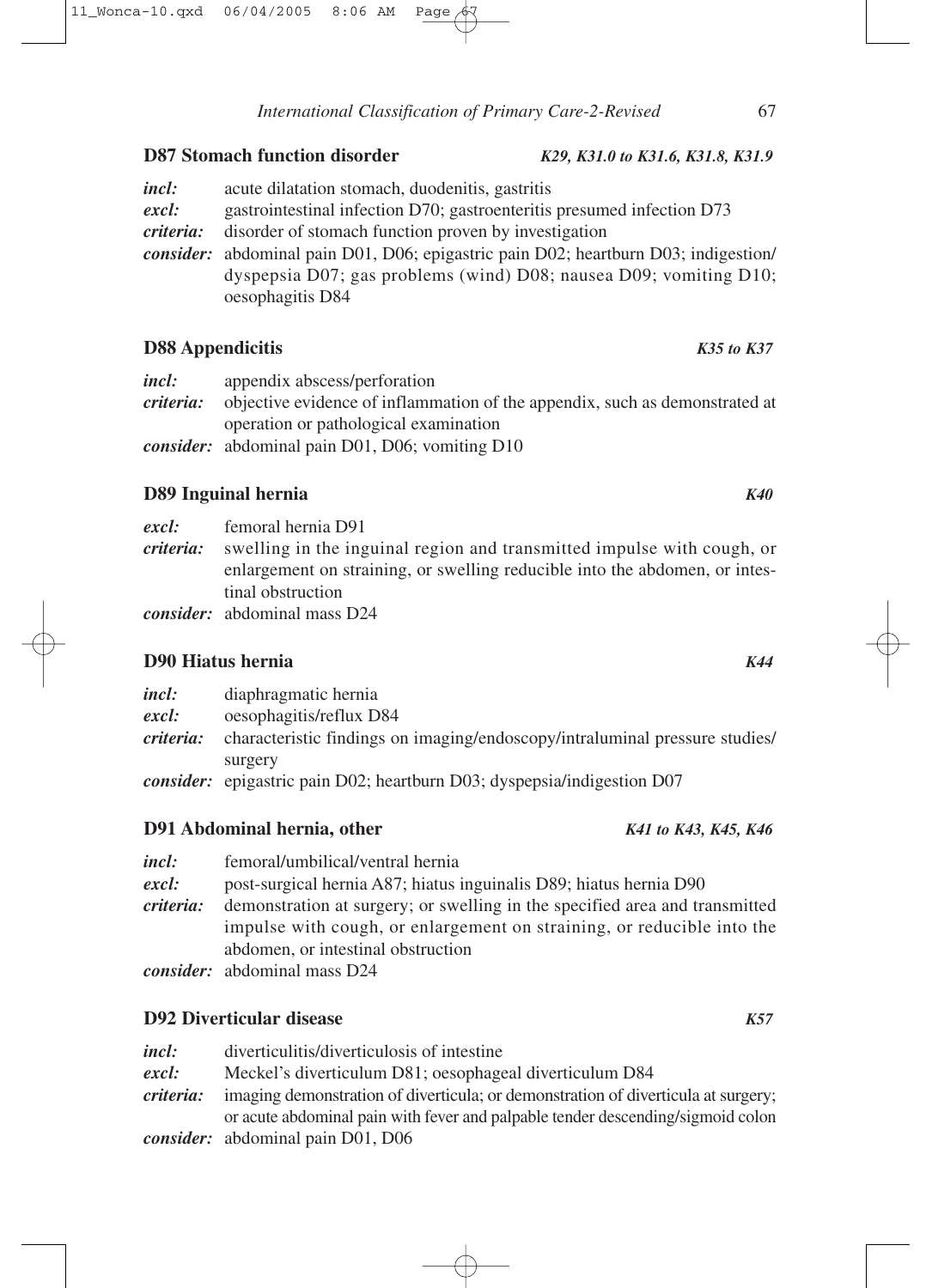### D87 Stomach function disorder *K29, K31.0 to K31.6, K31.8, K31.9*

***incl:*** acute dilatation stomach, duodenitis, gastritis
***excl:*** gastrointestinal infection D70; gastroenteritis presumed infection D73
***criteria:*** disorder of stomach function proven by investigation
***consider:*** abdominal pain D01, D06; epigastric pain D02; heartburn D03; indigestion/dyspepsia D07; gas problems (wind) D08; nausea D09; vomiting D10; oesophagitis D84

### D88 Appendicitis *K35 to K37*

***incl:*** appendix abscess/perforation
***criteria:*** objective evidence of inflammation of the appendix, such as demonstrated at operation or pathological examination
***consider:*** abdominal pain D01, D06; vomiting D10

### D89 Inguinal hernia *K40*

***excl:*** femoral hernia D91
***criteria:*** swelling in the inguinal region and transmitted impulse with cough, or enlargement on straining, or swelling reducible into the abdomen, or intestinal obstruction
***consider:*** abdominal mass D24

### D90 Hiatus hernia *K44*

***incl:*** diaphragmatic hernia
***excl:*** oesophagitis/reflux D84
***criteria:*** characteristic findings on imaging/endoscopy/intraluminal pressure studies/surgery
***consider:*** epigastric pain D02; heartburn D03; dyspepsia/indigestion D07

### D91 Abdominal hernia, other *K41 to K43, K45, K46*

***incl:*** femoral/umbilical/ventral hernia
***excl:*** post-surgical hernia A87; hiatus inguinalis D89; hiatus hernia D90
***criteria:*** demonstration at surgery; or swelling in the specified area and transmitted impulse with cough, or enlargement on straining, or reducible into the abdomen, or intestinal obstruction
***consider:*** abdominal mass D24

### D92 Diverticular disease *K57*

***incl:*** diverticulitis/diverticulosis of intestine
***excl:*** Meckel's diverticulum D81; oesophageal diverticulum D84
***criteria:*** imaging demonstration of diverticula; or demonstration of diverticula at surgery; or acute abdominal pain with fever and palpable tender descending/sigmoid colon
***consider:*** abdominal pain D01, D06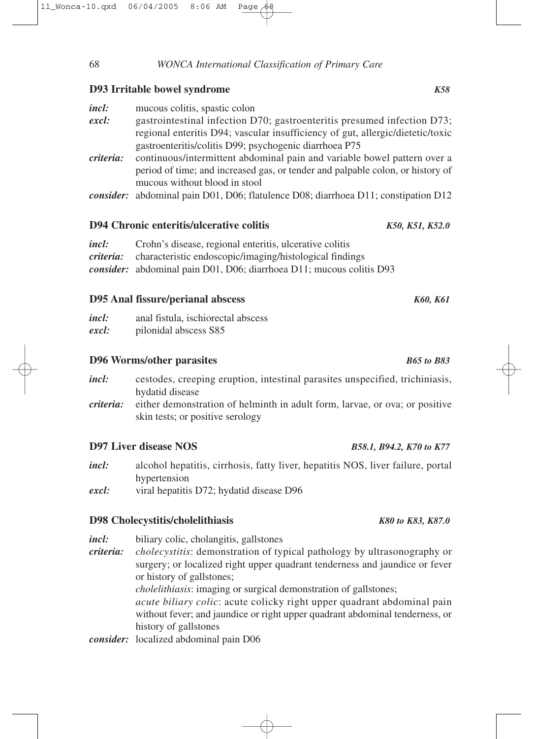### D93 Irritable bowel syndrome *K58*

***incl:*** mucous colitis, spastic colon

***excl:*** gastrointestinal infection D70; gastroenteritis presumed infection D73; regional enteritis D94; vascular insufficiency of gut, allergic/dietetic/toxic gastroenteritis/colitis D99; psychogenic diarrhoea P75

***criteria:*** continuous/intermittent abdominal pain and variable bowel pattern over a period of time; and increased gas, or tender and palpable colon, or history of mucous without blood in stool

***consider:*** abdominal pain D01, D06; flatulence D08; diarrhoea D11; constipation D12

### D94 Chronic enteritis/ulcerative colitis *K50, K51, K52.0*

***incl:*** Crohn's disease, regional enteritis, ulcerative colitis

***criteria:*** characteristic endoscopic/imaging/histological findings

***consider:*** abdominal pain D01, D06; diarrhoea D11; mucous colitis D93

### D95 Anal fissure/perianal abscess *K60, K61*

***incl:*** anal fistula, ischiorectal abscess

***excl:*** pilonidal abscess S85

### D96 Worms/other parasites *B65 to B83*

***incl:*** cestodes, creeping eruption, intestinal parasites unspecified, trichiniasis, hydatid disease

***criteria:*** either demonstration of helminth in adult form, larvae, or ova; or positive skin tests; or positive serology

### D97 Liver disease NOS *B58.1, B94.2, K70 to K77*

***incl:*** alcohol hepatitis, cirrhosis, fatty liver, hepatitis NOS, liver failure, portal hypertension

***excl:*** viral hepatitis D72; hydatid disease D96

### D98 Cholecystitis/cholelithiasis *K80 to K83, K87.0*

***incl:*** biliary colic, cholangitis, gallstones

***criteria:*** *cholecystitis*: demonstration of typical pathology by ultrasonography or surgery; or localized right upper quadrant tenderness and jaundice or fever or history of gallstones;
*cholelithiasis*: imaging or surgical demonstration of gallstones;
*acute biliary colic*: acute colicky right upper quadrant abdominal pain without fever; and jaundice or right upper quadrant abdominal tenderness, or history of gallstones

***consider:*** localized abdominal pain D06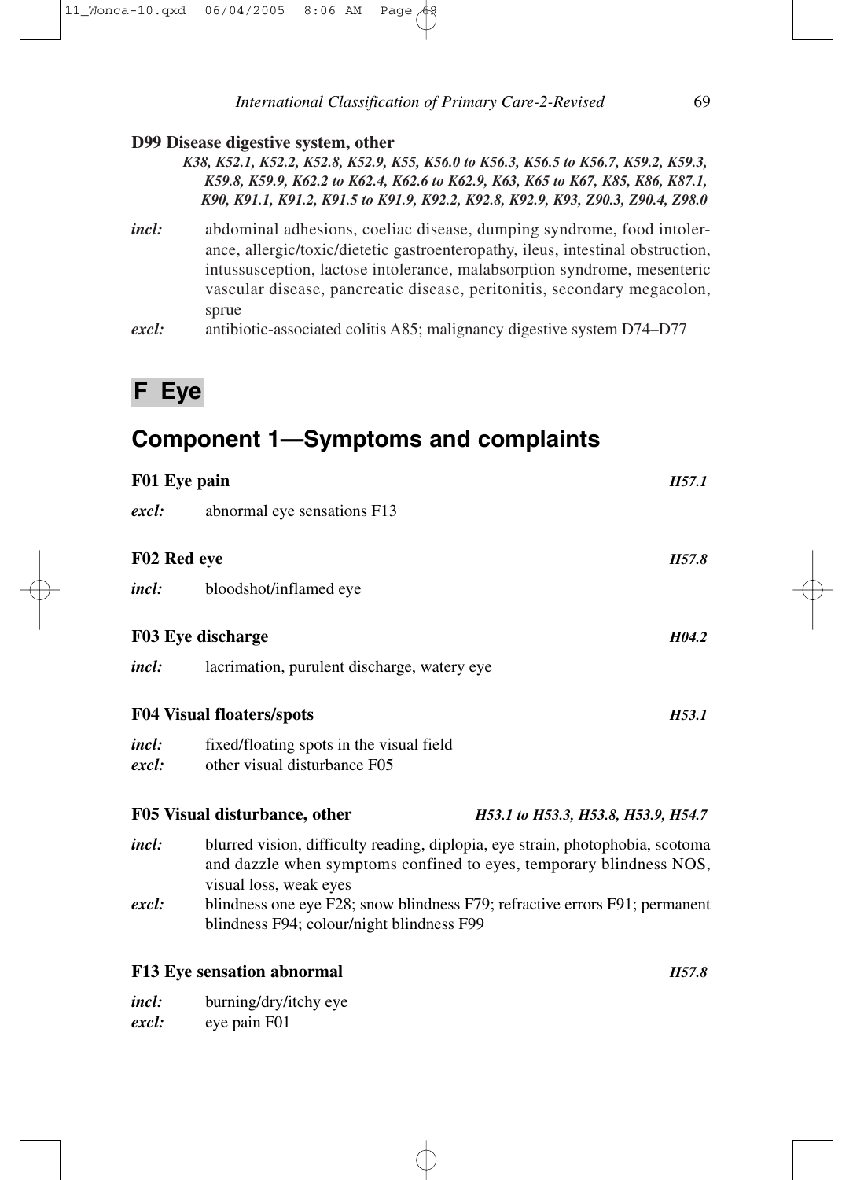**D99 Disease digestive system, other**

*K38, K52.1, K52.2, K52.8, K52.9, K55, K56.0 to K56.3, K56.5 to K56.7, K59.2, K59.3, K59.8, K59.9, K62.2 to K62.4, K62.6 to K62.9, K63, K65 to K67, K85, K86, K87.1, K90, K91.1, K91.2, K91.5 to K91.9, K92.2, K92.8, K92.9, K93, Z90.3, Z90.4, Z98.0*

*incl:* abdominal adhesions, coeliac disease, dumping syndrome, food intolerance, allergic/toxic/dietetic gastroenteropathy, ileus, intestinal obstruction, intussusception, lactose intolerance, malabsorption syndrome, mesenteric vascular disease, pancreatic disease, peritonitis, secondary megacolon, sprue

*excl:* antibiotic-associated colitis A85; malignancy digestive system D74–D77

# F Eye

## Component 1—Symptoms and complaints

**F01 Eye pain** *H57.1*

*excl:* abnormal eye sensations F13

**F02 Red eye** *H57.8*

*incl:* bloodshot/inflamed eye

**F03 Eye discharge** *H04.2*

*incl:* lacrimation, purulent discharge, watery eye

**F04 Visual floaters/spots** *H53.1*

*incl:* fixed/floating spots in the visual field

*excl:* other visual disturbance F05

**F05 Visual disturbance, other** *H53.1 to H53.3, H53.8, H53.9, H54.7*

*incl:* blurred vision, difficulty reading, diplopia, eye strain, photophobia, scotoma and dazzle when symptoms confined to eyes, temporary blindness NOS, visual loss, weak eyes

*excl:* blindness one eye F28; snow blindness F79; refractive errors F91; permanent blindness F94; colour/night blindness F99

**F13 Eye sensation abnormal** *H57.8*

*incl:* burning/dry/itchy eye

*excl:* eye pain F01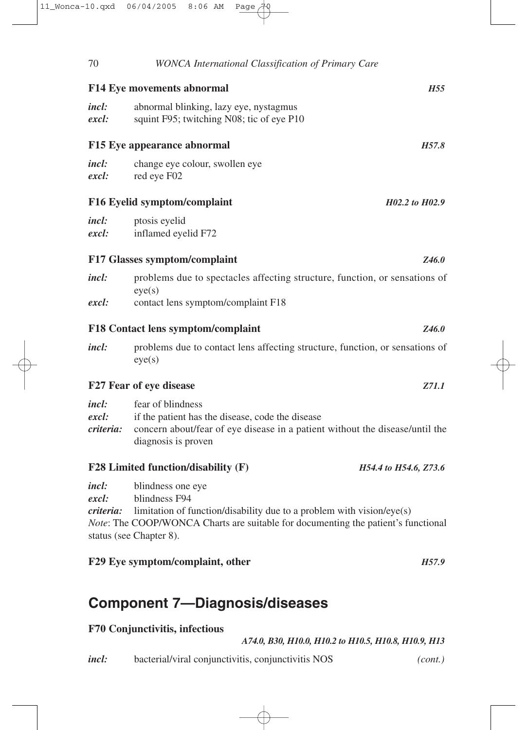### F14 Eye movements abnormal *H55*

***incl:*** abnormal blinking, lazy eye, nystagmus
***excl:*** squint F95; twitching N08; tic of eye P10

### F15 Eye appearance abnormal *H57.8*

***incl:*** change eye colour, swollen eye
***excl:*** red eye F02

### F16 Eyelid symptom/complaint *H02.2 to H02.9*

***incl:*** ptosis eyelid
***excl:*** inflamed eyelid F72

### F17 Glasses symptom/complaint *Z46.0*

***incl:*** problems due to spectacles affecting structure, function, or sensations of eye(s)
***excl:*** contact lens symptom/complaint F18

### F18 Contact lens symptom/complaint *Z46.0*

***incl:*** problems due to contact lens affecting structure, function, or sensations of eye(s)

### F27 Fear of eye disease *Z71.1*

***incl:*** fear of blindness
***excl:*** if the patient has the disease, code the disease
***criteria:*** concern about/fear of eye disease in a patient without the disease/until the diagnosis is proven

### F28 Limited function/disability (F) *H54.4 to H54.6, Z73.6*

***incl:*** blindness one eye
***excl:*** blindness F94
***criteria:*** limitation of function/disability due to a problem with vision/eye(s)

*Note*: The COOP/WONCA Charts are suitable for documenting the patient's functional status (see Chapter 8).

### F29 Eye symptom/complaint, other *H57.9*

## Component 7—Diagnosis/diseases

### F70 Conjunctivitis, infectious

*A74.0, B30, H10.0, H10.2 to H10.5, H10.8, H10.9, H13*

***incl:*** bacterial/viral conjunctivitis, conjunctivitis NOS *(cont.)*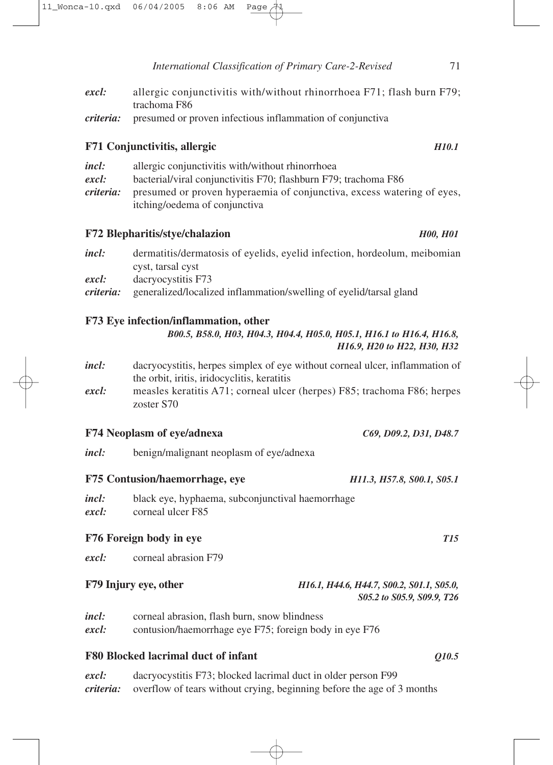*excl:* allergic conjunctivitis with/without rhinorrhoea F71; flash burn F79; trachoma F86
*criteria:* presumed or proven infectious inflammation of conjunctiva

### F71 Conjunctivitis, allergic *H10.1*

*incl:* allergic conjunctivitis with/without rhinorrhoea
*excl:* bacterial/viral conjunctivitis F70; flashburn F79; trachoma F86
*criteria:* presumed or proven hyperaemia of conjunctiva, excess watering of eyes, itching/oedema of conjunctiva

### F72 Blepharitis/stye/chalazion *H00, H01*

*incl:* dermatitis/dermatosis of eyelids, eyelid infection, hordeolum, meibomian cyst, tarsal cyst
*excl:* dacryocystitis F73
*criteria:* generalized/localized inflammation/swelling of eyelid/tarsal gland

### F73 Eye infection/inflammation, other *B00.5, B58.0, H03, H04.3, H04.4, H05.0, H05.1, H16.1 to H16.4, H16.8, H16.9, H20 to H22, H30, H32*

*incl:* dacryocystitis, herpes simplex of eye without corneal ulcer, inflammation of the orbit, iritis, iridocyclitis, keratitis
*excl:* measles keratitis A71; corneal ulcer (herpes) F85; trachoma F86; herpes zoster S70

### F74 Neoplasm of eye/adnexa *C69, D09.2, D31, D48.7*

*incl:* benign/malignant neoplasm of eye/adnexa

### F75 Contusion/haemorrhage, eye *H11.3, H57.8, S00.1, S05.1*

*incl:* black eye, hyphaema, subconjunctival haemorrhage
*excl:* corneal ulcer F85

### F76 Foreign body in eye *T15*

*excl:* corneal abrasion F79

### F79 Injury eye, other *H16.1, H44.6, H44.7, S00.2, S01.1, S05.0, S05.2 to S05.9, S09.9, T26*

*incl:* corneal abrasion, flash burn, snow blindness
*excl:* contusion/haemorrhage eye F75; foreign body in eye F76

### F80 Blocked lacrimal duct of infant *Q10.5*

*excl:* dacryocystitis F73; blocked lacrimal duct in older person F99
*criteria:* overflow of tears without crying, beginning before the age of 3 months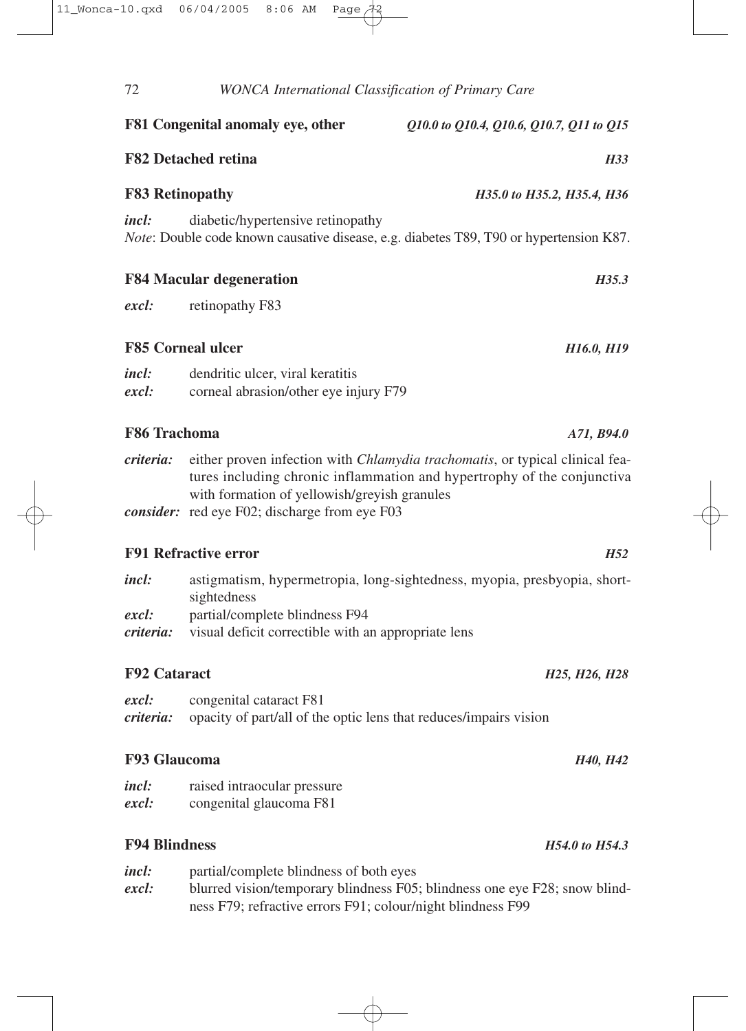**F81 Congenital anomaly eye, other** *Q10.0 to Q10.4, Q10.6, Q10.7, Q11 to Q15*

**F82 Detached retina** *H33*

**F83 Retinopathy** *H35.0 to H35.2, H35.4, H36*

***incl:*** diabetic/hypertensive retinopathy
*Note*: Double code known causative disease, e.g. diabetes T89, T90 or hypertension K87.

**F84 Macular degeneration** *H35.3*

***excl:*** retinopathy F83

**F85 Corneal ulcer** *H16.0, H19*

***incl:*** dendritic ulcer, viral keratitis
***excl:*** corneal abrasion/other eye injury F79

**F86 Trachoma** *A71, B94.0*

***criteria:*** either proven infection with *Chlamydia trachomatis*, or typical clinical features including chronic inflammation and hypertrophy of the conjunctiva with formation of yellowish/greyish granules
***consider:*** red eye F02; discharge from eye F03

**F91 Refractive error** *H52*

***incl:*** astigmatism, hypermetropia, long-sightedness, myopia, presbyopia, short-sightedness
***excl:*** partial/complete blindness F94
***criteria:*** visual deficit correctible with an appropriate lens

**F92 Cataract** *H25, H26, H28*

***excl:*** congenital cataract F81
***criteria:*** opacity of part/all of the optic lens that reduces/impairs vision

**F93 Glaucoma** *H40, H42*

***incl:*** raised intraocular pressure
***excl:*** congenital glaucoma F81

**F94 Blindness** *H54.0 to H54.3*

***incl:*** partial/complete blindness of both eyes
***excl:*** blurred vision/temporary blindness F05; blindness one eye F28; snow blindness F79; refractive errors F91; colour/night blindness F99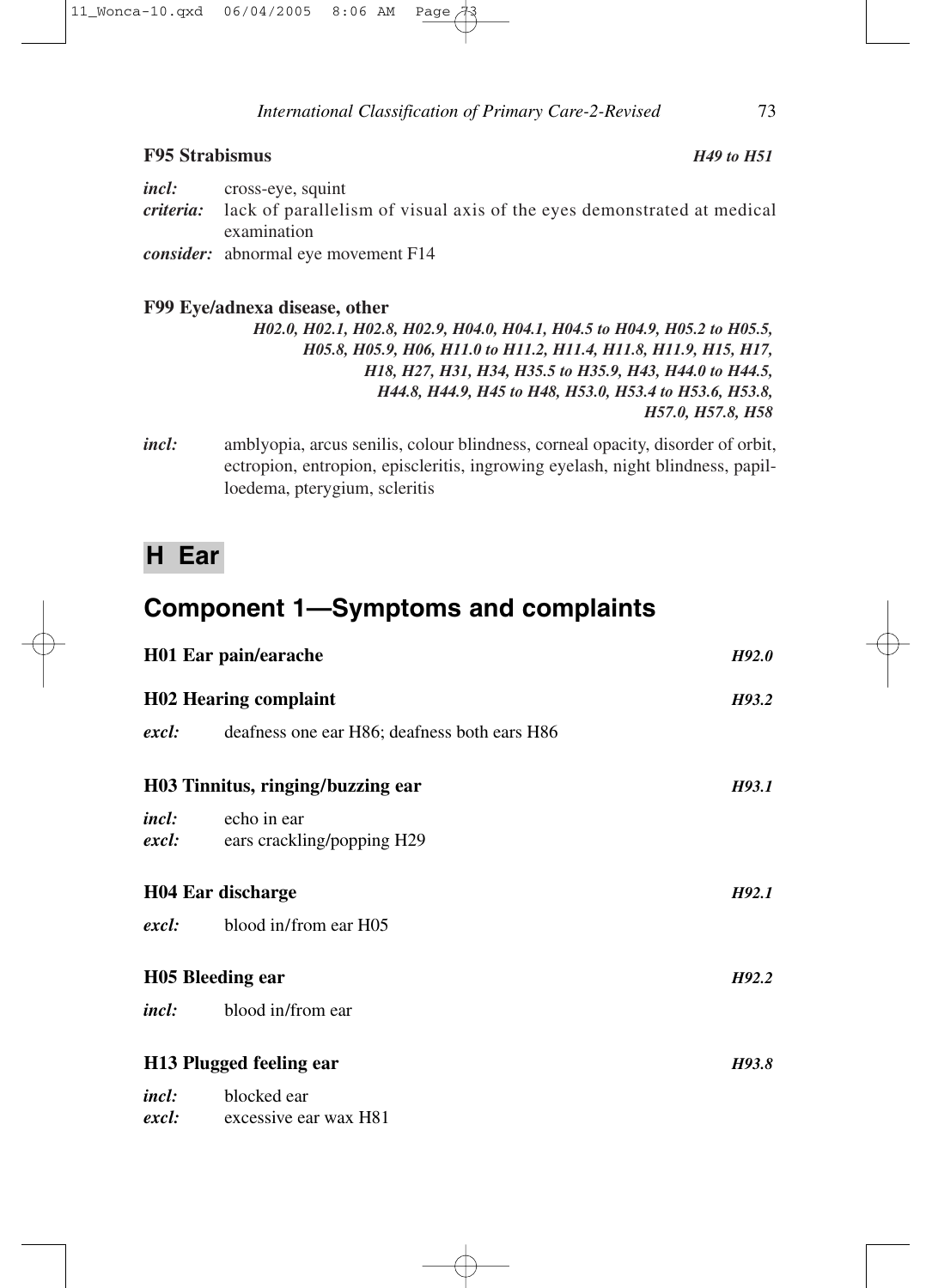**F95 Strabismus** *H49 to H51*

*incl:* cross-eye, squint
*criteria:* lack of parallelism of visual axis of the eyes demonstrated at medical examination
*consider:* abnormal eye movement F14

**F99 Eye/adnexa disease, other**
*H02.0, H02.1, H02.8, H02.9, H04.0, H04.1, H04.5 to H04.9, H05.2 to H05.5, H05.8, H05.9, H06, H11.0 to H11.2, H11.4, H11.8, H11.9, H15, H17, H18, H27, H31, H34, H35.5 to H35.9, H43, H44.0 to H44.5, H44.8, H44.9, H45 to H48, H53.0, H53.4 to H53.6, H53.8, H57.0, H57.8, H58*

*incl:* amblyopia, arcus senilis, colour blindness, corneal opacity, disorder of orbit, ectropion, entropion, episcleritis, ingrowing eyelash, night blindness, papilloedema, pterygium, scleritis

# H Ear

## Component 1—Symptoms and complaints

**H01 Ear pain/earache** *H92.0*

**H02 Hearing complaint** *H93.2*

*excl:* deafness one ear H86; deafness both ears H86

**H03 Tinnitus, ringing/buzzing ear** *H93.1*

*incl:* echo in ear
*excl:* ears crackling/popping H29

**H04 Ear discharge** *H92.1*

*excl:* blood in/from ear H05

**H05 Bleeding ear** *H92.2*

*incl:* blood in/from ear

**H13 Plugged feeling ear** *H93.8*

*incl:* blocked ear
*excl:* excessive ear wax H81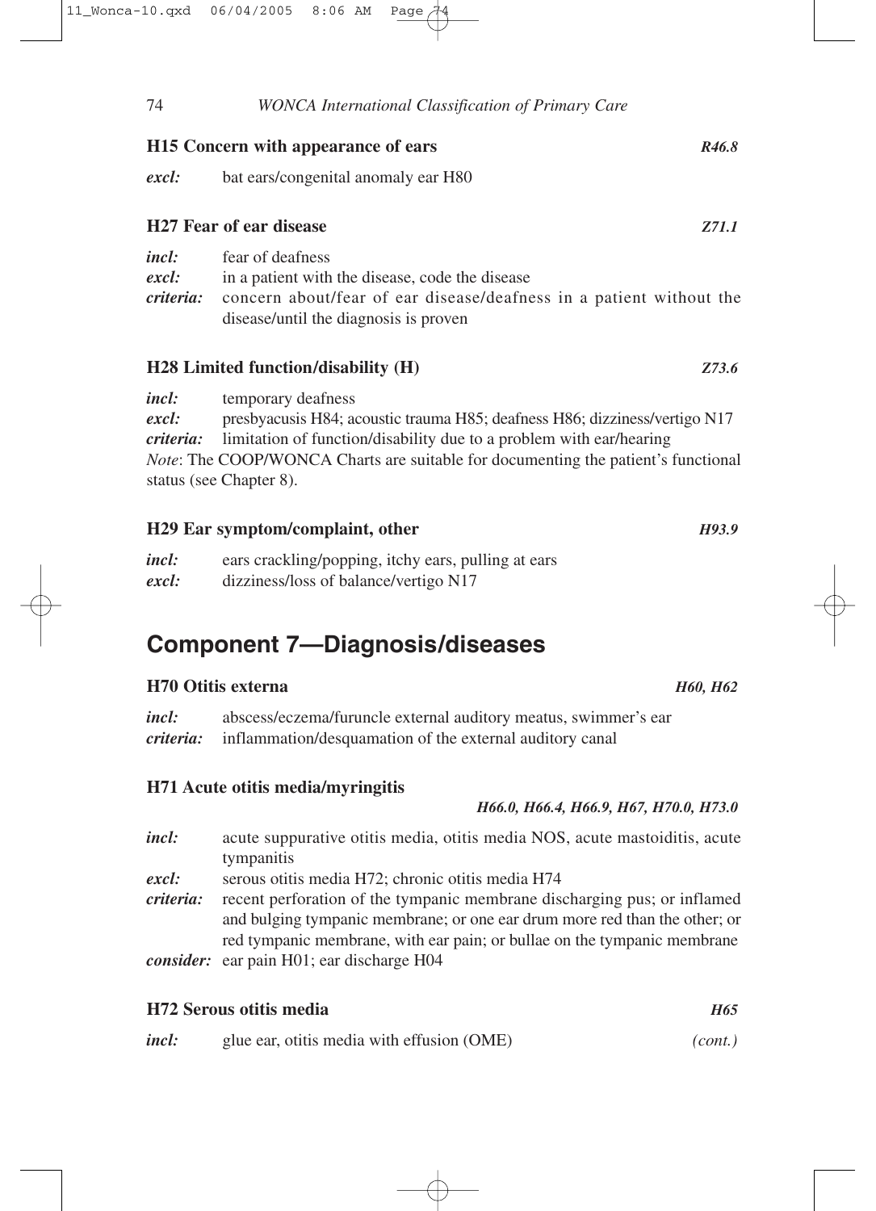### H15 Concern with appearance of ears *R46.8*

***excl:*** bat ears/congenital anomaly ear H80

### H27 Fear of ear disease *Z71.1*

***incl:*** fear of deafness

***excl:*** in a patient with the disease, code the disease

***criteria:*** concern about/fear of ear disease/deafness in a patient without the disease/until the diagnosis is proven

### H28 Limited function/disability (H) *Z73.6*

***incl:*** temporary deafness

***excl:*** presbyacusis H84; acoustic trauma H85; deafness H86; dizziness/vertigo N17

***criteria:*** limitation of function/disability due to a problem with ear/hearing

*Note*: The COOP/WONCA Charts are suitable for documenting the patient's functional status (see Chapter 8).

### H29 Ear symptom/complaint, other *H93.9*

***incl:*** ears crackling/popping, itchy ears, pulling at ears

***excl:*** dizziness/loss of balance/vertigo N17

## Component 7—Diagnosis/diseases

### H70 Otitis externa *H60, H62*

***incl:*** abscess/eczema/furuncle external auditory meatus, swimmer's ear

***criteria:*** inflammation/desquamation of the external auditory canal

### H71 Acute otitis media/myringitis *H66.0, H66.4, H66.9, H67, H70.0, H73.0*

***incl:*** acute suppurative otitis media, otitis media NOS, acute mastoiditis, acute tympanitis

***excl:*** serous otitis media H72; chronic otitis media H74

***criteria:*** recent perforation of the tympanic membrane discharging pus; or inflamed and bulging tympanic membrane; or one ear drum more red than the other; or red tympanic membrane, with ear pain; or bullae on the tympanic membrane

***consider:*** ear pain H01; ear discharge H04

### H72 Serous otitis media *H65*

***incl:*** glue ear, otitis media with effusion (OME) *(cont.)*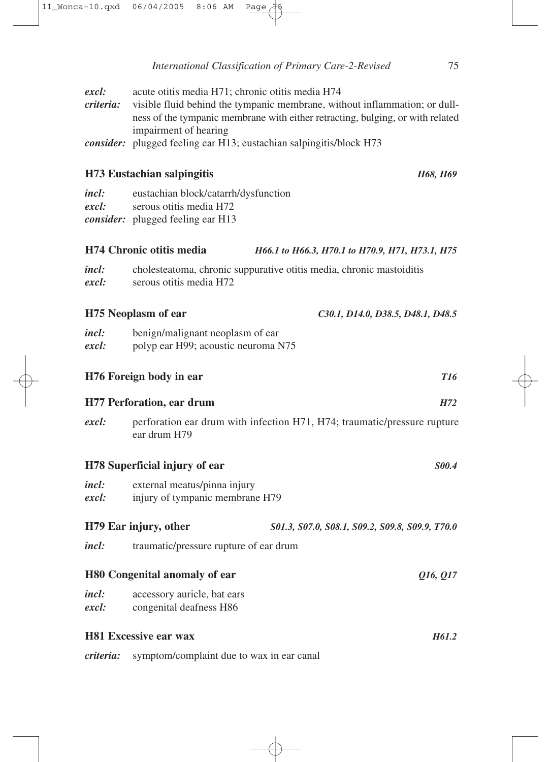*excl:* acute otitis media H71; chronic otitis media H74
*criteria:* visible fluid behind the tympanic membrane, without inflammation; or dullness of the tympanic membrane with either retracting, bulging, or with related impairment of hearing
*consider:* plugged feeling ear H13; eustachian salpingitis/block H73

### H73 Eustachian salpingitis *H68, H69*

*incl:* eustachian block/catarrh/dysfunction
*excl:* serous otitis media H72
*consider:* plugged feeling ear H13

### H74 Chronic otitis media *H66.1 to H66.3, H70.1 to H70.9, H71, H73.1, H75*

*incl:* cholesteatoma, chronic suppurative otitis media, chronic mastoiditis
*excl:* serous otitis media H72

### H75 Neoplasm of ear *C30.1, D14.0, D38.5, D48.1, D48.5*

*incl:* benign/malignant neoplasm of ear
*excl:* polyp ear H99; acoustic neuroma N75

### H76 Foreign body in ear *T16*

### H77 Perforation, ear drum *H72*

*excl:* perforation ear drum with infection H71, H74; traumatic/pressure rupture ear drum H79

### H78 Superficial injury of ear *S00.4*

*incl:* external meatus/pinna injury
*excl:* injury of tympanic membrane H79

### H79 Ear injury, other *S01.3, S07.0, S08.1, S09.2, S09.8, S09.9, T70.0*

*incl:* traumatic/pressure rupture of ear drum

### H80 Congenital anomaly of ear *Q16, Q17*

*incl:* accessory auricle, bat ears
*excl:* congenital deafness H86

### H81 Excessive ear wax *H61.2*

*criteria:* symptom/complaint due to wax in ear canal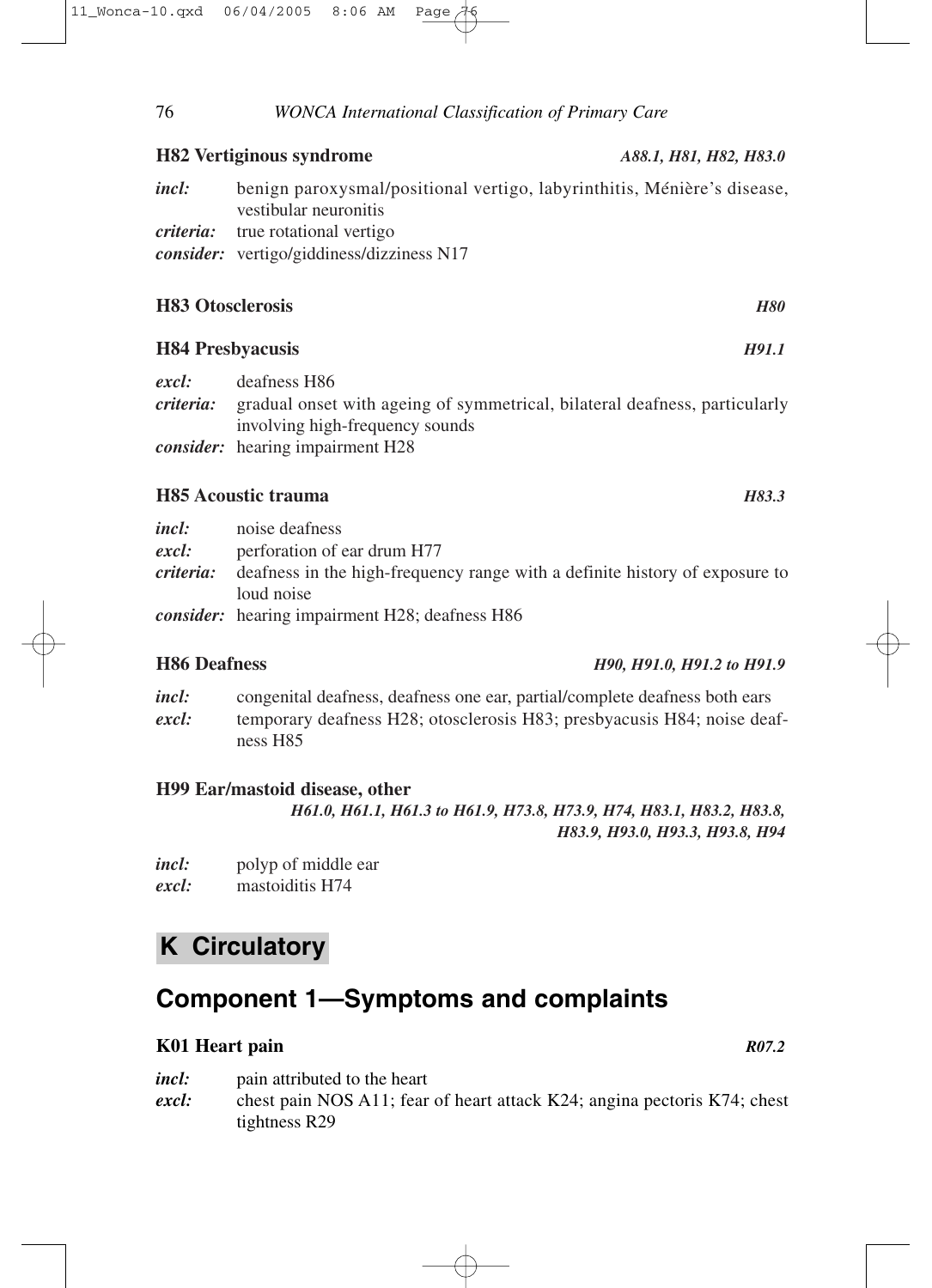### H82 Vertiginous syndrome *A88.1, H81, H82, H83.0*

*incl:* benign paroxysmal/positional vertigo, labyrinthitis, Ménière's disease, vestibular neuronitis
*criteria:* true rotational vertigo
*consider:* vertigo/giddiness/dizziness N17

### H83 Otosclerosis *H80*

### H84 Presbyacusis *H91.1*

*excl:* deafness H86
*criteria:* gradual onset with ageing of symmetrical, bilateral deafness, particularly involving high-frequency sounds
*consider:* hearing impairment H28

### H85 Acoustic trauma *H83.3*

*incl:* noise deafness
*excl:* perforation of ear drum H77
*criteria:* deafness in the high-frequency range with a definite history of exposure to loud noise
*consider:* hearing impairment H28; deafness H86

### H86 Deafness *H90, H91.0, H91.2 to H91.9*

*incl:* congenital deafness, deafness one ear, partial/complete deafness both ears
*excl:* temporary deafness H28; otosclerosis H83; presbyacusis H84; noise deafness H85

### H99 Ear/mastoid disease, other *H61.0, H61.1, H61.3 to H61.9, H73.8, H73.9, H74, H83.1, H83.2, H83.8, H83.9, H93.0, H93.3, H93.8, H94*

*incl:* polyp of middle ear
*excl:* mastoiditis H74

# K Circulatory

## Component 1—Symptoms and complaints

### K01 Heart pain *R07.2*

*incl:* pain attributed to the heart
*excl:* chest pain NOS A11; fear of heart attack K24; angina pectoris K74; chest tightness R29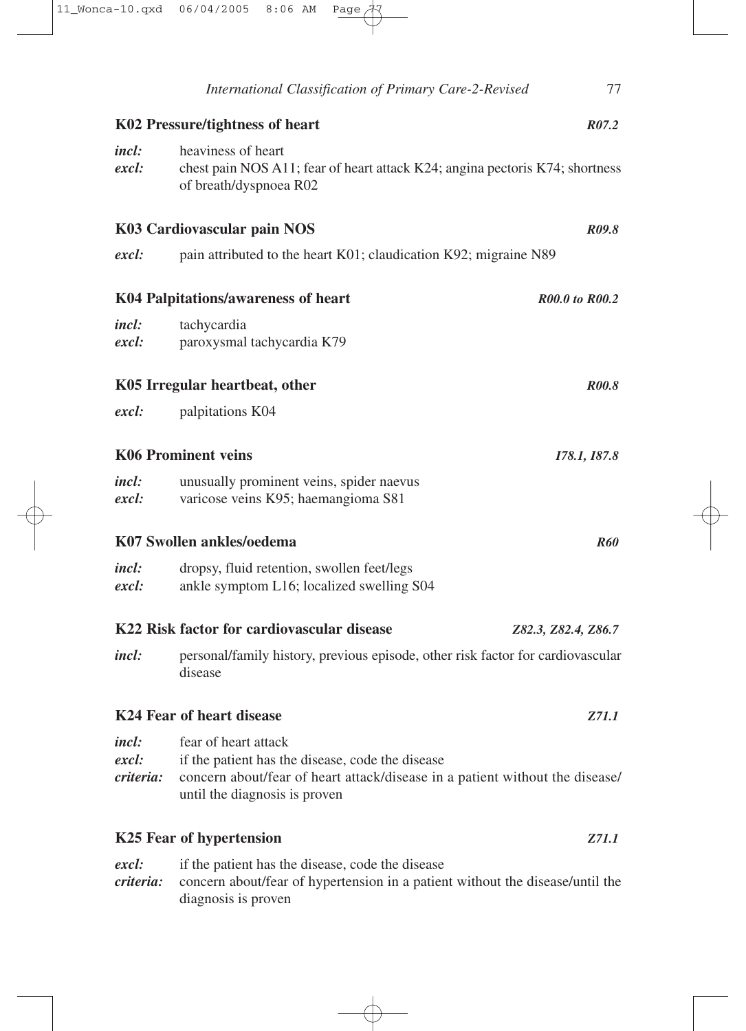### K02 Pressure/tightness of heart *R07.2*

*incl:* heaviness of heart
*excl:* chest pain NOS A11; fear of heart attack K24; angina pectoris K74; shortness of breath/dyspnoea R02

### K03 Cardiovascular pain NOS *R09.8*

*excl:* pain attributed to the heart K01; claudication K92; migraine N89

### K04 Palpitations/awareness of heart *R00.0 to R00.2*

*incl:* tachycardia
*excl:* paroxysmal tachycardia K79

### K05 Irregular heartbeat, other *R00.8*

*excl:* palpitations K04

### K06 Prominent veins *I78.1, I87.8*

*incl:* unusually prominent veins, spider naevus
*excl:* varicose veins K95; haemangioma S81

### K07 Swollen ankles/oedema *R60*

*incl:* dropsy, fluid retention, swollen feet/legs
*excl:* ankle symptom L16; localized swelling S04

### K22 Risk factor for cardiovascular disease *Z82.3, Z82.4, Z86.7*

*incl:* personal/family history, previous episode, other risk factor for cardiovascular disease

### K24 Fear of heart disease *Z71.1*

*incl:* fear of heart attack
*excl:* if the patient has the disease, code the disease
*criteria:* concern about/fear of heart attack/disease in a patient without the disease/until the diagnosis is proven

### K25 Fear of hypertension *Z71.1*

*excl:* if the patient has the disease, code the disease
*criteria:* concern about/fear of hypertension in a patient without the disease/until the diagnosis is proven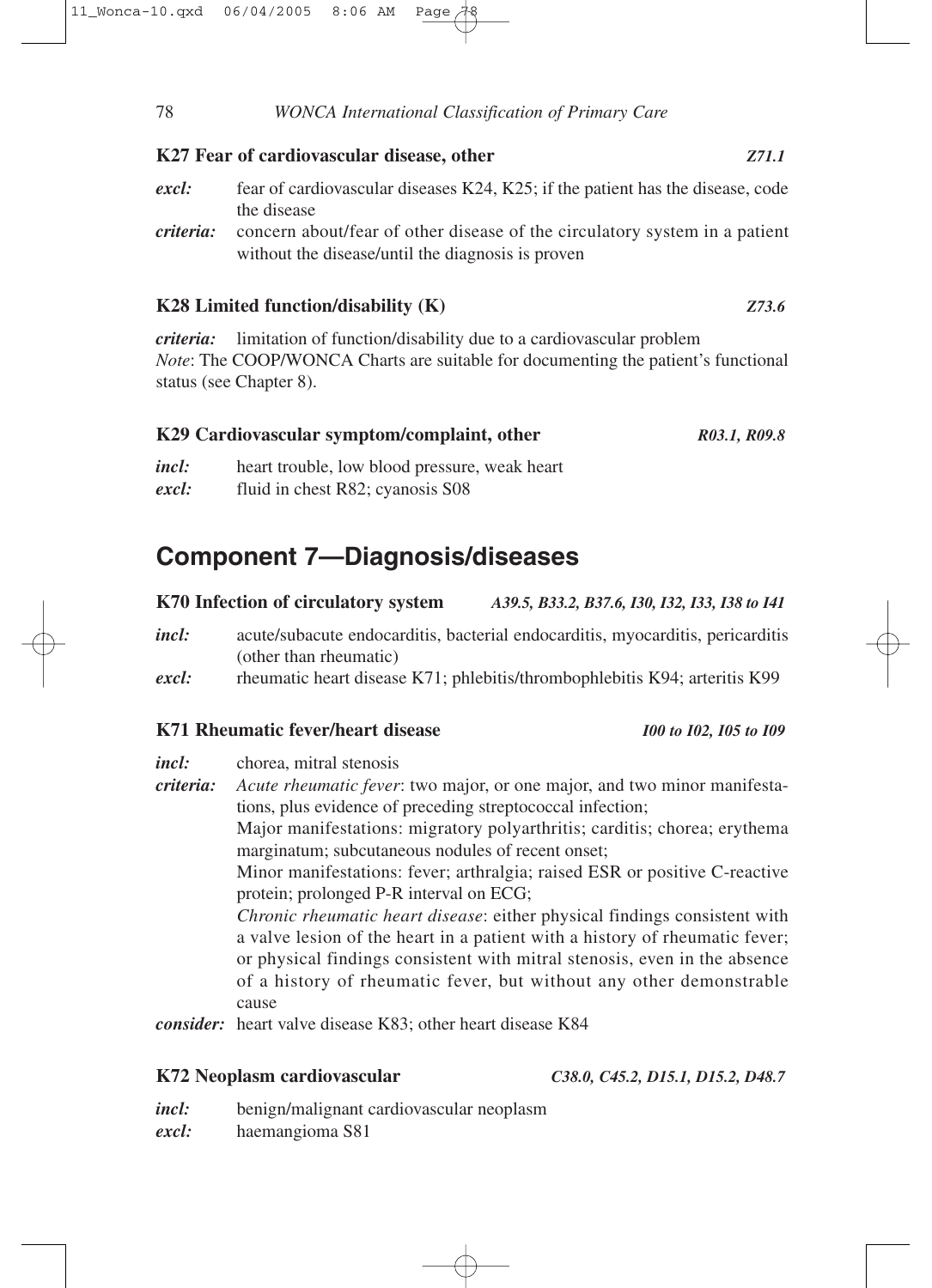### K27 Fear of cardiovascular disease, other *Z71.1*

***excl:*** fear of cardiovascular diseases K24, K25; if the patient has the disease, code the disease

***criteria:*** concern about/fear of other disease of the circulatory system in a patient without the disease/until the diagnosis is proven

### K28 Limited function/disability (K) *Z73.6*

***criteria:*** limitation of function/disability due to a cardiovascular problem

*Note*: The COOP/WONCA Charts are suitable for documenting the patient's functional status (see Chapter 8).

### K29 Cardiovascular symptom/complaint, other *R03.1, R09.8*

***incl:*** heart trouble, low blood pressure, weak heart

***excl:*** fluid in chest R82; cyanosis S08

## Component 7—Diagnosis/diseases

### K70 Infection of circulatory system *A39.5, B33.2, B37.6, I30, I32, I33, I38 to I41*

***incl:*** acute/subacute endocarditis, bacterial endocarditis, myocarditis, pericarditis (other than rheumatic)

***excl:*** rheumatic heart disease K71; phlebitis/thrombophlebitis K94; arteritis K99

### K71 Rheumatic fever/heart disease *I00 to I02, I05 to I09*

***incl:*** chorea, mitral stenosis

***criteria:*** *Acute rheumatic fever*: two major, or one major, and two minor manifestations, plus evidence of preceding streptococcal infection;
Major manifestations: migratory polyarthritis; carditis; chorea; erythema marginatum; subcutaneous nodules of recent onset;
Minor manifestations: fever; arthralgia; raised ESR or positive C-reactive protein; prolonged P-R interval on ECG;
*Chronic rheumatic heart disease*: either physical findings consistent with a valve lesion of the heart in a patient with a history of rheumatic fever; or physical findings consistent with mitral stenosis, even in the absence of a history of rheumatic fever, but without any other demonstrable cause

***consider:*** heart valve disease K83; other heart disease K84

### K72 Neoplasm cardiovascular *C38.0, C45.2, D15.1, D15.2, D48.7*

***incl:*** benign/malignant cardiovascular neoplasm

***excl:*** haemangioma S81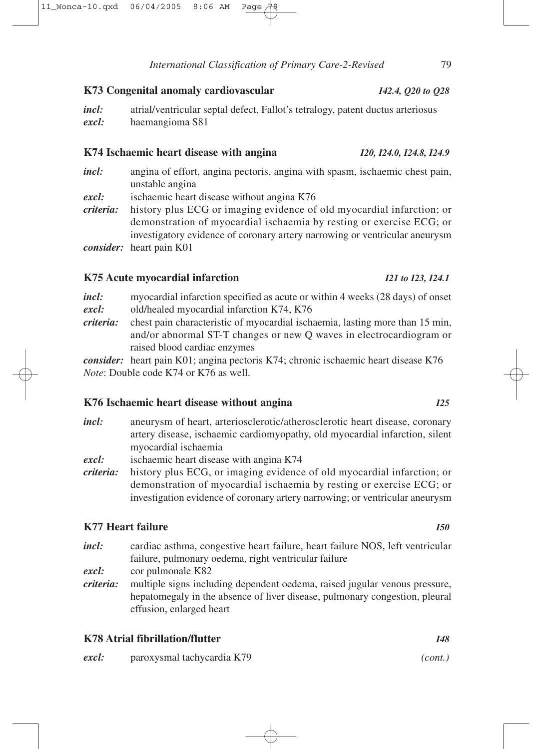### K73 Congenital anomaly cardiovascular *I42.4, Q20 to Q28*

***incl:*** atrial/ventricular septal defect, Fallot's tetralogy, patent ductus arteriosus
***excl:*** haemangioma S81

### K74 Ischaemic heart disease with angina *I20, I24.0, I24.8, I24.9*

***incl:*** angina of effort, angina pectoris, angina with spasm, ischaemic chest pain, unstable angina
***excl:*** ischaemic heart disease without angina K76
***criteria:*** history plus ECG or imaging evidence of old myocardial infarction; or demonstration of myocardial ischaemia by resting or exercise ECG; or investigatory evidence of coronary artery narrowing or ventricular aneurysm
***consider:*** heart pain K01

### K75 Acute myocardial infarction *I21 to I23, I24.1*

***incl:*** myocardial infarction specified as acute or within 4 weeks (28 days) of onset
***excl:*** old/healed myocardial infarction K74, K76
***criteria:*** chest pain characteristic of myocardial ischaemia, lasting more than 15 min, and/or abnormal ST-T changes or new Q waves in electrocardiogram or raised blood cardiac enzymes
***consider:*** heart pain K01; angina pectoris K74; chronic ischaemic heart disease K76
*Note*: Double code K74 or K76 as well.

### K76 Ischaemic heart disease without angina *I25*

***incl:*** aneurysm of heart, arteriosclerotic/atherosclerotic heart disease, coronary artery disease, ischaemic cardiomyopathy, old myocardial infarction, silent myocardial ischaemia
***excl:*** ischaemic heart disease with angina K74
***criteria:*** history plus ECG, or imaging evidence of old myocardial infarction; or demonstration of myocardial ischaemia by resting or exercise ECG; or investigation evidence of coronary artery narrowing; or ventricular aneurysm

### K77 Heart failure *I50*

***incl:*** cardiac asthma, congestive heart failure, heart failure NOS, left ventricular failure, pulmonary oedema, right ventricular failure
***excl:*** cor pulmonale K82
***criteria:*** multiple signs including dependent oedema, raised jugular venous pressure, hepatomegaly in the absence of liver disease, pulmonary congestion, pleural effusion, enlarged heart

### K78 Atrial fibrillation/flutter *I48*

***excl:*** paroxysmal tachycardia K79 *(cont.)*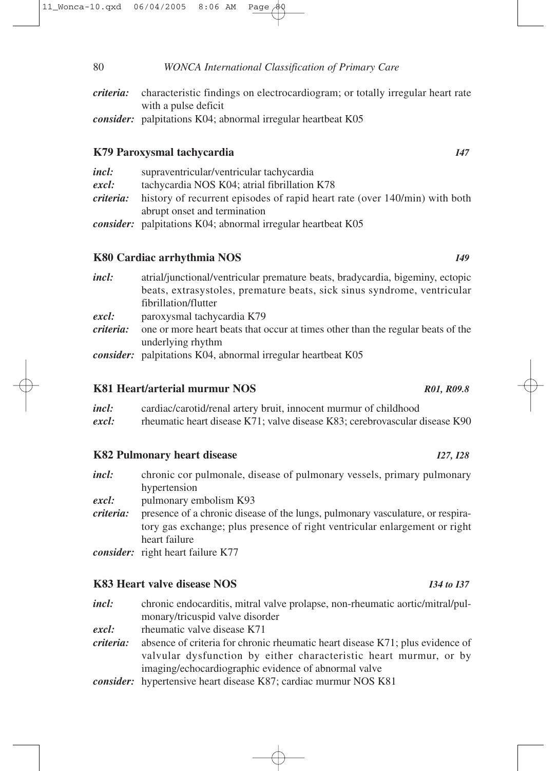*criteria:* characteristic findings on electrocardiogram; or totally irregular heart rate with a pulse deficit

*consider:* palpitations K04; abnormal irregular heartbeat K05

### K79 Paroxysmal tachycardia *I47*

*incl:* supraventricular/ventricular tachycardia

*excl:* tachycardia NOS K04; atrial fibrillation K78

*criteria:* history of recurrent episodes of rapid heart rate (over 140/min) with both abrupt onset and termination

*consider:* palpitations K04; abnormal irregular heartbeat K05

### K80 Cardiac arrhythmia NOS *I49*

*incl:* atrial/junctional/ventricular premature beats, bradycardia, bigeminy, ectopic beats, extrasystoles, premature beats, sick sinus syndrome, ventricular fibrillation/flutter

*excl:* paroxysmal tachycardia K79

*criteria:* one or more heart beats that occur at times other than the regular beats of the underlying rhythm

*consider:* palpitations K04, abnormal irregular heartbeat K05

### K81 Heart/arterial murmur NOS *R01, R09.8*

*incl:* cardiac/carotid/renal artery bruit, innocent murmur of childhood

*excl:* rheumatic heart disease K71; valve disease K83; cerebrovascular disease K90

### K82 Pulmonary heart disease *I27, I28*

*incl:* chronic cor pulmonale, disease of pulmonary vessels, primary pulmonary hypertension

*excl:* pulmonary embolism K93

*criteria:* presence of a chronic disease of the lungs, pulmonary vasculature, or respiratory gas exchange; plus presence of right ventricular enlargement or right heart failure

*consider:* right heart failure K77

### K83 Heart valve disease NOS *I34 to I37*

*incl:* chronic endocarditis, mitral valve prolapse, non-rheumatic aortic/mitral/pulmonary/tricuspid valve disorder

*excl:* rheumatic valve disease K71

*criteria:* absence of criteria for chronic rheumatic heart disease K71; plus evidence of valvular dysfunction by either characteristic heart murmur, or by imaging/echocardiographic evidence of abnormal valve

*consider:* hypertensive heart disease K87; cardiac murmur NOS K81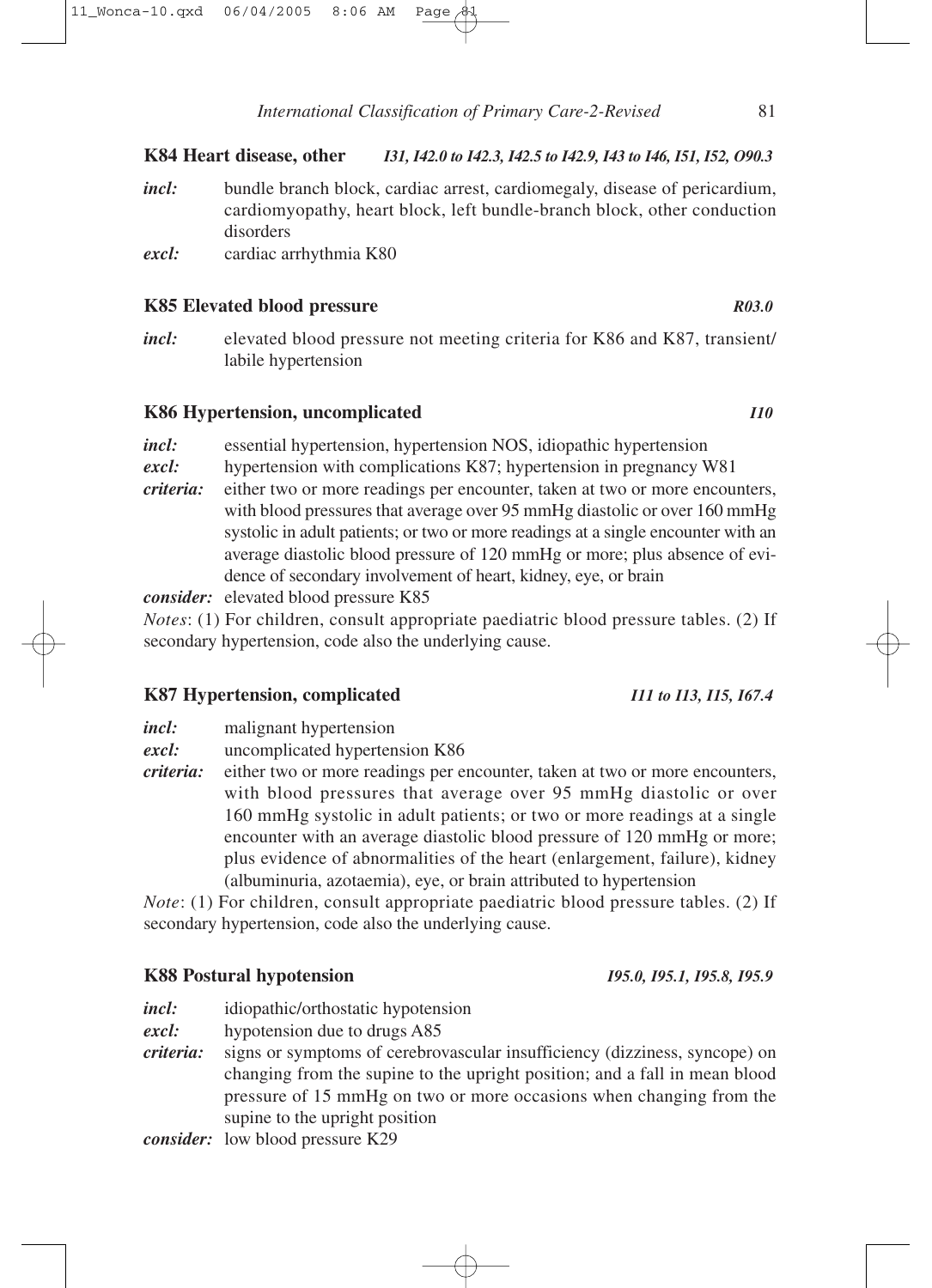### K84 Heart disease, other *I31, I42.0 to I42.3, I42.5 to I42.9, I43 to I46, I51, I52, O90.3*

***incl:*** bundle branch block, cardiac arrest, cardiomegaly, disease of pericardium, cardiomyopathy, heart block, left bundle-branch block, other conduction disorders

***excl:*** cardiac arrhythmia K80

### K85 Elevated blood pressure *R03.0*

***incl:*** elevated blood pressure not meeting criteria for K86 and K87, transient/labile hypertension

### K86 Hypertension, uncomplicated *I10*

***incl:*** essential hypertension, hypertension NOS, idiopathic hypertension

***excl:*** hypertension with complications K87; hypertension in pregnancy W81

***criteria:*** either two or more readings per encounter, taken at two or more encounters, with blood pressures that average over 95 mmHg diastolic or over 160 mmHg systolic in adult patients; or two or more readings at a single encounter with an average diastolic blood pressure of 120 mmHg or more; plus absence of evidence of secondary involvement of heart, kidney, eye, or brain

***consider:*** elevated blood pressure K85

*Notes*: (1) For children, consult appropriate paediatric blood pressure tables. (2) If secondary hypertension, code also the underlying cause.

### K87 Hypertension, complicated *I11 to I13, I15, I67.4*

***incl:*** malignant hypertension

***excl:*** uncomplicated hypertension K86

***criteria:*** either two or more readings per encounter, taken at two or more encounters, with blood pressures that average over 95 mmHg diastolic or over 160 mmHg systolic in adult patients; or two or more readings at a single encounter with an average diastolic blood pressure of 120 mmHg or more; plus evidence of abnormalities of the heart (enlargement, failure), kidney (albuminuria, azotaemia), eye, or brain attributed to hypertension

*Note*: (1) For children, consult appropriate paediatric blood pressure tables. (2) If secondary hypertension, code also the underlying cause.

### K88 Postural hypotension *I95.0, I95.1, I95.8, I95.9*

***incl:*** idiopathic/orthostatic hypotension

***excl:*** hypotension due to drugs A85

***criteria:*** signs or symptoms of cerebrovascular insufficiency (dizziness, syncope) on changing from the supine to the upright position; and a fall in mean blood pressure of 15 mmHg on two or more occasions when changing from the supine to the upright position

***consider:*** low blood pressure K29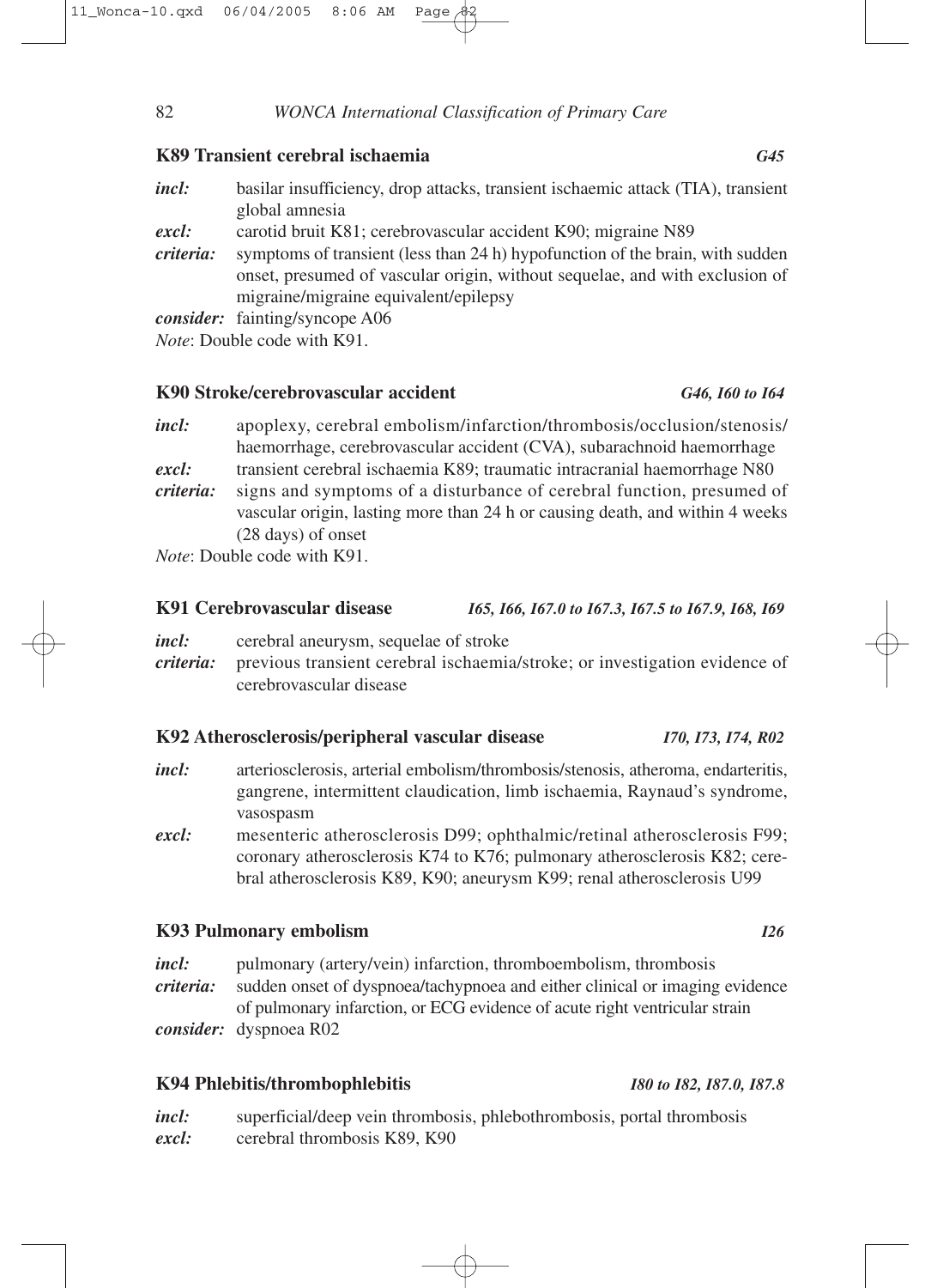### K89 Transient cerebral ischaemia *G45*

***incl:*** basilar insufficiency, drop attacks, transient ischaemic attack (TIA), transient global amnesia

***excl:*** carotid bruit K81; cerebrovascular accident K90; migraine N89

***criteria:*** symptoms of transient (less than 24 h) hypofunction of the brain, with sudden onset, presumed of vascular origin, without sequelae, and with exclusion of migraine/migraine equivalent/epilepsy

***consider:*** fainting/syncope A06

*Note*: Double code with K91.

### K90 Stroke/cerebrovascular accident *G46, I60 to I64*

***incl:*** apoplexy, cerebral embolism/infarction/thrombosis/occlusion/stenosis/haemorrhage, cerebrovascular accident (CVA), subarachnoid haemorrhage

***excl:*** transient cerebral ischaemia K89; traumatic intracranial haemorrhage N80

***criteria:*** signs and symptoms of a disturbance of cerebral function, presumed of vascular origin, lasting more than 24 h or causing death, and within 4 weeks (28 days) of onset

*Note*: Double code with K91.

### K91 Cerebrovascular disease *I65, I66, I67.0 to I67.3, I67.5 to I67.9, I68, I69*

***incl:*** cerebral aneurysm, sequelae of stroke

***criteria:*** previous transient cerebral ischaemia/stroke; or investigation evidence of cerebrovascular disease

### K92 Atherosclerosis/peripheral vascular disease *I70, I73, I74, R02*

***incl:*** arteriosclerosis, arterial embolism/thrombosis/stenosis, atheroma, endarteritis, gangrene, intermittent claudication, limb ischaemia, Raynaud's syndrome, vasospasm

***excl:*** mesenteric atherosclerosis D99; ophthalmic/retinal atherosclerosis F99; coronary atherosclerosis K74 to K76; pulmonary atherosclerosis K82; cerebral atherosclerosis K89, K90; aneurysm K99; renal atherosclerosis U99

### K93 Pulmonary embolism *I26*

***incl:*** pulmonary (artery/vein) infarction, thromboembolism, thrombosis

***criteria:*** sudden onset of dyspnoea/tachypnoea and either clinical or imaging evidence of pulmonary infarction, or ECG evidence of acute right ventricular strain

***consider:*** dyspnoea R02

### K94 Phlebitis/thrombophlebitis *I80 to I82, I87.0, I87.8*

***incl:*** superficial/deep vein thrombosis, phlebothrombosis, portal thrombosis

***excl:*** cerebral thrombosis K89, K90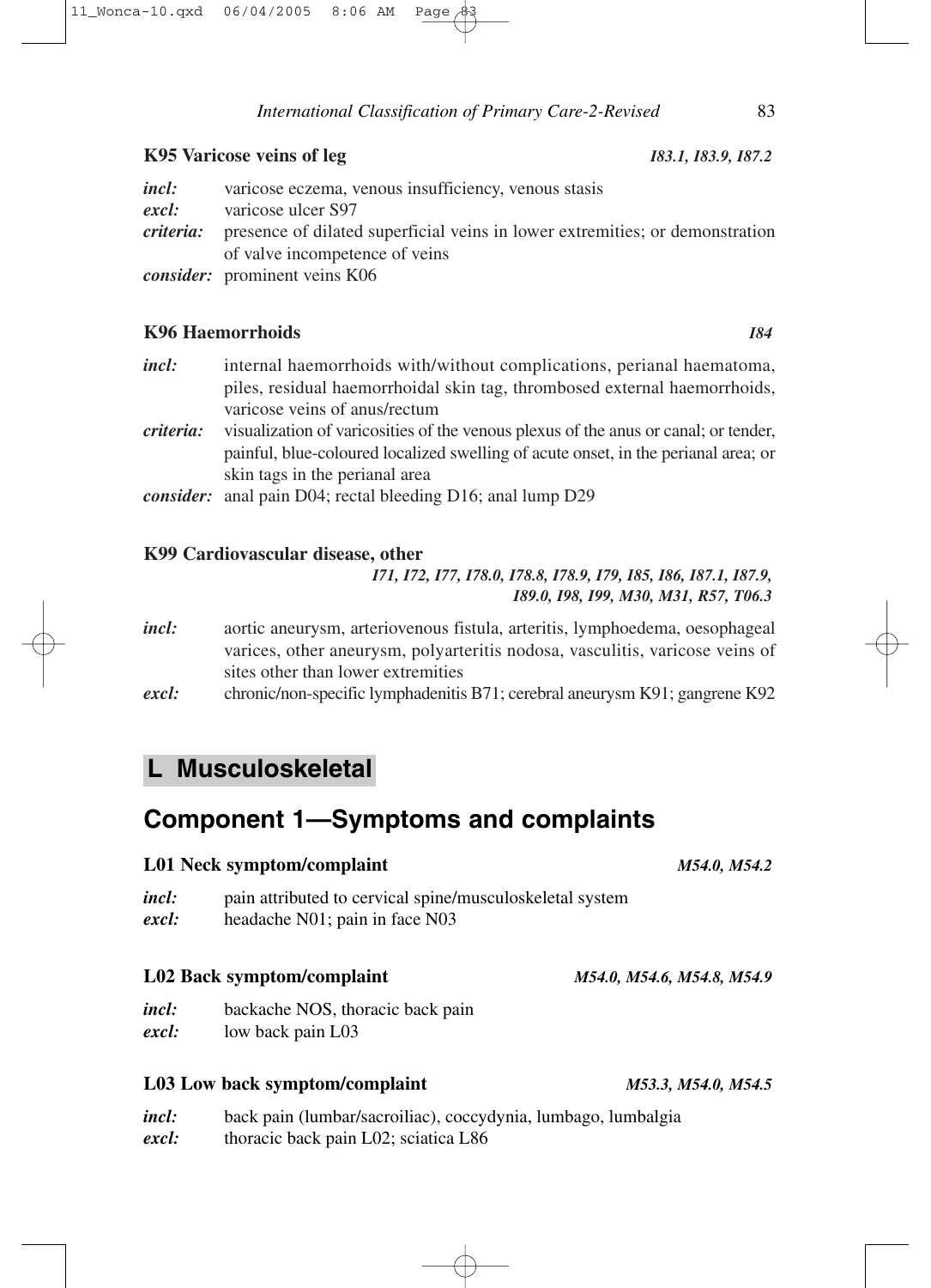### K95 Varicose veins of leg *I83.1, I83.9, I87.2*

*incl:* varicose eczema, venous insufficiency, venous stasis
*excl:* varicose ulcer S97
*criteria:* presence of dilated superficial veins in lower extremities; or demonstration of valve incompetence of veins
*consider:* prominent veins K06

### K96 Haemorrhoids *I84*

*incl:* internal haemorrhoids with/without complications, perianal haematoma, piles, residual haemorrhoidal skin tag, thrombosed external haemorrhoids, varicose veins of anus/rectum
*criteria:* visualization of varicosities of the venous plexus of the anus or canal; or tender, painful, blue-coloured localized swelling of acute onset, in the perianal area; or skin tags in the perianal area
*consider:* anal pain D04; rectal bleeding D16; anal lump D29

### K99 Cardiovascular disease, other *I71, I72, I77, I78.0, I78.8, I78.9, I79, I85, I86, I87.1, I87.9, I89.0, I98, I99, M30, M31, R57, T06.3*

*incl:* aortic aneurysm, arteriovenous fistula, arteritis, lymphoedema, oesophageal varices, other aneurysm, polyarteritis nodosa, vasculitis, varicose veins of sites other than lower extremities
*excl:* chronic/non-specific lymphadenitis B71; cerebral aneurysm K91; gangrene K92

# L Musculoskeletal

## Component 1—Symptoms and complaints

### L01 Neck symptom/complaint *M54.0, M54.2*

*incl:* pain attributed to cervical spine/musculoskeletal system
*excl:* headache N01; pain in face N03

### L02 Back symptom/complaint *M54.0, M54.6, M54.8, M54.9*

*incl:* backache NOS, thoracic back pain
*excl:* low back pain L03

### L03 Low back symptom/complaint *M53.3, M54.0, M54.5*

*incl:* back pain (lumbar/sacroiliac), coccydynia, lumbago, lumbalgia
*excl:* thoracic back pain L02; sciatica L86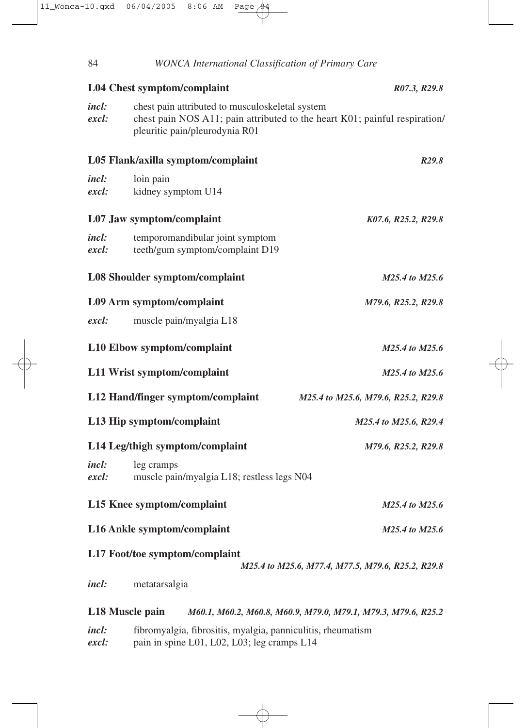### L04 Chest symptom/complaint *R07.3, R29.8*

*incl:* chest pain attributed to musculoskeletal system
*excl:* chest pain NOS A11; pain attributed to the heart K01; painful respiration/pleuritic pain/pleurodynia R01

### L05 Flank/axilla symptom/complaint *R29.8*

*incl:* loin pain
*excl:* kidney symptom U14

### L07 Jaw symptom/complaint *K07.6, R25.2, R29.8*

*incl:* temporomandibular joint symptom
*excl:* teeth/gum symptom/complaint D19

### L08 Shoulder symptom/complaint *M25.4 to M25.6*

### L09 Arm symptom/complaint *M79.6, R25.2, R29.8*

*excl:* muscle pain/myalgia L18

### L10 Elbow symptom/complaint *M25.4 to M25.6*

### L11 Wrist symptom/complaint *M25.4 to M25.6*

### L12 Hand/finger symptom/complaint *M25.4 to M25.6, M79.6, R25.2, R29.8*

### L13 Hip symptom/complaint *M25.4 to M25.6, R29.4*

### L14 Leg/thigh symptom/complaint *M79.6, R25.2, R29.8*

*incl:* leg cramps
*excl:* muscle pain/myalgia L18; restless legs N04

### L15 Knee symptom/complaint *M25.4 to M25.6*

### L16 Ankle symptom/complaint *M25.4 to M25.6*

### L17 Foot/toe symptom/complaint *M25.4 to M25.6, M77.4, M77.5, M79.6, R25.2, R29.8*

*incl:* metatarsalgia

### L18 Muscle pain *M60.1, M60.2, M60.8, M60.9, M79.0, M79.1, M79.3, M79.6, R25.2*

*incl:* fibromyalgia, fibrositis, myalgia, panniculitis, rheumatism
*excl:* pain in spine L01, L02, L03; leg cramps L14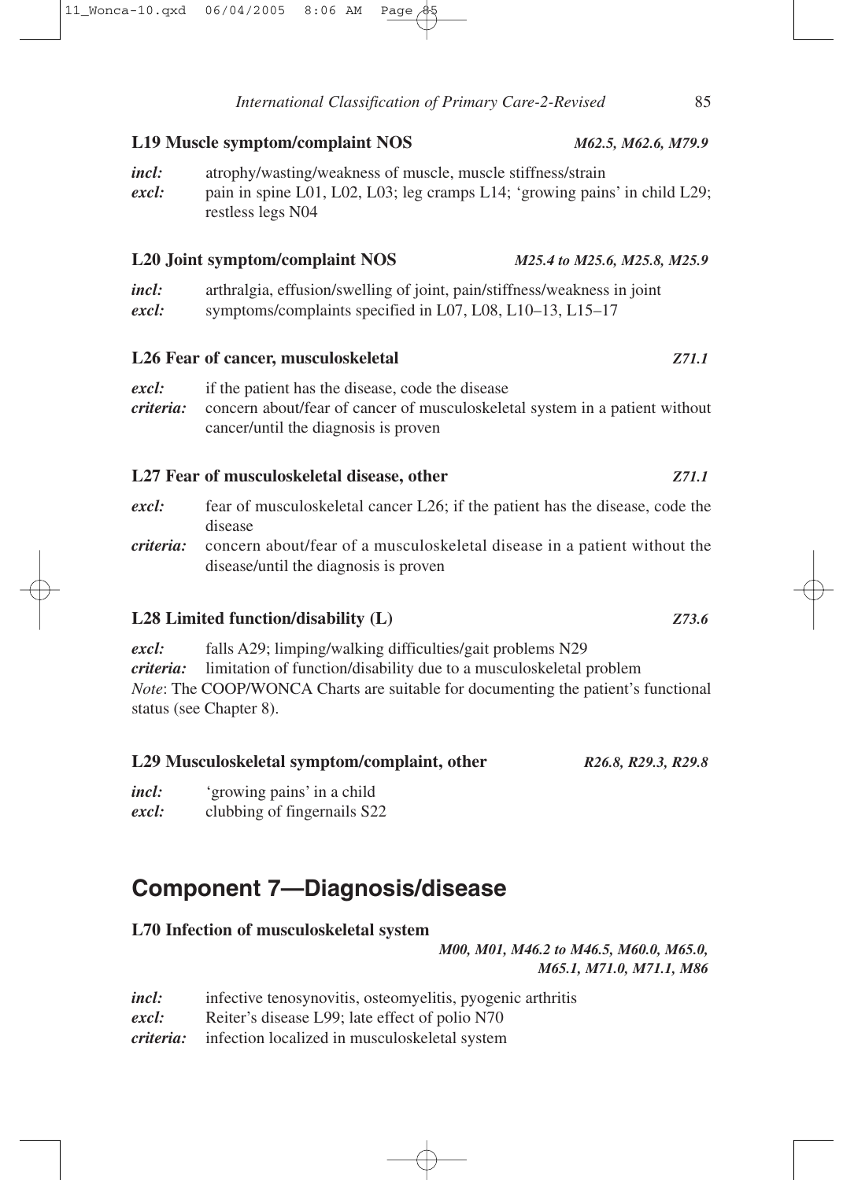### L19 Muscle symptom/complaint NOS *M62.5, M62.6, M79.9*

***incl:*** atrophy/wasting/weakness of muscle, muscle stiffness/strain
***excl:*** pain in spine L01, L02, L03; leg cramps L14; 'growing pains' in child L29; restless legs N04

### L20 Joint symptom/complaint NOS *M25.4 to M25.6, M25.8, M25.9*

***incl:*** arthralgia, effusion/swelling of joint, pain/stiffness/weakness in joint
***excl:*** symptoms/complaints specified in L07, L08, L10–13, L15–17

### L26 Fear of cancer, musculoskeletal *Z71.1*

***excl:*** if the patient has the disease, code the disease
***criteria:*** concern about/fear of cancer of musculoskeletal system in a patient without cancer/until the diagnosis is proven

### L27 Fear of musculoskeletal disease, other *Z71.1*

***excl:*** fear of musculoskeletal cancer L26; if the patient has the disease, code the disease
***criteria:*** concern about/fear of a musculoskeletal disease in a patient without the disease/until the diagnosis is proven

### L28 Limited function/disability (L) *Z73.6*

***excl:*** falls A29; limping/walking difficulties/gait problems N29
***criteria:*** limitation of function/disability due to a musculoskeletal problem
*Note*: The COOP/WONCA Charts are suitable for documenting the patient's functional status (see Chapter 8).

### L29 Musculoskeletal symptom/complaint, other *R26.8, R29.3, R29.8*

***incl:*** 'growing pains' in a child
***excl:*** clubbing of fingernails S22

## Component 7—Diagnosis/disease

### L70 Infection of musculoskeletal system *M00, M01, M46.2 to M46.5, M60.0, M65.0, M65.1, M71.0, M71.1, M86*

***incl:*** infective tenosynovitis, osteomyelitis, pyogenic arthritis
***excl:*** Reiter's disease L99; late effect of polio N70
***criteria:*** infection localized in musculoskeletal system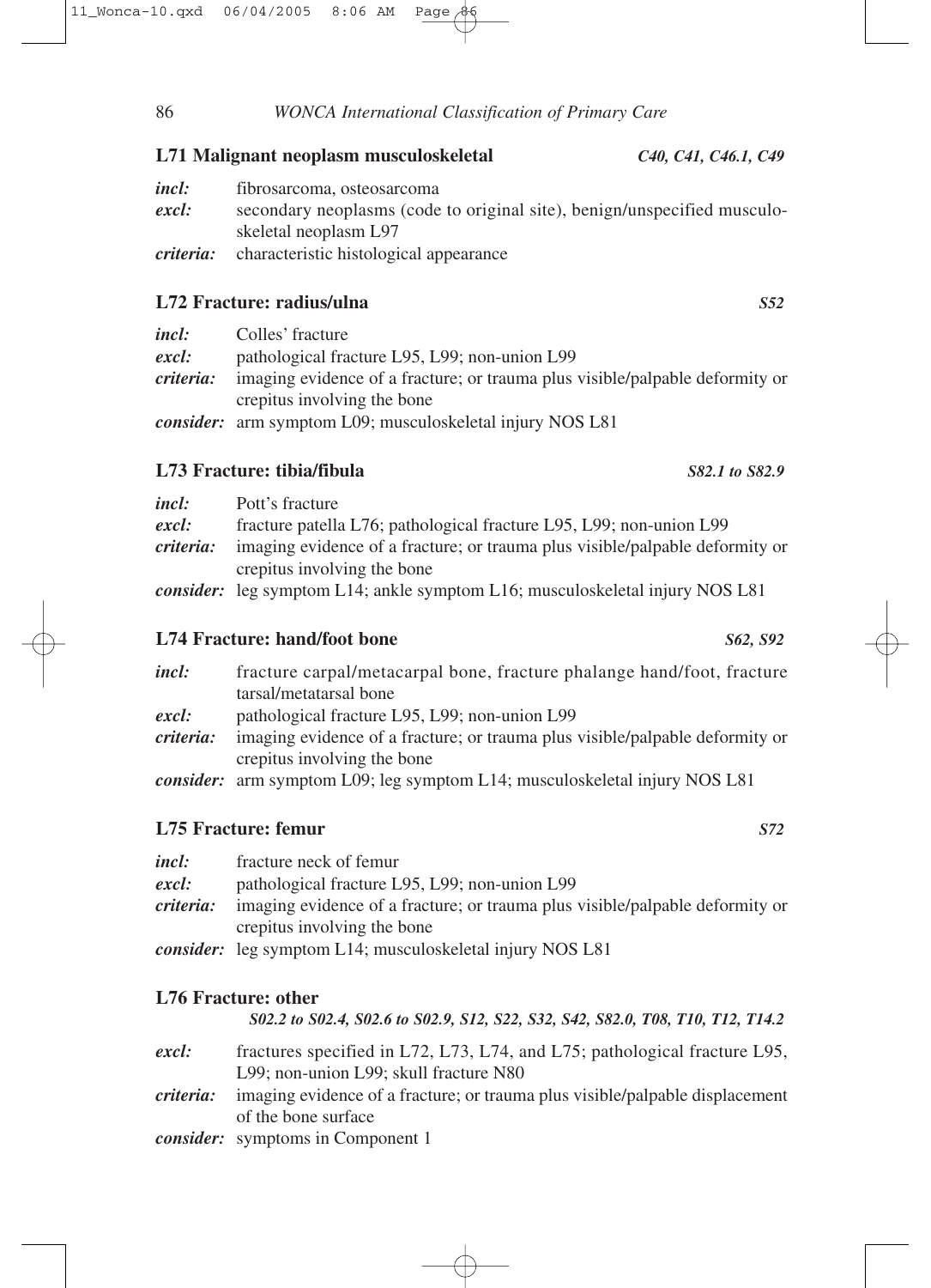### L71 Malignant neoplasm musculoskeletal *C40, C41, C46.1, C49*

***incl:*** fibrosarcoma, osteosarcoma
***excl:*** secondary neoplasms (code to original site), benign/unspecified musculoskeletal neoplasm L97
***criteria:*** characteristic histological appearance

### L72 Fracture: radius/ulna *S52*

***incl:*** Colles' fracture
***excl:*** pathological fracture L95, L99; non-union L99
***criteria:*** imaging evidence of a fracture; or trauma plus visible/palpable deformity or crepitus involving the bone
***consider:*** arm symptom L09; musculoskeletal injury NOS L81

### L73 Fracture: tibia/fibula *S82.1 to S82.9*

***incl:*** Pott's fracture
***excl:*** fracture patella L76; pathological fracture L95, L99; non-union L99
***criteria:*** imaging evidence of a fracture; or trauma plus visible/palpable deformity or crepitus involving the bone
***consider:*** leg symptom L14; ankle symptom L16; musculoskeletal injury NOS L81

### L74 Fracture: hand/foot bone *S62, S92*

***incl:*** fracture carpal/metacarpal bone, fracture phalange hand/foot, fracture tarsal/metatarsal bone
***excl:*** pathological fracture L95, L99; non-union L99
***criteria:*** imaging evidence of a fracture; or trauma plus visible/palpable deformity or crepitus involving the bone
***consider:*** arm symptom L09; leg symptom L14; musculoskeletal injury NOS L81

### L75 Fracture: femur *S72*

***incl:*** fracture neck of femur
***excl:*** pathological fracture L95, L99; non-union L99
***criteria:*** imaging evidence of a fracture; or trauma plus visible/palpable deformity or crepitus involving the bone
***consider:*** leg symptom L14; musculoskeletal injury NOS L81

### L76 Fracture: other

*S02.2 to S02.4, S02.6 to S02.9, S12, S22, S32, S42, S82.0, T08, T10, T12, T14.2*

***excl:*** fractures specified in L72, L73, L74, and L75; pathological fracture L95, L99; non-union L99; skull fracture N80
***criteria:*** imaging evidence of a fracture; or trauma plus visible/palpable displacement of the bone surface
***consider:*** symptoms in Component 1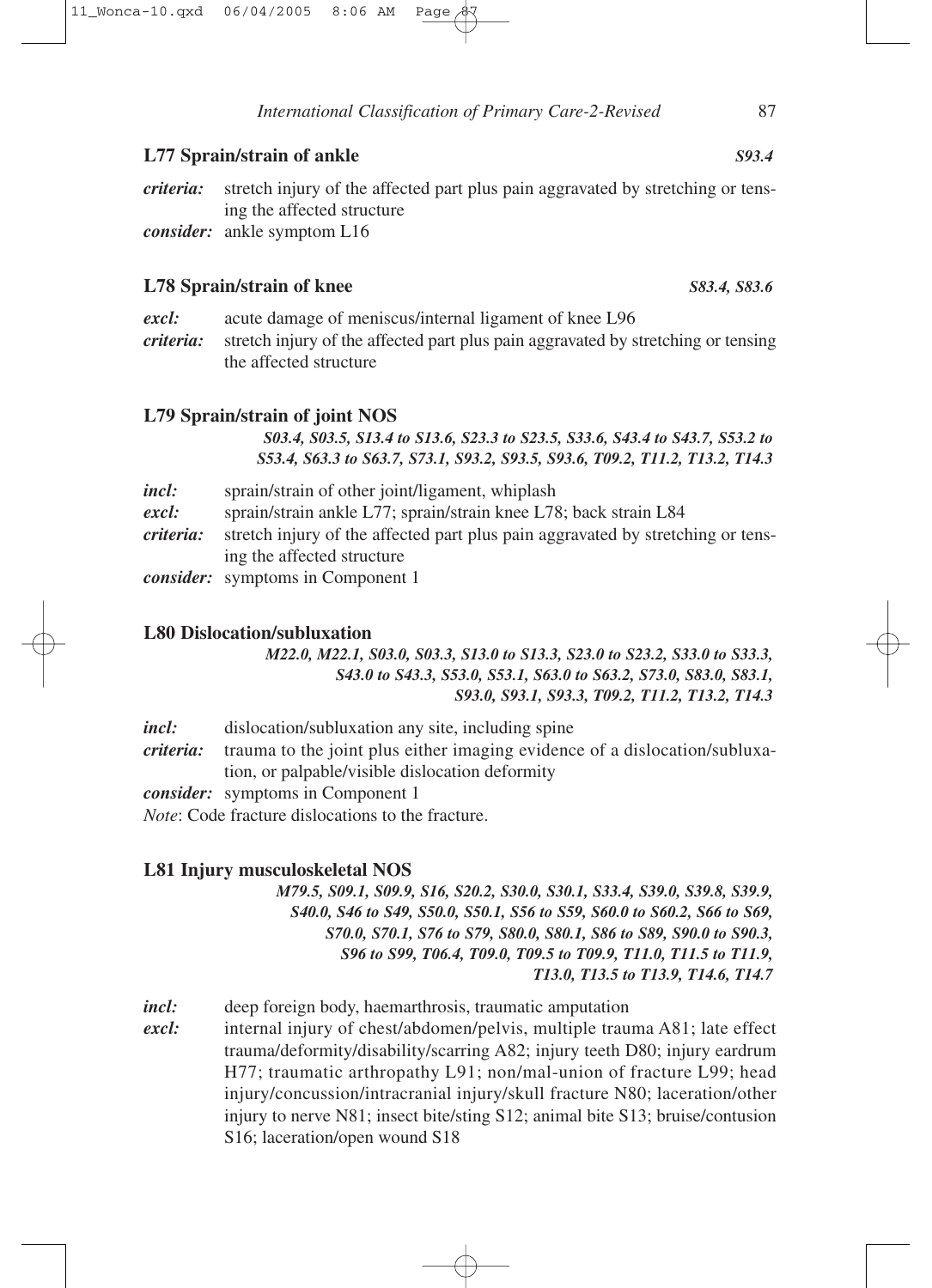### L77 Sprain/strain of ankle

***S93.4***

***criteria:*** stretch injury of the affected part plus pain aggravated by stretching or tensing the affected structure

***consider:*** ankle symptom L16

### L78 Sprain/strain of knee

***S83.4, S83.6***

***excl:*** acute damage of meniscus/internal ligament of knee L96

***criteria:*** stretch injury of the affected part plus pain aggravated by stretching or tensing the affected structure

### L79 Sprain/strain of joint NOS

***S03.4, S03.5, S13.4 to S13.6, S23.3 to S23.5, S33.6, S43.4 to S43.7, S53.2 to S53.4, S63.3 to S63.7, S73.1, S93.2, S93.5, S93.6, T09.2, T11.2, T13.2, T14.3***

***incl:*** sprain/strain of other joint/ligament, whiplash

***excl:*** sprain/strain ankle L77; sprain/strain knee L78; back strain L84

***criteria:*** stretch injury of the affected part plus pain aggravated by stretching or tensing the affected structure

***consider:*** symptoms in Component 1

### L80 Dislocation/subluxation

***M22.0, M22.1, S03.0, S03.3, S13.0 to S13.3, S23.0 to S23.2, S33.0 to S33.3, S43.0 to S43.3, S53.0, S53.1, S63.0 to S63.2, S73.0, S83.0, S83.1, S93.0, S93.1, S93.3, T09.2, T11.2, T13.2, T14.3***

***incl:*** dislocation/subluxation any site, including spine

***criteria:*** trauma to the joint plus either imaging evidence of a dislocation/subluxation, or palpable/visible dislocation deformity

***consider:*** symptoms in Component 1

*Note*: Code fracture dislocations to the fracture.

### L81 Injury musculoskeletal NOS

***M79.5, S09.1, S09.9, S16, S20.2, S30.0, S30.1, S33.4, S39.0, S39.8, S39.9, S40.0, S46 to S49, S50.0, S50.1, S56 to S59, S60.0 to S60.2, S66 to S69, S70.0, S70.1, S76 to S79, S80.0, S80.1, S86 to S89, S90.0 to S90.3, S96 to S99, T06.4, T09.0, T09.5 to T09.9, T11.0, T11.5 to T11.9, T13.0, T13.5 to T13.9, T14.6, T14.7***

***incl:*** deep foreign body, haemarthrosis, traumatic amputation

***excl:*** internal injury of chest/abdomen/pelvis, multiple trauma A81; late effect trauma/deformity/disability/scarring A82; injury teeth D80; injury eardrum H77; traumatic arthropathy L91; non/mal-union of fracture L99; head injury/concussion/intracranial injury/skull fracture N80; laceration/other injury to nerve N81; insect bite/sting S12; animal bite S13; bruise/contusion S16; laceration/open wound S18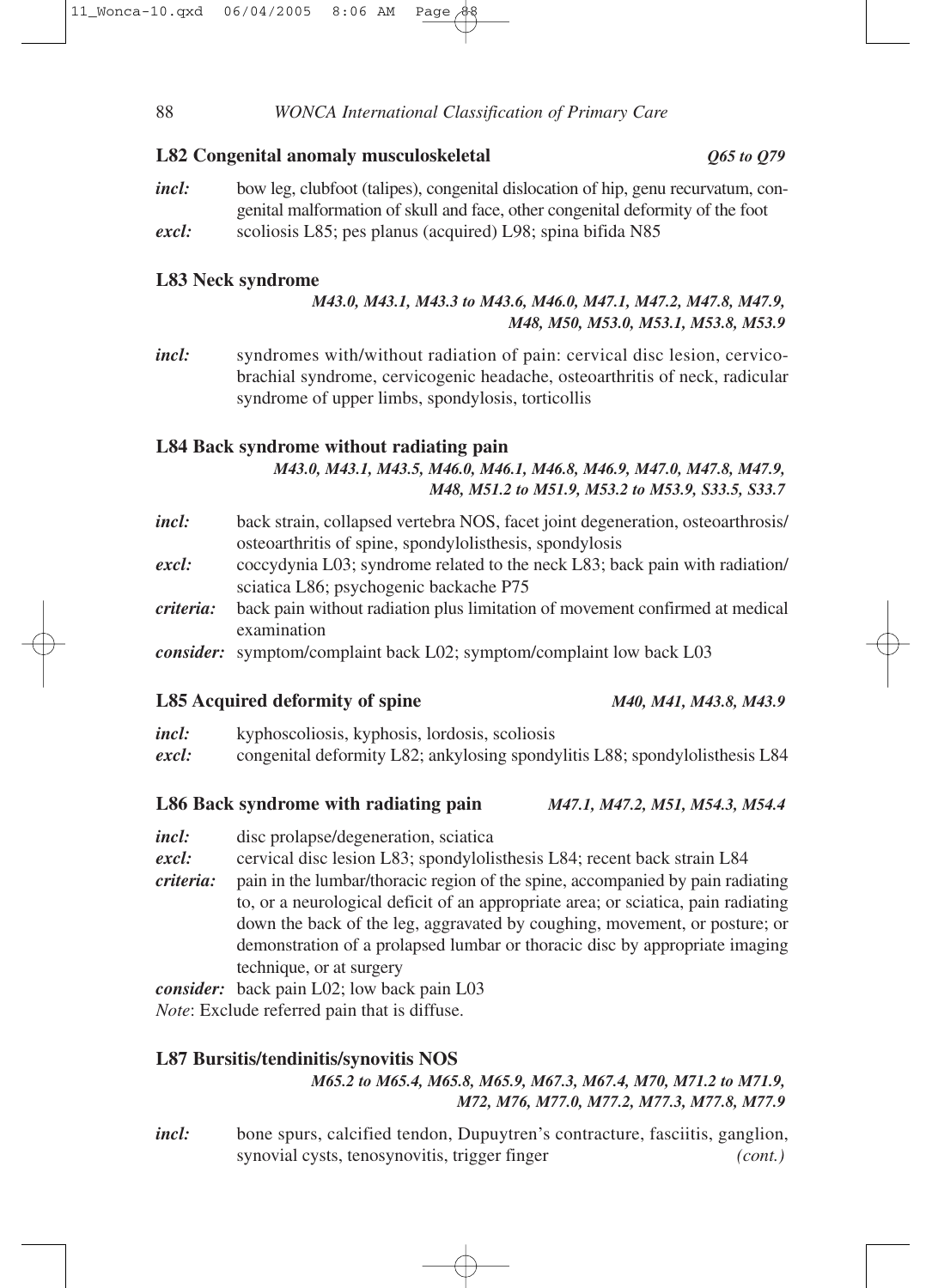### L82 Congenital anomaly musculoskeletal *Q65 to Q79*

***incl:*** bow leg, clubfoot (talipes), congenital dislocation of hip, genu recurvatum, congenital malformation of skull and face, other congenital deformity of the foot

***excl:*** scoliosis L85; pes planus (acquired) L98; spina bifida N85

### L83 Neck syndrome

*M43.0, M43.1, M43.3 to M43.6, M46.0, M47.1, M47.2, M47.8, M47.9, M48, M50, M53.0, M53.1, M53.8, M53.9*

***incl:*** syndromes with/without radiation of pain: cervical disc lesion, cervicobrachial syndrome, cervicogenic headache, osteoarthritis of neck, radicular syndrome of upper limbs, spondylosis, torticollis

### L84 Back syndrome without radiating pain

*M43.0, M43.1, M43.5, M46.0, M46.1, M46.8, M46.9, M47.0, M47.8, M47.9, M48, M51.2 to M51.9, M53.2 to M53.9, S33.5, S33.7*

***incl:*** back strain, collapsed vertebra NOS, facet joint degeneration, osteoarthrosis/osteoarthritis of spine, spondylolisthesis, spondylosis

***excl:*** coccydynia L03; syndrome related to the neck L83; back pain with radiation/sciatica L86; psychogenic backache P75

***criteria:*** back pain without radiation plus limitation of movement confirmed at medical examination

***consider:*** symptom/complaint back L02; symptom/complaint low back L03

### L85 Acquired deformity of spine *M40, M41, M43.8, M43.9*

***incl:*** kyphoscoliosis, kyphosis, lordosis, scoliosis

***excl:*** congenital deformity L82; ankylosing spondylitis L88; spondylolisthesis L84

### L86 Back syndrome with radiating pain *M47.1, M47.2, M51, M54.3, M54.4*

***incl:*** disc prolapse/degeneration, sciatica

***excl:*** cervical disc lesion L83; spondylolisthesis L84; recent back strain L84

***criteria:*** pain in the lumbar/thoracic region of the spine, accompanied by pain radiating to, or a neurological deficit of an appropriate area; or sciatica, pain radiating down the back of the leg, aggravated by coughing, movement, or posture; or demonstration of a prolapsed lumbar or thoracic disc by appropriate imaging technique, or at surgery

***consider:*** back pain L02; low back pain L03

*Note*: Exclude referred pain that is diffuse.

### L87 Bursitis/tendinitis/synovitis NOS

*M65.2 to M65.4, M65.8, M65.9, M67.3, M67.4, M70, M71.2 to M71.9, M72, M76, M77.0, M77.2, M77.3, M77.8, M77.9*

***incl:*** bone spurs, calcified tendon, Dupuytren's contracture, fasciitis, ganglion, synovial cysts, tenosynovitis, trigger finger *(cont.)*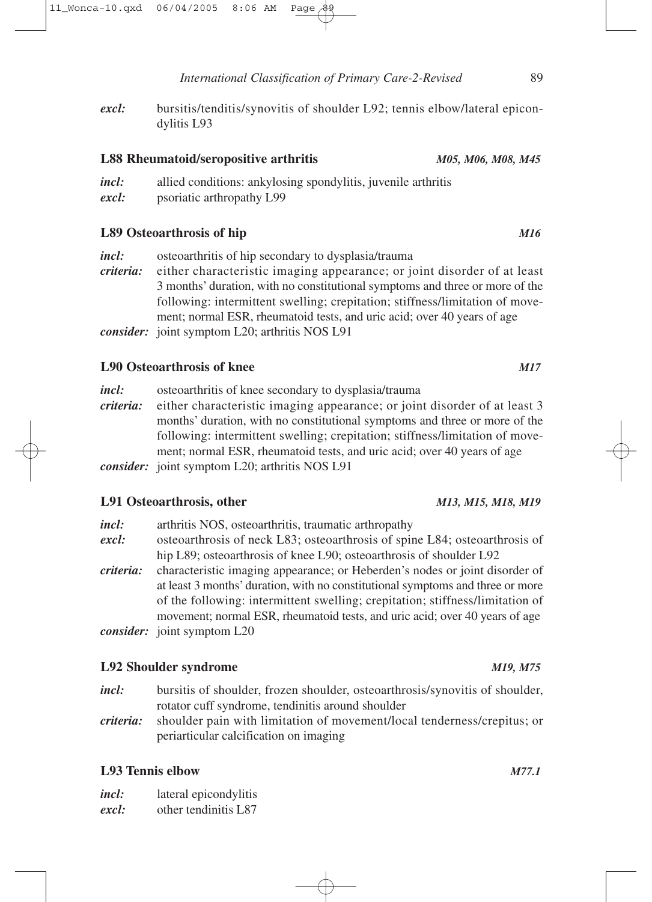*excl:* bursitis/tenditis/synovitis of shoulder L92; tennis elbow/lateral epicondylitis L93

### L88 Rheumatoid/seropositive arthritis *M05, M06, M08, M45*

*incl:* allied conditions: ankylosing spondylitis, juvenile arthritis
*excl:* psoriatic arthropathy L99

### L89 Osteoarthrosis of hip *M16*

*incl:* osteoarthritis of hip secondary to dysplasia/trauma
*criteria:* either characteristic imaging appearance; or joint disorder of at least 3 months' duration, with no constitutional symptoms and three or more of the following: intermittent swelling; crepitation; stiffness/limitation of movement; normal ESR, rheumatoid tests, and uric acid; over 40 years of age
*consider:* joint symptom L20; arthritis NOS L91

### L90 Osteoarthrosis of knee *M17*

*incl:* osteoarthritis of knee secondary to dysplasia/trauma
*criteria:* either characteristic imaging appearance; or joint disorder of at least 3 months' duration, with no constitutional symptoms and three or more of the following: intermittent swelling; crepitation; stiffness/limitation of movement; normal ESR, rheumatoid tests, and uric acid; over 40 years of age
*consider:* joint symptom L20; arthritis NOS L91

### L91 Osteoarthrosis, other *M13, M15, M18, M19*

*incl:* arthritis NOS, osteoarthritis, traumatic arthropathy
*excl:* osteoarthrosis of neck L83; osteoarthrosis of spine L84; osteoarthrosis of hip L89; osteoarthrosis of knee L90; osteoarthrosis of shoulder L92
*criteria:* characteristic imaging appearance; or Heberden's nodes or joint disorder of at least 3 months' duration, with no constitutional symptoms and three or more of the following: intermittent swelling; crepitation; stiffness/limitation of movement; normal ESR, rheumatoid tests, and uric acid; over 40 years of age
*consider:* joint symptom L20

### L92 Shoulder syndrome *M19, M75*

*incl:* bursitis of shoulder, frozen shoulder, osteoarthrosis/synovitis of shoulder, rotator cuff syndrome, tendinitis around shoulder
*criteria:* shoulder pain with limitation of movement/local tenderness/crepitus; or periarticular calcification on imaging

### L93 Tennis elbow *M77.1*

*incl:* lateral epicondylitis
*excl:* other tendinitis L87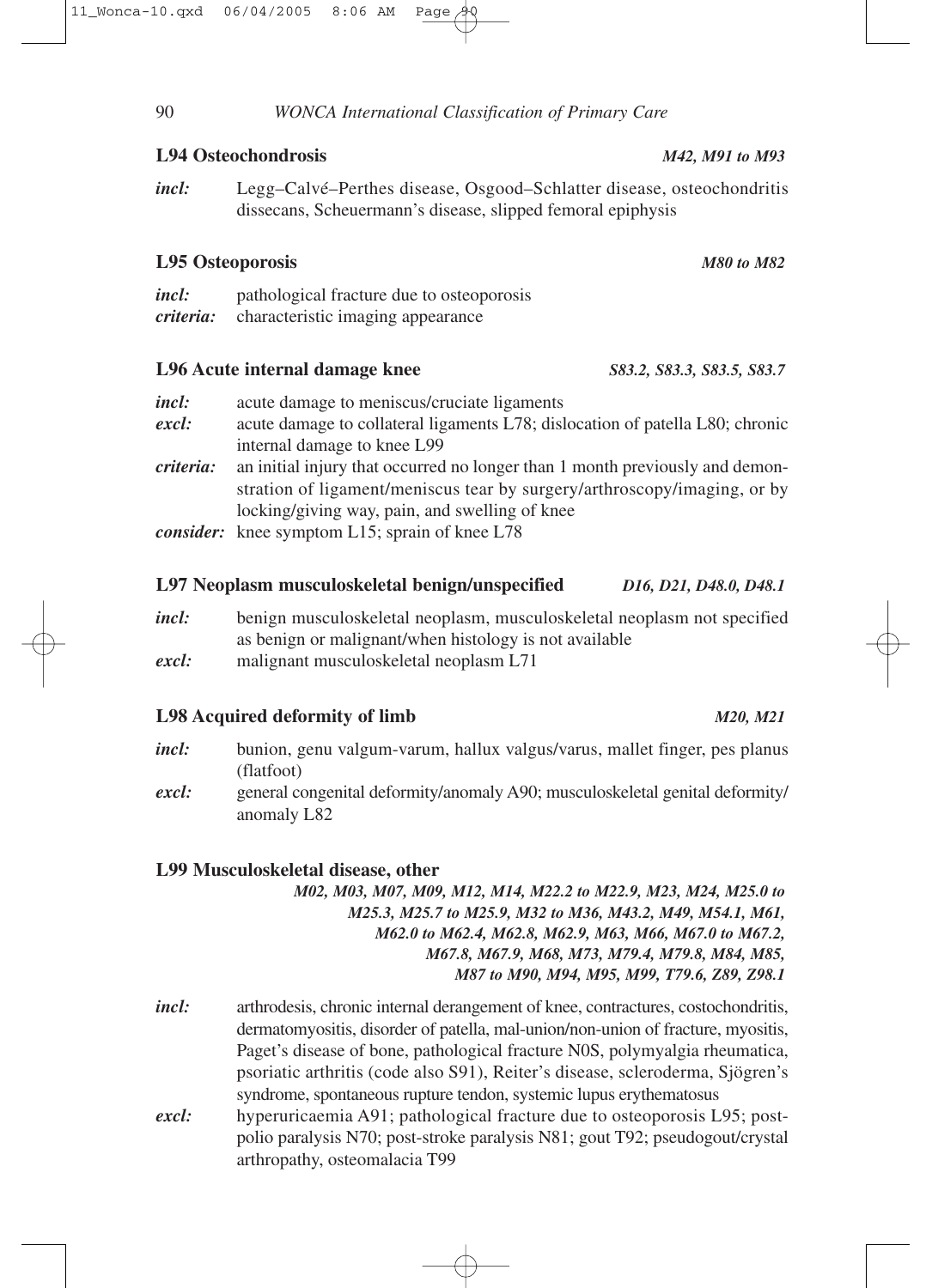### L94 Osteochondrosis *M42, M91 to M93*

***incl:*** Legg–Calvé–Perthes disease, Osgood–Schlatter disease, osteochondritis dissecans, Scheuermann's disease, slipped femoral epiphysis

### L95 Osteoporosis *M80 to M82*

***incl:*** pathological fracture due to osteoporosis
***criteria:*** characteristic imaging appearance

### L96 Acute internal damage knee *S83.2, S83.3, S83.5, S83.7*

***incl:*** acute damage to meniscus/cruciate ligaments
***excl:*** acute damage to collateral ligaments L78; dislocation of patella L80; chronic internal damage to knee L99
***criteria:*** an initial injury that occurred no longer than 1 month previously and demonstration of ligament/meniscus tear by surgery/arthroscopy/imaging, or by locking/giving way, pain, and swelling of knee
***consider:*** knee symptom L15; sprain of knee L78

### L97 Neoplasm musculoskeletal benign/unspecified *D16, D21, D48.0, D48.1*

***incl:*** benign musculoskeletal neoplasm, musculoskeletal neoplasm not specified as benign or malignant/when histology is not available
***excl:*** malignant musculoskeletal neoplasm L71

### L98 Acquired deformity of limb *M20, M21*

***incl:*** bunion, genu valgum-varum, hallux valgus/varus, mallet finger, pes planus (flatfoot)
***excl:*** general congenital deformity/anomaly A90; musculoskeletal genital deformity/anomaly L82

### L99 Musculoskeletal disease, other

*M02, M03, M07, M09, M12, M14, M22.2 to M22.9, M23, M24, M25.0 to M25.3, M25.7 to M25.9, M32 to M36, M43.2, M49, M54.1, M61, M62.0 to M62.4, M62.8, M62.9, M63, M66, M67.0 to M67.2, M67.8, M67.9, M68, M73, M79.4, M79.8, M84, M85, M87 to M90, M94, M95, M99, T79.6, Z89, Z98.1*

***incl:*** arthrodesis, chronic internal derangement of knee, contractures, costochondritis, dermatomyositis, disorder of patella, mal-union/non-union of fracture, myositis, Paget's disease of bone, pathological fracture N0S, polymyalgia rheumatica, psoriatic arthritis (code also S91), Reiter's disease, scleroderma, Sjögren's syndrome, spontaneous rupture tendon, systemic lupus erythematosus
***excl:*** hyperuricaemia A91; pathological fracture due to osteoporosis L95; post-polio paralysis N70; post-stroke paralysis N81; gout T92; pseudogout/crystal arthropathy, osteomalacia T99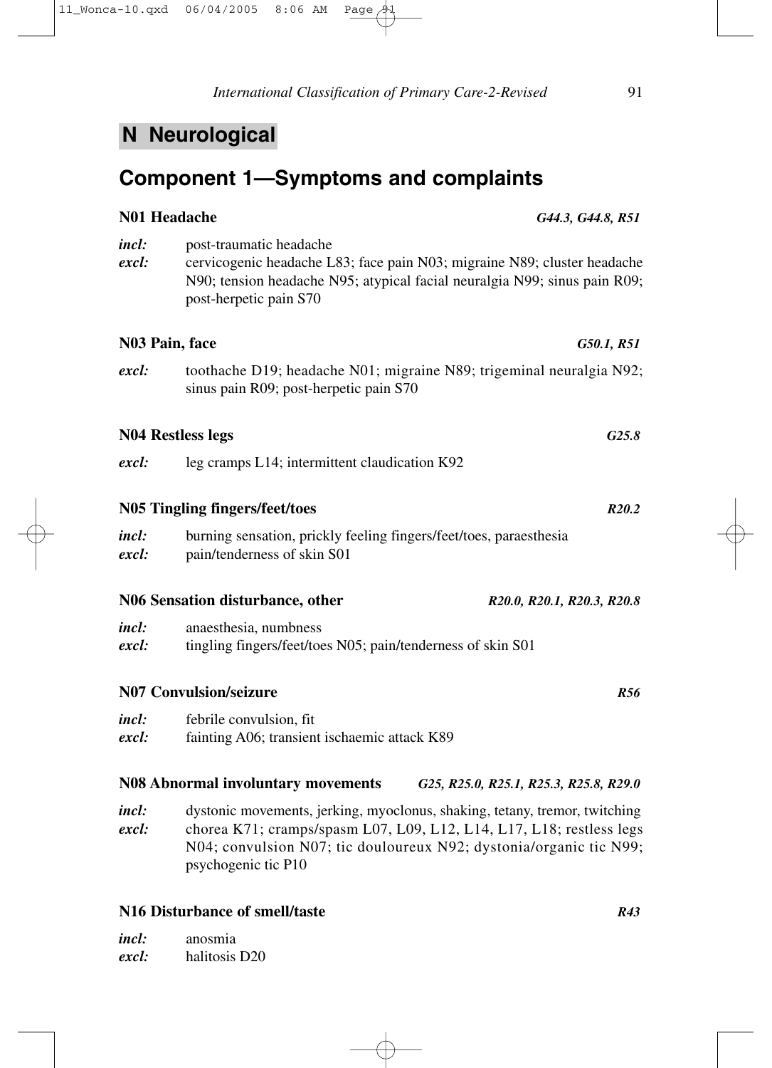# N Neurological

## Component 1—Symptoms and complaints

### N01 Headache *G44.3, G44.8, R51*

***incl:*** post-traumatic headache
***excl:*** cervicogenic headache L83; face pain N03; migraine N89; cluster headache N90; tension headache N95; atypical facial neuralgia N99; sinus pain R09; post-herpetic pain S70

### N03 Pain, face *G50.1, R51*

***excl:*** toothache D19; headache N01; migraine N89; trigeminal neuralgia N92; sinus pain R09; post-herpetic pain S70

### N04 Restless legs *G25.8*

***excl:*** leg cramps L14; intermittent claudication K92

### N05 Tingling fingers/feet/toes *R20.2*

***incl:*** burning sensation, prickly feeling fingers/feet/toes, paraesthesia
***excl:*** pain/tenderness of skin S01

### N06 Sensation disturbance, other *R20.0, R20.1, R20.3, R20.8*

***incl:*** anaesthesia, numbness
***excl:*** tingling fingers/feet/toes N05; pain/tenderness of skin S01

### N07 Convulsion/seizure *R56*

***incl:*** febrile convulsion, fit
***excl:*** fainting A06; transient ischaemic attack K89

### N08 Abnormal involuntary movements *G25, R25.0, R25.1, R25.3, R25.8, R29.0*

***incl:*** dystonic movements, jerking, myoclonus, shaking, tetany, tremor, twitching
***excl:*** chorea K71; cramps/spasm L07, L09, L12, L14, L17, L18; restless legs N04; convulsion N07; tic douloureux N92; dystonia/organic tic N99; psychogenic tic P10

### N16 Disturbance of smell/taste *R43*

***incl:*** anosmia
***excl:*** halitosis D20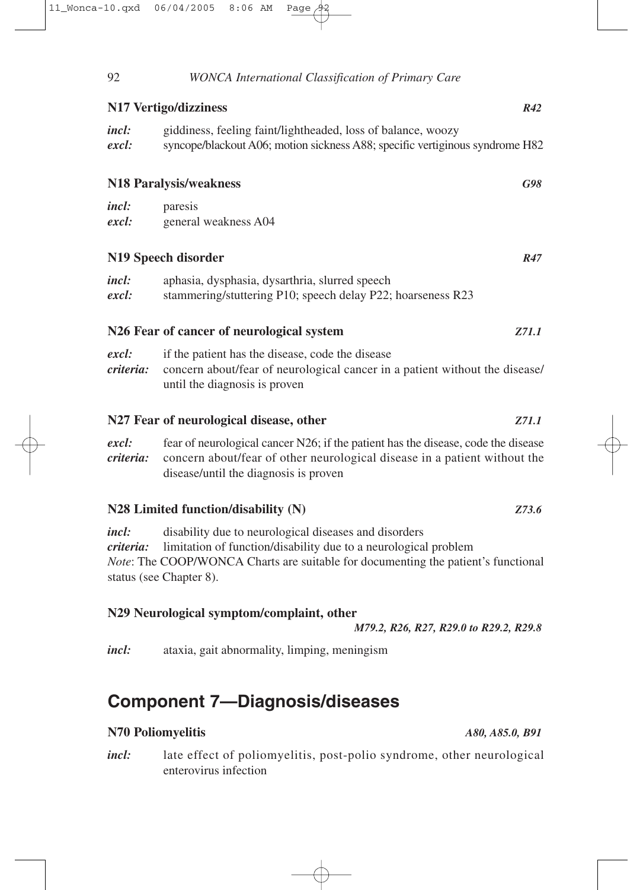### N17 Vertigo/dizziness *R42*

*incl:* giddiness, feeling faint/lightheaded, loss of balance, woozy
*excl:* syncope/blackout A06; motion sickness A88; specific vertiginous syndrome H82

### N18 Paralysis/weakness *G98*

*incl:* paresis
*excl:* general weakness A04

### N19 Speech disorder *R47*

*incl:* aphasia, dysphasia, dysarthria, slurred speech
*excl:* stammering/stuttering P10; speech delay P22; hoarseness R23

### N26 Fear of cancer of neurological system *Z71.1*

*excl:* if the patient has the disease, code the disease
*criteria:* concern about/fear of neurological cancer in a patient without the disease/until the diagnosis is proven

### N27 Fear of neurological disease, other *Z71.1*

*excl:* fear of neurological cancer N26; if the patient has the disease, code the disease
*criteria:* concern about/fear of other neurological disease in a patient without the disease/until the diagnosis is proven

### N28 Limited function/disability (N) *Z73.6*

*incl:* disability due to neurological diseases and disorders
*criteria:* limitation of function/disability due to a neurological problem
*Note*: The COOP/WONCA Charts are suitable for documenting the patient's functional status (see Chapter 8).

### N29 Neurological symptom/complaint, other *M79.2, R26, R27, R29.0 to R29.2, R29.8*

*incl:* ataxia, gait abnormality, limping, meningism

## Component 7—Diagnosis/diseases

### N70 Poliomyelitis *A80, A85.0, B91*

*incl:* late effect of poliomyelitis, post-polio syndrome, other neurological enterovirus infection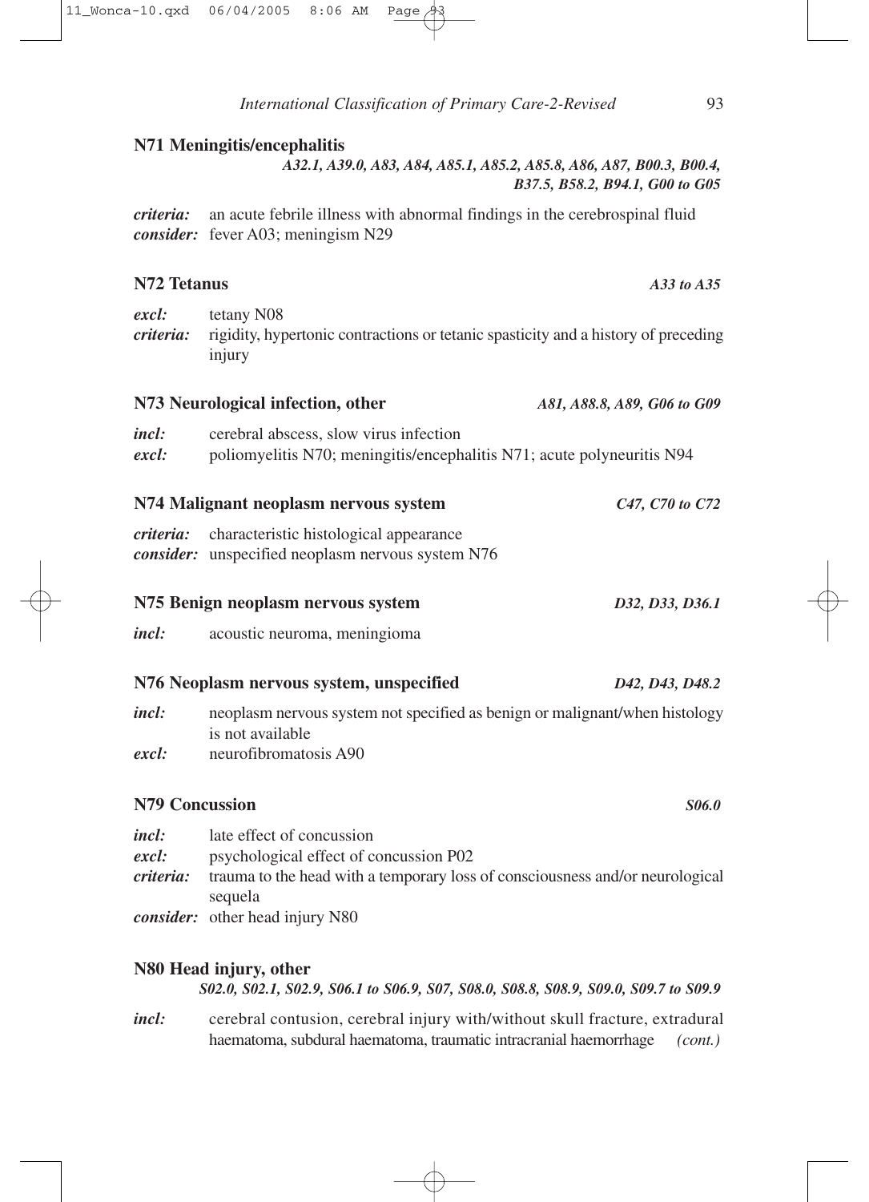### N71 Meningitis/encephalitis

*A32.1, A39.0, A83, A84, A85.1, A85.2, A85.8, A86, A87, B00.3, B00.4, B37.5, B58.2, B94.1, G00 to G05*

***criteria:*** an acute febrile illness with abnormal findings in the cerebrospinal fluid
***consider:*** fever A03; meningism N29

### N72 Tetanus

*A33 to A35*

***excl:*** tetany N08
***criteria:*** rigidity, hypertonic contractions or tetanic spasticity and a history of preceding injury

### N73 Neurological infection, other

*A81, A88.8, A89, G06 to G09*

***incl:*** cerebral abscess, slow virus infection
***excl:*** poliomyelitis N70; meningitis/encephalitis N71; acute polyneuritis N94

### N74 Malignant neoplasm nervous system

*C47, C70 to C72*

***criteria:*** characteristic histological appearance
***consider:*** unspecified neoplasm nervous system N76

### N75 Benign neoplasm nervous system

*D32, D33, D36.1*

***incl:*** acoustic neuroma, meningioma

### N76 Neoplasm nervous system, unspecified

*D42, D43, D48.2*

***incl:*** neoplasm nervous system not specified as benign or malignant/when histology is not available
***excl:*** neurofibromatosis A90

### N79 Concussion

*S06.0*

***incl:*** late effect of concussion
***excl:*** psychological effect of concussion P02
***criteria:*** trauma to the head with a temporary loss of consciousness and/or neurological sequela
***consider:*** other head injury N80

### N80 Head injury, other

*S02.0, S02.1, S02.9, S06.1 to S06.9, S07, S08.0, S08.8, S08.9, S09.0, S09.7 to S09.9*

***incl:*** cerebral contusion, cerebral injury with/without skull fracture, extradural haematoma, subdural haematoma, traumatic intracranial haemorrhage *(cont.)*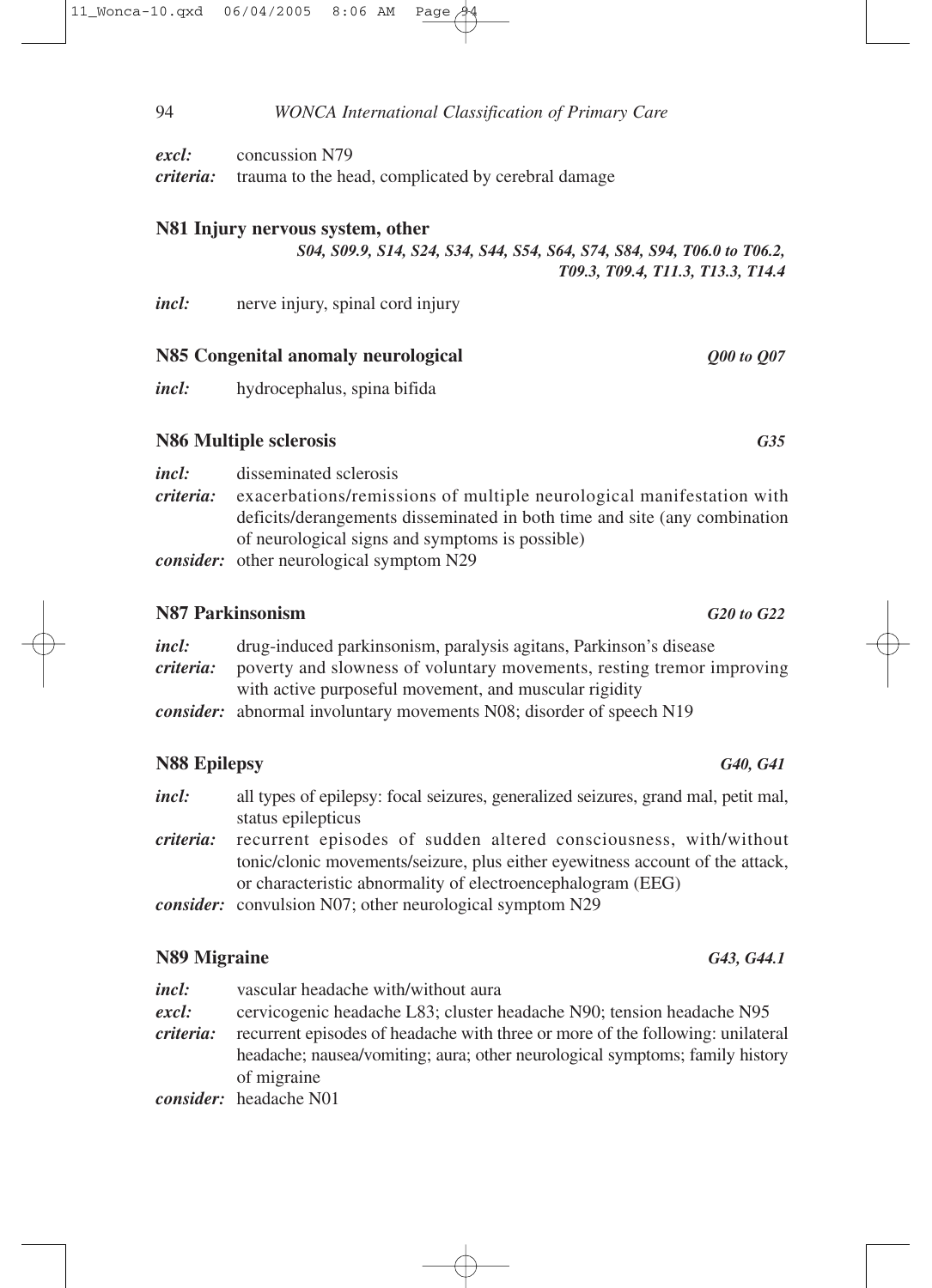*excl:* concussion N79
*criteria:* trauma to the head, complicated by cerebral damage

### N81 Injury nervous system, other

***S04, S09.9, S14, S24, S34, S44, S54, S64, S74, S84, S94, T06.0 to T06.2, T09.3, T09.4, T11.3, T13.3, T14.4***

*incl:* nerve injury, spinal cord injury

### N85 Congenital anomaly neurological — *Q00 to Q07*

*incl:* hydrocephalus, spina bifida

### N86 Multiple sclerosis — *G35*

*incl:* disseminated sclerosis
*criteria:* exacerbations/remissions of multiple neurological manifestation with deficits/derangements disseminated in both time and site (any combination of neurological signs and symptoms is possible)
*consider:* other neurological symptom N29

### N87 Parkinsonism — *G20 to G22*

*incl:* drug-induced parkinsonism, paralysis agitans, Parkinson's disease
*criteria:* poverty and slowness of voluntary movements, resting tremor improving with active purposeful movement, and muscular rigidity
*consider:* abnormal involuntary movements N08; disorder of speech N19

### N88 Epilepsy — *G40, G41*

*incl:* all types of epilepsy: focal seizures, generalized seizures, grand mal, petit mal, status epilepticus
*criteria:* recurrent episodes of sudden altered consciousness, with/without tonic/clonic movements/seizure, plus either eyewitness account of the attack, or characteristic abnormality of electroencephalogram (EEG)
*consider:* convulsion N07; other neurological symptom N29

### N89 Migraine — *G43, G44.1*

*incl:* vascular headache with/without aura
*excl:* cervicogenic headache L83; cluster headache N90; tension headache N95
*criteria:* recurrent episodes of headache with three or more of the following: unilateral headache; nausea/vomiting; aura; other neurological symptoms; family history of migraine
*consider:* headache N01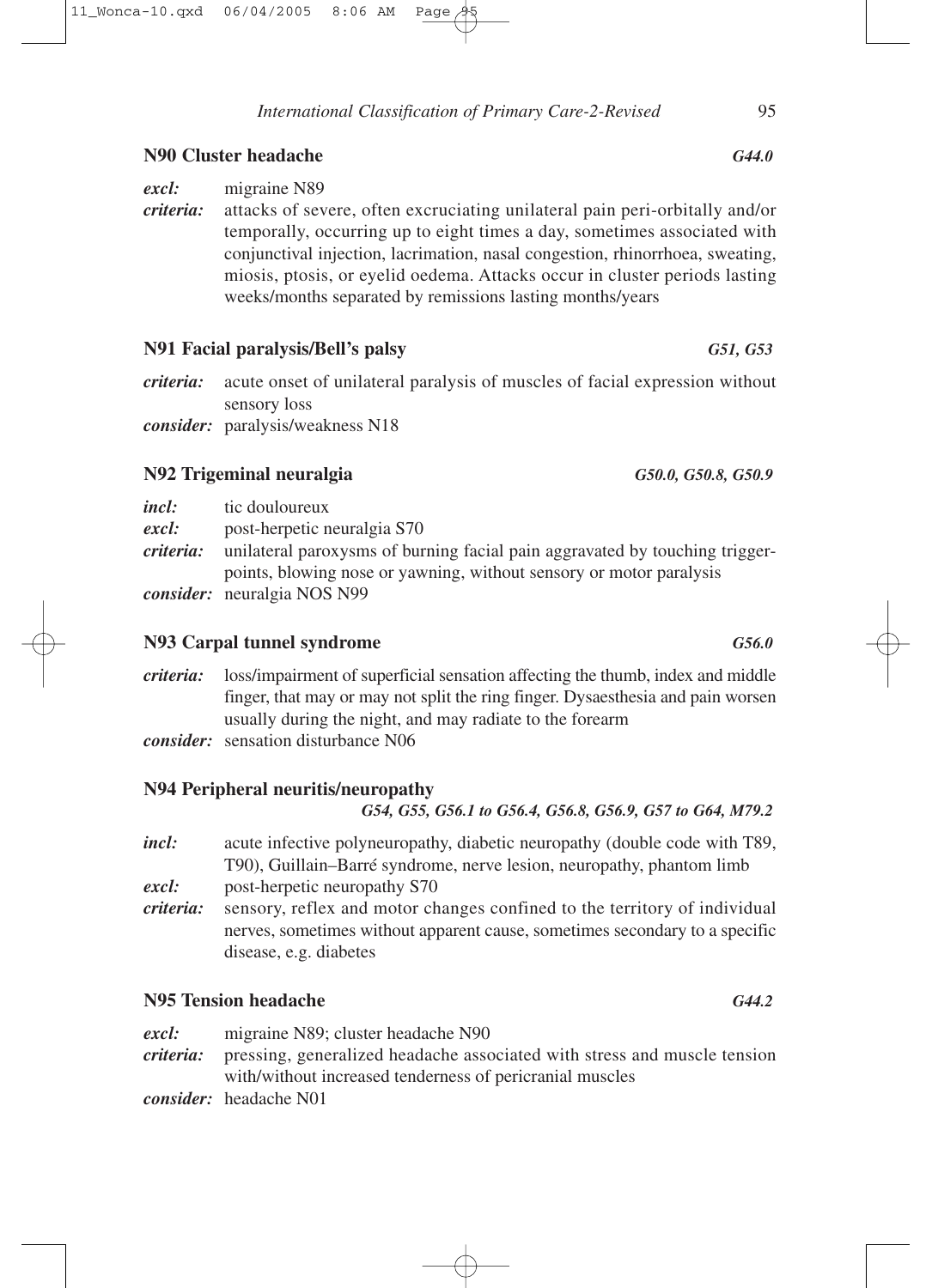### N90 Cluster headache *G44.0*

***excl:*** migraine N89

***criteria:*** attacks of severe, often excruciating unilateral pain peri-orbitally and/or temporally, occurring up to eight times a day, sometimes associated with conjunctival injection, lacrimation, nasal congestion, rhinorrhoea, sweating, miosis, ptosis, or eyelid oedema. Attacks occur in cluster periods lasting weeks/months separated by remissions lasting months/years

### N91 Facial paralysis/Bell's palsy *G51, G53*

***criteria:*** acute onset of unilateral paralysis of muscles of facial expression without sensory loss

***consider:*** paralysis/weakness N18

### N92 Trigeminal neuralgia *G50.0, G50.8, G50.9*

***incl:*** tic douloureux

***excl:*** post-herpetic neuralgia S70

***criteria:*** unilateral paroxysms of burning facial pain aggravated by touching trigger-points, blowing nose or yawning, without sensory or motor paralysis

***consider:*** neuralgia NOS N99

### N93 Carpal tunnel syndrome *G56.0*

***criteria:*** loss/impairment of superficial sensation affecting the thumb, index and middle finger, that may or may not split the ring finger. Dysaesthesia and pain worsen usually during the night, and may radiate to the forearm

***consider:*** sensation disturbance N06

### N94 Peripheral neuritis/neuropathy *G54, G55, G56.1 to G56.4, G56.8, G56.9, G57 to G64, M79.2*

***incl:*** acute infective polyneuropathy, diabetic neuropathy (double code with T89, T90), Guillain–Barré syndrome, nerve lesion, neuropathy, phantom limb

***excl:*** post-herpetic neuropathy S70

***criteria:*** sensory, reflex and motor changes confined to the territory of individual nerves, sometimes without apparent cause, sometimes secondary to a specific disease, e.g. diabetes

### N95 Tension headache *G44.2*

***excl:*** migraine N89; cluster headache N90

***criteria:*** pressing, generalized headache associated with stress and muscle tension with/without increased tenderness of pericranial muscles

***consider:*** headache N01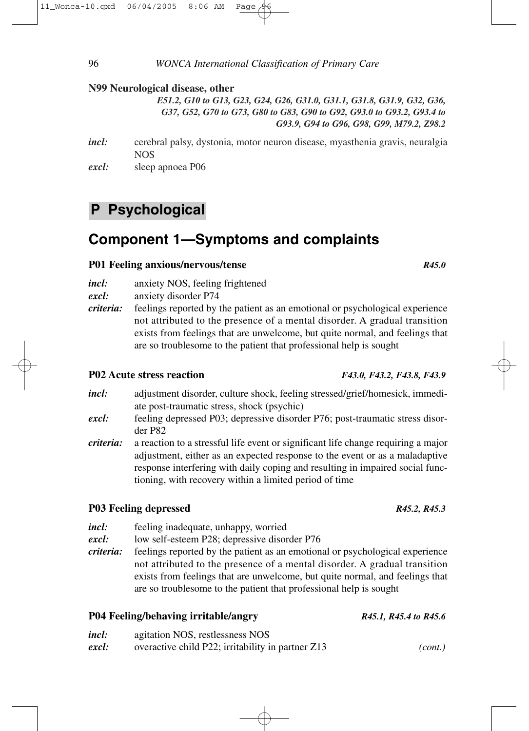**N99 Neurological disease, other**

*E51.2, G10 to G13, G23, G24, G26, G31.0, G31.1, G31.8, G31.9, G32, G36, G37, G52, G70 to G73, G80 to G83, G90 to G92, G93.0 to G93.2, G93.4 to G93.9, G94 to G96, G98, G99, M79.2, Z98.2*

***incl:*** cerebral palsy, dystonia, motor neuron disease, myasthenia gravis, neuralgia NOS

***excl:*** sleep apnoea P06

# P Psychological

## Component 1—Symptoms and complaints

### P01 Feeling anxious/nervous/tense *R45.0*

***incl:*** anxiety NOS, feeling frightened

***excl:*** anxiety disorder P74

***criteria:*** feelings reported by the patient as an emotional or psychological experience not attributed to the presence of a mental disorder. A gradual transition exists from feelings that are unwelcome, but quite normal, and feelings that are so troublesome to the patient that professional help is sought

### P02 Acute stress reaction *F43.0, F43.2, F43.8, F43.9*

***incl:*** adjustment disorder, culture shock, feeling stressed/grief/homesick, immediate post-traumatic stress, shock (psychic)

***excl:*** feeling depressed P03; depressive disorder P76; post-traumatic stress disorder P82

***criteria:*** a reaction to a stressful life event or significant life change requiring a major adjustment, either as an expected response to the event or as a maladaptive response interfering with daily coping and resulting in impaired social functioning, with recovery within a limited period of time

### P03 Feeling depressed *R45.2, R45.3*

***incl:*** feeling inadequate, unhappy, worried

***excl:*** low self-esteem P28; depressive disorder P76

***criteria:*** feelings reported by the patient as an emotional or psychological experience not attributed to the presence of a mental disorder. A gradual transition exists from feelings that are unwelcome, but quite normal, and feelings that are so troublesome to the patient that professional help is sought

### P04 Feeling/behaving irritable/angry *R45.1, R45.4 to R45.6*

***incl:*** agitation NOS, restlessness NOS

***excl:*** overactive child P22; irritability in partner Z13 *(cont.)*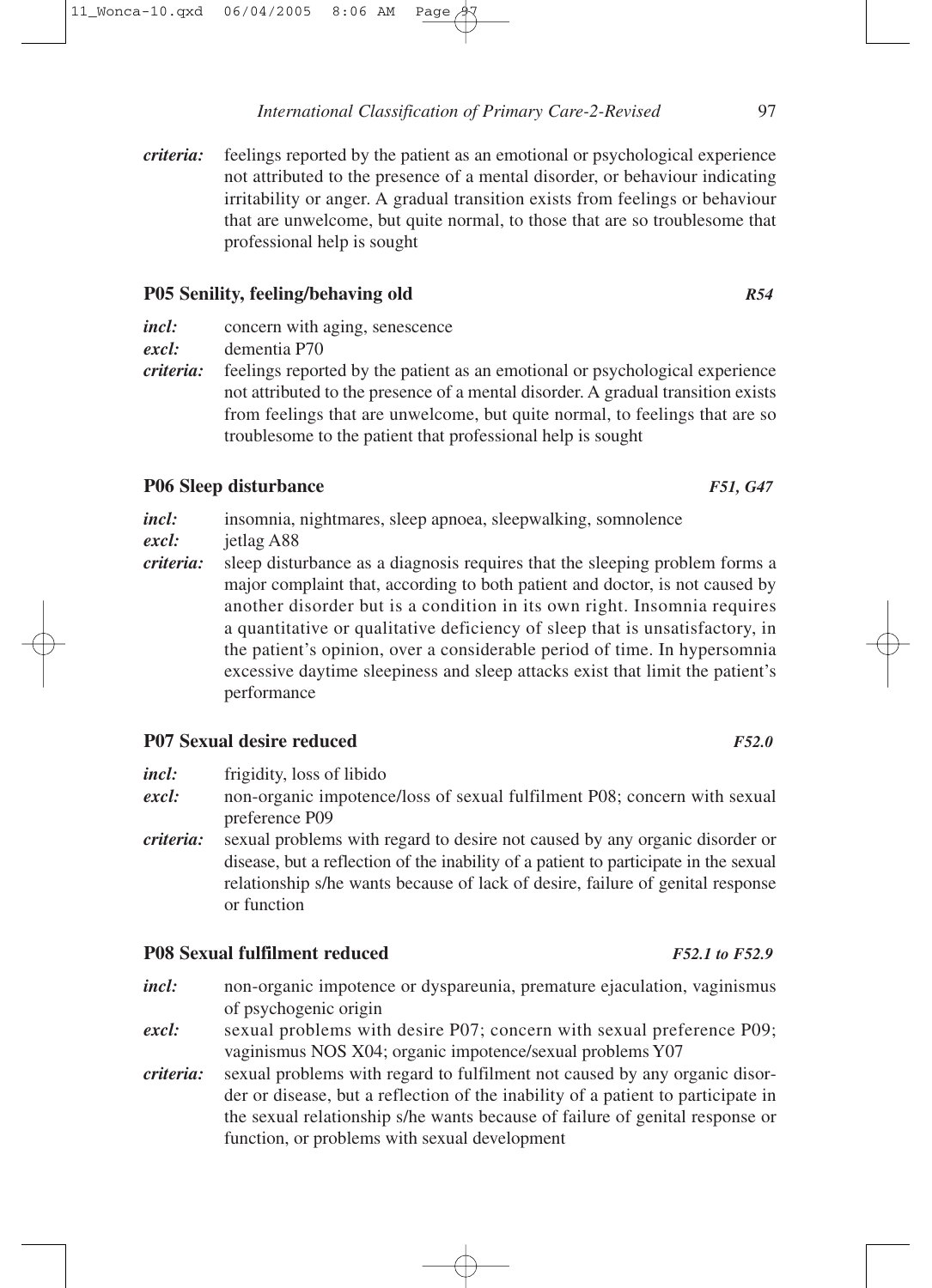*criteria:* feelings reported by the patient as an emotional or psychological experience not attributed to the presence of a mental disorder, or behaviour indicating irritability or anger. A gradual transition exists from feelings or behaviour that are unwelcome, but quite normal, to those that are so troublesome that professional help is sought

### P05 Senility, feeling/behaving old *R54*

*incl:* concern with aging, senescence

*excl:* dementia P70

*criteria:* feelings reported by the patient as an emotional or psychological experience not attributed to the presence of a mental disorder. A gradual transition exists from feelings that are unwelcome, but quite normal, to feelings that are so troublesome to the patient that professional help is sought

### P06 Sleep disturbance *F51, G47*

*incl:* insomnia, nightmares, sleep apnoea, sleepwalking, somnolence

*excl:* jetlag A88

*criteria:* sleep disturbance as a diagnosis requires that the sleeping problem forms a major complaint that, according to both patient and doctor, is not caused by another disorder but is a condition in its own right. Insomnia requires a quantitative or qualitative deficiency of sleep that is unsatisfactory, in the patient's opinion, over a considerable period of time. In hypersomnia excessive daytime sleepiness and sleep attacks exist that limit the patient's performance

### P07 Sexual desire reduced *F52.0*

*incl:* frigidity, loss of libido

*excl:* non-organic impotence/loss of sexual fulfilment P08; concern with sexual preference P09

*criteria:* sexual problems with regard to desire not caused by any organic disorder or disease, but a reflection of the inability of a patient to participate in the sexual relationship s/he wants because of lack of desire, failure of genital response or function

### P08 Sexual fulfilment reduced *F52.1 to F52.9*

*incl:* non-organic impotence or dyspareunia, premature ejaculation, vaginismus of psychogenic origin

*excl:* sexual problems with desire P07; concern with sexual preference P09; vaginismus NOS X04; organic impotence/sexual problems Y07

*criteria:* sexual problems with regard to fulfilment not caused by any organic disorder or disease, but a reflection of the inability of a patient to participate in the sexual relationship s/he wants because of failure of genital response or function, or problems with sexual development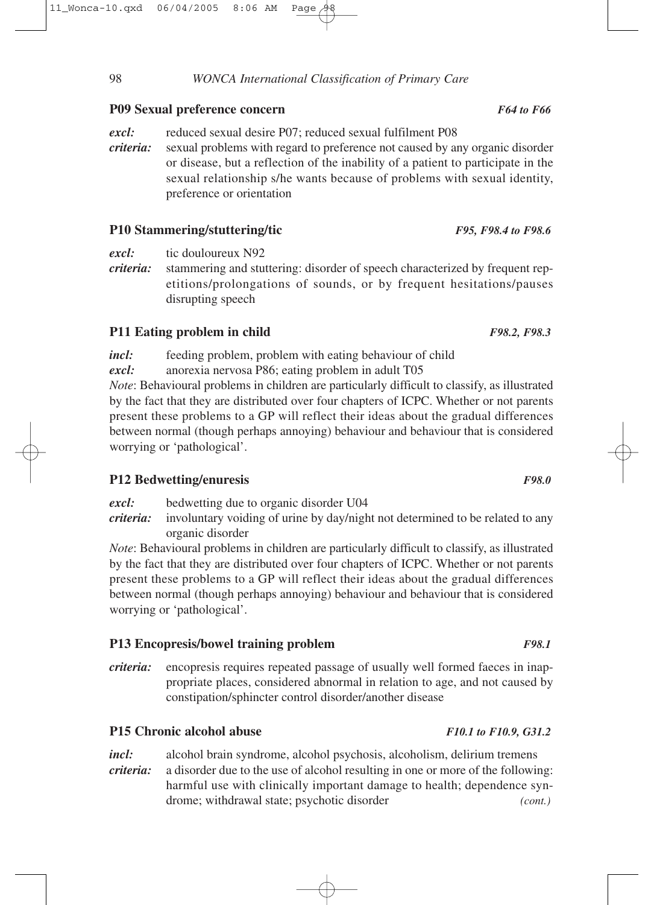### P09 Sexual preference concern *F64 to F66*

***excl:*** reduced sexual desire P07; reduced sexual fulfilment P08

***criteria:*** sexual problems with regard to preference not caused by any organic disorder or disease, but a reflection of the inability of a patient to participate in the sexual relationship s/he wants because of problems with sexual identity, preference or orientation

### P10 Stammering/stuttering/tic *F95, F98.4 to F98.6*

***excl:*** tic douloureux N92

***criteria:*** stammering and stuttering: disorder of speech characterized by frequent repetitions/prolongations of sounds, or by frequent hesitations/pauses disrupting speech

### P11 Eating problem in child *F98.2, F98.3*

***incl:*** feeding problem, problem with eating behaviour of child

***excl:*** anorexia nervosa P86; eating problem in adult T05

*Note*: Behavioural problems in children are particularly difficult to classify, as illustrated by the fact that they are distributed over four chapters of ICPC. Whether or not parents present these problems to a GP will reflect their ideas about the gradual differences between normal (though perhaps annoying) behaviour and behaviour that is considered worrying or 'pathological'.

### P12 Bedwetting/enuresis *F98.0*

***excl:*** bedwetting due to organic disorder U04

***criteria:*** involuntary voiding of urine by day/night not determined to be related to any organic disorder

*Note*: Behavioural problems in children are particularly difficult to classify, as illustrated by the fact that they are distributed over four chapters of ICPC. Whether or not parents present these problems to a GP will reflect their ideas about the gradual differences between normal (though perhaps annoying) behaviour and behaviour that is considered worrying or 'pathological'.

### P13 Encopresis/bowel training problem *F98.1*

***criteria:*** encopresis requires repeated passage of usually well formed faeces in inappropriate places, considered abnormal in relation to age, and not caused by constipation/sphincter control disorder/another disease

### P15 Chronic alcohol abuse *F10.1 to F10.9, G31.2*

***incl:*** alcohol brain syndrome, alcohol psychosis, alcoholism, delirium tremens

***criteria:*** a disorder due to the use of alcohol resulting in one or more of the following: harmful use with clinically important damage to health; dependence syndrome; withdrawal state; psychotic disorder *(cont.)*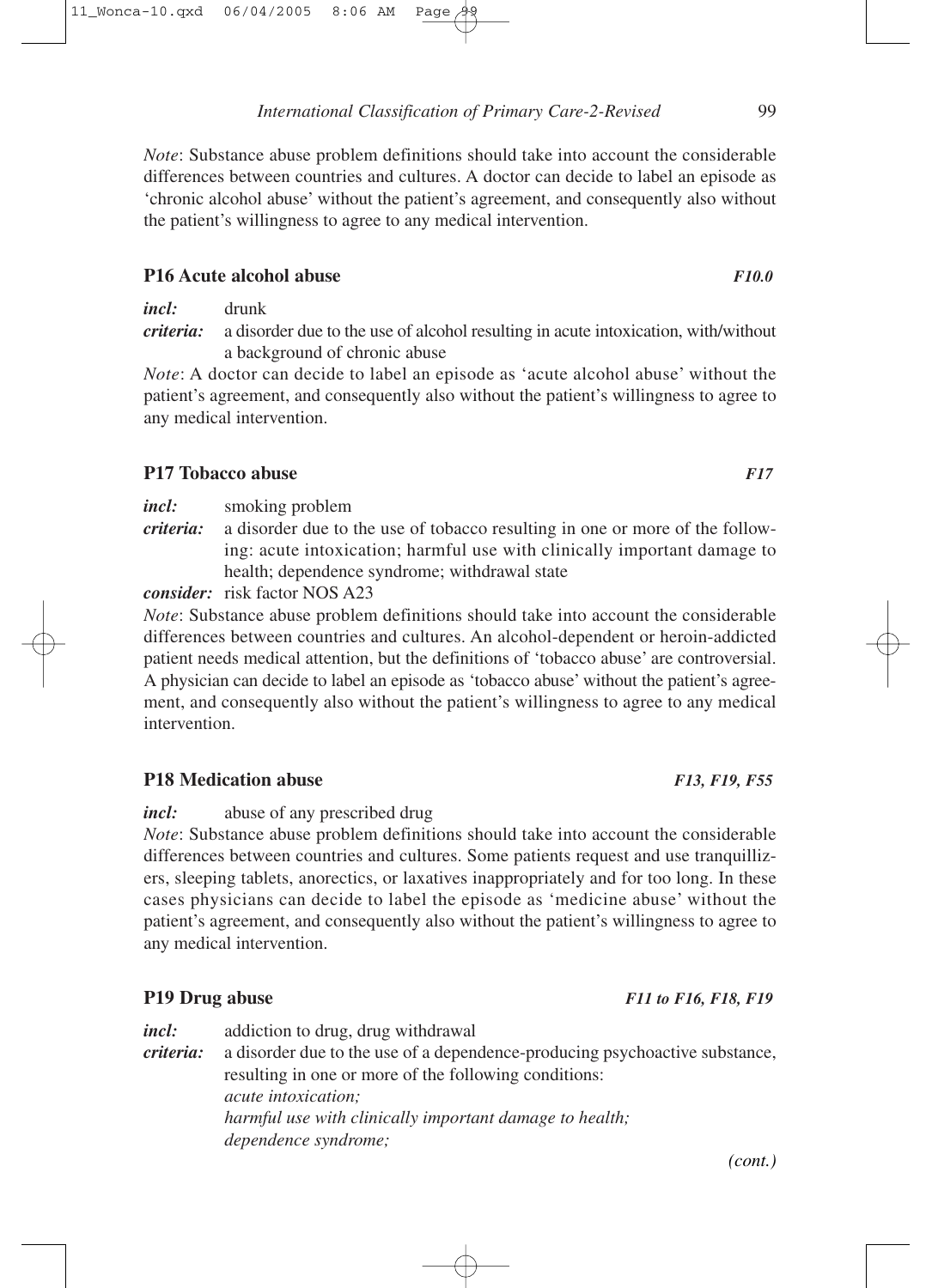*Note*: Substance abuse problem definitions should take into account the considerable differences between countries and cultures. A doctor can decide to label an episode as 'chronic alcohol abuse' without the patient's agreement, and consequently also without the patient's willingness to agree to any medical intervention.

### P16 Acute alcohol abuse *F10.0*

***incl:*** drunk

***criteria:*** a disorder due to the use of alcohol resulting in acute intoxication, with/without a background of chronic abuse

*Note*: A doctor can decide to label an episode as 'acute alcohol abuse' without the patient's agreement, and consequently also without the patient's willingness to agree to any medical intervention.

### P17 Tobacco abuse *F17*

***incl:*** smoking problem

***criteria:*** a disorder due to the use of tobacco resulting in one or more of the following: acute intoxication; harmful use with clinically important damage to health; dependence syndrome; withdrawal state

***consider:*** risk factor NOS A23

*Note*: Substance abuse problem definitions should take into account the considerable differences between countries and cultures. An alcohol-dependent or heroin-addicted patient needs medical attention, but the definitions of 'tobacco abuse' are controversial. A physician can decide to label an episode as 'tobacco abuse' without the patient's agreement, and consequently also without the patient's willingness to agree to any medical intervention.

### P18 Medication abuse *F13, F19, F55*

***incl:*** abuse of any prescribed drug

*Note*: Substance abuse problem definitions should take into account the considerable differences between countries and cultures. Some patients request and use tranquillizers, sleeping tablets, anorectics, or laxatives inappropriately and for too long. In these cases physicians can decide to label the episode as 'medicine abuse' without the patient's agreement, and consequently also without the patient's willingness to agree to any medical intervention.

### P19 Drug abuse *F11 to F16, F18, F19*

***incl:*** addiction to drug, drug withdrawal

***criteria:*** a disorder due to the use of a dependence-producing psychoactive substance, resulting in one or more of the following conditions:
*acute intoxication;*
*harmful use with clinically important damage to health;*
*dependence syndrome;*

*(cont.)*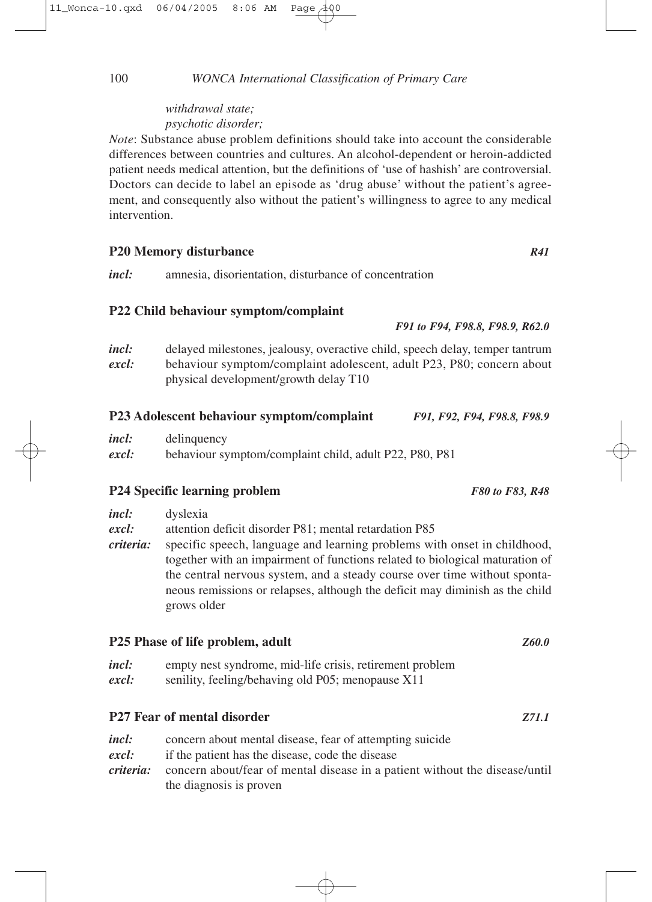*withdrawal state;*
*psychotic disorder;*

*Note*: Substance abuse problem definitions should take into account the considerable differences between countries and cultures. An alcohol-dependent or heroin-addicted patient needs medical attention, but the definitions of 'use of hashish' are controversial. Doctors can decide to label an episode as 'drug abuse' without the patient's agreement, and consequently also without the patient's willingness to agree to any medical intervention.

### P20 Memory disturbance *R41*

***incl:*** amnesia, disorientation, disturbance of concentration

### P22 Child behaviour symptom/complaint *F91 to F94, F98.8, F98.9, R62.0*

***incl:*** delayed milestones, jealousy, overactive child, speech delay, temper tantrum
***excl:*** behaviour symptom/complaint adolescent, adult P23, P80; concern about physical development/growth delay T10

### P23 Adolescent behaviour symptom/complaint *F91, F92, F94, F98.8, F98.9*

***incl:*** delinquency
***excl:*** behaviour symptom/complaint child, adult P22, P80, P81

### P24 Specific learning problem *F80 to F83, R48*

***incl:*** dyslexia
***excl:*** attention deficit disorder P81; mental retardation P85
***criteria:*** specific speech, language and learning problems with onset in childhood, together with an impairment of functions related to biological maturation of the central nervous system, and a steady course over time without spontaneous remissions or relapses, although the deficit may diminish as the child grows older

### P25 Phase of life problem, adult *Z60.0*

***incl:*** empty nest syndrome, mid-life crisis, retirement problem
***excl:*** senility, feeling/behaving old P05; menopause X11

### P27 Fear of mental disorder *Z71.1*

***incl:*** concern about mental disease, fear of attempting suicide
***excl:*** if the patient has the disease, code the disease
***criteria:*** concern about/fear of mental disease in a patient without the disease/until the diagnosis is proven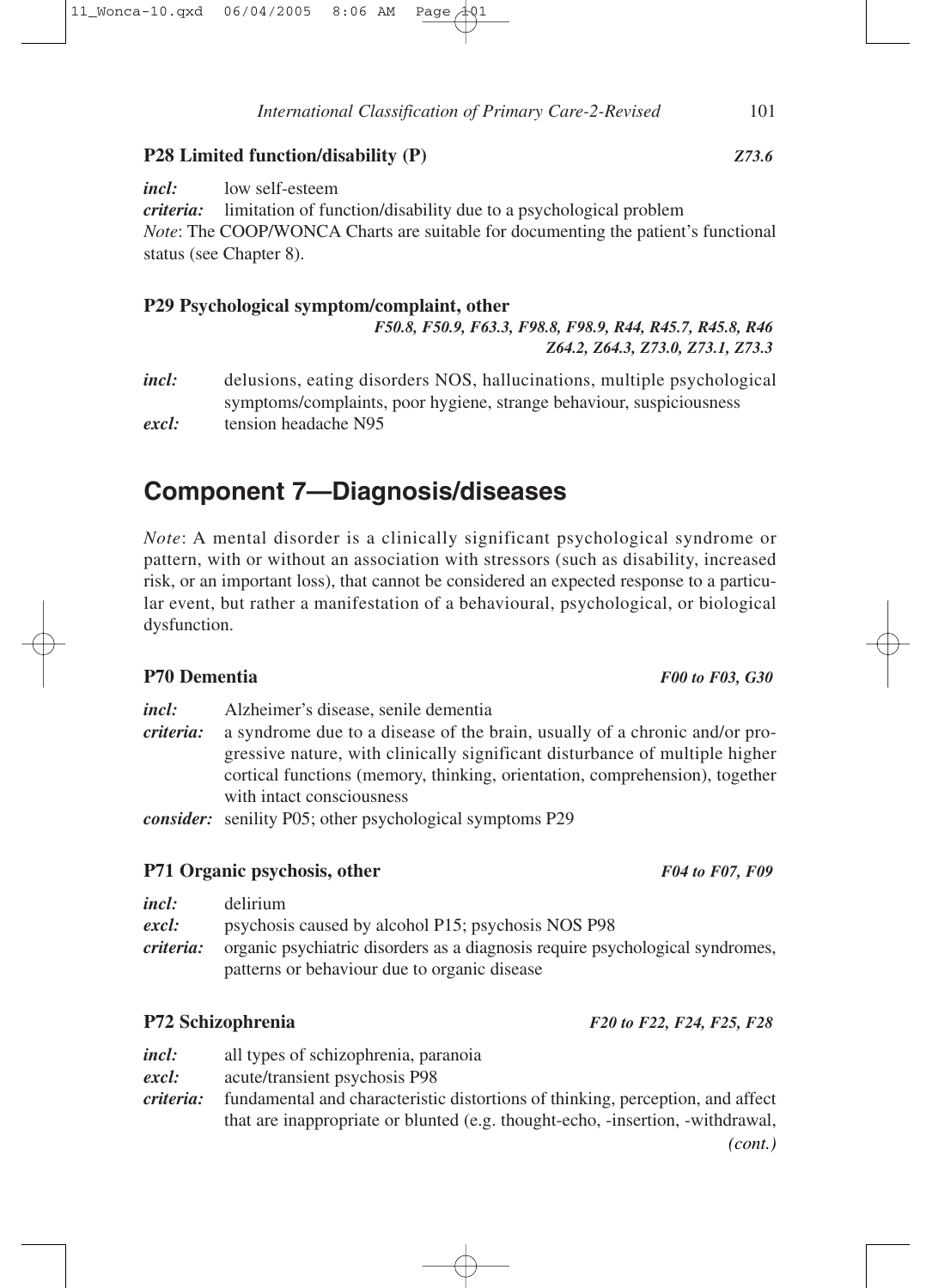### P28 Limited function/disability (P) *Z73.6*

***incl:*** low self-esteem
***criteria:*** limitation of function/disability due to a psychological problem
*Note*: The COOP/WONCA Charts are suitable for documenting the patient's functional status (see Chapter 8).

### P29 Psychological symptom/complaint, other

*F50.8, F50.9, F63.3, F98.8, F98.9, R44, R45.7, R45.8, R46 Z64.2, Z64.3, Z73.0, Z73.1, Z73.3*

***incl:*** delusions, eating disorders NOS, hallucinations, multiple psychological symptoms/complaints, poor hygiene, strange behaviour, suspiciousness
***excl:*** tension headache N95

## Component 7—Diagnosis/diseases

*Note*: A mental disorder is a clinically significant psychological syndrome or pattern, with or without an association with stressors (such as disability, increased risk, or an important loss), that cannot be considered an expected response to a particular event, but rather a manifestation of a behavioural, psychological, or biological dysfunction.

### P70 Dementia *F00 to F03, G30*

***incl:*** Alzheimer's disease, senile dementia
***criteria:*** a syndrome due to a disease of the brain, usually of a chronic and/or progressive nature, with clinically significant disturbance of multiple higher cortical functions (memory, thinking, orientation, comprehension), together with intact consciousness
***consider:*** senility P05; other psychological symptoms P29

### P71 Organic psychosis, other *F04 to F07, F09*

***incl:*** delirium
***excl:*** psychosis caused by alcohol P15; psychosis NOS P98
***criteria:*** organic psychiatric disorders as a diagnosis require psychological syndromes, patterns or behaviour due to organic disease

### P72 Schizophrenia *F20 to F22, F24, F25, F28*

***incl:*** all types of schizophrenia, paranoia
***excl:*** acute/transient psychosis P98
***criteria:*** fundamental and characteristic distortions of thinking, perception, and affect that are inappropriate or blunted (e.g. thought-echo, -insertion, -withdrawal,

*(cont.)*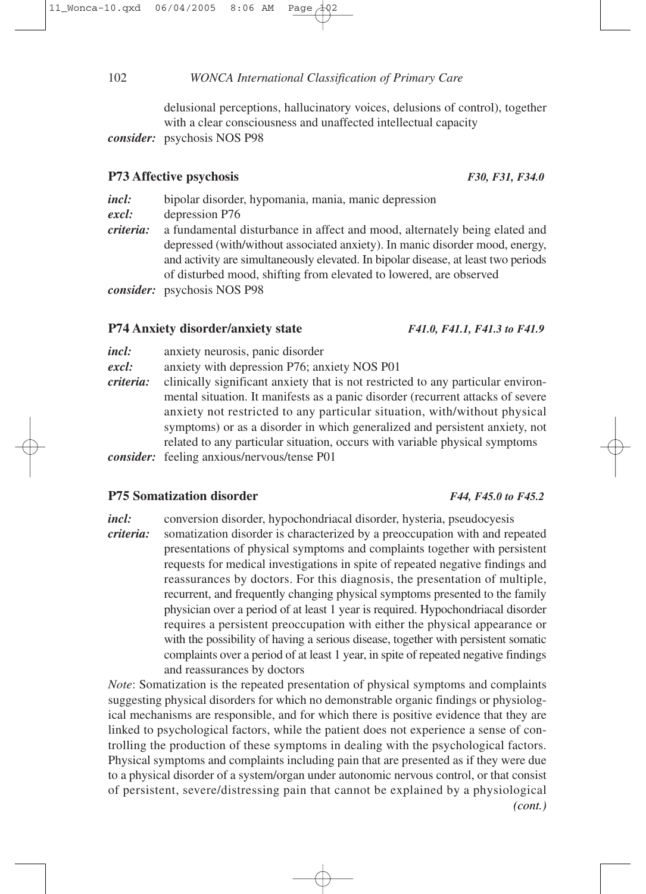delusional perceptions, hallucinatory voices, delusions of control), together with a clear consciousness and unaffected intellectual capacity

***consider:*** psychosis NOS P98

### P73 Affective psychosis *F30, F31, F34.0*

***incl:*** bipolar disorder, hypomania, mania, manic depression

***excl:*** depression P76

***criteria:*** a fundamental disturbance in affect and mood, alternately being elated and depressed (with/without associated anxiety). In manic disorder mood, energy, and activity are simultaneously elevated. In bipolar disease, at least two periods of disturbed mood, shifting from elevated to lowered, are observed

***consider:*** psychosis NOS P98

### P74 Anxiety disorder/anxiety state *F41.0, F41.1, F41.3 to F41.9*

***incl:*** anxiety neurosis, panic disorder

***excl:*** anxiety with depression P76; anxiety NOS P01

***criteria:*** clinically significant anxiety that is not restricted to any particular environmental situation. It manifests as a panic disorder (recurrent attacks of severe anxiety not restricted to any particular situation, with/without physical symptoms) or as a disorder in which generalized and persistent anxiety, not related to any particular situation, occurs with variable physical symptoms

***consider:*** feeling anxious/nervous/tense P01

### P75 Somatization disorder *F44, F45.0 to F45.2*

***incl:*** conversion disorder, hypochondriacal disorder, hysteria, pseudocyesis

***criteria:*** somatization disorder is characterized by a preoccupation with and repeated presentations of physical symptoms and complaints together with persistent requests for medical investigations in spite of repeated negative findings and reassurances by doctors. For this diagnosis, the presentation of multiple, recurrent, and frequently changing physical symptoms presented to the family physician over a period of at least 1 year is required. Hypochondriacal disorder requires a persistent preoccupation with either the physical appearance or with the possibility of having a serious disease, together with persistent somatic complaints over a period of at least 1 year, in spite of repeated negative findings and reassurances by doctors

*Note*: Somatization is the repeated presentation of physical symptoms and complaints suggesting physical disorders for which no demonstrable organic findings or physiological mechanisms are responsible, and for which there is positive evidence that they are linked to psychological factors, while the patient does not experience a sense of controlling the production of these symptoms in dealing with the psychological factors. Physical symptoms and complaints including pain that are presented as if they were due to a physical disorder of a system/organ under autonomic nervous control, or that consist of persistent, severe/distressing pain that cannot be explained by a physiological

*(cont.)*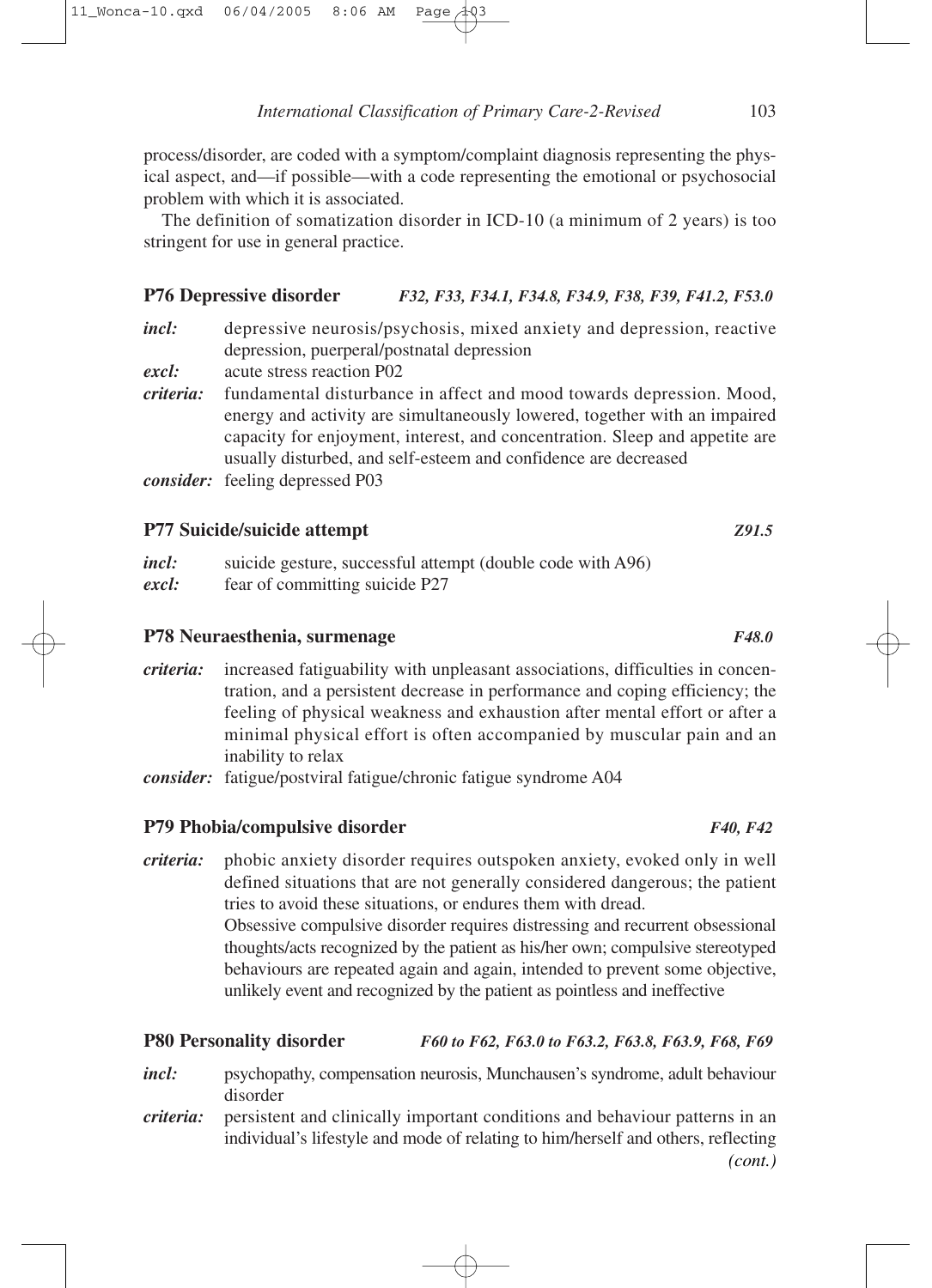process/disorder, are coded with a symptom/complaint diagnosis representing the physical aspect, and—if possible—with a code representing the emotional or psychosocial problem with which it is associated.

The definition of somatization disorder in ICD-10 (a minimum of 2 years) is too stringent for use in general practice.

### P76 Depressive disorder *F32, F33, F34.1, F34.8, F34.9, F38, F39, F41.2, F53.0*

***incl:*** depressive neurosis/psychosis, mixed anxiety and depression, reactive depression, puerperal/postnatal depression

***excl:*** acute stress reaction P02

***criteria:*** fundamental disturbance in affect and mood towards depression. Mood, energy and activity are simultaneously lowered, together with an impaired capacity for enjoyment, interest, and concentration. Sleep and appetite are usually disturbed, and self-esteem and confidence are decreased

***consider:*** feeling depressed P03

### P77 Suicide/suicide attempt *Z91.5*

***incl:*** suicide gesture, successful attempt (double code with A96)

***excl:*** fear of committing suicide P27

### P78 Neuraesthenia, surmenage *F48.0*

***criteria:*** increased fatiguability with unpleasant associations, difficulties in concentration, and a persistent decrease in performance and coping efficiency; the feeling of physical weakness and exhaustion after mental effort or after a minimal physical effort is often accompanied by muscular pain and an inability to relax

***consider:*** fatigue/postviral fatigue/chronic fatigue syndrome A04

### P79 Phobia/compulsive disorder *F40, F42*

***criteria:*** phobic anxiety disorder requires outspoken anxiety, evoked only in well defined situations that are not generally considered dangerous; the patient tries to avoid these situations, or endures them with dread.
Obsessive compulsive disorder requires distressing and recurrent obsessional thoughts/acts recognized by the patient as his/her own; compulsive stereotyped behaviours are repeated again and again, intended to prevent some objective, unlikely event and recognized by the patient as pointless and ineffective

### P80 Personality disorder *F60 to F62, F63.0 to F63.2, F63.8, F63.9, F68, F69*

***incl:*** psychopathy, compensation neurosis, Munchausen's syndrome, adult behaviour disorder

***criteria:*** persistent and clinically important conditions and behaviour patterns in an individual's lifestyle and mode of relating to him/herself and others, reflecting

*(cont.)*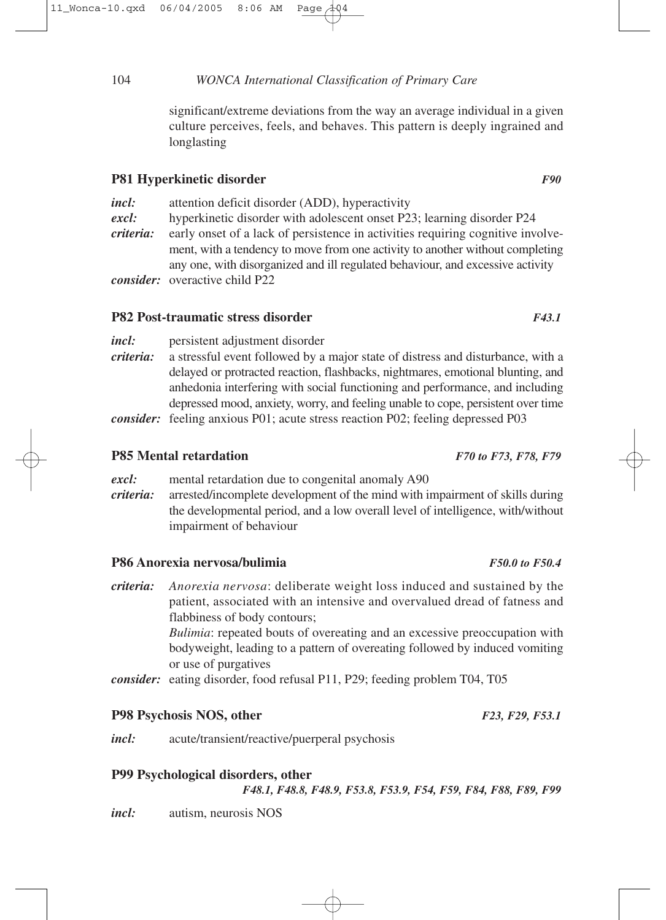significant/extreme deviations from the way an average individual in a given culture perceives, feels, and behaves. This pattern is deeply ingrained and longlasting

### P81 Hyperkinetic disorder *F90*

***incl:*** attention deficit disorder (ADD), hyperactivity
***excl:*** hyperkinetic disorder with adolescent onset P23; learning disorder P24
***criteria:*** early onset of a lack of persistence in activities requiring cognitive involvement, with a tendency to move from one activity to another without completing any one, with disorganized and ill regulated behaviour, and excessive activity
***consider:*** overactive child P22

### P82 Post-traumatic stress disorder *F43.1*

***incl:*** persistent adjustment disorder
***criteria:*** a stressful event followed by a major state of distress and disturbance, with a delayed or protracted reaction, flashbacks, nightmares, emotional blunting, and anhedonia interfering with social functioning and performance, and including depressed mood, anxiety, worry, and feeling unable to cope, persistent over time
***consider:*** feeling anxious P01; acute stress reaction P02; feeling depressed P03

### P85 Mental retardation *F70 to F73, F78, F79*

***excl:*** mental retardation due to congenital anomaly A90
***criteria:*** arrested/incomplete development of the mind with impairment of skills during the developmental period, and a low overall level of intelligence, with/without impairment of behaviour

### P86 Anorexia nervosa/bulimia *F50.0 to F50.4*

***criteria:*** *Anorexia nervosa*: deliberate weight loss induced and sustained by the patient, associated with an intensive and overvalued dread of fatness and flabbiness of body contours;
*Bulimia*: repeated bouts of overeating and an excessive preoccupation with bodyweight, leading to a pattern of overeating followed by induced vomiting or use of purgatives
***consider:*** eating disorder, food refusal P11, P29; feeding problem T04, T05

### P98 Psychosis NOS, other *F23, F29, F53.1*

***incl:*** acute/transient/reactive/puerperal psychosis

### P99 Psychological disorders, other

*F48.1, F48.8, F48.9, F53.8, F53.9, F54, F59, F84, F88, F89, F99*

***incl:*** autism, neurosis NOS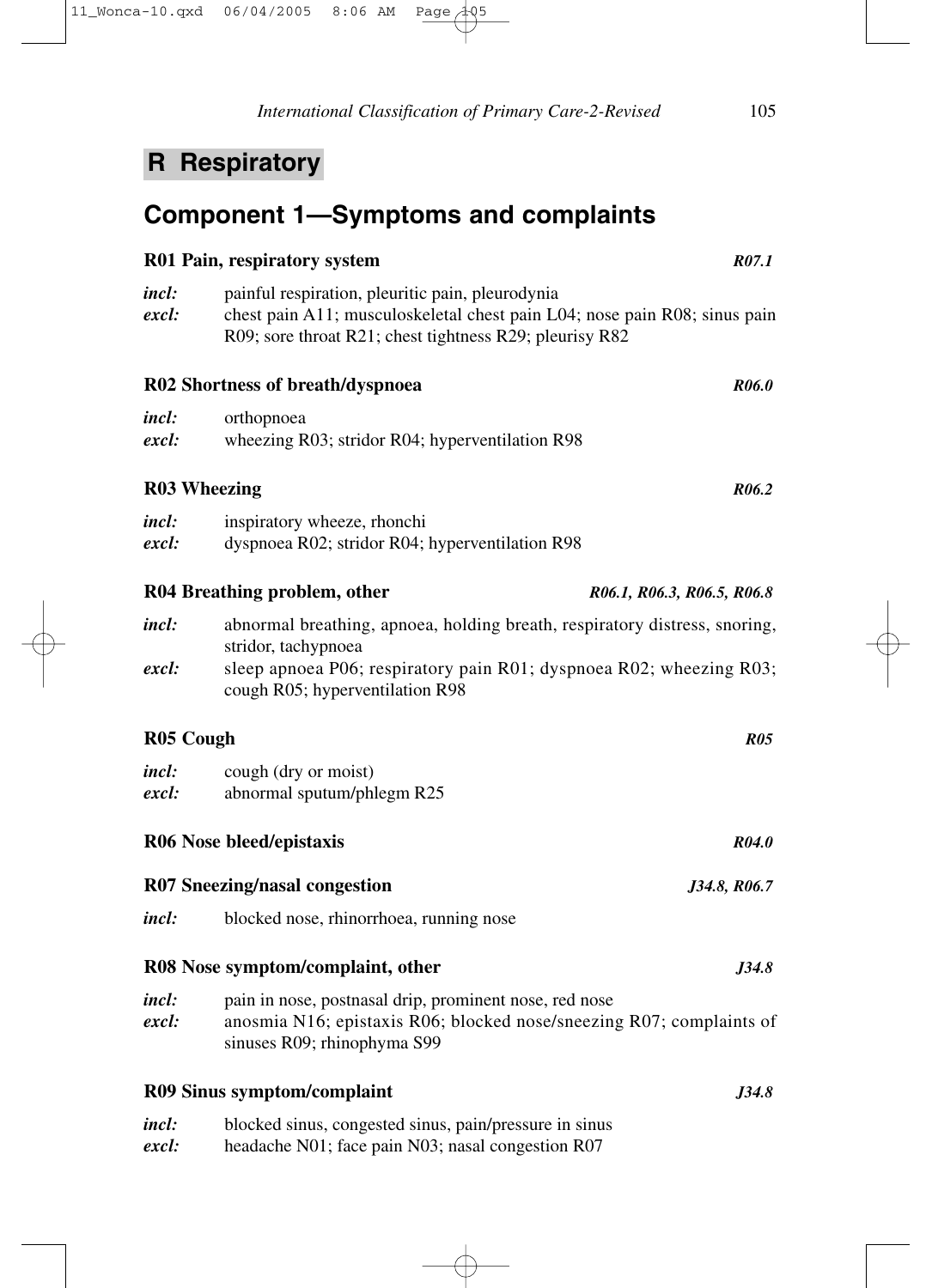# R Respiratory

## Component 1—Symptoms and complaints

**R01 Pain, respiratory system** *R07.1*

*incl:* painful respiration, pleuritic pain, pleurodynia
*excl:* chest pain A11; musculoskeletal chest pain L04; nose pain R08; sinus pain R09; sore throat R21; chest tightness R29; pleurisy R82

**R02 Shortness of breath/dyspnoea** *R06.0*

*incl:* orthopnoea
*excl:* wheezing R03; stridor R04; hyperventilation R98

**R03 Wheezing** *R06.2*

*incl:* inspiratory wheeze, rhonchi
*excl:* dyspnoea R02; stridor R04; hyperventilation R98

**R04 Breathing problem, other** *R06.1, R06.3, R06.5, R06.8*

*incl:* abnormal breathing, apnoea, holding breath, respiratory distress, snoring, stridor, tachypnoea
*excl:* sleep apnoea P06; respiratory pain R01; dyspnoea R02; wheezing R03; cough R05; hyperventilation R98

**R05 Cough** *R05*

*incl:* cough (dry or moist)
*excl:* abnormal sputum/phlegm R25

**R06 Nose bleed/epistaxis** *R04.0*

**R07 Sneezing/nasal congestion** *J34.8, R06.7*

*incl:* blocked nose, rhinorrhoea, running nose

**R08 Nose symptom/complaint, other** *J34.8*

*incl:* pain in nose, postnasal drip, prominent nose, red nose
*excl:* anosmia N16; epistaxis R06; blocked nose/sneezing R07; complaints of sinuses R09; rhinophyma S99

**R09 Sinus symptom/complaint** *J34.8*

*incl:* blocked sinus, congested sinus, pain/pressure in sinus
*excl:* headache N01; face pain N03; nasal congestion R07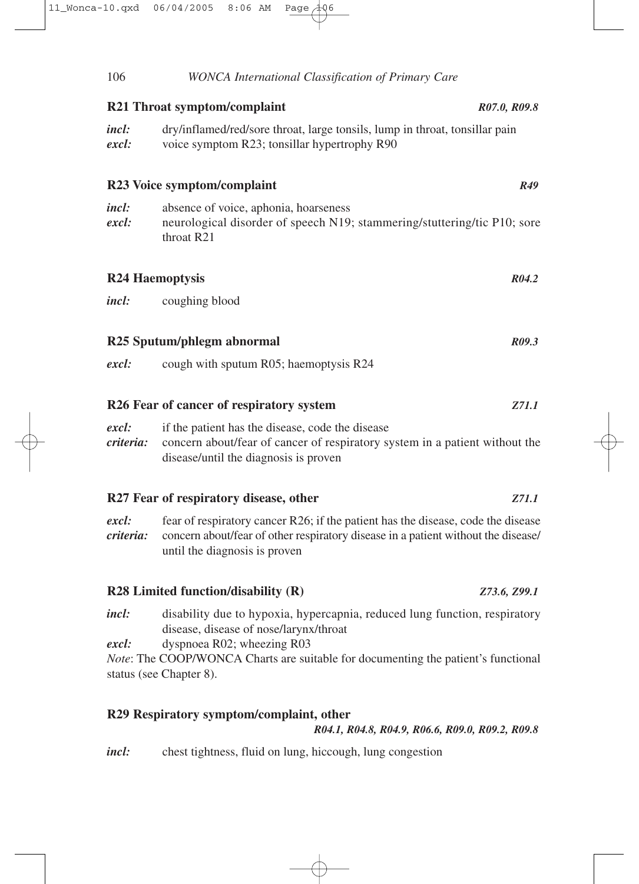### R21 Throat symptom/complaint *R07.0, R09.8*

***incl:*** dry/inflamed/red/sore throat, large tonsils, lump in throat, tonsillar pain
***excl:*** voice symptom R23; tonsillar hypertrophy R90

### R23 Voice symptom/complaint *R49*

***incl:*** absence of voice, aphonia, hoarseness
***excl:*** neurological disorder of speech N19; stammering/stuttering/tic P10; sore throat R21

### R24 Haemoptysis *R04.2*

***incl:*** coughing blood

### R25 Sputum/phlegm abnormal *R09.3*

***excl:*** cough with sputum R05; haemoptysis R24

### R26 Fear of cancer of respiratory system *Z71.1*

***excl:*** if the patient has the disease, code the disease
***criteria:*** concern about/fear of cancer of respiratory system in a patient without the disease/until the diagnosis is proven

### R27 Fear of respiratory disease, other *Z71.1*

***excl:*** fear of respiratory cancer R26; if the patient has the disease, code the disease
***criteria:*** concern about/fear of other respiratory disease in a patient without the disease/ until the diagnosis is proven

### R28 Limited function/disability (R) *Z73.6, Z99.1*

***incl:*** disability due to hypoxia, hypercapnia, reduced lung function, respiratory disease, disease of nose/larynx/throat
***excl:*** dyspnoea R02; wheezing R03

*Note*: The COOP/WONCA Charts are suitable for documenting the patient's functional status (see Chapter 8).

### R29 Respiratory symptom/complaint, other *R04.1, R04.8, R04.9, R06.6, R09.0, R09.2, R09.8*

***incl:*** chest tightness, fluid on lung, hiccough, lung congestion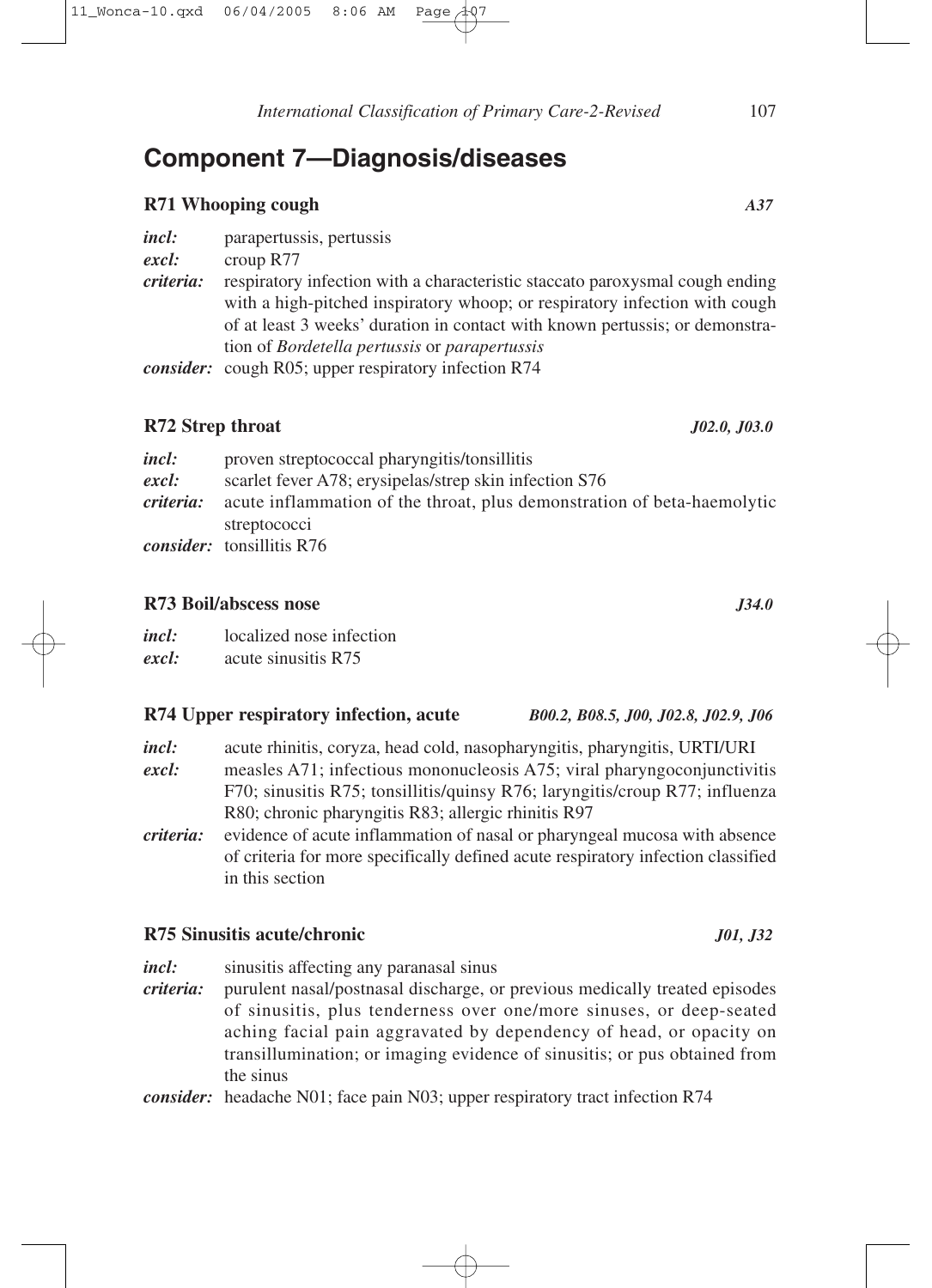## Component 7—Diagnosis/diseases

### R71 Whooping cough *A37*

***incl:*** parapertussis, pertussis
***excl:*** croup R77
***criteria:*** respiratory infection with a characteristic staccato paroxysmal cough ending with a high-pitched inspiratory whoop; or respiratory infection with cough of at least 3 weeks' duration in contact with known pertussis; or demonstration of *Bordetella pertussis* or *parapertussis*
***consider:*** cough R05; upper respiratory infection R74

### R72 Strep throat *J02.0, J03.0*

***incl:*** proven streptococcal pharyngitis/tonsillitis
***excl:*** scarlet fever A78; erysipelas/strep skin infection S76
***criteria:*** acute inflammation of the throat, plus demonstration of beta-haemolytic streptococci
***consider:*** tonsillitis R76

### R73 Boil/abscess nose *J34.0*

***incl:*** localized nose infection
***excl:*** acute sinusitis R75

### R74 Upper respiratory infection, acute *B00.2, B08.5, J00, J02.8, J02.9, J06*

***incl:*** acute rhinitis, coryza, head cold, nasopharyngitis, pharyngitis, URTI/URI
***excl:*** measles A71; infectious mononucleosis A75; viral pharyngoconjunctivitis F70; sinusitis R75; tonsillitis/quinsy R76; laryngitis/croup R77; influenza R80; chronic pharyngitis R83; allergic rhinitis R97
***criteria:*** evidence of acute inflammation of nasal or pharyngeal mucosa with absence of criteria for more specifically defined acute respiratory infection classified in this section

### R75 Sinusitis acute/chronic *J01, J32*

***incl:*** sinusitis affecting any paranasal sinus
***criteria:*** purulent nasal/postnasal discharge, or previous medically treated episodes of sinusitis, plus tenderness over one/more sinuses, or deep-seated aching facial pain aggravated by dependency of head, or opacity on transillumination; or imaging evidence of sinusitis; or pus obtained from the sinus
***consider:*** headache N01; face pain N03; upper respiratory tract infection R74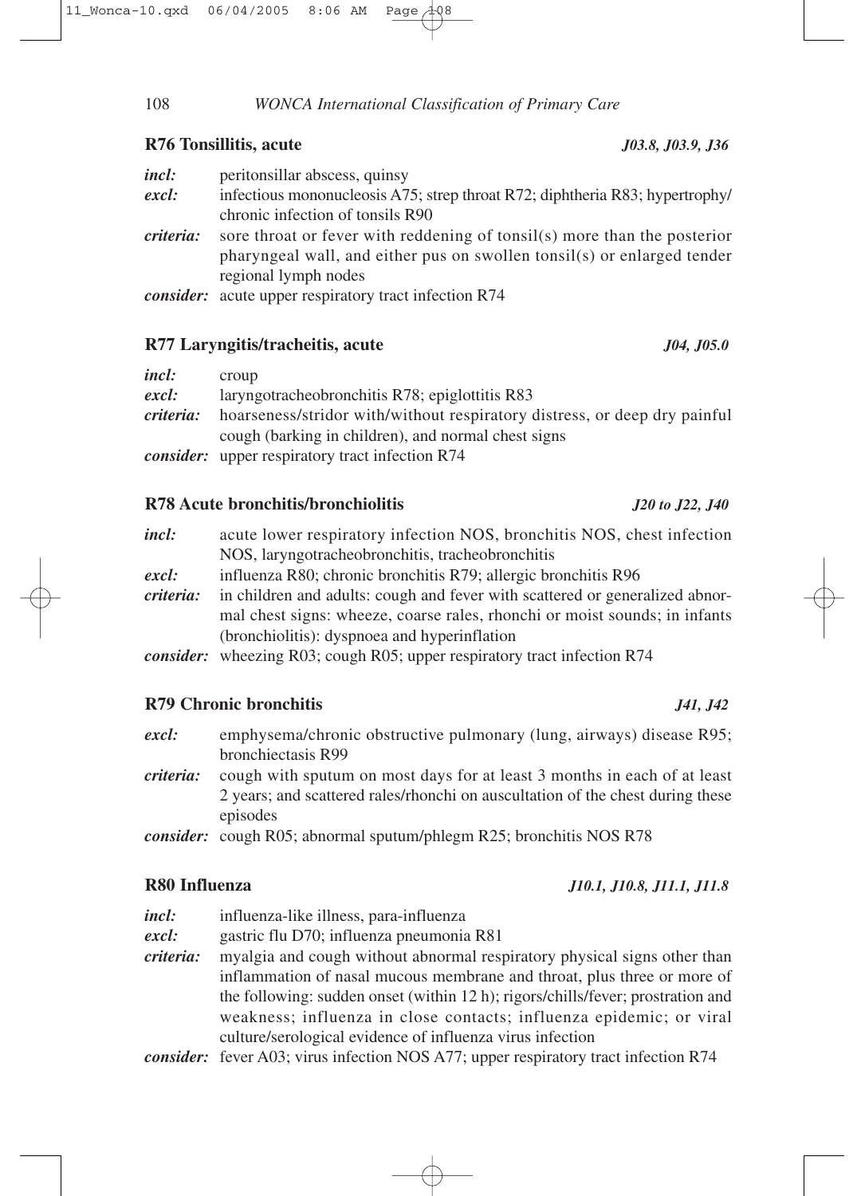### R76 Tonsillitis, acute *J03.8, J03.9, J36*

***incl:*** peritonsillar abscess, quinsy

***excl:*** infectious mononucleosis A75; strep throat R72; diphtheria R83; hypertrophy/chronic infection of tonsils R90

***criteria:*** sore throat or fever with reddening of tonsil(s) more than the posterior pharyngeal wall, and either pus on swollen tonsil(s) or enlarged tender regional lymph nodes

***consider:*** acute upper respiratory tract infection R74

### R77 Laryngitis/tracheitis, acute *J04, J05.0*

***incl:*** croup

***excl:*** laryngotracheobronchitis R78; epiglottitis R83

***criteria:*** hoarseness/stridor with/without respiratory distress, or deep dry painful cough (barking in children), and normal chest signs

***consider:*** upper respiratory tract infection R74

### R78 Acute bronchitis/bronchiolitis *J20 to J22, J40*

***incl:*** acute lower respiratory infection NOS, bronchitis NOS, chest infection NOS, laryngotracheobronchitis, tracheobronchitis

***excl:*** influenza R80; chronic bronchitis R79; allergic bronchitis R96

***criteria:*** in children and adults: cough and fever with scattered or generalized abnormal chest signs: wheeze, coarse rales, rhonchi or moist sounds; in infants (bronchiolitis): dyspnoea and hyperinflation

***consider:*** wheezing R03; cough R05; upper respiratory tract infection R74

### R79 Chronic bronchitis *J41, J42*

***excl:*** emphysema/chronic obstructive pulmonary (lung, airways) disease R95; bronchiectasis R99

***criteria:*** cough with sputum on most days for at least 3 months in each of at least 2 years; and scattered rales/rhonchi on auscultation of the chest during these episodes

***consider:*** cough R05; abnormal sputum/phlegm R25; bronchitis NOS R78

### R80 Influenza *J10.1, J10.8, J11.1, J11.8*

***incl:*** influenza-like illness, para-influenza

***excl:*** gastric flu D70; influenza pneumonia R81

***criteria:*** myalgia and cough without abnormal respiratory physical signs other than inflammation of nasal mucous membrane and throat, plus three or more of the following: sudden onset (within 12 h); rigors/chills/fever; prostration and weakness; influenza in close contacts; influenza epidemic; or viral culture/serological evidence of influenza virus infection

***consider:*** fever A03; virus infection NOS A77; upper respiratory tract infection R74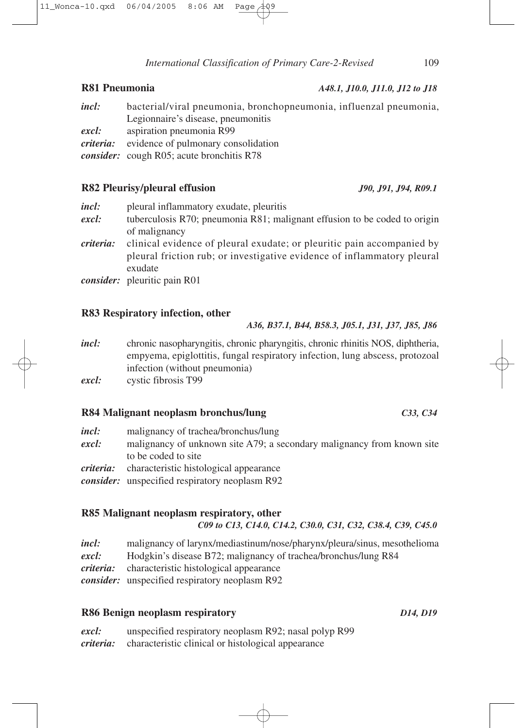**R81 Pneumonia** *A48.1, J10.0, J11.0, J12 to J18*

*incl:* bacterial/viral pneumonia, bronchopneumonia, influenzal pneumonia, Legionnaire's disease, pneumonitis
*excl:* aspiration pneumonia R99
*criteria:* evidence of pulmonary consolidation
*consider:* cough R05; acute bronchitis R78

**R82 Pleurisy/pleural effusion** *J90, J91, J94, R09.1*

*incl:* pleural inflammatory exudate, pleuritis
*excl:* tuberculosis R70; pneumonia R81; malignant effusion to be coded to origin of malignancy
*criteria:* clinical evidence of pleural exudate; or pleuritic pain accompanied by pleural friction rub; or investigative evidence of inflammatory pleural exudate
*consider:* pleuritic pain R01

**R83 Respiratory infection, other**
*A36, B37.1, B44, B58.3, J05.1, J31, J37, J85, J86*

*incl:* chronic nasopharyngitis, chronic pharyngitis, chronic rhinitis NOS, diphtheria, empyema, epiglottitis, fungal respiratory infection, lung abscess, protozoal infection (without pneumonia)
*excl:* cystic fibrosis T99

**R84 Malignant neoplasm bronchus/lung** *C33, C34*

*incl:* malignancy of trachea/bronchus/lung
*excl:* malignancy of unknown site A79; a secondary malignancy from known site to be coded to site
*criteria:* characteristic histological appearance
*consider:* unspecified respiratory neoplasm R92

**R85 Malignant neoplasm respiratory, other**
*C09 to C13, C14.0, C14.2, C30.0, C31, C32, C38.4, C39, C45.0*

*incl:* malignancy of larynx/mediastinum/nose/pharynx/pleura/sinus, mesothelioma
*excl:* Hodgkin's disease B72; malignancy of trachea/bronchus/lung R84
*criteria:* characteristic histological appearance
*consider:* unspecified respiratory neoplasm R92

**R86 Benign neoplasm respiratory** *D14, D19*

*excl:* unspecified respiratory neoplasm R92; nasal polyp R99
*criteria:* characteristic clinical or histological appearance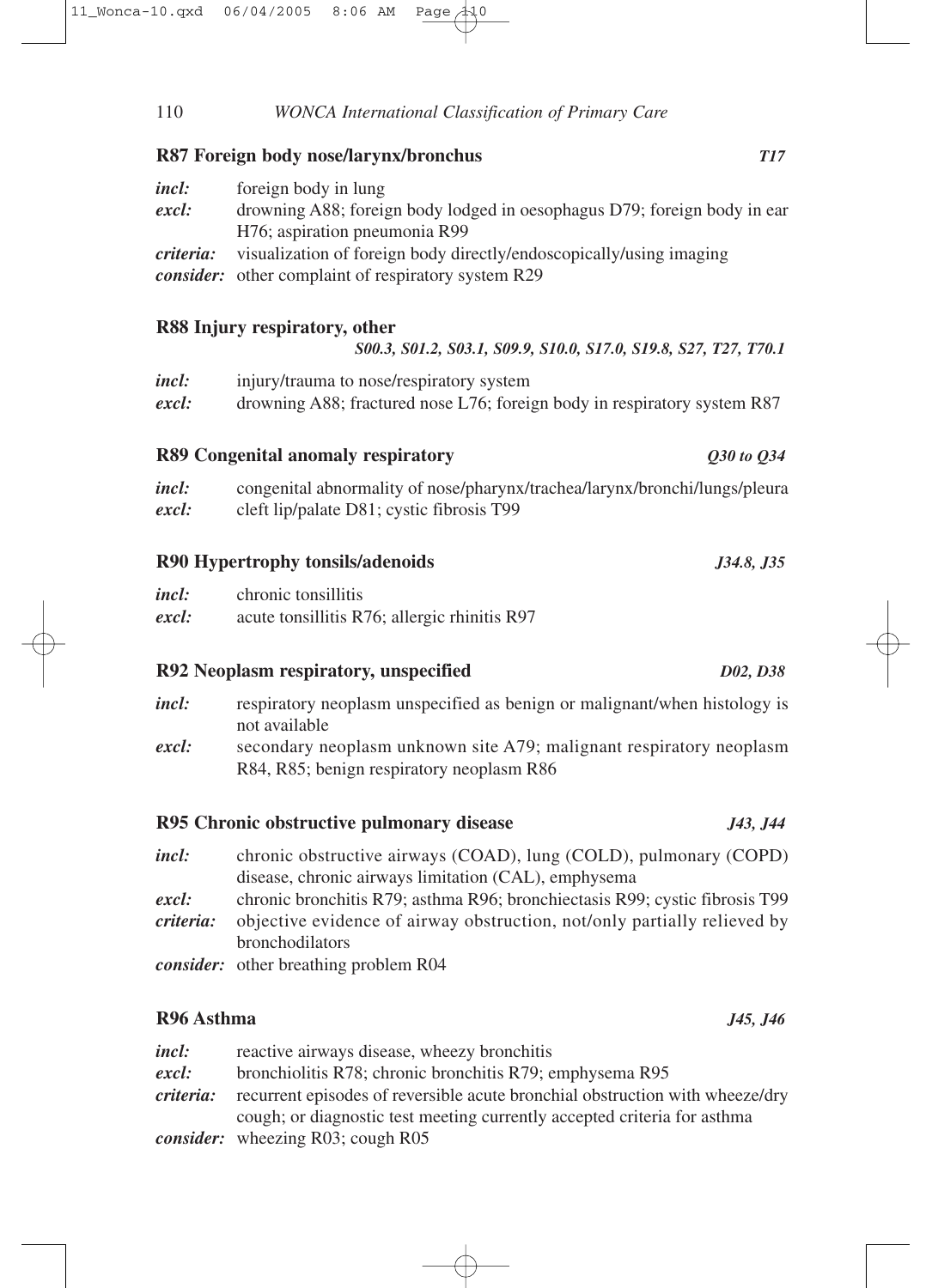### R87 Foreign body nose/larynx/bronchus *T17*

*incl:* foreign body in lung
*excl:* drowning A88; foreign body lodged in oesophagus D79; foreign body in ear H76; aspiration pneumonia R99
*criteria:* visualization of foreign body directly/endoscopically/using imaging
*consider:* other complaint of respiratory system R29

### R88 Injury respiratory, other
*S00.3, S01.2, S03.1, S09.9, S10.0, S17.0, S19.8, S27, T27, T70.1*

*incl:* injury/trauma to nose/respiratory system
*excl:* drowning A88; fractured nose L76; foreign body in respiratory system R87

### R89 Congenital anomaly respiratory *Q30 to Q34*

*incl:* congenital abnormality of nose/pharynx/trachea/larynx/bronchi/lungs/pleura
*excl:* cleft lip/palate D81; cystic fibrosis T99

### R90 Hypertrophy tonsils/adenoids *J34.8, J35*

*incl:* chronic tonsillitis
*excl:* acute tonsillitis R76; allergic rhinitis R97

### R92 Neoplasm respiratory, unspecified *D02, D38*

*incl:* respiratory neoplasm unspecified as benign or malignant/when histology is not available
*excl:* secondary neoplasm unknown site A79; malignant respiratory neoplasm R84, R85; benign respiratory neoplasm R86

### R95 Chronic obstructive pulmonary disease *J43, J44*

*incl:* chronic obstructive airways (COAD), lung (COLD), pulmonary (COPD) disease, chronic airways limitation (CAL), emphysema
*excl:* chronic bronchitis R79; asthma R96; bronchiectasis R99; cystic fibrosis T99
*criteria:* objective evidence of airway obstruction, not/only partially relieved by bronchodilators
*consider:* other breathing problem R04

### R96 Asthma *J45, J46*

*incl:* reactive airways disease, wheezy bronchitis
*excl:* bronchiolitis R78; chronic bronchitis R79; emphysema R95
*criteria:* recurrent episodes of reversible acute bronchial obstruction with wheeze/dry cough; or diagnostic test meeting currently accepted criteria for asthma
*consider:* wheezing R03; cough R05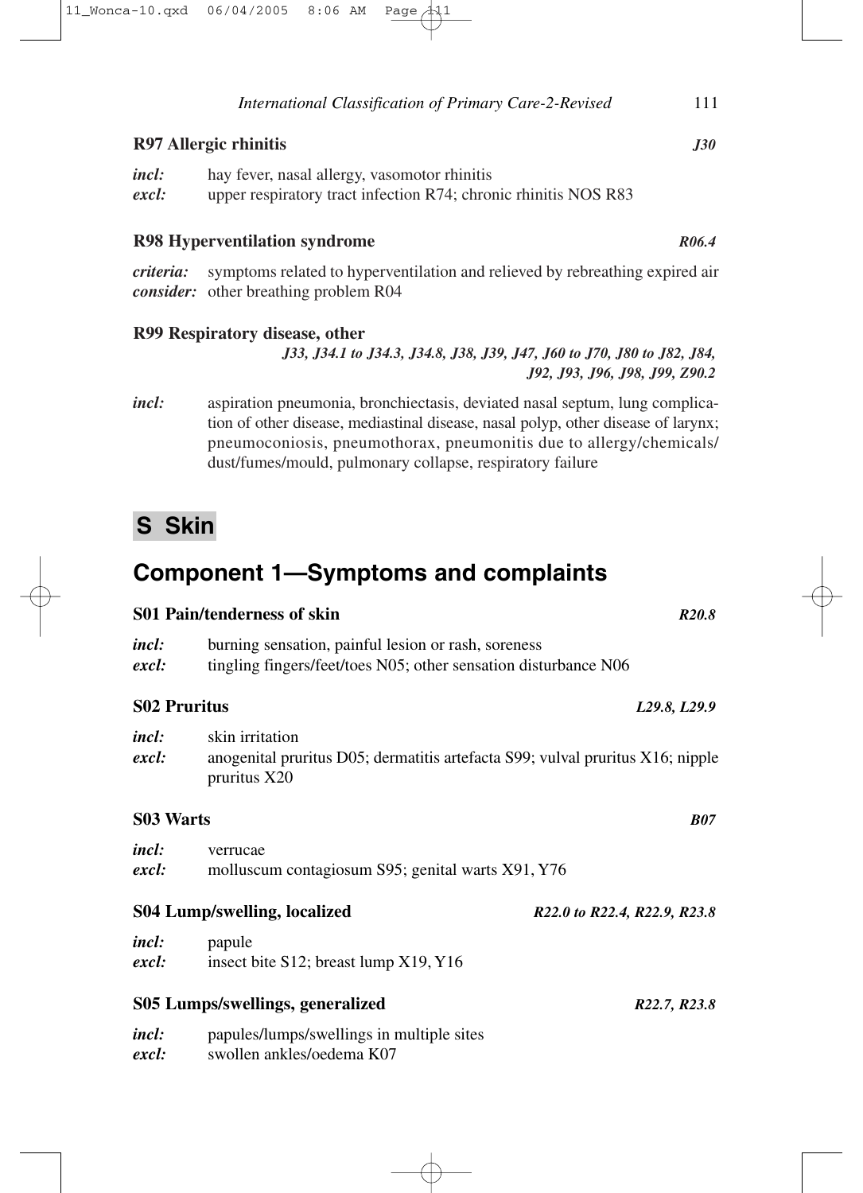### R97 Allergic rhinitis *J30*

*incl:* hay fever, nasal allergy, vasomotor rhinitis
*excl:* upper respiratory tract infection R74; chronic rhinitis NOS R83

### R98 Hyperventilation syndrome *R06.4*

*criteria:* symptoms related to hyperventilation and relieved by rebreathing expired air
*consider:* other breathing problem R04

### R99 Respiratory disease, other

*J33, J34.1 to J34.3, J34.8, J38, J39, J47, J60 to J70, J80 to J82, J84, J92, J93, J96, J98, J99, Z90.2*

*incl:* aspiration pneumonia, bronchiectasis, deviated nasal septum, lung complication of other disease, mediastinal disease, nasal polyp, other disease of larynx; pneumoconiosis, pneumothorax, pneumonitis due to allergy/chemicals/dust/fumes/mould, pulmonary collapse, respiratory failure

# S Skin

## Component 1—Symptoms and complaints

### S01 Pain/tenderness of skin *R20.8*

*incl:* burning sensation, painful lesion or rash, soreness
*excl:* tingling fingers/feet/toes N05; other sensation disturbance N06

### S02 Pruritus *L29.8, L29.9*

*incl:* skin irritation
*excl:* anogenital pruritus D05; dermatitis artefacta S99; vulval pruritus X16; nipple pruritus X20

### S03 Warts *B07*

*incl:* verrucae
*excl:* molluscum contagiosum S95; genital warts X91, Y76

### S04 Lump/swelling, localized *R22.0 to R22.4, R22.9, R23.8*

*incl:* papule
*excl:* insect bite S12; breast lump X19, Y16

### S05 Lumps/swellings, generalized *R22.7, R23.8*

*incl:* papules/lumps/swellings in multiple sites
*excl:* swollen ankles/oedema K07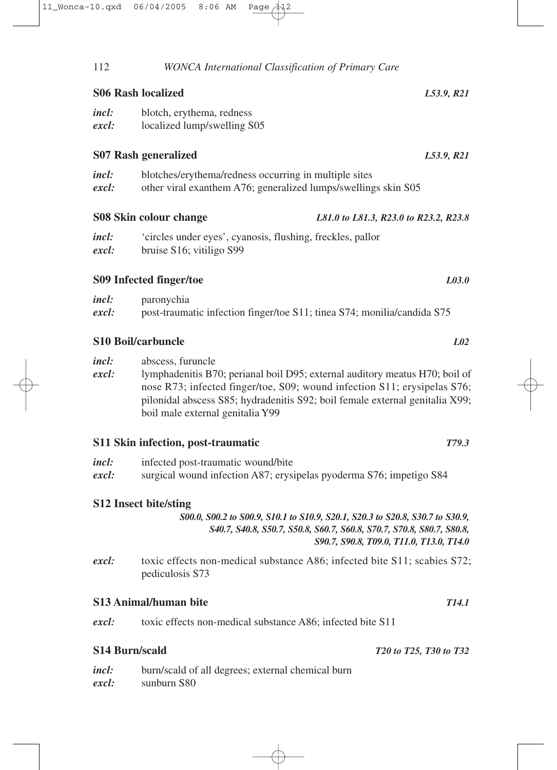### S06 Rash localized *L53.9, R21*

*incl:* blotch, erythema, redness
*excl:* localized lump/swelling S05

### S07 Rash generalized *L53.9, R21*

*incl:* blotches/erythema/redness occurring in multiple sites
*excl:* other viral exanthem A76; generalized lumps/swellings skin S05

### S08 Skin colour change *L81.0 to L81.3, R23.0 to R23.2, R23.8*

*incl:* 'circles under eyes', cyanosis, flushing, freckles, pallor
*excl:* bruise S16; vitiligo S99

### S09 Infected finger/toe *L03.0*

*incl:* paronychia
*excl:* post-traumatic infection finger/toe S11; tinea S74; monilia/candida S75

### S10 Boil/carbuncle *L02*

*incl:* abscess, furuncle
*excl:* lymphadenitis B70; perianal boil D95; external auditory meatus H70; boil of nose R73; infected finger/toe, S09; wound infection S11; erysipelas S76; pilonidal abscess S85; hydradenitis S92; boil female external genitalia X99; boil male external genitalia Y99

### S11 Skin infection, post-traumatic *T79.3*

*incl:* infected post-traumatic wound/bite
*excl:* surgical wound infection A87; erysipelas pyoderma S76; impetigo S84

### S12 Insect bite/sting

*S00.0, S00.2 to S00.9, S10.1 to S10.9, S20.1, S20.3 to S20.8, S30.7 to S30.9, S40.7, S40.8, S50.7, S50.8, S60.7, S60.8, S70.7, S70.8, S80.7, S80.8, S90.7, S90.8, T09.0, T11.0, T13.0, T14.0*

*excl:* toxic effects non-medical substance A86; infected bite S11; scabies S72; pediculosis S73

### S13 Animal/human bite *T14.1*

*excl:* toxic effects non-medical substance A86; infected bite S11

### S14 Burn/scald *T20 to T25, T30 to T32*

*incl:* burn/scald of all degrees; external chemical burn
*excl:* sunburn S80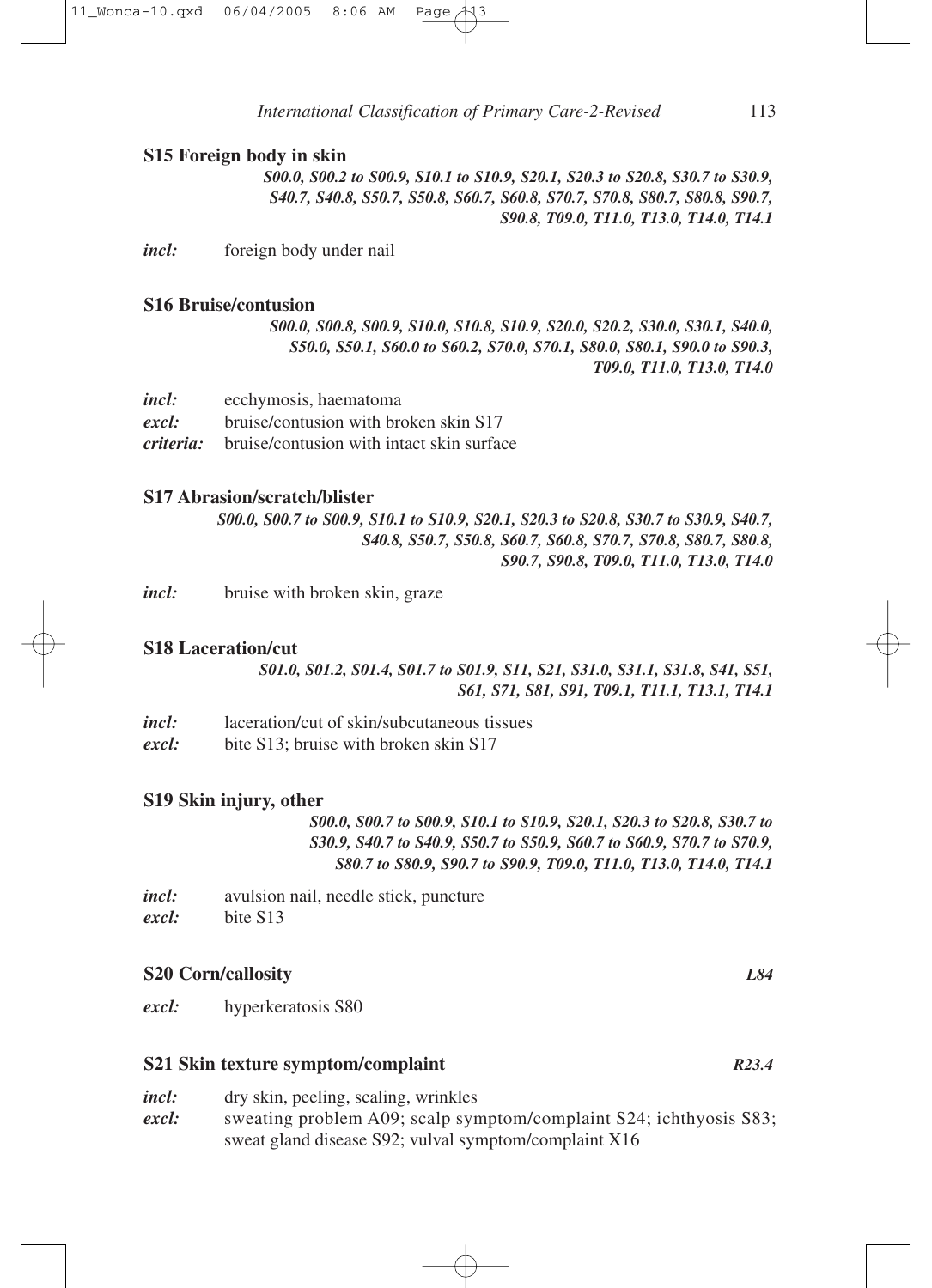### S15 Foreign body in skin

*S00.0, S00.2 to S00.9, S10.1 to S10.9, S20.1, S20.3 to S20.8, S30.7 to S30.9, S40.7, S40.8, S50.7, S50.8, S60.7, S60.8, S70.7, S70.8, S80.7, S80.8, S90.7, S90.8, T09.0, T11.0, T13.0, T14.0, T14.1*

*incl:* foreign body under nail

### S16 Bruise/contusion

*S00.0, S00.8, S00.9, S10.0, S10.8, S10.9, S20.0, S20.2, S30.0, S30.1, S40.0, S50.0, S50.1, S60.0 to S60.2, S70.0, S70.1, S80.0, S80.1, S90.0 to S90.3, T09.0, T11.0, T13.0, T14.0*

*incl:* ecchymosis, haematoma
*excl:* bruise/contusion with broken skin S17
*criteria:* bruise/contusion with intact skin surface

### S17 Abrasion/scratch/blister

*S00.0, S00.7 to S00.9, S10.1 to S10.9, S20.1, S20.3 to S20.8, S30.7 to S30.9, S40.7, S40.8, S50.7, S50.8, S60.7, S60.8, S70.7, S70.8, S80.7, S80.8, S90.7, S90.8, T09.0, T11.0, T13.0, T14.0*

*incl:* bruise with broken skin, graze

### S18 Laceration/cut

*S01.0, S01.2, S01.4, S01.7 to S01.9, S11, S21, S31.0, S31.1, S31.8, S41, S51, S61, S71, S81, S91, T09.1, T11.1, T13.1, T14.1*

*incl:* laceration/cut of skin/subcutaneous tissues
*excl:* bite S13; bruise with broken skin S17

### S19 Skin injury, other

*S00.0, S00.7 to S00.9, S10.1 to S10.9, S20.1, S20.3 to S20.8, S30.7 to S30.9, S40.7 to S40.9, S50.7 to S50.9, S60.7 to S60.9, S70.7 to S70.9, S80.7 to S80.9, S90.7 to S90.9, T09.0, T11.0, T13.0, T14.0, T14.1*

*incl:* avulsion nail, needle stick, puncture
*excl:* bite S13

### S20 Corn/callosity *L84*

*excl:* hyperkeratosis S80

### S21 Skin texture symptom/complaint *R23.4*

*incl:* dry skin, peeling, scaling, wrinkles
*excl:* sweating problem A09; scalp symptom/complaint S24; ichthyosis S83; sweat gland disease S92; vulval symptom/complaint X16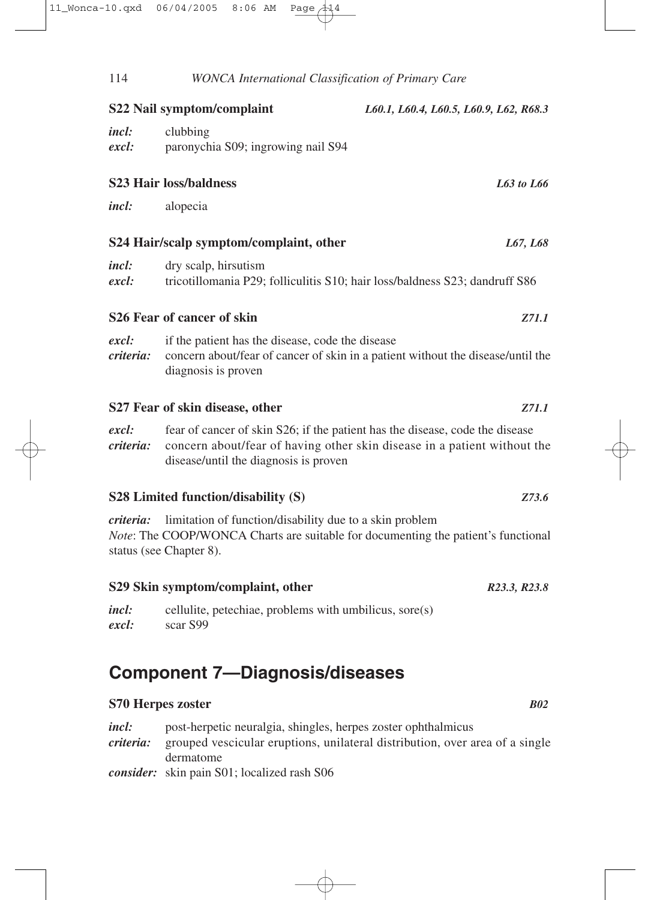**S22 Nail symptom/complaint** *L60.1, L60.4, L60.5, L60.9, L62, R68.3*

***incl:*** clubbing
***excl:*** paronychia S09; ingrowing nail S94

**S23 Hair loss/baldness** *L63 to L66*

***incl:*** alopecia

**S24 Hair/scalp symptom/complaint, other** *L67, L68*

***incl:*** dry scalp, hirsutism
***excl:*** tricotillomania P29; folliculitis S10; hair loss/baldness S23; dandruff S86

**S26 Fear of cancer of skin** *Z71.1*

***excl:*** if the patient has the disease, code the disease
***criteria:*** concern about/fear of cancer of skin in a patient without the disease/until the diagnosis is proven

**S27 Fear of skin disease, other** *Z71.1*

***excl:*** fear of cancer of skin S26; if the patient has the disease, code the disease
***criteria:*** concern about/fear of having other skin disease in a patient without the disease/until the diagnosis is proven

**S28 Limited function/disability (S)** *Z73.6*

***criteria:*** limitation of function/disability due to a skin problem
*Note*: The COOP/WONCA Charts are suitable for documenting the patient's functional status (see Chapter 8).

**S29 Skin symptom/complaint, other** *R23.3, R23.8*

***incl:*** cellulite, petechiae, problems with umbilicus, sore(s)
***excl:*** scar S99

## Component 7—Diagnosis/diseases

**S70 Herpes zoster** *B02*

***incl:*** post-herpetic neuralgia, shingles, herpes zoster ophthalmicus
***criteria:*** grouped vescicular eruptions, unilateral distribution, over area of a single dermatome
***consider:*** skin pain S01; localized rash S06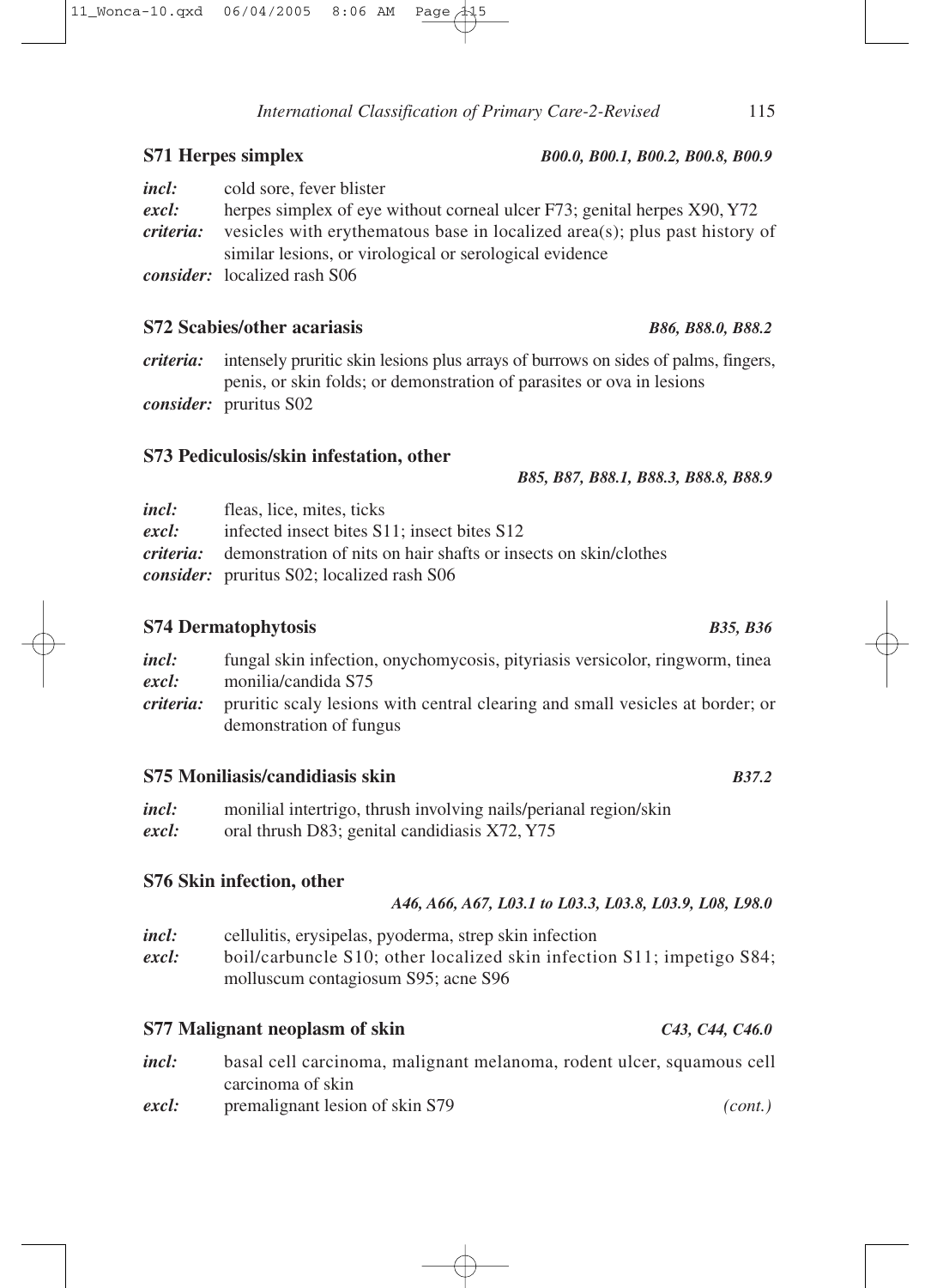### S71 Herpes simplex *B00.0, B00.1, B00.2, B00.8, B00.9*

***incl:*** cold sore, fever blister
***excl:*** herpes simplex of eye without corneal ulcer F73; genital herpes X90, Y72
***criteria:*** vesicles with erythematous base in localized area(s); plus past history of similar lesions, or virological or serological evidence
***consider:*** localized rash S06

### S72 Scabies/other acariasis *B86, B88.0, B88.2*

***criteria:*** intensely pruritic skin lesions plus arrays of burrows on sides of palms, fingers, penis, or skin folds; or demonstration of parasites or ova in lesions
***consider:*** pruritus S02

### S73 Pediculosis/skin infestation, other *B85, B87, B88.1, B88.3, B88.8, B88.9*

***incl:*** fleas, lice, mites, ticks
***excl:*** infected insect bites S11; insect bites S12
***criteria:*** demonstration of nits on hair shafts or insects on skin/clothes
***consider:*** pruritus S02; localized rash S06

### S74 Dermatophytosis *B35, B36*

***incl:*** fungal skin infection, onychomycosis, pityriasis versicolor, ringworm, tinea
***excl:*** monilia/candida S75
***criteria:*** pruritic scaly lesions with central clearing and small vesicles at border; or demonstration of fungus

### S75 Moniliasis/candidiasis skin *B37.2*

***incl:*** monilial intertrigo, thrush involving nails/perianal region/skin
***excl:*** oral thrush D83; genital candidiasis X72, Y75

### S76 Skin infection, other *A46, A66, A67, L03.1 to L03.3, L03.8, L03.9, L08, L98.0*

***incl:*** cellulitis, erysipelas, pyoderma, strep skin infection
***excl:*** boil/carbuncle S10; other localized skin infection S11; impetigo S84; molluscum contagiosum S95; acne S96

### S77 Malignant neoplasm of skin *C43, C44, C46.0*

***incl:*** basal cell carcinoma, malignant melanoma, rodent ulcer, squamous cell carcinoma of skin
***excl:*** premalignant lesion of skin S79 *(cont.)*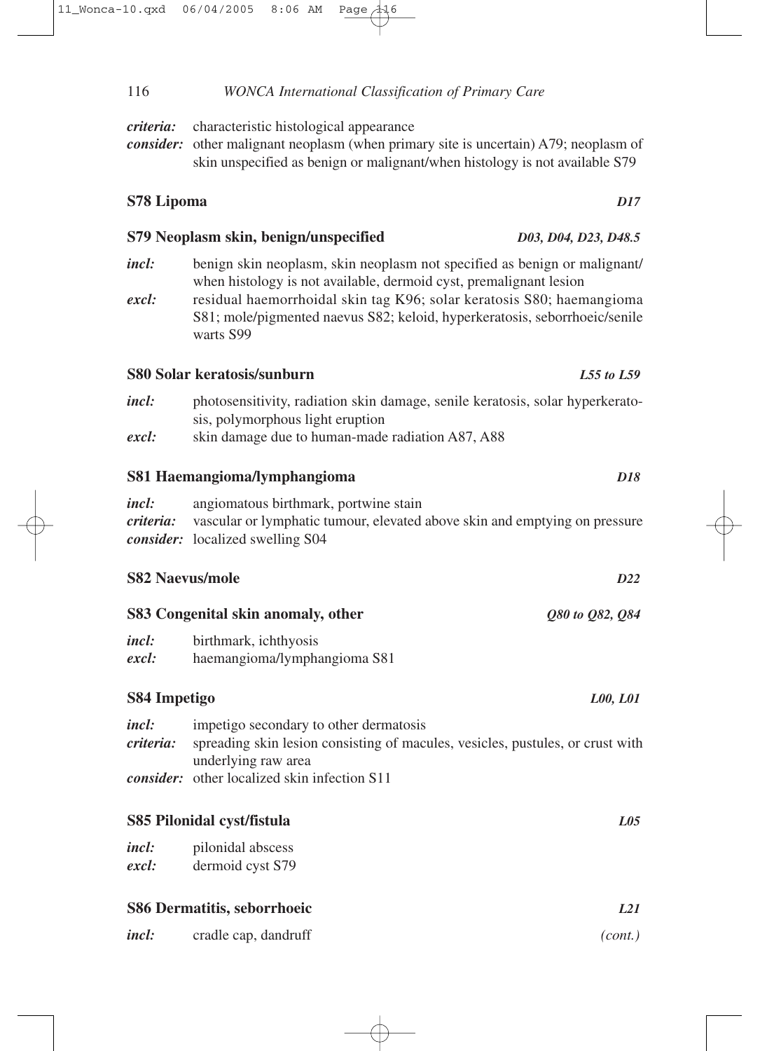*criteria:* characteristic histological appearance
*consider:* other malignant neoplasm (when primary site is uncertain) A79; neoplasm of skin unspecified as benign or malignant/when histology is not available S79

**S78 Lipoma** *D17*

**S79 Neoplasm skin, benign/unspecified** *D03, D04, D23, D48.5*

*incl:* benign skin neoplasm, skin neoplasm not specified as benign or malignant/when histology is not available, dermoid cyst, premalignant lesion
*excl:* residual haemorrhoidal skin tag K96; solar keratosis S80; haemangioma S81; mole/pigmented naevus S82; keloid, hyperkeratosis, seborrhoeic/senile warts S99

**S80 Solar keratosis/sunburn** *L55 to L59*

*incl:* photosensitivity, radiation skin damage, senile keratosis, solar hyperkeratosis, polymorphous light eruption
*excl:* skin damage due to human-made radiation A87, A88

**S81 Haemangioma/lymphangioma** *D18*

*incl:* angiomatous birthmark, portwine stain
*criteria:* vascular or lymphatic tumour, elevated above skin and emptying on pressure
*consider:* localized swelling S04

**S82 Naevus/mole** *D22*

**S83 Congenital skin anomaly, other** *Q80 to Q82, Q84*

*incl:* birthmark, ichthyosis
*excl:* haemangioma/lymphangioma S81

**S84 Impetigo** *L00, L01*

*incl:* impetigo secondary to other dermatosis
*criteria:* spreading skin lesion consisting of macules, vesicles, pustules, or crust with underlying raw area
*consider:* other localized skin infection S11

**S85 Pilonidal cyst/fistula** *L05*

*incl:* pilonidal abscess
*excl:* dermoid cyst S79

**S86 Dermatitis, seborrhoeic** *L21*

*incl:* cradle cap, dandruff *(cont.)*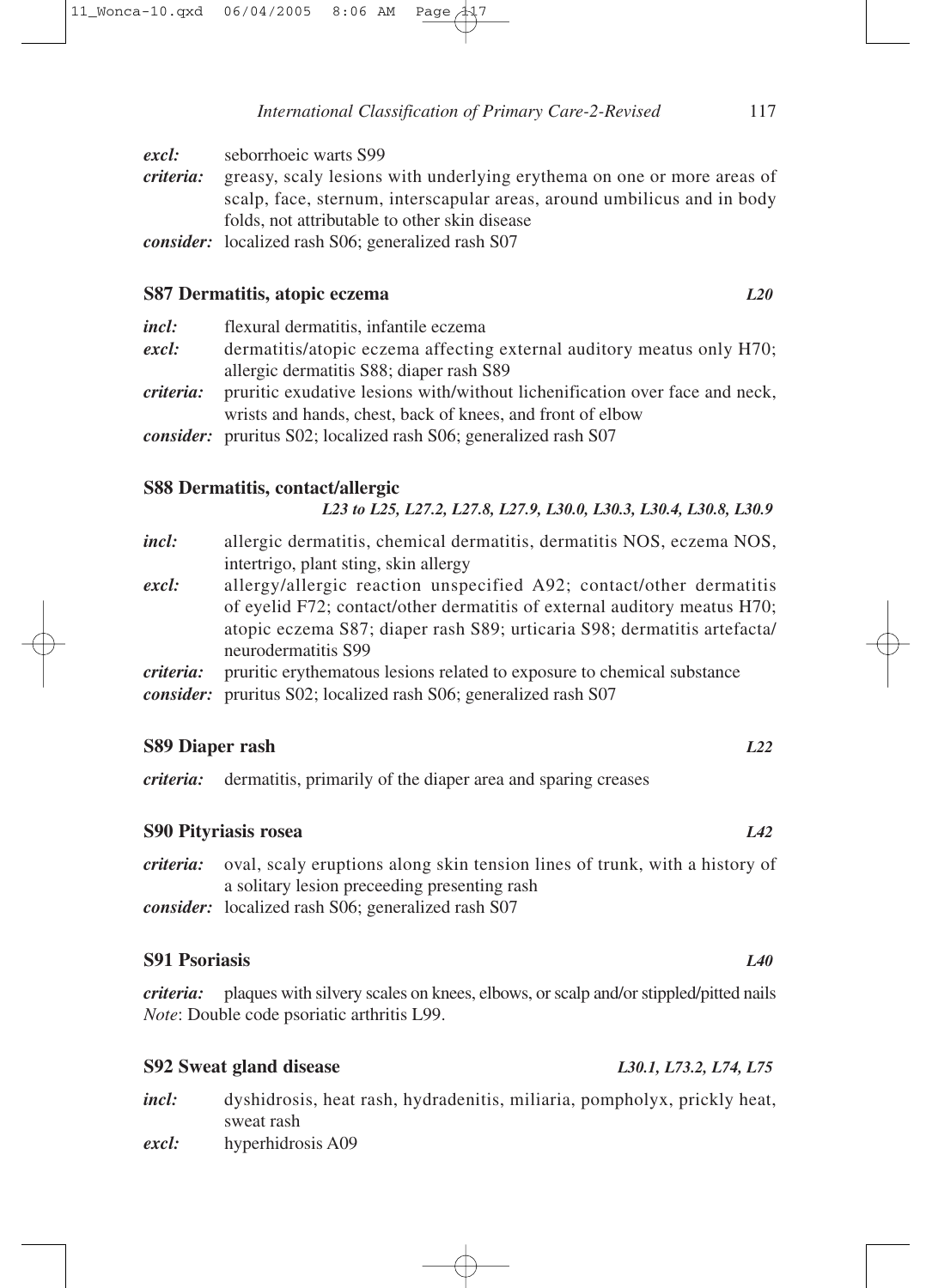*excl:* seborrhoeic warts S99
*criteria:* greasy, scaly lesions with underlying erythema on one or more areas of scalp, face, sternum, interscapular areas, around umbilicus and in body folds, not attributable to other skin disease
*consider:* localized rash S06; generalized rash S07

### S87 Dermatitis, atopic eczema *L20*

*incl:* flexural dermatitis, infantile eczema
*excl:* dermatitis/atopic eczema affecting external auditory meatus only H70; allergic dermatitis S88; diaper rash S89
*criteria:* pruritic exudative lesions with/without lichenification over face and neck, wrists and hands, chest, back of knees, and front of elbow
*consider:* pruritus S02; localized rash S06; generalized rash S07

### S88 Dermatitis, contact/allergic
*L23 to L25, L27.2, L27.8, L27.9, L30.0, L30.3, L30.4, L30.8, L30.9*

*incl:* allergic dermatitis, chemical dermatitis, dermatitis NOS, eczema NOS, intertrigo, plant sting, skin allergy
*excl:* allergy/allergic reaction unspecified A92; contact/other dermatitis of eyelid F72; contact/other dermatitis of external auditory meatus H70; atopic eczema S87; diaper rash S89; urticaria S98; dermatitis artefacta/neurodermatitis S99
*criteria:* pruritic erythematous lesions related to exposure to chemical substance
*consider:* pruritus S02; localized rash S06; generalized rash S07

### S89 Diaper rash *L22*

*criteria:* dermatitis, primarily of the diaper area and sparing creases

### S90 Pityriasis rosea *L42*

*criteria:* oval, scaly eruptions along skin tension lines of trunk, with a history of a solitary lesion preceeding presenting rash
*consider:* localized rash S06; generalized rash S07

### S91 Psoriasis *L40*

*criteria:* plaques with silvery scales on knees, elbows, or scalp and/or stippled/pitted nails
*Note*: Double code psoriatic arthritis L99.

### S92 Sweat gland disease *L30.1, L73.2, L74, L75*

*incl:* dyshidrosis, heat rash, hydradenitis, miliaria, pompholyx, prickly heat, sweat rash
*excl:* hyperhidrosis A09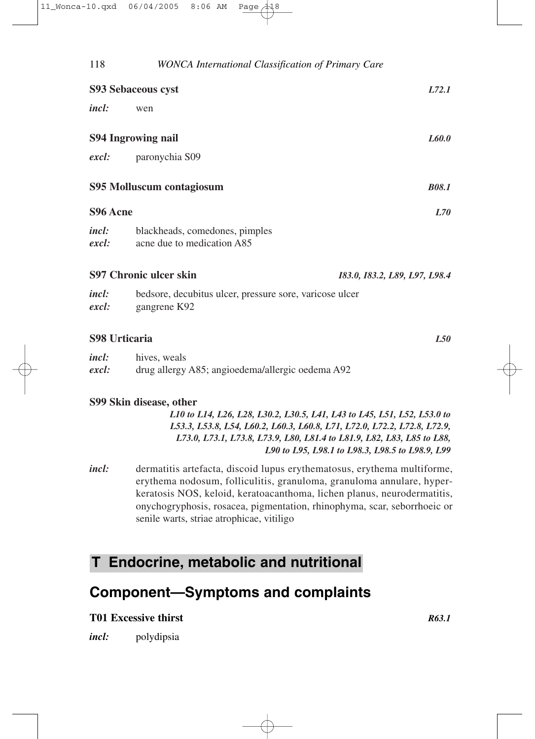**S93 Sebaceous cyst** *L72.1*

*incl:* wen

**S94 Ingrowing nail** *L60.0*

*excl:* paronychia S09

**S95 Molluscum contagiosum** *B08.1*

**S96 Acne** *L70*

*incl:* blackheads, comedones, pimples
*excl:* acne due to medication A85

**S97 Chronic ulcer skin** *I83.0, I83.2, L89, L97, L98.4*

*incl:* bedsore, decubitus ulcer, pressure sore, varicose ulcer
*excl:* gangrene K92

**S98 Urticaria** *L50*

*incl:* hives, weals
*excl:* drug allergy A85; angioedema/allergic oedema A92

**S99 Skin disease, other**
*L10 to L14, L26, L28, L30.2, L30.5, L41, L43 to L45, L51, L52, L53.0 to L53.3, L53.8, L54, L60.2, L60.3, L60.8, L71, L72.0, L72.2, L72.8, L72.9, L73.0, L73.1, L73.8, L73.9, L80, L81.4 to L81.9, L82, L83, L85 to L88, L90 to L95, L98.1 to L98.3, L98.5 to L98.9, L99*

*incl:* dermatitis artefacta, discoid lupus erythematosus, erythema multiforme, erythema nodosum, folliculitis, granuloma, granuloma annulare, hyperkeratosis NOS, keloid, keratoacanthoma, lichen planus, neurodermatitis, onychogryphosis, rosacea, pigmentation, rhinophyma, scar, seborrhoeic or senile warts, striae atrophicae, vitiligo

# T Endocrine, metabolic and nutritional

## Component—Symptoms and complaints

**T01 Excessive thirst** *R63.1*

*incl:* polydipsia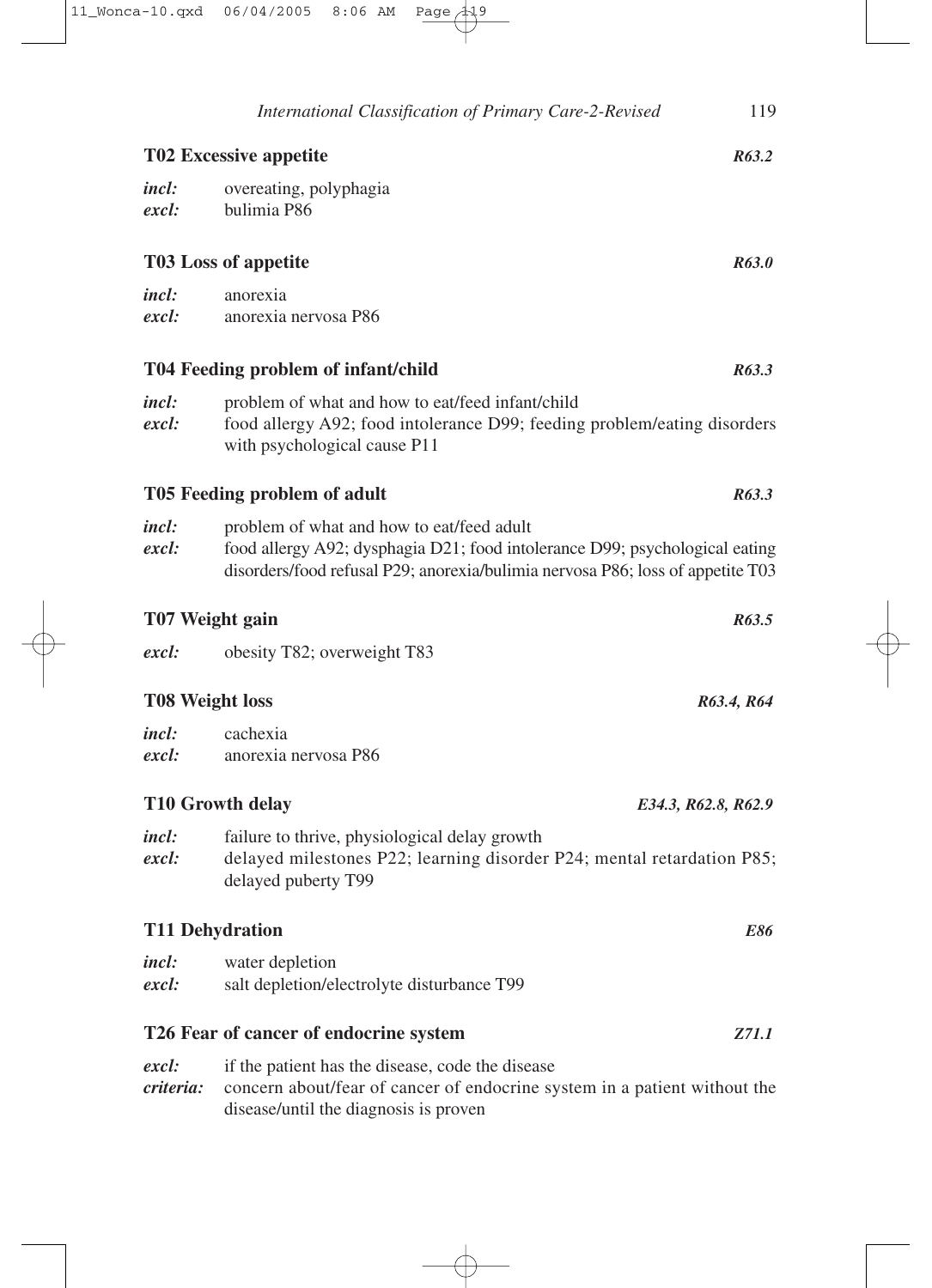### T02 Excessive appetite *R63.2*

*incl:* overeating, polyphagia
*excl:* bulimia P86

### T03 Loss of appetite *R63.0*

*incl:* anorexia
*excl:* anorexia nervosa P86

### T04 Feeding problem of infant/child *R63.3*

*incl:* problem of what and how to eat/feed infant/child
*excl:* food allergy A92; food intolerance D99; feeding problem/eating disorders with psychological cause P11

### T05 Feeding problem of adult *R63.3*

*incl:* problem of what and how to eat/feed adult
*excl:* food allergy A92; dysphagia D21; food intolerance D99; psychological eating disorders/food refusal P29; anorexia/bulimia nervosa P86; loss of appetite T03

### T07 Weight gain *R63.5*

*excl:* obesity T82; overweight T83

### T08 Weight loss *R63.4, R64*

*incl:* cachexia
*excl:* anorexia nervosa P86

### T10 Growth delay *E34.3, R62.8, R62.9*

*incl:* failure to thrive, physiological delay growth
*excl:* delayed milestones P22; learning disorder P24; mental retardation P85; delayed puberty T99

### T11 Dehydration *E86*

*incl:* water depletion
*excl:* salt depletion/electrolyte disturbance T99

### T26 Fear of cancer of endocrine system *Z71.1*

*excl:* if the patient has the disease, code the disease
*criteria:* concern about/fear of cancer of endocrine system in a patient without the disease/until the diagnosis is proven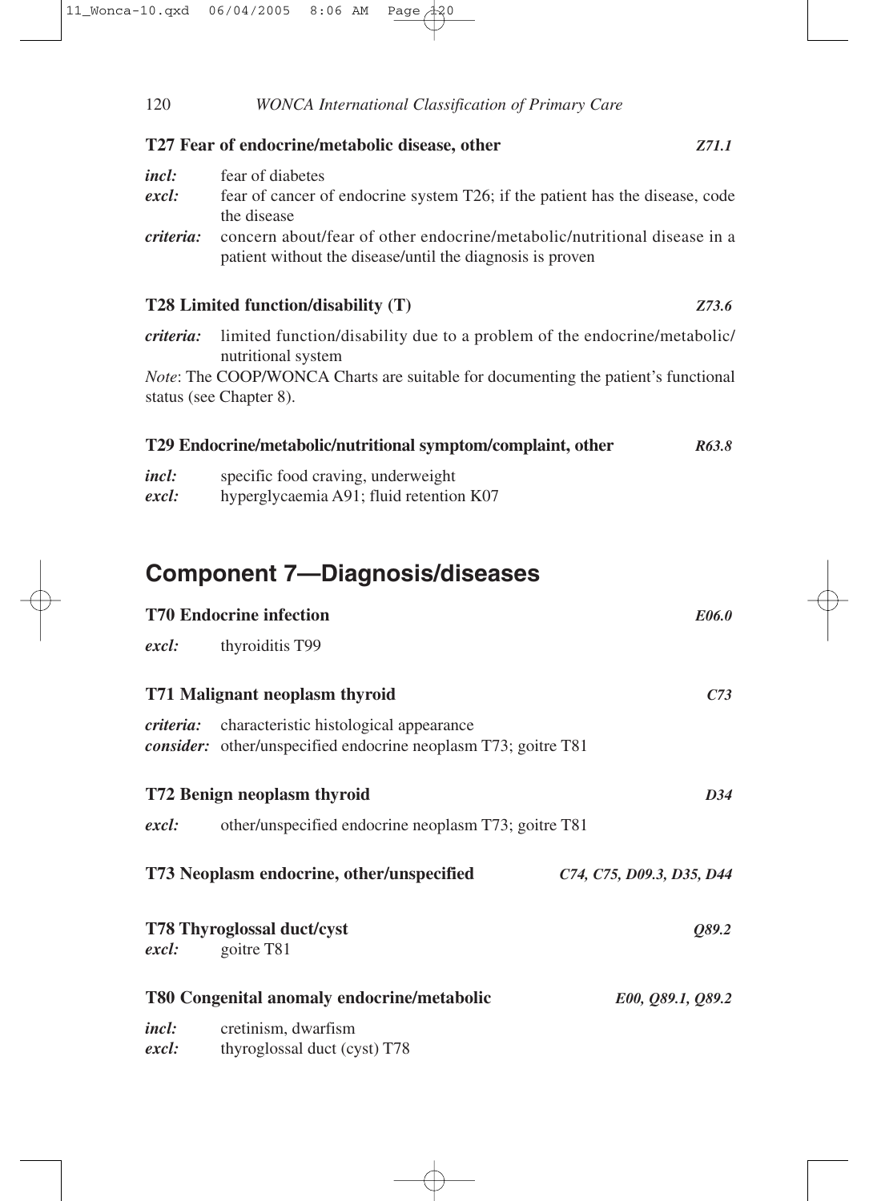**T27 Fear of endocrine/metabolic disease, other** *Z71.1*

*incl:* fear of diabetes
*excl:* fear of cancer of endocrine system T26; if the patient has the disease, code the disease
*criteria:* concern about/fear of other endocrine/metabolic/nutritional disease in a patient without the disease/until the diagnosis is proven

**T28 Limited function/disability (T)** *Z73.6*

*criteria:* limited function/disability due to a problem of the endocrine/metabolic/nutritional system

*Note*: The COOP/WONCA Charts are suitable for documenting the patient's functional status (see Chapter 8).

**T29 Endocrine/metabolic/nutritional symptom/complaint, other** *R63.8*

*incl:* specific food craving, underweight
*excl:* hyperglycaemia A91; fluid retention K07

## Component 7—Diagnosis/diseases

**T70 Endocrine infection** *E06.0*

*excl:* thyroiditis T99

**T71 Malignant neoplasm thyroid** *C73*

*criteria:* characteristic histological appearance
*consider:* other/unspecified endocrine neoplasm T73; goitre T81

**T72 Benign neoplasm thyroid** *D34*

*excl:* other/unspecified endocrine neoplasm T73; goitre T81

**T73 Neoplasm endocrine, other/unspecified** *C74, C75, D09.3, D35, D44*

**T78 Thyroglossal duct/cyst** *Q89.2*
*excl:* goitre T81

**T80 Congenital anomaly endocrine/metabolic** *E00, Q89.1, Q89.2*

*incl:* cretinism, dwarfism
*excl:* thyroglossal duct (cyst) T78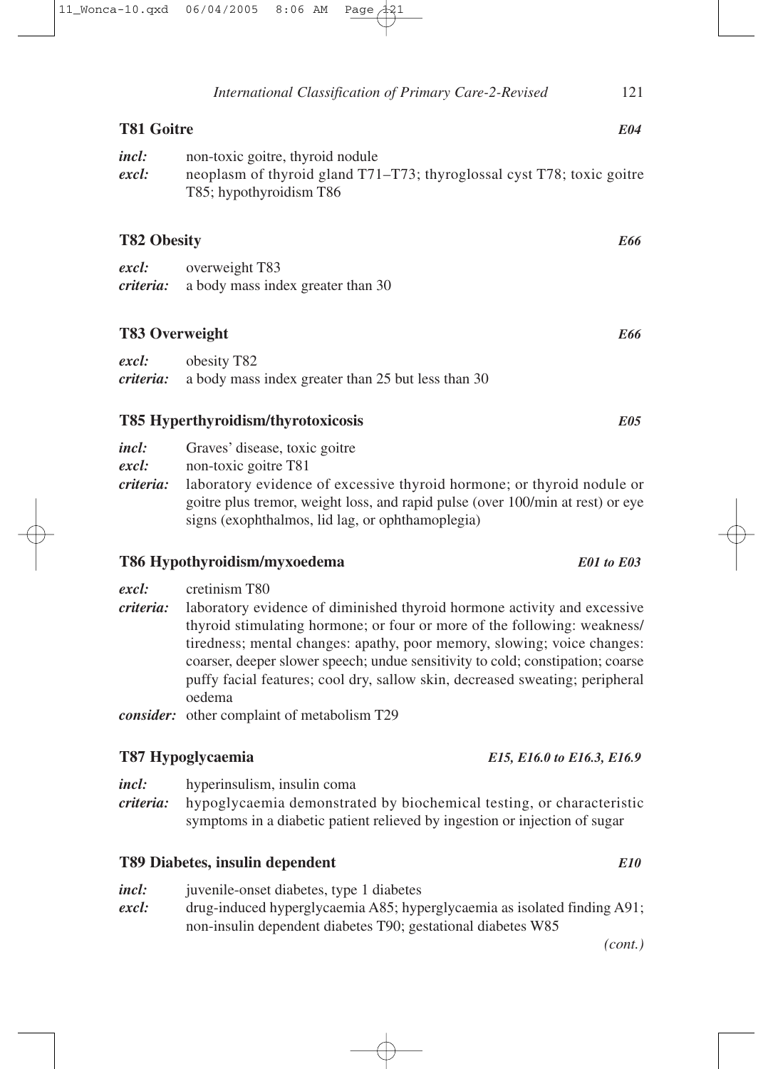### T81 Goitre *E04*

*incl:* non-toxic goitre, thyroid nodule
*excl:* neoplasm of thyroid gland T71–T73; thyroglossal cyst T78; toxic goitre T85; hypothyroidism T86

### T82 Obesity *E66*

*excl:* overweight T83
*criteria:* a body mass index greater than 30

### T83 Overweight *E66*

*excl:* obesity T82
*criteria:* a body mass index greater than 25 but less than 30

### T85 Hyperthyroidism/thyrotoxicosis *E05*

*incl:* Graves' disease, toxic goitre
*excl:* non-toxic goitre T81
*criteria:* laboratory evidence of excessive thyroid hormone; or thyroid nodule or goitre plus tremor, weight loss, and rapid pulse (over 100/min at rest) or eye signs (exophthalmos, lid lag, or ophthamoplegia)

### T86 Hypothyroidism/myxoedema *E01 to E03*

*excl:* cretinism T80
*criteria:* laboratory evidence of diminished thyroid hormone activity and excessive thyroid stimulating hormone; or four or more of the following: weakness/ tiredness; mental changes: apathy, poor memory, slowing; voice changes: coarser, deeper slower speech; undue sensitivity to cold; constipation; coarse puffy facial features; cool dry, sallow skin, decreased sweating; peripheral oedema
*consider:* other complaint of metabolism T29

### T87 Hypoglycaemia *E15, E16.0 to E16.3, E16.9*

*incl:* hyperinsulism, insulin coma
*criteria:* hypoglycaemia demonstrated by biochemical testing, or characteristic symptoms in a diabetic patient relieved by ingestion or injection of sugar

### T89 Diabetes, insulin dependent *E10*

*incl:* juvenile-onset diabetes, type 1 diabetes
*excl:* drug-induced hyperglycaemia A85; hyperglycaemia as isolated finding A91; non-insulin dependent diabetes T90; gestational diabetes W85

*(cont.)*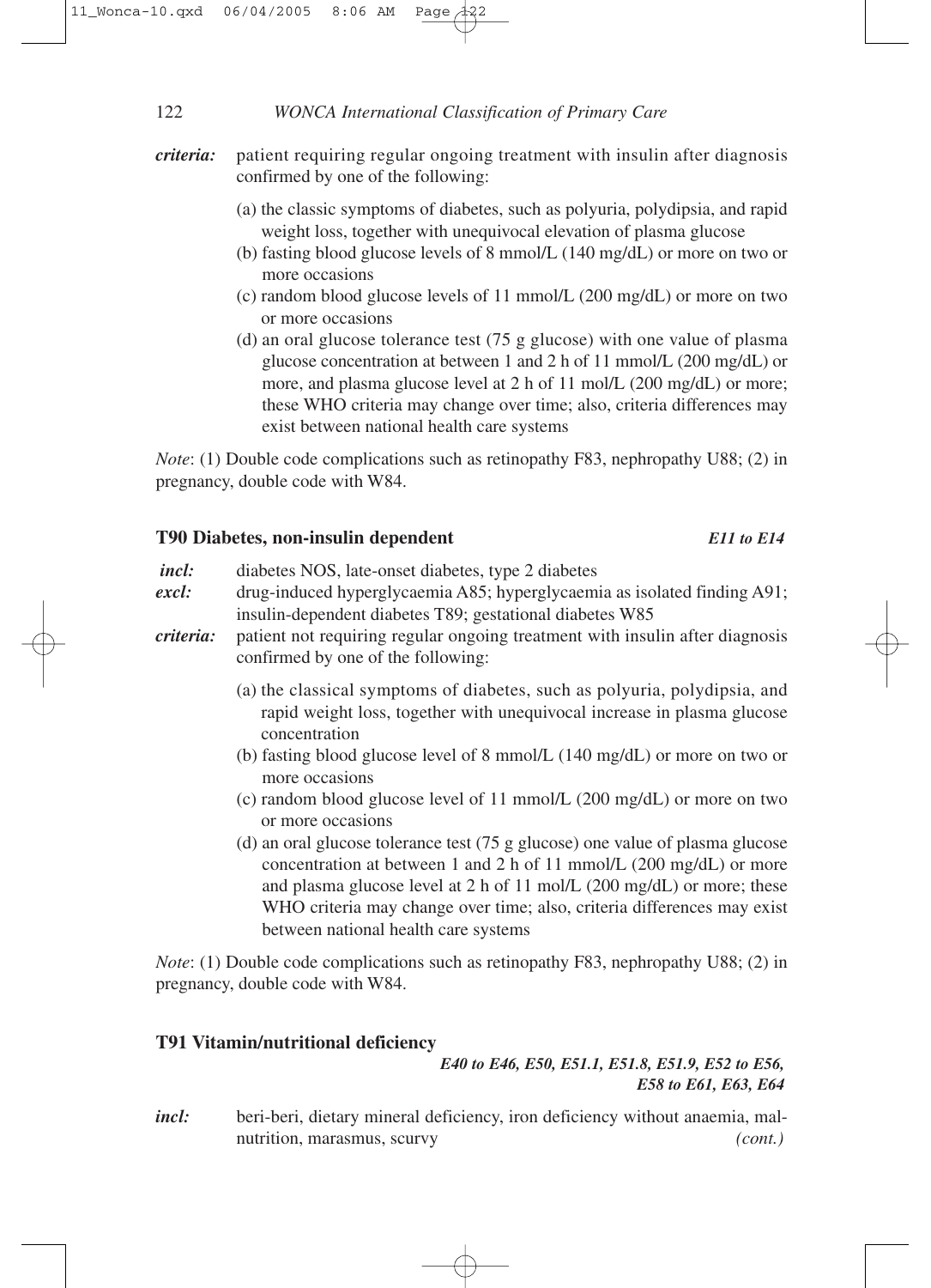*criteria:* patient requiring regular ongoing treatment with insulin after diagnosis confirmed by one of the following:

(a) the classic symptoms of diabetes, such as polyuria, polydipsia, and rapid weight loss, together with unequivocal elevation of plasma glucose
(b) fasting blood glucose levels of 8 mmol/L (140 mg/dL) or more on two or more occasions
(c) random blood glucose levels of 11 mmol/L (200 mg/dL) or more on two or more occasions
(d) an oral glucose tolerance test (75 g glucose) with one value of plasma glucose concentration at between 1 and 2 h of 11 mmol/L (200 mg/dL) or more, and plasma glucose level at 2 h of 11 mol/L (200 mg/dL) or more; these WHO criteria may change over time; also, criteria differences may exist between national health care systems

*Note*: (1) Double code complications such as retinopathy F83, nephropathy U88; (2) in pregnancy, double code with W84.

### T90 Diabetes, non-insulin dependent *E11 to E14*

*incl:* diabetes NOS, late-onset diabetes, type 2 diabetes

*excl:* drug-induced hyperglycaemia A85; hyperglycaemia as isolated finding A91; insulin-dependent diabetes T89; gestational diabetes W85

*criteria:* patient not requiring regular ongoing treatment with insulin after diagnosis confirmed by one of the following:

(a) the classical symptoms of diabetes, such as polyuria, polydipsia, and rapid weight loss, together with unequivocal increase in plasma glucose concentration
(b) fasting blood glucose level of 8 mmol/L (140 mg/dL) or more on two or more occasions
(c) random blood glucose level of 11 mmol/L (200 mg/dL) or more on two or more occasions
(d) an oral glucose tolerance test (75 g glucose) one value of plasma glucose concentration at between 1 and 2 h of 11 mmol/L (200 mg/dL) or more and plasma glucose level at 2 h of 11 mol/L (200 mg/dL) or more; these WHO criteria may change over time; also, criteria differences may exist between national health care systems

*Note*: (1) Double code complications such as retinopathy F83, nephropathy U88; (2) in pregnancy, double code with W84.

### T91 Vitamin/nutritional deficiency

*E40 to E46, E50, E51.1, E51.8, E51.9, E52 to E56, E58 to E61, E63, E64*

*incl:* beri-beri, dietary mineral deficiency, iron deficiency without anaemia, malnutrition, marasmus, scurvy *(cont.)*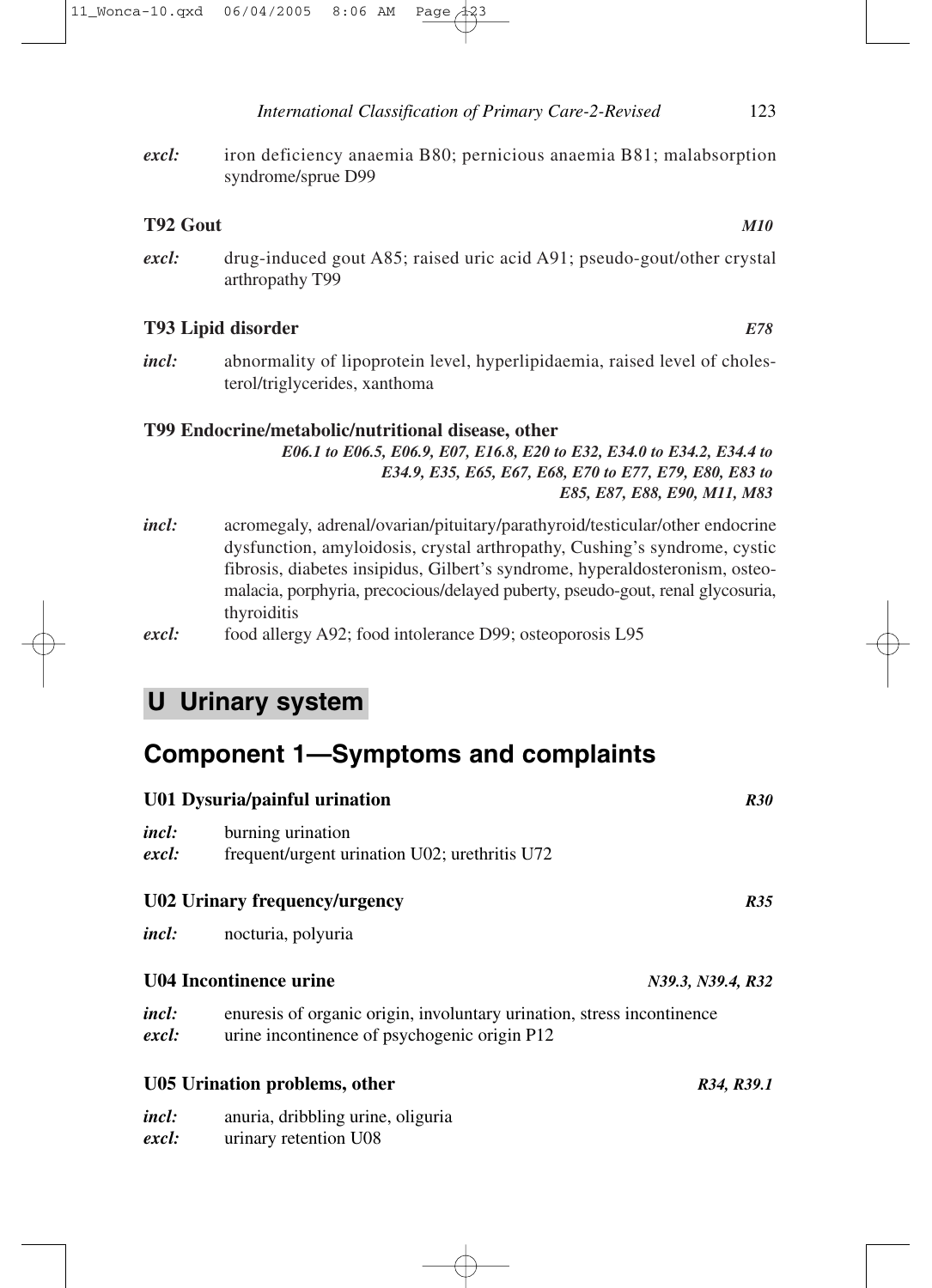*excl:* iron deficiency anaemia B80; pernicious anaemia B81; malabsorption syndrome/sprue D99

**T92 Gout** ***M10***

*excl:* drug-induced gout A85; raised uric acid A91; pseudo-gout/other crystal arthropathy T99

**T93 Lipid disorder** ***E78***

*incl:* abnormality of lipoprotein level, hyperlipidaemia, raised level of cholesterol/triglycerides, xanthoma

**T99 Endocrine/metabolic/nutritional disease, other**

***E06.1 to E06.5, E06.9, E07, E16.8, E20 to E32, E34.0 to E34.2, E34.4 to E34.9, E35, E65, E67, E68, E70 to E77, E79, E80, E83 to E85, E87, E88, E90, M11, M83***

*incl:* acromegaly, adrenal/ovarian/pituitary/parathyroid/testicular/other endocrine dysfunction, amyloidosis, crystal arthropathy, Cushing's syndrome, cystic fibrosis, diabetes insipidus, Gilbert's syndrome, hyperaldosteronism, osteomalacia, porphyria, precocious/delayed puberty, pseudo-gout, renal glycosuria, thyroiditis

*excl:* food allergy A92; food intolerance D99; osteoporosis L95

# U Urinary system

## Component 1—Symptoms and complaints

**U01 Dysuria/painful urination** ***R30***

*incl:* burning urination

*excl:* frequent/urgent urination U02; urethritis U72

**U02 Urinary frequency/urgency** ***R35***

*incl:* nocturia, polyuria

**U04 Incontinence urine** ***N39.3, N39.4, R32***

*incl:* enuresis of organic origin, involuntary urination, stress incontinence

*excl:* urine incontinence of psychogenic origin P12

**U05 Urination problems, other** ***R34, R39.1***

*incl:* anuria, dribbling urine, oliguria

*excl:* urinary retention U08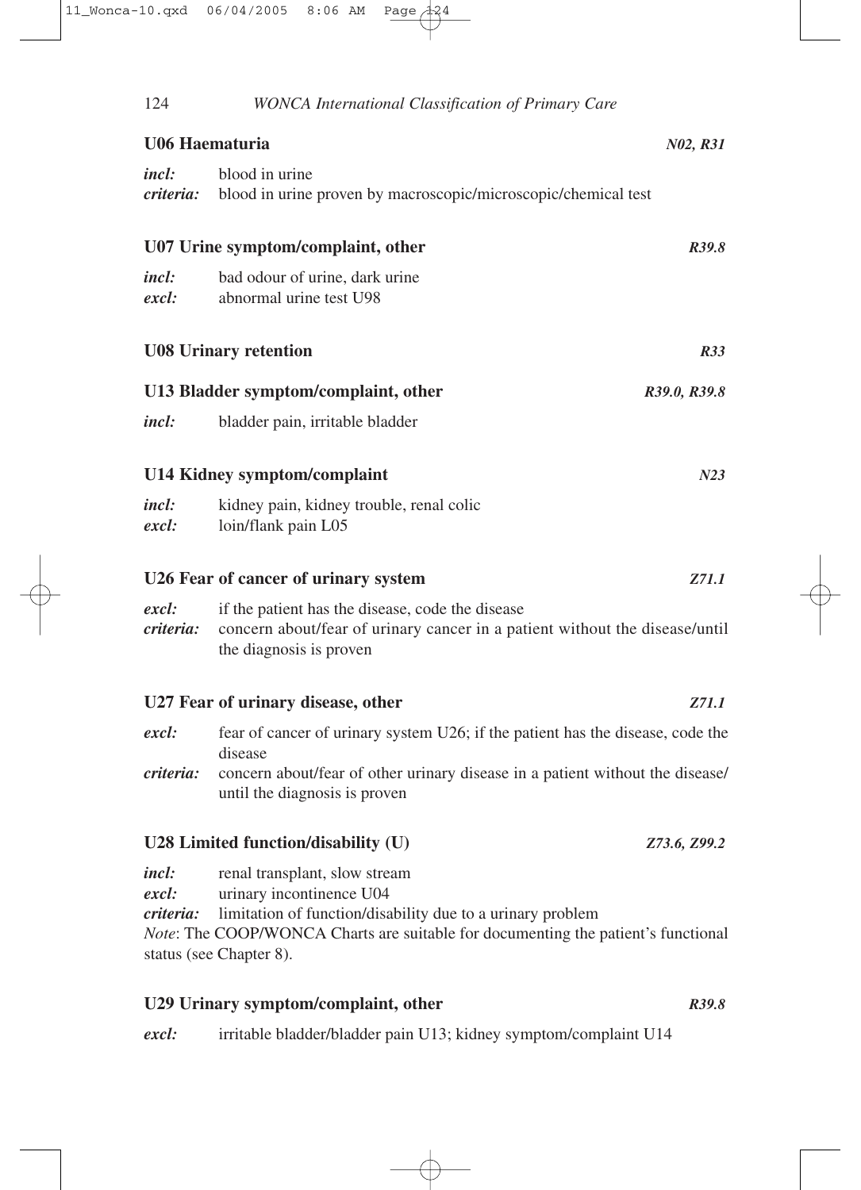**U06 Haematuria** *N02, R31*

| | |
|---|---|
| ***incl:*** | blood in urine |
| ***criteria:*** | blood in urine proven by macroscopic/microscopic/chemical test |

**U07 Urine symptom/complaint, other** *R39.8*

| | |
|---|---|
| ***incl:*** | bad odour of urine, dark urine |
| ***excl:*** | abnormal urine test U98 |

**U08 Urinary retention** *R33*

**U13 Bladder symptom/complaint, other** *R39.0, R39.8*

| | |
|---|---|
| ***incl:*** | bladder pain, irritable bladder |

**U14 Kidney symptom/complaint** *N23*

| | |
|---|---|
| ***incl:*** | kidney pain, kidney trouble, renal colic |
| ***excl:*** | loin/flank pain L05 |

**U26 Fear of cancer of urinary system** *Z71.1*

| | |
|---|---|
| ***excl:*** | if the patient has the disease, code the disease |
| ***criteria:*** | concern about/fear of urinary cancer in a patient without the disease/until the diagnosis is proven |

**U27 Fear of urinary disease, other** *Z71.1*

| | |
|---|---|
| ***excl:*** | fear of cancer of urinary system U26; if the patient has the disease, code the disease |
| ***criteria:*** | concern about/fear of other urinary disease in a patient without the disease/until the diagnosis is proven |

**U28 Limited function/disability (U)** *Z73.6, Z99.2*

| | |
|---|---|
| ***incl:*** | renal transplant, slow stream |
| ***excl:*** | urinary incontinence U04 |
| ***criteria:*** | limitation of function/disability due to a urinary problem |

*Note*: The COOP/WONCA Charts are suitable for documenting the patient's functional status (see Chapter 8).

**U29 Urinary symptom/complaint, other** *R39.8*

| | |
|---|---|
| ***excl:*** | irritable bladder/bladder pain U13; kidney symptom/complaint U14 |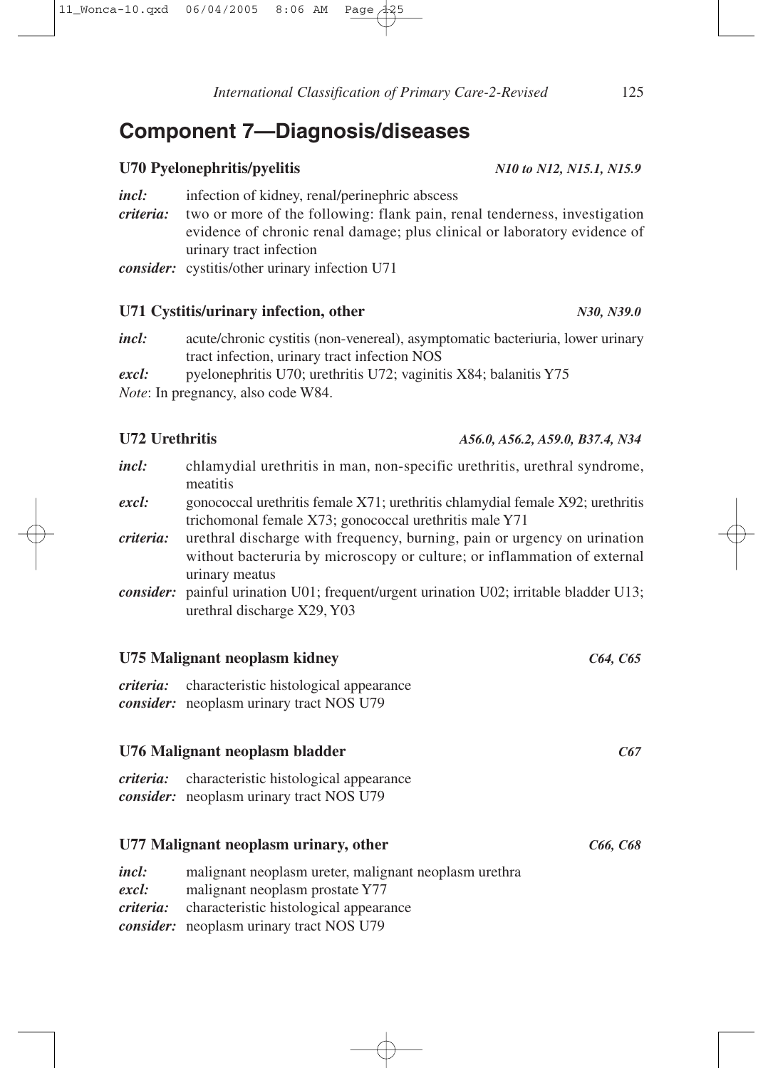## Component 7—Diagnosis/diseases

**U70 Pyelonephritis/pyelitis** *N10 to N12, N15.1, N15.9*

***incl:*** infection of kidney, renal/perinephric abscess

***criteria:*** two or more of the following: flank pain, renal tenderness, investigation evidence of chronic renal damage; plus clinical or laboratory evidence of urinary tract infection

***consider:*** cystitis/other urinary infection U71

**U71 Cystitis/urinary infection, other** *N30, N39.0*

***incl:*** acute/chronic cystitis (non-venereal), asymptomatic bacteriuria, lower urinary tract infection, urinary tract infection NOS

***excl:*** pyelonephritis U70; urethritis U72; vaginitis X84; balanitis Y75

*Note*: In pregnancy, also code W84.

**U72 Urethritis** *A56.0, A56.2, A59.0, B37.4, N34*

***incl:*** chlamydial urethritis in man, non-specific urethritis, urethral syndrome, meatitis

***excl:*** gonococcal urethritis female X71; urethritis chlamydial female X92; urethritis trichomonal female X73; gonococcal urethritis male Y71

***criteria:*** urethral discharge with frequency, burning, pain or urgency on urination without bacteruria by microscopy or culture; or inflammation of external urinary meatus

***consider:*** painful urination U01; frequent/urgent urination U02; irritable bladder U13; urethral discharge X29, Y03

**U75 Malignant neoplasm kidney** *C64, C65*

***criteria:*** characteristic histological appearance

***consider:*** neoplasm urinary tract NOS U79

**U76 Malignant neoplasm bladder** *C67*

***criteria:*** characteristic histological appearance

***consider:*** neoplasm urinary tract NOS U79

**U77 Malignant neoplasm urinary, other** *C66, C68*

***incl:*** malignant neoplasm ureter, malignant neoplasm urethra

***excl:*** malignant neoplasm prostate Y77

***criteria:*** characteristic histological appearance

***consider:*** neoplasm urinary tract NOS U79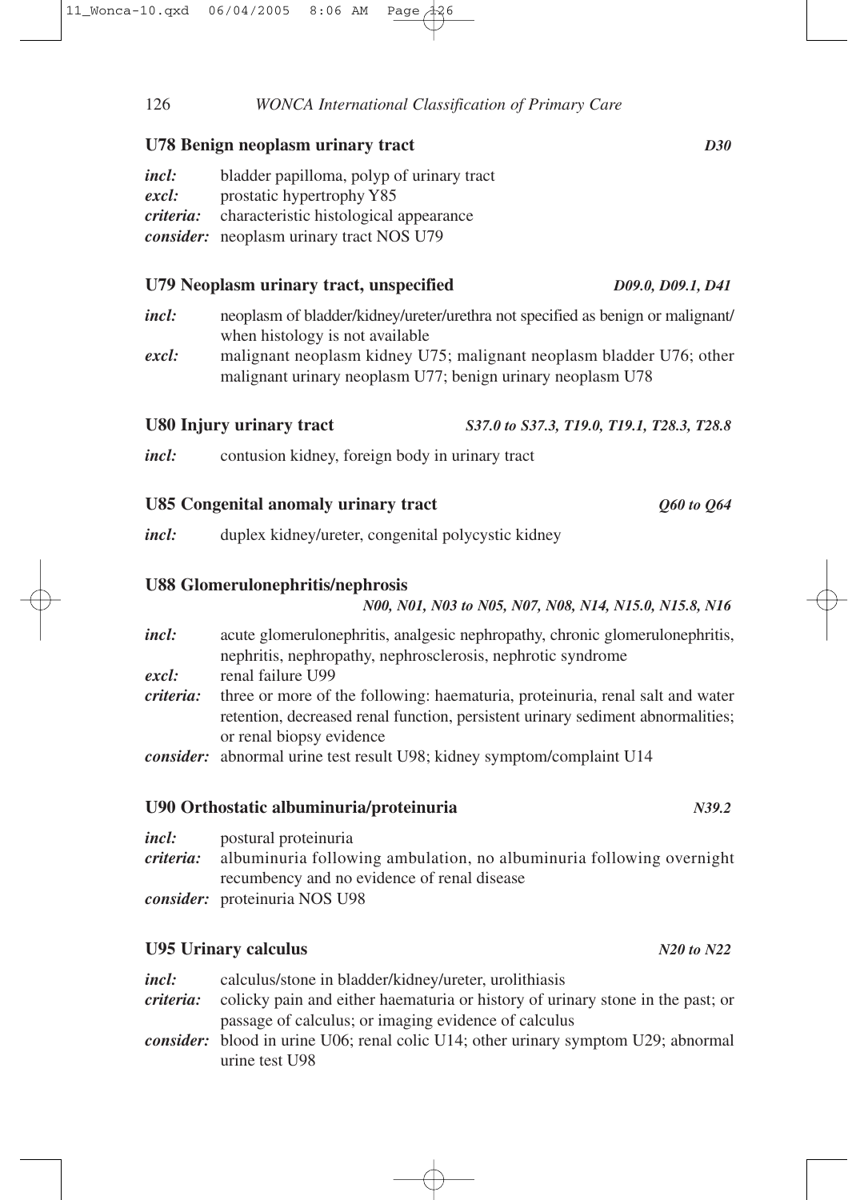### U78 Benign neoplasm urinary tract *D30*

***incl:*** bladder papilloma, polyp of urinary tract
***excl:*** prostatic hypertrophy Y85
***criteria:*** characteristic histological appearance
***consider:*** neoplasm urinary tract NOS U79

### U79 Neoplasm urinary tract, unspecified *D09.0, D09.1, D41*

***incl:*** neoplasm of bladder/kidney/ureter/urethra not specified as benign or malignant/ when histology is not available
***excl:*** malignant neoplasm kidney U75; malignant neoplasm bladder U76; other malignant urinary neoplasm U77; benign urinary neoplasm U78

### U80 Injury urinary tract *S37.0 to S37.3, T19.0, T19.1, T28.3, T28.8*

***incl:*** contusion kidney, foreign body in urinary tract

### U85 Congenital anomaly urinary tract *Q60 to Q64*

***incl:*** duplex kidney/ureter, congenital polycystic kidney

### U88 Glomerulonephritis/nephrosis *N00, N01, N03 to N05, N07, N08, N14, N15.0, N15.8, N16*

***incl:*** acute glomerulonephritis, analgesic nephropathy, chronic glomerulonephritis, nephritis, nephropathy, nephrosclerosis, nephrotic syndrome
***excl:*** renal failure U99
***criteria:*** three or more of the following: haematuria, proteinuria, renal salt and water retention, decreased renal function, persistent urinary sediment abnormalities; or renal biopsy evidence
***consider:*** abnormal urine test result U98; kidney symptom/complaint U14

### U90 Orthostatic albuminuria/proteinuria *N39.2*

***incl:*** postural proteinuria
***criteria:*** albuminuria following ambulation, no albuminuria following overnight recumbency and no evidence of renal disease
***consider:*** proteinuria NOS U98

### U95 Urinary calculus *N20 to N22*

***incl:*** calculus/stone in bladder/kidney/ureter, urolithiasis
***criteria:*** colicky pain and either haematuria or history of urinary stone in the past; or passage of calculus; or imaging evidence of calculus
***consider:*** blood in urine U06; renal colic U14; other urinary symptom U29; abnormal urine test U98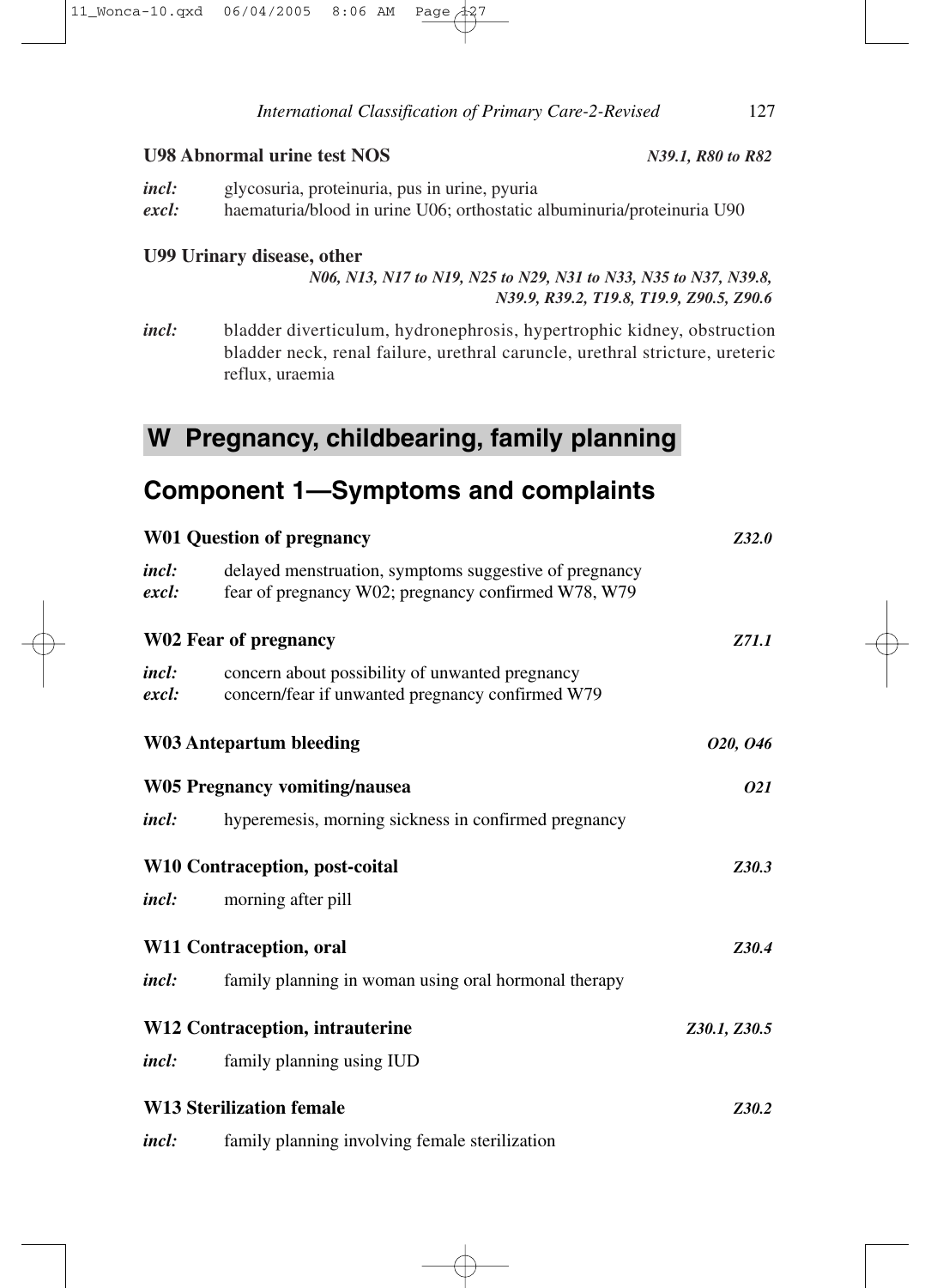**U98 Abnormal urine test NOS** *N39.1, R80 to R82*

*incl:* glycosuria, proteinuria, pus in urine, pyuria
*excl:* haematuria/blood in urine U06; orthostatic albuminuria/proteinuria U90

**U99 Urinary disease, other** *N06, N13, N17 to N19, N25 to N29, N31 to N33, N35 to N37, N39.8, N39.9, R39.2, T19.8, T19.9, Z90.5, Z90.6*

*incl:* bladder diverticulum, hydronephrosis, hypertrophic kidney, obstruction bladder neck, renal failure, urethral caruncle, urethral stricture, ureteric reflux, uraemia

# W Pregnancy, childbearing, family planning

## Component 1—Symptoms and complaints

**W01 Question of pregnancy** *Z32.0*

*incl:* delayed menstruation, symptoms suggestive of pregnancy
*excl:* fear of pregnancy W02; pregnancy confirmed W78, W79

**W02 Fear of pregnancy** *Z71.1*

*incl:* concern about possibility of unwanted pregnancy
*excl:* concern/fear if unwanted pregnancy confirmed W79

**W03 Antepartum bleeding** *O20, O46*

**W05 Pregnancy vomiting/nausea** *O21*

*incl:* hyperemesis, morning sickness in confirmed pregnancy

**W10 Contraception, post-coital** *Z30.3*

*incl:* morning after pill

**W11 Contraception, oral** *Z30.4*

*incl:* family planning in woman using oral hormonal therapy

**W12 Contraception, intrauterine** *Z30.1, Z30.5*

*incl:* family planning using IUD

**W13 Sterilization female** *Z30.2*

*incl:* family planning involving female sterilization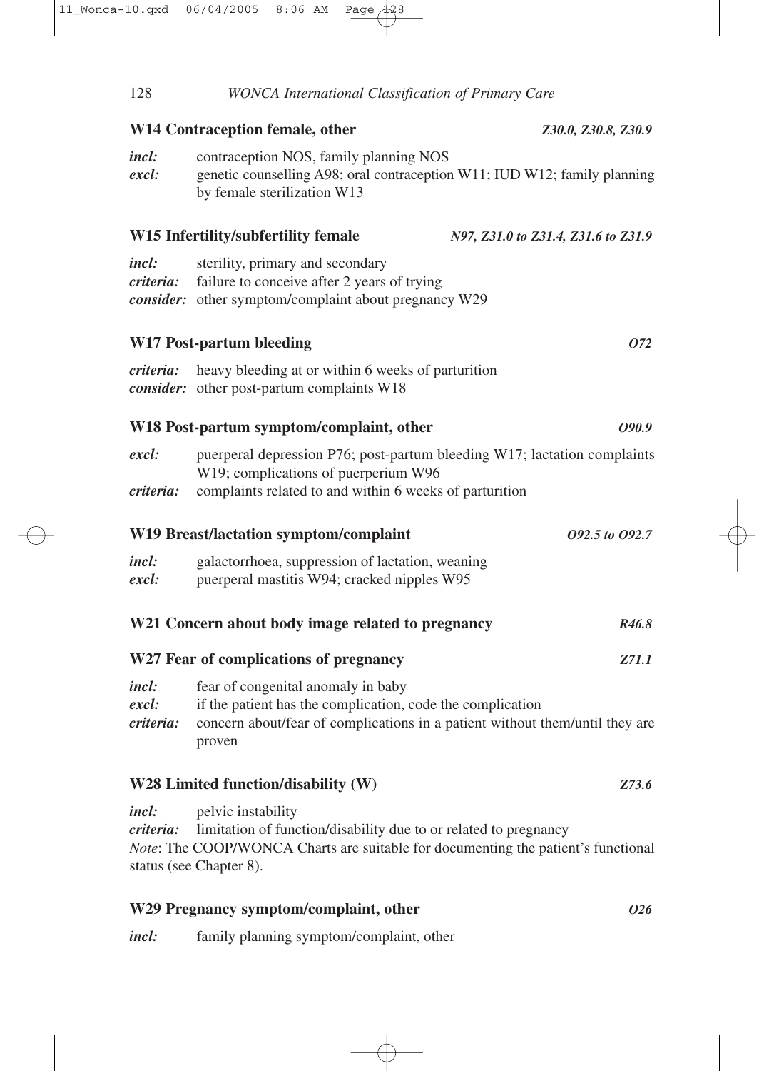### W14 Contraception female, other *Z30.0, Z30.8, Z30.9*

***incl:*** contraception NOS, family planning NOS
***excl:*** genetic counselling A98; oral contraception W11; IUD W12; family planning by female sterilization W13

### W15 Infertility/subfertility female *N97, Z31.0 to Z31.4, Z31.6 to Z31.9*

***incl:*** sterility, primary and secondary
***criteria:*** failure to conceive after 2 years of trying
***consider:*** other symptom/complaint about pregnancy W29

### W17 Post-partum bleeding *O72*

***criteria:*** heavy bleeding at or within 6 weeks of parturition
***consider:*** other post-partum complaints W18

### W18 Post-partum symptom/complaint, other *O90.9*

***excl:*** puerperal depression P76; post-partum bleeding W17; lactation complaints W19; complications of puerperium W96
***criteria:*** complaints related to and within 6 weeks of parturition

### W19 Breast/lactation symptom/complaint *O92.5 to O92.7*

***incl:*** galactorrhoea, suppression of lactation, weaning
***excl:*** puerperal mastitis W94; cracked nipples W95

### W21 Concern about body image related to pregnancy *R46.8*

### W27 Fear of complications of pregnancy *Z71.1*

***incl:*** fear of congenital anomaly in baby
***excl:*** if the patient has the complication, code the complication
***criteria:*** concern about/fear of complications in a patient without them/until they are proven

### W28 Limited function/disability (W) *Z73.6*

***incl:*** pelvic instability
***criteria:*** limitation of function/disability due to or related to pregnancy
*Note*: The COOP/WONCA Charts are suitable for documenting the patient's functional status (see Chapter 8).

### W29 Pregnancy symptom/complaint, other *O26*

***incl:*** family planning symptom/complaint, other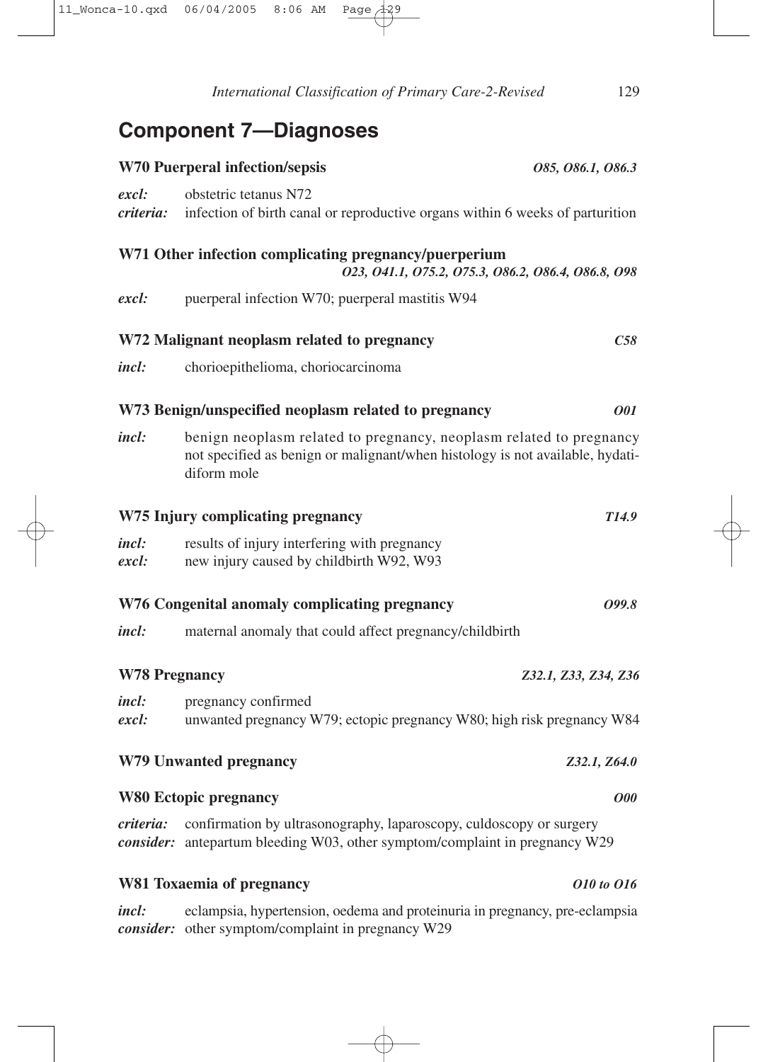## Component 7—Diagnoses

**W70 Puerperal infection/sepsis** *O85, O86.1, O86.3*

*excl:* obstetric tetanus N72
*criteria:* infection of birth canal or reproductive organs within 6 weeks of parturition

**W71 Other infection complicating pregnancy/puerperium** *O23, O41.1, O75.2, O75.3, O86.2, O86.4, O86.8, O98*

*excl:* puerperal infection W70; puerperal mastitis W94

**W72 Malignant neoplasm related to pregnancy** *C58*

*incl:* chorioepithelioma, choriocarcinoma

**W73 Benign/unspecified neoplasm related to pregnancy** *O01*

*incl:* benign neoplasm related to pregnancy, neoplasm related to pregnancy not specified as benign or malignant/when histology is not available, hydatidiform mole

**W75 Injury complicating pregnancy** *T14.9*

*incl:* results of injury interfering with pregnancy
*excl:* new injury caused by childbirth W92, W93

**W76 Congenital anomaly complicating pregnancy** *O99.8*

*incl:* maternal anomaly that could affect pregnancy/childbirth

**W78 Pregnancy** *Z32.1, Z33, Z34, Z36*

*incl:* pregnancy confirmed
*excl:* unwanted pregnancy W79; ectopic pregnancy W80; high risk pregnancy W84

**W79 Unwanted pregnancy** *Z32.1, Z64.0*

**W80 Ectopic pregnancy** *O00*

*criteria:* confirmation by ultrasonography, laparoscopy, culdoscopy or surgery
*consider:* antepartum bleeding W03, other symptom/complaint in pregnancy W29

**W81 Toxaemia of pregnancy** *O10 to O16*

*incl:* eclampsia, hypertension, oedema and proteinuria in pregnancy, pre-eclampsia
*consider:* other symptom/complaint in pregnancy W29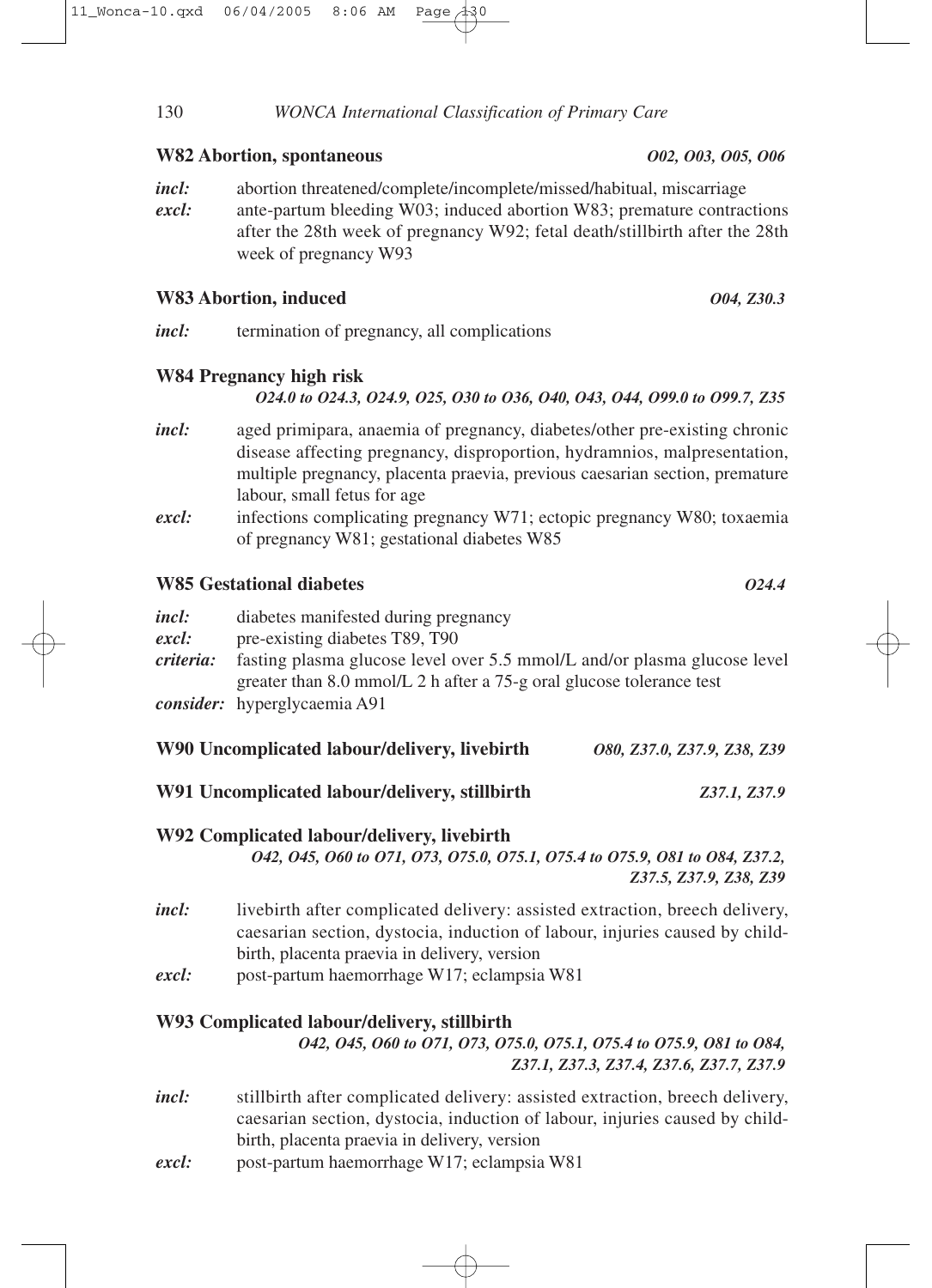### W82 Abortion, spontaneous *O02, O03, O05, O06*

***incl:*** abortion threatened/complete/incomplete/missed/habitual, miscarriage

***excl:*** ante-partum bleeding W03; induced abortion W83; premature contractions after the 28th week of pregnancy W92; fetal death/stillbirth after the 28th week of pregnancy W93

### W83 Abortion, induced *O04, Z30.3*

***incl:*** termination of pregnancy, all complications

### W84 Pregnancy high risk *O24.0 to O24.3, O24.9, O25, O30 to O36, O40, O43, O44, O99.0 to O99.7, Z35*

***incl:*** aged primipara, anaemia of pregnancy, diabetes/other pre-existing chronic disease affecting pregnancy, disproportion, hydramnios, malpresentation, multiple pregnancy, placenta praevia, previous caesarian section, premature labour, small fetus for age

***excl:*** infections complicating pregnancy W71; ectopic pregnancy W80; toxaemia of pregnancy W81; gestational diabetes W85

### W85 Gestational diabetes *O24.4*

***incl:*** diabetes manifested during pregnancy

***excl:*** pre-existing diabetes T89, T90

***criteria:*** fasting plasma glucose level over 5.5 mmol/L and/or plasma glucose level greater than 8.0 mmol/L 2 h after a 75-g oral glucose tolerance test

***consider:*** hyperglycaemia A91

### W90 Uncomplicated labour/delivery, livebirth *O80, Z37.0, Z37.9, Z38, Z39*

### W91 Uncomplicated labour/delivery, stillbirth *Z37.1, Z37.9*

### W92 Complicated labour/delivery, livebirth *O42, O45, O60 to O71, O73, O75.0, O75.1, O75.4 to O75.9, O81 to O84, Z37.2, Z37.5, Z37.9, Z38, Z39*

***incl:*** livebirth after complicated delivery: assisted extraction, breech delivery, caesarian section, dystocia, induction of labour, injuries caused by childbirth, placenta praevia in delivery, version

***excl:*** post-partum haemorrhage W17; eclampsia W81

### W93 Complicated labour/delivery, stillbirth *O42, O45, O60 to O71, O73, O75.0, O75.1, O75.4 to O75.9, O81 to O84, Z37.1, Z37.3, Z37.4, Z37.6, Z37.7, Z37.9*

***incl:*** stillbirth after complicated delivery: assisted extraction, breech delivery, caesarian section, dystocia, induction of labour, injuries caused by childbirth, placenta praevia in delivery, version

***excl:*** post-partum haemorrhage W17; eclampsia W81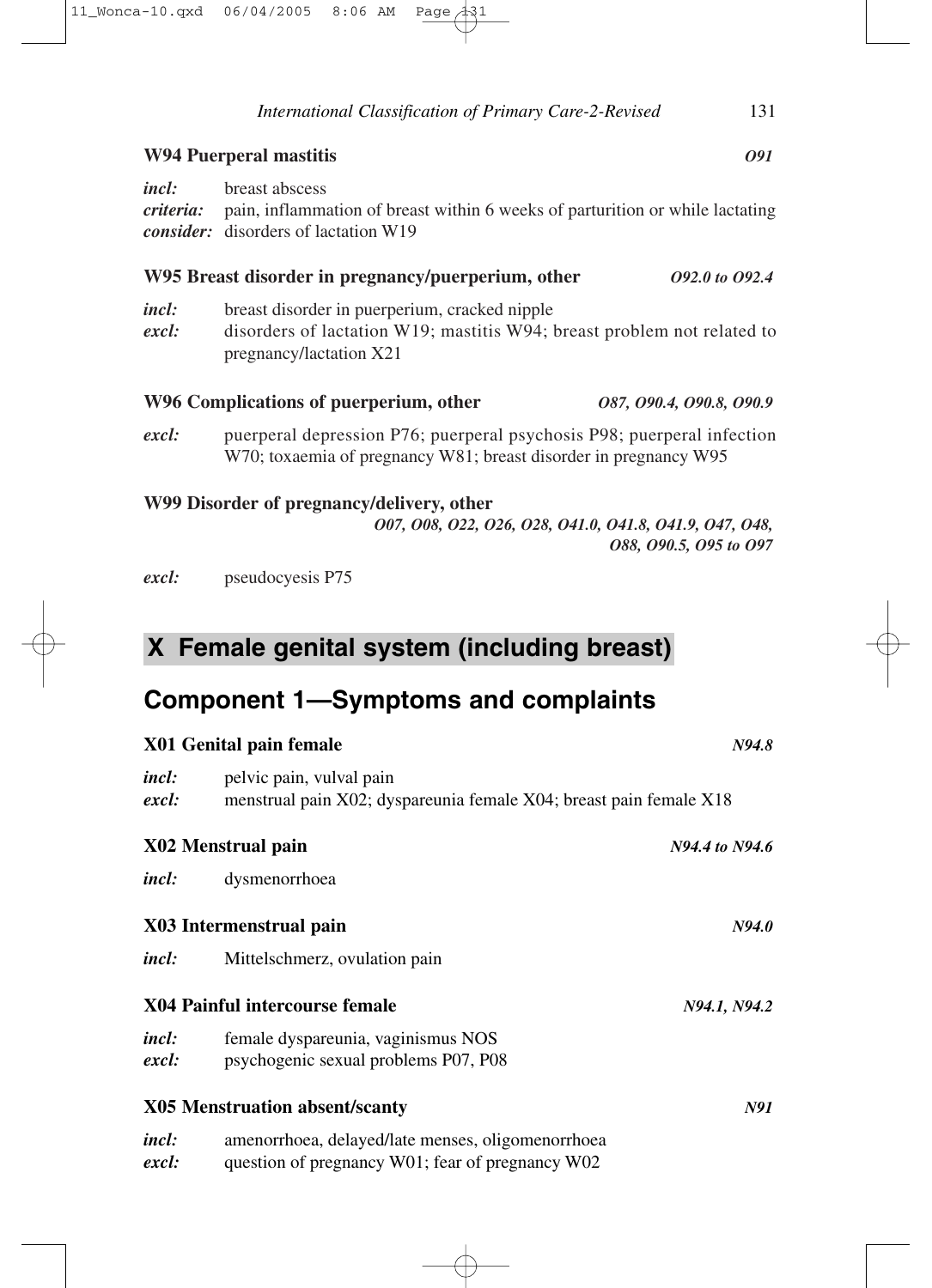**W94 Puerperal mastitis** *O91*

*incl:* breast abscess
***criteria:*** pain, inflammation of breast within 6 weeks of parturition or while lactating
***consider:*** disorders of lactation W19

**W95 Breast disorder in pregnancy/puerperium, other** *O92.0 to O92.4*

*incl:* breast disorder in puerperium, cracked nipple
*excl:* disorders of lactation W19; mastitis W94; breast problem not related to pregnancy/lactation X21

**W96 Complications of puerperium, other** *O87, O90.4, O90.8, O90.9*

*excl:* puerperal depression P76; puerperal psychosis P98; puerperal infection W70; toxaemia of pregnancy W81; breast disorder in pregnancy W95

**W99 Disorder of pregnancy/delivery, other**
*O07, O08, O22, O26, O28, O41.0, O41.8, O41.9, O47, O48, O88, O90.5, O95 to O97*

*excl:* pseudocyesis P75

# X Female genital system (including breast)

## Component 1—Symptoms and complaints

**X01 Genital pain female** *N94.8*

*incl:* pelvic pain, vulval pain
*excl:* menstrual pain X02; dyspareunia female X04; breast pain female X18

**X02 Menstrual pain** *N94.4 to N94.6*

*incl:* dysmenorrhoea

**X03 Intermenstrual pain** *N94.0*

*incl:* Mittelschmerz, ovulation pain

**X04 Painful intercourse female** *N94.1, N94.2*

*incl:* female dyspareunia, vaginismus NOS
*excl:* psychogenic sexual problems P07, P08

**X05 Menstruation absent/scanty** *N91*

*incl:* amenorrhoea, delayed/late menses, oligomenorrhoea
*excl:* question of pregnancy W01; fear of pregnancy W02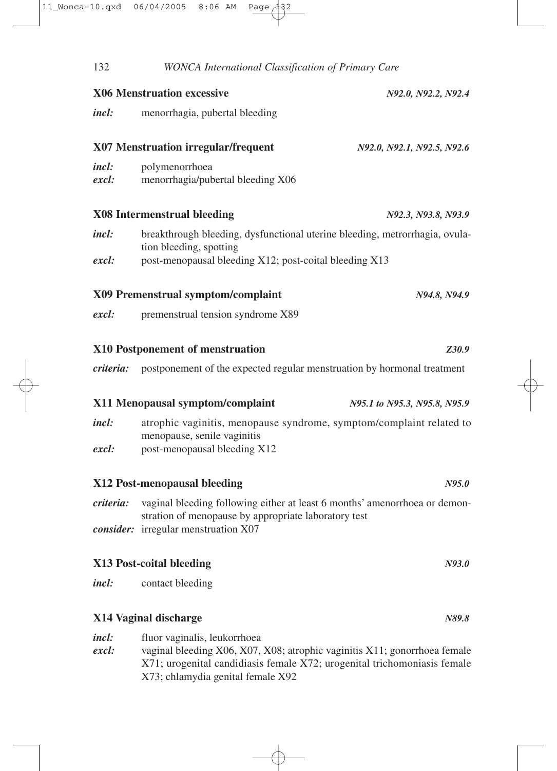### X06 Menstruation excessive *N92.0, N92.2, N92.4*

***incl:*** menorrhagia, pubertal bleeding

### X07 Menstruation irregular/frequent *N92.0, N92.1, N92.5, N92.6*

***incl:*** polymenorrhoea
***excl:*** menorrhagia/pubertal bleeding X06

### X08 Intermenstrual bleeding *N92.3, N93.8, N93.9*

***incl:*** breakthrough bleeding, dysfunctional uterine bleeding, metrorrhagia, ovulation bleeding, spotting
***excl:*** post-menopausal bleeding X12; post-coital bleeding X13

### X09 Premenstrual symptom/complaint *N94.8, N94.9*

***excl:*** premenstrual tension syndrome X89

### X10 Postponement of menstruation *Z30.9*

***criteria:*** postponement of the expected regular menstruation by hormonal treatment

### X11 Menopausal symptom/complaint *N95.1 to N95.3, N95.8, N95.9*

***incl:*** atrophic vaginitis, menopause syndrome, symptom/complaint related to menopause, senile vaginitis
***excl:*** post-menopausal bleeding X12

### X12 Post-menopausal bleeding *N95.0*

***criteria:*** vaginal bleeding following either at least 6 months' amenorrhoea or demonstration of menopause by appropriate laboratory test
***consider:*** irregular menstruation X07

### X13 Post-coital bleeding *N93.0*

***incl:*** contact bleeding

### X14 Vaginal discharge *N89.8*

***incl:*** fluor vaginalis, leukorrhoea
***excl:*** vaginal bleeding X06, X07, X08; atrophic vaginitis X11; gonorrhoea female X71; urogenital candidiasis female X72; urogenital trichomoniasis female X73; chlamydia genital female X92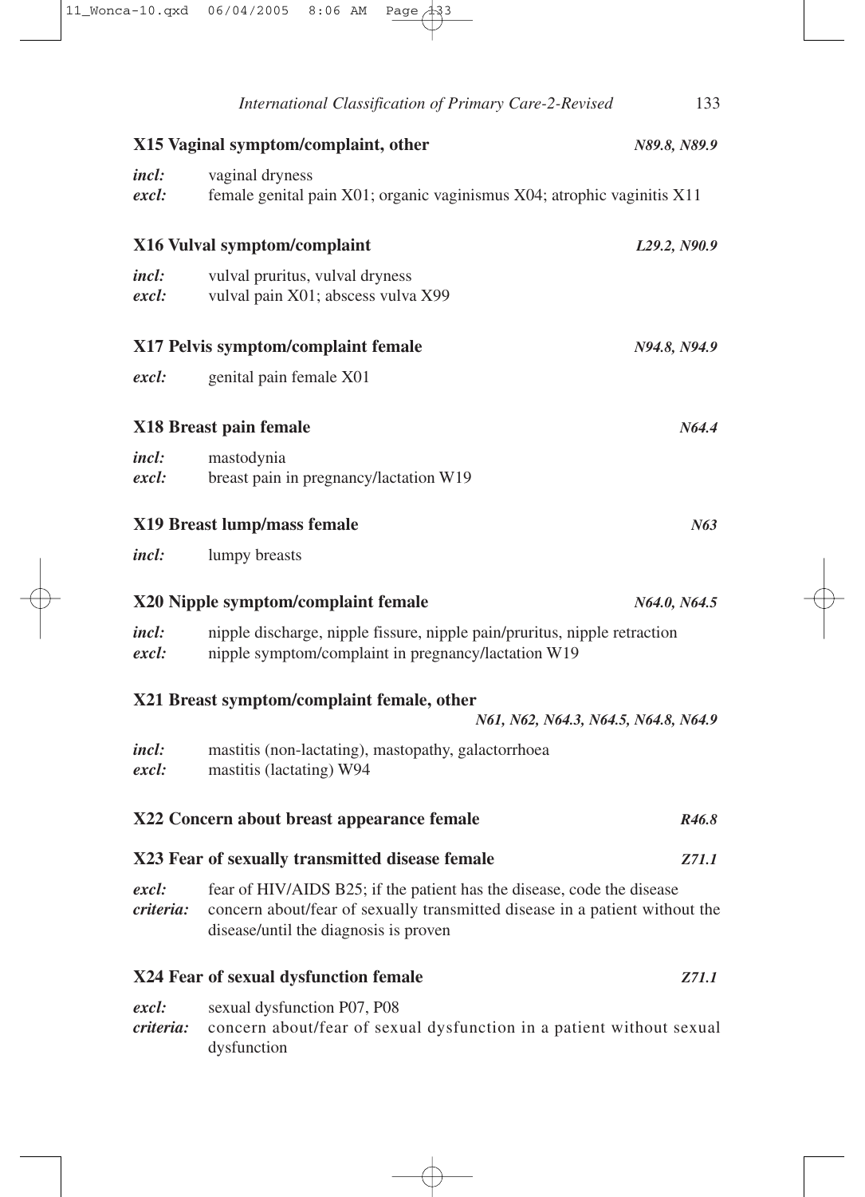**X15 Vaginal symptom/complaint, other** *N89.8, N89.9*

*incl:* vaginal dryness
*excl:* female genital pain X01; organic vaginismus X04; atrophic vaginitis X11

**X16 Vulval symptom/complaint** *L29.2, N90.9*

*incl:* vulval pruritus, vulval dryness
*excl:* vulval pain X01; abscess vulva X99

**X17 Pelvis symptom/complaint female** *N94.8, N94.9*

*excl:* genital pain female X01

**X18 Breast pain female** *N64.4*

*incl:* mastodynia
*excl:* breast pain in pregnancy/lactation W19

**X19 Breast lump/mass female** *N63*

*incl:* lumpy breasts

**X20 Nipple symptom/complaint female** *N64.0, N64.5*

*incl:* nipple discharge, nipple fissure, nipple pain/pruritus, nipple retraction
*excl:* nipple symptom/complaint in pregnancy/lactation W19

**X21 Breast symptom/complaint female, other** *N61, N62, N64.3, N64.5, N64.8, N64.9*

*incl:* mastitis (non-lactating), mastopathy, galactorrhoea
*excl:* mastitis (lactating) W94

**X22 Concern about breast appearance female** *R46.8*

**X23 Fear of sexually transmitted disease female** *Z71.1*

*excl:* fear of HIV/AIDS B25; if the patient has the disease, code the disease
*criteria:* concern about/fear of sexually transmitted disease in a patient without the disease/until the diagnosis is proven

**X24 Fear of sexual dysfunction female** *Z71.1*

*excl:* sexual dysfunction P07, P08
*criteria:* concern about/fear of sexual dysfunction in a patient without sexual dysfunction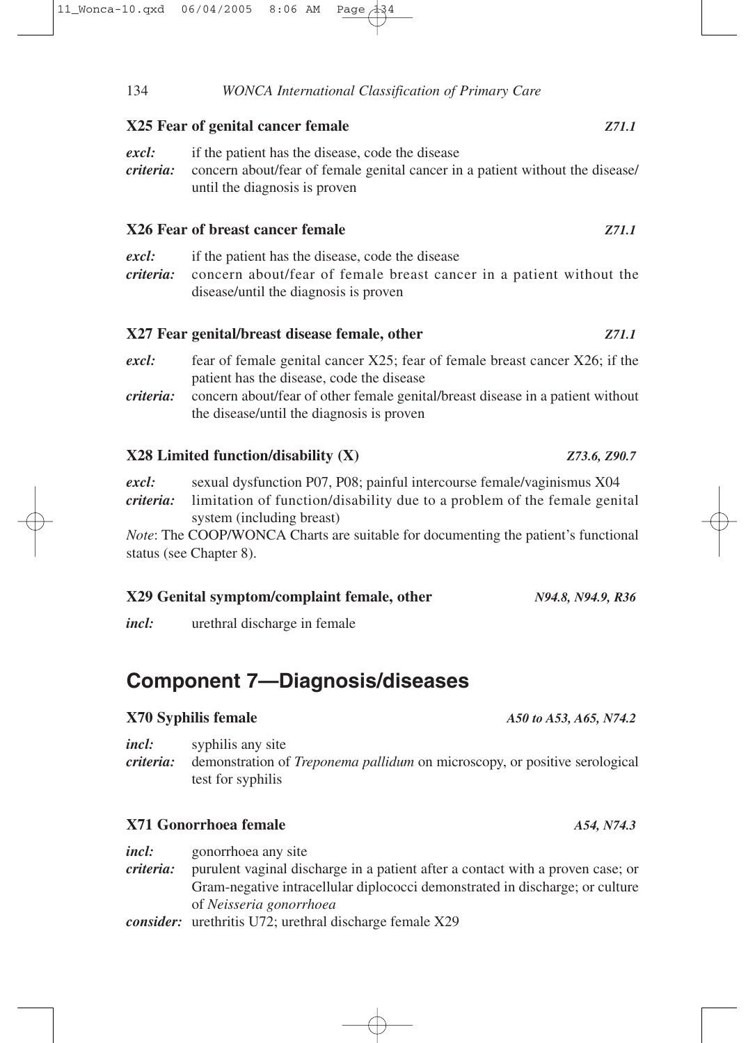### X25 Fear of genital cancer female *Z71.1*

***excl:*** if the patient has the disease, code the disease

***criteria:*** concern about/fear of female genital cancer in a patient without the disease/until the diagnosis is proven

### X26 Fear of breast cancer female *Z71.1*

***excl:*** if the patient has the disease, code the disease

***criteria:*** concern about/fear of female breast cancer in a patient without the disease/until the diagnosis is proven

### X27 Fear genital/breast disease female, other *Z71.1*

***excl:*** fear of female genital cancer X25; fear of female breast cancer X26; if the patient has the disease, code the disease

***criteria:*** concern about/fear of other female genital/breast disease in a patient without the disease/until the diagnosis is proven

### X28 Limited function/disability (X) *Z73.6, Z90.7*

***excl:*** sexual dysfunction P07, P08; painful intercourse female/vaginismus X04

***criteria:*** limitation of function/disability due to a problem of the female genital system (including breast)

*Note*: The COOP/WONCA Charts are suitable for documenting the patient's functional status (see Chapter 8).

### X29 Genital symptom/complaint female, other *N94.8, N94.9, R36*

***incl:*** urethral discharge in female

## Component 7—Diagnosis/diseases

### X70 Syphilis female *A50 to A53, A65, N74.2*

***incl:*** syphilis any site

***criteria:*** demonstration of *Treponema pallidum* on microscopy, or positive serological test for syphilis

### X71 Gonorrhoea female *A54, N74.3*

***incl:*** gonorrhoea any site

***criteria:*** purulent vaginal discharge in a patient after a contact with a proven case; or Gram-negative intracellular diplococci demonstrated in discharge; or culture of *Neisseria gonorrhoea*

***consider:*** urethritis U72; urethral discharge female X29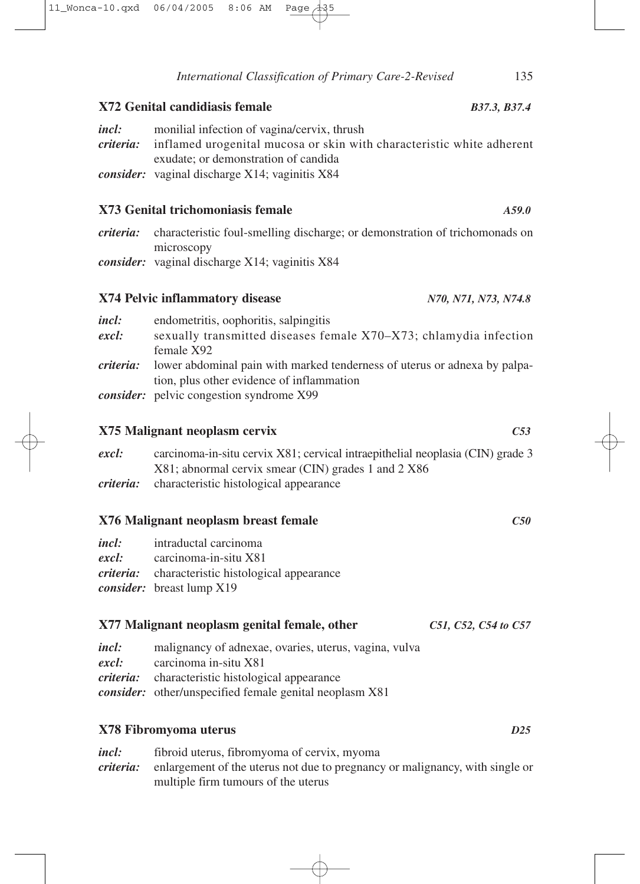### X72 Genital candidiasis female *B37.3, B37.4*

*incl:* monilial infection of vagina/cervix, thrush
*criteria:* inflamed urogenital mucosa or skin with characteristic white adherent exudate; or demonstration of candida
*consider:* vaginal discharge X14; vaginitis X84

### X73 Genital trichomoniasis female *A59.0*

*criteria:* characteristic foul-smelling discharge; or demonstration of trichomonads on microscopy
*consider:* vaginal discharge X14; vaginitis X84

### X74 Pelvic inflammatory disease *N70, N71, N73, N74.8*

*incl:* endometritis, oophoritis, salpingitis
*excl:* sexually transmitted diseases female X70–X73; chlamydia infection female X92
*criteria:* lower abdominal pain with marked tenderness of uterus or adnexa by palpation, plus other evidence of inflammation
*consider:* pelvic congestion syndrome X99

### X75 Malignant neoplasm cervix *C53*

*excl:* carcinoma-in-situ cervix X81; cervical intraepithelial neoplasia (CIN) grade 3 X81; abnormal cervix smear (CIN) grades 1 and 2 X86
*criteria:* characteristic histological appearance

### X76 Malignant neoplasm breast female *C50*

*incl:* intraductal carcinoma
*excl:* carcinoma-in-situ X81
*criteria:* characteristic histological appearance
*consider:* breast lump X19

### X77 Malignant neoplasm genital female, other *C51, C52, C54 to C57*

*incl:* malignancy of adnexae, ovaries, uterus, vagina, vulva
*excl:* carcinoma in-situ X81
*criteria:* characteristic histological appearance
*consider:* other/unspecified female genital neoplasm X81

### X78 Fibromyoma uterus *D25*

*incl:* fibroid uterus, fibromyoma of cervix, myoma
*criteria:* enlargement of the uterus not due to pregnancy or malignancy, with single or multiple firm tumours of the uterus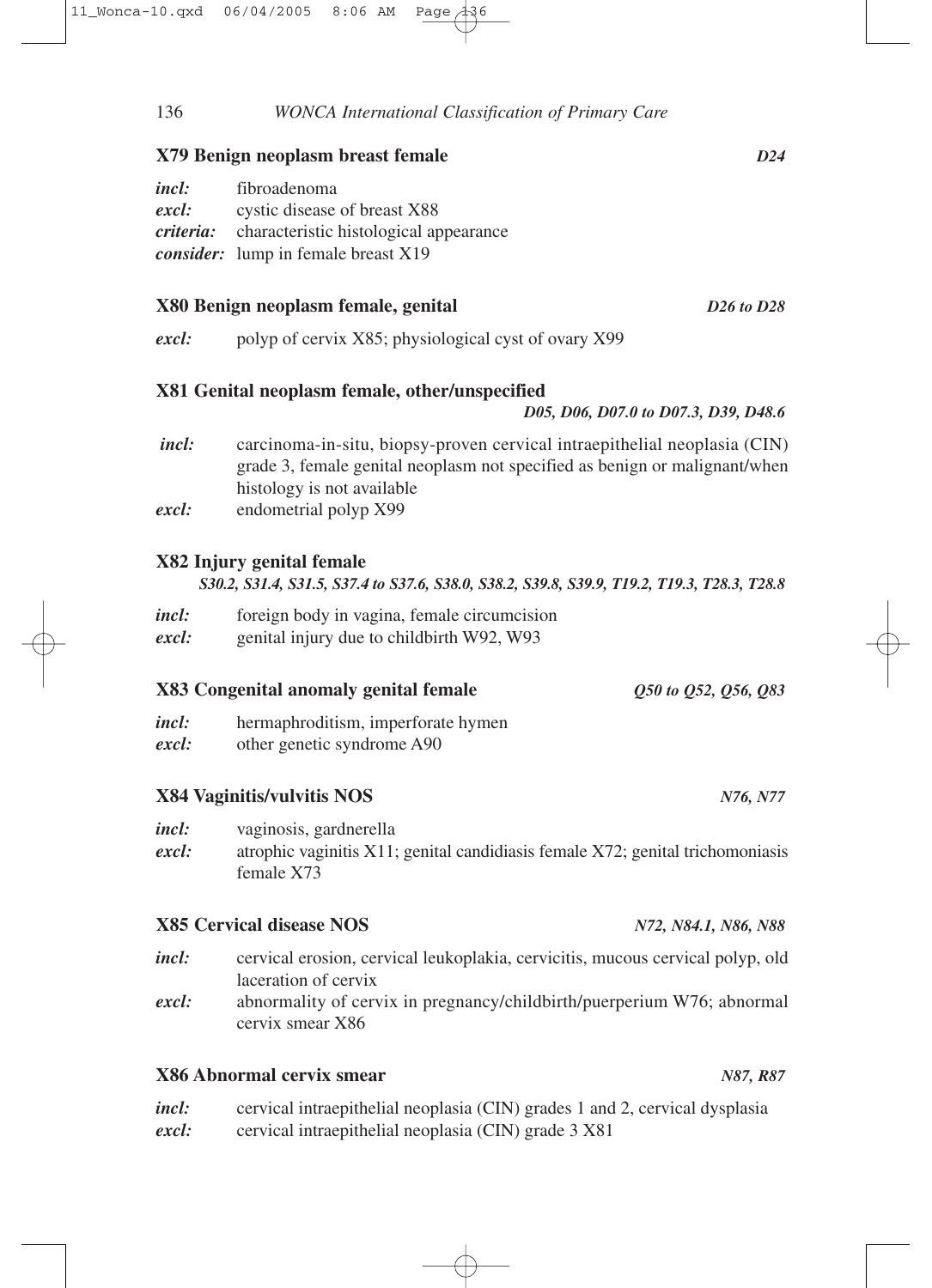### X79 Benign neoplasm breast female *D24*

***incl:*** fibroadenoma
***excl:*** cystic disease of breast X88
***criteria:*** characteristic histological appearance
***consider:*** lump in female breast X19

### X80 Benign neoplasm female, genital *D26 to D28*

***excl:*** polyp of cervix X85; physiological cyst of ovary X99

### X81 Genital neoplasm female, other/unspecified *D05, D06, D07.0 to D07.3, D39, D48.6*

***incl:*** carcinoma-in-situ, biopsy-proven cervical intraepithelial neoplasia (CIN) grade 3, female genital neoplasm not specified as benign or malignant/when histology is not available
***excl:*** endometrial polyp X99

### X82 Injury genital female *S30.2, S31.4, S31.5, S37.4 to S37.6, S38.0, S38.2, S39.8, S39.9, T19.2, T19.3, T28.3, T28.8*

***incl:*** foreign body in vagina, female circumcision
***excl:*** genital injury due to childbirth W92, W93

### X83 Congenital anomaly genital female *Q50 to Q52, Q56, Q83*

***incl:*** hermaphroditism, imperforate hymen
***excl:*** other genetic syndrome A90

### X84 Vaginitis/vulvitis NOS *N76, N77*

***incl:*** vaginosis, gardnerella
***excl:*** atrophic vaginitis X11; genital candidiasis female X72; genital trichomoniasis female X73

### X85 Cervical disease NOS *N72, N84.1, N86, N88*

***incl:*** cervical erosion, cervical leukoplakia, cervicitis, mucous cervical polyp, old laceration of cervix
***excl:*** abnormality of cervix in pregnancy/childbirth/puerperium W76; abnormal cervix smear X86

### X86 Abnormal cervix smear *N87, R87*

***incl:*** cervical intraepithelial neoplasia (CIN) grades 1 and 2, cervical dysplasia
***excl:*** cervical intraepithelial neoplasia (CIN) grade 3 X81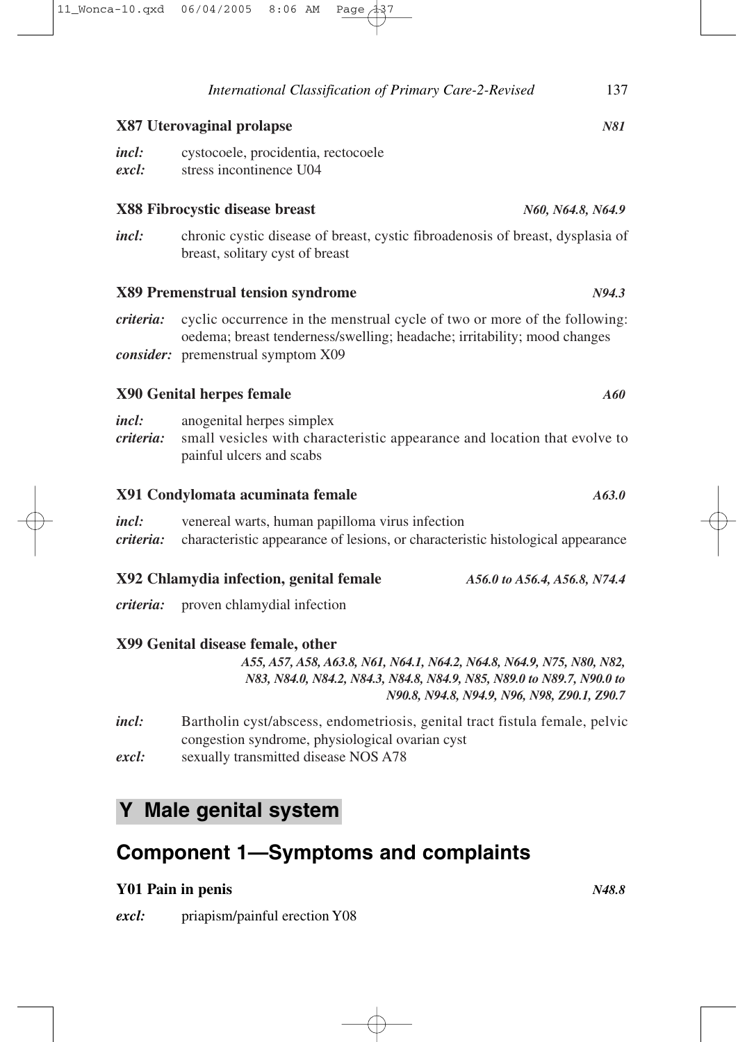### X87 Uterovaginal prolapse *N81*

***incl:*** cystocoele, procidentia, rectocoele
***excl:*** stress incontinence U04

### X88 Fibrocystic disease breast *N60, N64.8, N64.9*

***incl:*** chronic cystic disease of breast, cystic fibroadenosis of breast, dysplasia of breast, solitary cyst of breast

### X89 Premenstrual tension syndrome *N94.3*

***criteria:*** cyclic occurrence in the menstrual cycle of two or more of the following: oedema; breast tenderness/swelling; headache; irritability; mood changes
***consider:*** premenstrual symptom X09

### X90 Genital herpes female *A60*

***incl:*** anogenital herpes simplex
***criteria:*** small vesicles with characteristic appearance and location that evolve to painful ulcers and scabs

### X91 Condylomata acuminata female *A63.0*

***incl:*** venereal warts, human papilloma virus infection
***criteria:*** characteristic appearance of lesions, or characteristic histological appearance

### X92 Chlamydia infection, genital female *A56.0 to A56.4, A56.8, N74.4*

***criteria:*** proven chlamydial infection

### X99 Genital disease female, other

*A55, A57, A58, A63.8, N61, N64.1, N64.2, N64.8, N64.9, N75, N80, N82, N83, N84.0, N84.2, N84.3, N84.8, N84.9, N85, N89.0 to N89.7, N90.0 to N90.8, N94.8, N94.9, N96, N98, Z90.1, Z90.7*

***incl:*** Bartholin cyst/abscess, endometriosis, genital tract fistula female, pelvic congestion syndrome, physiological ovarian cyst
***excl:*** sexually transmitted disease NOS A78

# Y Male genital system

## Component 1—Symptoms and complaints

### Y01 Pain in penis *N48.8*

***excl:*** priapism/painful erection Y08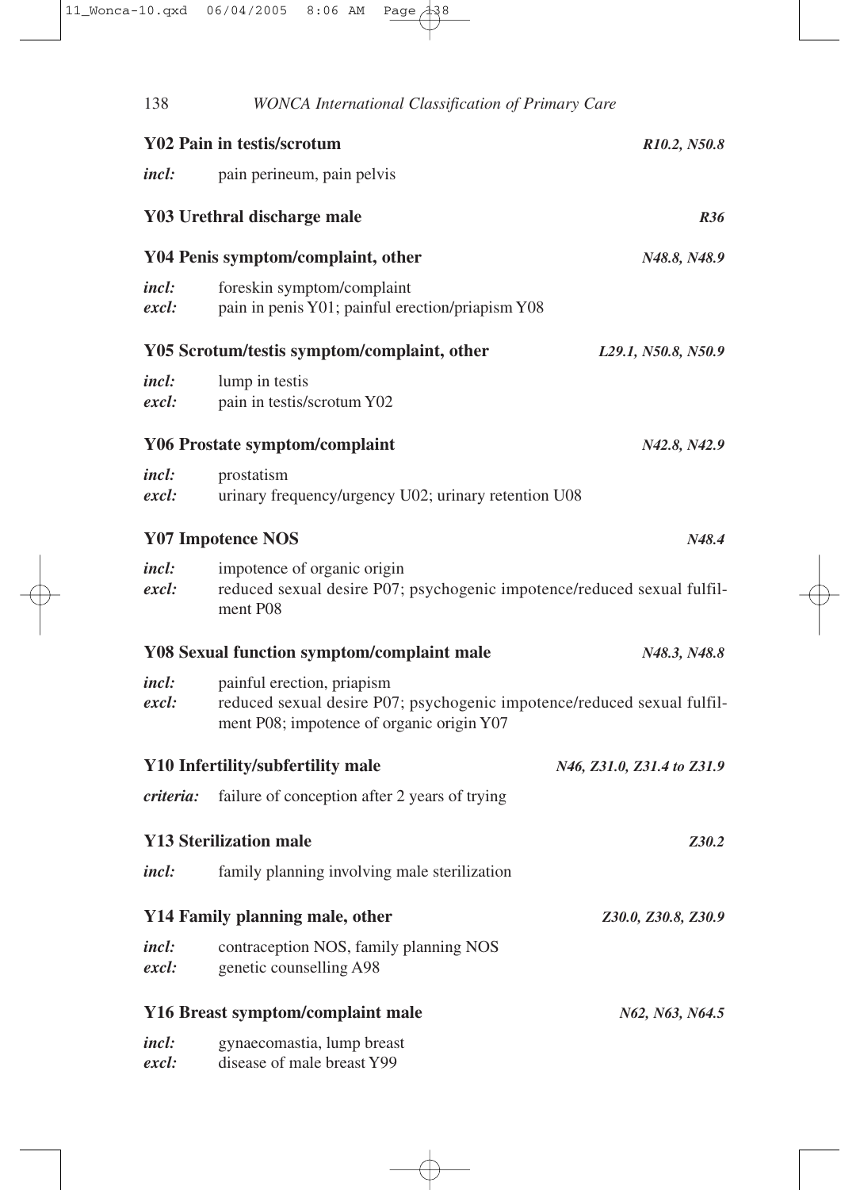**Y02 Pain in testis/scrotum** *R10.2, N50.8*

*incl:* pain perineum, pain pelvis

**Y03 Urethral discharge male** *R36*

**Y04 Penis symptom/complaint, other** *N48.8, N48.9*

*incl:* foreskin symptom/complaint
*excl:* pain in penis Y01; painful erection/priapism Y08

**Y05 Scrotum/testis symptom/complaint, other** *L29.1, N50.8, N50.9*

*incl:* lump in testis
*excl:* pain in testis/scrotum Y02

**Y06 Prostate symptom/complaint** *N42.8, N42.9*

*incl:* prostatism
*excl:* urinary frequency/urgency U02; urinary retention U08

**Y07 Impotence NOS** *N48.4*

*incl:* impotence of organic origin
*excl:* reduced sexual desire P07; psychogenic impotence/reduced sexual fulfilment P08

**Y08 Sexual function symptom/complaint male** *N48.3, N48.8*

*incl:* painful erection, priapism
*excl:* reduced sexual desire P07; psychogenic impotence/reduced sexual fulfilment P08; impotence of organic origin Y07

**Y10 Infertility/subfertility male** *N46, Z31.0, Z31.4 to Z31.9*

*criteria:* failure of conception after 2 years of trying

**Y13 Sterilization male** *Z30.2*

*incl:* family planning involving male sterilization

**Y14 Family planning male, other** *Z30.0, Z30.8, Z30.9*

*incl:* contraception NOS, family planning NOS
*excl:* genetic counselling A98

**Y16 Breast symptom/complaint male** *N62, N63, N64.5*

*incl:* gynaecomastia, lump breast
*excl:* disease of male breast Y99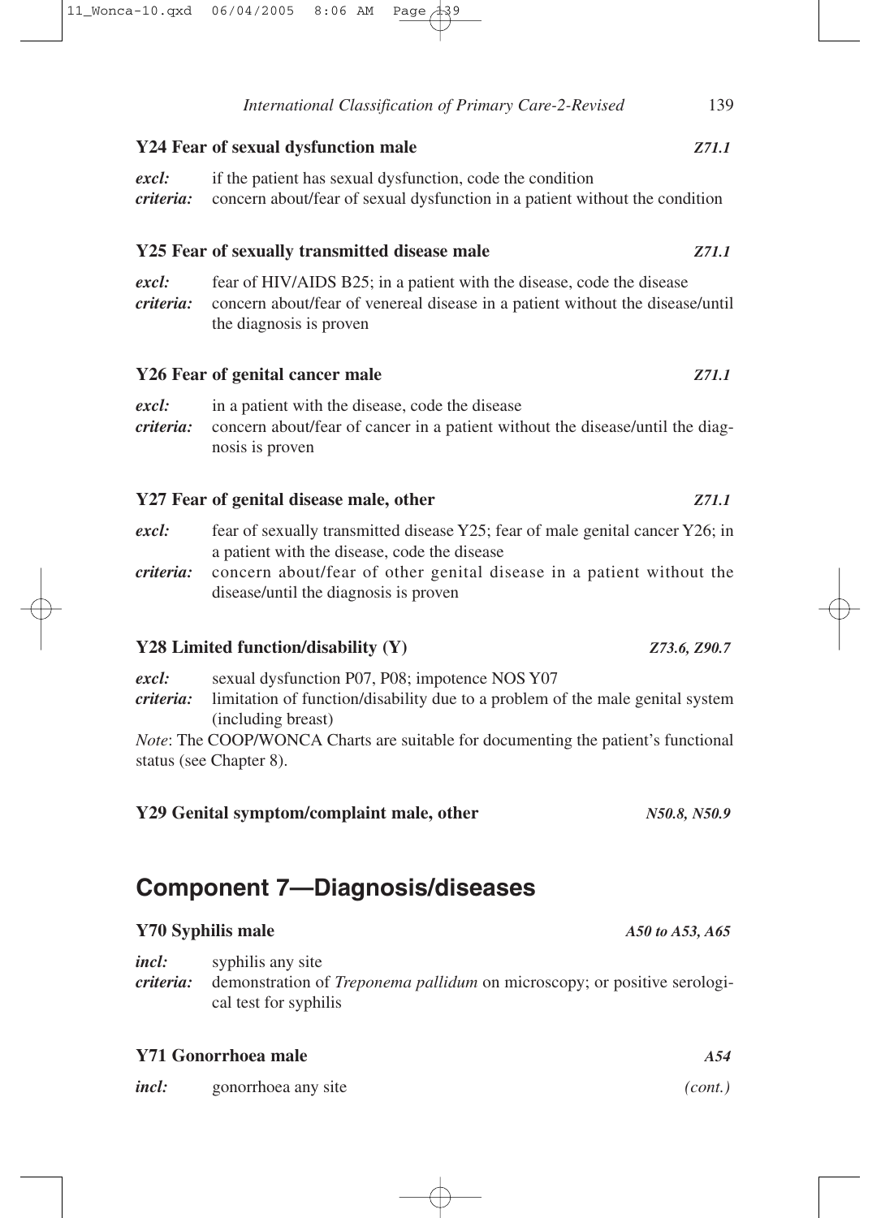### Y24 Fear of sexual dysfunction male — *Z71.1*

***excl:*** if the patient has sexual dysfunction, code the condition
***criteria:*** concern about/fear of sexual dysfunction in a patient without the condition

### Y25 Fear of sexually transmitted disease male — *Z71.1*

***excl:*** fear of HIV/AIDS B25; in a patient with the disease, code the disease
***criteria:*** concern about/fear of venereal disease in a patient without the disease/until the diagnosis is proven

### Y26 Fear of genital cancer male — *Z71.1*

***excl:*** in a patient with the disease, code the disease
***criteria:*** concern about/fear of cancer in a patient without the disease/until the diagnosis is proven

### Y27 Fear of genital disease male, other — *Z71.1*

***excl:*** fear of sexually transmitted disease Y25; fear of male genital cancer Y26; in a patient with the disease, code the disease
***criteria:*** concern about/fear of other genital disease in a patient without the disease/until the diagnosis is proven

### Y28 Limited function/disability (Y) — *Z73.6, Z90.7*

***excl:*** sexual dysfunction P07, P08; impotence NOS Y07
***criteria:*** limitation of function/disability due to a problem of the male genital system (including breast)

*Note*: The COOP/WONCA Charts are suitable for documenting the patient's functional status (see Chapter 8).

### Y29 Genital symptom/complaint male, other — *N50.8, N50.9*

## Component 7—Diagnosis/diseases

### Y70 Syphilis male — *A50 to A53, A65*

***incl:*** syphilis any site
***criteria:*** demonstration of *Treponema pallidum* on microscopy; or positive serological test for syphilis

### Y71 Gonorrhoea male — *A54*

***incl:*** gonorrhoea any site

*(cont.)*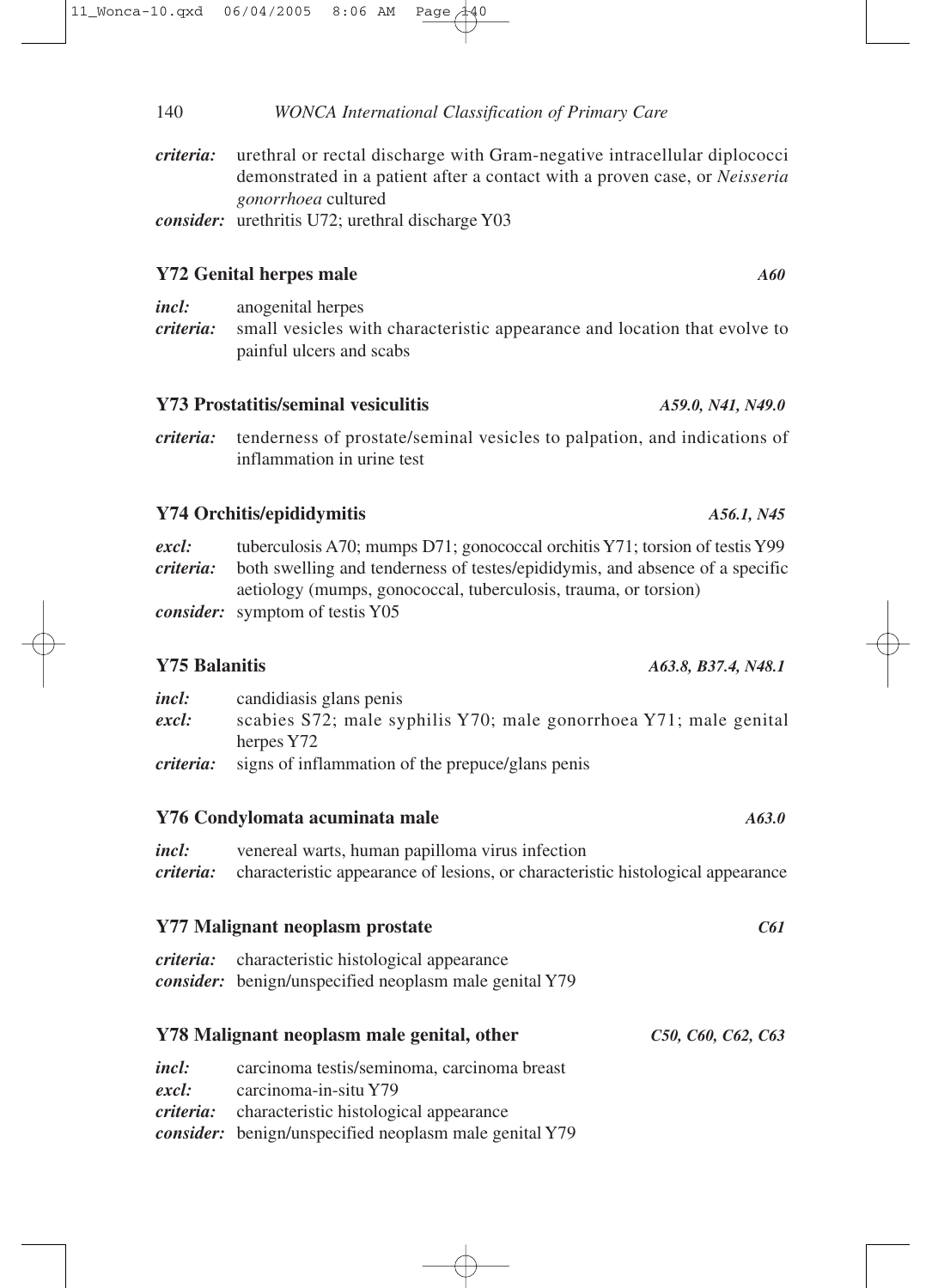***criteria:*** urethral or rectal discharge with Gram-negative intracellular diplococci demonstrated in a patient after a contact with a proven case, or *Neisseria gonorrhoea* cultured

***consider:*** urethritis U72; urethral discharge Y03

### Y72 Genital herpes male *A60*

***incl:*** anogenital herpes

***criteria:*** small vesicles with characteristic appearance and location that evolve to painful ulcers and scabs

### Y73 Prostatitis/seminal vesiculitis *A59.0, N41, N49.0*

***criteria:*** tenderness of prostate/seminal vesicles to palpation, and indications of inflammation in urine test

### Y74 Orchitis/epididymitis *A56.1, N45*

***excl:*** tuberculosis A70; mumps D71; gonococcal orchitis Y71; torsion of testis Y99

***criteria:*** both swelling and tenderness of testes/epididymis, and absence of a specific aetiology (mumps, gonococcal, tuberculosis, trauma, or torsion)

***consider:*** symptom of testis Y05

### Y75 Balanitis *A63.8, B37.4, N48.1*

***incl:*** candidiasis glans penis

***excl:*** scabies S72; male syphilis Y70; male gonorrhoea Y71; male genital herpes Y72

***criteria:*** signs of inflammation of the prepuce/glans penis

### Y76 Condylomata acuminata male *A63.0*

***incl:*** venereal warts, human papilloma virus infection

***criteria:*** characteristic appearance of lesions, or characteristic histological appearance

### Y77 Malignant neoplasm prostate *C61*

***criteria:*** characteristic histological appearance

***consider:*** benign/unspecified neoplasm male genital Y79

### Y78 Malignant neoplasm male genital, other *C50, C60, C62, C63*

***incl:*** carcinoma testis/seminoma, carcinoma breast

***excl:*** carcinoma-in-situ Y79

***criteria:*** characteristic histological appearance

***consider:*** benign/unspecified neoplasm male genital Y79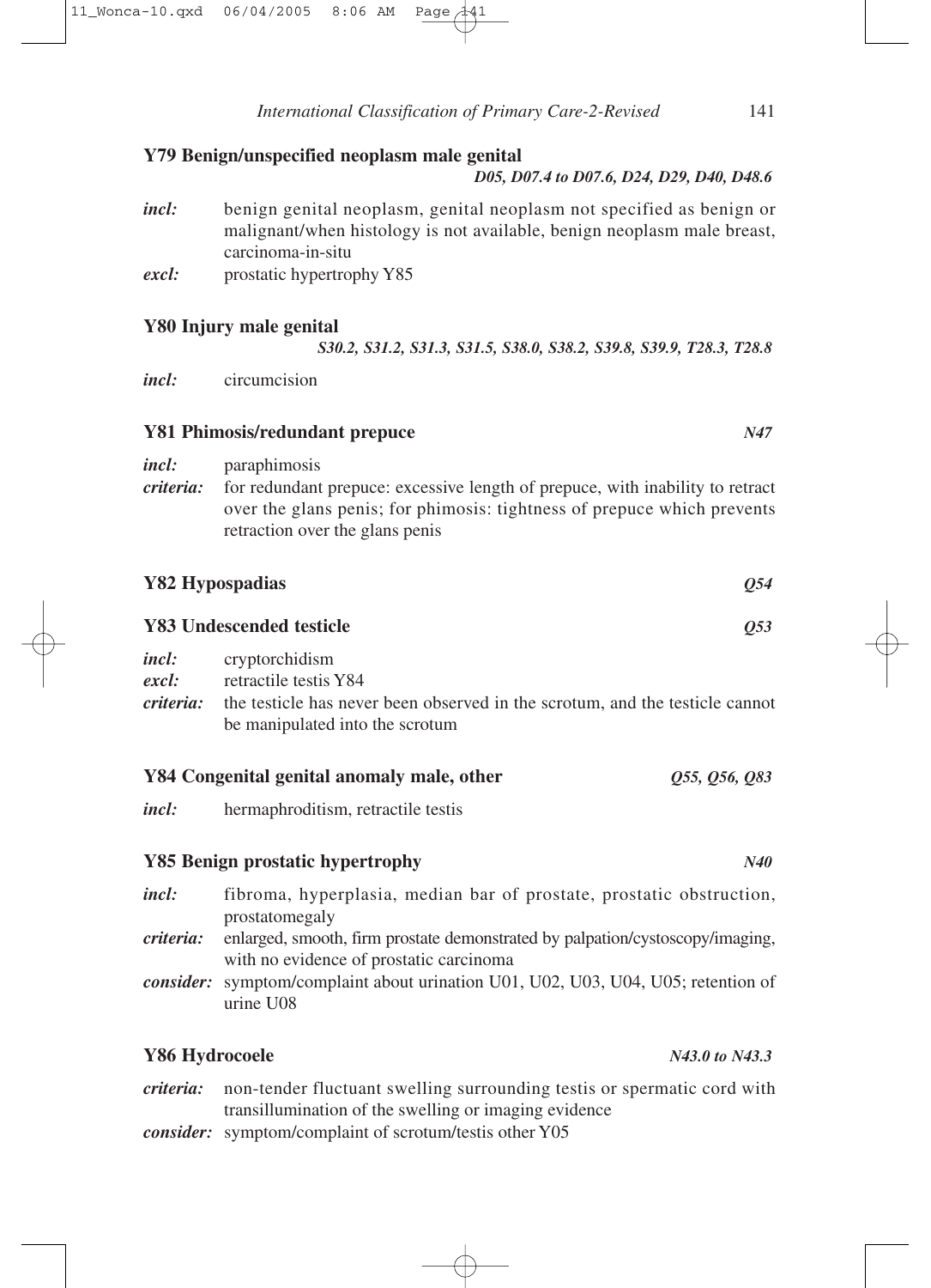### Y79 Benign/unspecified neoplasm male genital

*D05, D07.4 to D07.6, D24, D29, D40, D48.6*

***incl:*** benign genital neoplasm, genital neoplasm not specified as benign or malignant/when histology is not available, benign neoplasm male breast, carcinoma-in-situ

***excl:*** prostatic hypertrophy Y85

### Y80 Injury male genital

*S30.2, S31.2, S31.3, S31.5, S38.0, S38.2, S39.8, S39.9, T28.3, T28.8*

***incl:*** circumcision

### Y81 Phimosis/redundant prepuce

*N47*

***incl:*** paraphimosis

***criteria:*** for redundant prepuce: excessive length of prepuce, with inability to retract over the glans penis; for phimosis: tightness of prepuce which prevents retraction over the glans penis

### Y82 Hypospadias

*Q54*

### Y83 Undescended testicle

*Q53*

***incl:*** cryptorchidism

***excl:*** retractile testis Y84

***criteria:*** the testicle has never been observed in the scrotum, and the testicle cannot be manipulated into the scrotum

### Y84 Congenital genital anomaly male, other

*Q55, Q56, Q83*

***incl:*** hermaphroditism, retractile testis

### Y85 Benign prostatic hypertrophy

*N40*

***incl:*** fibroma, hyperplasia, median bar of prostate, prostatic obstruction, prostatomegaly

***criteria:*** enlarged, smooth, firm prostate demonstrated by palpation/cystoscopy/imaging, with no evidence of prostatic carcinoma

***consider:*** symptom/complaint about urination U01, U02, U03, U04, U05; retention of urine U08

### Y86 Hydrocoele

*N43.0 to N43.3*

***criteria:*** non-tender fluctuant swelling surrounding testis or spermatic cord with transillumination of the swelling or imaging evidence

***consider:*** symptom/complaint of scrotum/testis other Y05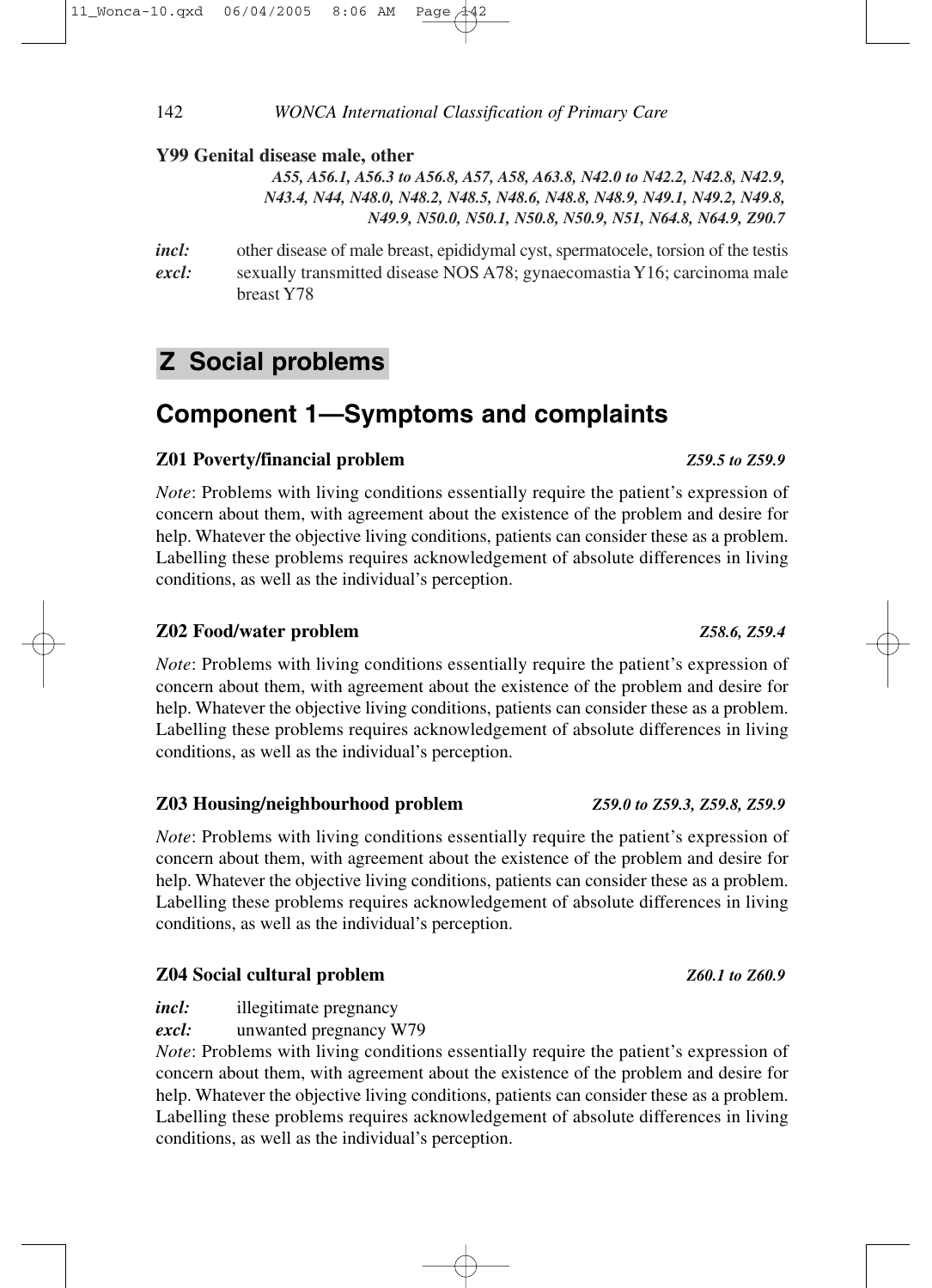### Y99 Genital disease male, other

***A55, A56.1, A56.3 to A56.8, A57, A58, A63.8, N42.0 to N42.2, N42.8, N42.9, N43.4, N44, N48.0, N48.2, N48.5, N48.6, N48.8, N48.9, N49.1, N49.2, N49.8, N49.9, N50.0, N50.1, N50.8, N50.9, N51, N64.8, N64.9, Z90.7***

***incl:*** other disease of male breast, epididymal cyst, spermatocele, torsion of the testis
***excl:*** sexually transmitted disease NOS A78; gynaecomastia Y16; carcinoma male breast Y78

# Z Social problems

## Component 1—Symptoms and complaints

### Z01 Poverty/financial problem *Z59.5 to Z59.9*

*Note*: Problems with living conditions essentially require the patient's expression of concern about them, with agreement about the existence of the problem and desire for help. Whatever the objective living conditions, patients can consider these as a problem. Labelling these problems requires acknowledgement of absolute differences in living conditions, as well as the individual's perception.

### Z02 Food/water problem *Z58.6, Z59.4*

*Note*: Problems with living conditions essentially require the patient's expression of concern about them, with agreement about the existence of the problem and desire for help. Whatever the objective living conditions, patients can consider these as a problem. Labelling these problems requires acknowledgement of absolute differences in living conditions, as well as the individual's perception.

### Z03 Housing/neighbourhood problem *Z59.0 to Z59.3, Z59.8, Z59.9*

*Note*: Problems with living conditions essentially require the patient's expression of concern about them, with agreement about the existence of the problem and desire for help. Whatever the objective living conditions, patients can consider these as a problem. Labelling these problems requires acknowledgement of absolute differences in living conditions, as well as the individual's perception.

### Z04 Social cultural problem *Z60.1 to Z60.9*

***incl:*** illegitimate pregnancy
***excl:*** unwanted pregnancy W79
*Note*: Problems with living conditions essentially require the patient's expression of concern about them, with agreement about the existence of the problem and desire for help. Whatever the objective living conditions, patients can consider these as a problem. Labelling these problems requires acknowledgement of absolute differences in living conditions, as well as the individual's perception.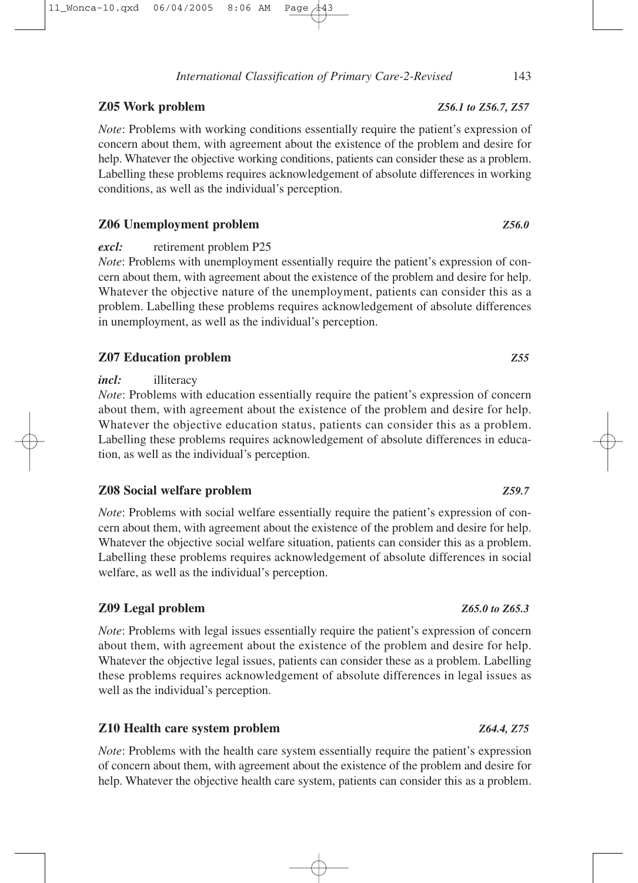### Z05 Work problem *Z56.1 to Z56.7, Z57*

*Note*: Problems with working conditions essentially require the patient's expression of concern about them, with agreement about the existence of the problem and desire for help. Whatever the objective working conditions, patients can consider these as a problem. Labelling these problems requires acknowledgement of absolute differences in working conditions, as well as the individual's perception.

### Z06 Unemployment problem *Z56.0*

***excl:*** retirement problem P25

*Note*: Problems with unemployment essentially require the patient's expression of concern about them, with agreement about the existence of the problem and desire for help. Whatever the objective nature of the unemployment, patients can consider this as a problem. Labelling these problems requires acknowledgement of absolute differences in unemployment, as well as the individual's perception.

### Z07 Education problem *Z55*

***incl:*** illiteracy

*Note*: Problems with education essentially require the patient's expression of concern about them, with agreement about the existence of the problem and desire for help. Whatever the objective education status, patients can consider this as a problem. Labelling these problems requires acknowledgement of absolute differences in education, as well as the individual's perception.

### Z08 Social welfare problem *Z59.7*

*Note*: Problems with social welfare essentially require the patient's expression of concern about them, with agreement about the existence of the problem and desire for help. Whatever the objective social welfare situation, patients can consider this as a problem. Labelling these problems requires acknowledgement of absolute differences in social welfare, as well as the individual's perception.

### Z09 Legal problem *Z65.0 to Z65.3*

*Note*: Problems with legal issues essentially require the patient's expression of concern about them, with agreement about the existence of the problem and desire for help. Whatever the objective legal issues, patients can consider these as a problem. Labelling these problems requires acknowledgement of absolute differences in legal issues as well as the individual's perception.

### Z10 Health care system problem *Z64.4, Z75*

*Note*: Problems with the health care system essentially require the patient's expression of concern about them, with agreement about the existence of the problem and desire for help. Whatever the objective health care system, patients can consider this as a problem.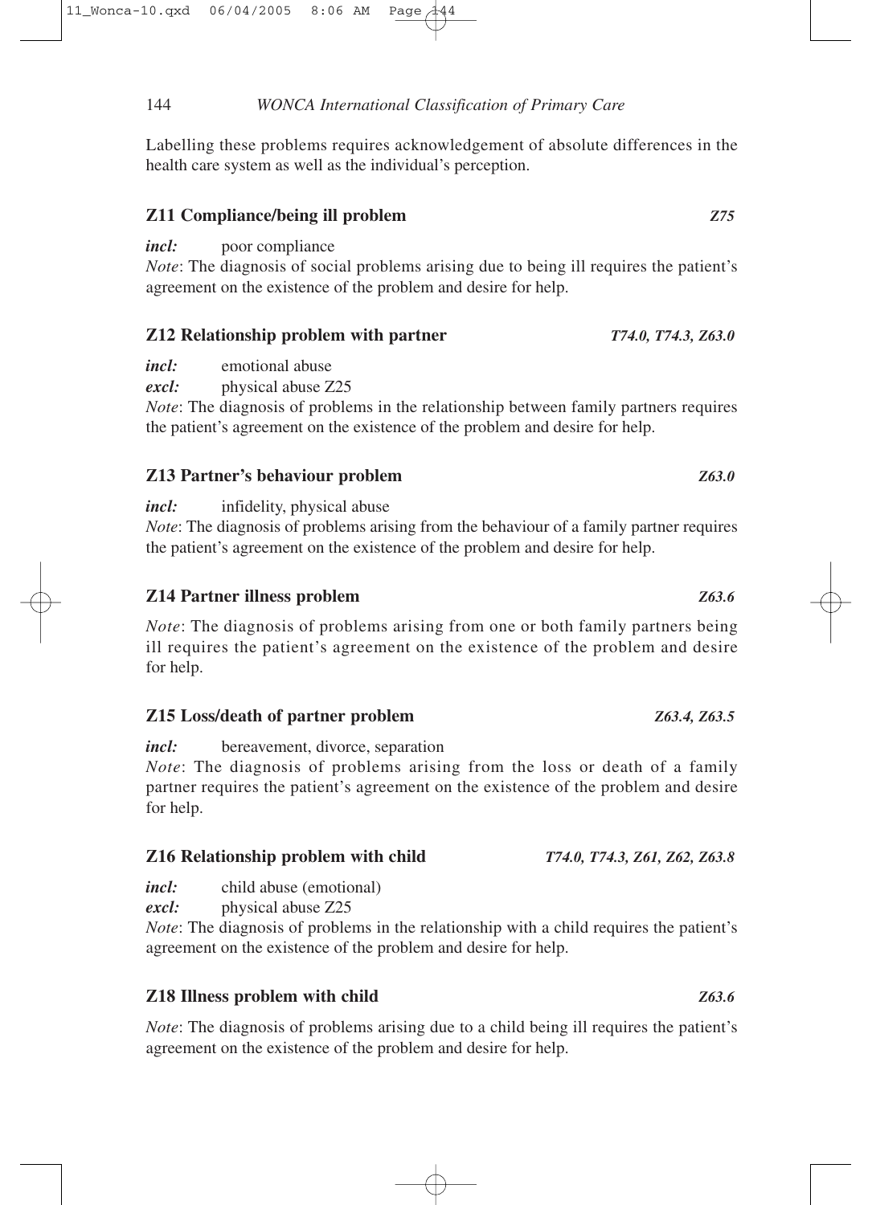Labelling these problems requires acknowledgement of absolute differences in the health care system as well as the individual's perception.

### Z11 Compliance/being ill problem *Z75*

***incl:*** poor compliance

*Note*: The diagnosis of social problems arising due to being ill requires the patient's agreement on the existence of the problem and desire for help.

### Z12 Relationship problem with partner *T74.0, T74.3, Z63.0*

***incl:*** emotional abuse

***excl:*** physical abuse Z25

*Note*: The diagnosis of problems in the relationship between family partners requires the patient's agreement on the existence of the problem and desire for help.

### Z13 Partner's behaviour problem *Z63.0*

***incl:*** infidelity, physical abuse

*Note*: The diagnosis of problems arising from the behaviour of a family partner requires the patient's agreement on the existence of the problem and desire for help.

### Z14 Partner illness problem *Z63.6*

*Note*: The diagnosis of problems arising from one or both family partners being ill requires the patient's agreement on the existence of the problem and desire for help.

### Z15 Loss/death of partner problem *Z63.4, Z63.5*

***incl:*** bereavement, divorce, separation

*Note*: The diagnosis of problems arising from the loss or death of a family partner requires the patient's agreement on the existence of the problem and desire for help.

### Z16 Relationship problem with child *T74.0, T74.3, Z61, Z62, Z63.8*

***incl:*** child abuse (emotional)

***excl:*** physical abuse Z25

*Note*: The diagnosis of problems in the relationship with a child requires the patient's agreement on the existence of the problem and desire for help.

### Z18 Illness problem with child *Z63.6*

*Note*: The diagnosis of problems arising due to a child being ill requires the patient's agreement on the existence of the problem and desire for help.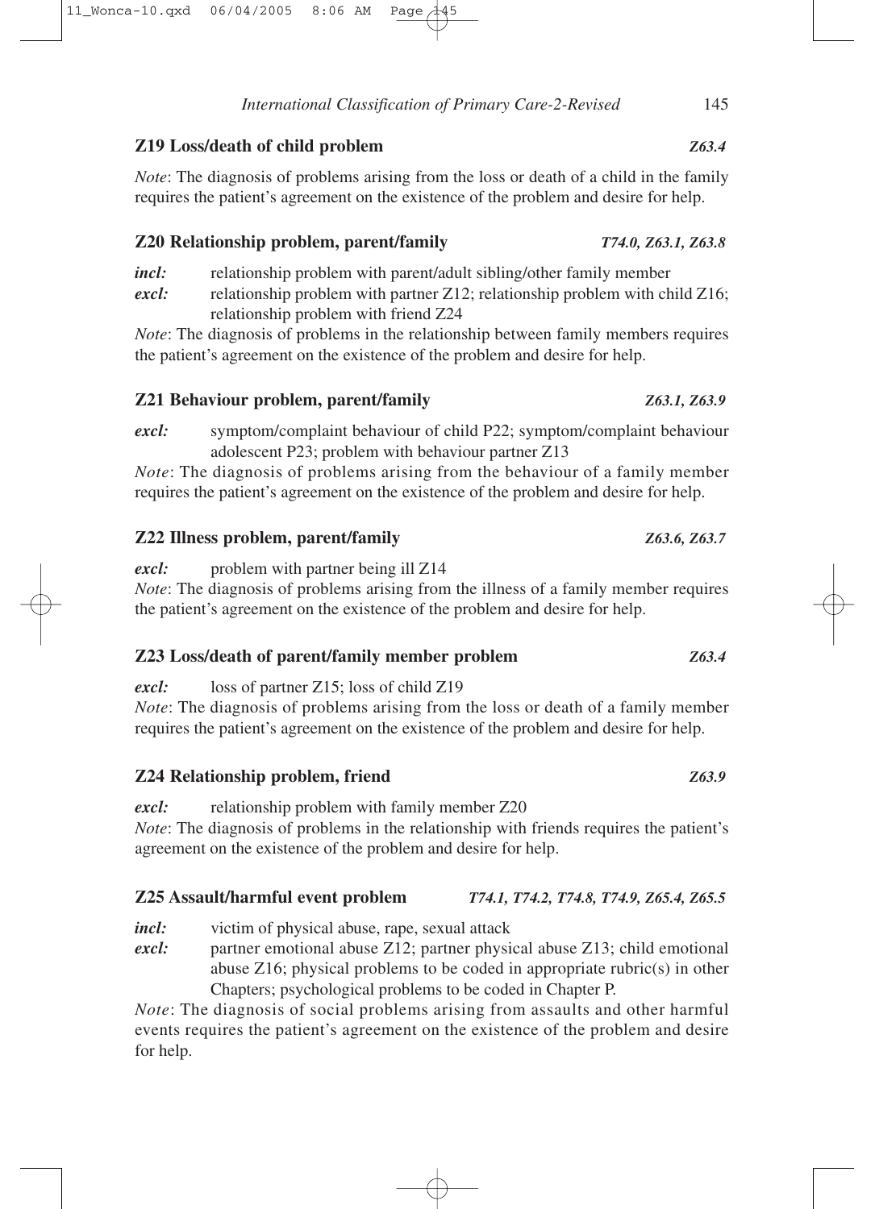### Z19 Loss/death of child problem *Z63.4*

*Note*: The diagnosis of problems arising from the loss or death of a child in the family requires the patient's agreement on the existence of the problem and desire for help.

### Z20 Relationship problem, parent/family *T74.0, Z63.1, Z63.8*

***incl:*** relationship problem with parent/adult sibling/other family member

***excl:*** relationship problem with partner Z12; relationship problem with child Z16; relationship problem with friend Z24

*Note*: The diagnosis of problems in the relationship between family members requires the patient's agreement on the existence of the problem and desire for help.

### Z21 Behaviour problem, parent/family *Z63.1, Z63.9*

***excl:*** symptom/complaint behaviour of child P22; symptom/complaint behaviour adolescent P23; problem with behaviour partner Z13

*Note*: The diagnosis of problems arising from the behaviour of a family member requires the patient's agreement on the existence of the problem and desire for help.

### Z22 Illness problem, parent/family *Z63.6, Z63.7*

***excl:*** problem with partner being ill Z14

*Note*: The diagnosis of problems arising from the illness of a family member requires the patient's agreement on the existence of the problem and desire for help.

### Z23 Loss/death of parent/family member problem *Z63.4*

***excl:*** loss of partner Z15; loss of child Z19

*Note*: The diagnosis of problems arising from the loss or death of a family member requires the patient's agreement on the existence of the problem and desire for help.

### Z24 Relationship problem, friend *Z63.9*

***excl:*** relationship problem with family member Z20

*Note*: The diagnosis of problems in the relationship with friends requires the patient's agreement on the existence of the problem and desire for help.

### Z25 Assault/harmful event problem *T74.1, T74.2, T74.8, T74.9, Z65.4, Z65.5*

***incl:*** victim of physical abuse, rape, sexual attack

***excl:*** partner emotional abuse Z12; partner physical abuse Z13; child emotional abuse Z16; physical problems to be coded in appropriate rubric(s) in other Chapters; psychological problems to be coded in Chapter P.

*Note*: The diagnosis of social problems arising from assaults and other harmful events requires the patient's agreement on the existence of the problem and desire for help.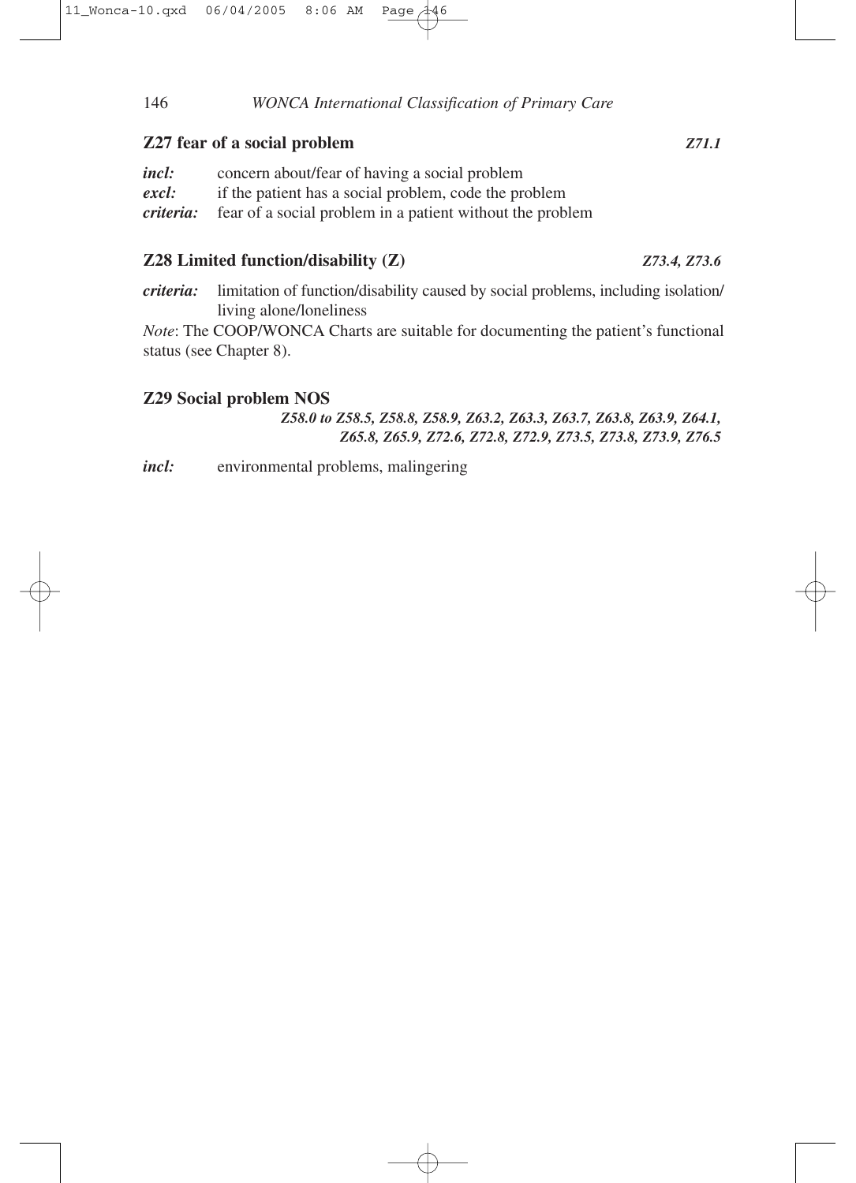### Z27 fear of a social problem *Z71.1*

***incl:*** concern about/fear of having a social problem
***excl:*** if the patient has a social problem, code the problem
***criteria:*** fear of a social problem in a patient without the problem

### Z28 Limited function/disability (Z) *Z73.4, Z73.6*

***criteria:*** limitation of function/disability caused by social problems, including isolation/living alone/loneliness

*Note*: The COOP/WONCA Charts are suitable for documenting the patient's functional status (see Chapter 8).

### Z29 Social problem NOS

***Z58.0 to Z58.5, Z58.8, Z58.9, Z63.2, Z63.3, Z63.7, Z63.8, Z63.9, Z64.1, Z65.8, Z65.9, Z72.6, Z72.8, Z72.9, Z73.5, Z73.8, Z73.9, Z76.5***

***incl:*** environmental problems, malingering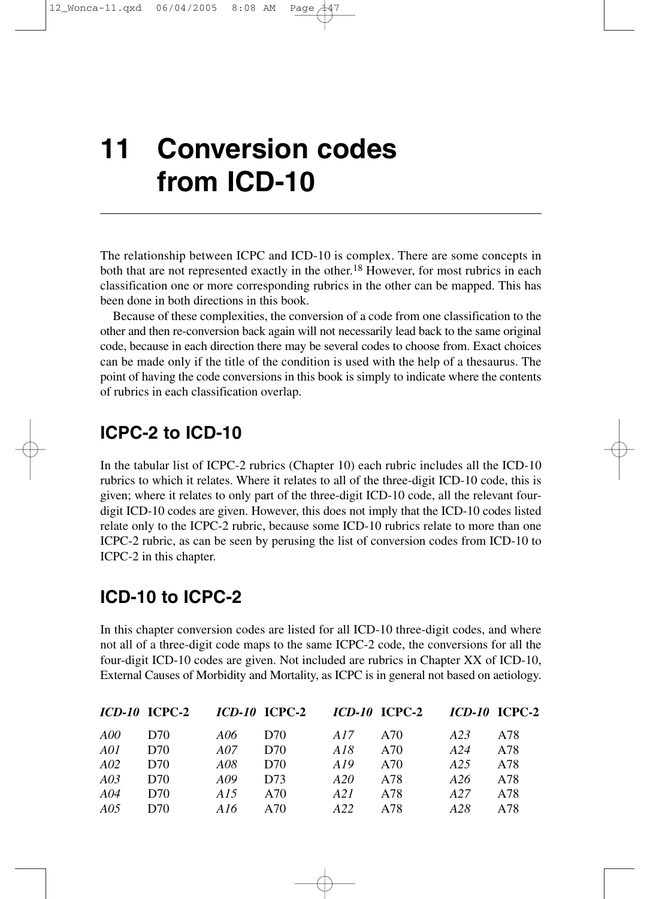# 11 Conversion codes from ICD-10

The relationship between ICPC and ICD-10 is complex. There are some concepts in both that are not represented exactly in the other.[18] However, for most rubrics in each classification one or more corresponding rubrics in the other can be mapped. This has been done in both directions in this book.

Because of these complexities, the conversion of a code from one classification to the other and then re-conversion back again will not necessarily lead back to the same original code, because in each direction there may be several codes to choose from. Exact choices can be made only if the title of the condition is used with the help of a thesaurus. The point of having the code conversions in this book is simply to indicate where the contents of rubrics in each classification overlap.

## ICPC-2 to ICD-10

In the tabular list of ICPC-2 rubrics (Chapter 10) each rubric includes all the ICD-10 rubrics to which it relates. Where it relates to all of the three-digit ICD-10 code, this is given; where it relates to only part of the three-digit ICD-10 code, all the relevant four-digit ICD-10 codes are given. However, this does not imply that the ICD-10 codes listed relate only to the ICPC-2 rubric, because some ICD-10 rubrics relate to more than one ICPC-2 rubric, as can be seen by perusing the list of conversion codes from ICD-10 to ICPC-2 in this chapter.

## ICD-10 to ICPC-2

In this chapter conversion codes are listed for all ICD-10 three-digit codes, and where not all of a three-digit code maps to the same ICPC-2 code, the conversions for all the four-digit ICD-10 codes are given. Not included are rubrics in Chapter XX of ICD-10, External Causes of Morbidity and Mortality, as ICPC is in general not based on aetiology.

| *ICD-10* | ICPC-2 |
|---|---|
| *A00* | D70 |
| *A01* | D70 |
| *A02* | D70 |
| *A03* | D70 |
| *A04* | D70 |
| *A05* | D70 |
| *A06* | D70 |
| *A07* | D70 |
| *A08* | D70 |
| *A09* | D73 |
| *A15* | A70 |
| *A16* | A70 |
| *A17* | A70 |
| *A18* | A70 |
| *A19* | A70 |
| *A20* | A78 |
| *A21* | A78 |
| *A22* | A78 |
| *A23* | A78 |
| *A24* | A78 |
| *A25* | A78 |
| *A26* | A78 |
| *A27* | A78 |
| *A28* | A78 |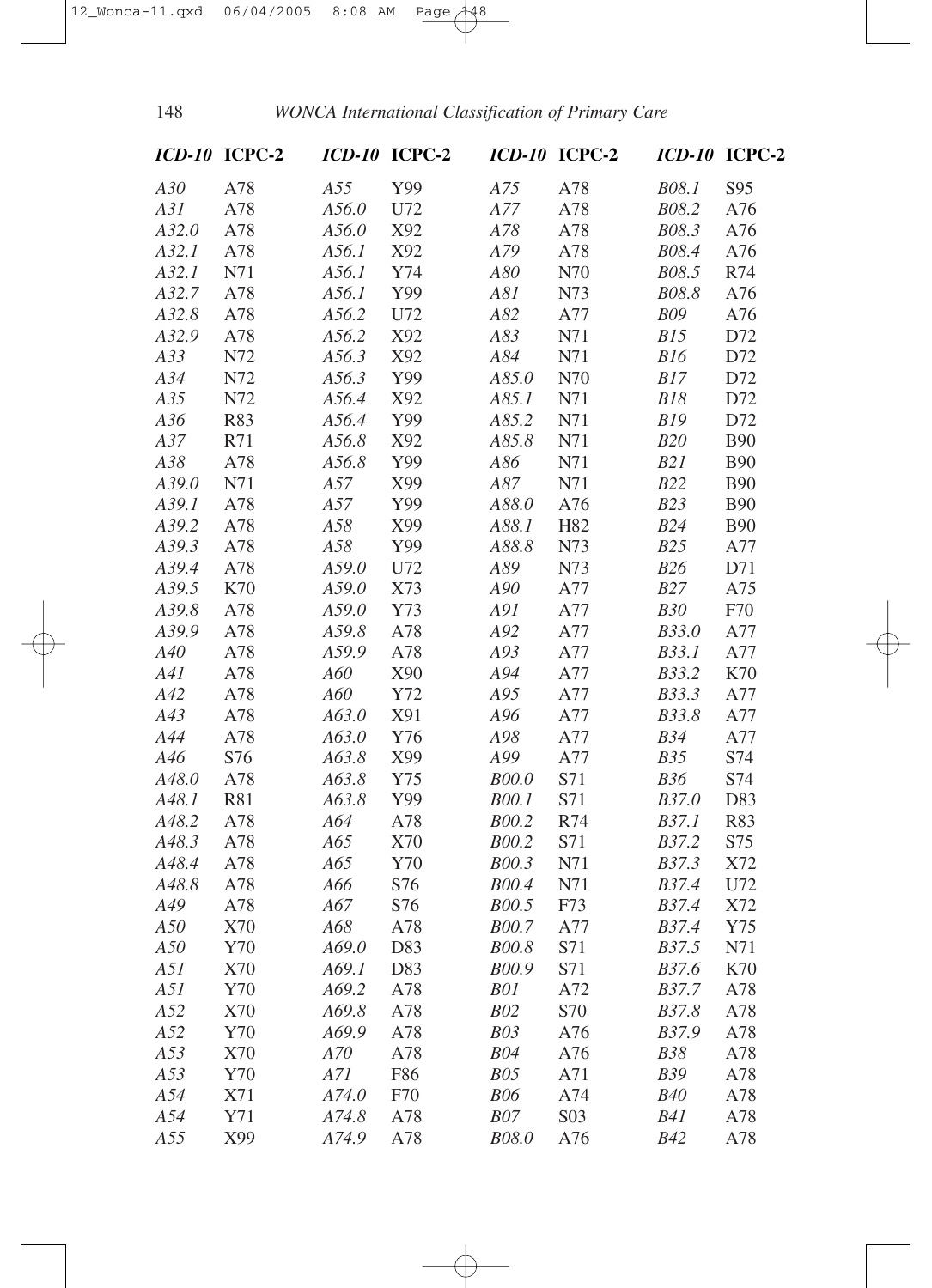| *ICD-10* | ICPC-2 | *ICD-10* | ICPC-2 | *ICD-10* | ICPC-2 | *ICD-10* | ICPC-2 |
|---|---|---|---|---|---|---|---|
| *A30* | A78 | *A55* | Y99 | *A75* | A78 | *B08.1* | S95 |
| *A31* | A78 | *A56.0* | U72 | *A77* | A78 | *B08.2* | A76 |
| *A32.0* | A78 | *A56.0* | X92 | *A78* | A78 | *B08.3* | A76 |
| *A32.1* | A78 | *A56.1* | X92 | *A79* | A78 | *B08.4* | A76 |
| *A32.1* | N71 | *A56.1* | Y74 | *A80* | N70 | *B08.5* | R74 |
| *A32.7* | A78 | *A56.1* | Y99 | *A81* | N73 | *B08.8* | A76 |
| *A32.8* | A78 | *A56.2* | U72 | *A82* | A77 | *B09* | A76 |
| *A32.9* | A78 | *A56.2* | X92 | *A83* | N71 | *B15* | D72 |
| *A33* | N72 | *A56.3* | X92 | *A84* | N71 | *B16* | D72 |
| *A34* | N72 | *A56.3* | Y99 | *A85.0* | N70 | *B17* | D72 |
| *A35* | N72 | *A56.4* | X92 | *A85.1* | N71 | *B18* | D72 |
| *A36* | R83 | *A56.4* | Y99 | *A85.2* | N71 | *B19* | D72 |
| *A37* | R71 | *A56.8* | X92 | *A85.8* | N71 | *B20* | B90 |
| *A38* | A78 | *A56.8* | Y99 | *A86* | N71 | *B21* | B90 |
| *A39.0* | N71 | *A57* | X99 | *A87* | N71 | *B22* | B90 |
| *A39.1* | A78 | *A57* | Y99 | *A88.0* | A76 | *B23* | B90 |
| *A39.2* | A78 | *A58* | X99 | *A88.1* | H82 | *B24* | B90 |
| *A39.3* | A78 | *A58* | Y99 | *A88.8* | N73 | *B25* | A77 |
| *A39.4* | A78 | *A59.0* | U72 | *A89* | N73 | *B26* | D71 |
| *A39.5* | K70 | *A59.0* | X73 | *A90* | A77 | *B27* | A75 |
| *A39.8* | A78 | *A59.0* | Y73 | *A91* | A77 | *B30* | F70 |
| *A39.9* | A78 | *A59.8* | A78 | *A92* | A77 | *B33.0* | A77 |
| *A40* | A78 | *A59.9* | A78 | *A93* | A77 | *B33.1* | A77 |
| *A41* | A78 | *A60* | X90 | *A94* | A77 | *B33.2* | K70 |
| *A42* | A78 | *A60* | Y72 | *A95* | A77 | *B33.3* | A77 |
| *A43* | A78 | *A63.0* | X91 | *A96* | A77 | *B33.8* | A77 |
| *A44* | A78 | *A63.0* | Y76 | *A98* | A77 | *B34* | A77 |
| *A46* | S76 | *A63.8* | X99 | *A99* | A77 | *B35* | S74 |
| *A48.0* | A78 | *A63.8* | Y75 | *B00.0* | S71 | *B36* | S74 |
| *A48.1* | R81 | *A63.8* | Y99 | *B00.1* | S71 | *B37.0* | D83 |
| *A48.2* | A78 | *A64* | A78 | *B00.2* | R74 | *B37.1* | R83 |
| *A48.3* | A78 | *A65* | X70 | *B00.2* | S71 | *B37.2* | S75 |
| *A48.4* | A78 | *A65* | Y70 | *B00.3* | N71 | *B37.3* | X72 |
| *A48.8* | A78 | *A66* | S76 | *B00.4* | N71 | *B37.4* | U72 |
| *A49* | A78 | *A67* | S76 | *B00.5* | F73 | *B37.4* | X72 |
| *A50* | X70 | *A68* | A78 | *B00.7* | A77 | *B37.4* | Y75 |
| *A50* | Y70 | *A69.0* | D83 | *B00.8* | S71 | *B37.5* | N71 |
| *A51* | X70 | *A69.1* | D83 | *B00.9* | S71 | *B37.6* | K70 |
| *A51* | Y70 | *A69.2* | A78 | *B01* | A72 | *B37.7* | A78 |
| *A52* | X70 | *A69.8* | A78 | *B02* | S70 | *B37.8* | A78 |
| *A52* | Y70 | *A69.9* | A78 | *B03* | A76 | *B37.9* | A78 |
| *A53* | X70 | *A70* | A78 | *B04* | A76 | *B38* | A78 |
| *A53* | Y70 | *A71* | F86 | *B05* | A71 | *B39* | A78 |
| *A54* | X71 | *A74.0* | F70 | *B06* | A74 | *B40* | A78 |
| *A54* | Y71 | *A74.8* | A78 | *B07* | S03 | *B41* | A78 |
| *A55* | X99 | *A74.9* | A78 | *B08.0* | A76 | *B42* | A78 |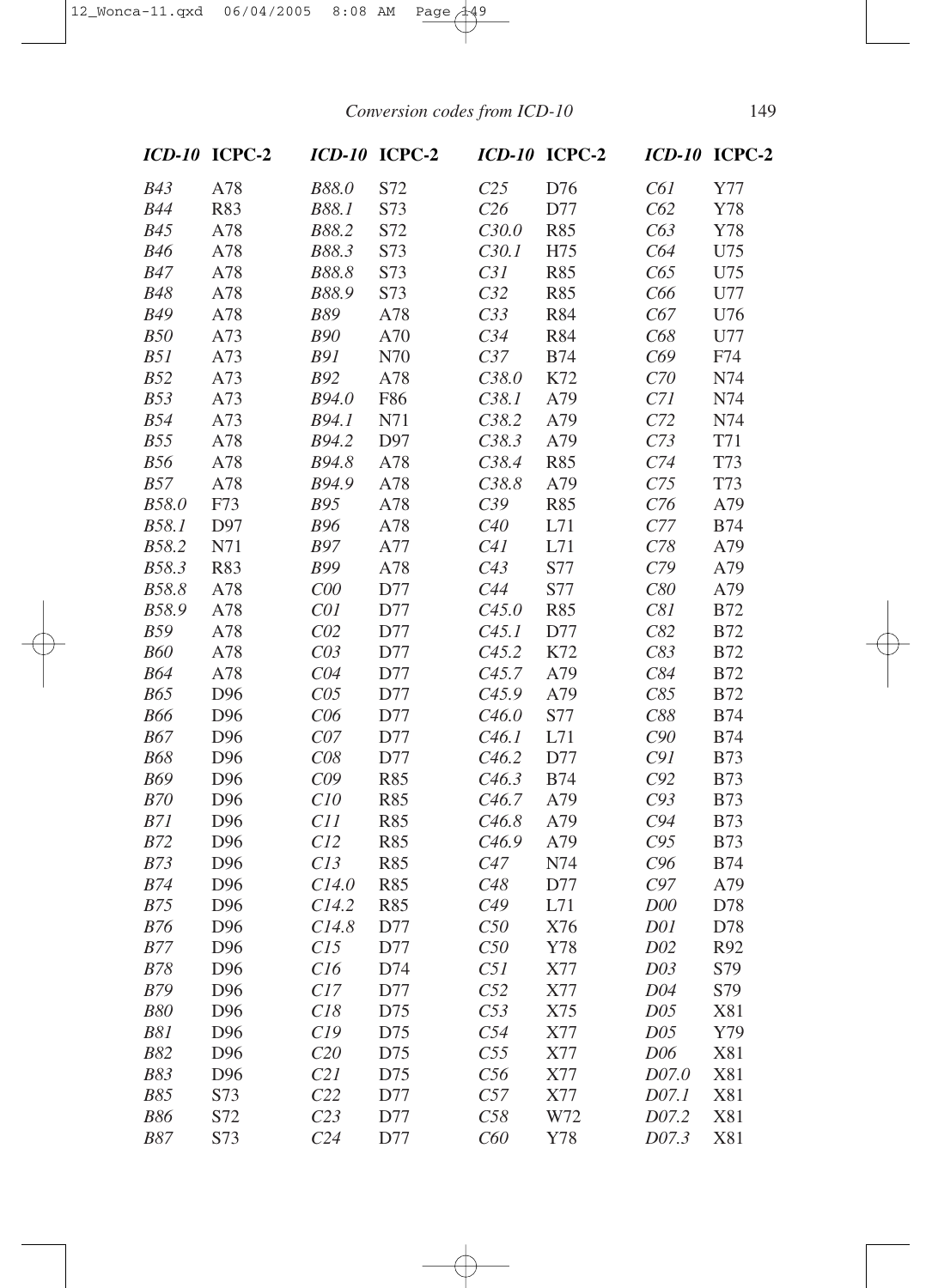| *ICD-10* | ICPC-2 | *ICD-10* | ICPC-2 | *ICD-10* | ICPC-2 | *ICD-10* | ICPC-2 |
|---|---|---|---|---|---|---|---|
| *B43* | A78 | *B88.0* | S72 | *C25* | D76 | *C61* | Y77 |
| *B44* | R83 | *B88.1* | S73 | *C26* | D77 | *C62* | Y78 |
| *B45* | A78 | *B88.2* | S72 | *C30.0* | R85 | *C63* | Y78 |
| *B46* | A78 | *B88.3* | S73 | *C30.1* | H75 | *C64* | U75 |
| *B47* | A78 | *B88.8* | S73 | *C31* | R85 | *C65* | U75 |
| *B48* | A78 | *B88.9* | S73 | *C32* | R85 | *C66* | U77 |
| *B49* | A78 | *B89* | A78 | *C33* | R84 | *C67* | U76 |
| *B50* | A73 | *B90* | A70 | *C34* | R84 | *C68* | U77 |
| *B51* | A73 | *B91* | N70 | *C37* | B74 | *C69* | F74 |
| *B52* | A73 | *B92* | A78 | *C38.0* | K72 | *C70* | N74 |
| *B53* | A73 | *B94.0* | F86 | *C38.1* | A79 | *C71* | N74 |
| *B54* | A73 | *B94.1* | N71 | *C38.2* | A79 | *C72* | N74 |
| *B55* | A78 | *B94.2* | D97 | *C38.3* | A79 | *C73* | T71 |
| *B56* | A78 | *B94.8* | A78 | *C38.4* | R85 | *C74* | T73 |
| *B57* | A78 | *B94.9* | A78 | *C38.8* | A79 | *C75* | T73 |
| *B58.0* | F73 | *B95* | A78 | *C39* | R85 | *C76* | A79 |
| *B58.1* | D97 | *B96* | A78 | *C40* | L71 | *C77* | B74 |
| *B58.2* | N71 | *B97* | A77 | *C41* | L71 | *C78* | A79 |
| *B58.3* | R83 | *B99* | A78 | *C43* | S77 | *C79* | A79 |
| *B58.8* | A78 | *C00* | D77 | *C44* | S77 | *C80* | A79 |
| *B58.9* | A78 | *C01* | D77 | *C45.0* | R85 | *C81* | B72 |
| *B59* | A78 | *C02* | D77 | *C45.1* | D77 | *C82* | B72 |
| *B60* | A78 | *C03* | D77 | *C45.2* | K72 | *C83* | B72 |
| *B64* | A78 | *C04* | D77 | *C45.7* | A79 | *C84* | B72 |
| *B65* | D96 | *C05* | D77 | *C45.9* | A79 | *C85* | B72 |
| *B66* | D96 | *C06* | D77 | *C46.0* | S77 | *C88* | B74 |
| *B67* | D96 | *C07* | D77 | *C46.1* | L71 | *C90* | B74 |
| *B68* | D96 | *C08* | D77 | *C46.2* | D77 | *C91* | B73 |
| *B69* | D96 | *C09* | R85 | *C46.3* | B74 | *C92* | B73 |
| *B70* | D96 | *C10* | R85 | *C46.7* | A79 | *C93* | B73 |
| *B71* | D96 | *C11* | R85 | *C46.8* | A79 | *C94* | B73 |
| *B72* | D96 | *C12* | R85 | *C46.9* | A79 | *C95* | B73 |
| *B73* | D96 | *C13* | R85 | *C47* | N74 | *C96* | B74 |
| *B74* | D96 | *C14.0* | R85 | *C48* | D77 | *C97* | A79 |
| *B75* | D96 | *C14.2* | R85 | *C49* | L71 | *D00* | D78 |
| *B76* | D96 | *C14.8* | D77 | *C50* | X76 | *D01* | D78 |
| *B77* | D96 | *C15* | D77 | *C50* | Y78 | *D02* | R92 |
| *B78* | D96 | *C16* | D74 | *C51* | X77 | *D03* | S79 |
| *B79* | D96 | *C17* | D77 | *C52* | X77 | *D04* | S79 |
| *B80* | D96 | *C18* | D75 | *C53* | X75 | *D05* | X81 |
| *B81* | D96 | *C19* | D75 | *C54* | X77 | *D05* | Y79 |
| *B82* | D96 | *C20* | D75 | *C55* | X77 | *D06* | X81 |
| *B83* | D96 | *C21* | D75 | *C56* | X77 | *D07.0* | X81 |
| *B85* | S73 | *C22* | D77 | *C57* | X77 | *D07.1* | X81 |
| *B86* | S72 | *C23* | D77 | *C58* | W72 | *D07.2* | X81 |
| *B87* | S73 | *C24* | D77 | *C60* | Y78 | *D07.3* | X81 |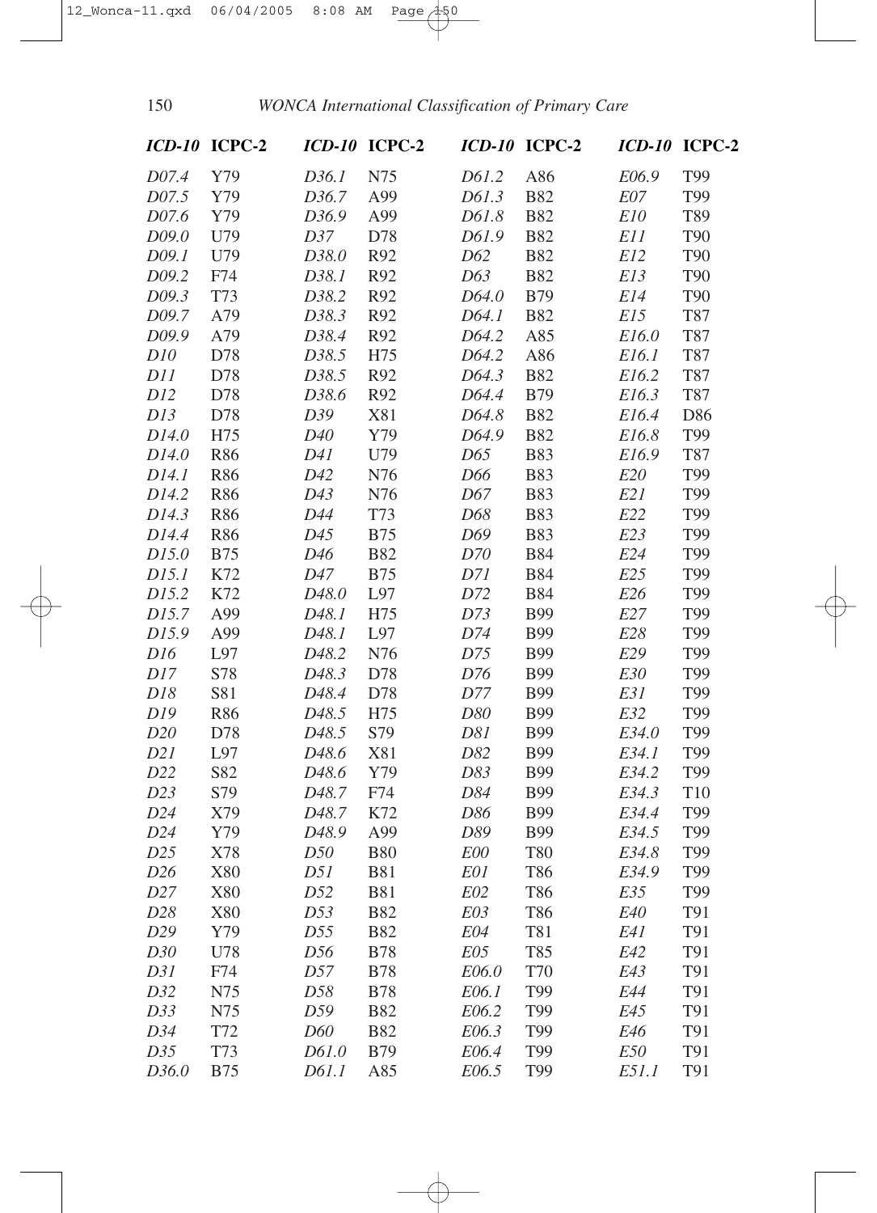| *ICD-10* | ICPC-2 | *ICD-10* | ICPC-2 | *ICD-10* | ICPC-2 | *ICD-10* | ICPC-2 |
|---|---|---|---|---|---|---|---|
| *D07.4* | Y79 | *D36.1* | N75 | *D61.2* | A86 | *E06.9* | T99 |
| *D07.5* | Y79 | *D36.7* | A99 | *D61.3* | B82 | *E07* | T99 |
| *D07.6* | Y79 | *D36.9* | A99 | *D61.8* | B82 | *E10* | T89 |
| *D09.0* | U79 | *D37* | D78 | *D61.9* | B82 | *E11* | T90 |
| *D09.1* | U79 | *D38.0* | R92 | *D62* | B82 | *E12* | T90 |
| *D09.2* | F74 | *D38.1* | R92 | *D63* | B82 | *E13* | T90 |
| *D09.3* | T73 | *D38.2* | R92 | *D64.0* | B79 | *E14* | T90 |
| *D09.7* | A79 | *D38.3* | R92 | *D64.1* | B82 | *E15* | T87 |
| *D09.9* | A79 | *D38.4* | R92 | *D64.2* | A85 | *E16.0* | T87 |
| *D10* | D78 | *D38.5* | H75 | *D64.2* | A86 | *E16.1* | T87 |
| *D11* | D78 | *D38.5* | R92 | *D64.3* | B82 | *E16.2* | T87 |
| *D12* | D78 | *D38.6* | R92 | *D64.4* | B79 | *E16.3* | T87 |
| *D13* | D78 | *D39* | X81 | *D64.8* | B82 | *E16.4* | D86 |
| *D14.0* | H75 | *D40* | Y79 | *D64.9* | B82 | *E16.8* | T99 |
| *D14.0* | R86 | *D41* | U79 | *D65* | B83 | *E16.9* | T87 |
| *D14.1* | R86 | *D42* | N76 | *D66* | B83 | *E20* | T99 |
| *D14.2* | R86 | *D43* | N76 | *D67* | B83 | *E21* | T99 |
| *D14.3* | R86 | *D44* | T73 | *D68* | B83 | *E22* | T99 |
| *D14.4* | R86 | *D45* | B75 | *D69* | B83 | *E23* | T99 |
| *D15.0* | B75 | *D46* | B82 | *D70* | B84 | *E24* | T99 |
| *D15.1* | K72 | *D47* | B75 | *D71* | B84 | *E25* | T99 |
| *D15.2* | K72 | *D48.0* | L97 | *D72* | B84 | *E26* | T99 |
| *D15.7* | A99 | *D48.1* | H75 | *D73* | B99 | *E27* | T99 |
| *D15.9* | A99 | *D48.1* | L97 | *D74* | B99 | *E28* | T99 |
| *D16* | L97 | *D48.2* | N76 | *D75* | B99 | *E29* | T99 |
| *D17* | S78 | *D48.3* | D78 | *D76* | B99 | *E30* | T99 |
| *D18* | S81 | *D48.4* | D78 | *D77* | B99 | *E31* | T99 |
| *D19* | R86 | *D48.5* | H75 | *D80* | B99 | *E32* | T99 |
| *D20* | D78 | *D48.5* | S79 | *D81* | B99 | *E34.0* | T99 |
| *D21* | L97 | *D48.6* | X81 | *D82* | B99 | *E34.1* | T99 |
| *D22* | S82 | *D48.6* | Y79 | *D83* | B99 | *E34.2* | T99 |
| *D23* | S79 | *D48.7* | F74 | *D84* | B99 | *E34.3* | T10 |
| *D24* | X79 | *D48.7* | K72 | *D86* | B99 | *E34.4* | T99 |
| *D24* | Y79 | *D48.9* | A99 | *D89* | B99 | *E34.5* | T99 |
| *D25* | X78 | *D50* | B80 | *E00* | T80 | *E34.8* | T99 |
| *D26* | X80 | *D51* | B81 | *E01* | T86 | *E34.9* | T99 |
| *D27* | X80 | *D52* | B81 | *E02* | T86 | *E35* | T99 |
| *D28* | X80 | *D53* | B82 | *E03* | T86 | *E40* | T91 |
| *D29* | Y79 | *D55* | B82 | *E04* | T81 | *E41* | T91 |
| *D30* | U78 | *D56* | B78 | *E05* | T85 | *E42* | T91 |
| *D31* | F74 | *D57* | B78 | *E06.0* | T70 | *E43* | T91 |
| *D32* | N75 | *D58* | B78 | *E06.1* | T99 | *E44* | T91 |
| *D33* | N75 | *D59* | B82 | *E06.2* | T99 | *E45* | T91 |
| *D34* | T72 | *D60* | B82 | *E06.3* | T99 | *E46* | T91 |
| *D35* | T73 | *D61.0* | B79 | *E06.4* | T99 | *E50* | T91 |
| *D36.0* | B75 | *D61.1* | A85 | *E06.5* | T99 | *E51.1* | T91 |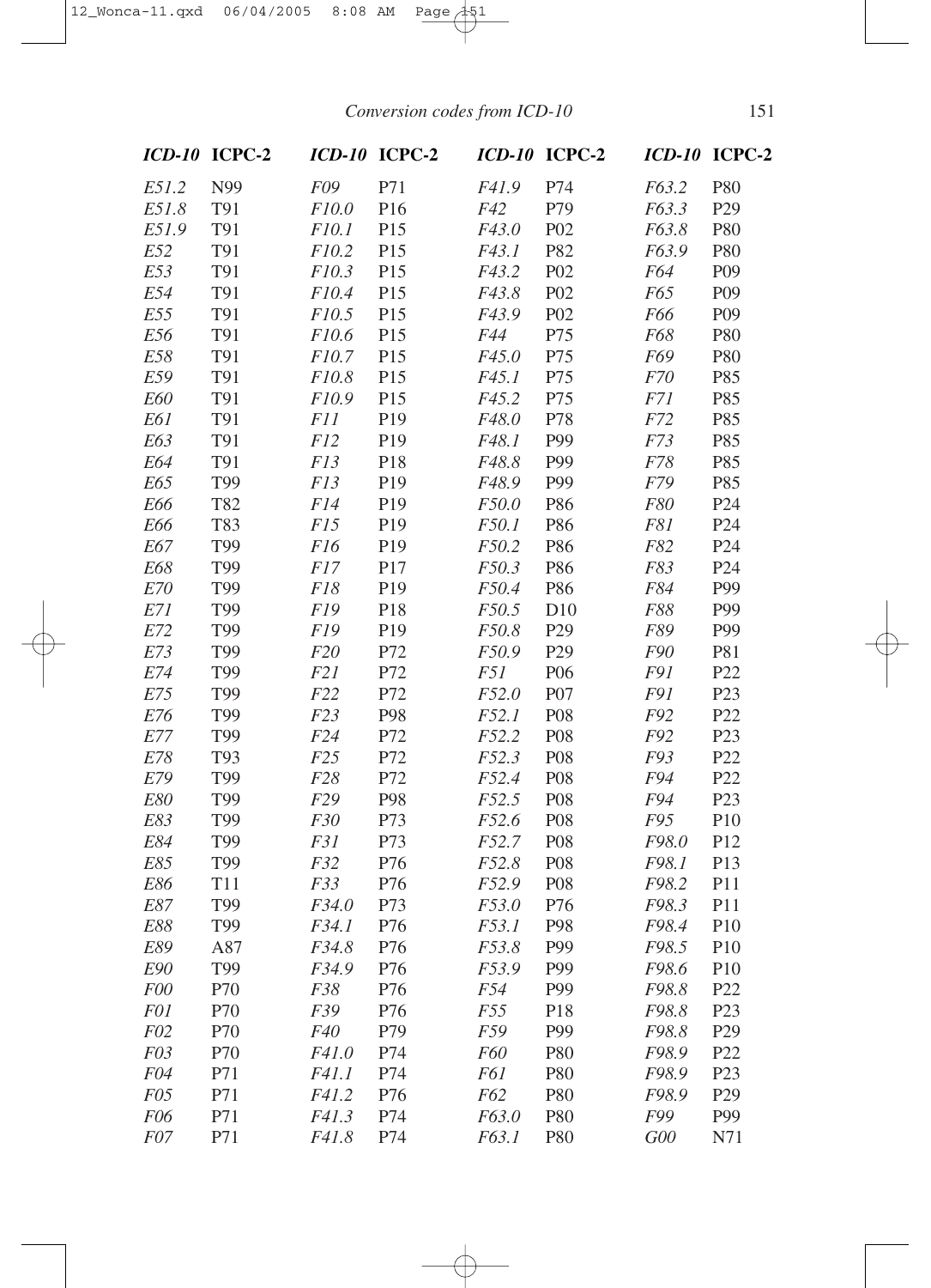| *ICD-10* | ICPC-2 | *ICD-10* | ICPC-2 | *ICD-10* | ICPC-2 | *ICD-10* | ICPC-2 |
|---|---|---|---|---|---|---|---|
| *E51.2* | N99 | *F09* | P71 | *F41.9* | P74 | *F63.2* | P80 |
| *E51.8* | T91 | *F10.0* | P16 | *F42* | P79 | *F63.3* | P29 |
| *E51.9* | T91 | *F10.1* | P15 | *F43.0* | P02 | *F63.8* | P80 |
| *E52* | T91 | *F10.2* | P15 | *F43.1* | P82 | *F63.9* | P80 |
| *E53* | T91 | *F10.3* | P15 | *F43.2* | P02 | *F64* | P09 |
| *E54* | T91 | *F10.4* | P15 | *F43.8* | P02 | *F65* | P09 |
| *E55* | T91 | *F10.5* | P15 | *F43.9* | P02 | *F66* | P09 |
| *E56* | T91 | *F10.6* | P15 | *F44* | P75 | *F68* | P80 |
| *E58* | T91 | *F10.7* | P15 | *F45.0* | P75 | *F69* | P80 |
| *E59* | T91 | *F10.8* | P15 | *F45.1* | P75 | *F70* | P85 |
| *E60* | T91 | *F10.9* | P15 | *F45.2* | P75 | *F71* | P85 |
| *E61* | T91 | *F11* | P19 | *F48.0* | P78 | *F72* | P85 |
| *E63* | T91 | *F12* | P19 | *F48.1* | P99 | *F73* | P85 |
| *E64* | T91 | *F13* | P18 | *F48.8* | P99 | *F78* | P85 |
| *E65* | T99 | *F13* | P19 | *F48.9* | P99 | *F79* | P85 |
| *E66* | T82 | *F14* | P19 | *F50.0* | P86 | *F80* | P24 |
| *E66* | T83 | *F15* | P19 | *F50.1* | P86 | *F81* | P24 |
| *E67* | T99 | *F16* | P19 | *F50.2* | P86 | *F82* | P24 |
| *E68* | T99 | *F17* | P17 | *F50.3* | P86 | *F83* | P24 |
| *E70* | T99 | *F18* | P19 | *F50.4* | P86 | *F84* | P99 |
| *E71* | T99 | *F19* | P18 | *F50.5* | D10 | *F88* | P99 |
| *E72* | T99 | *F19* | P19 | *F50.8* | P29 | *F89* | P99 |
| *E73* | T99 | *F20* | P72 | *F50.9* | P29 | *F90* | P81 |
| *E74* | T99 | *F21* | P72 | *F51* | P06 | *F91* | P22 |
| *E75* | T99 | *F22* | P72 | *F52.0* | P07 | *F91* | P23 |
| *E76* | T99 | *F23* | P98 | *F52.1* | P08 | *F92* | P22 |
| *E77* | T99 | *F24* | P72 | *F52.2* | P08 | *F92* | P23 |
| *E78* | T93 | *F25* | P72 | *F52.3* | P08 | *F93* | P22 |
| *E79* | T99 | *F28* | P72 | *F52.4* | P08 | *F94* | P22 |
| *E80* | T99 | *F29* | P98 | *F52.5* | P08 | *F94* | P23 |
| *E83* | T99 | *F30* | P73 | *F52.6* | P08 | *F95* | P10 |
| *E84* | T99 | *F31* | P73 | *F52.7* | P08 | *F98.0* | P12 |
| *E85* | T99 | *F32* | P76 | *F52.8* | P08 | *F98.1* | P13 |
| *E86* | T11 | *F33* | P76 | *F52.9* | P08 | *F98.2* | P11 |
| *E87* | T99 | *F34.0* | P73 | *F53.0* | P76 | *F98.3* | P11 |
| *E88* | T99 | *F34.1* | P76 | *F53.1* | P98 | *F98.4* | P10 |
| *E89* | A87 | *F34.8* | P76 | *F53.8* | P99 | *F98.5* | P10 |
| *E90* | T99 | *F34.9* | P76 | *F53.9* | P99 | *F98.6* | P10 |
| *F00* | P70 | *F38* | P76 | *F54* | P99 | *F98.8* | P22 |
| *F01* | P70 | *F39* | P76 | *F55* | P18 | *F98.8* | P23 |
| *F02* | P70 | *F40* | P79 | *F59* | P99 | *F98.8* | P29 |
| *F03* | P70 | *F41.0* | P74 | *F60* | P80 | *F98.9* | P22 |
| *F04* | P71 | *F41.1* | P74 | *F61* | P80 | *F98.9* | P23 |
| *F05* | P71 | *F41.2* | P76 | *F62* | P80 | *F98.9* | P29 |
| *F06* | P71 | *F41.3* | P74 | *F63.0* | P80 | *F99* | P99 |
| *F07* | P71 | *F41.8* | P74 | *F63.1* | P80 | *G00* | N71 |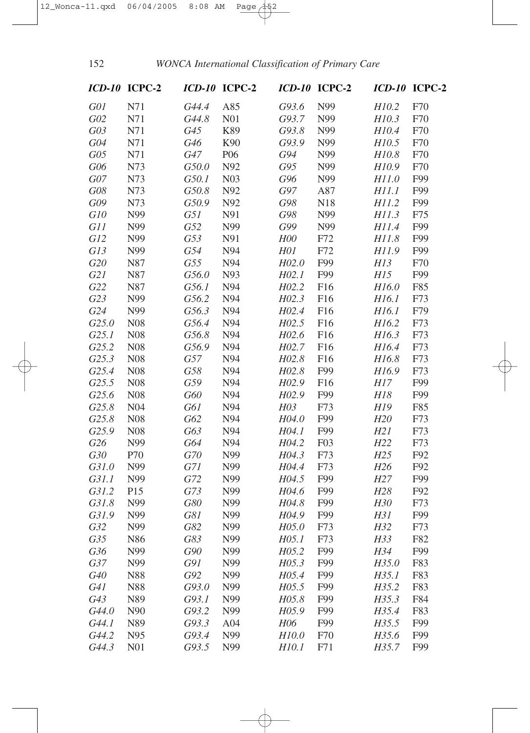| *ICD-10* | ICPC-2 | *ICD-10* | ICPC-2 | *ICD-10* | ICPC-2 | *ICD-10* | ICPC-2 |
|---|---|---|---|---|---|---|---|
| *G01* | N71 | *G44.4* | A85 | *G93.6* | N99 | *H10.2* | F70 |
| *G02* | N71 | *G44.8* | N01 | *G93.7* | N99 | *H10.3* | F70 |
| *G03* | N71 | *G45* | K89 | *G93.8* | N99 | *H10.4* | F70 |
| *G04* | N71 | *G46* | K90 | *G93.9* | N99 | *H10.5* | F70 |
| *G05* | N71 | *G47* | P06 | *G94* | N99 | *H10.8* | F70 |
| *G06* | N73 | *G50.0* | N92 | *G95* | N99 | *H10.9* | F70 |
| *G07* | N73 | *G50.1* | N03 | *G96* | N99 | *H11.0* | F99 |
| *G08* | N73 | *G50.8* | N92 | *G97* | A87 | *H11.1* | F99 |
| *G09* | N73 | *G50.9* | N92 | *G98* | N18 | *H11.2* | F99 |
| *G10* | N99 | *G51* | N91 | *G98* | N99 | *H11.3* | F75 |
| *G11* | N99 | *G52* | N99 | *G99* | N99 | *H11.4* | F99 |
| *G12* | N99 | *G53* | N91 | *H00* | F72 | *H11.8* | F99 |
| *G13* | N99 | *G54* | N94 | *H01* | F72 | *H11.9* | F99 |
| *G20* | N87 | *G55* | N94 | *H02.0* | F99 | *H13* | F70 |
| *G21* | N87 | *G56.0* | N93 | *H02.1* | F99 | *H15* | F99 |
| *G22* | N87 | *G56.1* | N94 | *H02.2* | F16 | *H16.0* | F85 |
| *G23* | N99 | *G56.2* | N94 | *H02.3* | F16 | *H16.1* | F73 |
| *G24* | N99 | *G56.3* | N94 | *H02.4* | F16 | *H16.1* | F79 |
| *G25.0* | N08 | *G56.4* | N94 | *H02.5* | F16 | *H16.2* | F73 |
| *G25.1* | N08 | *G56.8* | N94 | *H02.6* | F16 | *H16.3* | F73 |
| *G25.2* | N08 | *G56.9* | N94 | *H02.7* | F16 | *H16.4* | F73 |
| *G25.3* | N08 | *G57* | N94 | *H02.8* | F16 | *H16.8* | F73 |
| *G25.4* | N08 | *G58* | N94 | *H02.8* | F99 | *H16.9* | F73 |
| *G25.5* | N08 | *G59* | N94 | *H02.9* | F16 | *H17* | F99 |
| *G25.6* | N08 | *G60* | N94 | *H02.9* | F99 | *H18* | F99 |
| *G25.8* | N04 | *G61* | N94 | *H03* | F73 | *H19* | F85 |
| *G25.8* | N08 | *G62* | N94 | *H04.0* | F99 | *H20* | F73 |
| *G25.9* | N08 | *G63* | N94 | *H04.1* | F99 | *H21* | F73 |
| *G26* | N99 | *G64* | N94 | *H04.2* | F03 | *H22* | F73 |
| *G30* | P70 | *G70* | N99 | *H04.3* | F73 | *H25* | F92 |
| *G31.0* | N99 | *G71* | N99 | *H04.4* | F73 | *H26* | F92 |
| *G31.1* | N99 | *G72* | N99 | *H04.5* | F99 | *H27* | F99 |
| *G31.2* | P15 | *G73* | N99 | *H04.6* | F99 | *H28* | F92 |
| *G31.8* | N99 | *G80* | N99 | *H04.8* | F99 | *H30* | F73 |
| *G31.9* | N99 | *G81* | N99 | *H04.9* | F99 | *H31* | F99 |
| *G32* | N99 | *G82* | N99 | *H05.0* | F73 | *H32* | F73 |
| *G35* | N86 | *G83* | N99 | *H05.1* | F73 | *H33* | F82 |
| *G36* | N99 | *G90* | N99 | *H05.2* | F99 | *H34* | F99 |
| *G37* | N99 | *G91* | N99 | *H05.3* | F99 | *H35.0* | F83 |
| *G40* | N88 | *G92* | N99 | *H05.4* | F99 | *H35.1* | F83 |
| *G41* | N88 | *G93.0* | N99 | *H05.5* | F99 | *H35.2* | F83 |
| *G43* | N89 | *G93.1* | N99 | *H05.8* | F99 | *H35.3* | F84 |
| *G44.0* | N90 | *G93.2* | N99 | *H05.9* | F99 | *H35.4* | F83 |
| *G44.1* | N89 | *G93.3* | A04 | *H06* | F99 | *H35.5* | F99 |
| *G44.2* | N95 | *G93.4* | N99 | *H10.0* | F70 | *H35.6* | F99 |
| *G44.3* | N01 | *G93.5* | N99 | *H10.1* | F71 | *H35.7* | F99 |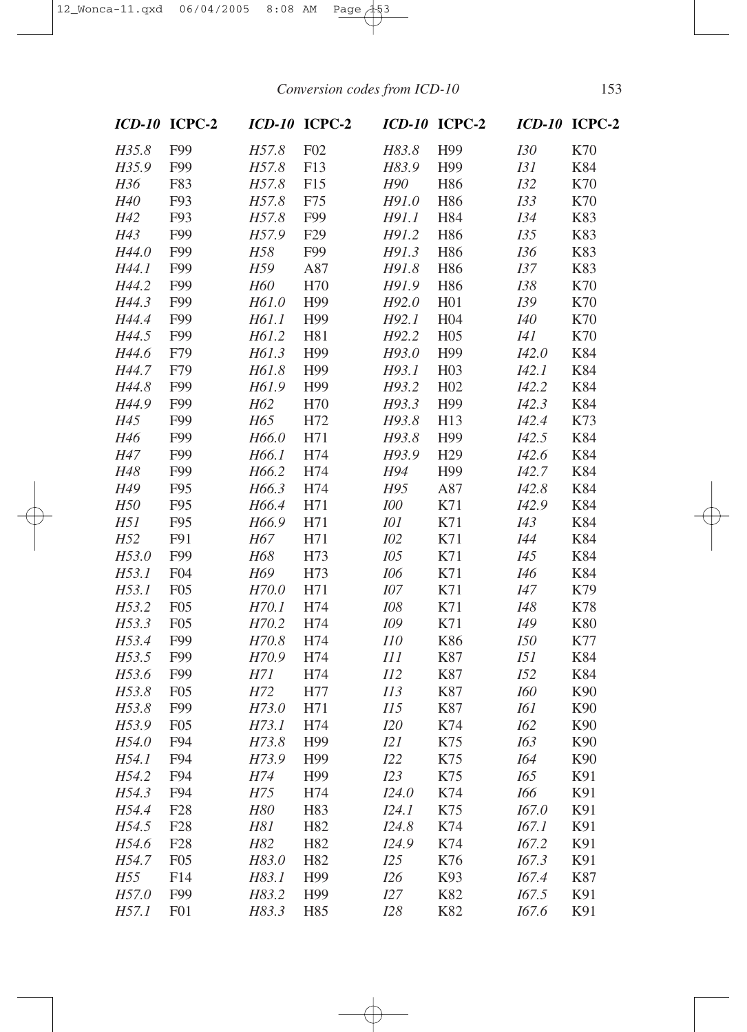| ICD-10 | ICPC-2 | ICD-10 | ICPC-2 | ICD-10 | ICPC-2 | ICD-10 | ICPC-2 |
|---|---|---|---|---|---|---|---|
| *H35.8* | F99 | *H57.8* | F02 | *H83.8* | H99 | *I30* | K70 |
| *H35.9* | F99 | *H57.8* | F13 | *H83.9* | H99 | *I31* | K84 |
| *H36* | F83 | *H57.8* | F15 | *H90* | H86 | *I32* | K70 |
| *H40* | F93 | *H57.8* | F75 | *H91.0* | H86 | *I33* | K70 |
| *H42* | F93 | *H57.8* | F99 | *H91.1* | H84 | *I34* | K83 |
| *H43* | F99 | *H57.9* | F29 | *H91.2* | H86 | *I35* | K83 |
| *H44.0* | F99 | *H58* | F99 | *H91.3* | H86 | *I36* | K83 |
| *H44.1* | F99 | *H59* | A87 | *H91.8* | H86 | *I37* | K83 |
| *H44.2* | F99 | *H60* | H70 | *H91.9* | H86 | *I38* | K70 |
| *H44.3* | F99 | *H61.0* | H99 | *H92.0* | H01 | *I39* | K70 |
| *H44.4* | F99 | *H61.1* | H99 | *H92.1* | H04 | *I40* | K70 |
| *H44.5* | F99 | *H61.2* | H81 | *H92.2* | H05 | *I41* | K70 |
| *H44.6* | F79 | *H61.3* | H99 | *H93.0* | H99 | *I42.0* | K84 |
| *H44.7* | F79 | *H61.8* | H99 | *H93.1* | H03 | *I42.1* | K84 |
| *H44.8* | F99 | *H61.9* | H99 | *H93.2* | H02 | *I42.2* | K84 |
| *H44.9* | F99 | *H62* | H70 | *H93.3* | H99 | *I42.3* | K84 |
| *H45* | F99 | *H65* | H72 | *H93.8* | H13 | *I42.4* | K73 |
| *H46* | F99 | *H66.0* | H71 | *H93.8* | H99 | *I42.5* | K84 |
| *H47* | F99 | *H66.1* | H74 | *H93.9* | H29 | *I42.6* | K84 |
| *H48* | F99 | *H66.2* | H74 | *H94* | H99 | *I42.7* | K84 |
| *H49* | F95 | *H66.3* | H74 | *H95* | A87 | *I42.8* | K84 |
| *H50* | F95 | *H66.4* | H71 | *I00* | K71 | *I42.9* | K84 |
| *H51* | F95 | *H66.9* | H71 | *I01* | K71 | *I43* | K84 |
| *H52* | F91 | *H67* | H71 | *I02* | K71 | *I44* | K84 |
| *H53.0* | F99 | *H68* | H73 | *I05* | K71 | *I45* | K84 |
| *H53.1* | F04 | *H69* | H73 | *I06* | K71 | *I46* | K84 |
| *H53.1* | F05 | *H70.0* | H71 | *I07* | K71 | *I47* | K79 |
| *H53.2* | F05 | *H70.1* | H74 | *I08* | K71 | *I48* | K78 |
| *H53.3* | F05 | *H70.2* | H74 | *I09* | K71 | *I49* | K80 |
| *H53.4* | F99 | *H70.8* | H74 | *I10* | K86 | *I50* | K77 |
| *H53.5* | F99 | *H70.9* | H74 | *I11* | K87 | *I51* | K84 |
| *H53.6* | F99 | *H71* | H74 | *I12* | K87 | *I52* | K84 |
| *H53.8* | F05 | *H72* | H77 | *I13* | K87 | *I60* | K90 |
| *H53.8* | F99 | *H73.0* | H71 | *I15* | K87 | *I61* | K90 |
| *H53.9* | F05 | *H73.1* | H74 | *I20* | K74 | *I62* | K90 |
| *H54.0* | F94 | *H73.8* | H99 | *I21* | K75 | *I63* | K90 |
| *H54.1* | F94 | *H73.9* | H99 | *I22* | K75 | *I64* | K90 |
| *H54.2* | F94 | *H74* | H99 | *I23* | K75 | *I65* | K91 |
| *H54.3* | F94 | *H75* | H74 | *I24.0* | K74 | *I66* | K91 |
| *H54.4* | F28 | *H80* | H83 | *I24.1* | K75 | *I67.0* | K91 |
| *H54.5* | F28 | *H81* | H82 | *I24.8* | K74 | *I67.1* | K91 |
| *H54.6* | F28 | *H82* | H82 | *I24.9* | K74 | *I67.2* | K91 |
| *H54.7* | F05 | *H83.0* | H82 | *I25* | K76 | *I67.3* | K91 |
| *H55* | F14 | *H83.1* | H99 | *I26* | K93 | *I67.4* | K87 |
| *H57.0* | F99 | *H83.2* | H99 | *I27* | K82 | *I67.5* | K91 |
| *H57.1* | F01 | *H83.3* | H85 | *I28* | K82 | *I67.6* | K91 |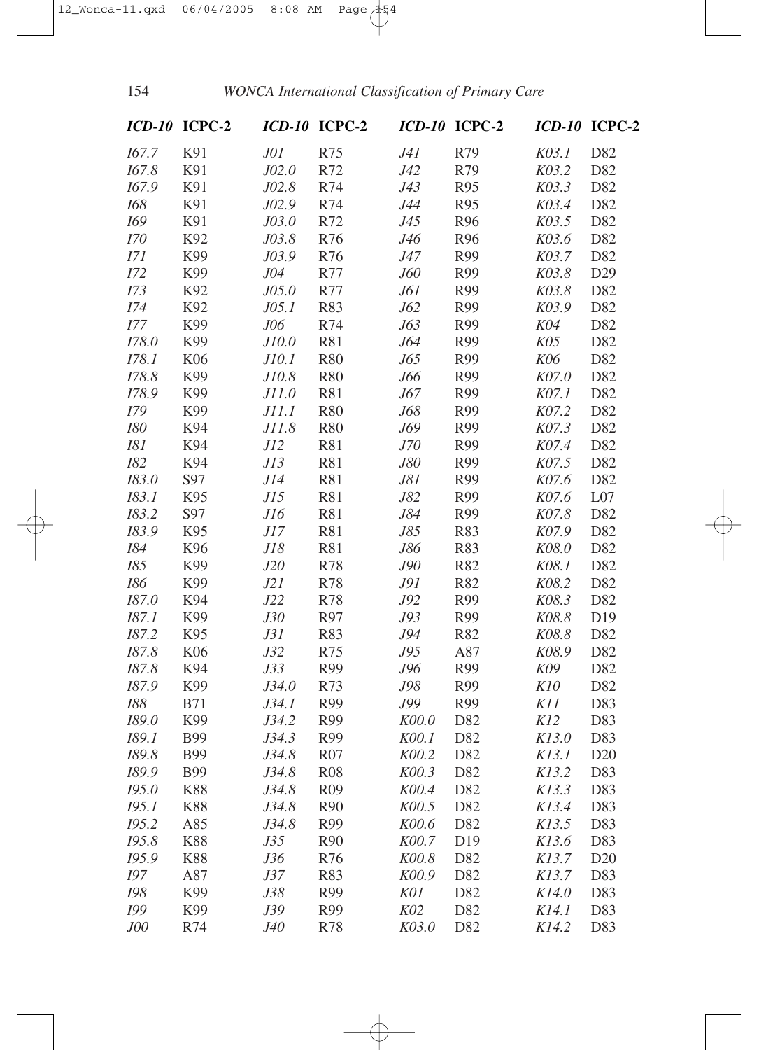| *ICD-10* | ICPC-2 | *ICD-10* | ICPC-2 | *ICD-10* | ICPC-2 | *ICD-10* | ICPC-2 |
|---|---|---|---|---|---|---|---|
| *I67.7* | K91 | *J01* | R75 | *J41* | R79 | *K03.1* | D82 |
| *I67.8* | K91 | *J02.0* | R72 | *J42* | R79 | *K03.2* | D82 |
| *I67.9* | K91 | *J02.8* | R74 | *J43* | R95 | *K03.3* | D82 |
| *I68* | K91 | *J02.9* | R74 | *J44* | R95 | *K03.4* | D82 |
| *I69* | K91 | *J03.0* | R72 | *J45* | R96 | *K03.5* | D82 |
| *I70* | K92 | *J03.8* | R76 | *J46* | R96 | *K03.6* | D82 |
| *I71* | K99 | *J03.9* | R76 | *J47* | R99 | *K03.7* | D82 |
| *I72* | K99 | *J04* | R77 | *J60* | R99 | *K03.8* | D29 |
| *I73* | K92 | *J05.0* | R77 | *J61* | R99 | *K03.8* | D82 |
| *I74* | K92 | *J05.1* | R83 | *J62* | R99 | *K03.9* | D82 |
| *I77* | K99 | *J06* | R74 | *J63* | R99 | *K04* | D82 |
| *I78.0* | K99 | *J10.0* | R81 | *J64* | R99 | *K05* | D82 |
| *I78.1* | K06 | *J10.1* | R80 | *J65* | R99 | *K06* | D82 |
| *I78.8* | K99 | *J10.8* | R80 | *J66* | R99 | *K07.0* | D82 |
| *I78.9* | K99 | *J11.0* | R81 | *J67* | R99 | *K07.1* | D82 |
| *I79* | K99 | *J11.1* | R80 | *J68* | R99 | *K07.2* | D82 |
| *I80* | K94 | *J11.8* | R80 | *J69* | R99 | *K07.3* | D82 |
| *I81* | K94 | *J12* | R81 | *J70* | R99 | *K07.4* | D82 |
| *I82* | K94 | *J13* | R81 | *J80* | R99 | *K07.5* | D82 |
| *I83.0* | S97 | *J14* | R81 | *J81* | R99 | *K07.6* | D82 |
| *I83.1* | K95 | *J15* | R81 | *J82* | R99 | *K07.6* | L07 |
| *I83.2* | S97 | *J16* | R81 | *J84* | R99 | *K07.8* | D82 |
| *I83.9* | K95 | *J17* | R81 | *J85* | R83 | *K07.9* | D82 |
| *I84* | K96 | *J18* | R81 | *J86* | R83 | *K08.0* | D82 |
| *I85* | K99 | *J20* | R78 | *J90* | R82 | *K08.1* | D82 |
| *I86* | K99 | *J21* | R78 | *J91* | R82 | *K08.2* | D82 |
| *I87.0* | K94 | *J22* | R78 | *J92* | R99 | *K08.3* | D82 |
| *I87.1* | K99 | *J30* | R97 | *J93* | R99 | *K08.8* | D19 |
| *I87.2* | K95 | *J31* | R83 | *J94* | R82 | *K08.8* | D82 |
| *I87.8* | K06 | *J32* | R75 | *J95* | A87 | *K08.9* | D82 |
| *I87.8* | K94 | *J33* | R99 | *J96* | R99 | *K09* | D82 |
| *I87.9* | K99 | *J34.0* | R73 | *J98* | R99 | *K10* | D82 |
| *I88* | B71 | *J34.1* | R99 | *J99* | R99 | *K11* | D83 |
| *I89.0* | K99 | *J34.2* | R99 | *K00.0* | D82 | *K12* | D83 |
| *I89.1* | B99 | *J34.3* | R99 | *K00.1* | D82 | *K13.0* | D83 |
| *I89.8* | B99 | *J34.8* | R07 | *K00.2* | D82 | *K13.1* | D20 |
| *I89.9* | B99 | *J34.8* | R08 | *K00.3* | D82 | *K13.2* | D83 |
| *I95.0* | K88 | *J34.8* | R09 | *K00.4* | D82 | *K13.3* | D83 |
| *I95.1* | K88 | *J34.8* | R90 | *K00.5* | D82 | *K13.4* | D83 |
| *I95.2* | A85 | *J34.8* | R99 | *K00.6* | D82 | *K13.5* | D83 |
| *I95.8* | K88 | *J35* | R90 | *K00.7* | D19 | *K13.6* | D83 |
| *I95.9* | K88 | *J36* | R76 | *K00.8* | D82 | *K13.7* | D20 |
| *I97* | A87 | *J37* | R83 | *K00.9* | D82 | *K13.7* | D83 |
| *I98* | K99 | *J38* | R99 | *K01* | D82 | *K14.0* | D83 |
| *I99* | K99 | *J39* | R99 | *K02* | D82 | *K14.1* | D83 |
| *J00* | R74 | *J40* | R78 | *K03.0* | D82 | *K14.2* | D83 |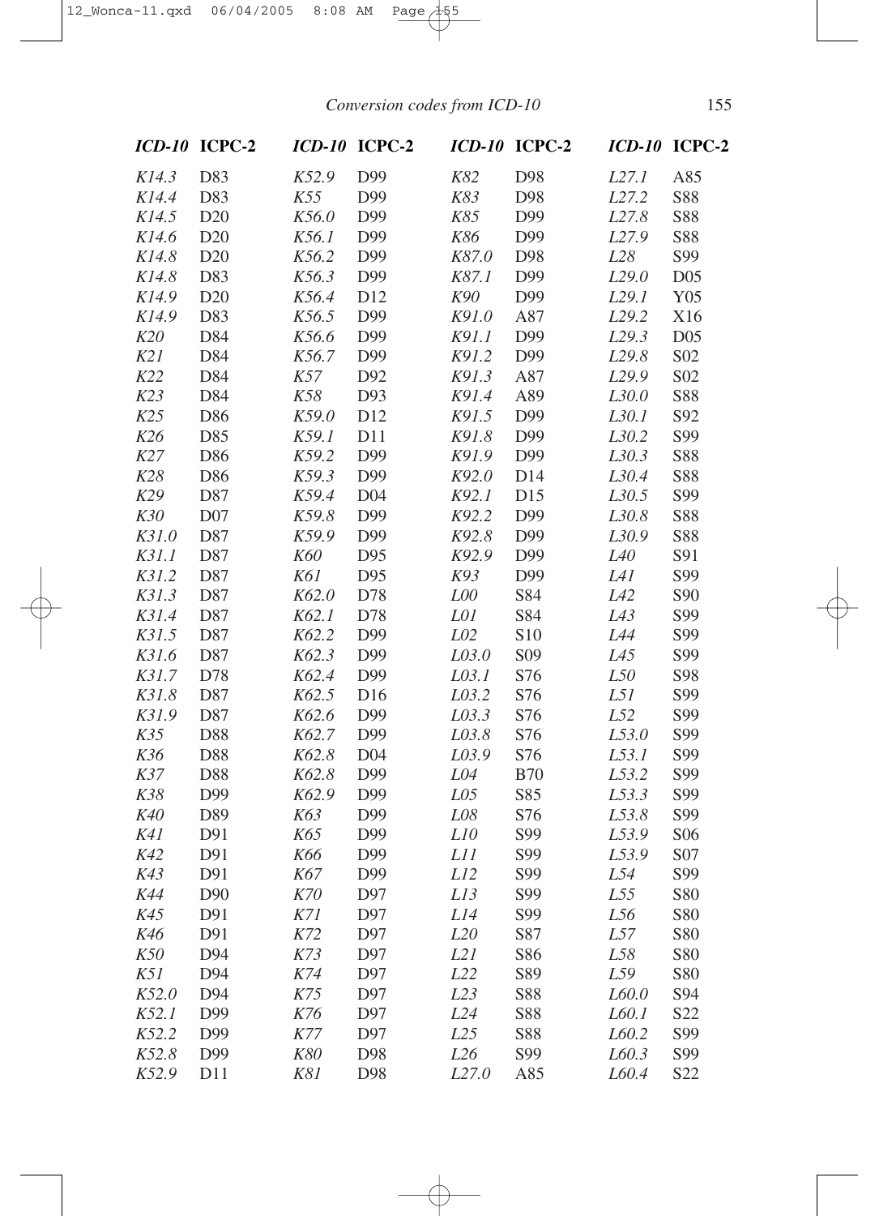| ICD-10 | ICPC-2 | ICD-10 | ICPC-2 | ICD-10 | ICPC-2 | ICD-10 | ICPC-2 |
|---|---|---|---|---|---|---|---|
| K14.3 | D83 | K52.9 | D99 | K82 | D98 | L27.1 | A85 |
| K14.4 | D83 | K55 | D99 | K83 | D98 | L27.2 | S88 |
| K14.5 | D20 | K56.0 | D99 | K85 | D99 | L27.8 | S88 |
| K14.6 | D20 | K56.1 | D99 | K86 | D99 | L27.9 | S88 |
| K14.8 | D20 | K56.2 | D99 | K87.0 | D98 | L28 | S99 |
| K14.8 | D83 | K56.3 | D99 | K87.1 | D99 | L29.0 | D05 |
| K14.9 | D20 | K56.4 | D12 | K90 | D99 | L29.1 | Y05 |
| K14.9 | D83 | K56.5 | D99 | K91.0 | A87 | L29.2 | X16 |
| K20 | D84 | K56.6 | D99 | K91.1 | D99 | L29.3 | D05 |
| K21 | D84 | K56.7 | D99 | K91.2 | D99 | L29.8 | S02 |
| K22 | D84 | K57 | D92 | K91.3 | A87 | L29.9 | S02 |
| K23 | D84 | K58 | D93 | K91.4 | A89 | L30.0 | S88 |
| K25 | D86 | K59.0 | D12 | K91.5 | D99 | L30.1 | S92 |
| K26 | D85 | K59.1 | D11 | K91.8 | D99 | L30.2 | S99 |
| K27 | D86 | K59.2 | D99 | K91.9 | D99 | L30.3 | S88 |
| K28 | D86 | K59.3 | D99 | K92.0 | D14 | L30.4 | S88 |
| K29 | D87 | K59.4 | D04 | K92.1 | D15 | L30.5 | S99 |
| K30 | D07 | K59.8 | D99 | K92.2 | D99 | L30.8 | S88 |
| K31.0 | D87 | K59.9 | D99 | K92.8 | D99 | L30.9 | S88 |
| K31.1 | D87 | K60 | D95 | K92.9 | D99 | L40 | S91 |
| K31.2 | D87 | K61 | D95 | K93 | D99 | L41 | S99 |
| K31.3 | D87 | K62.0 | D78 | L00 | S84 | L42 | S90 |
| K31.4 | D87 | K62.1 | D78 | L01 | S84 | L43 | S99 |
| K31.5 | D87 | K62.2 | D99 | L02 | S10 | L44 | S99 |
| K31.6 | D87 | K62.3 | D99 | L03.0 | S09 | L45 | S99 |
| K31.7 | D78 | K62.4 | D99 | L03.1 | S76 | L50 | S98 |
| K31.8 | D87 | K62.5 | D16 | L03.2 | S76 | L51 | S99 |
| K31.9 | D87 | K62.6 | D99 | L03.3 | S76 | L52 | S99 |
| K35 | D88 | K62.7 | D99 | L03.8 | S76 | L53.0 | S99 |
| K36 | D88 | K62.8 | D04 | L03.9 | S76 | L53.1 | S99 |
| K37 | D88 | K62.8 | D99 | L04 | B70 | L53.2 | S99 |
| K38 | D99 | K62.9 | D99 | L05 | S85 | L53.3 | S99 |
| K40 | D89 | K63 | D99 | L08 | S76 | L53.8 | S99 |
| K41 | D91 | K65 | D99 | L10 | S99 | L53.9 | S06 |
| K42 | D91 | K66 | D99 | L11 | S99 | L53.9 | S07 |
| K43 | D91 | K67 | D99 | L12 | S99 | L54 | S99 |
| K44 | D90 | K70 | D97 | L13 | S99 | L55 | S80 |
| K45 | D91 | K71 | D97 | L14 | S99 | L56 | S80 |
| K46 | D91 | K72 | D97 | L20 | S87 | L57 | S80 |
| K50 | D94 | K73 | D97 | L21 | S86 | L58 | S80 |
| K51 | D94 | K74 | D97 | L22 | S89 | L59 | S80 |
| K52.0 | D94 | K75 | D97 | L23 | S88 | L60.0 | S94 |
| K52.1 | D99 | K76 | D97 | L24 | S88 | L60.1 | S22 |
| K52.2 | D99 | K77 | D97 | L25 | S88 | L60.2 | S99 |
| K52.8 | D99 | K80 | D98 | L26 | S99 | L60.3 | S99 |
| K52.9 | D11 | K81 | D98 | L27.0 | A85 | L60.4 | S22 |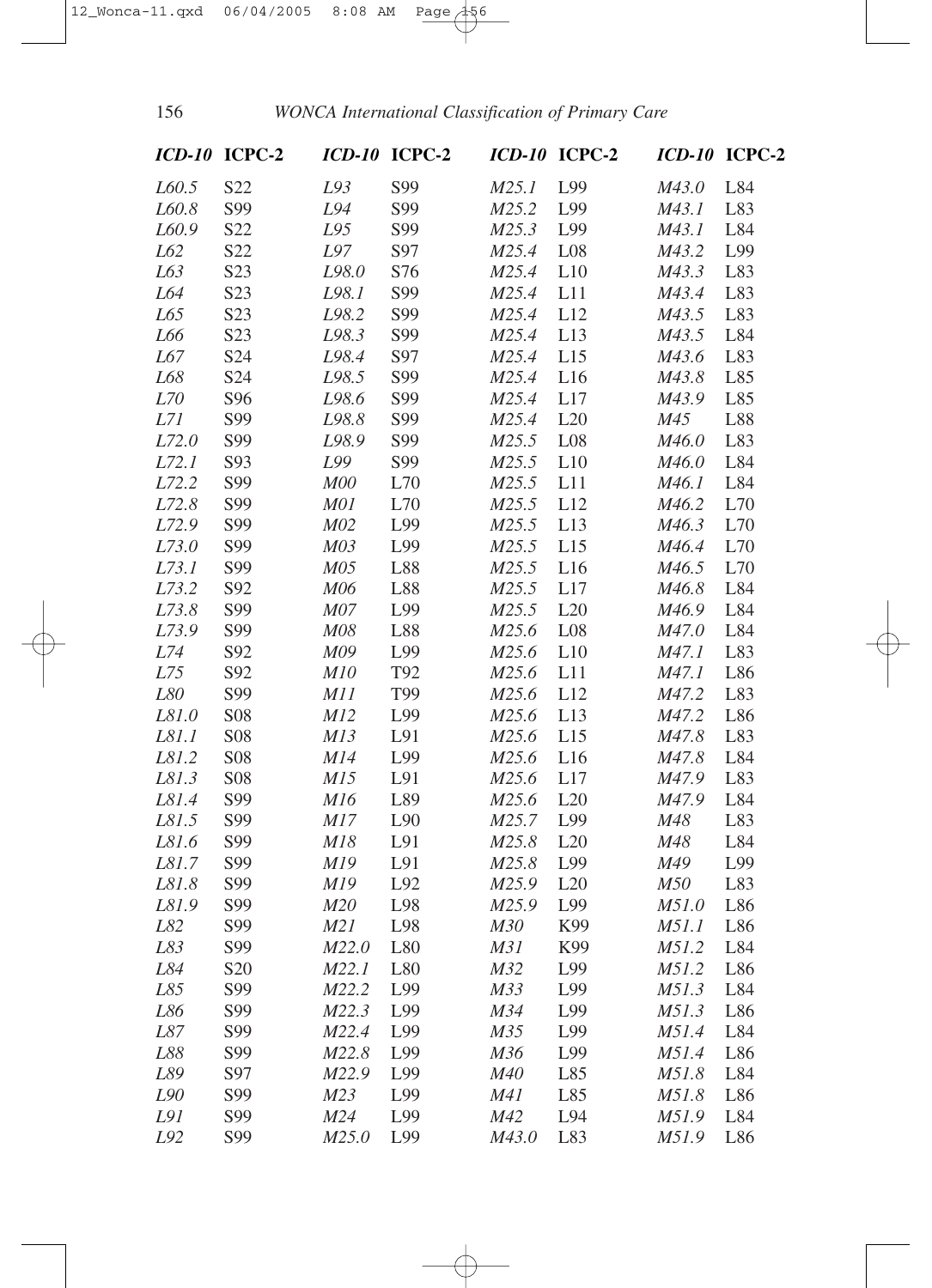| *ICD-10* | ICPC-2 | *ICD-10* | ICPC-2 | *ICD-10* | ICPC-2 | *ICD-10* | ICPC-2 |
|---|---|---|---|---|---|---|---|
| *L60.5* | S22 | *L93* | S99 | *M25.1* | L99 | *M43.0* | L84 |
| *L60.8* | S99 | *L94* | S99 | *M25.2* | L99 | *M43.1* | L83 |
| *L60.9* | S22 | *L95* | S99 | *M25.3* | L99 | *M43.1* | L84 |
| *L62* | S22 | *L97* | S97 | *M25.4* | L08 | *M43.2* | L99 |
| *L63* | S23 | *L98.0* | S76 | *M25.4* | L10 | *M43.3* | L83 |
| *L64* | S23 | *L98.1* | S99 | *M25.4* | L11 | *M43.4* | L83 |
| *L65* | S23 | *L98.2* | S99 | *M25.4* | L12 | *M43.5* | L83 |
| *L66* | S23 | *L98.3* | S99 | *M25.4* | L13 | *M43.5* | L84 |
| *L67* | S24 | *L98.4* | S97 | *M25.4* | L15 | *M43.6* | L83 |
| *L68* | S24 | *L98.5* | S99 | *M25.4* | L16 | *M43.8* | L85 |
| *L70* | S96 | *L98.6* | S99 | *M25.4* | L17 | *M43.9* | L85 |
| *L71* | S99 | *L98.8* | S99 | *M25.4* | L20 | *M45* | L88 |
| *L72.0* | S99 | *L98.9* | S99 | *M25.5* | L08 | *M46.0* | L83 |
| *L72.1* | S93 | *L99* | S99 | *M25.5* | L10 | *M46.0* | L84 |
| *L72.2* | S99 | *M00* | L70 | *M25.5* | L11 | *M46.1* | L84 |
| *L72.8* | S99 | *M01* | L70 | *M25.5* | L12 | *M46.2* | L70 |
| *L72.9* | S99 | *M02* | L99 | *M25.5* | L13 | *M46.3* | L70 |
| *L73.0* | S99 | *M03* | L99 | *M25.5* | L15 | *M46.4* | L70 |
| *L73.1* | S99 | *M05* | L88 | *M25.5* | L16 | *M46.5* | L70 |
| *L73.2* | S92 | *M06* | L88 | *M25.5* | L17 | *M46.8* | L84 |
| *L73.8* | S99 | *M07* | L99 | *M25.5* | L20 | *M46.9* | L84 |
| *L73.9* | S99 | *M08* | L88 | *M25.6* | L08 | *M47.0* | L84 |
| *L74* | S92 | *M09* | L99 | *M25.6* | L10 | *M47.1* | L83 |
| *L75* | S92 | *M10* | T92 | *M25.6* | L11 | *M47.1* | L86 |
| *L80* | S99 | *M11* | T99 | *M25.6* | L12 | *M47.2* | L83 |
| *L81.0* | S08 | *M12* | L99 | *M25.6* | L13 | *M47.2* | L86 |
| *L81.1* | S08 | *M13* | L91 | *M25.6* | L15 | *M47.8* | L83 |
| *L81.2* | S08 | *M14* | L99 | *M25.6* | L16 | *M47.8* | L84 |
| *L81.3* | S08 | *M15* | L91 | *M25.6* | L17 | *M47.9* | L83 |
| *L81.4* | S99 | *M16* | L89 | *M25.6* | L20 | *M47.9* | L84 |
| *L81.5* | S99 | *M17* | L90 | *M25.7* | L99 | *M48* | L83 |
| *L81.6* | S99 | *M18* | L91 | *M25.8* | L20 | *M48* | L84 |
| *L81.7* | S99 | *M19* | L91 | *M25.8* | L99 | *M49* | L99 |
| *L81.8* | S99 | *M19* | L92 | *M25.9* | L20 | *M50* | L83 |
| *L81.9* | S99 | *M20* | L98 | *M25.9* | L99 | *M51.0* | L86 |
| *L82* | S99 | *M21* | L98 | *M30* | K99 | *M51.1* | L86 |
| *L83* | S99 | *M22.0* | L80 | *M31* | K99 | *M51.2* | L84 |
| *L84* | S20 | *M22.1* | L80 | *M32* | L99 | *M51.2* | L86 |
| *L85* | S99 | *M22.2* | L99 | *M33* | L99 | *M51.3* | L84 |
| *L86* | S99 | *M22.3* | L99 | *M34* | L99 | *M51.3* | L86 |
| *L87* | S99 | *M22.4* | L99 | *M35* | L99 | *M51.4* | L84 |
| *L88* | S99 | *M22.8* | L99 | *M36* | L99 | *M51.4* | L86 |
| *L89* | S97 | *M22.9* | L99 | *M40* | L85 | *M51.8* | L84 |
| *L90* | S99 | *M23* | L99 | *M41* | L85 | *M51.8* | L86 |
| *L91* | S99 | *M24* | L99 | *M42* | L94 | *M51.9* | L84 |
| *L92* | S99 | *M25.0* | L99 | *M43.0* | L83 | *M51.9* | L86 |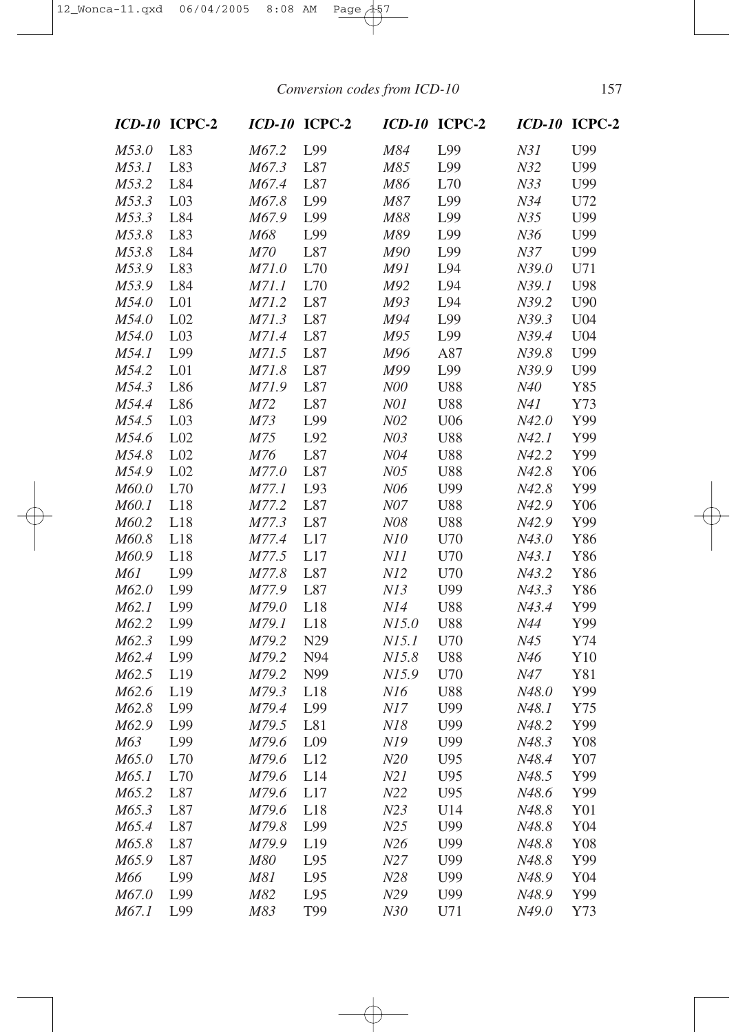| ICD-10 | ICPC-2 | ICD-10 | ICPC-2 | ICD-10 | ICPC-2 | ICD-10 | ICPC-2 |
|---|---|---|---|---|---|---|---|
| *M53.0* | L83 | *M67.2* | L99 | *M84* | L99 | *N31* | U99 |
| *M53.1* | L83 | *M67.3* | L87 | *M85* | L99 | *N32* | U99 |
| *M53.2* | L84 | *M67.4* | L87 | *M86* | L70 | *N33* | U99 |
| *M53.3* | L03 | *M67.8* | L99 | *M87* | L99 | *N34* | U72 |
| *M53.3* | L84 | *M67.9* | L99 | *M88* | L99 | *N35* | U99 |
| *M53.8* | L83 | *M68* | L99 | *M89* | L99 | *N36* | U99 |
| *M53.8* | L84 | *M70* | L87 | *M90* | L99 | *N37* | U99 |
| *M53.9* | L83 | *M71.0* | L70 | *M91* | L94 | *N39.0* | U71 |
| *M53.9* | L84 | *M71.1* | L70 | *M92* | L94 | *N39.1* | U98 |
| *M54.0* | L01 | *M71.2* | L87 | *M93* | L94 | *N39.2* | U90 |
| *M54.0* | L02 | *M71.3* | L87 | *M94* | L99 | *N39.3* | U04 |
| *M54.0* | L03 | *M71.4* | L87 | *M95* | L99 | *N39.4* | U04 |
| *M54.1* | L99 | *M71.5* | L87 | *M96* | A87 | *N39.8* | U99 |
| *M54.2* | L01 | *M71.8* | L87 | *M99* | L99 | *N39.9* | U99 |
| *M54.3* | L86 | *M71.9* | L87 | *N00* | U88 | *N40* | Y85 |
| *M54.4* | L86 | *M72* | L87 | *N01* | U88 | *N41* | Y73 |
| *M54.5* | L03 | *M73* | L99 | *N02* | U06 | *N42.0* | Y99 |
| *M54.6* | L02 | *M75* | L92 | *N03* | U88 | *N42.1* | Y99 |
| *M54.8* | L02 | *M76* | L87 | *N04* | U88 | *N42.2* | Y99 |
| *M54.9* | L02 | *M77.0* | L87 | *N05* | U88 | *N42.8* | Y06 |
| *M60.0* | L70 | *M77.1* | L93 | *N06* | U99 | *N42.8* | Y99 |
| *M60.1* | L18 | *M77.2* | L87 | *N07* | U88 | *N42.9* | Y06 |
| *M60.2* | L18 | *M77.3* | L87 | *N08* | U88 | *N42.9* | Y99 |
| *M60.8* | L18 | *M77.4* | L17 | *N10* | U70 | *N43.0* | Y86 |
| *M60.9* | L18 | *M77.5* | L17 | *N11* | U70 | *N43.1* | Y86 |
| *M61* | L99 | *M77.8* | L87 | *N12* | U70 | *N43.2* | Y86 |
| *M62.0* | L99 | *M77.9* | L87 | *N13* | U99 | *N43.3* | Y86 |
| *M62.1* | L99 | *M79.0* | L18 | *N14* | U88 | *N43.4* | Y99 |
| *M62.2* | L99 | *M79.1* | L18 | *N15.0* | U88 | *N44* | Y99 |
| *M62.3* | L99 | *M79.2* | N29 | *N15.1* | U70 | *N45* | Y74 |
| *M62.4* | L99 | *M79.2* | N94 | *N15.8* | U88 | *N46* | Y10 |
| *M62.5* | L19 | *M79.2* | N99 | *N15.9* | U70 | *N47* | Y81 |
| *M62.6* | L19 | *M79.3* | L18 | *N16* | U88 | *N48.0* | Y99 |
| *M62.8* | L99 | *M79.4* | L99 | *N17* | U99 | *N48.1* | Y75 |
| *M62.9* | L99 | *M79.5* | L81 | *N18* | U99 | *N48.2* | Y99 |
| *M63* | L99 | *M79.6* | L09 | *N19* | U99 | *N48.3* | Y08 |
| *M65.0* | L70 | *M79.6* | L12 | *N20* | U95 | *N48.4* | Y07 |
| *M65.1* | L70 | *M79.6* | L14 | *N21* | U95 | *N48.5* | Y99 |
| *M65.2* | L87 | *M79.6* | L17 | *N22* | U95 | *N48.6* | Y99 |
| *M65.3* | L87 | *M79.6* | L18 | *N23* | U14 | *N48.8* | Y01 |
| *M65.4* | L87 | *M79.8* | L99 | *N25* | U99 | *N48.8* | Y04 |
| *M65.8* | L87 | *M79.9* | L19 | *N26* | U99 | *N48.8* | Y08 |
| *M65.9* | L87 | *M80* | L95 | *N27* | U99 | *N48.8* | Y99 |
| *M66* | L99 | *M81* | L95 | *N28* | U99 | *N48.9* | Y04 |
| *M67.0* | L99 | *M82* | L95 | *N29* | U99 | *N48.9* | Y99 |
| *M67.1* | L99 | *M83* | T99 | *N30* | U71 | *N49.0* | Y73 |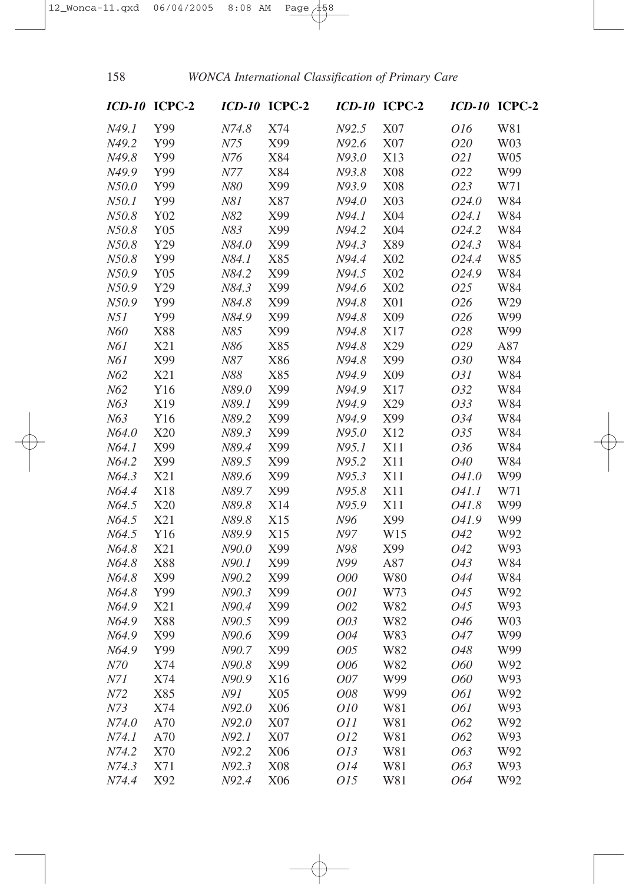| *ICD-10* | ICPC-2 | *ICD-10* | ICPC-2 | *ICD-10* | ICPC-2 | *ICD-10* | ICPC-2 |
|---|---|---|---|---|---|---|---|
| *N49.1* | Y99 | *N74.8* | X74 | *N92.5* | X07 | *O16* | W81 |
| *N49.2* | Y99 | *N75* | X99 | *N92.6* | X07 | *O20* | W03 |
| *N49.8* | Y99 | *N76* | X84 | *N93.0* | X13 | *O21* | W05 |
| *N49.9* | Y99 | *N77* | X84 | *N93.8* | X08 | *O22* | W99 |
| *N50.0* | Y99 | *N80* | X99 | *N93.9* | X08 | *O23* | W71 |
| *N50.1* | Y99 | *N81* | X87 | *N94.0* | X03 | *O24.0* | W84 |
| *N50.8* | Y02 | *N82* | X99 | *N94.1* | X04 | *O24.1* | W84 |
| *N50.8* | Y05 | *N83* | X99 | *N94.2* | X04 | *O24.2* | W84 |
| *N50.8* | Y29 | *N84.0* | X99 | *N94.3* | X89 | *O24.3* | W84 |
| *N50.8* | Y99 | *N84.1* | X85 | *N94.4* | X02 | *O24.4* | W85 |
| *N50.9* | Y05 | *N84.2* | X99 | *N94.5* | X02 | *O24.9* | W84 |
| *N50.9* | Y29 | *N84.3* | X99 | *N94.6* | X02 | *O25* | W84 |
| *N50.9* | Y99 | *N84.8* | X99 | *N94.8* | X01 | *O26* | W29 |
| *N51* | Y99 | *N84.9* | X99 | *N94.8* | X09 | *O26* | W99 |
| *N60* | X88 | *N85* | X99 | *N94.8* | X17 | *O28* | W99 |
| *N61* | X21 | *N86* | X85 | *N94.8* | X29 | *O29* | A87 |
| *N61* | X99 | *N87* | X86 | *N94.8* | X99 | *O30* | W84 |
| *N62* | X21 | *N88* | X85 | *N94.9* | X09 | *O31* | W84 |
| *N62* | Y16 | *N89.0* | X99 | *N94.9* | X17 | *O32* | W84 |
| *N63* | X19 | *N89.1* | X99 | *N94.9* | X29 | *O33* | W84 |
| *N63* | Y16 | *N89.2* | X99 | *N94.9* | X99 | *O34* | W84 |
| *N64.0* | X20 | *N89.3* | X99 | *N95.0* | X12 | *O35* | W84 |
| *N64.1* | X99 | *N89.4* | X99 | *N95.1* | X11 | *O36* | W84 |
| *N64.2* | X99 | *N89.5* | X99 | *N95.2* | X11 | *O40* | W84 |
| *N64.3* | X21 | *N89.6* | X99 | *N95.3* | X11 | *O41.0* | W99 |
| *N64.4* | X18 | *N89.7* | X99 | *N95.8* | X11 | *O41.1* | W71 |
| *N64.5* | X20 | *N89.8* | X14 | *N95.9* | X11 | *O41.8* | W99 |
| *N64.5* | X21 | *N89.8* | X15 | *N96* | X99 | *O41.9* | W99 |
| *N64.5* | Y16 | *N89.9* | X15 | *N97* | W15 | *O42* | W92 |
| *N64.8* | X21 | *N90.0* | X99 | *N98* | X99 | *O42* | W93 |
| *N64.8* | X88 | *N90.1* | X99 | *N99* | A87 | *O43* | W84 |
| *N64.8* | X99 | *N90.2* | X99 | *O00* | W80 | *O44* | W84 |
| *N64.8* | Y99 | *N90.3* | X99 | *O01* | W73 | *O45* | W92 |
| *N64.9* | X21 | *N90.4* | X99 | *O02* | W82 | *O45* | W93 |
| *N64.9* | X88 | *N90.5* | X99 | *O03* | W82 | *O46* | W03 |
| *N64.9* | X99 | *N90.6* | X99 | *O04* | W83 | *O47* | W99 |
| *N64.9* | Y99 | *N90.7* | X99 | *O05* | W82 | *O48* | W99 |
| *N70* | X74 | *N90.8* | X99 | *O06* | W82 | *O60* | W92 |
| *N71* | X74 | *N90.9* | X16 | *O07* | W99 | *O60* | W93 |
| *N72* | X85 | *N91* | X05 | *O08* | W99 | *O61* | W92 |
| *N73* | X74 | *N92.0* | X06 | *O10* | W81 | *O61* | W93 |
| *N74.0* | A70 | *N92.0* | X07 | *O11* | W81 | *O62* | W92 |
| *N74.1* | A70 | *N92.1* | X07 | *O12* | W81 | *O62* | W93 |
| *N74.2* | X70 | *N92.2* | X06 | *O13* | W81 | *O63* | W92 |
| *N74.3* | X71 | *N92.3* | X08 | *O14* | W81 | *O63* | W93 |
| *N74.4* | X92 | *N92.4* | X06 | *O15* | W81 | *O64* | W92 |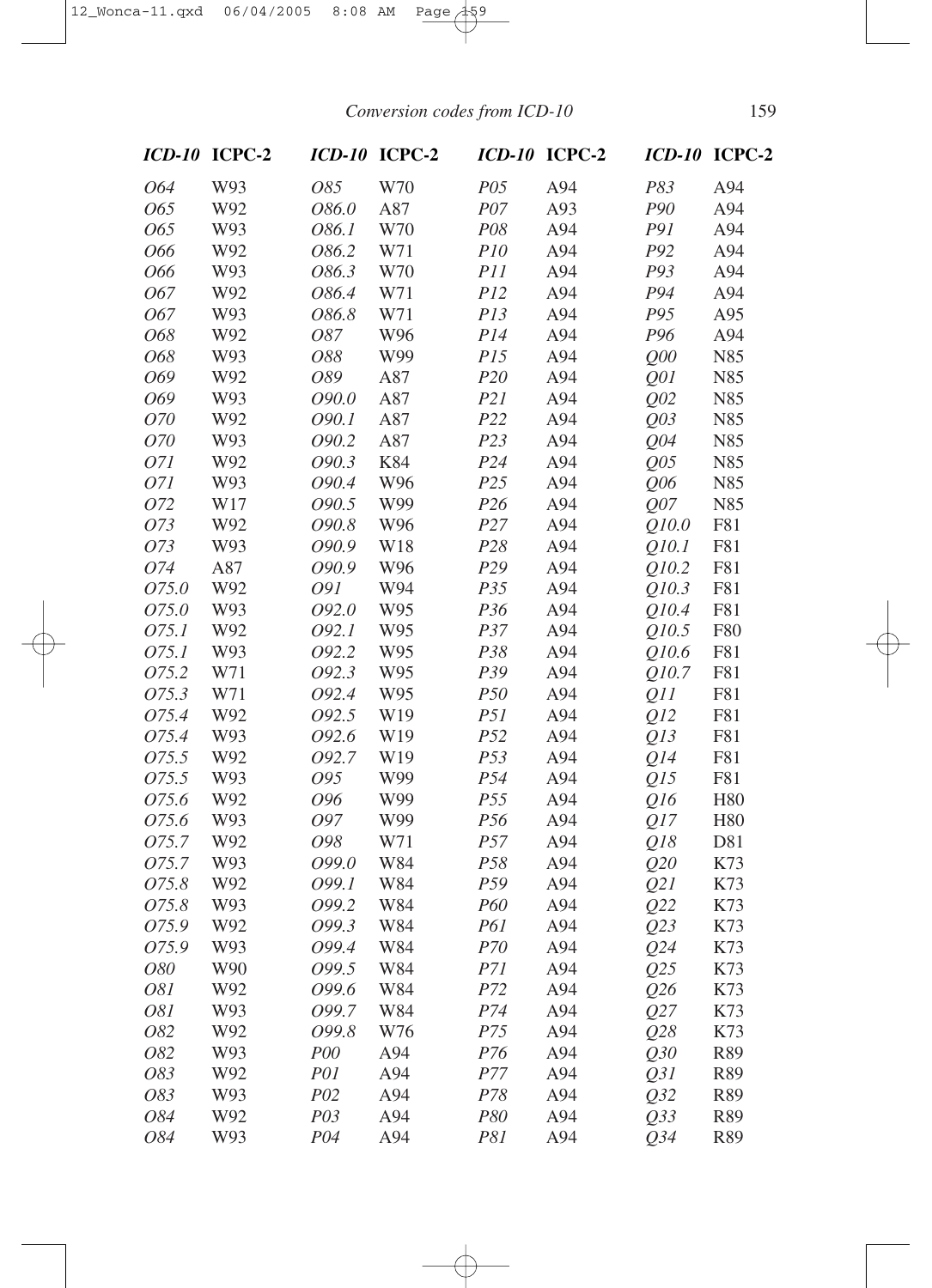## Conversion codes from ICD-10

| ICD-10 | ICPC-2 |
|---|---|
| O64 | W93 |
| O65 | W92 |
| O65 | W93 |
| O66 | W92 |
| O66 | W93 |
| O67 | W92 |
| O67 | W93 |
| O68 | W92 |
| O68 | W93 |
| O69 | W92 |
| O69 | W93 |
| O70 | W92 |
| O70 | W93 |
| O71 | W92 |
| O71 | W93 |
| O72 | W17 |
| O73 | W92 |
| O73 | W93 |
| O74 | A87 |
| O75.0 | W92 |
| O75.0 | W93 |
| O75.1 | W92 |
| O75.1 | W93 |
| O75.2 | W71 |
| O75.3 | W71 |
| O75.4 | W92 |
| O75.4 | W93 |
| O75.5 | W92 |
| O75.5 | W93 |
| O75.6 | W92 |
| O75.6 | W93 |
| O75.7 | W92 |
| O75.7 | W93 |
| O75.8 | W92 |
| O75.8 | W93 |
| O75.9 | W92 |
| O75.9 | W93 |
| O80 | W90 |
| O81 | W92 |
| O81 | W93 |
| O82 | W92 |
| O82 | W93 |
| O83 | W92 |
| O83 | W93 |
| O84 | W92 |
| O84 | W93 |
| O85 | W70 |
| O86.0 | A87 |
| O86.1 | W70 |
| O86.2 | W71 |
| O86.3 | W70 |
| O86.4 | W71 |
| O86.8 | W71 |
| O87 | W96 |
| O88 | W99 |
| O89 | A87 |
| O90.0 | A87 |
| O90.1 | A87 |
| O90.2 | A87 |
| O90.3 | K84 |
| O90.4 | W96 |
| O90.5 | W99 |
| O90.8 | W96 |
| O90.9 | W18 |
| O90.9 | W96 |
| O91 | W94 |
| O92.0 | W95 |
| O92.1 | W95 |
| O92.2 | W95 |
| O92.3 | W95 |
| O92.4 | W95 |
| O92.5 | W19 |
| O92.6 | W19 |
| O92.7 | W19 |
| O95 | W99 |
| O96 | W99 |
| O97 | W99 |
| O98 | W71 |
| O99.0 | W84 |
| O99.1 | W84 |
| O99.2 | W84 |
| O99.3 | W84 |
| O99.4 | W84 |
| O99.5 | W84 |
| O99.6 | W84 |
| O99.7 | W84 |
| O99.8 | W76 |
| P00 | A94 |
| P01 | A94 |
| P02 | A94 |
| P03 | A94 |
| P04 | A94 |
| P05 | A94 |
| P07 | A93 |
| P08 | A94 |
| P10 | A94 |
| P11 | A94 |
| P12 | A94 |
| P13 | A94 |
| P14 | A94 |
| P15 | A94 |
| P20 | A94 |
| P21 | A94 |
| P22 | A94 |
| P23 | A94 |
| P24 | A94 |
| P25 | A94 |
| P26 | A94 |
| P27 | A94 |
| P28 | A94 |
| P29 | A94 |
| P35 | A94 |
| P36 | A94 |
| P37 | A94 |
| P38 | A94 |
| P39 | A94 |
| P50 | A94 |
| P51 | A94 |
| P52 | A94 |
| P53 | A94 |
| P54 | A94 |
| P55 | A94 |
| P56 | A94 |
| P57 | A94 |
| P58 | A94 |
| P59 | A94 |
| P60 | A94 |
| P61 | A94 |
| P70 | A94 |
| P71 | A94 |
| P72 | A94 |
| P74 | A94 |
| P75 | A94 |
| P76 | A94 |
| P77 | A94 |
| P78 | A94 |
| P80 | A94 |
| P81 | A94 |
| P83 | A94 |
| P90 | A94 |
| P91 | A94 |
| P92 | A94 |
| P93 | A94 |
| P94 | A94 |
| P95 | A95 |
| P96 | A94 |
| Q00 | N85 |
| Q01 | N85 |
| Q02 | N85 |
| Q03 | N85 |
| Q04 | N85 |
| Q05 | N85 |
| Q06 | N85 |
| Q07 | N85 |
| Q10.0 | F81 |
| Q10.1 | F81 |
| Q10.2 | F81 |
| Q10.3 | F81 |
| Q10.4 | F81 |
| Q10.5 | F80 |
| Q10.6 | F81 |
| Q10.7 | F81 |
| Q11 | F81 |
| Q12 | F81 |
| Q13 | F81 |
| Q14 | F81 |
| Q15 | F81 |
| Q16 | H80 |
| Q17 | H80 |
| Q18 | D81 |
| Q20 | K73 |
| Q21 | K73 |
| Q22 | K73 |
| Q23 | K73 |
| Q24 | K73 |
| Q25 | K73 |
| Q26 | K73 |
| Q27 | K73 |
| Q28 | K73 |
| Q30 | R89 |
| Q31 | R89 |
| Q32 | R89 |
| Q33 | R89 |
| Q34 | R89 |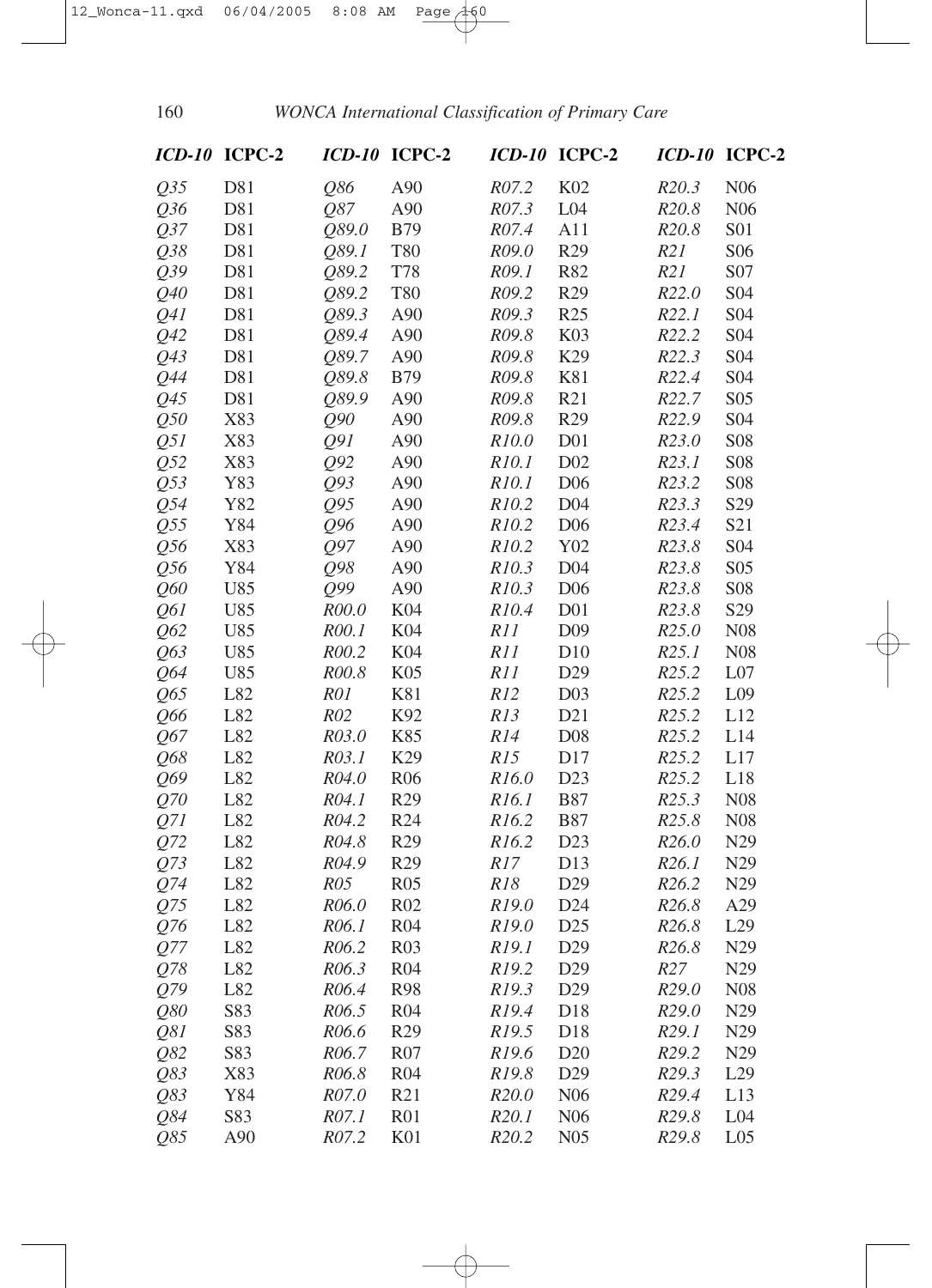| *ICD-10* | ICPC-2 | *ICD-10* | ICPC-2 | *ICD-10* | ICPC-2 | *ICD-10* | ICPC-2 |
|---|---|---|---|---|---|---|---|
| *Q35* | D81 | *Q86* | A90 | *R07.2* | K02 | *R20.3* | N06 |
| *Q36* | D81 | *Q87* | A90 | *R07.3* | L04 | *R20.8* | N06 |
| *Q37* | D81 | *Q89.0* | B79 | *R07.4* | A11 | *R20.8* | S01 |
| *Q38* | D81 | *Q89.1* | T80 | *R09.0* | R29 | *R21* | S06 |
| *Q39* | D81 | *Q89.2* | T78 | *R09.1* | R82 | *R21* | S07 |
| *Q40* | D81 | *Q89.2* | T80 | *R09.2* | R29 | *R22.0* | S04 |
| *Q41* | D81 | *Q89.3* | A90 | *R09.3* | R25 | *R22.1* | S04 |
| *Q42* | D81 | *Q89.4* | A90 | *R09.8* | K03 | *R22.2* | S04 |
| *Q43* | D81 | *Q89.7* | A90 | *R09.8* | K29 | *R22.3* | S04 |
| *Q44* | D81 | *Q89.8* | B79 | *R09.8* | K81 | *R22.4* | S04 |
| *Q45* | D81 | *Q89.9* | A90 | *R09.8* | R21 | *R22.7* | S05 |
| *Q50* | X83 | *Q90* | A90 | *R09.8* | R29 | *R22.9* | S04 |
| *Q51* | X83 | *Q91* | A90 | *R10.0* | D01 | *R23.0* | S08 |
| *Q52* | X83 | *Q92* | A90 | *R10.1* | D02 | *R23.1* | S08 |
| *Q53* | Y83 | *Q93* | A90 | *R10.1* | D06 | *R23.2* | S08 |
| *Q54* | Y82 | *Q95* | A90 | *R10.2* | D04 | *R23.3* | S29 |
| *Q55* | Y84 | *Q96* | A90 | *R10.2* | D06 | *R23.4* | S21 |
| *Q56* | X83 | *Q97* | A90 | *R10.2* | Y02 | *R23.8* | S04 |
| *Q56* | Y84 | *Q98* | A90 | *R10.3* | D04 | *R23.8* | S05 |
| *Q60* | U85 | *Q99* | A90 | *R10.3* | D06 | *R23.8* | S08 |
| *Q61* | U85 | *R00.0* | K04 | *R10.4* | D01 | *R23.8* | S29 |
| *Q62* | U85 | *R00.1* | K04 | *R11* | D09 | *R25.0* | N08 |
| *Q63* | U85 | *R00.2* | K04 | *R11* | D10 | *R25.1* | N08 |
| *Q64* | U85 | *R00.8* | K05 | *R11* | D29 | *R25.2* | L07 |
| *Q65* | L82 | *R01* | K81 | *R12* | D03 | *R25.2* | L09 |
| *Q66* | L82 | *R02* | K92 | *R13* | D21 | *R25.2* | L12 |
| *Q67* | L82 | *R03.0* | K85 | *R14* | D08 | *R25.2* | L14 |
| *Q68* | L82 | *R03.1* | K29 | *R15* | D17 | *R25.2* | L17 |
| *Q69* | L82 | *R04.0* | R06 | *R16.0* | D23 | *R25.2* | L18 |
| *Q70* | L82 | *R04.1* | R29 | *R16.1* | B87 | *R25.3* | N08 |
| *Q71* | L82 | *R04.2* | R24 | *R16.2* | B87 | *R25.8* | N08 |
| *Q72* | L82 | *R04.8* | R29 | *R16.2* | D23 | *R26.0* | N29 |
| *Q73* | L82 | *R04.9* | R29 | *R17* | D13 | *R26.1* | N29 |
| *Q74* | L82 | *R05* | R05 | *R18* | D29 | *R26.2* | N29 |
| *Q75* | L82 | *R06.0* | R02 | *R19.0* | D24 | *R26.8* | A29 |
| *Q76* | L82 | *R06.1* | R04 | *R19.0* | D25 | *R26.8* | L29 |
| *Q77* | L82 | *R06.2* | R03 | *R19.1* | D29 | *R26.8* | N29 |
| *Q78* | L82 | *R06.3* | R04 | *R19.2* | D29 | *R27* | N29 |
| *Q79* | L82 | *R06.4* | R98 | *R19.3* | D29 | *R29.0* | N08 |
| *Q80* | S83 | *R06.5* | R04 | *R19.4* | D18 | *R29.0* | N29 |
| *Q81* | S83 | *R06.6* | R29 | *R19.5* | D18 | *R29.1* | N29 |
| *Q82* | S83 | *R06.7* | R07 | *R19.6* | D20 | *R29.2* | N29 |
| *Q83* | X83 | *R06.8* | R04 | *R19.8* | D29 | *R29.3* | L29 |
| *Q83* | Y84 | *R07.0* | R21 | *R20.0* | N06 | *R29.4* | L13 |
| *Q84* | S83 | *R07.1* | R01 | *R20.1* | N06 | *R29.8* | L04 |
| *Q85* | A90 | *R07.2* | K01 | *R20.2* | N05 | *R29.8* | L05 |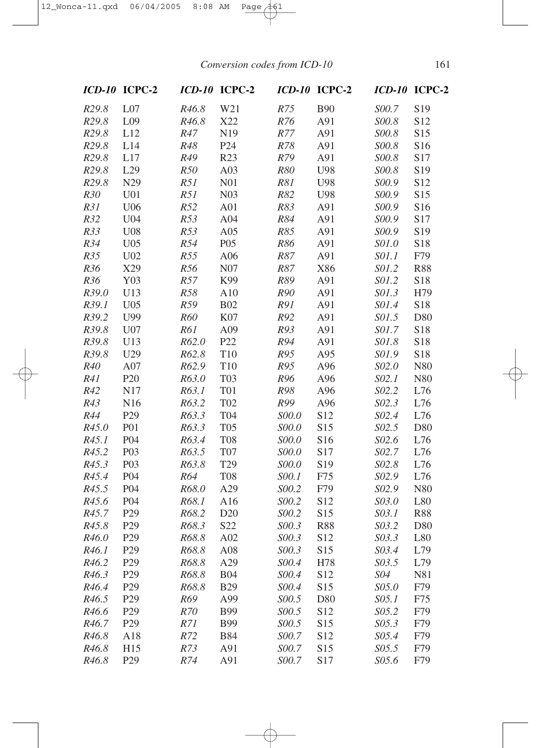| ICD-10 | ICPC-2 | ICD-10 | ICPC-2 | ICD-10 | ICPC-2 | ICD-10 | ICPC-2 |
|---|---|---|---|---|---|---|---|
| R29.8 | L07 | R46.8 | W21 | R75 | B90 | S00.7 | S19 |
| R29.8 | L09 | R46.8 | X22 | R76 | A91 | S00.8 | S12 |
| R29.8 | L12 | R47 | N19 | R77 | A91 | S00.8 | S15 |
| R29.8 | L14 | R48 | P24 | R78 | A91 | S00.8 | S16 |
| R29.8 | L17 | R49 | R23 | R79 | A91 | S00.8 | S17 |
| R29.8 | L29 | R50 | A03 | R80 | U98 | S00.8 | S19 |
| R29.8 | N29 | R51 | N01 | R81 | U98 | S00.9 | S12 |
| R30 | U01 | R51 | N03 | R82 | U98 | S00.9 | S15 |
| R31 | U06 | R52 | A01 | R83 | A91 | S00.9 | S16 |
| R32 | U04 | R53 | A04 | R84 | A91 | S00.9 | S17 |
| R33 | U08 | R53 | A05 | R85 | A91 | S00.9 | S19 |
| R34 | U05 | R54 | P05 | R86 | A91 | S01.0 | S18 |
| R35 | U02 | R55 | A06 | R87 | A91 | S01.1 | F79 |
| R36 | X29 | R56 | N07 | R87 | X86 | S01.2 | R88 |
| R36 | Y03 | R57 | K99 | R89 | A91 | S01.2 | S18 |
| R39.0 | U13 | R58 | A10 | R90 | A91 | S01.3 | H79 |
| R39.1 | U05 | R59 | B02 | R91 | A91 | S01.4 | S18 |
| R39.2 | U99 | R60 | K07 | R92 | A91 | S01.5 | D80 |
| R39.8 | U07 | R61 | A09 | R93 | A91 | S01.7 | S18 |
| R39.8 | U13 | R62.0 | P22 | R94 | A91 | S01.8 | S18 |
| R39.8 | U29 | R62.8 | T10 | R95 | A95 | S01.9 | S18 |
| R40 | A07 | R62.9 | T10 | R95 | A96 | S02.0 | N80 |
| R41 | P20 | R63.0 | T03 | R96 | A96 | S02.1 | N80 |
| R42 | N17 | R63.1 | T01 | R98 | A96 | S02.2 | L76 |
| R43 | N16 | R63.2 | T02 | R99 | A96 | S02.3 | L76 |
| R44 | P29 | R63.3 | T04 | S00.0 | S12 | S02.4 | L76 |
| R45.0 | P01 | R63.3 | T05 | S00.0 | S15 | S02.5 | D80 |
| R45.1 | P04 | R63.4 | T08 | S00.0 | S16 | S02.6 | L76 |
| R45.2 | P03 | R63.5 | T07 | S00.0 | S17 | S02.7 | L76 |
| R45.3 | P03 | R63.8 | T29 | S00.0 | S19 | S02.8 | L76 |
| R45.4 | P04 | R64 | T08 | S00.1 | F75 | S02.9 | L76 |
| R45.5 | P04 | R68.0 | A29 | S00.2 | F79 | S02.9 | N80 |
| R45.6 | P04 | R68.1 | A16 | S00.2 | S12 | S03.0 | L80 |
| R45.7 | P29 | R68.2 | D20 | S00.2 | S15 | S03.1 | R88 |
| R45.8 | P29 | R68.3 | S22 | S00.3 | R88 | S03.2 | D80 |
| R46.0 | P29 | R68.8 | A02 | S00.3 | S12 | S03.3 | L80 |
| R46.1 | P29 | R68.8 | A08 | S00.3 | S15 | S03.4 | L79 |
| R46.2 | P29 | R68.8 | A29 | S00.4 | H78 | S03.5 | L79 |
| R46.3 | P29 | R68.8 | B04 | S00.4 | S12 | S04 | N81 |
| R46.4 | P29 | R68.8 | B29 | S00.4 | S15 | S05.0 | F79 |
| R46.5 | P29 | R69 | A99 | S00.5 | D80 | S05.1 | F75 |
| R46.6 | P29 | R70 | B99 | S00.5 | S12 | S05.2 | F79 |
| R46.7 | P29 | R71 | B99 | S00.5 | S15 | S05.3 | F79 |
| R46.8 | A18 | R72 | B84 | S00.7 | S12 | S05.4 | F79 |
| R46.8 | H15 | R73 | A91 | S00.7 | S15 | S05.5 | F79 |
| R46.8 | P29 | R74 | A91 | S00.7 | S17 | S05.6 | F79 |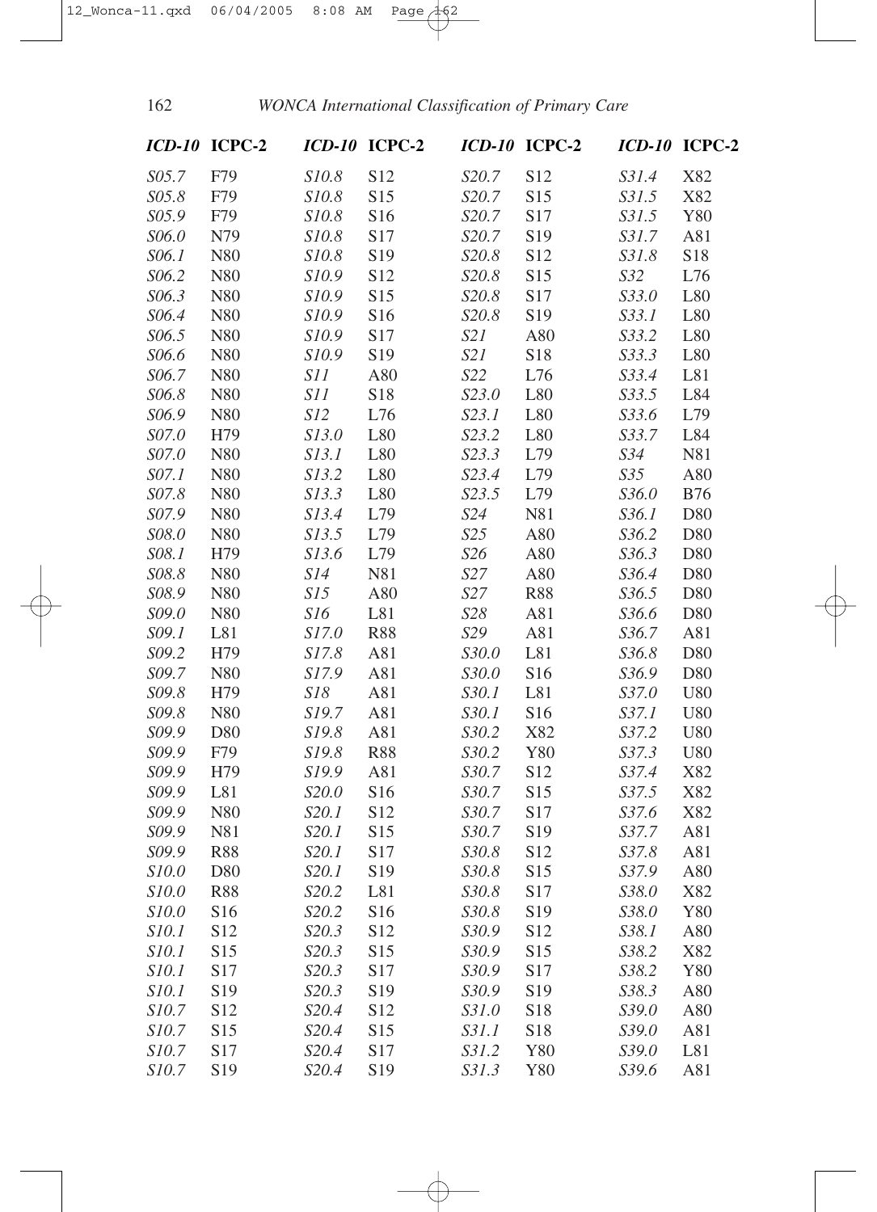| *ICD-10* | ICPC-2 | *ICD-10* | ICPC-2 | *ICD-10* | ICPC-2 | *ICD-10* | ICPC-2 |
|---|---|---|---|---|---|---|---|
| *S05.7* | F79 | *S10.8* | S12 | *S20.7* | S12 | *S31.4* | X82 |
| *S05.8* | F79 | *S10.8* | S15 | *S20.7* | S15 | *S31.5* | X82 |
| *S05.9* | F79 | *S10.8* | S16 | *S20.7* | S17 | *S31.5* | Y80 |
| *S06.0* | N79 | *S10.8* | S17 | *S20.7* | S19 | *S31.7* | A81 |
| *S06.1* | N80 | *S10.8* | S19 | *S20.8* | S12 | *S31.8* | S18 |
| *S06.2* | N80 | *S10.9* | S12 | *S20.8* | S15 | *S32* | L76 |
| *S06.3* | N80 | *S10.9* | S15 | *S20.8* | S17 | *S33.0* | L80 |
| *S06.4* | N80 | *S10.9* | S16 | *S20.8* | S19 | *S33.1* | L80 |
| *S06.5* | N80 | *S10.9* | S17 | *S21* | A80 | *S33.2* | L80 |
| *S06.6* | N80 | *S10.9* | S19 | *S21* | S18 | *S33.3* | L80 |
| *S06.7* | N80 | *S11* | A80 | *S22* | L76 | *S33.4* | L81 |
| *S06.8* | N80 | *S11* | S18 | *S23.0* | L80 | *S33.5* | L84 |
| *S06.9* | N80 | *S12* | L76 | *S23.1* | L80 | *S33.6* | L79 |
| *S07.0* | H79 | *S13.0* | L80 | *S23.2* | L80 | *S33.7* | L84 |
| *S07.0* | N80 | *S13.1* | L80 | *S23.3* | L79 | *S34* | N81 |
| *S07.1* | N80 | *S13.2* | L80 | *S23.4* | L79 | *S35* | A80 |
| *S07.8* | N80 | *S13.3* | L80 | *S23.5* | L79 | *S36.0* | B76 |
| *S07.9* | N80 | *S13.4* | L79 | *S24* | N81 | *S36.1* | D80 |
| *S08.0* | N80 | *S13.5* | L79 | *S25* | A80 | *S36.2* | D80 |
| *S08.1* | H79 | *S13.6* | L79 | *S26* | A80 | *S36.3* | D80 |
| *S08.8* | N80 | *S14* | N81 | *S27* | A80 | *S36.4* | D80 |
| *S08.9* | N80 | *S15* | A80 | *S27* | R88 | *S36.5* | D80 |
| *S09.0* | N80 | *S16* | L81 | *S28* | A81 | *S36.6* | D80 |
| *S09.1* | L81 | *S17.0* | R88 | *S29* | A81 | *S36.7* | A81 |
| *S09.2* | H79 | *S17.8* | A81 | *S30.0* | L81 | *S36.8* | D80 |
| *S09.7* | N80 | *S17.9* | A81 | *S30.0* | S16 | *S36.9* | D80 |
| *S09.8* | H79 | *S18* | A81 | *S30.1* | L81 | *S37.0* | U80 |
| *S09.8* | N80 | *S19.7* | A81 | *S30.1* | S16 | *S37.1* | U80 |
| *S09.9* | D80 | *S19.8* | A81 | *S30.2* | X82 | *S37.2* | U80 |
| *S09.9* | F79 | *S19.8* | R88 | *S30.2* | Y80 | *S37.3* | U80 |
| *S09.9* | H79 | *S19.9* | A81 | *S30.7* | S12 | *S37.4* | X82 |
| *S09.9* | L81 | *S20.0* | S16 | *S30.7* | S15 | *S37.5* | X82 |
| *S09.9* | N80 | *S20.1* | S12 | *S30.7* | S17 | *S37.6* | X82 |
| *S09.9* | N81 | *S20.1* | S15 | *S30.7* | S19 | *S37.7* | A81 |
| *S09.9* | R88 | *S20.1* | S17 | *S30.8* | S12 | *S37.8* | A81 |
| *S10.0* | D80 | *S20.1* | S19 | *S30.8* | S15 | *S37.9* | A80 |
| *S10.0* | R88 | *S20.2* | L81 | *S30.8* | S17 | *S38.0* | X82 |
| *S10.0* | S16 | *S20.2* | S16 | *S30.8* | S19 | *S38.0* | Y80 |
| *S10.1* | S12 | *S20.3* | S12 | *S30.9* | S12 | *S38.1* | A80 |
| *S10.1* | S15 | *S20.3* | S15 | *S30.9* | S15 | *S38.2* | X82 |
| *S10.1* | S17 | *S20.3* | S17 | *S30.9* | S17 | *S38.2* | Y80 |
| *S10.1* | S19 | *S20.3* | S19 | *S30.9* | S19 | *S38.3* | A80 |
| *S10.7* | S12 | *S20.4* | S12 | *S31.0* | S18 | *S39.0* | A80 |
| *S10.7* | S15 | *S20.4* | S15 | *S31.1* | S18 | *S39.0* | A81 |
| *S10.7* | S17 | *S20.4* | S17 | *S31.2* | Y80 | *S39.0* | L81 |
| *S10.7* | S19 | *S20.4* | S19 | *S31.3* | Y80 | *S39.6* | A81 |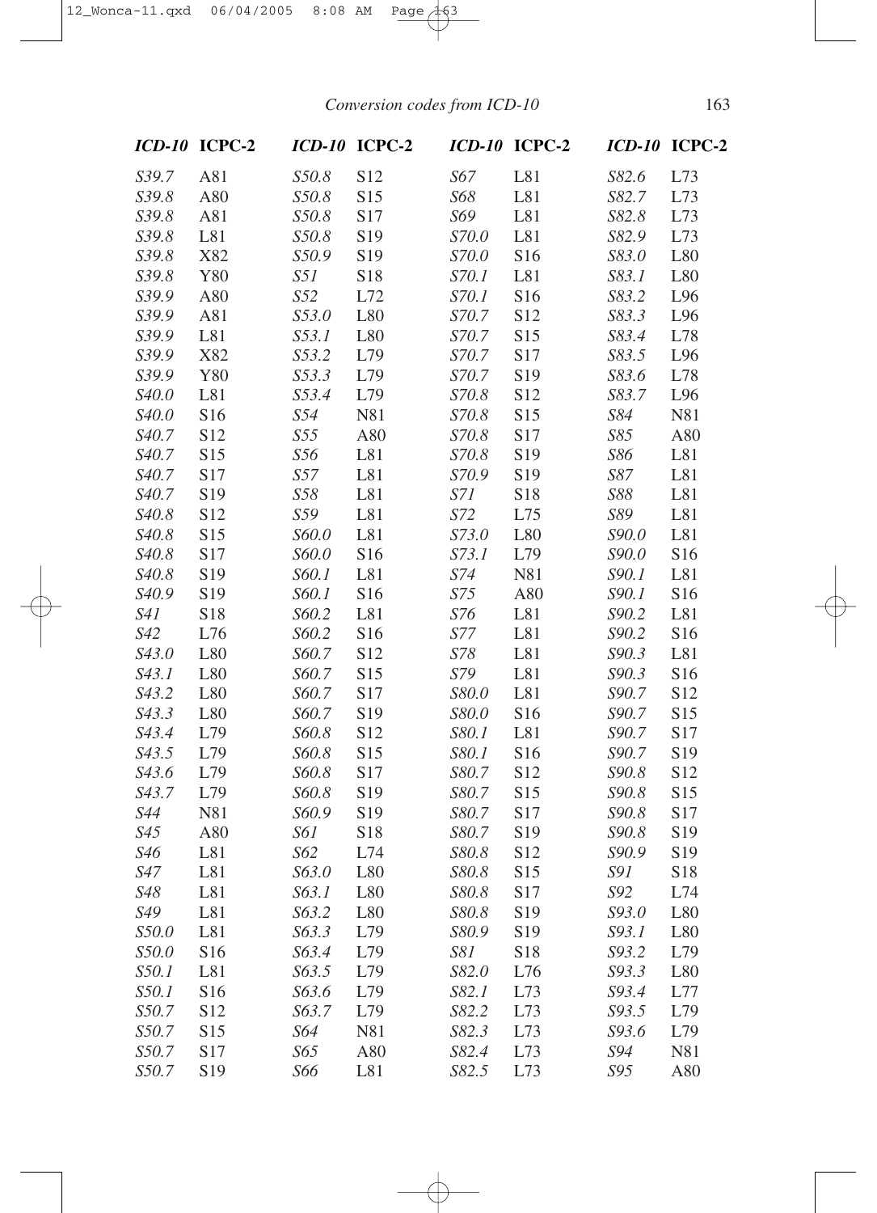| *ICD-10* | ICPC-2 | *ICD-10* | ICPC-2 | *ICD-10* | ICPC-2 | *ICD-10* | ICPC-2 |
|---|---|---|---|---|---|---|---|
| *S39.7* | A81 | *S50.8* | S12 | *S67* | L81 | *S82.6* | L73 |
| *S39.8* | A80 | *S50.8* | S15 | *S68* | L81 | *S82.7* | L73 |
| *S39.8* | A81 | *S50.8* | S17 | *S69* | L81 | *S82.8* | L73 |
| *S39.8* | L81 | *S50.8* | S19 | *S70.0* | L81 | *S82.9* | L73 |
| *S39.8* | X82 | *S50.9* | S19 | *S70.0* | S16 | *S83.0* | L80 |
| *S39.8* | Y80 | *S51* | S18 | *S70.1* | L81 | *S83.1* | L80 |
| *S39.9* | A80 | *S52* | L72 | *S70.1* | S16 | *S83.2* | L96 |
| *S39.9* | A81 | *S53.0* | L80 | *S70.7* | S12 | *S83.3* | L96 |
| *S39.9* | L81 | *S53.1* | L80 | *S70.7* | S15 | *S83.4* | L78 |
| *S39.9* | X82 | *S53.2* | L79 | *S70.7* | S17 | *S83.5* | L96 |
| *S39.9* | Y80 | *S53.3* | L79 | *S70.7* | S19 | *S83.6* | L78 |
| *S40.0* | L81 | *S53.4* | L79 | *S70.8* | S12 | *S83.7* | L96 |
| *S40.0* | S16 | *S54* | N81 | *S70.8* | S15 | *S84* | N81 |
| *S40.7* | S12 | *S55* | A80 | *S70.8* | S17 | *S85* | A80 |
| *S40.7* | S15 | *S56* | L81 | *S70.8* | S19 | *S86* | L81 |
| *S40.7* | S17 | *S57* | L81 | *S70.9* | S19 | *S87* | L81 |
| *S40.7* | S19 | *S58* | L81 | *S71* | S18 | *S88* | L81 |
| *S40.8* | S12 | *S59* | L81 | *S72* | L75 | *S89* | L81 |
| *S40.8* | S15 | *S60.0* | L81 | *S73.0* | L80 | *S90.0* | L81 |
| *S40.8* | S17 | *S60.0* | S16 | *S73.1* | L79 | *S90.0* | S16 |
| *S40.8* | S19 | *S60.1* | L81 | *S74* | N81 | *S90.1* | L81 |
| *S40.9* | S19 | *S60.1* | S16 | *S75* | A80 | *S90.1* | S16 |
| *S41* | S18 | *S60.2* | L81 | *S76* | L81 | *S90.2* | L81 |
| *S42* | L76 | *S60.2* | S16 | *S77* | L81 | *S90.2* | S16 |
| *S43.0* | L80 | *S60.7* | S12 | *S78* | L81 | *S90.3* | L81 |
| *S43.1* | L80 | *S60.7* | S15 | *S79* | L81 | *S90.3* | S16 |
| *S43.2* | L80 | *S60.7* | S17 | *S80.0* | L81 | *S90.7* | S12 |
| *S43.3* | L80 | *S60.7* | S19 | *S80.0* | S16 | *S90.7* | S15 |
| *S43.4* | L79 | *S60.8* | S12 | *S80.1* | L81 | *S90.7* | S17 |
| *S43.5* | L79 | *S60.8* | S15 | *S80.1* | S16 | *S90.7* | S19 |
| *S43.6* | L79 | *S60.8* | S17 | *S80.7* | S12 | *S90.8* | S12 |
| *S43.7* | L79 | *S60.8* | S19 | *S80.7* | S15 | *S90.8* | S15 |
| *S44* | N81 | *S60.9* | S19 | *S80.7* | S17 | *S90.8* | S17 |
| *S45* | A80 | *S61* | S18 | *S80.7* | S19 | *S90.8* | S19 |
| *S46* | L81 | *S62* | L74 | *S80.8* | S12 | *S90.9* | S19 |
| *S47* | L81 | *S63.0* | L80 | *S80.8* | S15 | *S91* | S18 |
| *S48* | L81 | *S63.1* | L80 | *S80.8* | S17 | *S92* | L74 |
| *S49* | L81 | *S63.2* | L80 | *S80.8* | S19 | *S93.0* | L80 |
| *S50.0* | L81 | *S63.3* | L79 | *S80.9* | S19 | *S93.1* | L80 |
| *S50.0* | S16 | *S63.4* | L79 | *S81* | S18 | *S93.2* | L79 |
| *S50.1* | L81 | *S63.5* | L79 | *S82.0* | L76 | *S93.3* | L80 |
| *S50.1* | S16 | *S63.6* | L79 | *S82.1* | L73 | *S93.4* | L77 |
| *S50.7* | S12 | *S63.7* | L79 | *S82.2* | L73 | *S93.5* | L79 |
| *S50.7* | S15 | *S64* | N81 | *S82.3* | L73 | *S93.6* | L79 |
| *S50.7* | S17 | *S65* | A80 | *S82.4* | L73 | *S94* | N81 |
| *S50.7* | S19 | *S66* | L81 | *S82.5* | L73 | *S95* | A80 |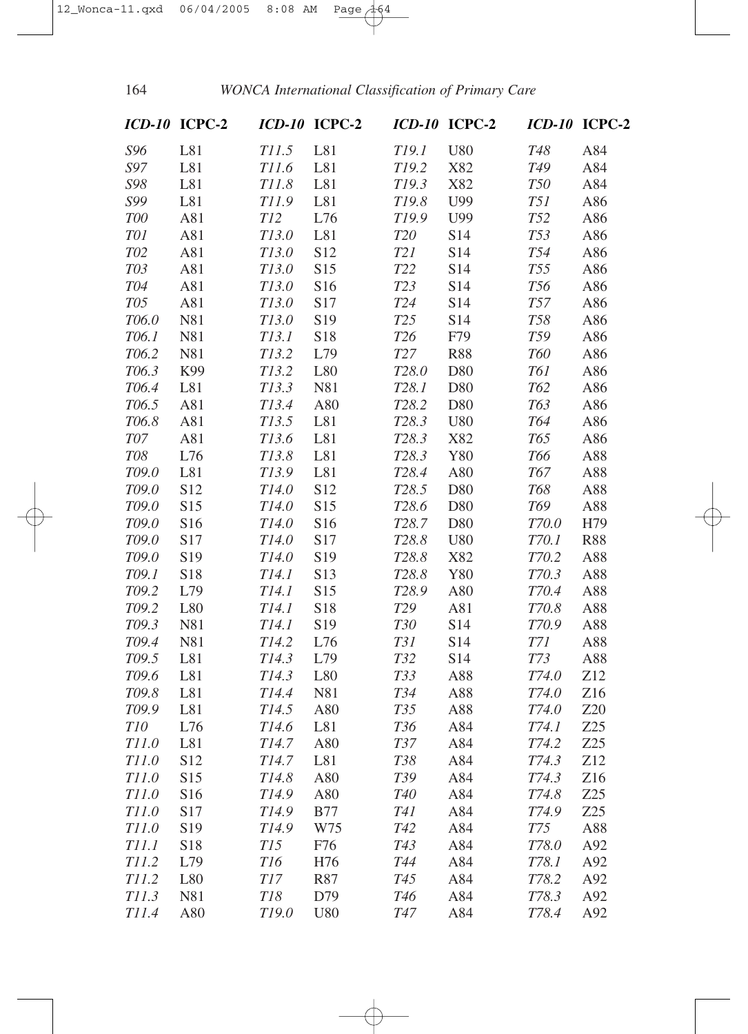| ICD-10 | ICPC-2 | ICD-10 | ICPC-2 | ICD-10 | ICPC-2 | ICD-10 | ICPC-2 |
|---|---|---|---|---|---|---|---|
| S96 | L81 | T11.5 | L81 | T19.1 | U80 | T48 | A84 |
| S97 | L81 | T11.6 | L81 | T19.2 | X82 | T49 | A84 |
| S98 | L81 | T11.8 | L81 | T19.3 | X82 | T50 | A84 |
| S99 | L81 | T11.9 | L81 | T19.8 | U99 | T51 | A86 |
| T00 | A81 | T12 | L76 | T19.9 | U99 | T52 | A86 |
| T01 | A81 | T13.0 | L81 | T20 | S14 | T53 | A86 |
| T02 | A81 | T13.0 | S12 | T21 | S14 | T54 | A86 |
| T03 | A81 | T13.0 | S15 | T22 | S14 | T55 | A86 |
| T04 | A81 | T13.0 | S16 | T23 | S14 | T56 | A86 |
| T05 | A81 | T13.0 | S17 | T24 | S14 | T57 | A86 |
| T06.0 | N81 | T13.0 | S19 | T25 | S14 | T58 | A86 |
| T06.1 | N81 | T13.1 | S18 | T26 | F79 | T59 | A86 |
| T06.2 | N81 | T13.2 | L79 | T27 | R88 | T60 | A86 |
| T06.3 | K99 | T13.2 | L80 | T28.0 | D80 | T61 | A86 |
| T06.4 | L81 | T13.3 | N81 | T28.1 | D80 | T62 | A86 |
| T06.5 | A81 | T13.4 | A80 | T28.2 | D80 | T63 | A86 |
| T06.8 | A81 | T13.5 | L81 | T28.3 | U80 | T64 | A86 |
| T07 | A81 | T13.6 | L81 | T28.3 | X82 | T65 | A86 |
| T08 | L76 | T13.8 | L81 | T28.3 | Y80 | T66 | A88 |
| T09.0 | L81 | T13.9 | L81 | T28.4 | A80 | T67 | A88 |
| T09.0 | S12 | T14.0 | S12 | T28.5 | D80 | T68 | A88 |
| T09.0 | S15 | T14.0 | S15 | T28.6 | D80 | T69 | A88 |
| T09.0 | S16 | T14.0 | S16 | T28.7 | D80 | T70.0 | H79 |
| T09.0 | S17 | T14.0 | S17 | T28.8 | U80 | T70.1 | R88 |
| T09.0 | S19 | T14.0 | S19 | T28.8 | X82 | T70.2 | A88 |
| T09.1 | S18 | T14.1 | S13 | T28.8 | Y80 | T70.3 | A88 |
| T09.2 | L79 | T14.1 | S15 | T28.9 | A80 | T70.4 | A88 |
| T09.2 | L80 | T14.1 | S18 | T29 | A81 | T70.8 | A88 |
| T09.3 | N81 | T14.1 | S19 | T30 | S14 | T70.9 | A88 |
| T09.4 | N81 | T14.2 | L76 | T31 | S14 | T71 | A88 |
| T09.5 | L81 | T14.3 | L79 | T32 | S14 | T73 | A88 |
| T09.6 | L81 | T14.3 | L80 | T33 | A88 | T74.0 | Z12 |
| T09.8 | L81 | T14.4 | N81 | T34 | A88 | T74.0 | Z16 |
| T09.9 | L81 | T14.5 | A80 | T35 | A88 | T74.0 | Z20 |
| T10 | L76 | T14.6 | L81 | T36 | A84 | T74.1 | Z25 |
| T11.0 | L81 | T14.7 | A80 | T37 | A84 | T74.2 | Z25 |
| T11.0 | S12 | T14.7 | L81 | T38 | A84 | T74.3 | Z12 |
| T11.0 | S15 | T14.8 | A80 | T39 | A84 | T74.3 | Z16 |
| T11.0 | S16 | T14.9 | A80 | T40 | A84 | T74.8 | Z25 |
| T11.0 | S17 | T14.9 | B77 | T41 | A84 | T74.9 | Z25 |
| T11.0 | S19 | T14.9 | W75 | T42 | A84 | T75 | A88 |
| T11.1 | S18 | T15 | F76 | T43 | A84 | T78.0 | A92 |
| T11.2 | L79 | T16 | H76 | T44 | A84 | T78.1 | A92 |
| T11.2 | L80 | T17 | R87 | T45 | A84 | T78.2 | A92 |
| T11.3 | N81 | T18 | D79 | T46 | A84 | T78.3 | A92 |
| T11.4 | A80 | T19.0 | U80 | T47 | A84 | T78.4 | A92 |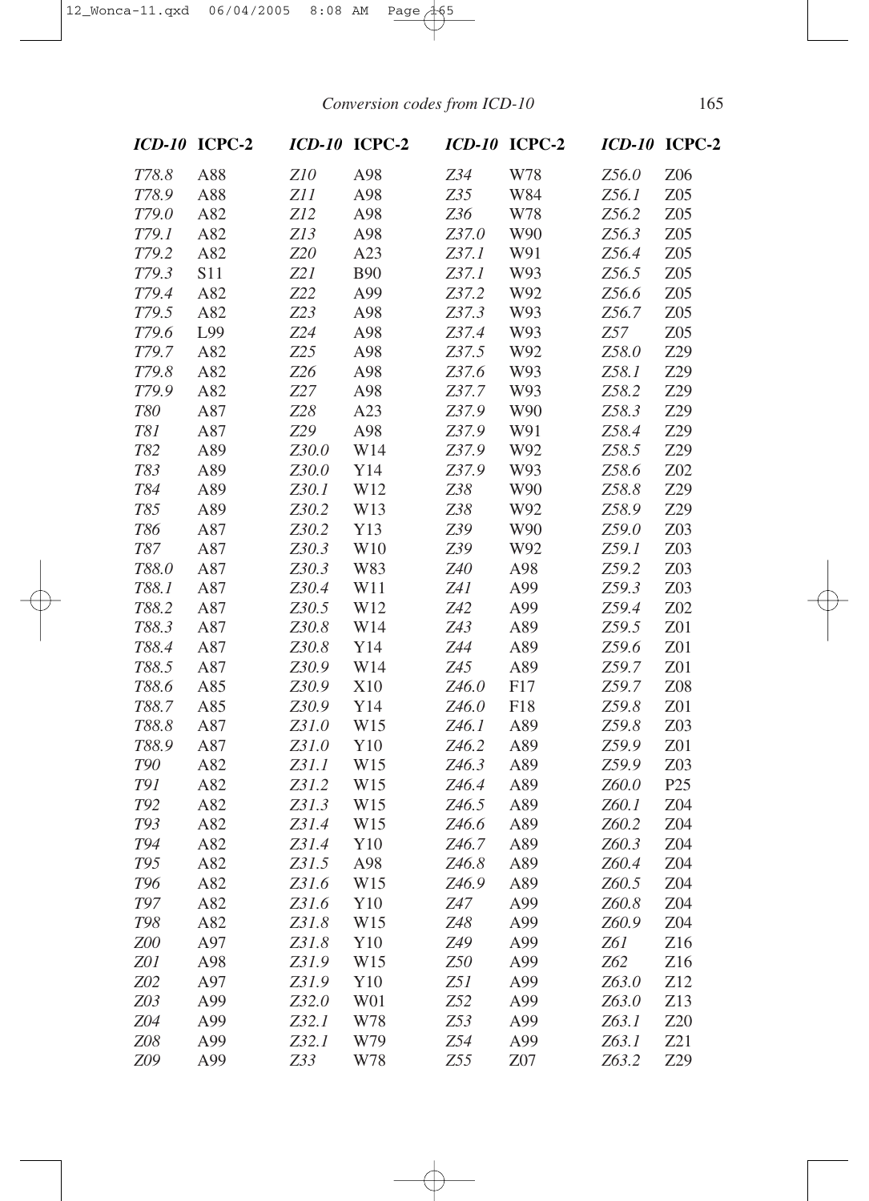| *ICD-10* | ICPC-2 | *ICD-10* | ICPC-2 | *ICD-10* | ICPC-2 | *ICD-10* | ICPC-2 |
|---|---|---|---|---|---|---|---|
| *T78.8* | A88 | *Z10* | A98 | *Z34* | W78 | *Z56.0* | Z06 |
| *T78.9* | A88 | *Z11* | A98 | *Z35* | W84 | *Z56.1* | Z05 |
| *T79.0* | A82 | *Z12* | A98 | *Z36* | W78 | *Z56.2* | Z05 |
| *T79.1* | A82 | *Z13* | A98 | *Z37.0* | W90 | *Z56.3* | Z05 |
| *T79.2* | A82 | *Z20* | A23 | *Z37.1* | W91 | *Z56.4* | Z05 |
| *T79.3* | S11 | *Z21* | B90 | *Z37.1* | W93 | *Z56.5* | Z05 |
| *T79.4* | A82 | *Z22* | A99 | *Z37.2* | W92 | *Z56.6* | Z05 |
| *T79.5* | A82 | *Z23* | A98 | *Z37.3* | W93 | *Z56.7* | Z05 |
| *T79.6* | L99 | *Z24* | A98 | *Z37.4* | W93 | *Z57* | Z05 |
| *T79.7* | A82 | *Z25* | A98 | *Z37.5* | W92 | *Z58.0* | Z29 |
| *T79.8* | A82 | *Z26* | A98 | *Z37.6* | W93 | *Z58.1* | Z29 |
| *T79.9* | A82 | *Z27* | A98 | *Z37.7* | W93 | *Z58.2* | Z29 |
| *T80* | A87 | *Z28* | A23 | *Z37.9* | W90 | *Z58.3* | Z29 |
| *T81* | A87 | *Z29* | A98 | *Z37.9* | W91 | *Z58.4* | Z29 |
| *T82* | A89 | *Z30.0* | W14 | *Z37.9* | W92 | *Z58.5* | Z29 |
| *T83* | A89 | *Z30.0* | Y14 | *Z37.9* | W93 | *Z58.6* | Z02 |
| *T84* | A89 | *Z30.1* | W12 | *Z38* | W90 | *Z58.8* | Z29 |
| *T85* | A89 | *Z30.2* | W13 | *Z38* | W92 | *Z58.9* | Z29 |
| *T86* | A87 | *Z30.2* | Y13 | *Z39* | W90 | *Z59.0* | Z03 |
| *T87* | A87 | *Z30.3* | W10 | *Z39* | W92 | *Z59.1* | Z03 |
| *T88.0* | A87 | *Z30.3* | W83 | *Z40* | A98 | *Z59.2* | Z03 |
| *T88.1* | A87 | *Z30.4* | W11 | *Z41* | A99 | *Z59.3* | Z03 |
| *T88.2* | A87 | *Z30.5* | W12 | *Z42* | A99 | *Z59.4* | Z02 |
| *T88.3* | A87 | *Z30.8* | W14 | *Z43* | A89 | *Z59.5* | Z01 |
| *T88.4* | A87 | *Z30.8* | Y14 | *Z44* | A89 | *Z59.6* | Z01 |
| *T88.5* | A87 | *Z30.9* | W14 | *Z45* | A89 | *Z59.7* | Z01 |
| *T88.6* | A85 | *Z30.9* | X10 | *Z46.0* | F17 | *Z59.7* | Z08 |
| *T88.7* | A85 | *Z30.9* | Y14 | *Z46.0* | F18 | *Z59.8* | Z01 |
| *T88.8* | A87 | *Z31.0* | W15 | *Z46.1* | A89 | *Z59.8* | Z03 |
| *T88.9* | A87 | *Z31.0* | Y10 | *Z46.2* | A89 | *Z59.9* | Z01 |
| *T90* | A82 | *Z31.1* | W15 | *Z46.3* | A89 | *Z59.9* | Z03 |
| *T91* | A82 | *Z31.2* | W15 | *Z46.4* | A89 | *Z60.0* | P25 |
| *T92* | A82 | *Z31.3* | W15 | *Z46.5* | A89 | *Z60.1* | Z04 |
| *T93* | A82 | *Z31.4* | W15 | *Z46.6* | A89 | *Z60.2* | Z04 |
| *T94* | A82 | *Z31.4* | Y10 | *Z46.7* | A89 | *Z60.3* | Z04 |
| *T95* | A82 | *Z31.5* | A98 | *Z46.8* | A89 | *Z60.4* | Z04 |
| *T96* | A82 | *Z31.6* | W15 | *Z46.9* | A89 | *Z60.5* | Z04 |
| *T97* | A82 | *Z31.6* | Y10 | *Z47* | A99 | *Z60.8* | Z04 |
| *T98* | A82 | *Z31.8* | W15 | *Z48* | A99 | *Z60.9* | Z04 |
| *Z00* | A97 | *Z31.8* | Y10 | *Z49* | A99 | *Z61* | Z16 |
| *Z01* | A98 | *Z31.9* | W15 | *Z50* | A99 | *Z62* | Z16 |
| *Z02* | A97 | *Z31.9* | Y10 | *Z51* | A99 | *Z63.0* | Z12 |
| *Z03* | A99 | *Z32.0* | W01 | *Z52* | A99 | *Z63.0* | Z13 |
| *Z04* | A99 | *Z32.1* | W78 | *Z53* | A99 | *Z63.1* | Z20 |
| *Z08* | A99 | *Z32.1* | W79 | *Z54* | A99 | *Z63.1* | Z21 |
| *Z09* | A99 | *Z33* | W78 | *Z55* | Z07 | *Z63.2* | Z29 |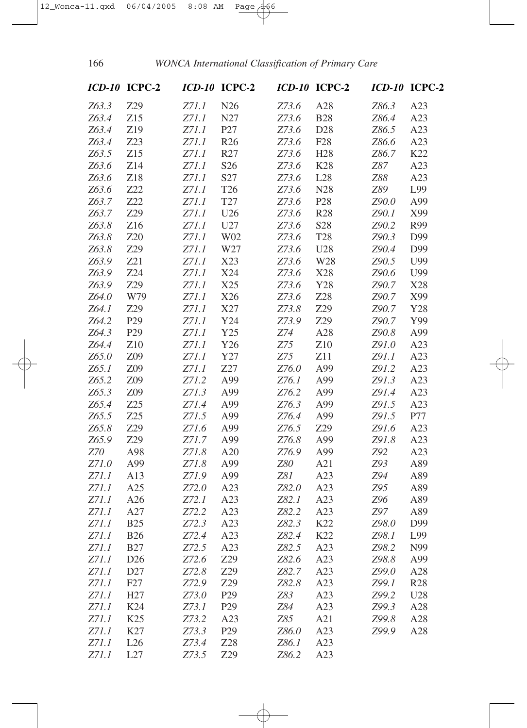| *ICD-10* | ICPC-2 | *ICD-10* | ICPC-2 | *ICD-10* | ICPC-2 | *ICD-10* | ICPC-2 |
|---|---|---|---|---|---|---|---|
| *Z63.3* | Z29 | *Z71.1* | N26 | *Z73.6* | A28 | *Z86.3* | A23 |
| *Z63.4* | Z15 | *Z71.1* | N27 | *Z73.6* | B28 | *Z86.4* | A23 |
| *Z63.4* | Z19 | *Z71.1* | P27 | *Z73.6* | D28 | *Z86.5* | A23 |
| *Z63.4* | Z23 | *Z71.1* | R26 | *Z73.6* | F28 | *Z86.6* | A23 |
| *Z63.5* | Z15 | *Z71.1* | R27 | *Z73.6* | H28 | *Z86.7* | K22 |
| *Z63.6* | Z14 | *Z71.1* | S26 | *Z73.6* | K28 | *Z87* | A23 |
| *Z63.6* | Z18 | *Z71.1* | S27 | *Z73.6* | L28 | *Z88* | A23 |
| *Z63.6* | Z22 | *Z71.1* | T26 | *Z73.6* | N28 | *Z89* | L99 |
| *Z63.7* | Z22 | *Z71.1* | T27 | *Z73.6* | P28 | *Z90.0* | A99 |
| *Z63.7* | Z29 | *Z71.1* | U26 | *Z73.6* | R28 | *Z90.1* | X99 |
| *Z63.8* | Z16 | *Z71.1* | U27 | *Z73.6* | S28 | *Z90.2* | R99 |
| *Z63.8* | Z20 | *Z71.1* | W02 | *Z73.6* | T28 | *Z90.3* | D99 |
| *Z63.8* | Z29 | *Z71.1* | W27 | *Z73.6* | U28 | *Z90.4* | D99 |
| *Z63.9* | Z21 | *Z71.1* | X23 | *Z73.6* | W28 | *Z90.5* | U99 |
| *Z63.9* | Z24 | *Z71.1* | X24 | *Z73.6* | X28 | *Z90.6* | U99 |
| *Z63.9* | Z29 | *Z71.1* | X25 | *Z73.6* | Y28 | *Z90.7* | X28 |
| *Z64.0* | W79 | *Z71.1* | X26 | *Z73.6* | Z28 | *Z90.7* | X99 |
| *Z64.1* | Z29 | *Z71.1* | X27 | *Z73.8* | Z29 | *Z90.7* | Y28 |
| *Z64.2* | P29 | *Z71.1* | Y24 | *Z73.9* | Z29 | *Z90.7* | Y99 |
| *Z64.3* | P29 | *Z71.1* | Y25 | *Z74* | A28 | *Z90.8* | A99 |
| *Z64.4* | Z10 | *Z71.1* | Y26 | *Z75* | Z10 | *Z91.0* | A23 |
| *Z65.0* | Z09 | *Z71.1* | Y27 | *Z75* | Z11 | *Z91.1* | A23 |
| *Z65.1* | Z09 | *Z71.1* | Z27 | *Z76.0* | A99 | *Z91.2* | A23 |
| *Z65.2* | Z09 | *Z71.2* | A99 | *Z76.1* | A99 | *Z91.3* | A23 |
| *Z65.3* | Z09 | *Z71.3* | A99 | *Z76.2* | A99 | *Z91.4* | A23 |
| *Z65.4* | Z25 | *Z71.4* | A99 | *Z76.3* | A99 | *Z91.5* | A23 |
| *Z65.5* | Z25 | *Z71.5* | A99 | *Z76.4* | A99 | *Z91.5* | P77 |
| *Z65.8* | Z29 | *Z71.6* | A99 | *Z76.5* | Z29 | *Z91.6* | A23 |
| *Z65.9* | Z29 | *Z71.7* | A99 | *Z76.8* | A99 | *Z91.8* | A23 |
| *Z70* | A98 | *Z71.8* | A20 | *Z76.9* | A99 | *Z92* | A23 |
| *Z71.0* | A99 | *Z71.8* | A99 | *Z80* | A21 | *Z93* | A89 |
| *Z71.1* | A13 | *Z71.9* | A99 | *Z81* | A23 | *Z94* | A89 |
| *Z71.1* | A25 | *Z72.0* | A23 | *Z82.0* | A23 | *Z95* | A89 |
| *Z71.1* | A26 | *Z72.1* | A23 | *Z82.1* | A23 | *Z96* | A89 |
| *Z71.1* | A27 | *Z72.2* | A23 | *Z82.2* | A23 | *Z97* | A89 |
| *Z71.1* | B25 | *Z72.3* | A23 | *Z82.3* | K22 | *Z98.0* | D99 |
| *Z71.1* | B26 | *Z72.4* | A23 | *Z82.4* | K22 | *Z98.1* | L99 |
| *Z71.1* | B27 | *Z72.5* | A23 | *Z82.5* | A23 | *Z98.2* | N99 |
| *Z71.1* | D26 | *Z72.6* | Z29 | *Z82.6* | A23 | *Z98.8* | A99 |
| *Z71.1* | D27 | *Z72.8* | Z29 | *Z82.7* | A23 | *Z99.0* | A28 |
| *Z71.1* | F27 | *Z72.9* | Z29 | *Z82.8* | A23 | *Z99.1* | R28 |
| *Z71.1* | H27 | *Z73.0* | P29 | *Z83* | A23 | *Z99.2* | U28 |
| *Z71.1* | K24 | *Z73.1* | P29 | *Z84* | A23 | *Z99.3* | A28 |
| *Z71.1* | K25 | *Z73.2* | A23 | *Z85* | A21 | *Z99.8* | A28 |
| *Z71.1* | K27 | *Z73.3* | P29 | *Z86.0* | A23 | *Z99.9* | A28 |
| *Z71.1* | L26 | *Z73.4* | Z28 | *Z86.1* | A23 | | |
| *Z71.1* | L27 | *Z73.5* | Z29 | *Z86.2* | A23 | | |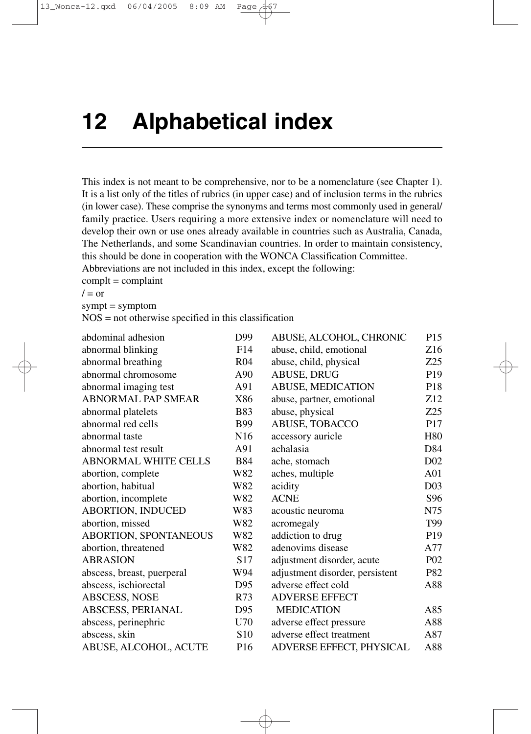# 12 Alphabetical index

This index is not meant to be comprehensive, nor to be a nomenclature (see Chapter 1). It is a list only of the titles of rubrics (in upper case) and of inclusion terms in the rubrics (in lower case). These comprise the synonyms and terms most commonly used in general/family practice. Users requiring a more extensive index or nomenclature will need to develop their own or use ones already available in countries such as Australia, Canada, The Netherlands, and some Scandinavian countries. In order to maintain consistency, this should be done in cooperation with the WONCA Classification Committee.

Abbreviations are not included in this index, except the following:

complt = complaint
/ = or
sympt = symptom
NOS = not otherwise specified in this classification

| Term | Code |
|---|---|
| abdominal adhesion | D99 |
| abnormal blinking | F14 |
| abnormal breathing | R04 |
| abnormal chromosome | A90 |
| abnormal imaging test | A91 |
| ABNORMAL PAP SMEAR | X86 |
| abnormal platelets | B83 |
| abnormal red cells | B99 |
| abnormal taste | N16 |
| abnormal test result | A91 |
| ABNORMAL WHITE CELLS | B84 |
| abortion, complete | W82 |
| abortion, habitual | W82 |
| abortion, incomplete | W82 |
| ABORTION, INDUCED | W83 |
| abortion, missed | W82 |
| ABORTION, SPONTANEOUS | W82 |
| abortion, threatened | W82 |
| ABRASION | S17 |
| abscess, breast, puerperal | W94 |
| abscess, ischiorectal | D95 |
| ABSCESS, NOSE | R73 |
| ABSCESS, PERIANAL | D95 |
| abscess, perinephric | U70 |
| abscess, skin | S10 |
| ABUSE, ALCOHOL, ACUTE | P16 |
| ABUSE, ALCOHOL, CHRONIC | P15 |
| abuse, child, emotional | Z16 |
| abuse, child, physical | Z25 |
| ABUSE, DRUG | P19 |
| ABUSE, MEDICATION | P18 |
| abuse, partner, emotional | Z12 |
| abuse, physical | Z25 |
| ABUSE, TOBACCO | P17 |
| accessory auricle | H80 |
| achalasia | D84 |
| ache, stomach | D02 |
| aches, multiple | A01 |
| acidity | D03 |
| ACNE | S96 |
| acoustic neuroma | N75 |
| acromegaly | T99 |
| addiction to drug | P19 |
| adenovims disease | A77 |
| adjustment disorder, acute | P02 |
| adjustment disorder, persistent | P82 |
| adverse effect cold | A88 |
| ADVERSE EFFECT MEDICATION | A85 |
| adverse effect pressure | A88 |
| adverse effect treatment | A87 |
| ADVERSE EFFECT, PHYSICAL | A88 |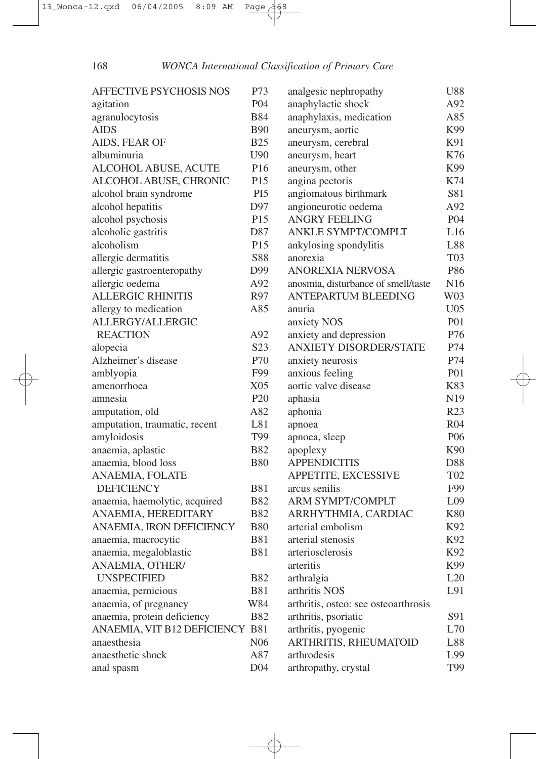| Term | Code |
| --- | --- |
| AFFECTIVE PSYCHOSIS NOS | P73 |
| agitation | P04 |
| agranulocytosis | B84 |
| AIDS | B90 |
| AIDS, FEAR OF | B25 |
| albuminuria | U90 |
| ALCOHOL ABUSE, ACUTE | P16 |
| ALCOHOL ABUSE, CHRONIC | P15 |
| alcohol brain syndrome | PI5 |
| alcohol hepatitis | D97 |
| alcohol psychosis | P15 |
| alcoholic gastritis | D87 |
| alcoholism | P15 |
| allergic dermatitis | S88 |
| allergic gastroenteropathy | D99 |
| allergic oedema | A92 |
| ALLERGIC RHINITIS | R97 |
| allergy to medication | A85 |
| ALLERGY/ALLERGIC REACTION | A92 |
| alopecia | S23 |
| Alzheimer's disease | P70 |
| amblyopia | F99 |
| amenorrhoea | X05 |
| amnesia | P20 |
| amputation, old | A82 |
| amputation, traumatic, recent | L81 |
| amyloidosis | T99 |
| anaemia, aplastic | B82 |
| anaemia, blood loss | B80 |
| ANAEMIA, FOLATE DEFICIENCY | B81 |
| anaemia, haemolytic, acquired | B82 |
| ANAEMIA, HEREDITARY | B82 |
| ANAEMIA, IRON DEFICIENCY | B80 |
| anaemia, macrocytic | B81 |
| anaemia, megaloblastic | B81 |
| ANAEMIA, OTHER/ UNSPECIFIED | B82 |
| anaemia, pernicious | B81 |
| anaemia, of pregnancy | W84 |
| anaemia, protein deficiency | B82 |
| ANAEMIA, VIT B12 DEFICIENCY | B81 |
| anaesthesia | N06 |
| anaesthetic shock | A87 |
| anal spasm | D04 |
| analgesic nephropathy | U88 |
| anaphylactic shock | A92 |
| anaphylaxis, medication | A85 |
| aneurysm, aortic | K99 |
| aneurysm, cerebral | K91 |
| aneurysm, heart | K76 |
| aneurysm, other | K99 |
| angina pectoris | K74 |
| angiomatous birthmark | S81 |
| angioneurotic oedema | A92 |
| ANGRY FEELING | P04 |
| ANKLE SYMPT/COMPLT | L16 |
| ankylosing spondylitis | L88 |
| anorexia | T03 |
| ANOREXIA NERVOSA | P86 |
| anosmia, disturbance of smell/taste | N16 |
| ANTEPARTUM BLEEDING | W03 |
| anuria | U05 |
| anxiety NOS | P01 |
| anxiety and depression | P76 |
| ANXIETY DISORDER/STATE | P74 |
| anxiety neurosis | P74 |
| anxious feeling | P01 |
| aortic valve disease | K83 |
| aphasia | N19 |
| aphonia | R23 |
| apnoea | R04 |
| apnoea, sleep | P06 |
| apoplexy | K90 |
| APPENDICITIS | D88 |
| APPETITE, EXCESSIVE | T02 |
| arcus senilis | F99 |
| ARM SYMPT/COMPLT | L09 |
| ARRHYTHMIA, CARDIAC | K80 |
| arterial embolism | K92 |
| arterial stenosis | K92 |
| arteriosclerosis | K92 |
| arteritis | K99 |
| arthralgia | L20 |
| arthritis NOS | L91 |
| arthritis, osteo: see osteoarthrosis | |
| arthritis, psoriatic | S91 |
| arthritis, pyogenic | L70 |
| ARTHRITIS, RHEUMATOID | L88 |
| arthrodesis | L99 |
| arthropathy, crystal | T99 |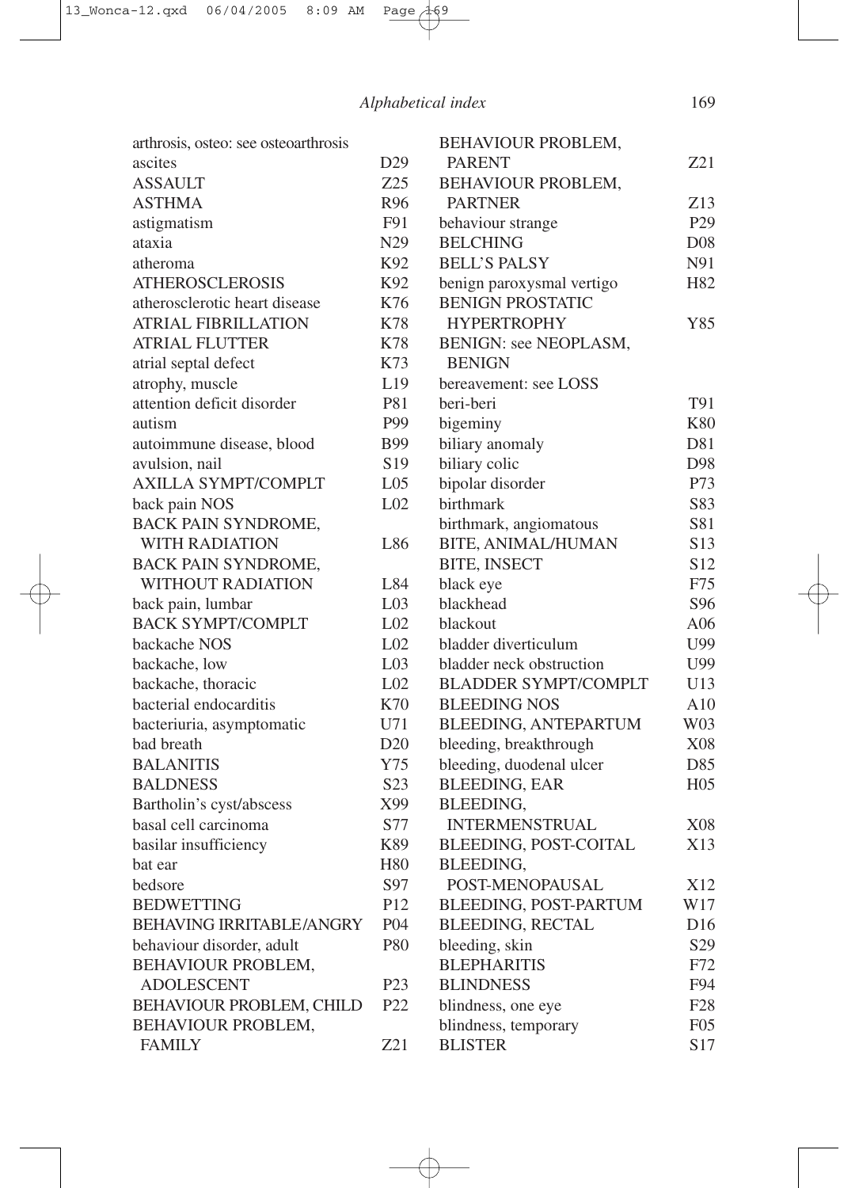| Term | Code |
|---|---|
| arthrosis, osteo: see osteoarthrosis | |
| ascites | D29 |
| ASSAULT | Z25 |
| ASTHMA | R96 |
| astigmatism | F91 |
| ataxia | N29 |
| atheroma | K92 |
| ATHEROSCLEROSIS | K92 |
| atherosclerotic heart disease | K76 |
| ATRIAL FIBRILLATION | K78 |
| ATRIAL FLUTTER | K78 |
| atrial septal defect | K73 |
| atrophy, muscle | L19 |
| attention deficit disorder | P81 |
| autism | P99 |
| autoimmune disease, blood | B99 |
| avulsion, nail | S19 |
| AXILLA SYMPT/COMPLT | L05 |
| back pain NOS | L02 |
| BACK PAIN SYNDROME, WITH RADIATION | L86 |
| BACK PAIN SYNDROME, WITHOUT RADIATION | L84 |
| back pain, lumbar | L03 |
| BACK SYMPT/COMPLT | L02 |
| backache NOS | L02 |
| backache, low | L03 |
| backache, thoracic | L02 |
| bacterial endocarditis | K70 |
| bacteriuria, asymptomatic | U71 |
| bad breath | D20 |
| BALANITIS | Y75 |
| BALDNESS | S23 |
| Bartholin's cyst/abscess | X99 |
| basal cell carcinoma | S77 |
| basilar insufficiency | K89 |
| bat ear | H80 |
| bedsore | S97 |
| BEDWETTING | P12 |
| BEHAVING IRRITABLE/ANGRY | P04 |
| behaviour disorder, adult | P80 |
| BEHAVIOUR PROBLEM, ADOLESCENT | P23 |
| BEHAVIOUR PROBLEM, CHILD | P22 |
| BEHAVIOUR PROBLEM, FAMILY | Z21 |
| BEHAVIOUR PROBLEM, PARENT | Z21 |
| BEHAVIOUR PROBLEM, PARTNER | Z13 |
| behaviour strange | P29 |
| BELCHING | D08 |
| BELL'S PALSY | N91 |
| benign paroxysmal vertigo | H82 |
| BENIGN PROSTATIC HYPERTROPHY | Y85 |
| BENIGN: see NEOPLASM, BENIGN | |
| bereavement: see LOSS | |
| beri-beri | T91 |
| bigeminy | K80 |
| biliary anomaly | D81 |
| biliary colic | D98 |
| bipolar disorder | P73 |
| birthmark | S83 |
| birthmark, angiomatous | S81 |
| BITE, ANIMAL/HUMAN | S13 |
| BITE, INSECT | S12 |
| black eye | F75 |
| blackhead | S96 |
| blackout | A06 |
| bladder diverticulum | U99 |
| bladder neck obstruction | U99 |
| BLADDER SYMPT/COMPLT | U13 |
| BLEEDING NOS | A10 |
| BLEEDING, ANTEPARTUM | W03 |
| bleeding, breakthrough | X08 |
| bleeding, duodenal ulcer | D85 |
| BLEEDING, EAR | H05 |
| BLEEDING, INTERMENSTRUAL | X08 |
| BLEEDING, POST-COITAL | X13 |
| BLEEDING, POST-MENOPAUSAL | X12 |
| BLEEDING, POST-PARTUM | W17 |
| BLEEDING, RECTAL | D16 |
| bleeding, skin | S29 |
| BLEPHARITIS | F72 |
| BLINDNESS | F94 |
| blindness, one eye | F28 |
| blindness, temporary | F05 |
| BLISTER | S17 |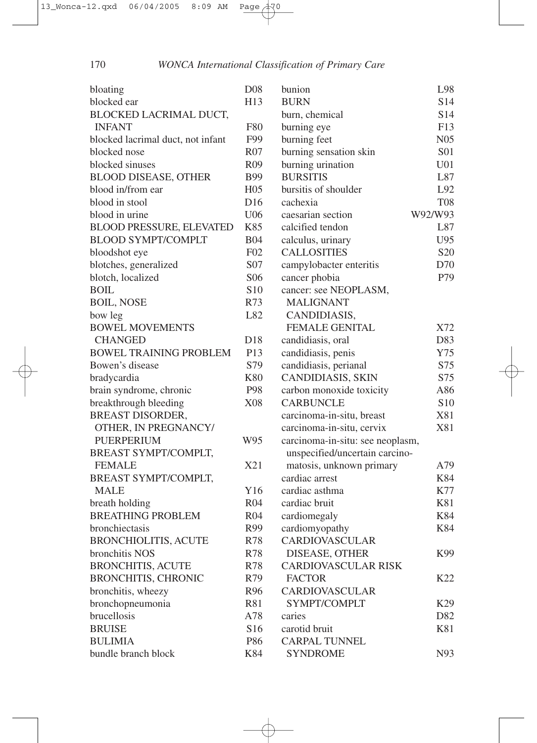| Term | Code |
|---|---|
| bloating | D08 |
| blocked ear | H13 |
| BLOCKED LACRIMAL DUCT, INFANT | F80 |
| blocked lacrimal duct, not infant | F99 |
| blocked nose | R07 |
| blocked sinuses | R09 |
| BLOOD DISEASE, OTHER | B99 |
| blood in/from ear | H05 |
| blood in stool | D16 |
| blood in urine | U06 |
| BLOOD PRESSURE, ELEVATED | K85 |
| BLOOD SYMPT/COMPLT | B04 |
| bloodshot eye | F02 |
| blotches, generalized | S07 |
| blotch, localized | S06 |
| BOIL | S10 |
| BOIL, NOSE | R73 |
| bow leg | L82 |
| BOWEL MOVEMENTS CHANGED | D18 |
| BOWEL TRAINING PROBLEM | P13 |
| Bowen's disease | S79 |
| bradycardia | K80 |
| brain syndrome, chronic | P98 |
| breakthrough bleeding | X08 |
| BREAST DISORDER, OTHER, IN PREGNANCY/ PUERPERIUM | W95 |
| BREAST SYMPT/COMPLT, FEMALE | X21 |
| BREAST SYMPT/COMPLT, MALE | Y16 |
| breath holding | R04 |
| BREATHING PROBLEM | R04 |
| bronchiectasis | R99 |
| BRONCHIOLITIS, ACUTE | R78 |
| bronchitis NOS | R78 |
| BRONCHITIS, ACUTE | R78 |
| BRONCHITIS, CHRONIC | R79 |
| bronchitis, wheezy | R96 |
| bronchopneumonia | R81 |
| brucellosis | A78 |
| BRUISE | S16 |
| BULIMIA | P86 |
| bundle branch block | K84 |
| bunion | L98 |
| BURN | S14 |
| burn, chemical | S14 |
| burning eye | F13 |
| burning feet | N05 |
| burning sensation skin | S01 |
| burning urination | U01 |
| BURSITIS | L87 |
| bursitis of shoulder | L92 |
| cachexia | T08 |
| caesarian section | W92/W93 |
| calcified tendon | L87 |
| calculus, urinary | U95 |
| CALLOSITIES | S20 |
| campylobacter enteritis | D70 |
| cancer phobia | P79 |
| cancer: see NEOPLASM, MALIGNANT | |
| CANDIDIASIS, FEMALE GENITAL | X72 |
| candidiasis, oral | D83 |
| candidiasis, penis | Y75 |
| candidiasis, perianal | S75 |
| CANDIDIASIS, SKIN | S75 |
| carbon monoxide toxicity | A86 |
| CARBUNCLE | S10 |
| carcinoma-in-situ, breast | X81 |
| carcinoma-in-situ, cervix | X81 |
| carcinoma-in-situ: see neoplasm, unspecified/uncertain carcinomatosis, unknown primary | A79 |
| cardiac arrest | K84 |
| cardiac asthma | K77 |
| cardiac bruit | K81 |
| cardiomegaly | K84 |
| cardiomyopathy | K84 |
| CARDIOVASCULAR DISEASE, OTHER | K99 |
| CARDIOVASCULAR RISK FACTOR | K22 |
| CARDIOVASCULAR SYMPT/COMPLT | K29 |
| caries | D82 |
| carotid bruit | K81 |
| CARPAL TUNNEL SYNDROME | N93 |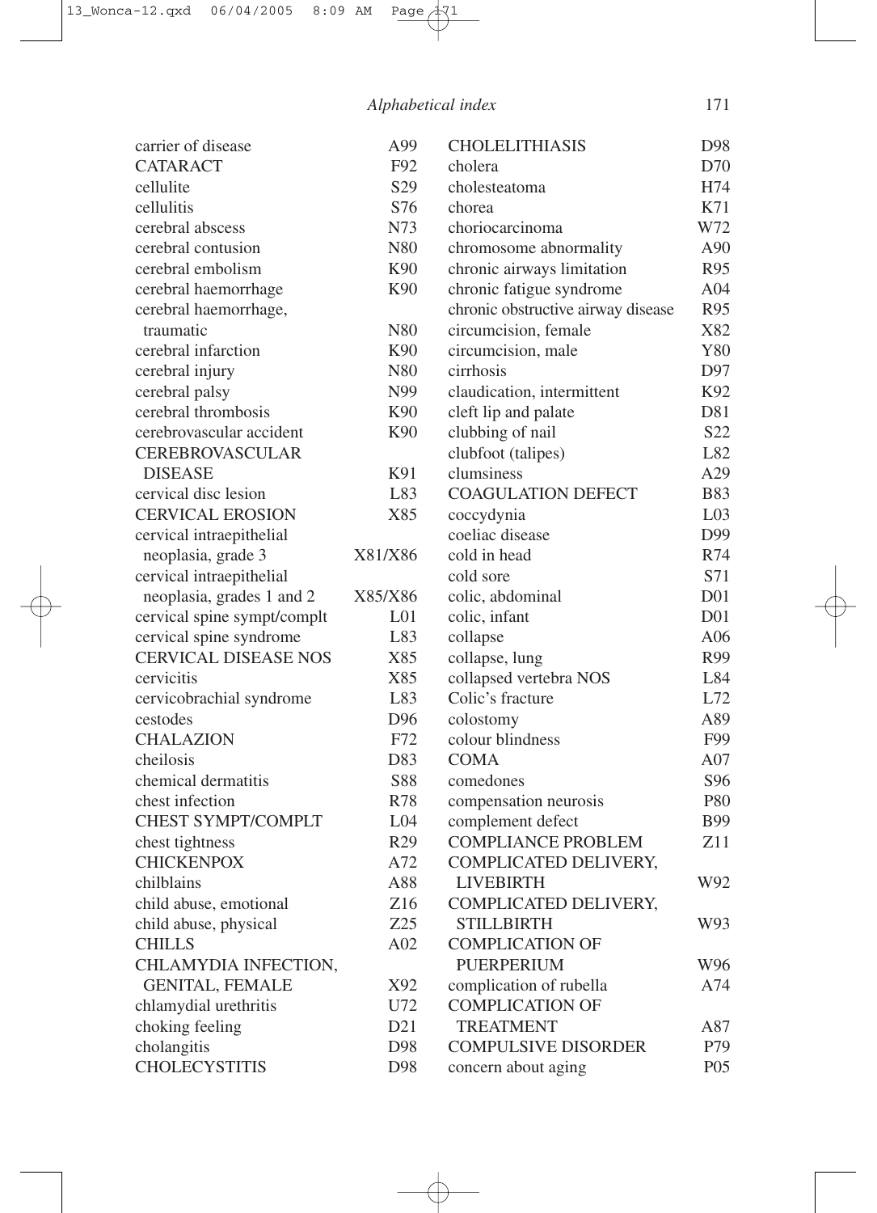| Term | Code |
|---|---|
| carrier of disease | A99 |
| CATARACT | F92 |
| cellulite | S29 |
| cellulitis | S76 |
| cerebral abscess | N73 |
| cerebral contusion | N80 |
| cerebral embolism | K90 |
| cerebral haemorrhage | K90 |
| cerebral haemorrhage, traumatic | N80 |
| cerebral infarction | K90 |
| cerebral injury | N80 |
| cerebral palsy | N99 |
| cerebral thrombosis | K90 |
| cerebrovascular accident | K90 |
| CEREBROVASCULAR DISEASE | K91 |
| cervical disc lesion | L83 |
| CERVICAL EROSION | X85 |
| cervical intraepithelial neoplasia, grade 3 | X81/X86 |
| cervical intraepithelial neoplasia, grades 1 and 2 | X85/X86 |
| cervical spine sympt/complt | L01 |
| cervical spine syndrome | L83 |
| CERVICAL DISEASE NOS | X85 |
| cervicitis | X85 |
| cervicobrachial syndrome | L83 |
| cestodes | D96 |
| CHALAZION | F72 |
| cheilosis | D83 |
| chemical dermatitis | S88 |
| chest infection | R78 |
| CHEST SYMPT/COMPLT | L04 |
| chest tightness | R29 |
| CHICKENPOX | A72 |
| chilblains | A88 |
| child abuse, emotional | Z16 |
| child abuse, physical | Z25 |
| CHILLS | A02 |
| CHLAMYDIA INFECTION, GENITAL, FEMALE | X92 |
| chlamydial urethritis | U72 |
| choking feeling | D21 |
| cholangitis | D98 |
| CHOLECYSTITIS | D98 |
| CHOLELITHIASIS | D98 |
| cholera | D70 |
| cholesteatoma | H74 |
| chorea | K71 |
| choriocarcinoma | W72 |
| chromosome abnormality | A90 |
| chronic airways limitation | R95 |
| chronic fatigue syndrome | A04 |
| chronic obstructive airway disease | R95 |
| circumcision, female | X82 |
| circumcision, male | Y80 |
| cirrhosis | D97 |
| claudication, intermittent | K92 |
| cleft lip and palate | D81 |
| clubbing of nail | S22 |
| clubfoot (talipes) | L82 |
| clumsiness | A29 |
| COAGULATION DEFECT | B83 |
| coccydynia | L03 |
| coeliac disease | D99 |
| cold in head | R74 |
| cold sore | S71 |
| colic, abdominal | D01 |
| colic, infant | D01 |
| collapse | A06 |
| collapse, lung | R99 |
| collapsed vertebra NOS | L84 |
| Colic's fracture | L72 |
| colostomy | A89 |
| colour blindness | F99 |
| COMA | A07 |
| comedones | S96 |
| compensation neurosis | P80 |
| complement defect | B99 |
| COMPLIANCE PROBLEM | Z11 |
| COMPLICATED DELIVERY, LIVEBIRTH | W92 |
| COMPLICATED DELIVERY, STILLBIRTH | W93 |
| COMPLICATION OF PUERPERIUM | W96 |
| complication of rubella | A74 |
| COMPLICATION OF TREATMENT | A87 |
| COMPULSIVE DISORDER | P79 |
| concern about aging | P05 |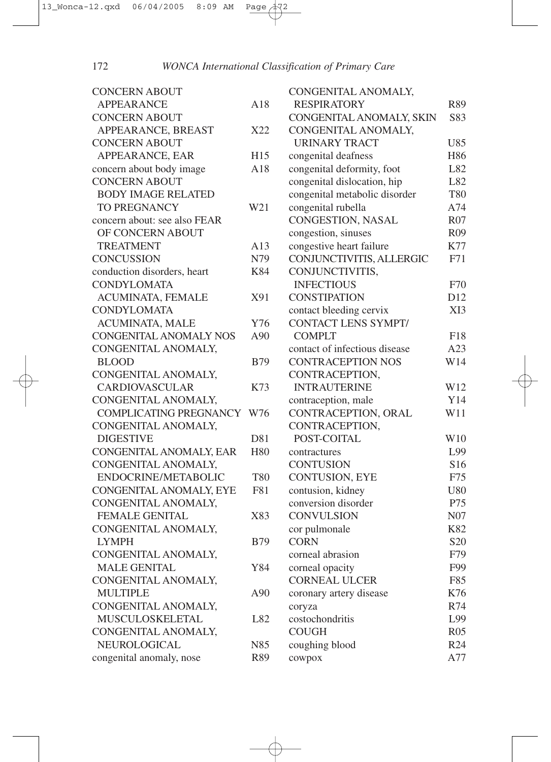| Term | Code |
|---|---|
| CONCERN ABOUT APPEARANCE | A18 |
| CONCERN ABOUT APPEARANCE, BREAST | X22 |
| CONCERN ABOUT APPEARANCE, EAR | H15 |
| concern about body image | A18 |
| CONCERN ABOUT BODY IMAGE RELATED TO PREGNANCY | W21 |
| concern about: see also FEAR OF | |
| CONCERN ABOUT TREATMENT | A13 |
| CONCUSSION | N79 |
| conduction disorders, heart | K84 |
| CONDYLOMATA ACUMINATA, FEMALE | X91 |
| CONDYLOMATA ACUMINATA, MALE | Y76 |
| CONGENITAL ANOMALY NOS | A90 |
| CONGENITAL ANOMALY, BLOOD | B79 |
| CONGENITAL ANOMALY, CARDIOVASCULAR | K73 |
| CONGENITAL ANOMALY, COMPLICATING PREGNANCY | W76 |
| CONGENITAL ANOMALY, DIGESTIVE | D81 |
| CONGENITAL ANOMALY, EAR | H80 |
| CONGENITAL ANOMALY, ENDOCRINE/METABOLIC | T80 |
| CONGENITAL ANOMALY, EYE | F81 |
| CONGENITAL ANOMALY, FEMALE GENITAL | X83 |
| CONGENITAL ANOMALY, LYMPH | B79 |
| CONGENITAL ANOMALY, MALE GENITAL | Y84 |
| CONGENITAL ANOMALY, MULTIPLE | A90 |
| CONGENITAL ANOMALY, MUSCULOSKELETAL | L82 |
| CONGENITAL ANOMALY, NEUROLOGICAL | N85 |
| congenital anomaly, nose | R89 |
| CONGENITAL ANOMALY, RESPIRATORY | R89 |
| CONGENITAL ANOMALY, SKIN | S83 |
| CONGENITAL ANOMALY, URINARY TRACT | U85 |
| congenital deafness | H86 |
| congenital deformity, foot | L82 |
| congenital dislocation, hip | L82 |
| congenital metabolic disorder | T80 |
| congenital rubella | A74 |
| CONGESTION, NASAL | R07 |
| congestion, sinuses | R09 |
| congestive heart failure | K77 |
| CONJUNCTIVITIS, ALLERGIC | F71 |
| CONJUNCTIVITIS, INFECTIOUS | F70 |
| CONSTIPATION | D12 |
| contact bleeding cervix | XI3 |
| CONTACT LENS SYMPT/COMPLT | F18 |
| contact of infectious disease | A23 |
| CONTRACEPTION NOS | W14 |
| CONTRACEPTION, INTRAUTERINE | W12 |
| contraception, male | Y14 |
| CONTRACEPTION, ORAL | W11 |
| CONTRACEPTION, POST-COITAL | W10 |
| contractures | L99 |
| CONTUSION | S16 |
| CONTUSION, EYE | F75 |
| contusion, kidney | U80 |
| conversion disorder | P75 |
| CONVULSION | N07 |
| cor pulmonale | K82 |
| CORN | S20 |
| corneal abrasion | F79 |
| corneal opacity | F99 |
| CORNEAL ULCER | F85 |
| coronary artery disease | K76 |
| coryza | R74 |
| costochondritis | L99 |
| COUGH | R05 |
| coughing blood | R24 |
| cowpox | A77 |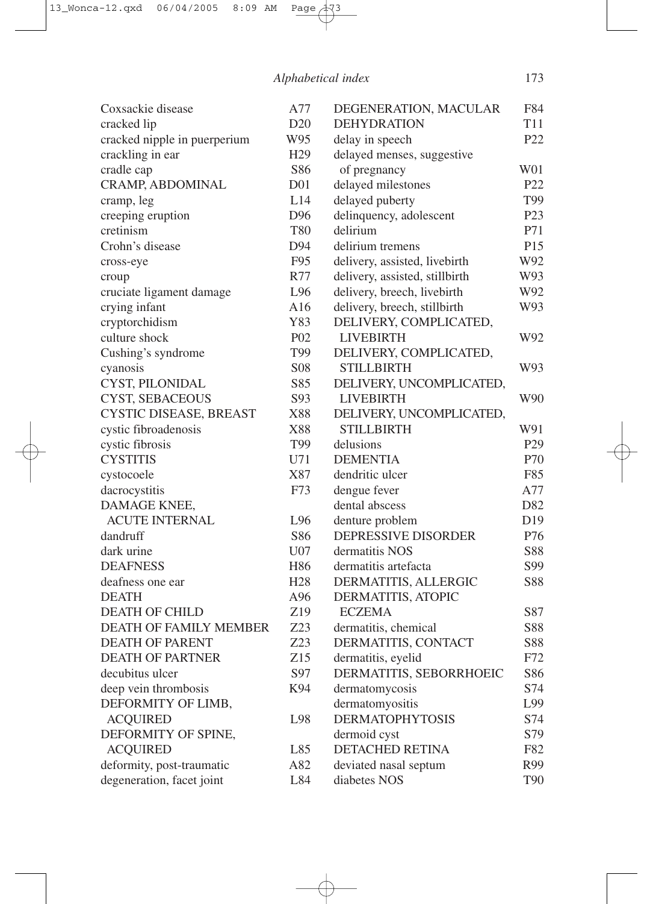| Term | Code |
|---|---|
| Coxsackie disease | A77 |
| cracked lip | D20 |
| cracked nipple in puerperium | W95 |
| crackling in ear | H29 |
| cradle cap | S86 |
| CRAMP, ABDOMINAL | D01 |
| cramp, leg | L14 |
| creeping eruption | D96 |
| cretinism | T80 |
| Crohn's disease | D94 |
| cross-eye | F95 |
| croup | R77 |
| cruciate ligament damage | L96 |
| crying infant | A16 |
| cryptorchidism | Y83 |
| culture shock | P02 |
| Cushing's syndrome | T99 |
| cyanosis | S08 |
| CYST, PILONIDAL | S85 |
| CYST, SEBACEOUS | S93 |
| CYSTIC DISEASE, BREAST | X88 |
| cystic fibroadenosis | X88 |
| cystic fibrosis | T99 |
| CYSTITIS | U71 |
| cystocoele | X87 |
| dacrocystitis | F73 |
| DAMAGE KNEE, ACUTE INTERNAL | L96 |
| dandruff | S86 |
| dark urine | U07 |
| DEAFNESS | H86 |
| deafness one ear | H28 |
| DEATH | A96 |
| DEATH OF CHILD | Z19 |
| DEATH OF FAMILY MEMBER | Z23 |
| DEATH OF PARENT | Z23 |
| DEATH OF PARTNER | Z15 |
| decubitus ulcer | S97 |
| deep vein thrombosis | K94 |
| DEFORMITY OF LIMB, ACQUIRED | L98 |
| DEFORMITY OF SPINE, ACQUIRED | L85 |
| deformity, post-traumatic | A82 |
| degeneration, facet joint | L84 |
| DEGENERATION, MACULAR | F84 |
| DEHYDRATION | T11 |
| delay in speech | P22 |
| delayed menses, suggestive of pregnancy | W01 |
| delayed milestones | P22 |
| delayed puberty | T99 |
| delinquency, adolescent | P23 |
| delirium | P71 |
| delirium tremens | P15 |
| delivery, assisted, livebirth | W92 |
| delivery, assisted, stillbirth | W93 |
| delivery, breech, livebirth | W92 |
| delivery, breech, stillbirth | W93 |
| DELIVERY, COMPLICATED, LIVEBIRTH | W92 |
| DELIVERY, COMPLICATED, STILLBIRTH | W93 |
| DELIVERY, UNCOMPLICATED, LIVEBIRTH | W90 |
| DELIVERY, UNCOMPLICATED, STILLBIRTH | W91 |
| delusions | P29 |
| DEMENTIA | P70 |
| dendritic ulcer | F85 |
| dengue fever | A77 |
| dental abscess | D82 |
| denture problem | D19 |
| DEPRESSIVE DISORDER | P76 |
| dermatitis NOS | S88 |
| dermatitis artefacta | S99 |
| DERMATITIS, ALLERGIC | S88 |
| DERMATITIS, ATOPIC ECZEMA | S87 |
| dermatitis, chemical | S88 |
| DERMATITIS, CONTACT | S88 |
| dermatitis, eyelid | F72 |
| DERMATITIS, SEBORRHOEIC | S86 |
| dermatomycosis | S74 |
| dermatomyositis | L99 |
| DERMATOPHYTOSIS | S74 |
| dermoid cyst | S79 |
| DETACHED RETINA | F82 |
| deviated nasal septum | R99 |
| diabetes NOS | T90 |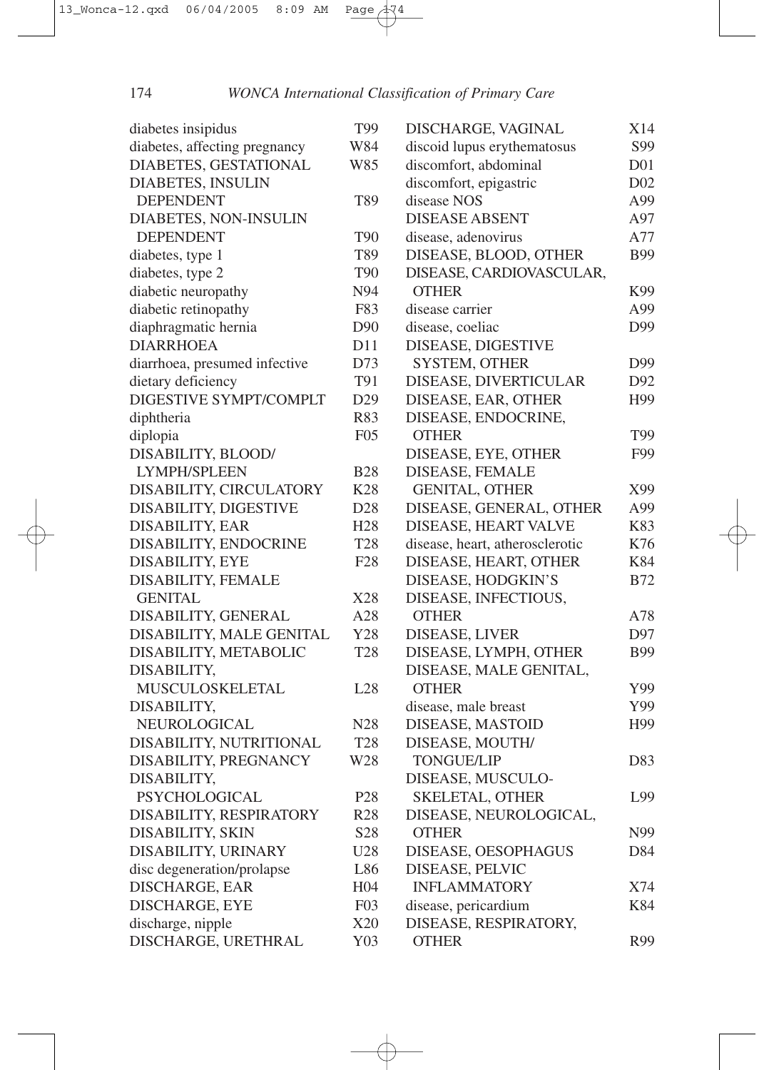| Term | Code |
|---|---|
| diabetes insipidus | T99 |
| diabetes, affecting pregnancy | W84 |
| DIABETES, GESTATIONAL | W85 |
| DIABETES, INSULIN DEPENDENT | T89 |
| DIABETES, NON-INSULIN DEPENDENT | T90 |
| diabetes, type 1 | T89 |
| diabetes, type 2 | T90 |
| diabetic neuropathy | N94 |
| diabetic retinopathy | F83 |
| diaphragmatic hernia | D90 |
| DIARRHOEA | D11 |
| diarrhoea, presumed infective | D73 |
| dietary deficiency | T91 |
| DIGESTIVE SYMPT/COMPLT | D29 |
| diphtheria | R83 |
| diplopia | F05 |
| DISABILITY, BLOOD/ LYMPH/SPLEEN | B28 |
| DISABILITY, CIRCULATORY | K28 |
| DISABILITY, DIGESTIVE | D28 |
| DISABILITY, EAR | H28 |
| DISABILITY, ENDOCRINE | T28 |
| DISABILITY, EYE | F28 |
| DISABILITY, FEMALE GENITAL | X28 |
| DISABILITY, GENERAL | A28 |
| DISABILITY, MALE GENITAL | Y28 |
| DISABILITY, METABOLIC | T28 |
| DISABILITY, MUSCULOSKELETAL | L28 |
| DISABILITY, NEUROLOGICAL | N28 |
| DISABILITY, NUTRITIONAL | T28 |
| DISABILITY, PREGNANCY | W28 |
| DISABILITY, PSYCHOLOGICAL | P28 |
| DISABILITY, RESPIRATORY | R28 |
| DISABILITY, SKIN | S28 |
| DISABILITY, URINARY | U28 |
| disc degeneration/prolapse | L86 |
| DISCHARGE, EAR | H04 |
| DISCHARGE, EYE | F03 |
| discharge, nipple | X20 |
| DISCHARGE, URETHRAL | Y03 |
| DISCHARGE, VAGINAL | X14 |
| discoid lupus erythematosus | S99 |
| discomfort, abdominal | D01 |
| discomfort, epigastric | D02 |
| disease NOS | A99 |
| DISEASE ABSENT | A97 |
| disease, adenovirus | A77 |
| DISEASE, BLOOD, OTHER | B99 |
| DISEASE, CARDIOVASCULAR, OTHER | K99 |
| disease carrier | A99 |
| disease, coeliac | D99 |
| DISEASE, DIGESTIVE SYSTEM, OTHER | D99 |
| DISEASE, DIVERTICULAR | D92 |
| DISEASE, EAR, OTHER | H99 |
| DISEASE, ENDOCRINE, OTHER | T99 |
| DISEASE, EYE, OTHER | F99 |
| DISEASE, FEMALE GENITAL, OTHER | X99 |
| DISEASE, GENERAL, OTHER | A99 |
| DISEASE, HEART VALVE | K83 |
| disease, heart, atherosclerotic | K76 |
| DISEASE, HEART, OTHER | K84 |
| DISEASE, HODGKIN'S | B72 |
| DISEASE, INFECTIOUS, OTHER | A78 |
| DISEASE, LIVER | D97 |
| DISEASE, LYMPH, OTHER | B99 |
| DISEASE, MALE GENITAL, OTHER | Y99 |
| disease, male breast | Y99 |
| DISEASE, MASTOID | H99 |
| DISEASE, MOUTH/ TONGUE/LIP | D83 |
| DISEASE, MUSCULO-SKELETAL, OTHER | L99 |
| DISEASE, NEUROLOGICAL, OTHER | N99 |
| DISEASE, OESOPHAGUS | D84 |
| DISEASE, PELVIC INFLAMMATORY | X74 |
| disease, pericardium | K84 |
| DISEASE, RESPIRATORY, OTHER | R99 |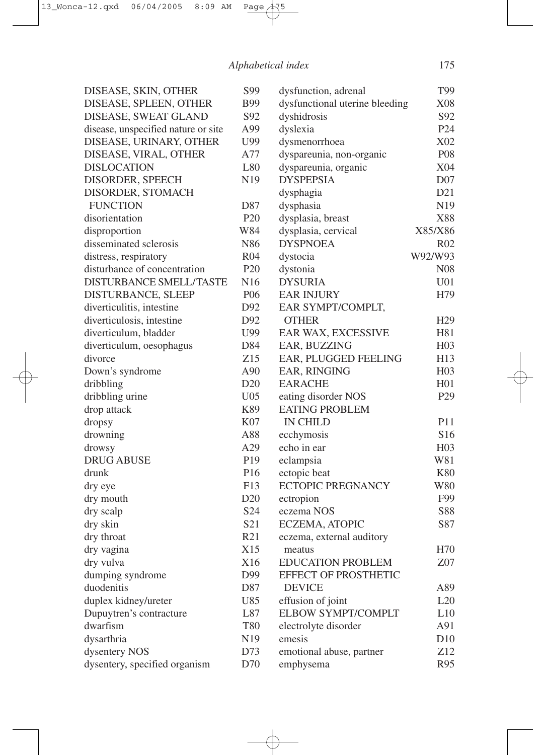| Term | Code |
|---|---|
| DISEASE, SKIN, OTHER | S99 |
| DISEASE, SPLEEN, OTHER | B99 |
| DISEASE, SWEAT GLAND | S92 |
| disease, unspecified nature or site | A99 |
| DISEASE, URINARY, OTHER | U99 |
| DISEASE, VIRAL, OTHER | A77 |
| DISLOCATION | L80 |
| DISORDER, SPEECH | N19 |
| DISORDER, STOMACH FUNCTION | D87 |
| disorientation | P20 |
| disproportion | W84 |
| disseminated sclerosis | N86 |
| distress, respiratory | R04 |
| disturbance of concentration | P20 |
| DISTURBANCE SMELL/TASTE | N16 |
| DISTURBANCE, SLEEP | P06 |
| diverticulitis, intestine | D92 |
| diverticulosis, intestine | D92 |
| diverticulum, bladder | U99 |
| diverticulum, oesophagus | D84 |
| divorce | Z15 |
| Down's syndrome | A90 |
| dribbling | D20 |
| dribbling urine | U05 |
| drop attack | K89 |
| dropsy | K07 |
| drowning | A88 |
| drowsy | A29 |
| DRUG ABUSE | P19 |
| drunk | P16 |
| dry eye | F13 |
| dry mouth | D20 |
| dry scalp | S24 |
| dry skin | S21 |
| dry throat | R21 |
| dry vagina | X15 |
| dry vulva | X16 |
| dumping syndrome | D99 |
| duodenitis | D87 |
| duplex kidney/ureter | U85 |
| Dupuytren's contracture | L87 |
| dwarfism | T80 |
| dysarthria | N19 |
| dysentery NOS | D73 |
| dysentery, specified organism | D70 |
| dysfunction, adrenal | T99 |
| dysfunctional uterine bleeding | X08 |
| dyshidrosis | S92 |
| dyslexia | P24 |
| dysmenorrhoea | X02 |
| dyspareunia, non-organic | P08 |
| dyspareunia, organic | X04 |
| DYSPEPSIA | D07 |
| dysphagia | D21 |
| dysphasia | N19 |
| dysplasia, breast | X88 |
| dysplasia, cervical | X85/X86 |
| DYSPNOEA | R02 |
| dystocia | W92/W93 |
| dystonia | N08 |
| DYSURIA | U01 |
| EAR INJURY | H79 |
| EAR SYMPT/COMPLT, OTHER | H29 |
| EAR WAX, EXCESSIVE | H81 |
| EAR, BUZZING | H03 |
| EAR, PLUGGED FEELING | H13 |
| EAR, RINGING | H03 |
| EARACHE | H01 |
| eating disorder NOS | P29 |
| EATING PROBLEM IN CHILD | P11 |
| ecchymosis | S16 |
| echo in ear | H03 |
| eclampsia | W81 |
| ectopic beat | K80 |
| ECTOPIC PREGNANCY | W80 |
| ectropion | F99 |
| eczema NOS | S88 |
| ECZEMA, ATOPIC | S87 |
| eczema, external auditory meatus | H70 |
| EDUCATION PROBLEM | Z07 |
| EFFECT OF PROSTHETIC DEVICE | A89 |
| effusion of joint | L20 |
| ELBOW SYMPT/COMPLT | L10 |
| electrolyte disorder | A91 |
| emesis | D10 |
| emotional abuse, partner | Z12 |
| emphysema | R95 |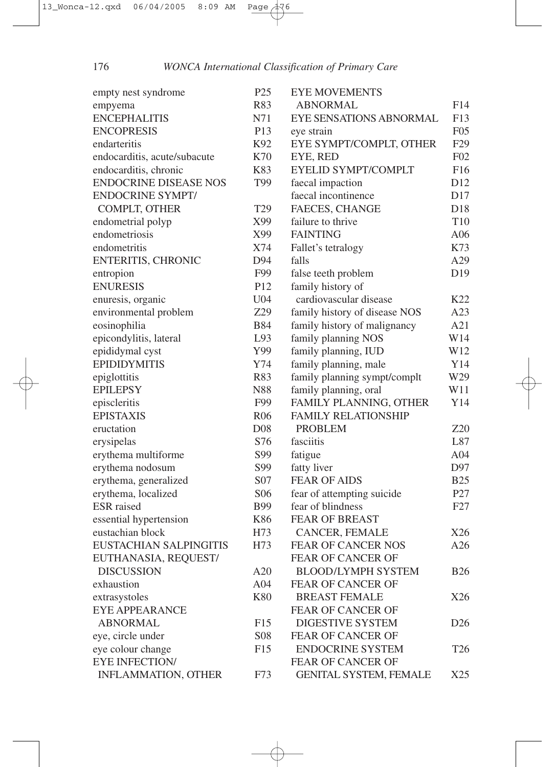| | |
|---|---|
| empty nest syndrome | P25 |
| empyema | R83 |
| ENCEPHALITIS | N71 |
| ENCOPRESIS | P13 |
| endarteritis | K92 |
| endocarditis, acute/subacute | K70 |
| endocarditis, chronic | K83 |
| ENDOCRINE DISEASE NOS | T99 |
| ENDOCRINE SYMPT/ COMPLT, OTHER | T29 |
| endometrial polyp | X99 |
| endometriosis | X99 |
| endometritis | X74 |
| ENTERITIS, CHRONIC | D94 |
| entropion | F99 |
| ENURESIS | P12 |
| enuresis, organic | U04 |
| environmental problem | Z29 |
| eosinophilia | B84 |
| epicondylitis, lateral | L93 |
| epididymal cyst | Y99 |
| EPIDIDYMITIS | Y74 |
| epiglottitis | R83 |
| EPILEPSY | N88 |
| episcleritis | F99 |
| EPISTAXIS | R06 |
| eructation | D08 |
| erysipelas | S76 |
| erythema multiforme | S99 |
| erythema nodosum | S99 |
| erythema, generalized | S07 |
| erythema, localized | S06 |
| ESR raised | B99 |
| essential hypertension | K86 |
| eustachian block | H73 |
| EUSTACHIAN SALPINGITIS | H73 |
| EUTHANASIA, REQUEST/ DISCUSSION | A20 |
| exhaustion | A04 |
| extrasystoles | K80 |
| EYE APPEARANCE ABNORMAL | F15 |
| eye, circle under | S08 |
| eye colour change | F15 |
| EYE INFECTION/ INFLAMMATION, OTHER | F73 |
| EYE MOVEMENTS ABNORMAL | F14 |
| EYE SENSATIONS ABNORMAL | F13 |
| eye strain | F05 |
| EYE SYMPT/COMPLT, OTHER | F29 |
| EYE, RED | F02 |
| EYELID SYMPT/COMPLT | F16 |
| faecal impaction | D12 |
| faecal incontinence | D17 |
| FAECES, CHANGE | D18 |
| failure to thrive | T10 |
| FAINTING | A06 |
| Fallet's tetralogy | K73 |
| falls | A29 |
| false teeth problem | D19 |
| family history of cardiovascular disease | K22 |
| family history of disease NOS | A23 |
| family history of malignancy | A21 |
| family planning NOS | W14 |
| family planning, IUD | W12 |
| family planning, male | Y14 |
| family planning sympt/complt | W29 |
| family planning, oral | W11 |
| FAMILY PLANNING, OTHER | Y14 |
| FAMILY RELATIONSHIP PROBLEM | Z20 |
| fasciitis | L87 |
| fatigue | A04 |
| fatty liver | D97 |
| FEAR OF AIDS | B25 |
| fear of attempting suicide | P27 |
| fear of blindness | F27 |
| FEAR OF BREAST CANCER, FEMALE | X26 |
| FEAR OF CANCER NOS | A26 |
| FEAR OF CANCER OF BLOOD/LYMPH SYSTEM | B26 |
| FEAR OF CANCER OF BREAST FEMALE | X26 |
| FEAR OF CANCER OF DIGESTIVE SYSTEM | D26 |
| FEAR OF CANCER OF ENDOCRINE SYSTEM | T26 |
| FEAR OF CANCER OF GENITAL SYSTEM, FEMALE | X25 |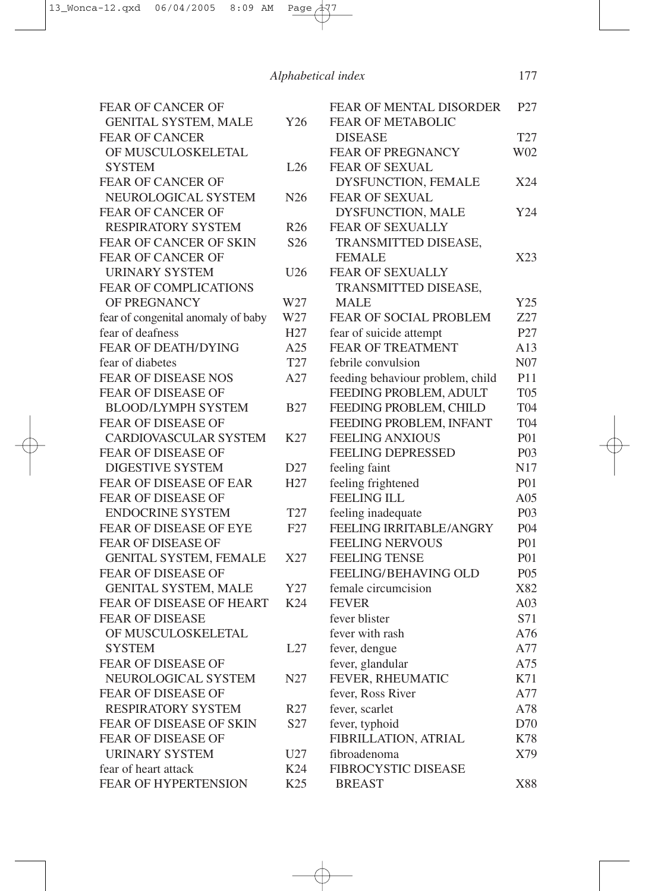| Term | Code |
|---|---|
| FEAR OF CANCER OF GENITAL SYSTEM, MALE | Y26 |
| FEAR OF CANCER OF MUSCULOSKELETAL SYSTEM | L26 |
| FEAR OF CANCER OF NEUROLOGICAL SYSTEM | N26 |
| FEAR OF CANCER OF RESPIRATORY SYSTEM | R26 |
| FEAR OF CANCER OF SKIN | S26 |
| FEAR OF CANCER OF URINARY SYSTEM | U26 |
| FEAR OF COMPLICATIONS OF PREGNANCY | W27 |
| fear of congenital anomaly of baby | W27 |
| fear of deafness | H27 |
| FEAR OF DEATH/DYING | A25 |
| fear of diabetes | T27 |
| FEAR OF DISEASE NOS | A27 |
| FEAR OF DISEASE OF BLOOD/LYMPH SYSTEM | B27 |
| FEAR OF DISEASE OF CARDIOVASCULAR SYSTEM | K27 |
| FEAR OF DISEASE OF DIGESTIVE SYSTEM | D27 |
| FEAR OF DISEASE OF EAR | H27 |
| FEAR OF DISEASE OF ENDOCRINE SYSTEM | T27 |
| FEAR OF DISEASE OF EYE | F27 |
| FEAR OF DISEASE OF GENITAL SYSTEM, FEMALE | X27 |
| FEAR OF DISEASE OF GENITAL SYSTEM, MALE | Y27 |
| FEAR OF DISEASE OF HEART | K24 |
| FEAR OF DISEASE OF MUSCULOSKELETAL SYSTEM | L27 |
| FEAR OF DISEASE OF NEUROLOGICAL SYSTEM | N27 |
| FEAR OF DISEASE OF RESPIRATORY SYSTEM | R27 |
| FEAR OF DISEASE OF SKIN | S27 |
| FEAR OF DISEASE OF URINARY SYSTEM | U27 |
| fear of heart attack | K24 |
| FEAR OF HYPERTENSION | K25 |
| FEAR OF MENTAL DISORDER | P27 |
| FEAR OF METABOLIC DISEASE | T27 |
| FEAR OF PREGNANCY | W02 |
| FEAR OF SEXUAL DYSFUNCTION, FEMALE | X24 |
| FEAR OF SEXUAL DYSFUNCTION, MALE | Y24 |
| FEAR OF SEXUALLY TRANSMITTED DISEASE, FEMALE | X23 |
| FEAR OF SEXUALLY TRANSMITTED DISEASE, MALE | Y25 |
| FEAR OF SOCIAL PROBLEM | Z27 |
| fear of suicide attempt | P27 |
| FEAR OF TREATMENT | A13 |
| febrile convulsion | N07 |
| feeding behaviour problem, child | P11 |
| FEEDING PROBLEM, ADULT | T05 |
| FEEDING PROBLEM, CHILD | T04 |
| FEEDING PROBLEM, INFANT | T04 |
| FEELING ANXIOUS | P01 |
| FEELING DEPRESSED | P03 |
| feeling faint | N17 |
| feeling frightened | P01 |
| FEELING ILL | A05 |
| feeling inadequate | P03 |
| FEELING IRRITABLE/ANGRY | P04 |
| FEELING NERVOUS | P01 |
| FEELING TENSE | P01 |
| FEELING/BEHAVING OLD | P05 |
| female circumcision | X82 |
| FEVER | A03 |
| fever blister | S71 |
| fever with rash | A76 |
| fever, dengue | A77 |
| fever, glandular | A75 |
| FEVER, RHEUMATIC | K71 |
| fever, Ross River | A77 |
| fever, scarlet | A78 |
| fever, typhoid | D70 |
| FIBRILLATION, ATRIAL | K78 |
| fibroadenoma | X79 |
| FIBROCYSTIC DISEASE BREAST | X88 |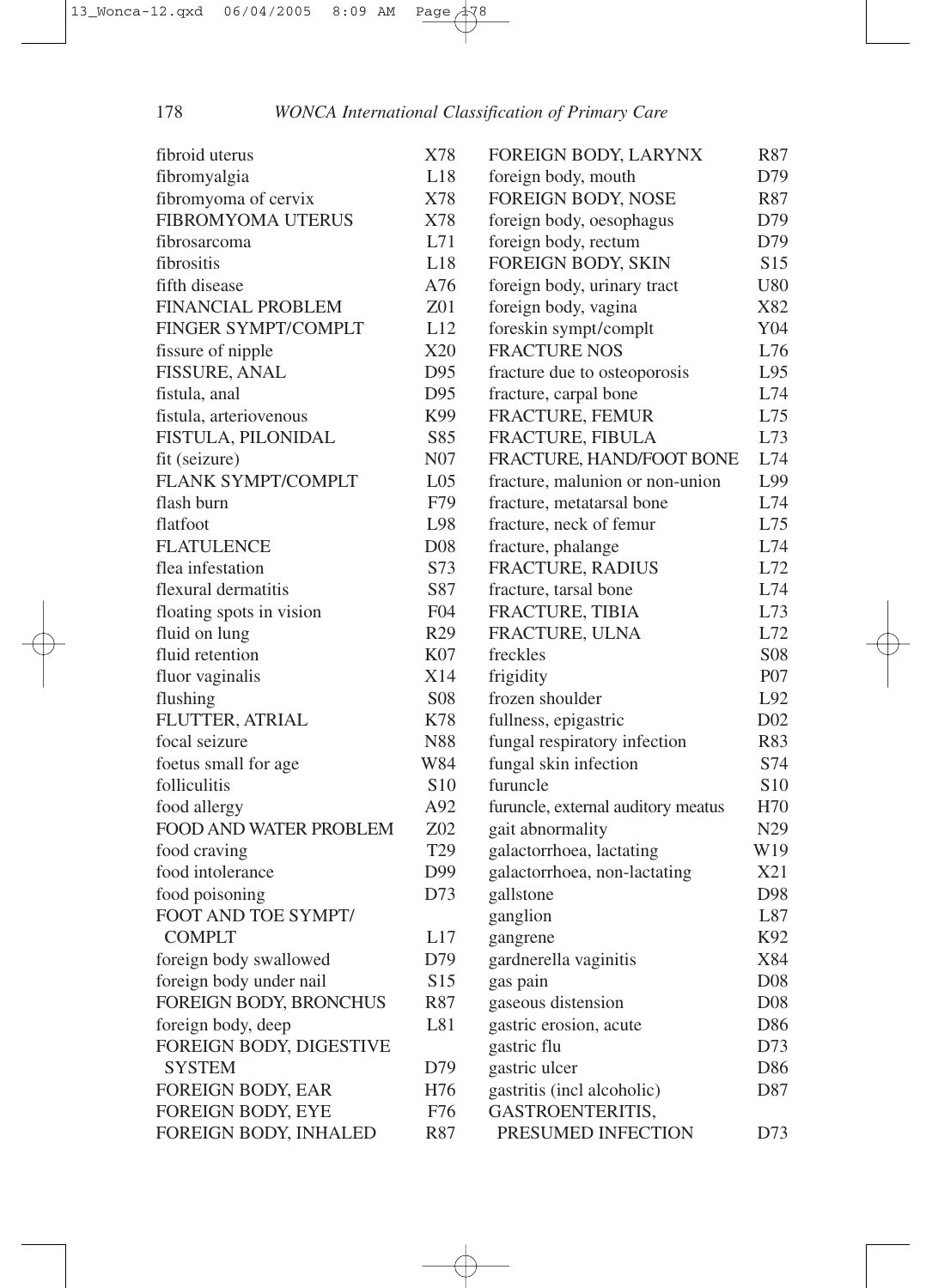| Term | Code |
| --- | --- |
| fibroid uterus | X78 |
| fibromyalgia | L18 |
| fibromyoma of cervix | X78 |
| FIBROMYOMA UTERUS | X78 |
| fibrosarcoma | L71 |
| fibrositis | L18 |
| fifth disease | A76 |
| FINANCIAL PROBLEM | Z01 |
| FINGER SYMPT/COMPLT | L12 |
| fissure of nipple | X20 |
| FISSURE, ANAL | D95 |
| fistula, anal | D95 |
| fistula, arteriovenous | K99 |
| FISTULA, PILONIDAL | S85 |
| fit (seizure) | N07 |
| FLANK SYMPT/COMPLT | L05 |
| flash burn | F79 |
| flatfoot | L98 |
| FLATULENCE | D08 |
| flea infestation | S73 |
| flexural dermatitis | S87 |
| floating spots in vision | F04 |
| fluid on lung | R29 |
| fluid retention | K07 |
| fluor vaginalis | X14 |
| flushing | S08 |
| FLUTTER, ATRIAL | K78 |
| focal seizure | N88 |
| foetus small for age | W84 |
| folliculitis | S10 |
| food allergy | A92 |
| FOOD AND WATER PROBLEM | Z02 |
| food craving | T29 |
| food intolerance | D99 |
| food poisoning | D73 |
| FOOT AND TOE SYMPT/COMPLT | L17 |
| foreign body swallowed | D79 |
| foreign body under nail | S15 |
| FOREIGN BODY, BRONCHUS | R87 |
| foreign body, deep | L81 |
| FOREIGN BODY, DIGESTIVE SYSTEM | D79 |
| FOREIGN BODY, EAR | H76 |
| FOREIGN BODY, EYE | F76 |
| FOREIGN BODY, INHALED | R87 |
| FOREIGN BODY, LARYNX | R87 |
| foreign body, mouth | D79 |
| FOREIGN BODY, NOSE | R87 |
| foreign body, oesophagus | D79 |
| foreign body, rectum | D79 |
| FOREIGN BODY, SKIN | S15 |
| foreign body, urinary tract | U80 |
| foreign body, vagina | X82 |
| foreskin sympt/complt | Y04 |
| FRACTURE NOS | L76 |
| fracture due to osteoporosis | L95 |
| fracture, carpal bone | L74 |
| FRACTURE, FEMUR | L75 |
| FRACTURE, FIBULA | L73 |
| FRACTURE, HAND/FOOT BONE | L74 |
| fracture, malunion or non-union | L99 |
| fracture, metatarsal bone | L74 |
| fracture, neck of femur | L75 |
| fracture, phalange | L74 |
| FRACTURE, RADIUS | L72 |
| fracture, tarsal bone | L74 |
| FRACTURE, TIBIA | L73 |
| FRACTURE, ULNA | L72 |
| freckles | S08 |
| frigidity | P07 |
| frozen shoulder | L92 |
| fullness, epigastric | D02 |
| fungal respiratory infection | R83 |
| fungal skin infection | S74 |
| furuncle | S10 |
| furuncle, external auditory meatus | H70 |
| gait abnormality | N29 |
| galactorrhoea, lactating | W19 |
| galactorrhoea, non-lactating | X21 |
| gallstone | D98 |
| ganglion | L87 |
| gangrene | K92 |
| gardnerella vaginitis | X84 |
| gas pain | D08 |
| gaseous distension | D08 |
| gastric erosion, acute | D86 |
| gastric flu | D73 |
| gastric ulcer | D86 |
| gastritis (incl alcoholic) | D87 |
| GASTROENTERITIS, PRESUMED INFECTION | D73 |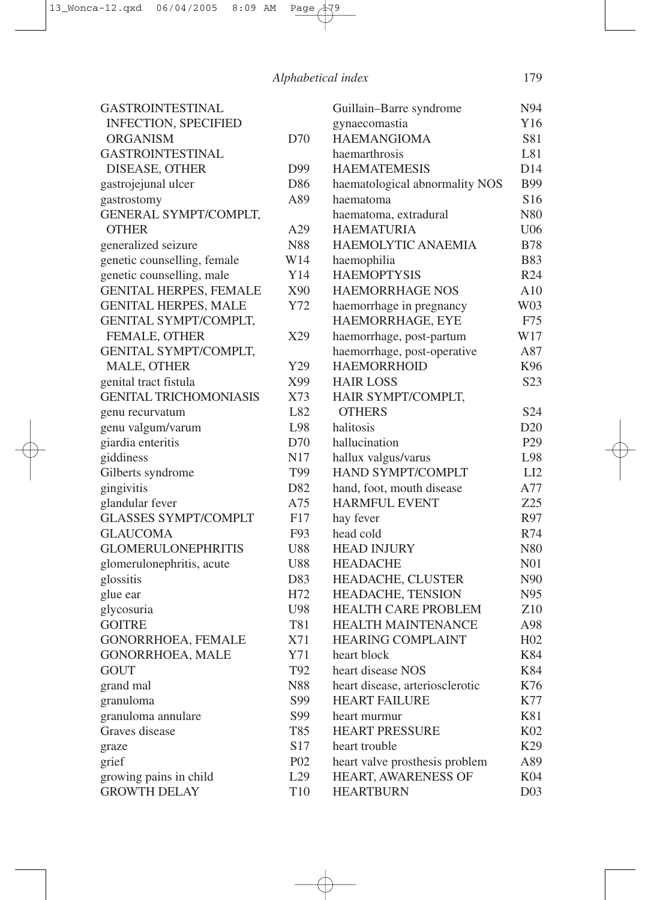| Term | Code |
|---|---|
| GASTROINTESTINAL INFECTION, SPECIFIED ORGANISM | D70 |
| GASTROINTESTINAL DISEASE, OTHER | D99 |
| gastrojejunal ulcer | D86 |
| gastrostomy | A89 |
| GENERAL SYMPT/COMPLT, OTHER | A29 |
| generalized seizure | N88 |
| genetic counselling, female | W14 |
| genetic counselling, male | Y14 |
| GENITAL HERPES, FEMALE | X90 |
| GENITAL HERPES, MALE | Y72 |
| GENITAL SYMPT/COMPLT, FEMALE, OTHER | X29 |
| GENITAL SYMPT/COMPLT, MALE, OTHER | Y29 |
| genital tract fistula | X99 |
| GENITAL TRICHOMONIASIS | X73 |
| genu recurvatum | L82 |
| genu valgum/varum | L98 |
| giardia enteritis | D70 |
| giddiness | N17 |
| Gilberts syndrome | T99 |
| gingivitis | D82 |
| glandular fever | A75 |
| GLASSES SYMPT/COMPLT | F17 |
| GLAUCOMA | F93 |
| GLOMERULONEPHRITIS | U88 |
| glomerulonephritis, acute | U88 |
| glossitis | D83 |
| glue ear | H72 |
| glycosuria | U98 |
| GOITRE | T81 |
| GONORRHOEA, FEMALE | X71 |
| GONORRHOEA, MALE | Y71 |
| GOUT | T92 |
| grand mal | N88 |
| granuloma | S99 |
| granuloma annulare | S99 |
| Graves disease | T85 |
| graze | S17 |
| grief | P02 |
| growing pains in child | L29 |
| GROWTH DELAY | T10 |
| Guillain–Barre syndrome | N94 |
| gynaecomastia | Y16 |
| HAEMANGIOMA | S81 |
| haemarthrosis | L81 |
| HAEMATEMESIS | D14 |
| haematological abnormality NOS | B99 |
| haematoma | S16 |
| haematoma, extradural | N80 |
| HAEMATURIA | U06 |
| HAEMOLYTIC ANAEMIA | B78 |
| haemophilia | B83 |
| HAEMOPTYSIS | R24 |
| HAEMORRHAGE NOS | A10 |
| haemorrhage in pregnancy | W03 |
| HAEMORRHAGE, EYE | F75 |
| haemorrhage, post-partum | W17 |
| haemorrhage, post-operative | A87 |
| HAEMORRHOID | K96 |
| HAIR LOSS | S23 |
| HAIR SYMPT/COMPLT, OTHERS | S24 |
| halitosis | D20 |
| hallucination | P29 |
| hallux valgus/varus | L98 |
| HAND SYMPT/COMPLT | LI2 |
| hand, foot, mouth disease | A77 |
| HARMFUL EVENT | Z25 |
| hay fever | R97 |
| head cold | R74 |
| HEAD INJURY | N80 |
| HEADACHE | N01 |
| HEADACHE, CLUSTER | N90 |
| HEADACHE, TENSION | N95 |
| HEALTH CARE PROBLEM | Z10 |
| HEALTH MAINTENANCE | A98 |
| HEARING COMPLAINT | H02 |
| heart block | K84 |
| heart disease NOS | K84 |
| heart disease, arteriosclerotic | K76 |
| HEART FAILURE | K77 |
| heart murmur | K81 |
| HEART PRESSURE | K02 |
| heart trouble | K29 |
| heart valve prosthesis problem | A89 |
| HEART, AWARENESS OF | K04 |
| HEARTBURN | D03 |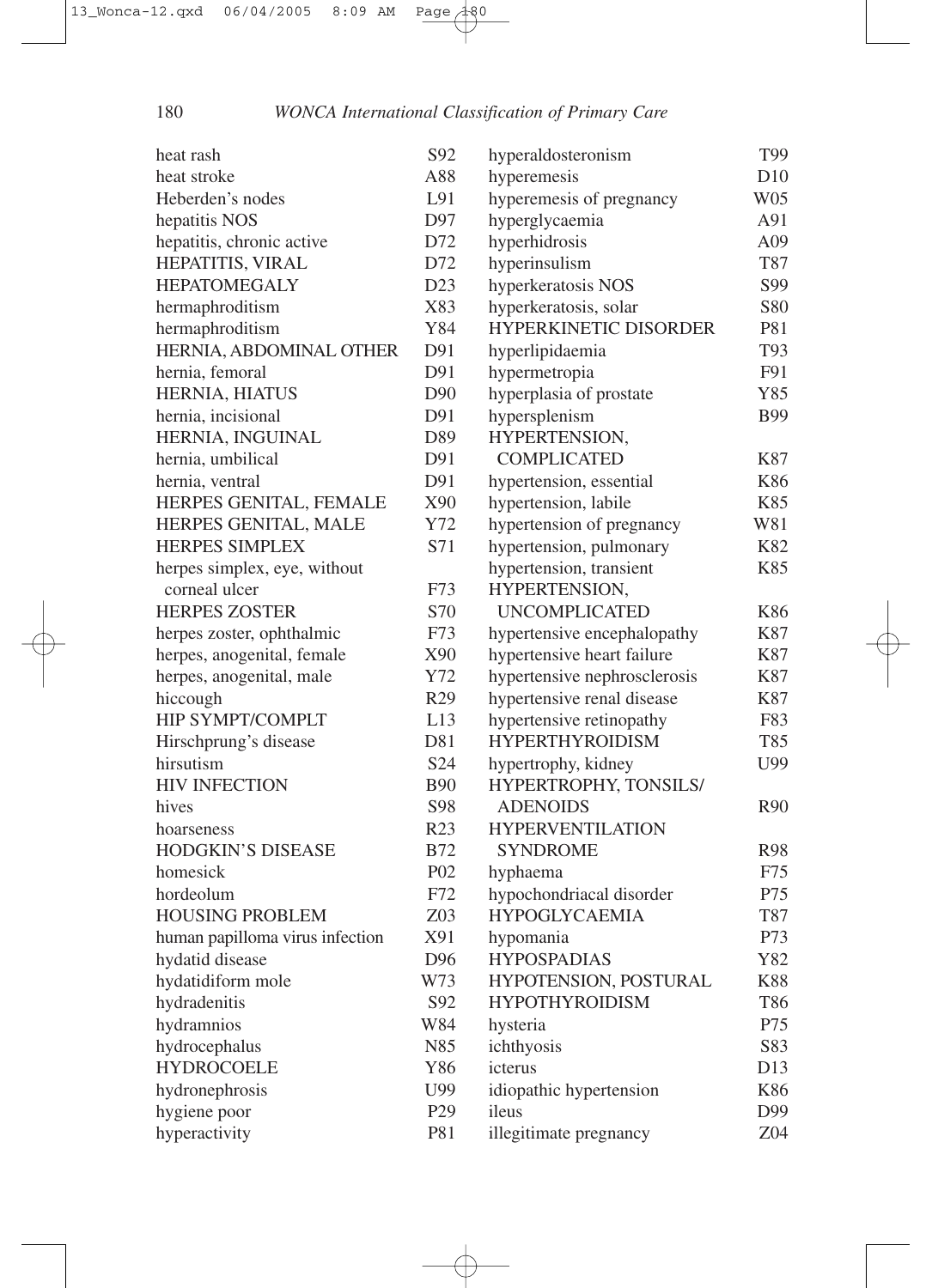| | |
|---|---|
| heat rash | S92 |
| heat stroke | A88 |
| Heberden's nodes | L91 |
| hepatitis NOS | D97 |
| hepatitis, chronic active | D72 |
| HEPATITIS, VIRAL | D72 |
| HEPATOMEGALY | D23 |
| hermaphroditism | X83 |
| hermaphroditism | Y84 |
| HERNIA, ABDOMINAL OTHER | D91 |
| hernia, femoral | D91 |
| HERNIA, HIATUS | D90 |
| hernia, incisional | D91 |
| HERNIA, INGUINAL | D89 |
| hernia, umbilical | D91 |
| hernia, ventral | D91 |
| HERPES GENITAL, FEMALE | X90 |
| HERPES GENITAL, MALE | Y72 |
| HERPES SIMPLEX | S71 |
| herpes simplex, eye, without corneal ulcer | F73 |
| HERPES ZOSTER | S70 |
| herpes zoster, ophthalmic | F73 |
| herpes, anogenital, female | X90 |
| herpes, anogenital, male | Y72 |
| hiccough | R29 |
| HIP SYMPT/COMPLT | L13 |
| Hirschprung's disease | D81 |
| hirsutism | S24 |
| HIV INFECTION | B90 |
| hives | S98 |
| hoarseness | R23 |
| HODGKIN'S DISEASE | B72 |
| homesick | P02 |
| hordeolum | F72 |
| HOUSING PROBLEM | Z03 |
| human papilloma virus infection | X91 |
| hydatid disease | D96 |
| hydatidiform mole | W73 |
| hydradenitis | S92 |
| hydramnios | W84 |
| hydrocephalus | N85 |
| HYDROCOELE | Y86 |
| hydronephrosis | U99 |
| hygiene poor | P29 |
| hyperactivity | P81 |
| hyperaldosteronism | T99 |
| hyperemesis | D10 |
| hyperemesis of pregnancy | W05 |
| hyperglycaemia | A91 |
| hyperhidrosis | A09 |
| hyperinsulism | T87 |
| hyperkeratosis NOS | S99 |
| hyperkeratosis, solar | S80 |
| HYPERKINETIC DISORDER | P81 |
| hyperlipidaemia | T93 |
| hypermetropia | F91 |
| hyperplasia of prostate | Y85 |
| hypersplenism | B99 |
| HYPERTENSION, COMPLICATED | K87 |
| hypertension, essential | K86 |
| hypertension, labile | K85 |
| hypertension of pregnancy | W81 |
| hypertension, pulmonary | K82 |
| hypertension, transient | K85 |
| HYPERTENSION, UNCOMPLICATED | K86 |
| hypertensive encephalopathy | K87 |
| hypertensive heart failure | K87 |
| hypertensive nephrosclerosis | K87 |
| hypertensive renal disease | K87 |
| hypertensive retinopathy | F83 |
| HYPERTHYROIDISM | T85 |
| hypertrophy, kidney | U99 |
| HYPERTROPHY, TONSILS/ ADENOIDS | R90 |
| HYPERVENTILATION SYNDROME | R98 |
| hyphaema | F75 |
| hypochondriacal disorder | P75 |
| HYPOGLYCAEMIA | T87 |
| hypomania | P73 |
| HYPOSPADIAS | Y82 |
| HYPOTENSION, POSTURAL | K88 |
| HYPOTHYROIDISM | T86 |
| hysteria | P75 |
| ichthyosis | S83 |
| icterus | D13 |
| idiopathic hypertension | K86 |
| ileus | D99 |
| illegitimate pregnancy | Z04 |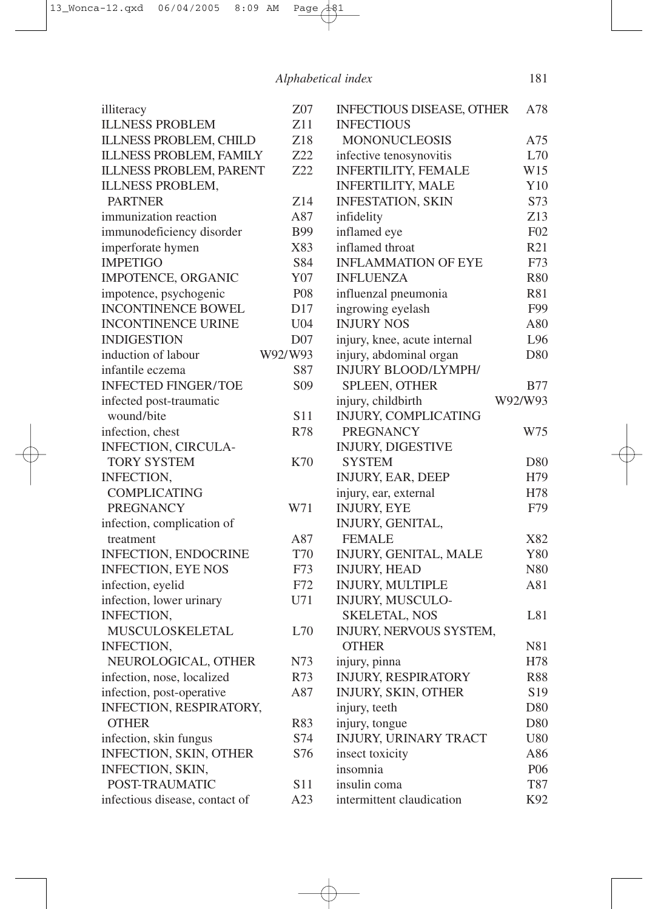| | |
|---|---|
| illiteracy | Z07 |
| ILLNESS PROBLEM | Z11 |
| ILLNESS PROBLEM, CHILD | Z18 |
| ILLNESS PROBLEM, FAMILY | Z22 |
| ILLNESS PROBLEM, PARENT | Z22 |
| ILLNESS PROBLEM, PARTNER | Z14 |
| immunization reaction | A87 |
| immunodeficiency disorder | B99 |
| imperforate hymen | X83 |
| IMPETIGO | S84 |
| IMPOTENCE, ORGANIC | Y07 |
| impotence, psychogenic | P08 |
| INCONTINENCE BOWEL | D17 |
| INCONTINENCE URINE | U04 |
| INDIGESTION | D07 |
| induction of labour | W92/W93 |
| infantile eczema | S87 |
| INFECTED FINGER/TOE | S09 |
| infected post-traumatic wound/bite | S11 |
| infection, chest | R78 |
| INFECTION, CIRCULATORY SYSTEM | K70 |
| INFECTION, COMPLICATING PREGNANCY | W71 |
| infection, complication of treatment | A87 |
| INFECTION, ENDOCRINE | T70 |
| INFECTION, EYE NOS | F73 |
| infection, eyelid | F72 |
| infection, lower urinary | U71 |
| INFECTION, MUSCULOSKELETAL | L70 |
| INFECTION, NEUROLOGICAL, OTHER | N73 |
| infection, nose, localized | R73 |
| infection, post-operative | A87 |
| INFECTION, RESPIRATORY, OTHER | R83 |
| infection, skin fungus | S74 |
| INFECTION, SKIN, OTHER | S76 |
| INFECTION, SKIN, POST-TRAUMATIC | S11 |
| infectious disease, contact of | A23 |
| INFECTIOUS DISEASE, OTHER | A78 |
| INFECTIOUS MONONUCLEOSIS | A75 |
| infective tenosynovitis | L70 |
| INFERTILITY, FEMALE | W15 |
| INFERTILITY, MALE | Y10 |
| INFESTATION, SKIN | S73 |
| infidelity | Z13 |
| inflamed eye | F02 |
| inflamed throat | R21 |
| INFLAMMATION OF EYE | F73 |
| INFLUENZA | R80 |
| influenzal pneumonia | R81 |
| ingrowing eyelash | F99 |
| INJURY NOS | A80 |
| injury, knee, acute internal | L96 |
| injury, abdominal organ | D80 |
| INJURY BLOOD/LYMPH/SPLEEN, OTHER | B77 |
| injury, childbirth | W92/W93 |
| INJURY, COMPLICATING PREGNANCY | W75 |
| INJURY, DIGESTIVE SYSTEM | D80 |
| INJURY, EAR, DEEP | H79 |
| injury, ear, external | H78 |
| INJURY, EYE | F79 |
| INJURY, GENITAL, FEMALE | X82 |
| INJURY, GENITAL, MALE | Y80 |
| INJURY, HEAD | N80 |
| INJURY, MULTIPLE | A81 |
| INJURY, MUSCULOSKELETAL, NOS | L81 |
| INJURY, NERVOUS SYSTEM, OTHER | N81 |
| injury, pinna | H78 |
| INJURY, RESPIRATORY | R88 |
| INJURY, SKIN, OTHER | S19 |
| injury, teeth | D80 |
| injury, tongue | D80 |
| INJURY, URINARY TRACT | U80 |
| insect toxicity | A86 |
| insomnia | P06 |
| insulin coma | T87 |
| intermittent claudication | K92 |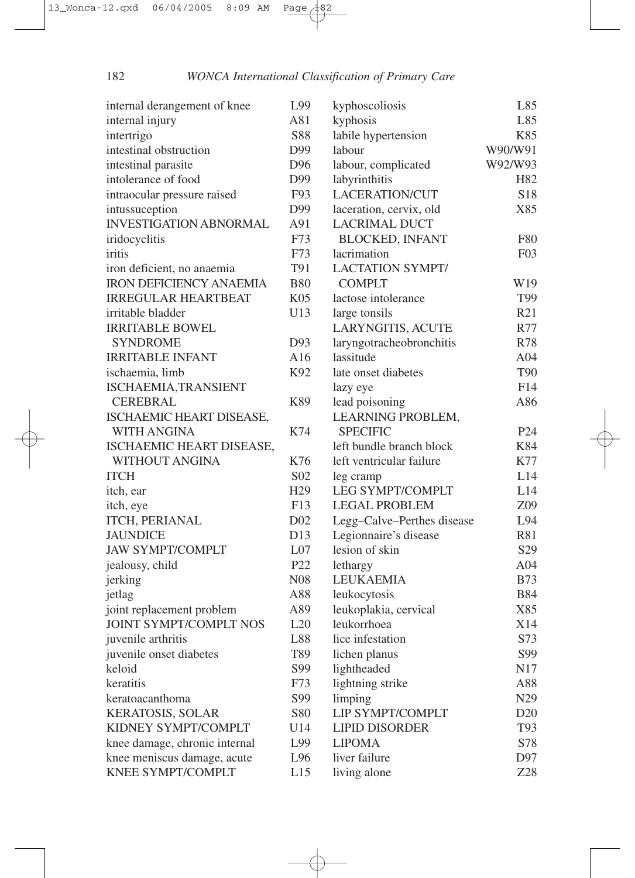| Term | Code |
| --- | --- |
| internal derangement of knee | L99 |
| internal injury | A81 |
| intertrigo | S88 |
| intestinal obstruction | D99 |
| intestinal parasite | D96 |
| intolerance of food | D99 |
| intraocular pressure raised | F93 |
| intussuception | D99 |
| INVESTIGATION ABNORMAL | A91 |
| iridocyclitis | F73 |
| iritis | F73 |
| iron deficient, no anaemia | T91 |
| IRON DEFICIENCY ANAEMIA | B80 |
| IRREGULAR HEARTBEAT | K05 |
| irritable bladder | U13 |
| IRRITABLE BOWEL SYNDROME | D93 |
| IRRITABLE INFANT | A16 |
| ischaemia, limb | K92 |
| ISCHAEMIA,TRANSIENT CEREBRAL | K89 |
| ISCHAEMIC HEART DISEASE, WITH ANGINA | K74 |
| ISCHAEMIC HEART DISEASE, WITHOUT ANGINA | K76 |
| ITCH | S02 |
| itch, ear | H29 |
| itch, eye | F13 |
| ITCH, PERIANAL | D02 |
| JAUNDICE | D13 |
| JAW SYMPT/COMPLT | L07 |
| jealousy, child | P22 |
| jerking | N08 |
| jetlag | A88 |
| joint replacement problem | A89 |
| JOINT SYMPT/COMPLT NOS | L20 |
| juvenile arthritis | L88 |
| juvenile onset diabetes | T89 |
| keloid | S99 |
| keratitis | F73 |
| keratoacanthoma | S99 |
| KERATOSIS, SOLAR | S80 |
| KIDNEY SYMPT/COMPLT | U14 |
| knee damage, chronic internal | L99 |
| knee meniscus damage, acute | L96 |
| KNEE SYMPT/COMPLT | L15 |
| kyphoscoliosis | L85 |
| kyphosis | L85 |
| labile hypertension | K85 |
| labour | W90/W91 |
| labour, complicated | W92/W93 |
| labyrinthitis | H82 |
| LACERATION/CUT | S18 |
| laceration, cervix, old | X85 |
| LACRIMAL DUCT BLOCKED, INFANT | F80 |
| lacrimation | F03 |
| LACTATION SYMPT/ COMPLT | W19 |
| lactose intolerance | T99 |
| large tonsils | R21 |
| LARYNGITIS, ACUTE | R77 |
| laryngotracheobronchitis | R78 |
| lassitude | A04 |
| late onset diabetes | T90 |
| lazy eye | F14 |
| lead poisoning | A86 |
| LEARNING PROBLEM, SPECIFIC | P24 |
| left bundle branch block | K84 |
| left ventricular failure | K77 |
| leg cramp | L14 |
| LEG SYMPT/COMPLT | L14 |
| LEGAL PROBLEM | Z09 |
| Legg–Calve–Perthes disease | L94 |
| Legionnaire's disease | R81 |
| lesion of skin | S29 |
| lethargy | A04 |
| LEUKAEMIA | B73 |
| leukocytosis | B84 |
| leukoplakia, cervical | X85 |
| leukorrhoea | X14 |
| lice infestation | S73 |
| lichen planus | S99 |
| lightheaded | N17 |
| lightning strike | A88 |
| limping | N29 |
| LIP SYMPT/COMPLT | D20 |
| LIPID DISORDER | T93 |
| LIPOMA | S78 |
| liver failure | D97 |
| living alone | Z28 |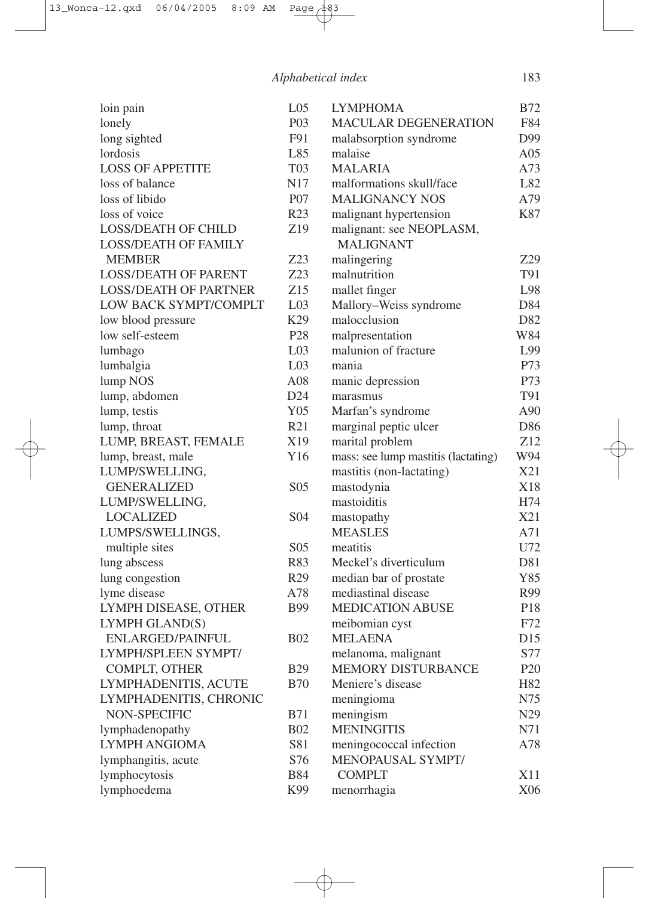| Term | Code |
|---|---|
| loin pain | L05 |
| lonely | P03 |
| long sighted | F91 |
| lordosis | L85 |
| LOSS OF APPETITE | T03 |
| loss of balance | N17 |
| loss of libido | P07 |
| loss of voice | R23 |
| LOSS/DEATH OF CHILD | Z19 |
| LOSS/DEATH OF FAMILY MEMBER | Z23 |
| LOSS/DEATH OF PARENT | Z23 |
| LOSS/DEATH OF PARTNER | Z15 |
| LOW BACK SYMPT/COMPLT | L03 |
| low blood pressure | K29 |
| low self-esteem | P28 |
| lumbago | L03 |
| lumbalgia | L03 |
| lump NOS | A08 |
| lump, abdomen | D24 |
| lump, testis | Y05 |
| lump, throat | R21 |
| LUMP, BREAST, FEMALE | X19 |
| lump, breast, male | Y16 |
| LUMP/SWELLING, GENERALIZED | S05 |
| LUMP/SWELLING, LOCALIZED | S04 |
| LUMPS/SWELLINGS, multiple sites | S05 |
| lung abscess | R83 |
| lung congestion | R29 |
| lyme disease | A78 |
| LYMPH DISEASE, OTHER | B99 |
| LYMPH GLAND(S) ENLARGED/PAINFUL | B02 |
| LYMPH/SPLEEN SYMPT/ COMPLT, OTHER | B29 |
| LYMPHADENITIS, ACUTE | B70 |
| LYMPHADENITIS, CHRONIC NON-SPECIFIC | B71 |
| lymphadenopathy | B02 |
| LYMPH ANGIOMA | S81 |
| lymphangitis, acute | S76 |
| lymphocytosis | B84 |
| lymphoedema | K99 |
| LYMPHOMA | B72 |
| MACULAR DEGENERATION | F84 |
| malabsorption syndrome | D99 |
| malaise | A05 |
| MALARIA | A73 |
| malformations skull/face | L82 |
| MALIGNANCY NOS | A79 |
| malignant hypertension | K87 |
| malignant: see NEOPLASM, MALIGNANT | |
| malingering | Z29 |
| malnutrition | T91 |
| mallet finger | L98 |
| Mallory–Weiss syndrome | D84 |
| malocclusion | D82 |
| malpresentation | W84 |
| malunion of fracture | L99 |
| mania | P73 |
| manic depression | P73 |
| marasmus | T91 |
| Marfan's syndrome | A90 |
| marginal peptic ulcer | D86 |
| marital problem | Z12 |
| mass: see lump mastitis (lactating) | W94 |
| mastitis (non-lactating) | X21 |
| mastodynia | X18 |
| mastoiditis | H74 |
| mastopathy | X21 |
| MEASLES | A71 |
| meatitis | U72 |
| Meckel's diverticulum | D81 |
| median bar of prostate | Y85 |
| mediastinal disease | R99 |
| MEDICATION ABUSE | P18 |
| meibomian cyst | F72 |
| MELAENA | D15 |
| melanoma, malignant | S77 |
| MEMORY DISTURBANCE | P20 |
| Meniere's disease | H82 |
| meningioma | N75 |
| meningism | N29 |
| MENINGITIS | N71 |
| meningococcal infection | A78 |
| MENOPAUSAL SYMPT/ COMPLT | X11 |
| menorrhagia | X06 |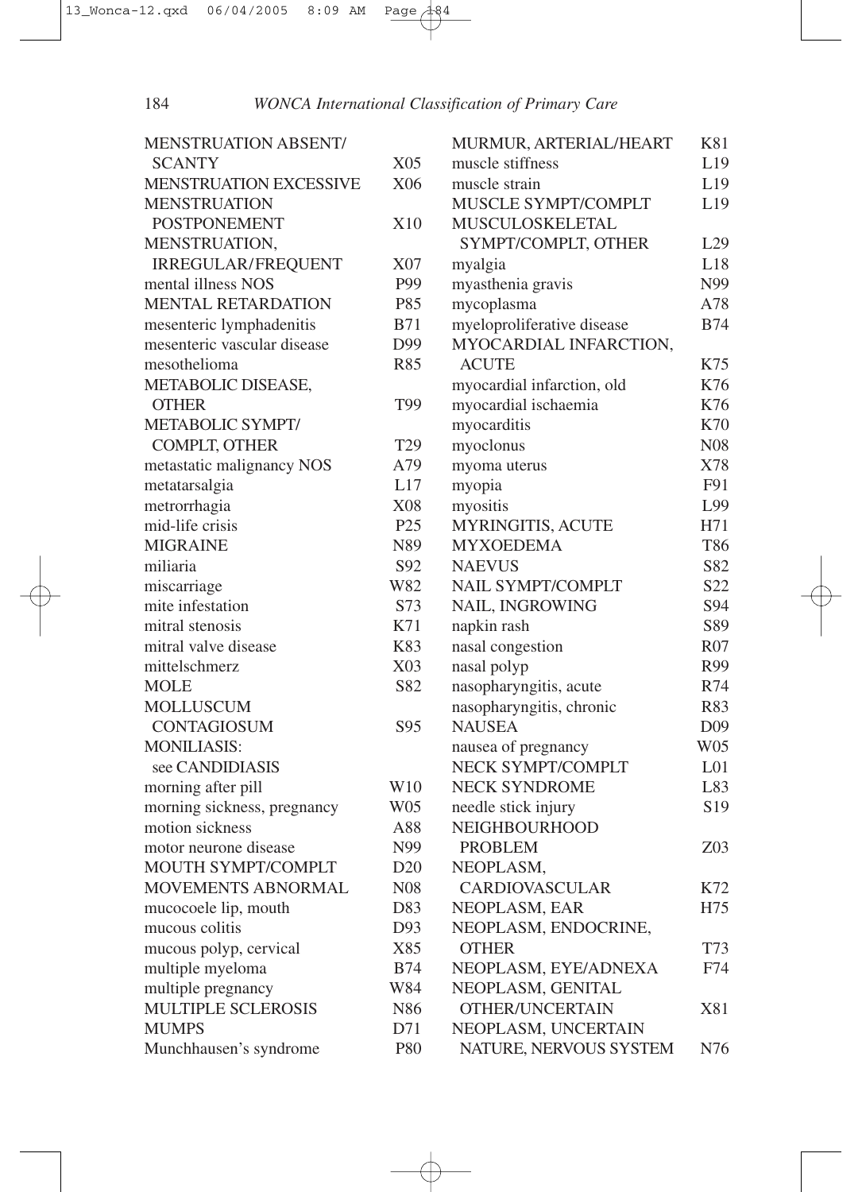| Term | Code |
|---|---|
| MENSTRUATION ABSENT/ SCANTY | X05 |
| MENSTRUATION EXCESSIVE | X06 |
| MENSTRUATION POSTPONEMENT | X10 |
| MENSTRUATION, IRREGULAR/FREQUENT | X07 |
| mental illness NOS | P99 |
| MENTAL RETARDATION | P85 |
| mesenteric lymphadenitis | B71 |
| mesenteric vascular disease | D99 |
| mesothelioma | R85 |
| METABOLIC DISEASE, OTHER | T99 |
| METABOLIC SYMPT/ COMPLT, OTHER | T29 |
| metastatic malignancy NOS | A79 |
| metatarsalgia | L17 |
| metrorrhagia | X08 |
| mid-life crisis | P25 |
| MIGRAINE | N89 |
| miliaria | S92 |
| miscarriage | W82 |
| mite infestation | S73 |
| mitral stenosis | K71 |
| mitral valve disease | K83 |
| mittelschmerz | X03 |
| MOLE | S82 |
| MOLLUSCUM CONTAGIOSUM | S95 |
| MONILIASIS: see CANDIDIASIS | |
| morning after pill | W10 |
| morning sickness, pregnancy | W05 |
| motion sickness | A88 |
| motor neurone disease | N99 |
| MOUTH SYMPT/COMPLT | D20 |
| MOVEMENTS ABNORMAL | N08 |
| mucocoele lip, mouth | D83 |
| mucous colitis | D93 |
| mucous polyp, cervical | X85 |
| multiple myeloma | B74 |
| multiple pregnancy | W84 |
| MULTIPLE SCLEROSIS | N86 |
| MUMPS | D71 |
| Munchhausen's syndrome | P80 |
| MURMUR, ARTERIAL/HEART | K81 |
| muscle stiffness | L19 |
| muscle strain | L19 |
| MUSCLE SYMPT/COMPLT | L19 |
| MUSCULOSKELETAL SYMPT/COMPLT, OTHER | L29 |
| myalgia | L18 |
| myasthenia gravis | N99 |
| mycoplasma | A78 |
| myeloproliferative disease | B74 |
| MYOCARDIAL INFARCTION, ACUTE | K75 |
| myocardial infarction, old | K76 |
| myocardial ischaemia | K76 |
| myocarditis | K70 |
| myoclonus | N08 |
| myoma uterus | X78 |
| myopia | F91 |
| myositis | L99 |
| MYRINGITIS, ACUTE | H71 |
| MYXOEDEMA | T86 |
| NAEVUS | S82 |
| NAIL SYMPT/COMPLT | S22 |
| NAIL, INGROWING | S94 |
| napkin rash | S89 |
| nasal congestion | R07 |
| nasal polyp | R99 |
| nasopharyngitis, acute | R74 |
| nasopharyngitis, chronic | R83 |
| NAUSEA | D09 |
| nausea of pregnancy | W05 |
| NECK SYMPT/COMPLT | L01 |
| NECK SYNDROME | L83 |
| needle stick injury | S19 |
| NEIGHBOURHOOD PROBLEM | Z03 |
| NEOPLASM, CARDIOVASCULAR | K72 |
| NEOPLASM, EAR | H75 |
| NEOPLASM, ENDOCRINE, OTHER | T73 |
| NEOPLASM, EYE/ADNEXA | F74 |
| NEOPLASM, GENITAL OTHER/UNCERTAIN | X81 |
| NEOPLASM, UNCERTAIN NATURE, NERVOUS SYSTEM | N76 |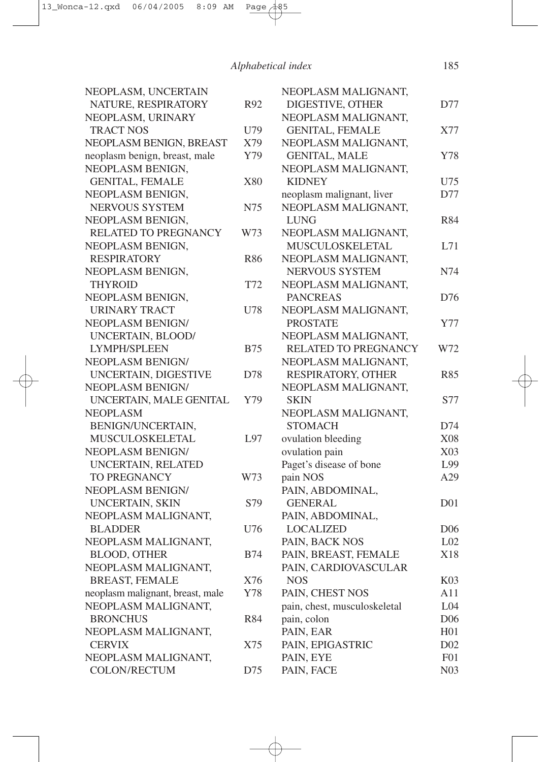| Term | Code |
|---|---|
| NEOPLASM, UNCERTAIN NATURE, RESPIRATORY | R92 |
| NEOPLASM, URINARY TRACT NOS | U79 |
| NEOPLASM BENIGN, BREAST | X79 |
| neoplasm benign, breast, male | Y79 |
| NEOPLASM BENIGN, GENITAL, FEMALE | X80 |
| NEOPLASM BENIGN, NERVOUS SYSTEM | N75 |
| NEOPLASM BENIGN, RELATED TO PREGNANCY | W73 |
| NEOPLASM BENIGN, RESPIRATORY | R86 |
| NEOPLASM BENIGN, THYROID | T72 |
| NEOPLASM BENIGN, URINARY TRACT | U78 |
| NEOPLASM BENIGN/ UNCERTAIN, BLOOD/ LYMPH/SPLEEN | B75 |
| NEOPLASM BENIGN/ UNCERTAIN, DIGESTIVE | D78 |
| NEOPLASM BENIGN/ UNCERTAIN, MALE GENITAL | Y79 |
| NEOPLASM BENIGN/UNCERTAIN, MUSCULOSKELETAL | L97 |
| NEOPLASM BENIGN/ UNCERTAIN, RELATED TO PREGNANCY | W73 |
| NEOPLASM BENIGN/ UNCERTAIN, SKIN | S79 |
| NEOPLASM MALIGNANT, BLADDER | U76 |
| NEOPLASM MALIGNANT, BLOOD, OTHER | B74 |
| NEOPLASM MALIGNANT, BREAST, FEMALE | X76 |
| neoplasm malignant, breast, male | Y78 |
| NEOPLASM MALIGNANT, BRONCHUS | R84 |
| NEOPLASM MALIGNANT, CERVIX | X75 |
| NEOPLASM MALIGNANT, COLON/RECTUM | D75 |
| NEOPLASM MALIGNANT, DIGESTIVE, OTHER | D77 |
| NEOPLASM MALIGNANT, GENITAL, FEMALE | X77 |
| NEOPLASM MALIGNANT, GENITAL, MALE | Y78 |
| NEOPLASM MALIGNANT, KIDNEY | U75 |
| neoplasm malignant, liver | D77 |
| NEOPLASM MALIGNANT, LUNG | R84 |
| NEOPLASM MALIGNANT, MUSCULOSKELETAL | L71 |
| NEOPLASM MALIGNANT, NERVOUS SYSTEM | N74 |
| NEOPLASM MALIGNANT, PANCREAS | D76 |
| NEOPLASM MALIGNANT, PROSTATE | Y77 |
| NEOPLASM MALIGNANT, RELATED TO PREGNANCY | W72 |
| NEOPLASM MALIGNANT, RESPIRATORY, OTHER | R85 |
| NEOPLASM MALIGNANT, SKIN | S77 |
| NEOPLASM MALIGNANT, STOMACH | D74 |
| ovulation bleeding | X08 |
| ovulation pain | X03 |
| Paget's disease of bone | L99 |
| pain NOS | A29 |
| PAIN, ABDOMINAL, GENERAL | D01 |
| PAIN, ABDOMINAL, LOCALIZED | D06 |
| PAIN, BACK NOS | L02 |
| PAIN, BREAST, FEMALE | X18 |
| PAIN, CARDIOVASCULAR NOS | K03 |
| PAIN, CHEST NOS | A11 |
| pain, chest, musculoskeletal | L04 |
| pain, colon | D06 |
| PAIN, EAR | H01 |
| PAIN, EPIGASTRIC | D02 |
| PAIN, EYE | F01 |
| PAIN, FACE | N03 |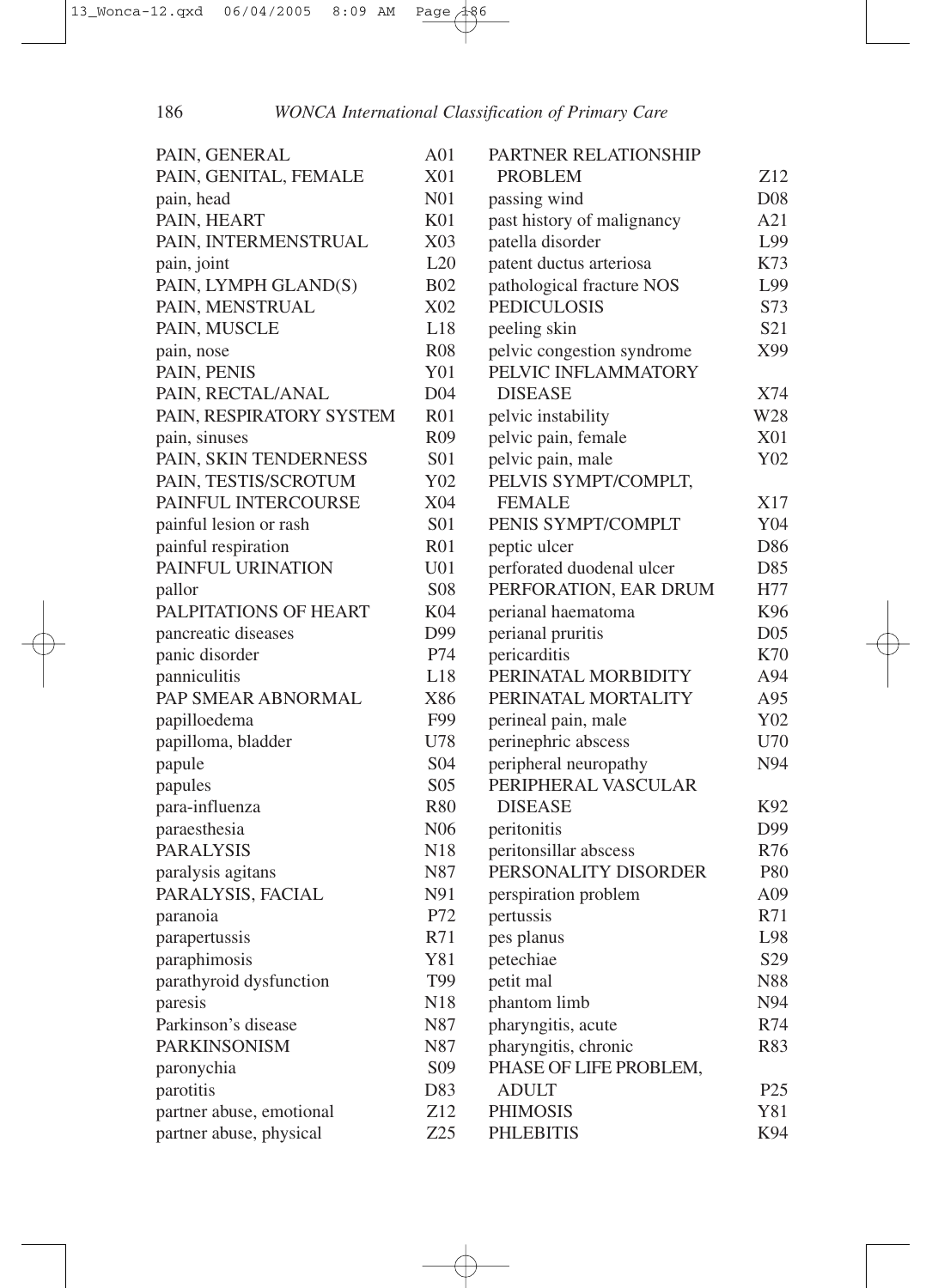| Term | Code |
|---|---|
| PAIN, GENERAL | A01 |
| PAIN, GENITAL, FEMALE | X01 |
| pain, head | N01 |
| PAIN, HEART | K01 |
| PAIN, INTERMENSTRUAL | X03 |
| pain, joint | L20 |
| PAIN, LYMPH GLAND(S) | B02 |
| PAIN, MENSTRUAL | X02 |
| PAIN, MUSCLE | L18 |
| pain, nose | R08 |
| PAIN, PENIS | Y01 |
| PAIN, RECTAL/ANAL | D04 |
| PAIN, RESPIRATORY SYSTEM | R01 |
| pain, sinuses | R09 |
| PAIN, SKIN TENDERNESS | S01 |
| PAIN, TESTIS/SCROTUM | Y02 |
| PAINFUL INTERCOURSE | X04 |
| painful lesion or rash | S01 |
| painful respiration | R01 |
| PAINFUL URINATION | U01 |
| pallor | S08 |
| PALPITATIONS OF HEART | K04 |
| pancreatic diseases | D99 |
| panic disorder | P74 |
| panniculitis | L18 |
| PAP SMEAR ABNORMAL | X86 |
| papilloedema | F99 |
| papilloma, bladder | U78 |
| papule | S04 |
| papules | S05 |
| para-influenza | R80 |
| paraesthesia | N06 |
| PARALYSIS | N18 |
| paralysis agitans | N87 |
| PARALYSIS, FACIAL | N91 |
| paranoia | P72 |
| parapertussis | R71 |
| paraphimosis | Y81 |
| parathyroid dysfunction | T99 |
| paresis | N18 |
| Parkinson's disease | N87 |
| PARKINSONISM | N87 |
| paronychia | S09 |
| parotitis | D83 |
| partner abuse, emotional | Z12 |
| partner abuse, physical | Z25 |
| PARTNER RELATIONSHIP PROBLEM | Z12 |
| passing wind | D08 |
| past history of malignancy | A21 |
| patella disorder | L99 |
| patent ductus arteriosa | K73 |
| pathological fracture NOS | L99 |
| PEDICULOSIS | S73 |
| peeling skin | S21 |
| pelvic congestion syndrome | X99 |
| PELVIC INFLAMMATORY DISEASE | X74 |
| pelvic instability | W28 |
| pelvic pain, female | X01 |
| pelvic pain, male | Y02 |
| PELVIS SYMPT/COMPLT, FEMALE | X17 |
| PENIS SYMPT/COMPLT | Y04 |
| peptic ulcer | D86 |
| perforated duodenal ulcer | D85 |
| PERFORATION, EAR DRUM | H77 |
| perianal haematoma | K96 |
| perianal pruritis | D05 |
| pericarditis | K70 |
| PERINATAL MORBIDITY | A94 |
| PERINATAL MORTALITY | A95 |
| perineal pain, male | Y02 |
| perinephric abscess | U70 |
| peripheral neuropathy | N94 |
| PERIPHERAL VASCULAR DISEASE | K92 |
| peritonitis | D99 |
| peritonsillar abscess | R76 |
| PERSONALITY DISORDER | P80 |
| perspiration problem | A09 |
| pertussis | R71 |
| pes planus | L98 |
| petechiae | S29 |
| petit mal | N88 |
| phantom limb | N94 |
| pharyngitis, acute | R74 |
| pharyngitis, chronic | R83 |
| PHASE OF LIFE PROBLEM, ADULT | P25 |
| PHIMOSIS | Y81 |
| PHLEBITIS | K94 |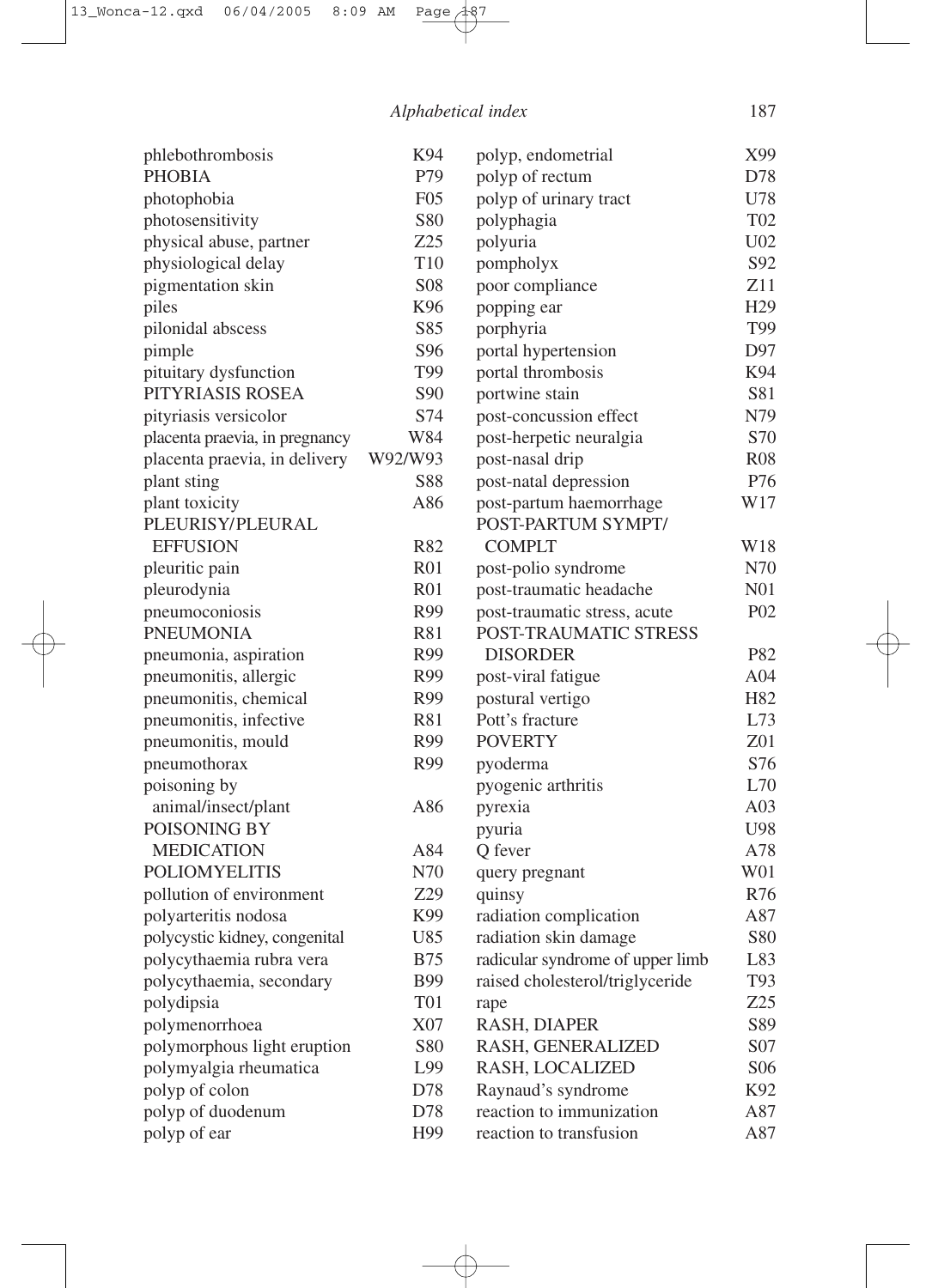| Term | Code |
|---|---|
| phlebothrombosis | K94 |
| PHOBIA | P79 |
| photophobia | F05 |
| photosensitivity | S80 |
| physical abuse, partner | Z25 |
| physiological delay | T10 |
| pigmentation skin | S08 |
| piles | K96 |
| pilonidal abscess | S85 |
| pimple | S96 |
| pituitary dysfunction | T99 |
| PITYRIASIS ROSEA | S90 |
| pityriasis versicolor | S74 |
| placenta praevia, in pregnancy | W84 |
| placenta praevia, in delivery | W92/W93 |
| plant sting | S88 |
| plant toxicity | A86 |
| PLEURISY/PLEURAL EFFUSION | R82 |
| pleuritic pain | R01 |
| pleurodynia | R01 |
| pneumoconiosis | R99 |
| PNEUMONIA | R81 |
| pneumonia, aspiration | R99 |
| pneumonitis, allergic | R99 |
| pneumonitis, chemical | R99 |
| pneumonitis, infective | R81 |
| pneumonitis, mould | R99 |
| pneumothorax | R99 |
| poisoning by animal/insect/plant | A86 |
| POISONING BY MEDICATION | A84 |
| POLIOMYELITIS | N70 |
| pollution of environment | Z29 |
| polyarteritis nodosa | K99 |
| polycystic kidney, congenital | U85 |
| polycythaemia rubra vera | B75 |
| polycythaemia, secondary | B99 |
| polydipsia | T01 |
| polymenorrhoea | X07 |
| polymorphous light eruption | S80 |
| polymyalgia rheumatica | L99 |
| polyp of colon | D78 |
| polyp of duodenum | D78 |
| polyp of ear | H99 |
| polyp, endometrial | X99 |
| polyp of rectum | D78 |
| polyp of urinary tract | U78 |
| polyphagia | T02 |
| polyuria | U02 |
| pompholyx | S92 |
| poor compliance | Z11 |
| popping ear | H29 |
| porphyria | T99 |
| portal hypertension | D97 |
| portal thrombosis | K94 |
| portwine stain | S81 |
| post-concussion effect | N79 |
| post-herpetic neuralgia | S70 |
| post-nasal drip | R08 |
| post-natal depression | P76 |
| post-partum haemorrhage | W17 |
| POST-PARTUM SYMPT/COMPLT | W18 |
| post-polio syndrome | N70 |
| post-traumatic headache | N01 |
| post-traumatic stress, acute | P02 |
| POST-TRAUMATIC STRESS DISORDER | P82 |
| post-viral fatigue | A04 |
| postural vertigo | H82 |
| Pott's fracture | L73 |
| POVERTY | Z01 |
| pyoderma | S76 |
| pyogenic arthritis | L70 |
| pyrexia | A03 |
| pyuria | U98 |
| Q fever | A78 |
| query pregnant | W01 |
| quinsy | R76 |
| radiation complication | A87 |
| radiation skin damage | S80 |
| radicular syndrome of upper limb | L83 |
| raised cholesterol/triglyceride | T93 |
| rape | Z25 |
| RASH, DIAPER | S89 |
| RASH, GENERALIZED | S07 |
| RASH, LOCALIZED | S06 |
| Raynaud's syndrome | K92 |
| reaction to immunization | A87 |
| reaction to transfusion | A87 |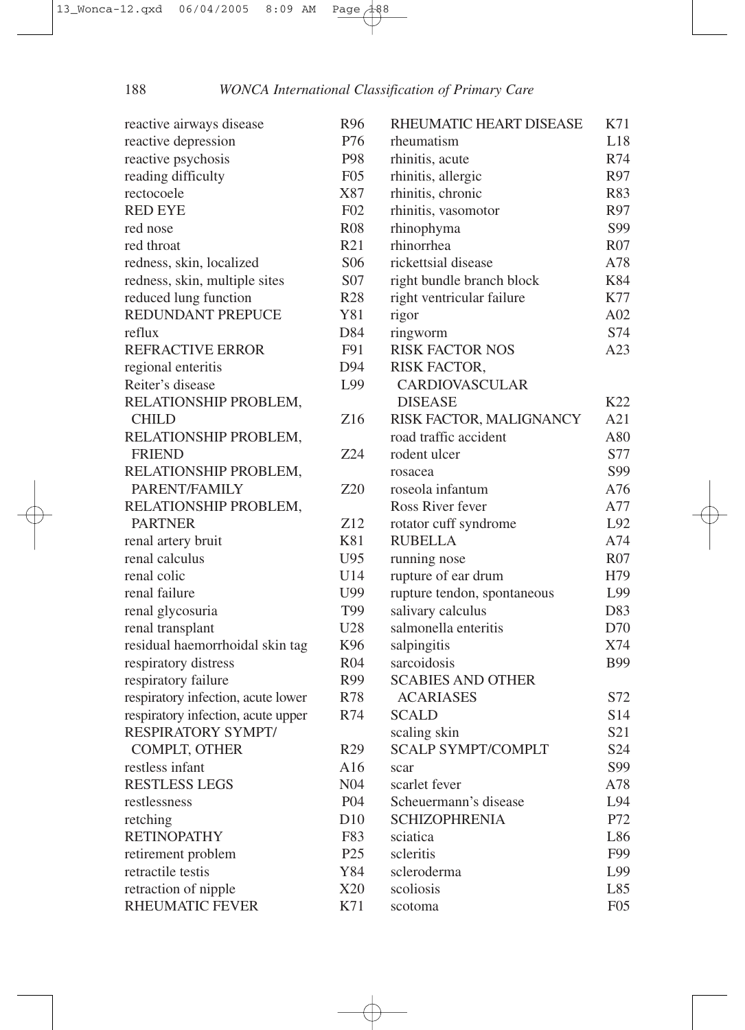| Term | Code |
|---|---|
| reactive airways disease | R96 |
| reactive depression | P76 |
| reactive psychosis | P98 |
| reading difficulty | F05 |
| rectocoele | X87 |
| RED EYE | F02 |
| red nose | R08 |
| red throat | R21 |
| redness, skin, localized | S06 |
| redness, skin, multiple sites | S07 |
| reduced lung function | R28 |
| REDUNDANT PREPUCE | Y81 |
| reflux | D84 |
| REFRACTIVE ERROR | F91 |
| regional enteritis | D94 |
| Reiter's disease | L99 |
| RELATIONSHIP PROBLEM, CHILD | Z16 |
| RELATIONSHIP PROBLEM, FRIEND | Z24 |
| RELATIONSHIP PROBLEM, PARENT/FAMILY | Z20 |
| RELATIONSHIP PROBLEM, PARTNER | Z12 |
| renal artery bruit | K81 |
| renal calculus | U95 |
| renal colic | U14 |
| renal failure | U99 |
| renal glycosuria | T99 |
| renal transplant | U28 |
| residual haemorrhoidal skin tag | K96 |
| respiratory distress | R04 |
| respiratory failure | R99 |
| respiratory infection, acute lower | R78 |
| respiratory infection, acute upper | R74 |
| RESPIRATORY SYMPT/ COMPLT, OTHER | R29 |
| restless infant | A16 |
| RESTLESS LEGS | N04 |
| restlessness | P04 |
| retching | D10 |
| RETINOPATHY | F83 |
| retirement problem | P25 |
| retractile testis | Y84 |
| retraction of nipple | X20 |
| RHEUMATIC FEVER | K71 |
| RHEUMATIC HEART DISEASE | K71 |
| rheumatism | L18 |
| rhinitis, acute | R74 |
| rhinitis, allergic | R97 |
| rhinitis, chronic | R83 |
| rhinitis, vasomotor | R97 |
| rhinophyma | S99 |
| rhinorrhea | R07 |
| rickettsial disease | A78 |
| right bundle branch block | K84 |
| right ventricular failure | K77 |
| rigor | A02 |
| ringworm | S74 |
| RISK FACTOR NOS | A23 |
| RISK FACTOR, CARDIOVASCULAR DISEASE | K22 |
| RISK FACTOR, MALIGNANCY | A21 |
| road traffic accident | A80 |
| rodent ulcer | S77 |
| rosacea | S99 |
| roseola infantum | A76 |
| Ross River fever | A77 |
| rotator cuff syndrome | L92 |
| RUBELLA | A74 |
| running nose | R07 |
| rupture of ear drum | H79 |
| rupture tendon, spontaneous | L99 |
| salivary calculus | D83 |
| salmonella enteritis | D70 |
| salpingitis | X74 |
| sarcoidosis | B99 |
| SCABIES AND OTHER ACARIASES | S72 |
| SCALD | S14 |
| scaling skin | S21 |
| SCALP SYMPT/COMPLT | S24 |
| scar | S99 |
| scarlet fever | A78 |
| Scheuermann's disease | L94 |
| SCHIZOPHRENIA | P72 |
| sciatica | L86 |
| scleritis | F99 |
| scleroderma | L99 |
| scoliosis | L85 |
| scotoma | F05 |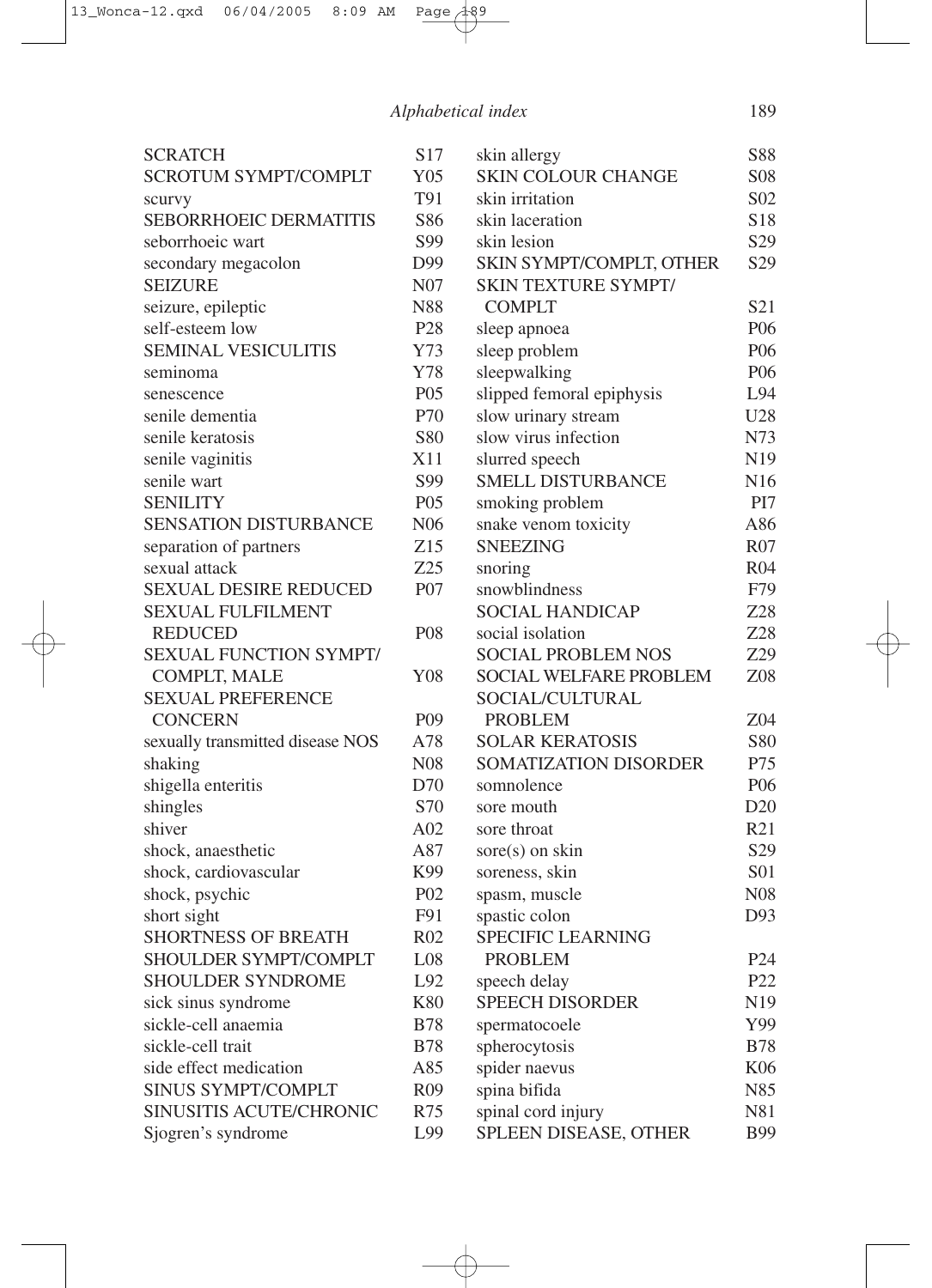| Term | Code |
|---|---|
| SCRATCH | S17 |
| SCROTUM SYMPT/COMPLT | Y05 |
| scurvy | T91 |
| SEBORRHOEIC DERMATITIS | S86 |
| seborrhoeic wart | S99 |
| secondary megacolon | D99 |
| SEIZURE | N07 |
| seizure, epileptic | N88 |
| self-esteem low | P28 |
| SEMINAL VESICULITIS | Y73 |
| seminoma | Y78 |
| senescence | P05 |
| senile dementia | P70 |
| senile keratosis | S80 |
| senile vaginitis | X11 |
| senile wart | S99 |
| SENILITY | P05 |
| SENSATION DISTURBANCE | N06 |
| separation of partners | Z15 |
| sexual attack | Z25 |
| SEXUAL DESIRE REDUCED | P07 |
| SEXUAL FULFILMENT REDUCED | P08 |
| SEXUAL FUNCTION SYMPT/COMPLT, MALE | Y08 |
| SEXUAL PREFERENCE CONCERN | P09 |
| sexually transmitted disease NOS | A78 |
| shaking | N08 |
| shigella enteritis | D70 |
| shingles | S70 |
| shiver | A02 |
| shock, anaesthetic | A87 |
| shock, cardiovascular | K99 |
| shock, psychic | P02 |
| short sight | F91 |
| SHORTNESS OF BREATH | R02 |
| SHOULDER SYMPT/COMPLT | L08 |
| SHOULDER SYNDROME | L92 |
| sick sinus syndrome | K80 |
| sickle-cell anaemia | B78 |
| sickle-cell trait | B78 |
| side effect medication | A85 |
| SINUS SYMPT/COMPLT | R09 |
| SINUSITIS ACUTE/CHRONIC | R75 |
| Sjogren's syndrome | L99 |
| skin allergy | S88 |
| SKIN COLOUR CHANGE | S08 |
| skin irritation | S02 |
| skin laceration | S18 |
| skin lesion | S29 |
| SKIN SYMPT/COMPLT, OTHER | S29 |
| SKIN TEXTURE SYMPT/COMPLT | S21 |
| sleep apnoea | P06 |
| sleep problem | P06 |
| sleepwalking | P06 |
| slipped femoral epiphysis | L94 |
| slow urinary stream | U28 |
| slow virus infection | N73 |
| slurred speech | N19 |
| SMELL DISTURBANCE | N16 |
| smoking problem | PI7 |
| snake venom toxicity | A86 |
| SNEEZING | R07 |
| snoring | R04 |
| snowblindness | F79 |
| SOCIAL HANDICAP | Z28 |
| social isolation | Z28 |
| SOCIAL PROBLEM NOS | Z29 |
| SOCIAL WELFARE PROBLEM | Z08 |
| SOCIAL/CULTURAL PROBLEM | Z04 |
| SOLAR KERATOSIS | S80 |
| SOMATIZATION DISORDER | P75 |
| somnolence | P06 |
| sore mouth | D20 |
| sore throat | R21 |
| sore(s) on skin | S29 |
| soreness, skin | S01 |
| spasm, muscle | N08 |
| spastic colon | D93 |
| SPECIFIC LEARNING PROBLEM | P24 |
| speech delay | P22 |
| SPEECH DISORDER | N19 |
| spermatocoele | Y99 |
| spherocytosis | B78 |
| spider naevus | K06 |
| spina bifida | N85 |
| spinal cord injury | N81 |
| SPLEEN DISEASE, OTHER | B99 |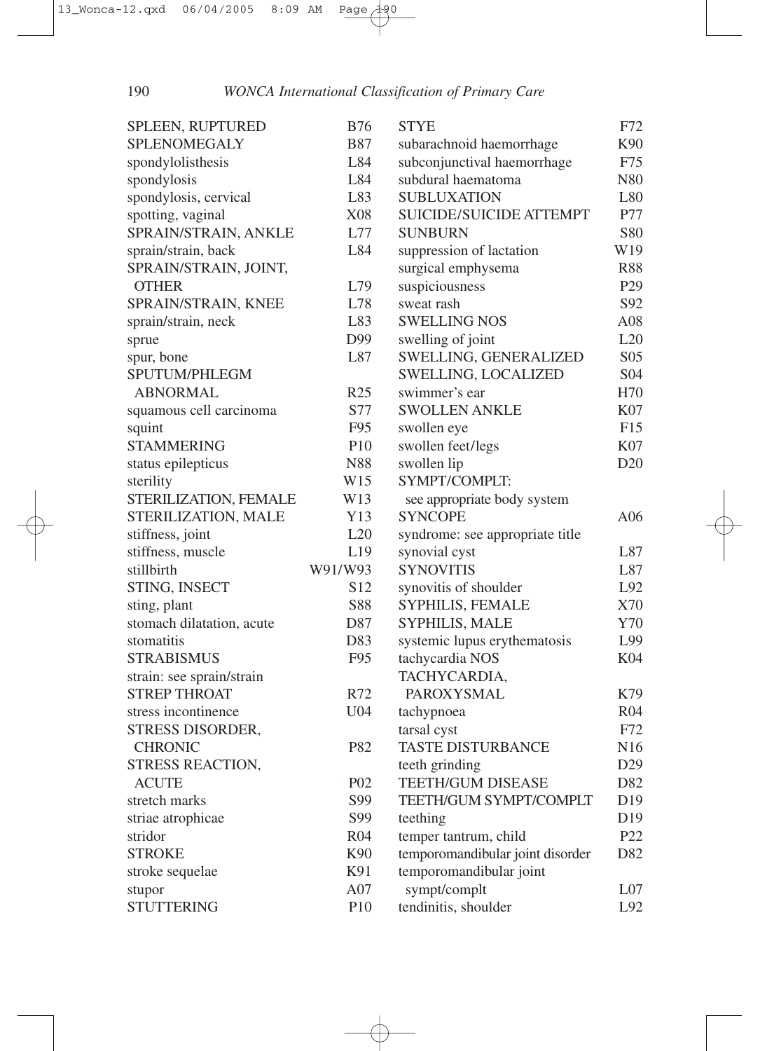| Term | Code |
|---|---|
| SPLEEN, RUPTURED | B76 |
| SPLENOMEGALY | B87 |
| spondylolisthesis | L84 |
| spondylosis | L84 |
| spondylosis, cervical | L83 |
| spotting, vaginal | X08 |
| SPRAIN/STRAIN, ANKLE | L77 |
| sprain/strain, back | L84 |
| SPRAIN/STRAIN, JOINT, OTHER | L79 |
| SPRAIN/STRAIN, KNEE | L78 |
| sprain/strain, neck | L83 |
| sprue | D99 |
| spur, bone | L87 |
| SPUTUM/PHLEGM ABNORMAL | R25 |
| squamous cell carcinoma | S77 |
| squint | F95 |
| STAMMERING | P10 |
| status epilepticus | N88 |
| sterility | W15 |
| STERILIZATION, FEMALE | W13 |
| STERILIZATION, MALE | Y13 |
| stiffness, joint | L20 |
| stiffness, muscle | L19 |
| stillbirth | W91/W93 |
| STING, INSECT | S12 |
| sting, plant | S88 |
| stomach dilatation, acute | D87 |
| stomatitis | D83 |
| STRABISMUS | F95 |
| strain: see sprain/strain | |
| STREP THROAT | R72 |
| stress incontinence | U04 |
| STRESS DISORDER, CHRONIC | P82 |
| STRESS REACTION, ACUTE | P02 |
| stretch marks | S99 |
| striae atrophicae | S99 |
| stridor | R04 |
| STROKE | K90 |
| stroke sequelae | K91 |
| stupor | A07 |
| STUTTERING | P10 |
| STYE | F72 |
| subarachnoid haemorrhage | K90 |
| subconjunctival haemorrhage | F75 |
| subdural haematoma | N80 |
| SUBLUXATION | L80 |
| SUICIDE/SUICIDE ATTEMPT | P77 |
| SUNBURN | S80 |
| suppression of lactation | W19 |
| surgical emphysema | R88 |
| suspiciousness | P29 |
| sweat rash | S92 |
| SWELLING NOS | A08 |
| swelling of joint | L20 |
| SWELLING, GENERALIZED | S05 |
| SWELLING, LOCALIZED | S04 |
| swimmer's ear | H70 |
| SWOLLEN ANKLE | K07 |
| swollen eye | F15 |
| swollen feet/legs | K07 |
| swollen lip | D20 |
| SYMPT/COMPLT: see appropriate body system | |
| SYNCOPE | A06 |
| syndrome: see appropriate title | |
| synovial cyst | L87 |
| SYNOVITIS | L87 |
| synovitis of shoulder | L92 |
| SYPHILIS, FEMALE | X70 |
| SYPHILIS, MALE | Y70 |
| systemic lupus erythematosis | L99 |
| tachycardia NOS | K04 |
| TACHYCARDIA, PAROXYSMAL | K79 |
| tachypnoea | R04 |
| tarsal cyst | F72 |
| TASTE DISTURBANCE | N16 |
| teeth grinding | D29 |
| TEETH/GUM DISEASE | D82 |
| TEETH/GUM SYMPT/COMPLT | D19 |
| teething | D19 |
| temper tantrum, child | P22 |
| temporomandibular joint disorder | D82 |
| temporomandibular joint sympt/complt | L07 |
| tendinitis, shoulder | L92 |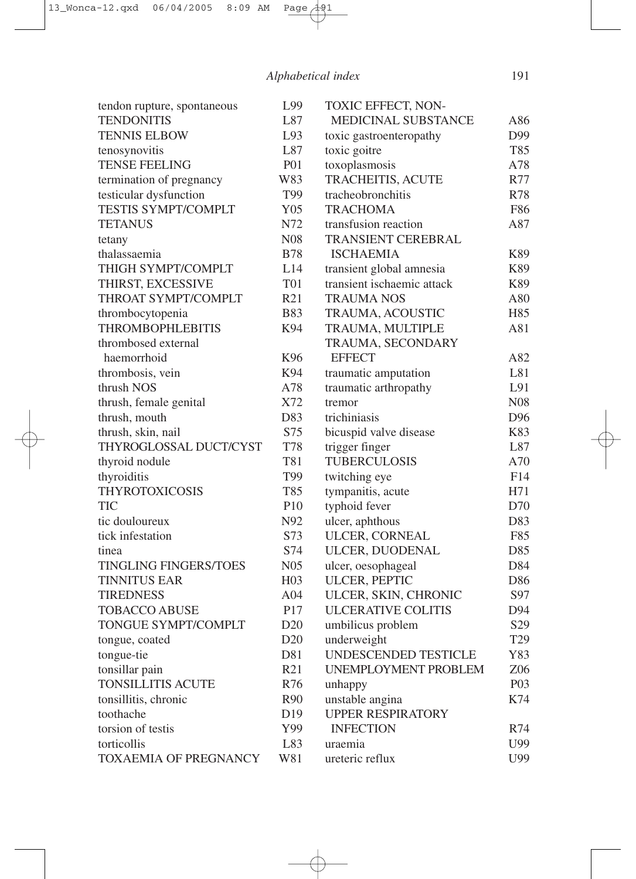| Term | Code |
|---|---|
| tendon rupture, spontaneous | L99 |
| TENDONITIS | L87 |
| TENNIS ELBOW | L93 |
| tenosynovitis | L87 |
| TENSE FEELING | P01 |
| termination of pregnancy | W83 |
| testicular dysfunction | T99 |
| TESTIS SYMPT/COMPLT | Y05 |
| TETANUS | N72 |
| tetany | N08 |
| thalassaemia | B78 |
| THIGH SYMPT/COMPLT | L14 |
| THIRST, EXCESSIVE | T01 |
| THROAT SYMPT/COMPLT | R21 |
| thrombocytopenia | B83 |
| THROMBOPHLEBITIS | K94 |
| thrombosed external haemorrhoid | K96 |
| thrombosis, vein | K94 |
| thrush NOS | A78 |
| thrush, female genital | X72 |
| thrush, mouth | D83 |
| thrush, skin, nail | S75 |
| THYROGLOSSAL DUCT/CYST | T78 |
| thyroid nodule | T81 |
| thyroiditis | T99 |
| THYROTOXICOSIS | T85 |
| TIC | P10 |
| tic douloureux | N92 |
| tick infestation | S73 |
| tinea | S74 |
| TINGLING FINGERS/TOES | N05 |
| TINNITUS EAR | H03 |
| TIREDNESS | A04 |
| TOBACCO ABUSE | P17 |
| TONGUE SYMPT/COMPLT | D20 |
| tongue, coated | D20 |
| tongue-tie | D81 |
| tonsillar pain | R21 |
| TONSILLITIS ACUTE | R76 |
| tonsillitis, chronic | R90 |
| toothache | D19 |
| torsion of testis | Y99 |
| torticollis | L83 |
| TOXAEMIA OF PREGNANCY | W81 |
| TOXIC EFFECT, NON-MEDICINAL SUBSTANCE | A86 |
| toxic gastroenteropathy | D99 |
| toxic goitre | T85 |
| toxoplasmosis | A78 |
| TRACHEITIS, ACUTE | R77 |
| tracheobronchitis | R78 |
| TRACHOMA | F86 |
| transfusion reaction | A87 |
| TRANSIENT CEREBRAL ISCHAEMIA | K89 |
| transient global amnesia | K89 |
| transient ischaemic attack | K89 |
| TRAUMA NOS | A80 |
| TRAUMA, ACOUSTIC | H85 |
| TRAUMA, MULTIPLE | A81 |
| TRAUMA, SECONDARY EFFECT | A82 |
| traumatic amputation | L81 |
| traumatic arthropathy | L91 |
| tremor | N08 |
| trichiniasis | D96 |
| bicuspid valve disease | K83 |
| trigger finger | L87 |
| TUBERCULOSIS | A70 |
| twitching eye | F14 |
| tympanitis, acute | H71 |
| typhoid fever | D70 |
| ulcer, aphthous | D83 |
| ULCER, CORNEAL | F85 |
| ULCER, DUODENAL | D85 |
| ulcer, oesophageal | D84 |
| ULCER, PEPTIC | D86 |
| ULCER, SKIN, CHRONIC | S97 |
| ULCERATIVE COLITIS | D94 |
| umbilicus problem | S29 |
| underweight | T29 |
| UNDESCENDED TESTICLE | Y83 |
| UNEMPLOYMENT PROBLEM | Z06 |
| unhappy | P03 |
| unstable angina | K74 |
| UPPER RESPIRATORY INFECTION | R74 |
| uraemia | U99 |
| ureteric reflux | U99 |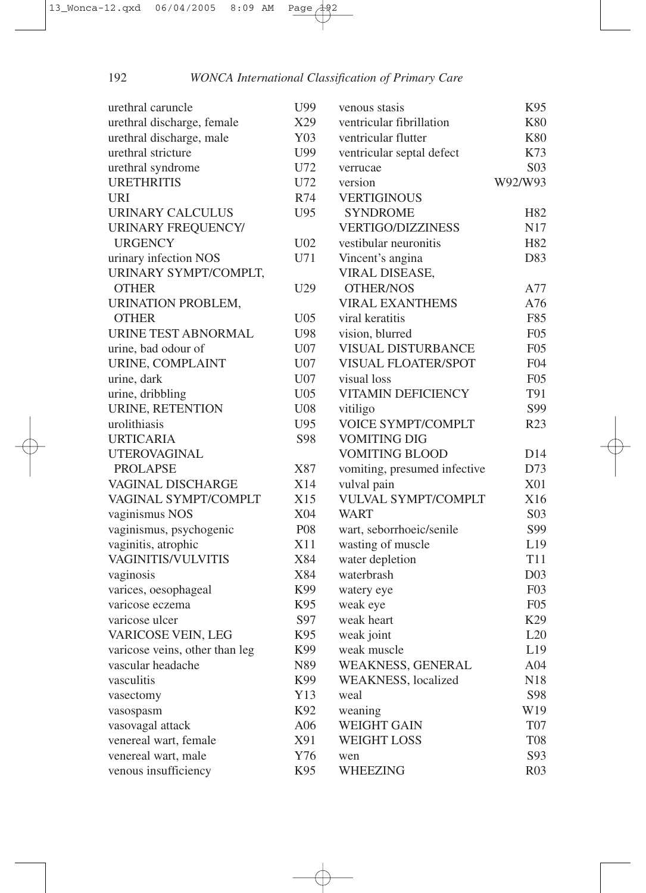| Term | Code |
| --- | --- |
| urethral caruncle | U99 |
| urethral discharge, female | X29 |
| urethral discharge, male | Y03 |
| urethral stricture | U99 |
| urethral syndrome | U72 |
| URETHRITIS | U72 |
| URI | R74 |
| URINARY CALCULUS | U95 |
| URINARY FREQUENCY/ URGENCY | U02 |
| urinary infection NOS | U71 |
| URINARY SYMPT/COMPLT, OTHER | U29 |
| URINATION PROBLEM, OTHER | U05 |
| URINE TEST ABNORMAL | U98 |
| urine, bad odour of | U07 |
| URINE, COMPLAINT | U07 |
| urine, dark | U07 |
| urine, dribbling | U05 |
| URINE, RETENTION | U08 |
| urolithiasis | U95 |
| URTICARIA | S98 |
| UTEROVAGINAL PROLAPSE | X87 |
| VAGINAL DISCHARGE | X14 |
| VAGINAL SYMPT/COMPLT | X15 |
| vaginismus NOS | X04 |
| vaginismus, psychogenic | P08 |
| vaginitis, atrophic | X11 |
| VAGINITIS/VULVITIS | X84 |
| vaginosis | X84 |
| varices, oesophageal | K99 |
| varicose eczema | K95 |
| varicose ulcer | S97 |
| VARICOSE VEIN, LEG | K95 |
| varicose veins, other than leg | K99 |
| vascular headache | N89 |
| vasculitis | K99 |
| vasectomy | Y13 |
| vasospasm | K92 |
| vasovagal attack | A06 |
| venereal wart, female | X91 |
| venereal wart, male | Y76 |
| venous insufficiency | K95 |
| venous stasis | K95 |
| ventricular fibrillation | K80 |
| ventricular flutter | K80 |
| ventricular septal defect | K73 |
| verrucae | S03 |
| version | W92/W93 |
| VERTIGINOUS SYNDROME | H82 |
| VERTIGO/DIZZINESS | N17 |
| vestibular neuronitis | H82 |
| Vincent's angina | D83 |
| VIRAL DISEASE, OTHER/NOS | A77 |
| VIRAL EXANTHEMS | A76 |
| viral keratitis | F85 |
| vision, blurred | F05 |
| VISUAL DISTURBANCE | F05 |
| VISUAL FLOATER/SPOT | F04 |
| visual loss | F05 |
| VITAMIN DEFICIENCY | T91 |
| vitiligo | S99 |
| VOICE SYMPT/COMPLT | R23 |
| VOMITING DIG VOMITING BLOOD | D14 |
| vomiting, presumed infective | D73 |
| vulval pain | X01 |
| VULVAL SYMPT/COMPLT | X16 |
| WART | S03 |
| wart, seborrhoeic/senile | S99 |
| wasting of muscle | L19 |
| water depletion | T11 |
| waterbrash | D03 |
| watery eye | F03 |
| weak eye | F05 |
| weak heart | K29 |
| weak joint | L20 |
| weak muscle | L19 |
| WEAKNESS, GENERAL | A04 |
| WEAKNESS, localized | N18 |
| weal | S98 |
| weaning | W19 |
| WEIGHT GAIN | T07 |
| WEIGHT LOSS | T08 |
| wen | S93 |
| WHEEZING | R03 |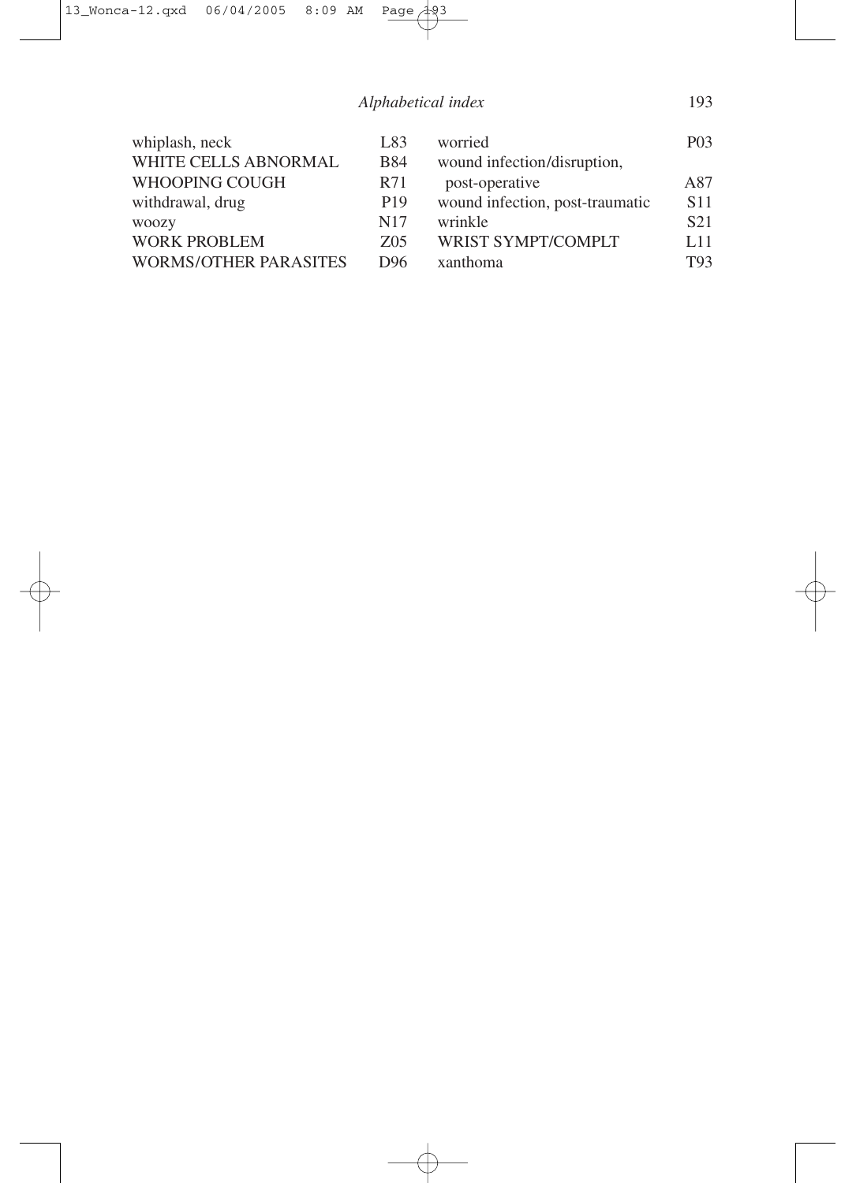| | |
|---|---|
| whiplash, neck | L83 |
| WHITE CELLS ABNORMAL | B84 |
| WHOOPING COUGH | R71 |
| withdrawal, drug | P19 |
| woozy | N17 |
| WORK PROBLEM | Z05 |
| WORMS/OTHER PARASITES | D96 |
| worried | P03 |
| wound infection/disruption, post-operative | A87 |
| wound infection, post-traumatic | S11 |
| wrinkle | S21 |
| WRIST SYMPT/COMPLT | L11 |
| xanthoma | T93 |